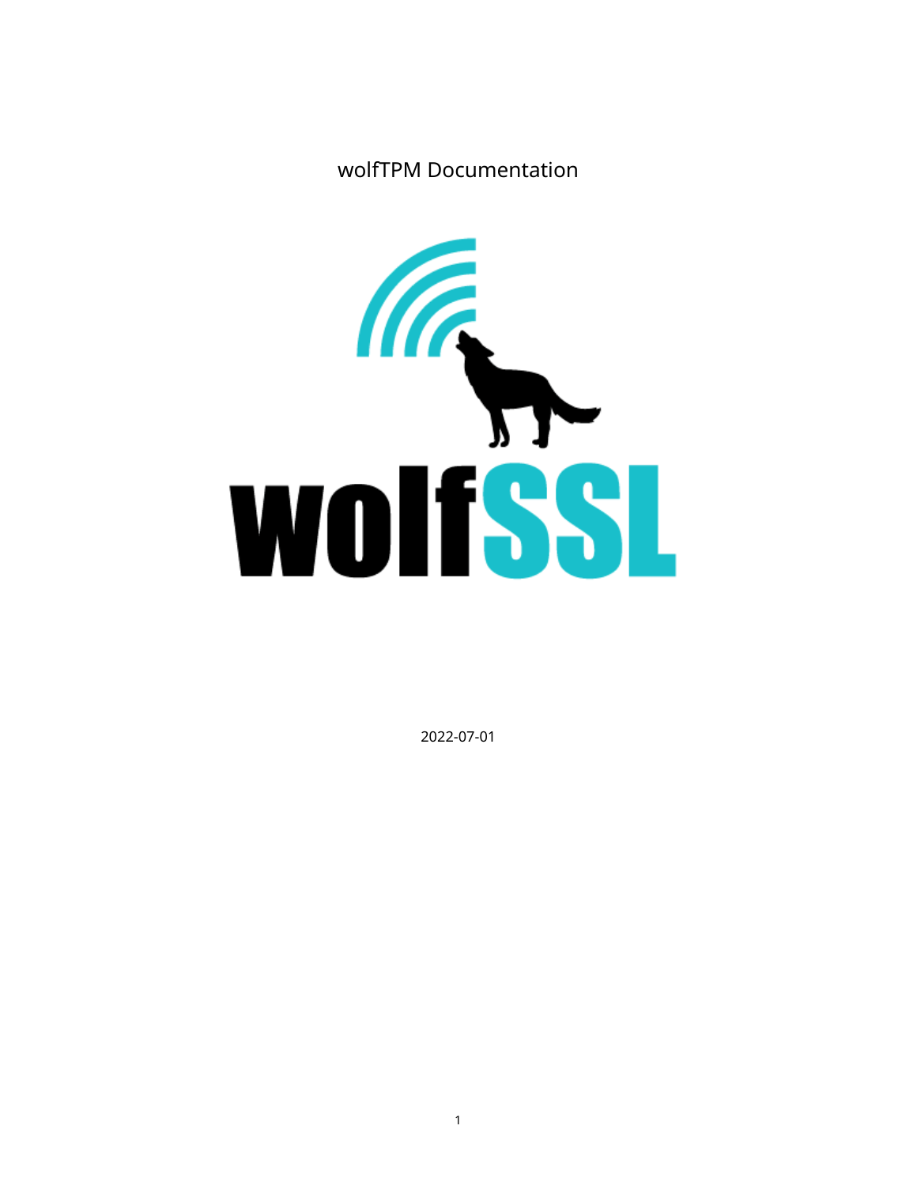# wolfTPM Documentation

2022-07-01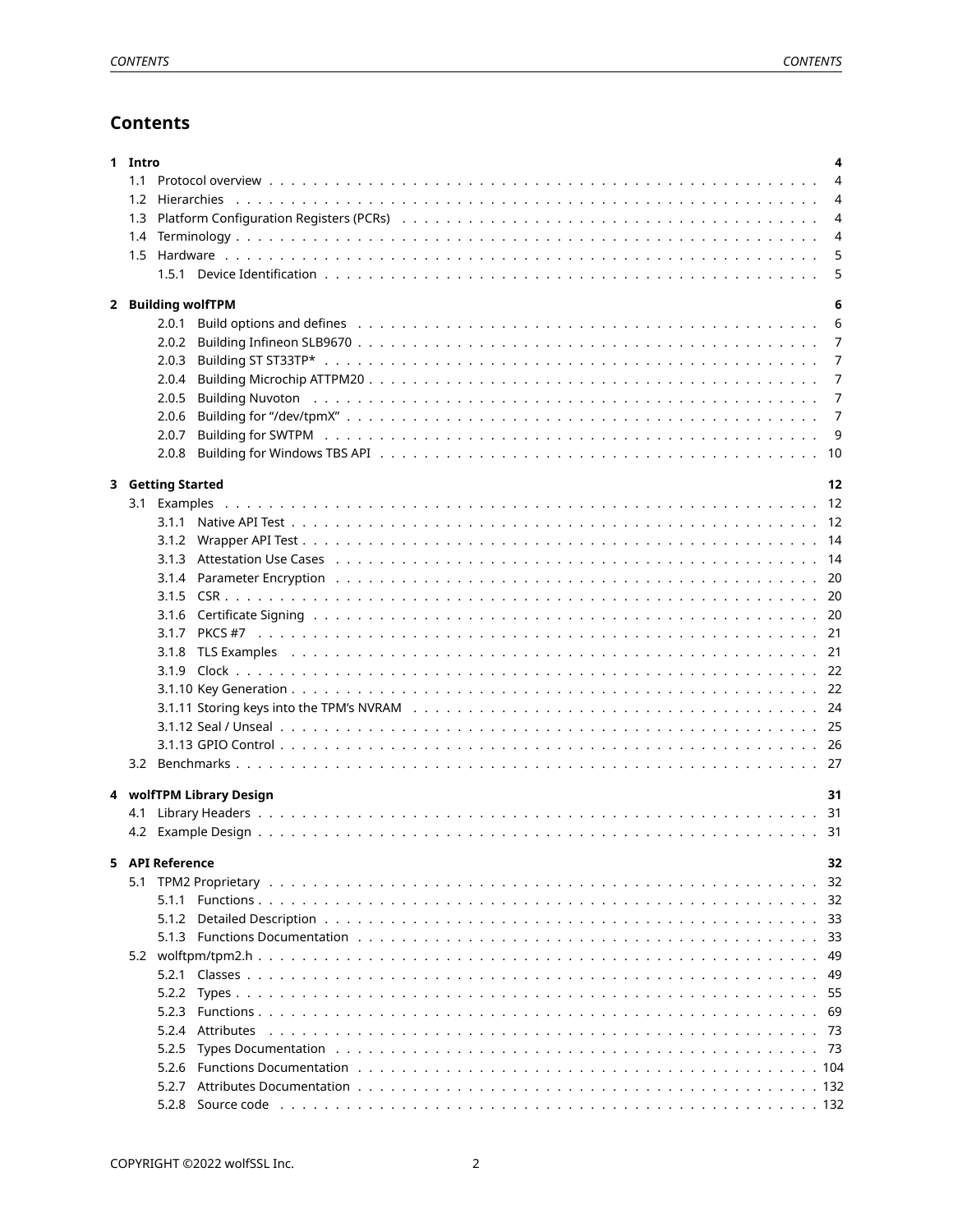# Contents

- **1 Intro** **4**
  - 1.1 Protocol overview 4
  - 1.2 Hierarchies 4
  - 1.3 Platform Configuration Registers (PCRs) 4
  - 1.4 Terminology 4
  - 1.5 Hardware 5
    - 1.5.1 Device Identification 5
- **2 Building wolfTPM** **6**
    - 2.0.1 Build options and defines 6
    - 2.0.2 Building Infineon SLB9670 7
    - 2.0.3 Building ST ST33TP* 7
    - 2.0.4 Building Microchip ATTPM20 7
    - 2.0.5 Building Nuvoton 7
    - 2.0.6 Building for "/dev/tpmX" 7
    - 2.0.7 Building for SWTPM 9
    - 2.0.8 Building for Windows TBS API 10
- **3 Getting Started** **12**
  - 3.1 Examples 12
    - 3.1.1 Native API Test 12
    - 3.1.2 Wrapper API Test 14
    - 3.1.3 Attestation Use Cases 14
    - 3.1.4 Parameter Encryption 20
    - 3.1.5 CSR 20
    - 3.1.6 Certificate Signing 20
    - 3.1.7 PKCS #7 21
    - 3.1.8 TLS Examples 21
    - 3.1.9 Clock 22
    - 3.1.10 Key Generation 22
    - 3.1.11 Storing keys into the TPM's NVRAM 24
    - 3.1.12 Seal / Unseal 25
    - 3.1.13 GPIO Control 26
  - 3.2 Benchmarks 27
- **4 wolfTPM Library Design** **31**
  - 4.1 Library Headers 31
  - 4.2 Example Design 31
- **5 API Reference** **32**
  - 5.1 TPM2 Proprietary 32
    - 5.1.1 Functions 32
    - 5.1.2 Detailed Description 33
    - 5.1.3 Functions Documentation 33
  - 5.2 wolftpm/tpm2.h 49
    - 5.2.1 Classes 49
    - 5.2.2 Types 55
    - 5.2.3 Functions 69
    - 5.2.4 Attributes 73
    - 5.2.5 Types Documentation 73
    - 5.2.6 Functions Documentation 104
    - 5.2.7 Attributes Documentation 132
    - 5.2.8 Source code 132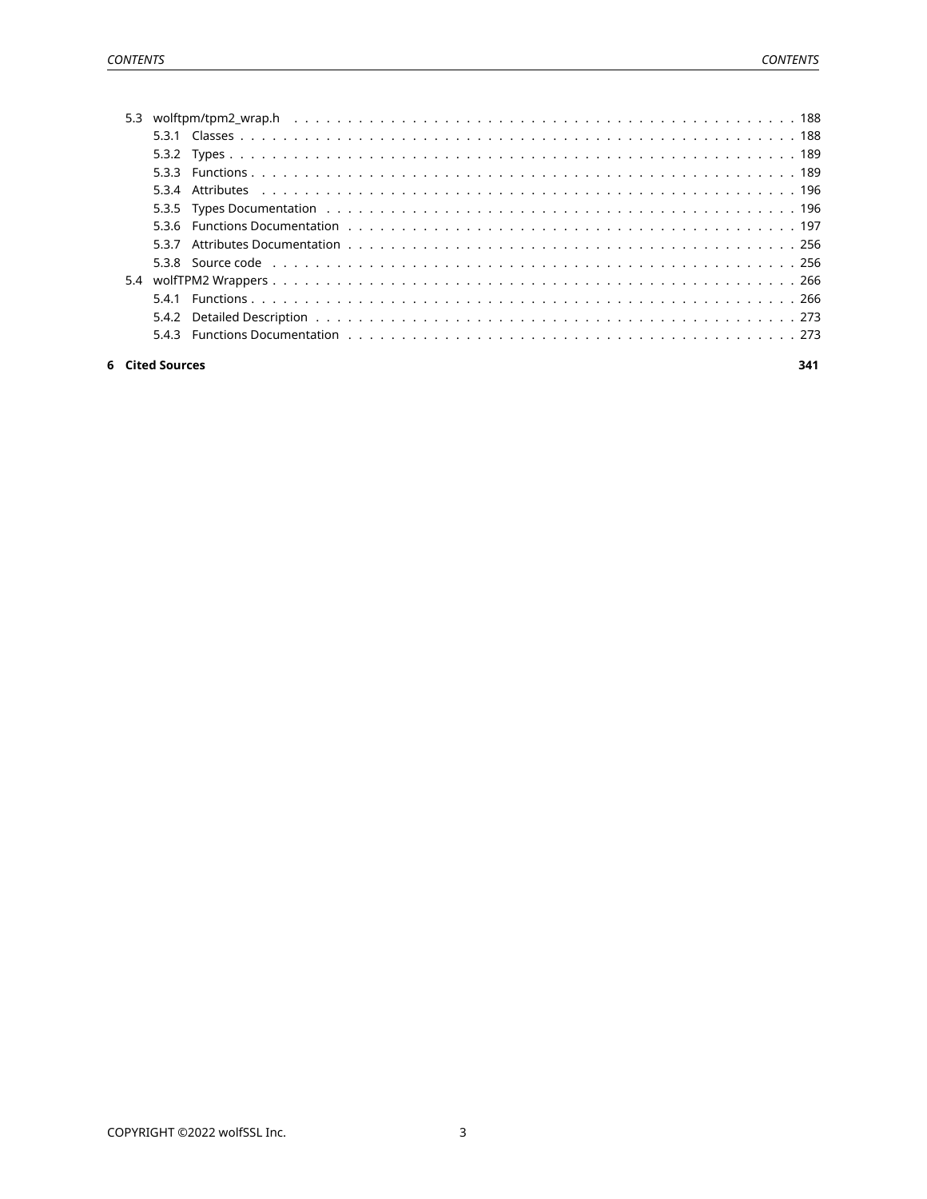- 5.3 wolftpm/tpm2_wrap.h . . . . . . . . . . 188
  - 5.3.1 Classes . . . . . . . . . . 188
  - 5.3.2 Types . . . . . . . . . . 189
  - 5.3.3 Functions . . . . . . . . . . 189
  - 5.3.4 Attributes . . . . . . . . . . 196
  - 5.3.5 Types Documentation . . . . . . . . . . 196
  - 5.3.6 Functions Documentation . . . . . . . . . . 197
  - 5.3.7 Attributes Documentation . . . . . . . . . . 256
  - 5.3.8 Source code . . . . . . . . . . 256
- 5.4 wolfTPM2 Wrappers . . . . . . . . . . 266
  - 5.4.1 Functions . . . . . . . . . . 266
  - 5.4.2 Detailed Description . . . . . . . . . . 273
  - 5.4.3 Functions Documentation . . . . . . . . . . 273

**6 Cited Sources** **341**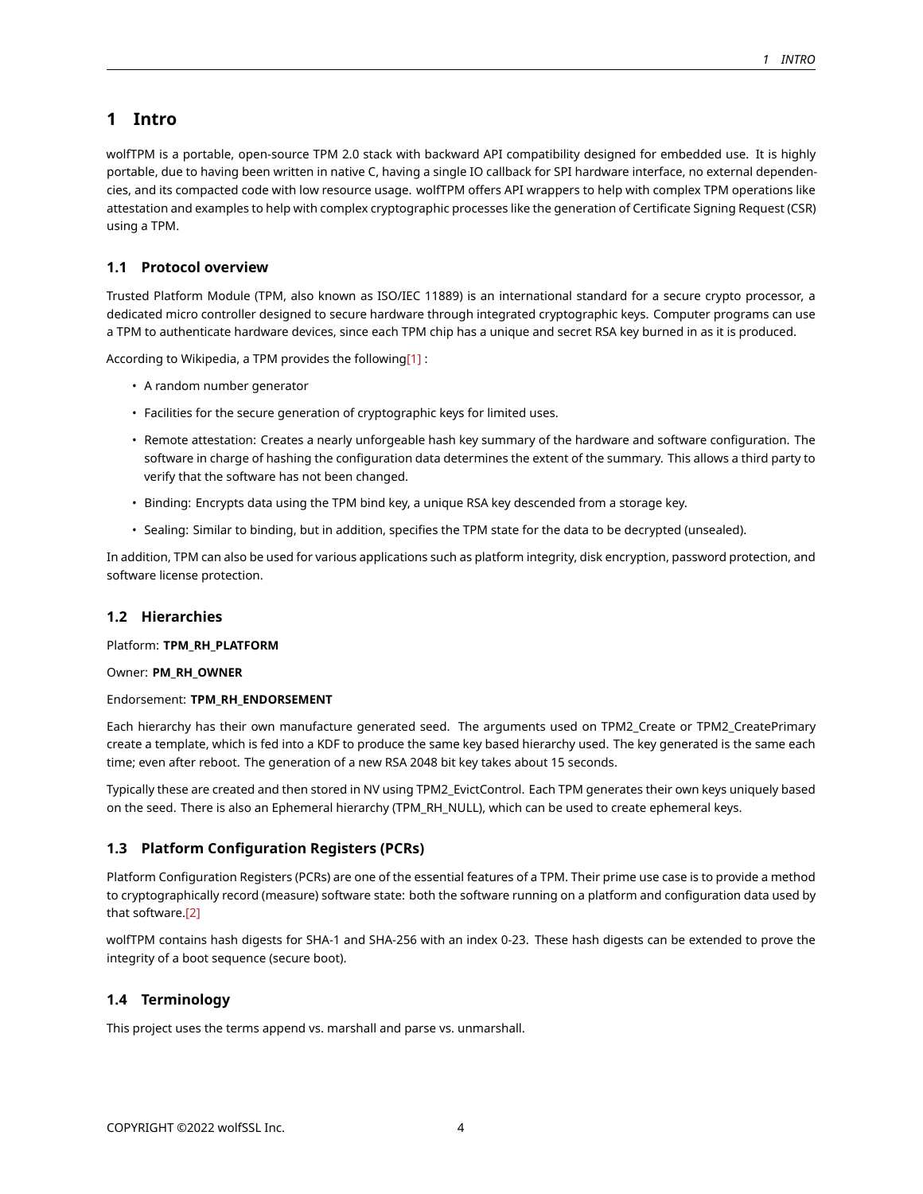# 1 Intro

wolfTPM is a portable, open-source TPM 2.0 stack with backward API compatibility designed for embedded use. It is highly portable, due to having been written in native C, having a single IO callback for SPI hardware interface, no external dependencies, and its compacted code with low resource usage. wolfTPM offers API wrappers to help with complex TPM operations like attestation and examples to help with complex cryptographic processes like the generation of Certificate Signing Request (CSR) using a TPM.

## 1.1 Protocol overview

Trusted Platform Module (TPM, also known as ISO/IEC 11889) is an international standard for a secure crypto processor, a dedicated micro controller designed to secure hardware through integrated cryptographic keys. Computer programs can use a TPM to authenticate hardware devices, since each TPM chip has a unique and secret RSA key burned in as it is produced.

According to Wikipedia, a TPM provides the following[1] :

- A random number generator
- Facilities for the secure generation of cryptographic keys for limited uses.
- Remote attestation: Creates a nearly unforgeable hash key summary of the hardware and software configuration. The software in charge of hashing the configuration data determines the extent of the summary. This allows a third party to verify that the software has not been changed.
- Binding: Encrypts data using the TPM bind key, a unique RSA key descended from a storage key.
- Sealing: Similar to binding, but in addition, specifies the TPM state for the data to be decrypted (unsealed).

In addition, TPM can also be used for various applications such as platform integrity, disk encryption, password protection, and software license protection.

## 1.2 Hierarchies

Platform: **TPM_RH_PLATFORM**

Owner: **PM_RH_OWNER**

Endorsement: **TPM_RH_ENDORSEMENT**

Each hierarchy has their own manufacture generated seed. The arguments used on TPM2_Create or TPM2_CreatePrimary create a template, which is fed into a KDF to produce the same key based hierarchy used. The key generated is the same each time; even after reboot. The generation of a new RSA 2048 bit key takes about 15 seconds.

Typically these are created and then stored in NV using TPM2_EvictControl. Each TPM generates their own keys uniquely based on the seed. There is also an Ephemeral hierarchy (TPM_RH_NULL), which can be used to create ephemeral keys.

## 1.3 Platform Configuration Registers (PCRs)

Platform Configuration Registers (PCRs) are one of the essential features of a TPM. Their prime use case is to provide a method to cryptographically record (measure) software state: both the software running on a platform and configuration data used by that software.[2]

wolfTPM contains hash digests for SHA-1 and SHA-256 with an index 0-23. These hash digests can be extended to prove the integrity of a boot sequence (secure boot).

## 1.4 Terminology

This project uses the terms append vs. marshall and parse vs. unmarshall.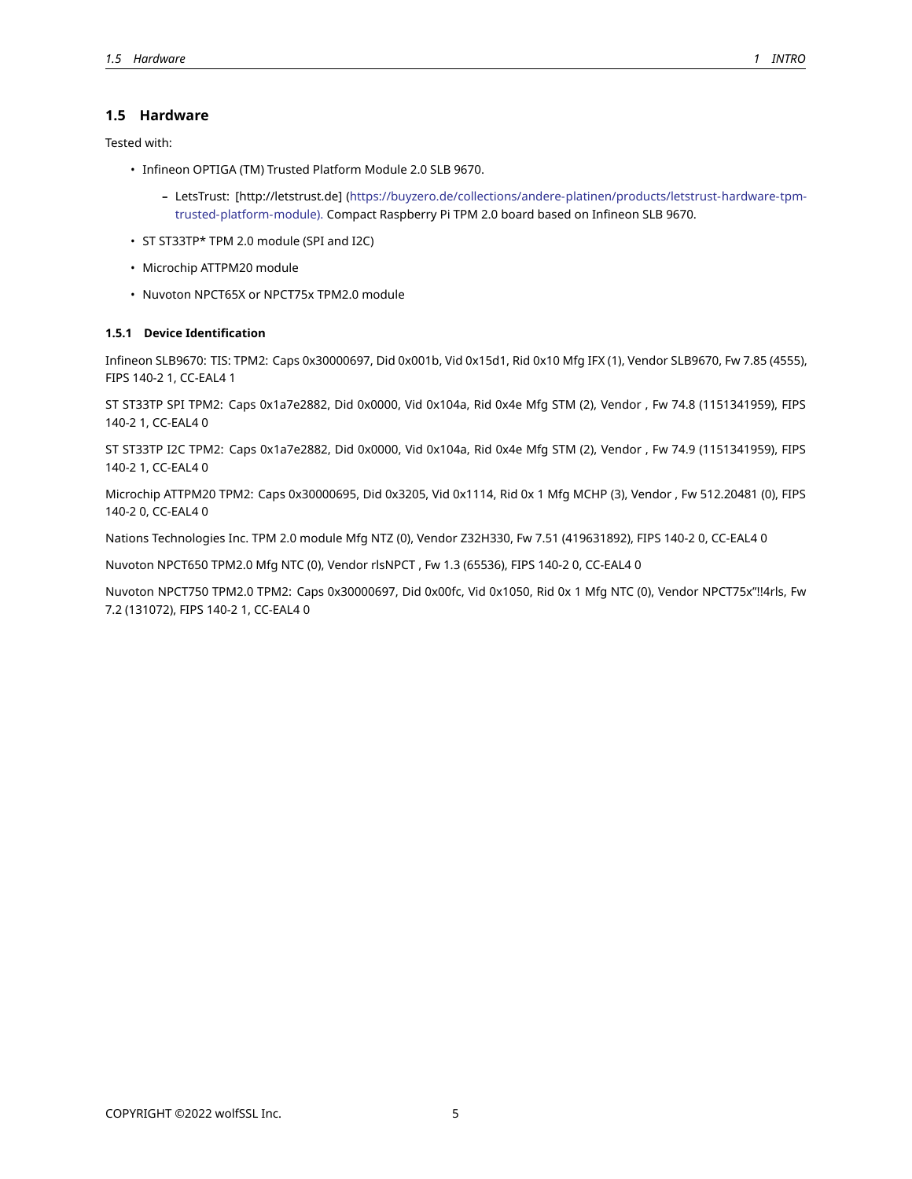## 1.5 Hardware

Tested with:

- Infineon OPTIGA (TM) Trusted Platform Module 2.0 SLB 9670.
  - LetsTrust: [http://letstrust.de] (https://buyzero.de/collections/andere-platinen/products/letstrust-hardware-tpm-trusted-platform-module). Compact Raspberry Pi TPM 2.0 board based on Infineon SLB 9670.
- ST ST33TP* TPM 2.0 module (SPI and I2C)
- Microchip ATTPM20 module
- Nuvoton NPCT65X or NPCT75x TPM2.0 module

### 1.5.1 Device Identification

Infineon SLB9670: TIS: TPM2: Caps 0x30000697, Did 0x001b, Vid 0x15d1, Rid 0x10 Mfg IFX (1), Vendor SLB9670, Fw 7.85 (4555), FIPS 140-2 1, CC-EAL4 1

ST ST33TP SPI TPM2: Caps 0x1a7e2882, Did 0x0000, Vid 0x104a, Rid 0x4e Mfg STM (2), Vendor , Fw 74.8 (1151341959), FIPS 140-2 1, CC-EAL4 0

ST ST33TP I2C TPM2: Caps 0x1a7e2882, Did 0x0000, Vid 0x104a, Rid 0x4e Mfg STM (2), Vendor , Fw 74.9 (1151341959), FIPS 140-2 1, CC-EAL4 0

Microchip ATTPM20 TPM2: Caps 0x30000695, Did 0x3205, Vid 0x1114, Rid 0x 1 Mfg MCHP (3), Vendor , Fw 512.20481 (0), FIPS 140-2 0, CC-EAL4 0

Nations Technologies Inc. TPM 2.0 module Mfg NTZ (0), Vendor Z32H330, Fw 7.51 (419631892), FIPS 140-2 0, CC-EAL4 0

Nuvoton NPCT650 TPM2.0 Mfg NTC (0), Vendor rlsNPCT , Fw 1.3 (65536), FIPS 140-2 0, CC-EAL4 0

Nuvoton NPCT750 TPM2.0 TPM2: Caps 0x30000697, Did 0x00fc, Vid 0x1050, Rid 0x 1 Mfg NTC (0), Vendor NPCT75x"!!4rls, Fw 7.2 (131072), FIPS 140-2 1, CC-EAL4 0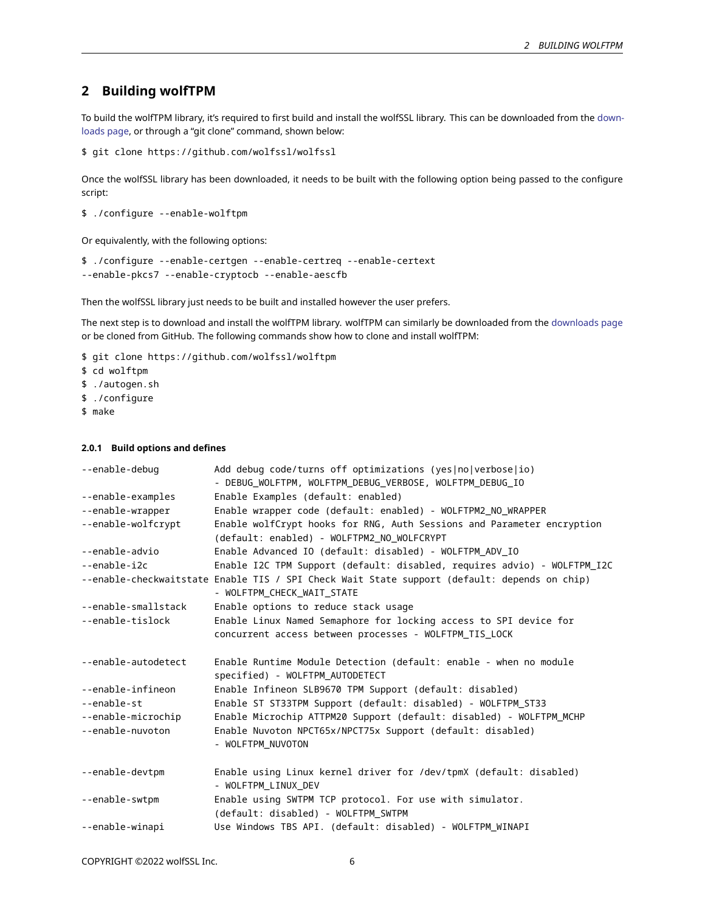## 2 Building wolfTPM

To build the wolfTPM library, it's required to first build and install the wolfSSL library. This can be downloaded from the downloads page, or through a "git clone" command, shown below:

```
$ git clone https://github.com/wolfssl/wolfssl
```

Once the wolfSSL library has been downloaded, it needs to be built with the following option being passed to the configure script:

```
$ ./configure --enable-wolftpm
```

Or equivalently, with the following options:

```
$ ./configure --enable-certgen --enable-certreq --enable-certext
--enable-pkcs7 --enable-cryptocb --enable-aescfb
```

Then the wolfSSL library just needs to be built and installed however the user prefers.

The next step is to download and install the wolfTPM library. wolfTPM can similarly be downloaded from the downloads page or be cloned from GitHub. The following commands show how to clone and install wolfTPM:

```
$ git clone https://github.com/wolfssl/wolftpm
$ cd wolftpm
$ ./autogen.sh
$ ./configure
$ make
```

#### 2.0.1 Build options and defines

```
--enable-debug          Add debug code/turns off optimizations (yes|no|verbose|io)
                        - DEBUG_WOLFTPM, WOLFTPM_DEBUG_VERBOSE, WOLFTPM_DEBUG_IO
--enable-examples       Enable Examples (default: enabled)
--enable-wrapper        Enable wrapper code (default: enabled) - WOLFTPM2_NO_WRAPPER
--enable-wolfcrypt      Enable wolfCrypt hooks for RNG, Auth Sessions and Parameter encryption
                        (default: enabled) - WOLFTPM2_NO_WOLFCRYPT
--enable-advio          Enable Advanced IO (default: disabled) - WOLFTPM_ADV_IO
--enable-i2c            Enable I2C TPM Support (default: disabled, requires advio) - WOLFTPM_I2C
--enable-checkwaitstate Enable TIS / SPI Check Wait State support (default: depends on chip)
                        - WOLFTPM_CHECK_WAIT_STATE
--enable-smallstack     Enable options to reduce stack usage
--enable-tislock        Enable Linux Named Semaphore for locking access to SPI device for
                        concurrent access between processes - WOLFTPM_TIS_LOCK

--enable-autodetect     Enable Runtime Module Detection (default: enable - when no module
                        specified) - WOLFTPM_AUTODETECT
--enable-infineon       Enable Infineon SLB9670 TPM Support (default: disabled)
--enable-st             Enable ST ST33TPM Support (default: disabled) - WOLFTPM_ST33
--enable-microchip      Enable Microchip ATTPM20 Support (default: disabled) - WOLFTPM_MCHP
--enable-nuvoton        Enable Nuvoton NPCT65x/NPCT75x Support (default: disabled)
                        - WOLFTPM_NUVOTON

--enable-devtpm         Enable using Linux kernel driver for /dev/tpmX (default: disabled)
                        - WOLFTPM_LINUX_DEV
--enable-swtpm          Enable using SWTPM TCP protocol. For use with simulator.
                        (default: disabled) - WOLFTPM_SWTPM
--enable-winapi         Use Windows TBS API. (default: disabled) - WOLFTPM_WINAPI
```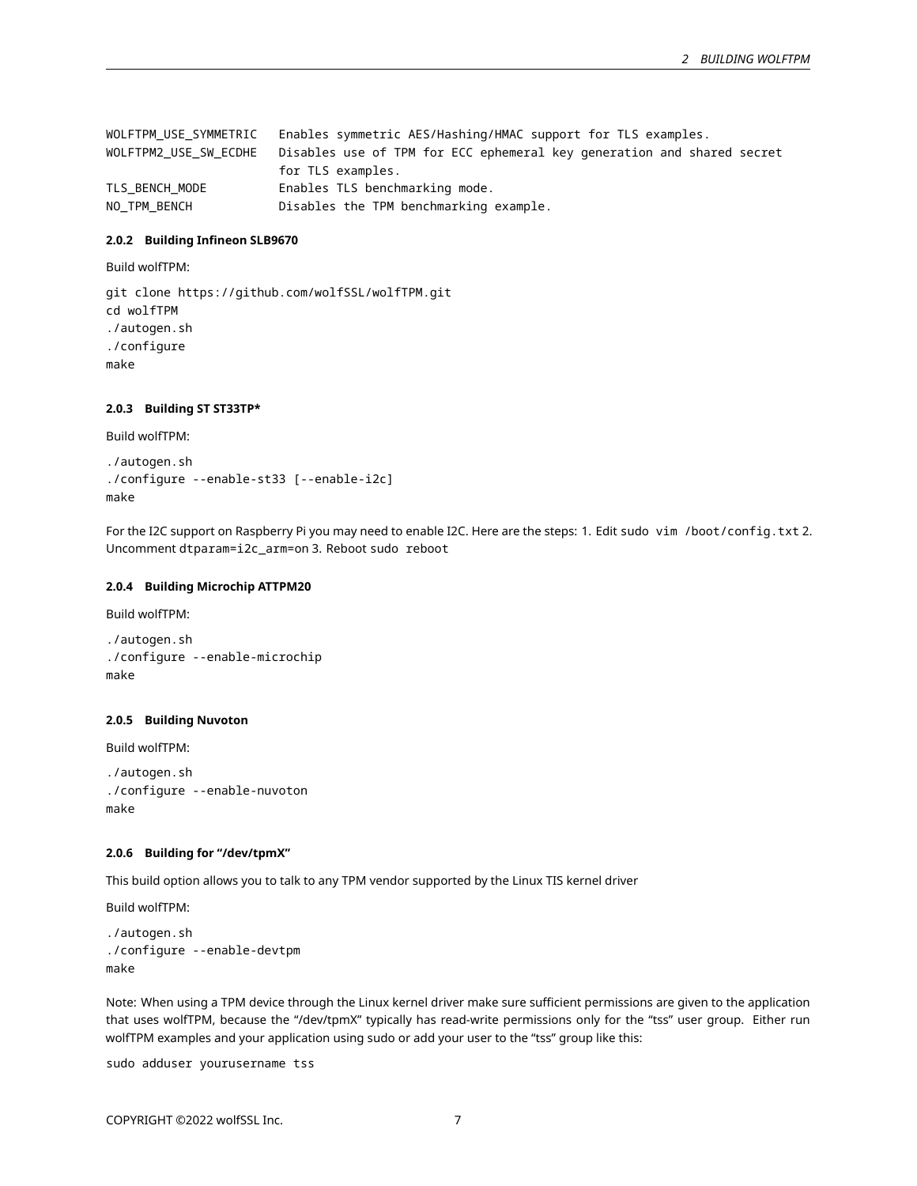```
WOLFTPM_USE_SYMMETRIC   Enables symmetric AES/Hashing/HMAC support for TLS examples.
WOLFTPM2_USE_SW_ECDHE   Disables use of TPM for ECC ephemeral key generation and shared secret
                        for TLS examples.
TLS_BENCH_MODE          Enables TLS benchmarking mode.
NO_TPM_BENCH            Disables the TPM benchmarking example.
```

#### 2.0.2 Building Infineon SLB9670

Build wolfTPM:

```
git clone https://github.com/wolfSSL/wolfTPM.git
cd wolfTPM
./autogen.sh
./configure
make
```

#### 2.0.3 Building ST ST33TP*

Build wolfTPM:

```
./autogen.sh
./configure --enable-st33 [--enable-i2c]
make
```

For the I2C support on Raspberry Pi you may need to enable I2C. Here are the steps: 1. Edit `sudo vim /boot/config.txt` 2. Uncomment `dtparam=i2c_arm=on` 3. Reboot `sudo reboot`

#### 2.0.4 Building Microchip ATTPM20

Build wolfTPM:

```
./autogen.sh
./configure --enable-microchip
make
```

#### 2.0.5 Building Nuvoton

Build wolfTPM:

```
./autogen.sh
./configure --enable-nuvoton
make
```

#### 2.0.6 Building for "/dev/tpmX"

This build option allows you to talk to any TPM vendor supported by the Linux TIS kernel driver

Build wolfTPM:

```
./autogen.sh
./configure --enable-devtpm
make
```

Note: When using a TPM device through the Linux kernel driver make sure sufficient permissions are given to the application that uses wolfTPM, because the "/dev/tpmX" typically has read-write permissions only for the "tss" user group. Either run wolfTPM examples and your application using sudo or add your user to the "tss" group like this:

```
sudo adduser yourusername tss
```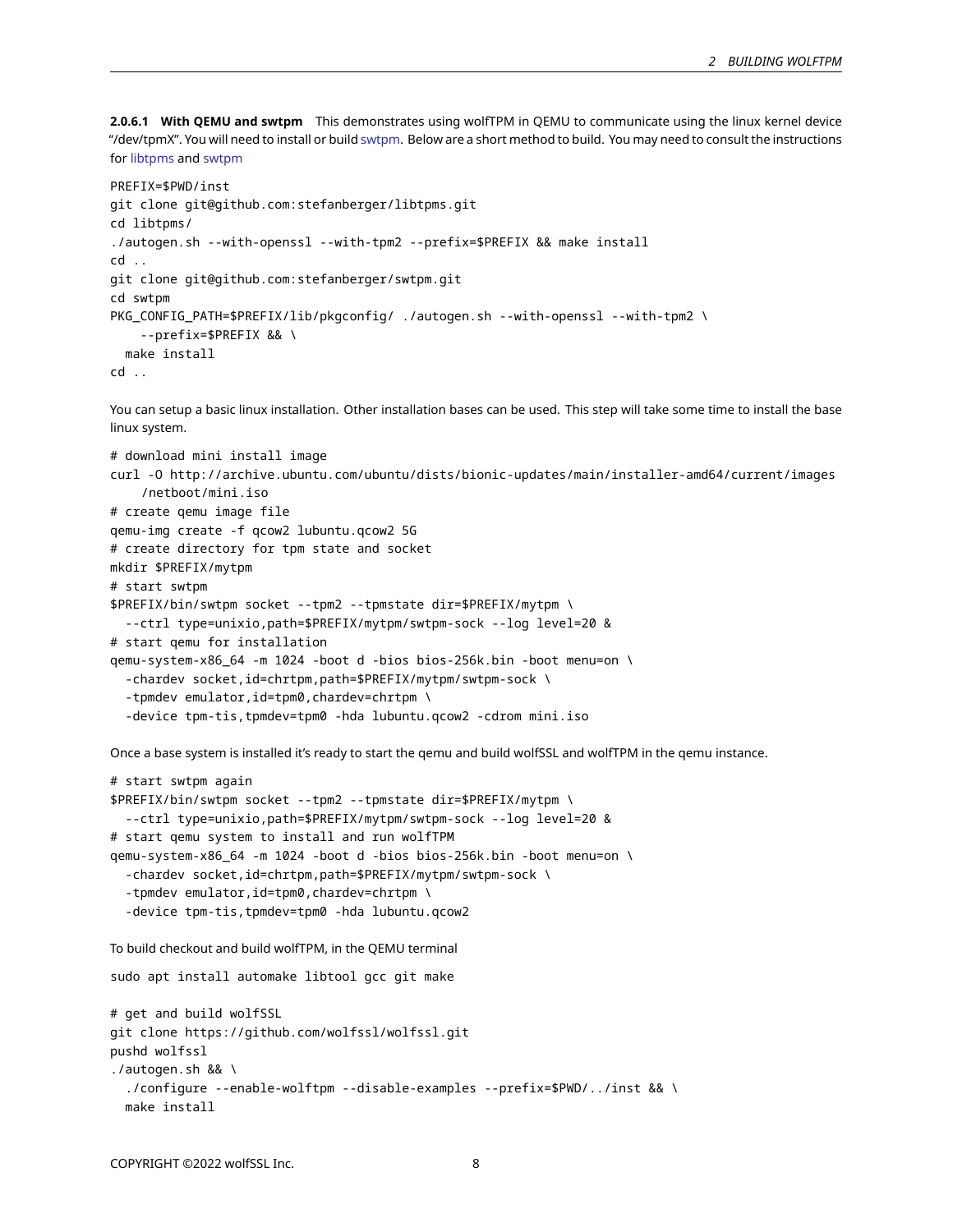#### 2.0.6.1 With QEMU and swtpm

This demonstrates using wolfTPM in QEMU to communicate using the linux kernel device "/dev/tpmX". You will need to install or build swtpm. Below are a short method to build. You may need to consult the instructions for libtpms and swtpm

```
PREFIX=$PWD/inst
git clone git@github.com:stefanberger/libtpms.git
cd libtpms/
./autogen.sh --with-openssl --with-tpm2 --prefix=$PREFIX && make install
cd ..
git clone git@github.com:stefanberger/swtpm.git
cd swtpm
PKG_CONFIG_PATH=$PREFIX/lib/pkgconfig/ ./autogen.sh --with-openssl --with-tpm2 \
    --prefix=$PREFIX && \
  make install
cd ..
```

You can setup a basic linux installation. Other installation bases can be used. This step will take some time to install the base linux system.

```
# download mini install image
curl -O http://archive.ubuntu.com/ubuntu/dists/bionic-updates/main/installer-amd64/current/images
    /netboot/mini.iso
# create qemu image file
qemu-img create -f qcow2 lubuntu.qcow2 5G
# create directory for tpm state and socket
mkdir $PREFIX/mytpm
# start swtpm
$PREFIX/bin/swtpm socket --tpm2 --tpmstate dir=$PREFIX/mytpm \
  --ctrl type=unixio,path=$PREFIX/mytpm/swtpm-sock --log level=20 &
# start qemu for installation
qemu-system-x86_64 -m 1024 -boot d -bios bios-256k.bin -boot menu=on \
  -chardev socket,id=chrtpm,path=$PREFIX/mytpm/swtpm-sock \
  -tpmdev emulator,id=tpm0,chardev=chrtpm \
  -device tpm-tis,tpmdev=tpm0 -hda lubuntu.qcow2 -cdrom mini.iso
```

Once a base system is installed it's ready to start the qemu and build wolfSSL and wolfTPM in the qemu instance.

```
# start swtpm again
$PREFIX/bin/swtpm socket --tpm2 --tpmstate dir=$PREFIX/mytpm \
  --ctrl type=unixio,path=$PREFIX/mytpm/swtpm-sock --log level=20 &
# start qemu system to install and run wolfTPM
qemu-system-x86_64 -m 1024 -boot d -bios bios-256k.bin -boot menu=on \
  -chardev socket,id=chrtpm,path=$PREFIX/mytpm/swtpm-sock \
  -tpmdev emulator,id=tpm0,chardev=chrtpm \
  -device tpm-tis,tpmdev=tpm0 -hda lubuntu.qcow2
```

To build checkout and build wolfTPM, in the QEMU terminal

```
sudo apt install automake libtool gcc git make

# get and build wolfSSL
git clone https://github.com/wolfssl/wolfssl.git
pushd wolfssl
./autogen.sh && \
  ./configure --enable-wolftpm --disable-examples --prefix=$PWD/../inst && \
  make install
```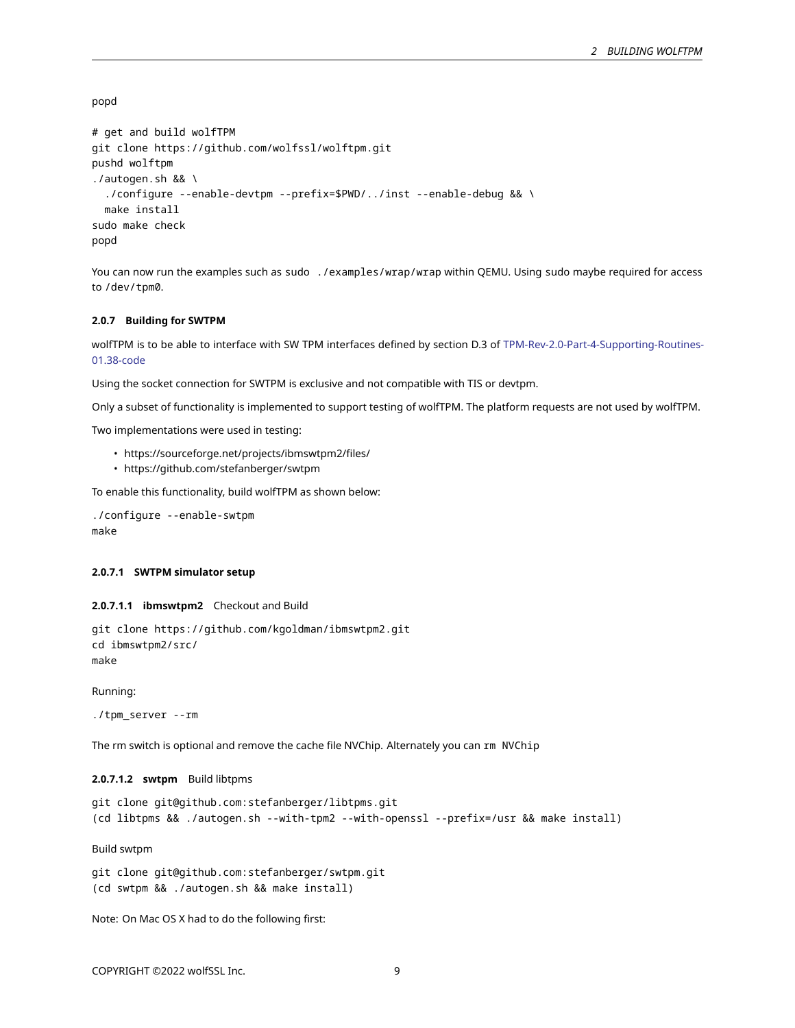```
popd

# get and build wolfTPM
git clone https://github.com/wolfssl/wolftpm.git
pushd wolftpm
./autogen.sh && \
  ./configure --enable-devtpm --prefix=$PWD/../inst --enable-debug && \
  make install
sudo make check
popd
```

You can now run the examples such as `sudo ./examples/wrap/wrap` within QEMU. Using sudo maybe required for access to `/dev/tpm0`.

#### 2.0.7 Building for SWTPM

wolfTPM is to be able to interface with SW TPM interfaces defined by section D.3 of [TPM-Rev-2.0-Part-4-Supporting-Routines-01.38-code](TPM-Rev-2.0-Part-4-Supporting-Routines-01.38-code)

Using the socket connection for SWTPM is exclusive and not compatible with TIS or devtpm.

Only a subset of functionality is implemented to support testing of wolfTPM. The platform requests are not used by wolfTPM.

Two implementations were used in testing:

- https://sourceforge.net/projects/ibmswtpm2/files/
- https://github.com/stefanberger/swtpm

To enable this functionality, build wolfTPM as shown below:

```
./configure --enable-swtpm
make
```

##### 2.0.7.1 SWTPM simulator setup

###### 2.0.7.1.1 **ibmswtpm2** Checkout and Build

```
git clone https://github.com/kgoldman/ibmswtpm2.git
cd ibmswtpm2/src/
make
```

Running:

```
./tpm_server --rm
```

The rm switch is optional and remove the cache file NVChip. Alternately you can `rm NVChip`

###### 2.0.7.1.2 **swtpm** Build libtpms

```
git clone git@github.com:stefanberger/libtpms.git
(cd libtpms && ./autogen.sh --with-tpm2 --with-openssl --prefix=/usr && make install)
```

Build swtpm

```
git clone git@github.com:stefanberger/swtpm.git
(cd swtpm && ./autogen.sh && make install)
```

Note: On Mac OS X had to do the following first: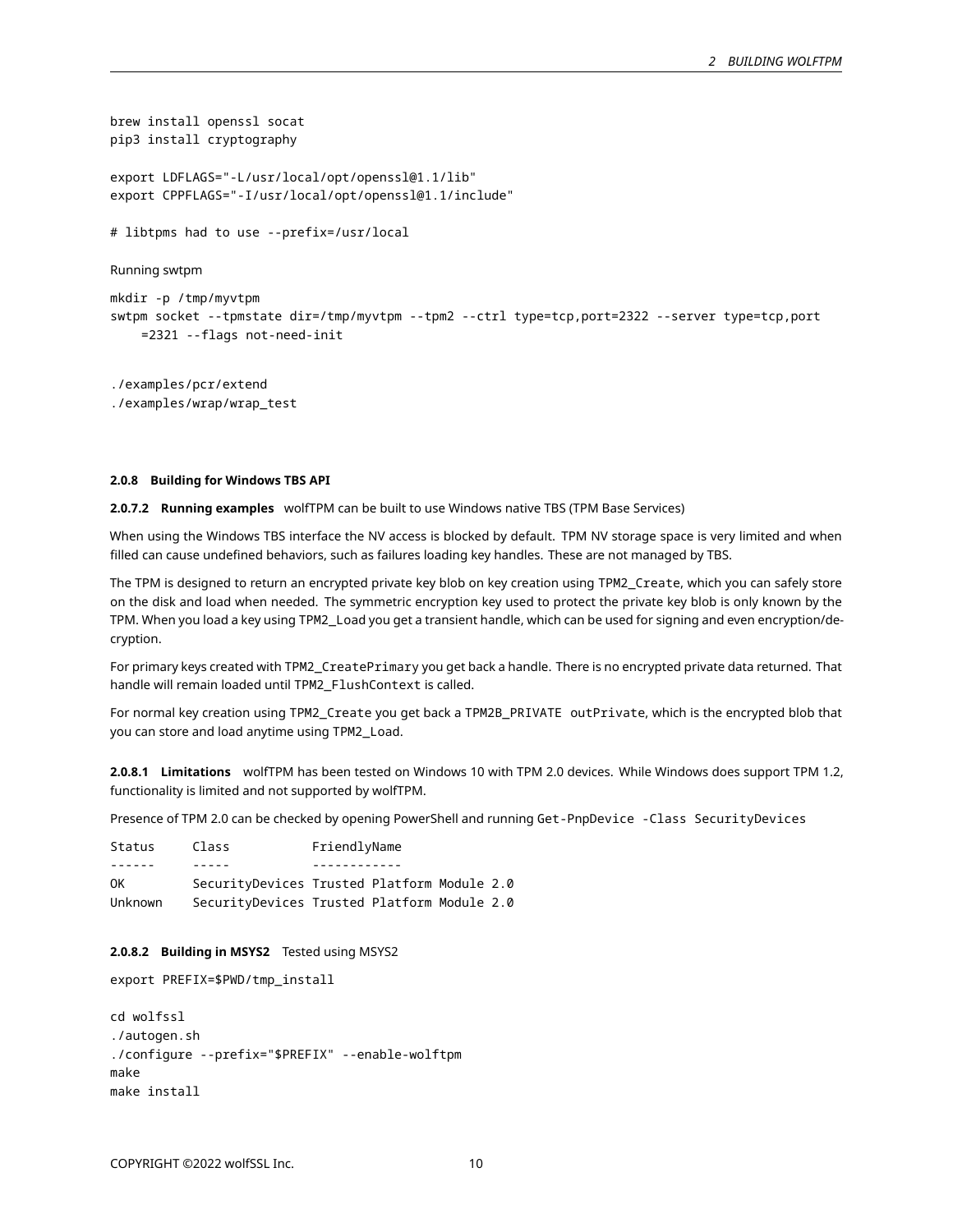```
brew install openssl socat
pip3 install cryptography

export LDFLAGS="-L/usr/local/opt/openssl@1.1/lib"
export CPPFLAGS="-I/usr/local/opt/openssl@1.1/include"

# libtpms had to use --prefix=/usr/local
```

Running swtpm

```
mkdir -p /tmp/myvtpm
swtpm socket --tpmstate dir=/tmp/myvtpm --tpm2 --ctrl type=tcp,port=2322 --server type=tcp,port
    =2321 --flags not-need-init
```

```
./examples/pcr/extend
./examples/wrap/wrap_test
```

#### 2.0.8 Building for Windows TBS API

**2.0.7.2 Running examples** wolfTPM can be built to use Windows native TBS (TPM Base Services)

When using the Windows TBS interface the NV access is blocked by default. TPM NV storage space is very limited and when filled can cause undefined behaviors, such as failures loading key handles. These are not managed by TBS.

The TPM is designed to return an encrypted private key blob on key creation using `TPM2_Create`, which you can safely store on the disk and load when needed. The symmetric encryption key used to protect the private key blob is only known by the TPM. When you load a key using `TPM2_Load` you get a transient handle, which can be used for signing and even encryption/decryption.

For primary keys created with `TPM2_CreatePrimary` you get back a handle. There is no encrypted private data returned. That handle will remain loaded until `TPM2_FlushContext` is called.

For normal key creation using `TPM2_Create` you get back a `TPM2B_PRIVATE outPrivate`, which is the encrypted blob that you can store and load anytime using `TPM2_Load`.

**2.0.8.1 Limitations** wolfTPM has been tested on Windows 10 with TPM 2.0 devices. While Windows does support TPM 1.2, functionality is limited and not supported by wolfTPM.

Presence of TPM 2.0 can be checked by opening PowerShell and running `Get-PnpDevice -Class SecurityDevices`

```
Status     Class           FriendlyName
------     -----           ------------
OK         SecurityDevices Trusted Platform Module 2.0
Unknown    SecurityDevices Trusted Platform Module 2.0
```

**2.0.8.2 Building in MSYS2** Tested using MSYS2

```
export PREFIX=$PWD/tmp_install

cd wolfssl
./autogen.sh
./configure --prefix="$PREFIX" --enable-wolftpm
make
make install
```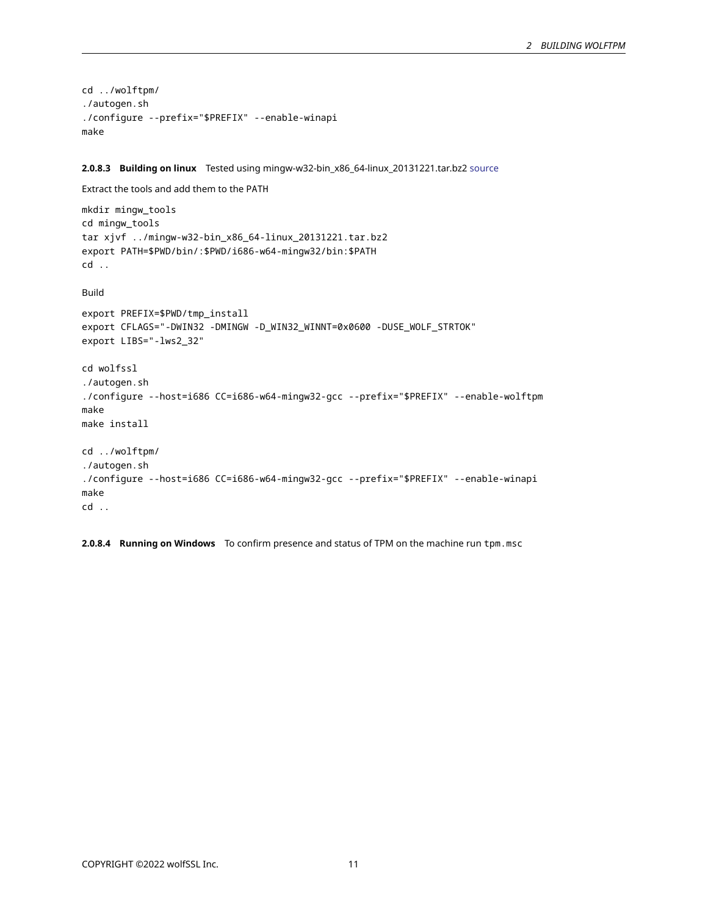```
cd ../wolftpm/
./autogen.sh
./configure --prefix="$PREFIX" --enable-winapi
make
```

#### 2.0.8.3 Building on linux

Tested using mingw-w32-bin_x86_64-linux_20131221.tar.bz2 source

Extract the tools and add them to the PATH

```
mkdir mingw_tools
cd mingw_tools
tar xjvf ../mingw-w32-bin_x86_64-linux_20131221.tar.bz2
export PATH=$PWD/bin/:$PWD/i686-w64-mingw32/bin:$PATH
cd ..
```

Build

```
export PREFIX=$PWD/tmp_install
export CFLAGS="-DWIN32 -DMINGW -D_WIN32_WINNT=0x0600 -DUSE_WOLF_STRTOK"
export LIBS="-lws2_32"

cd wolfssl
./autogen.sh
./configure --host=i686 CC=i686-w64-mingw32-gcc --prefix="$PREFIX" --enable-wolftpm
make
make install

cd ../wolftpm/
./autogen.sh
./configure --host=i686 CC=i686-w64-mingw32-gcc --prefix="$PREFIX" --enable-winapi
make
cd ..
```

#### 2.0.8.4 Running on Windows

To confirm presence and status of TPM on the machine run `tpm.msc`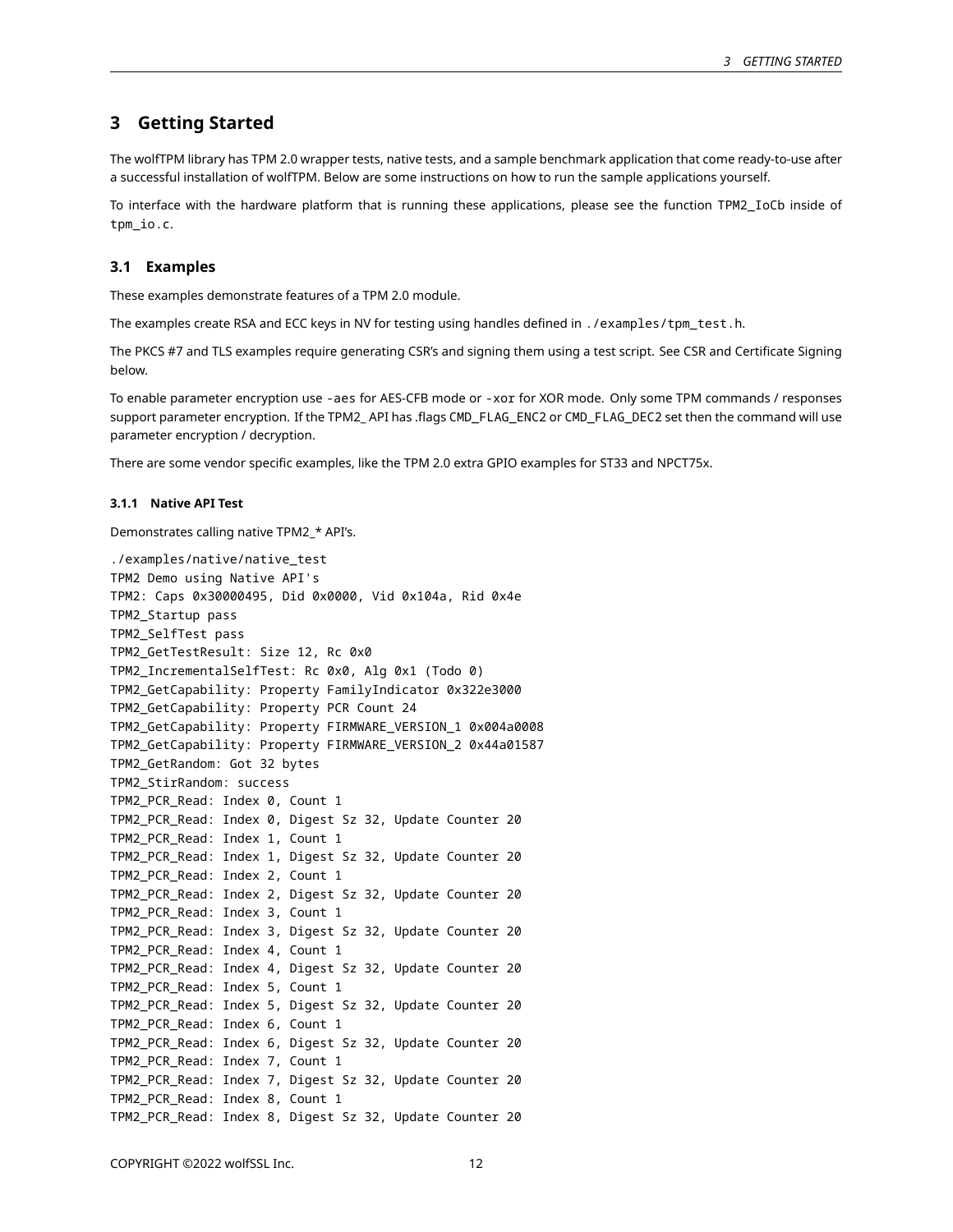## 3 Getting Started

The wolfTPM library has TPM 2.0 wrapper tests, native tests, and a sample benchmark application that come ready-to-use after a successful installation of wolfTPM. Below are some instructions on how to run the sample applications yourself.

To interface with the hardware platform that is running these applications, please see the function `TPM2_IoCb` inside of `tpm_io.c`.

### 3.1 Examples

These examples demonstrate features of a TPM 2.0 module.

The examples create RSA and ECC keys in NV for testing using handles defined in `./examples/tpm_test.h`.

The PKCS #7 and TLS examples require generating CSR's and signing them using a test script. See CSR and Certificate Signing below.

To enable parameter encryption use `-aes` for AES-CFB mode or `-xor` for XOR mode. Only some TPM commands / responses support parameter encryption. If the TPM2_ API has .flags `CMD_FLAG_ENC2` or `CMD_FLAG_DEC2` set then the command will use parameter encryption / decryption.

There are some vendor specific examples, like the TPM 2.0 extra GPIO examples for ST33 and NPCT75x.

#### 3.1.1 Native API Test

Demonstrates calling native TPM2_* API's.

```
./examples/native/native_test
TPM2 Demo using Native API's
TPM2: Caps 0x30000495, Did 0x0000, Vid 0x104a, Rid 0x4e
TPM2_Startup pass
TPM2_SelfTest pass
TPM2_GetTestResult: Size 12, Rc 0x0
TPM2_IncrementalSelfTest: Rc 0x0, Alg 0x1 (Todo 0)
TPM2_GetCapability: Property FamilyIndicator 0x322e3000
TPM2_GetCapability: Property PCR Count 24
TPM2_GetCapability: Property FIRMWARE_VERSION_1 0x004a0008
TPM2_GetCapability: Property FIRMWARE_VERSION_2 0x44a01587
TPM2_GetRandom: Got 32 bytes
TPM2_StirRandom: success
TPM2_PCR_Read: Index 0, Count 1
TPM2_PCR_Read: Index 0, Digest Sz 32, Update Counter 20
TPM2_PCR_Read: Index 1, Count 1
TPM2_PCR_Read: Index 1, Digest Sz 32, Update Counter 20
TPM2_PCR_Read: Index 2, Count 1
TPM2_PCR_Read: Index 2, Digest Sz 32, Update Counter 20
TPM2_PCR_Read: Index 3, Count 1
TPM2_PCR_Read: Index 3, Digest Sz 32, Update Counter 20
TPM2_PCR_Read: Index 4, Count 1
TPM2_PCR_Read: Index 4, Digest Sz 32, Update Counter 20
TPM2_PCR_Read: Index 5, Count 1
TPM2_PCR_Read: Index 5, Digest Sz 32, Update Counter 20
TPM2_PCR_Read: Index 6, Count 1
TPM2_PCR_Read: Index 6, Digest Sz 32, Update Counter 20
TPM2_PCR_Read: Index 7, Count 1
TPM2_PCR_Read: Index 7, Digest Sz 32, Update Counter 20
TPM2_PCR_Read: Index 8, Count 1
TPM2_PCR_Read: Index 8, Digest Sz 32, Update Counter 20
```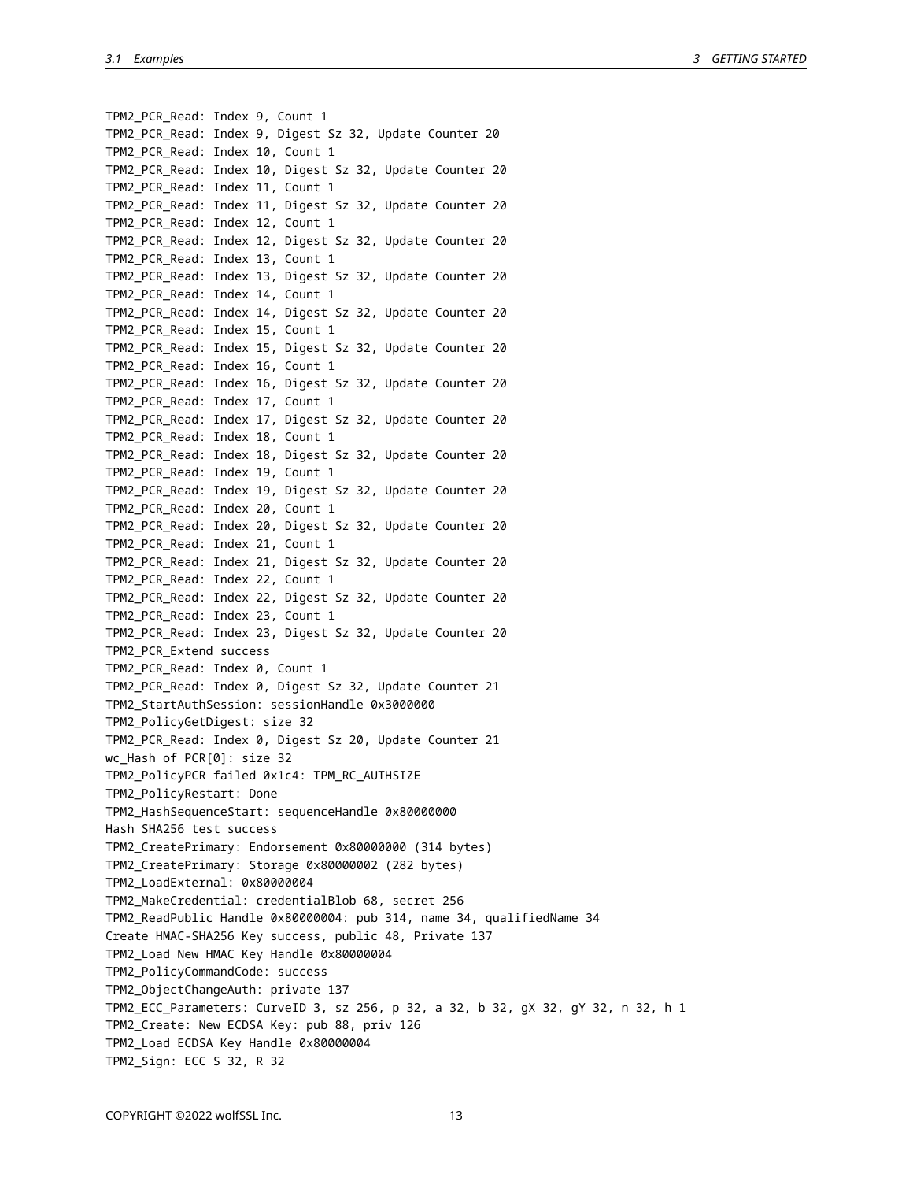```
TPM2_PCR_Read: Index 9, Count 1
TPM2_PCR_Read: Index 9, Digest Sz 32, Update Counter 20
TPM2_PCR_Read: Index 10, Count 1
TPM2_PCR_Read: Index 10, Digest Sz 32, Update Counter 20
TPM2_PCR_Read: Index 11, Count 1
TPM2_PCR_Read: Index 11, Digest Sz 32, Update Counter 20
TPM2_PCR_Read: Index 12, Count 1
TPM2_PCR_Read: Index 12, Digest Sz 32, Update Counter 20
TPM2_PCR_Read: Index 13, Count 1
TPM2_PCR_Read: Index 13, Digest Sz 32, Update Counter 20
TPM2_PCR_Read: Index 14, Count 1
TPM2_PCR_Read: Index 14, Digest Sz 32, Update Counter 20
TPM2_PCR_Read: Index 15, Count 1
TPM2_PCR_Read: Index 15, Digest Sz 32, Update Counter 20
TPM2_PCR_Read: Index 16, Count 1
TPM2_PCR_Read: Index 16, Digest Sz 32, Update Counter 20
TPM2_PCR_Read: Index 17, Count 1
TPM2_PCR_Read: Index 17, Digest Sz 32, Update Counter 20
TPM2_PCR_Read: Index 18, Count 1
TPM2_PCR_Read: Index 18, Digest Sz 32, Update Counter 20
TPM2_PCR_Read: Index 19, Count 1
TPM2_PCR_Read: Index 19, Digest Sz 32, Update Counter 20
TPM2_PCR_Read: Index 20, Count 1
TPM2_PCR_Read: Index 20, Digest Sz 32, Update Counter 20
TPM2_PCR_Read: Index 21, Count 1
TPM2_PCR_Read: Index 21, Digest Sz 32, Update Counter 20
TPM2_PCR_Read: Index 22, Count 1
TPM2_PCR_Read: Index 22, Digest Sz 32, Update Counter 20
TPM2_PCR_Read: Index 23, Count 1
TPM2_PCR_Read: Index 23, Digest Sz 32, Update Counter 20
TPM2_PCR_Extend success
TPM2_PCR_Read: Index 0, Count 1
TPM2_PCR_Read: Index 0, Digest Sz 32, Update Counter 21
TPM2_StartAuthSession: sessionHandle 0x3000000
TPM2_PolicyGetDigest: size 32
TPM2_PCR_Read: Index 0, Digest Sz 20, Update Counter 21
wc_Hash of PCR[0]: size 32
TPM2_PolicyPCR failed 0x1c4: TPM_RC_AUTHSIZE
TPM2_PolicyRestart: Done
TPM2_HashSequenceStart: sequenceHandle 0x80000000
Hash SHA256 test success
TPM2_CreatePrimary: Endorsement 0x80000000 (314 bytes)
TPM2_CreatePrimary: Storage 0x80000002 (282 bytes)
TPM2_LoadExternal: 0x80000004
TPM2_MakeCredential: credentialBlob 68, secret 256
TPM2_ReadPublic Handle 0x80000004: pub 314, name 34, qualifiedName 34
Create HMAC-SHA256 Key success, public 48, Private 137
TPM2_Load New HMAC Key Handle 0x80000004
TPM2_PolicyCommandCode: success
TPM2_ObjectChangeAuth: private 137
TPM2_ECC_Parameters: CurveID 3, sz 256, p 32, a 32, b 32, gX 32, gY 32, n 32, h 1
TPM2_Create: New ECDSA Key: pub 88, priv 126
TPM2_Load ECDSA Key Handle 0x80000004
TPM2_Sign: ECC S 32, R 32
```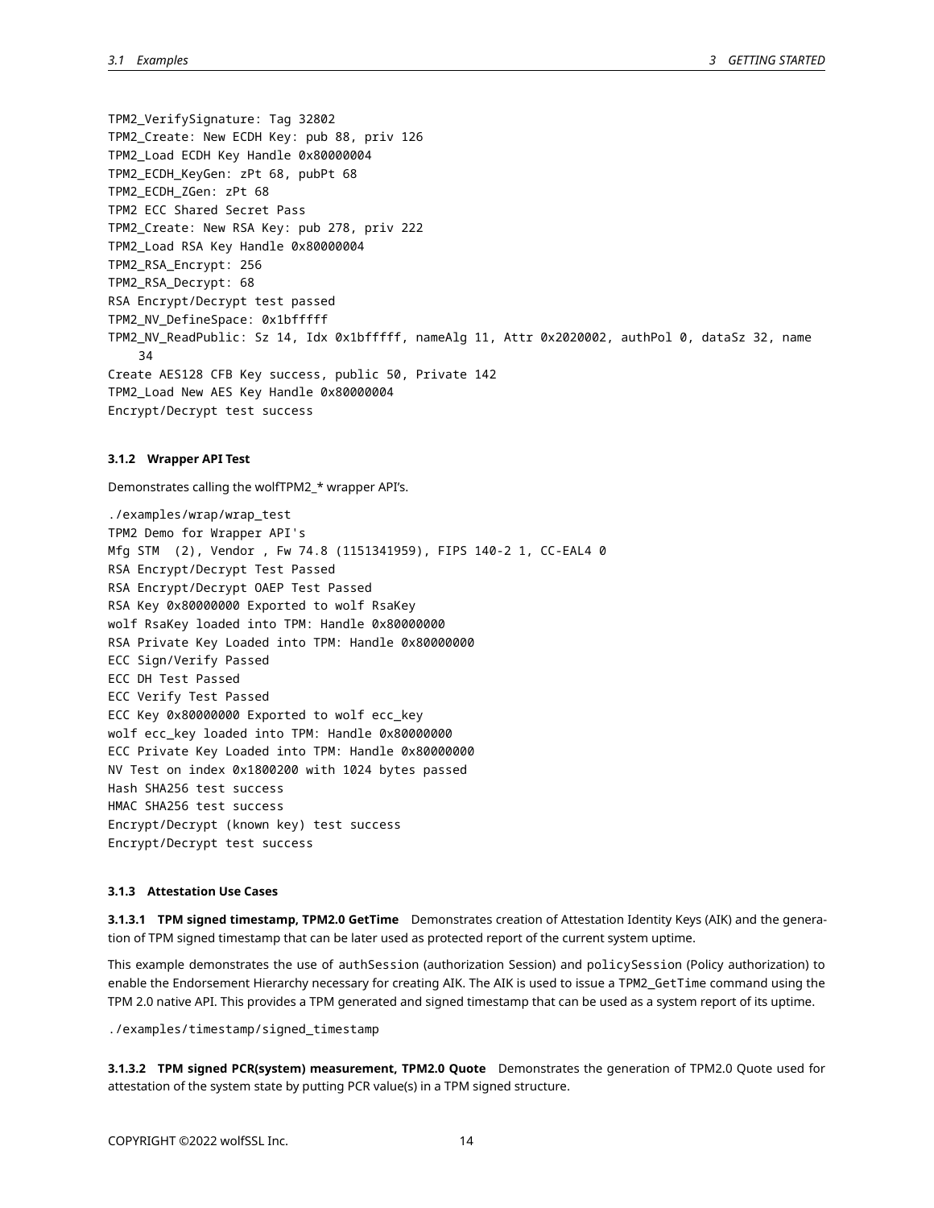```
TPM2_VerifySignature: Tag 32802
TPM2_Create: New ECDH Key: pub 88, priv 126
TPM2_Load ECDH Key Handle 0x80000004
TPM2_ECDH_KeyGen: zPt 68, pubPt 68
TPM2_ECDH_ZGen: zPt 68
TPM2 ECC Shared Secret Pass
TPM2_Create: New RSA Key: pub 278, priv 222
TPM2_Load RSA Key Handle 0x80000004
TPM2_RSA_Encrypt: 256
TPM2_RSA_Decrypt: 68
RSA Encrypt/Decrypt test passed
TPM2_NV_DefineSpace: 0x1bfffff
TPM2_NV_ReadPublic: Sz 14, Idx 0x1bfffff, nameAlg 11, Attr 0x2020002, authPol 0, dataSz 32, name
    34
Create AES128 CFB Key success, public 50, Private 142
TPM2_Load New AES Key Handle 0x80000004
Encrypt/Decrypt test success
```

#### 3.1.2 Wrapper API Test

Demonstrates calling the wolfTPM2_* wrapper API's.

```
./examples/wrap/wrap_test
TPM2 Demo for Wrapper API's
Mfg STM  (2), Vendor , Fw 74.8 (1151341959), FIPS 140-2 1, CC-EAL4 0
RSA Encrypt/Decrypt Test Passed
RSA Encrypt/Decrypt OAEP Test Passed
RSA Key 0x80000000 Exported to wolf RsaKey
wolf RsaKey loaded into TPM: Handle 0x80000000
RSA Private Key Loaded into TPM: Handle 0x80000000
ECC Sign/Verify Passed
ECC DH Test Passed
ECC Verify Test Passed
ECC Key 0x80000000 Exported to wolf ecc_key
wolf ecc_key loaded into TPM: Handle 0x80000000
ECC Private Key Loaded into TPM: Handle 0x80000000
NV Test on index 0x1800200 with 1024 bytes passed
Hash SHA256 test success
HMAC SHA256 test success
Encrypt/Decrypt (known key) test success
Encrypt/Decrypt test success
```

#### 3.1.3 Attestation Use Cases

**3.1.3.1 TPM signed timestamp, TPM2.0 GetTime** Demonstrates creation of Attestation Identity Keys (AIK) and the generation of TPM signed timestamp that can be later used as protected report of the current system uptime.

This example demonstrates the use of `authSession` (authorization Session) and `policySession` (Policy authorization) to enable the Endorsement Hierarchy necessary for creating AIK. The AIK is used to issue a `TPM2_GetTime` command using the TPM 2.0 native API. This provides a TPM generated and signed timestamp that can be used as a system report of its uptime.

```
./examples/timestamp/signed_timestamp
```

**3.1.3.2 TPM signed PCR(system) measurement, TPM2.0 Quote** Demonstrates the generation of TPM2.0 Quote used for attestation of the system state by putting PCR value(s) in a TPM signed structure.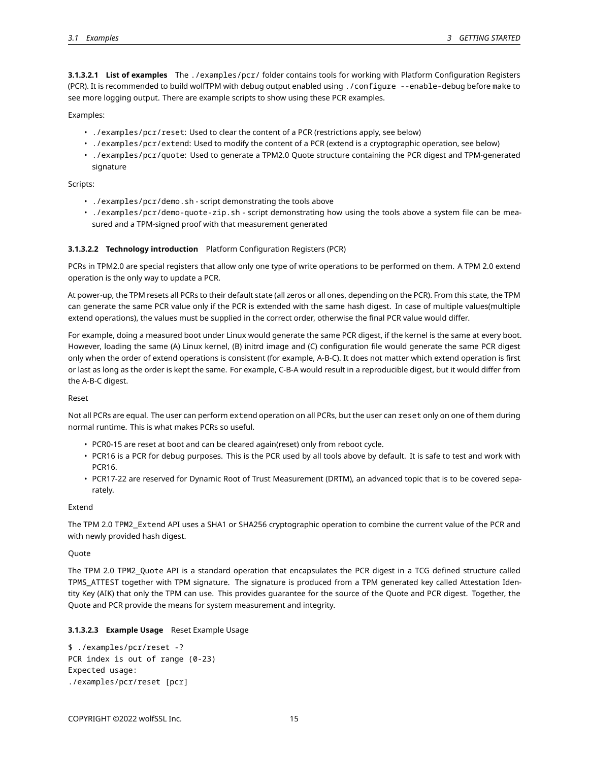##### 3.1.3.2.1 List of examples

The `./examples/pcr/` folder contains tools for working with Platform Configuration Registers (PCR). It is recommended to build wolfTPM with debug output enabled using `./configure --enable-debug` before `make` to see more logging output. There are example scripts to show using these PCR examples.

Examples:

- `./examples/pcr/reset`: Used to clear the content of a PCR (restrictions apply, see below)
- `./examples/pcr/extend`: Used to modify the content of a PCR (extend is a cryptographic operation, see below)
- `./examples/pcr/quote`: Used to generate a TPM2.0 Quote structure containing the PCR digest and TPM-generated signature

Scripts:

- `./examples/pcr/demo.sh` - script demonstrating the tools above
- `./examples/pcr/demo-quote-zip.sh` - script demonstrating how using the tools above a system file can be measured and a TPM-signed proof with that measurement generated

##### 3.1.3.2.2 Technology introduction

Platform Configuration Registers (PCR)

PCRs in TPM2.0 are special registers that allow only one type of write operations to be performed on them. A TPM 2.0 extend operation is the only way to update a PCR.

At power-up, the TPM resets all PCRs to their default state (all zeros or all ones, depending on the PCR). From this state, the TPM can generate the same PCR value only if the PCR is extended with the same hash digest. In case of multiple values(multiple extend operations), the values must be supplied in the correct order, otherwise the final PCR value would differ.

For example, doing a measured boot under Linux would generate the same PCR digest, if the kernel is the same at every boot. However, loading the same (A) Linux kernel, (B) initrd image and (C) configuration file would generate the same PCR digest only when the order of extend operations is consistent (for example, A-B-C). It does not matter which extend operation is first or last as long as the order is kept the same. For example, C-B-A would result in a reproducible digest, but it would differ from the A-B-C digest.

Reset

Not all PCRs are equal. The user can perform `extend` operation on all PCRs, but the user can `reset` only on one of them during normal runtime. This is what makes PCRs so useful.

- PCR0-15 are reset at boot and can be cleared again(reset) only from reboot cycle.
- PCR16 is a PCR for debug purposes. This is the PCR used by all tools above by default. It is safe to test and work with PCR16.
- PCR17-22 are reserved for Dynamic Root of Trust Measurement (DRTM), an advanced topic that is to be covered separately.

Extend

The TPM 2.0 `TPM2_Extend` API uses a SHA1 or SHA256 cryptographic operation to combine the current value of the PCR and with newly provided hash digest.

Quote

The TPM 2.0 `TPM2_Quote` API is a standard operation that encapsulates the PCR digest in a TCG defined structure called `TPMS_ATTEST` together with TPM signature. The signature is produced from a TPM generated key called Attestation Identity Key (AIK) that only the TPM can use. This provides guarantee for the source of the Quote and PCR digest. Together, the Quote and PCR provide the means for system measurement and integrity.

##### 3.1.3.2.3 Example Usage

Reset Example Usage

```
$ ./examples/pcr/reset -?
PCR index is out of range (0-23)
Expected usage:
./examples/pcr/reset [pcr]
```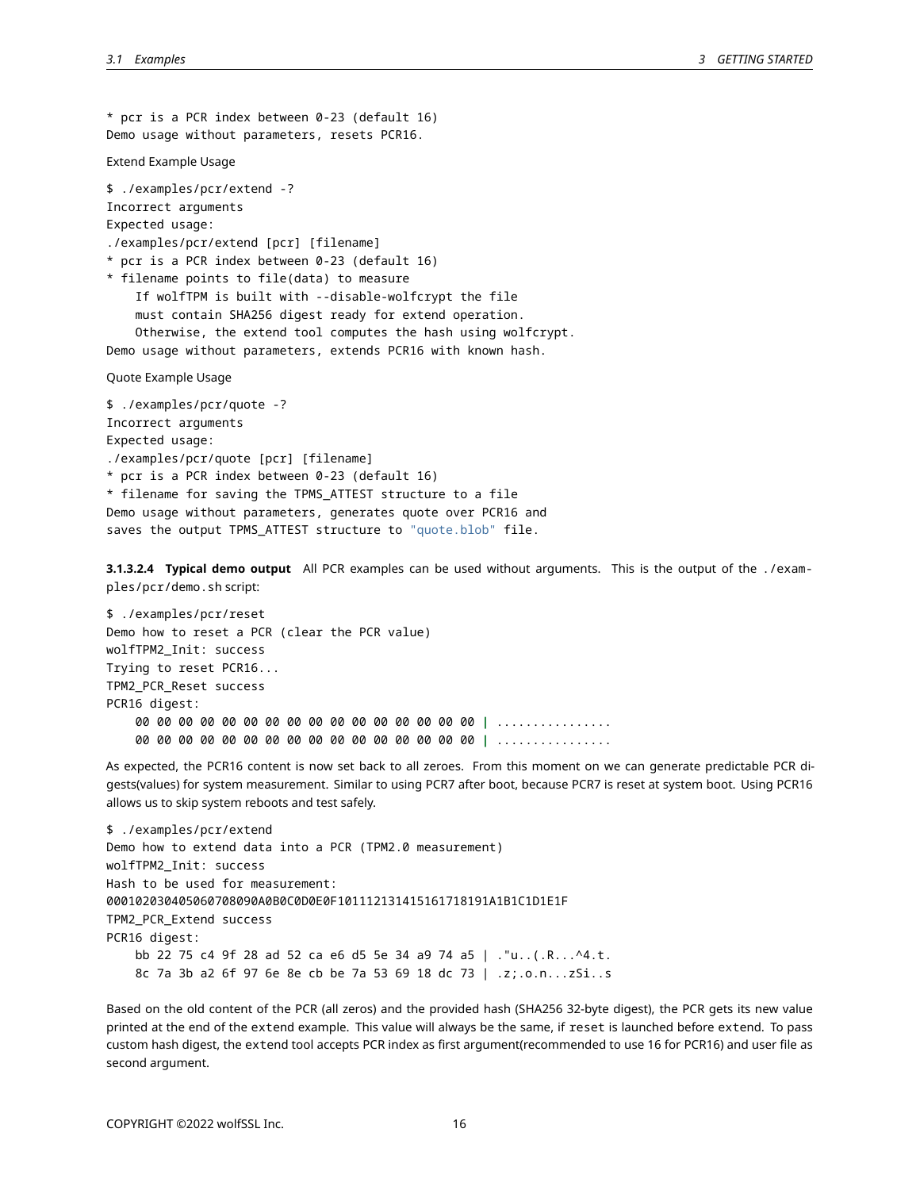```
* pcr is a PCR index between 0-23 (default 16)
Demo usage without parameters, resets PCR16.
```

Extend Example Usage

```
$ ./examples/pcr/extend -?
Incorrect arguments
Expected usage:
./examples/pcr/extend [pcr] [filename]
* pcr is a PCR index between 0-23 (default 16)
* filename points to file(data) to measure
    If wolfTPM is built with --disable-wolfcrypt the file
    must contain SHA256 digest ready for extend operation.
    Otherwise, the extend tool computes the hash using wolfcrypt.
Demo usage without parameters, extends PCR16 with known hash.
```

Quote Example Usage

```
$ ./examples/pcr/quote -?
Incorrect arguments
Expected usage:
./examples/pcr/quote [pcr] [filename]
* pcr is a PCR index between 0-23 (default 16)
* filename for saving the TPMS_ATTEST structure to a file
Demo usage without parameters, generates quote over PCR16 and
saves the output TPMS_ATTEST structure to "quote.blob" file.
```

**3.1.3.2.4 Typical demo output** All PCR examples can be used without arguments. This is the output of the `./examples/pcr/demo.sh` script:

```
$ ./examples/pcr/reset
Demo how to reset a PCR (clear the PCR value)
wolfTPM2_Init: success
Trying to reset PCR16...
TPM2_PCR_Reset success
PCR16 digest:
    00 00 00 00 00 00 00 00 00 00 00 00 00 00 00 00 | ................
    00 00 00 00 00 00 00 00 00 00 00 00 00 00 00 00 | ................
```

As expected, the PCR16 content is now set back to all zeroes. From this moment on we can generate predictable PCR digests(values) for system measurement. Similar to using PCR7 after boot, because PCR7 is reset at system boot. Using PCR16 allows us to skip system reboots and test safely.

```
$ ./examples/pcr/extend
Demo how to extend data into a PCR (TPM2.0 measurement)
wolfTPM2_Init: success
Hash to be used for measurement:
000102030405060708090A0B0C0D0E0F101112131415161718191A1B1C1D1E1F
TPM2_PCR_Extend success
PCR16 digest:
    bb 22 75 c4 9f 28 ad 52 ca e6 d5 5e 34 a9 74 a5 | ."u..(.R...^4.t.
    8c 7a 3b a2 6f 97 6e 8e cb be 7a 53 69 18 dc 73 | .z;.o.n...zSi..s
```

Based on the old content of the PCR (all zeros) and the provided hash (SHA256 32-byte digest), the PCR gets its new value printed at the end of the `extend` example. This value will always be the same, if `reset` is launched before `extend`. To pass custom hash digest, the `extend` tool accepts PCR index as first argument(recommended to use 16 for PCR16) and user file as second argument.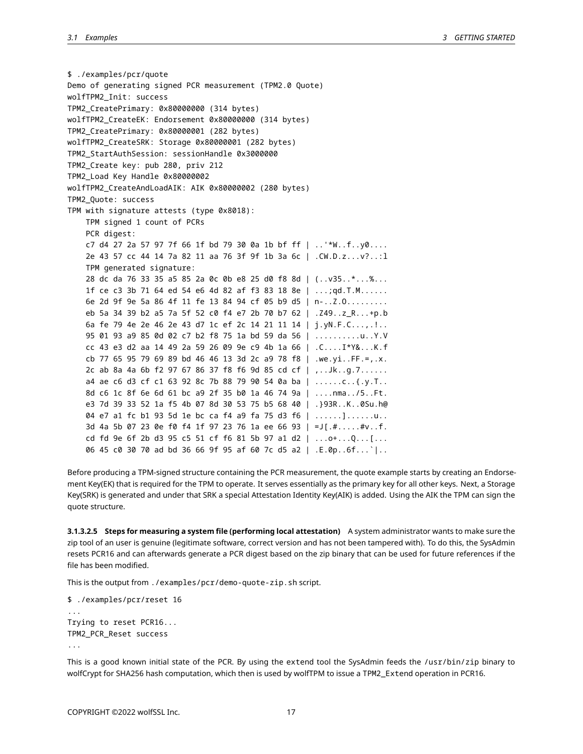```
$ ./examples/pcr/quote
Demo of generating signed PCR measurement (TPM2.0 Quote)
wolfTPM2_Init: success
TPM2_CreatePrimary: 0x80000000 (314 bytes)
wolfTPM2_CreateEK: Endorsement 0x80000000 (314 bytes)
TPM2_CreatePrimary: 0x80000001 (282 bytes)
wolfTPM2_CreateSRK: Storage 0x80000001 (282 bytes)
TPM2_StartAuthSession: sessionHandle 0x3000000
TPM2_Create key: pub 280, priv 212
TPM2_Load Key Handle 0x80000002
wolfTPM2_CreateAndLoadAIK: AIK 0x80000002 (280 bytes)
TPM2_Quote: success
TPM with signature attests (type 0x8018):
    TPM signed 1 count of PCRs
    PCR digest:
    c7 d4 27 2a 57 97 7f 66 1f bd 79 30 0a 1b bf ff | ..'*W..f..y0....
    2e 43 57 cc 44 14 7a 82 11 aa 76 3f 9f 1b 3a 6c | .CW.D.z...v?..:l
    TPM generated signature:
    28 dc da 76 33 35 a5 85 2a 0c 0b e8 25 d0 f8 8d | (..v35..*...%...
    1f ce c3 3b 71 64 ed 54 e6 4d 82 af f3 83 18 8e | ...;qd.T.M......
    6e 2d 9f 9e 5a 86 4f 11 fe 13 84 94 cf 05 b9 d5 | n-..Z.O.........
    eb 5a 34 39 b2 a5 7a 5f 52 c0 f4 e7 2b 70 b7 62 | .Z49..z_R...+p.b
    6a fe 79 4e 2e 46 2e 43 d7 1c ef 2c 14 21 11 14 | j.yN.F.C...,.!..
    95 01 93 a9 85 0d 02 c7 b2 f8 75 1a bd 59 da 56 | ..........u..Y.V
    cc 43 e3 d2 aa 14 49 2a 59 26 09 9e c9 4b 1a 66 | .C....I*Y&...K.f
    cb 77 65 95 79 69 89 bd 46 46 13 3d 2c a9 78 f8 | .we.yi..FF.=,.x.
    2c ab 8a 4a 6b f2 97 67 86 37 f8 f6 9d 85 cd cf | ,..Jk..g.7......
    a4 ae c6 d3 cf c1 63 92 8c 7b 88 79 90 54 0a ba | ......c..{.y.T..
    8d c6 1c 8f 6e 6d 61 bc a9 2f 35 b0 1a 46 74 9a | ....nma../5..Ft.
    e3 7d 39 33 52 1a f5 4b 07 8d 30 53 75 b5 68 40 | .}93R..K..0Su.h@
    04 e7 a1 fc b1 93 5d 1e bc ca f4 a9 fa 75 d3 f6 | ......].......u..
    3d 4a 5b 07 23 0e f0 f4 1f 97 23 76 1a ee 66 93 | =J[.#.....#v..f.
    cd fd 9e 6f 2b d3 95 c5 51 cf f6 81 5b 97 a1 d2 | ...o+...Q...[...
    06 45 c0 30 70 ad bd 36 66 9f 95 af 60 7c d5 a2 | .E.0p..6f...`|..
```

Before producing a TPM-signed structure containing the PCR measurement, the quote example starts by creating an Endorsement Key(EK) that is required for the TPM to operate. It serves essentially as the primary key for all other keys. Next, a Storage Key(SRK) is generated and under that SRK a special Attestation Identity Key(AIK) is added. Using the AIK the TPM can sign the quote structure.

**3.1.3.2.5 Steps for measuring a system file (performing local attestation)** A system administrator wants to make sure the zip tool of an user is genuine (legitimate software, correct version and has not been tampered with). To do this, the SysAdmin resets PCR16 and can afterwards generate a PCR digest based on the zip binary that can be used for future references if the file has been modified.

This is the output from `./examples/pcr/demo-quote-zip.sh` script.

```
$ ./examples/pcr/reset 16
...
Trying to reset PCR16...
TPM2_PCR_Reset success
...
```

This is a good known initial state of the PCR. By using the `extend` tool the SysAdmin feeds the `/usr/bin/zip` binary to wolfCrypt for SHA256 hash computation, which then is used by wolfTPM to issue a TPM2_Extend operation in PCR16.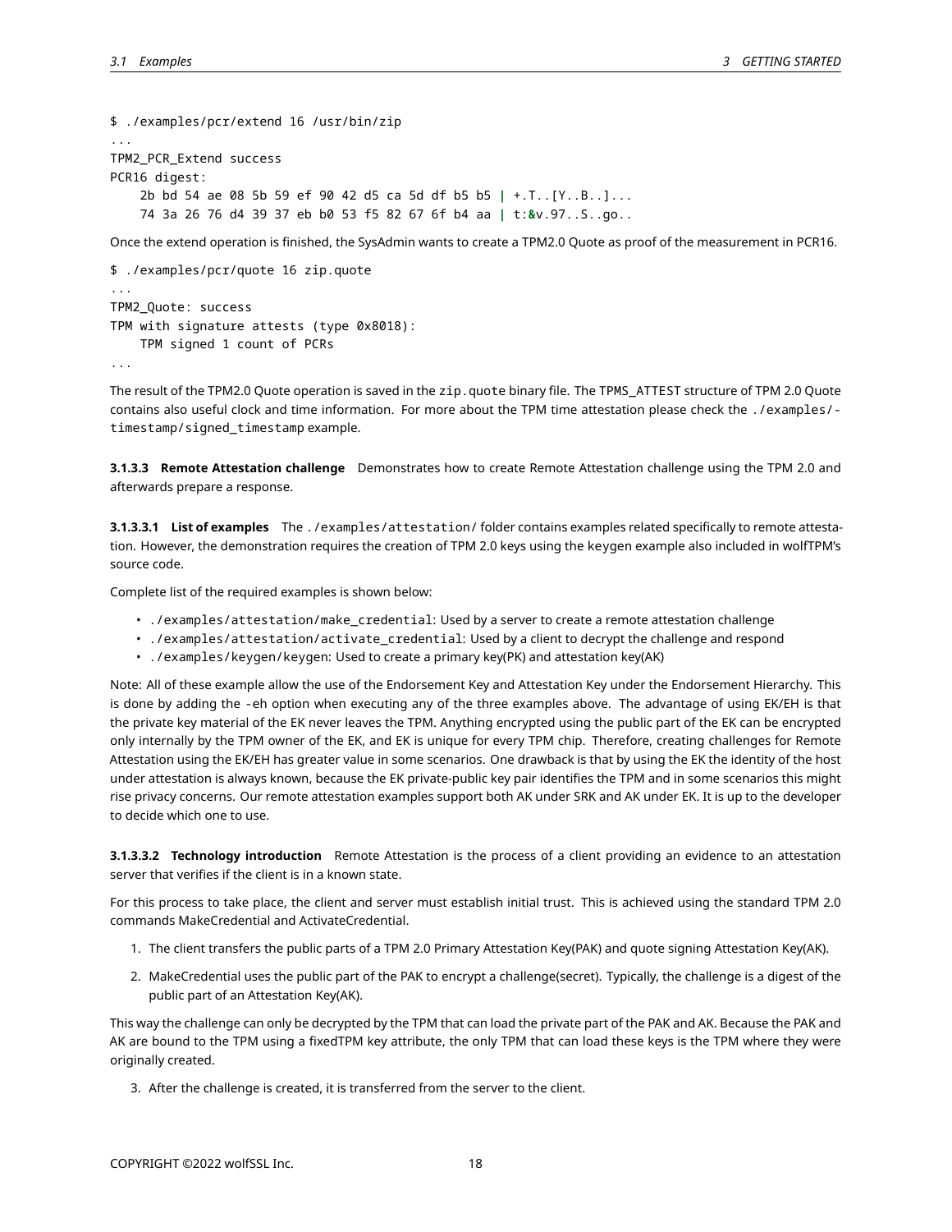```
$ ./examples/pcr/extend 16 /usr/bin/zip
...
TPM2_PCR_Extend success
PCR16 digest:
    2b bd 54 ae 08 5b 59 ef 90 42 d5 ca 5d df b5 b5 | +.T..[Y..B..]...
    74 3a 26 76 d4 39 37 eb b0 53 f5 82 67 6f b4 aa | t:&v.97..S..go..
```

Once the extend operation is finished, the SysAdmin wants to create a TPM2.0 Quote as proof of the measurement in PCR16.

```
$ ./examples/pcr/quote 16 zip.quote
...
TPM2_Quote: success
TPM with signature attests (type 0x8018):
    TPM signed 1 count of PCRs
...
```

The result of the TPM2.0 Quote operation is saved in the `zip.quote` binary file. The `TPMS_ATTEST` structure of TPM 2.0 Quote contains also useful clock and time information. For more about the TPM time attestation please check the `./examples/timestamp/signed_timestamp` example.

#### 3.1.3.3 Remote Attestation challenge

Demonstrates how to create Remote Attestation challenge using the TPM 2.0 and afterwards prepare a response.

##### 3.1.3.3.1 List of examples

The `./examples/attestation/` folder contains examples related specifically to remote attestation. However, the demonstration requires the creation of TPM 2.0 keys using the `keygen` example also included in wolfTPM's source code.

Complete list of the required examples is shown below:

- `./examples/attestation/make_credential`: Used by a server to create a remote attestation challenge
- `./examples/attestation/activate_credential`: Used by a client to decrypt the challenge and respond
- `./examples/keygen/keygen`: Used to create a primary key(PK) and attestation key(AK)

Note: All of these example allow the use of the Endorsement Key and Attestation Key under the Endorsement Hierarchy. This is done by adding the `-eh` option when executing any of the three examples above. The advantage of using EK/EH is that the private key material of the EK never leaves the TPM. Anything encrypted using the public part of the EK can be encrypted only internally by the TPM owner of the EK, and EK is unique for every TPM chip. Therefore, creating challenges for Remote Attestation using the EK/EH has greater value in some scenarios. One drawback is that by using the EK the identity of the host under attestation is always known, because the EK private-public key pair identifies the TPM and in some scenarios this might rise privacy concerns. Our remote attestation examples support both AK under SRK and AK under EK. It is up to the developer to decide which one to use.

##### 3.1.3.3.2 Technology introduction

Remote Attestation is the process of a client providing an evidence to an attestation server that verifies if the client is in a known state.

For this process to take place, the client and server must establish initial trust. This is achieved using the standard TPM 2.0 commands MakeCredential and ActivateCredential.

1. The client transfers the public parts of a TPM 2.0 Primary Attestation Key(PAK) and quote signing Attestation Key(AK).
2. MakeCredential uses the public part of the PAK to encrypt a challenge(secret). Typically, the challenge is a digest of the public part of an Attestation Key(AK).

This way the challenge can only be decrypted by the TPM that can load the private part of the PAK and AK. Because the PAK and AK are bound to the TPM using a fixedTPM key attribute, the only TPM that can load these keys is the TPM where they were originally created.

3. After the challenge is created, it is transferred from the server to the client.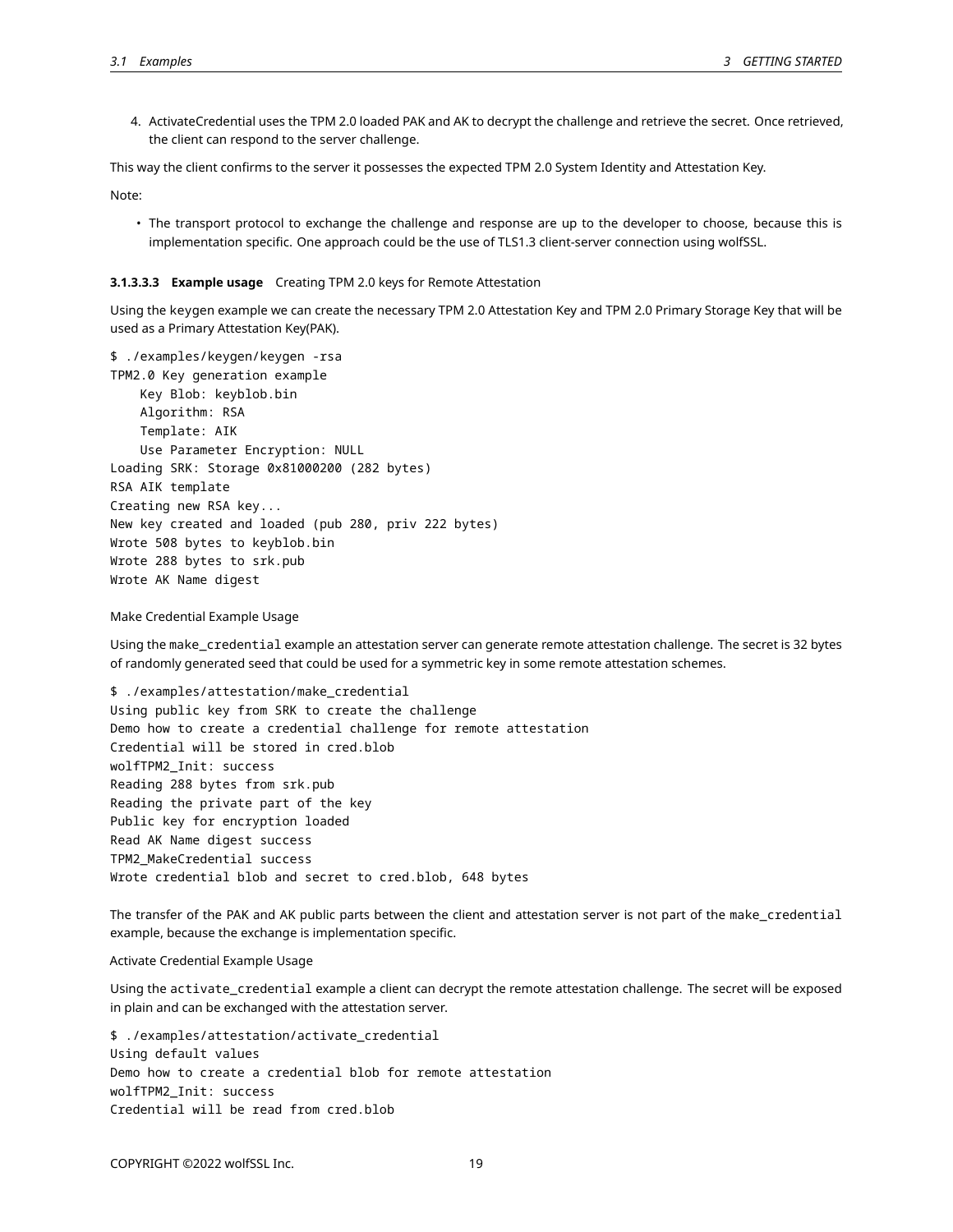4. ActivateCredential uses the TPM 2.0 loaded PAK and AK to decrypt the challenge and retrieve the secret. Once retrieved, the client can respond to the server challenge.

This way the client confirms to the server it possesses the expected TPM 2.0 System Identity and Attestation Key.

Note:

- The transport protocol to exchange the challenge and response are up to the developer to choose, because this is implementation specific. One approach could be the use of TLS1.3 client-server connection using wolfSSL.

##### 3.1.3.3.3 **Example usage** Creating TPM 2.0 keys for Remote Attestation

Using the keygen example we can create the necessary TPM 2.0 Attestation Key and TPM 2.0 Primary Storage Key that will be used as a Primary Attestation Key(PAK).

```
$ ./examples/keygen/keygen -rsa
TPM2.0 Key generation example
    Key Blob: keyblob.bin
    Algorithm: RSA
    Template: AIK
    Use Parameter Encryption: NULL
Loading SRK: Storage 0x81000200 (282 bytes)
RSA AIK template
Creating new RSA key...
New key created and loaded (pub 280, priv 222 bytes)
Wrote 508 bytes to keyblob.bin
Wrote 288 bytes to srk.pub
Wrote AK Name digest
```

Make Credential Example Usage

Using the `make_credential` example an attestation server can generate remote attestation challenge. The secret is 32 bytes of randomly generated seed that could be used for a symmetric key in some remote attestation schemes.

```
$ ./examples/attestation/make_credential
Using public key from SRK to create the challenge
Demo how to create a credential challenge for remote attestation
Credential will be stored in cred.blob
wolfTPM2_Init: success
Reading 288 bytes from srk.pub
Reading the private part of the key
Public key for encryption loaded
Read AK Name digest success
TPM2_MakeCredential success
Wrote credential blob and secret to cred.blob, 648 bytes
```

The transfer of the PAK and AK public parts between the client and attestation server is not part of the `make_credential` example, because the exchange is implementation specific.

Activate Credential Example Usage

Using the `activate_credential` example a client can decrypt the remote attestation challenge. The secret will be exposed in plain and can be exchanged with the attestation server.

```
$ ./examples/attestation/activate_credential
Using default values
Demo how to create a credential blob for remote attestation
wolfTPM2_Init: success
Credential will be read from cred.blob
```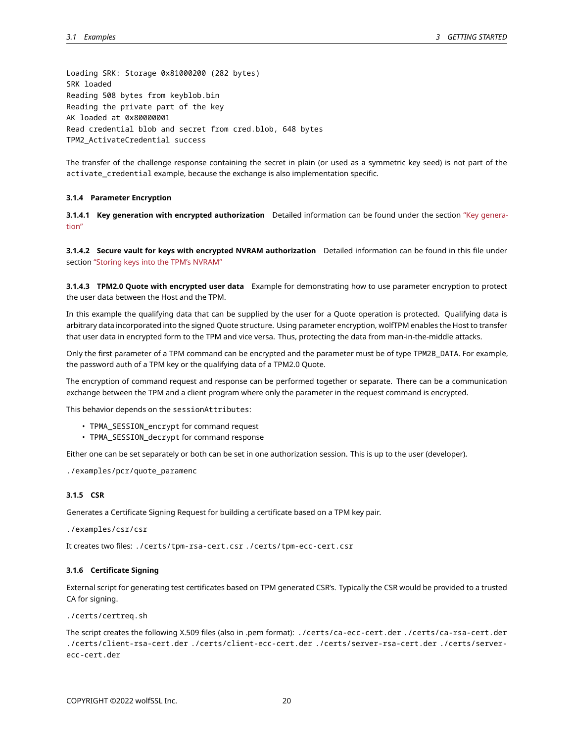```
Loading SRK: Storage 0x81000200 (282 bytes)
SRK loaded
Reading 508 bytes from keyblob.bin
Reading the private part of the key
AK loaded at 0x80000001
Read credential blob and secret from cred.blob, 648 bytes
TPM2_ActivateCredential success
```

The transfer of the challenge response containing the secret in plain (or used as a symmetric key seed) is not part of the `activate_credential` example, because the exchange is also implementation specific.

#### 3.1.4 Parameter Encryption

**3.1.4.1 Key generation with encrypted authorization** Detailed information can be found under the section "Key generation"

**3.1.4.2 Secure vault for keys with encrypted NVRAM authorization** Detailed information can be found in this file under section "Storing keys into the TPM's NVRAM"

**3.1.4.3 TPM2.0 Quote with encrypted user data** Example for demonstrating how to use parameter encryption to protect the user data between the Host and the TPM.

In this example the qualifying data that can be supplied by the user for a Quote operation is protected. Qualifying data is arbitrary data incorporated into the signed Quote structure. Using parameter encryption, wolfTPM enables the Host to transfer that user data in encrypted form to the TPM and vice versa. Thus, protecting the data from man-in-the-middle attacks.

Only the first parameter of a TPM command can be encrypted and the parameter must be of type TPM2B_DATA. For example, the password auth of a TPM key or the qualifying data of a TPM2.0 Quote.

The encryption of command request and response can be performed together or separate. There can be a communication exchange between the TPM and a client program where only the parameter in the request command is encrypted.

This behavior depends on the `sessionAttributes`:

- `TPMA_SESSION_encrypt` for command request
- `TPMA_SESSION_decrypt` for command response

Either one can be set separately or both can be set in one authorization session. This is up to the user (developer).

`./examples/pcr/quote_paramenc`

#### 3.1.5 CSR

Generates a Certificate Signing Request for building a certificate based on a TPM key pair.

`./examples/csr/csr`

It creates two files: `./certs/tpm-rsa-cert.csr` `./certs/tpm-ecc-cert.csr`

#### 3.1.6 Certificate Signing

External script for generating test certificates based on TPM generated CSR's. Typically the CSR would be provided to a trusted CA for signing.

`./certs/certreq.sh`

The script creates the following X.509 files (also in .pem format): `./certs/ca-ecc-cert.der` `./certs/ca-rsa-cert.der` `./certs/client-rsa-cert.der` `./certs/client-ecc-cert.der` `./certs/server-rsa-cert.der` `./certs/server-ecc-cert.der`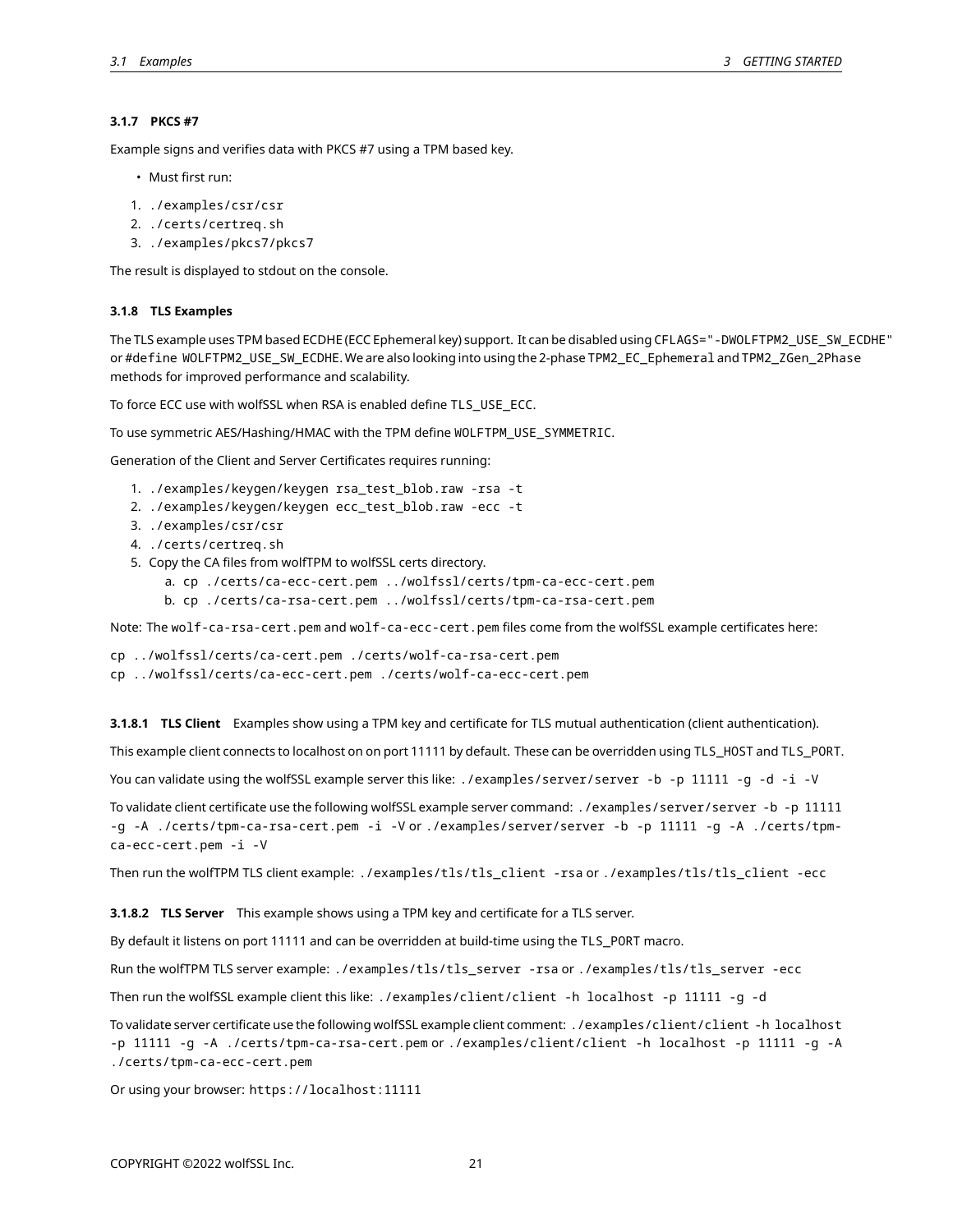#### 3.1.7 PKCS #7

Example signs and verifies data with PKCS #7 using a TPM based key.

- Must first run:

1. `./examples/csr/csr`
2. `./certs/certreq.sh`
3. `./examples/pkcs7/pkcs7`

The result is displayed to stdout on the console.

#### 3.1.8 TLS Examples

The TLS example uses TPM based ECDHE (ECC Ephemeral key) support. It can be disabled using `CFLAGS="-DWOLFTPM2_USE_SW_ECDHE"` or `#define WOLFTPM2_USE_SW_ECDHE`. We are also looking into using the 2-phase `TPM2_EC_Ephemeral` and `TPM2_ZGen_2Phase` methods for improved performance and scalability.

To force ECC use with wolfSSL when RSA is enabled define `TLS_USE_ECC`.

To use symmetric AES/Hashing/HMAC with the TPM define `WOLFTPM_USE_SYMMETRIC`.

Generation of the Client and Server Certificates requires running:

1. `./examples/keygen/keygen rsa_test_blob.raw -rsa -t`
2. `./examples/keygen/keygen ecc_test_blob.raw -ecc -t`
3. `./examples/csr/csr`
4. `./certs/certreq.sh`
5. Copy the CA files from wolfTPM to wolfSSL certs directory.
   a. `cp ./certs/ca-ecc-cert.pem ../wolfssl/certs/tpm-ca-ecc-cert.pem`
   b. `cp ./certs/ca-rsa-cert.pem ../wolfssl/certs/tpm-ca-rsa-cert.pem`

Note: The `wolf-ca-rsa-cert.pem` and `wolf-ca-ecc-cert.pem` files come from the wolfSSL example certificates here:

```
cp ../wolfssl/certs/ca-cert.pem ./certs/wolf-ca-rsa-cert.pem
cp ../wolfssl/certs/ca-ecc-cert.pem ./certs/wolf-ca-ecc-cert.pem
```

##### 3.1.8.1 TLS Client

Examples show using a TPM key and certificate for TLS mutual authentication (client authentication).

This example client connects to localhost on on port 11111 by default. These can be overridden using `TLS_HOST` and `TLS_PORT`.

You can validate using the wolfSSL example server this like: `./examples/server/server -b -p 11111 -g -d -i -V`

To validate client certificate use the following wolfSSL example server command: `./examples/server/server -b -p 11111 -g -A ./certs/tpm-ca-rsa-cert.pem -i -V` or `./examples/server/server -b -p 11111 -g -A ./certs/tpm-ca-ecc-cert.pem -i -V`

Then run the wolfTPM TLS client example: `./examples/tls/tls_client -rsa` or `./examples/tls/tls_client -ecc`

##### 3.1.8.2 TLS Server

This example shows using a TPM key and certificate for a TLS server.

By default it listens on port 11111 and can be overridden at build-time using the `TLS_PORT` macro.

Run the wolfTPM TLS server example: `./examples/tls/tls_server -rsa` or `./examples/tls/tls_server -ecc`

Then run the wolfSSL example client this like: `./examples/client/client -h localhost -p 11111 -g -d`

To validate server certificate use the following wolfSSL example client comment: `./examples/client/client -h localhost -p 11111 -g -A ./certs/tpm-ca-rsa-cert.pem` or `./examples/client/client -h localhost -p 11111 -g -A ./certs/tpm-ca-ecc-cert.pem`

Or using your browser: `https://localhost:11111`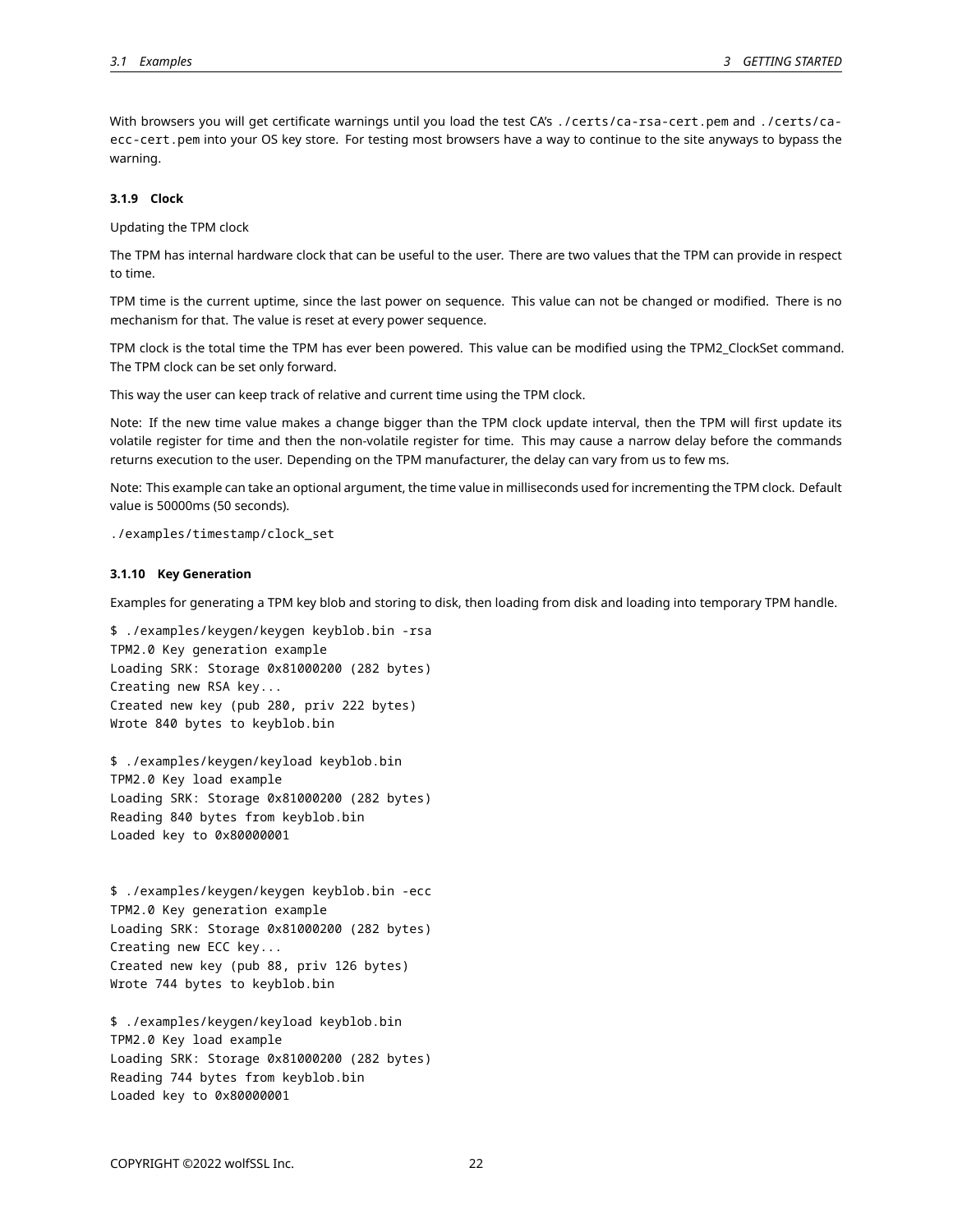With browsers you will get certificate warnings until you load the test CA's `./certs/ca-rsa-cert.pem` and `./certs/ca-ecc-cert.pem` into your OS key store. For testing most browsers have a way to continue to the site anyways to bypass the warning.

#### 3.1.9 Clock

Updating the TPM clock

The TPM has internal hardware clock that can be useful to the user. There are two values that the TPM can provide in respect to time.

TPM time is the current uptime, since the last power on sequence. This value can not be changed or modified. There is no mechanism for that. The value is reset at every power sequence.

TPM clock is the total time the TPM has ever been powered. This value can be modified using the TPM2_ClockSet command. The TPM clock can be set only forward.

This way the user can keep track of relative and current time using the TPM clock.

Note: If the new time value makes a change bigger than the TPM clock update interval, then the TPM will first update its volatile register for time and then the non-volatile register for time. This may cause a narrow delay before the commands returns execution to the user. Depending on the TPM manufacturer, the delay can vary from us to few ms.

Note: This example can take an optional argument, the time value in milliseconds used for incrementing the TPM clock. Default value is 50000ms (50 seconds).

```
./examples/timestamp/clock_set
```

#### 3.1.10 Key Generation

Examples for generating a TPM key blob and storing to disk, then loading from disk and loading into temporary TPM handle.

```
$ ./examples/keygen/keygen keyblob.bin -rsa
TPM2.0 Key generation example
Loading SRK: Storage 0x81000200 (282 bytes)
Creating new RSA key...
Created new key (pub 280, priv 222 bytes)
Wrote 840 bytes to keyblob.bin

$ ./examples/keygen/keyload keyblob.bin
TPM2.0 Key load example
Loading SRK: Storage 0x81000200 (282 bytes)
Reading 840 bytes from keyblob.bin
Loaded key to 0x80000001


$ ./examples/keygen/keygen keyblob.bin -ecc
TPM2.0 Key generation example
Loading SRK: Storage 0x81000200 (282 bytes)
Creating new ECC key...
Created new key (pub 88, priv 126 bytes)
Wrote 744 bytes to keyblob.bin

$ ./examples/keygen/keyload keyblob.bin
TPM2.0 Key load example
Loading SRK: Storage 0x81000200 (282 bytes)
Reading 744 bytes from keyblob.bin
Loaded key to 0x80000001
```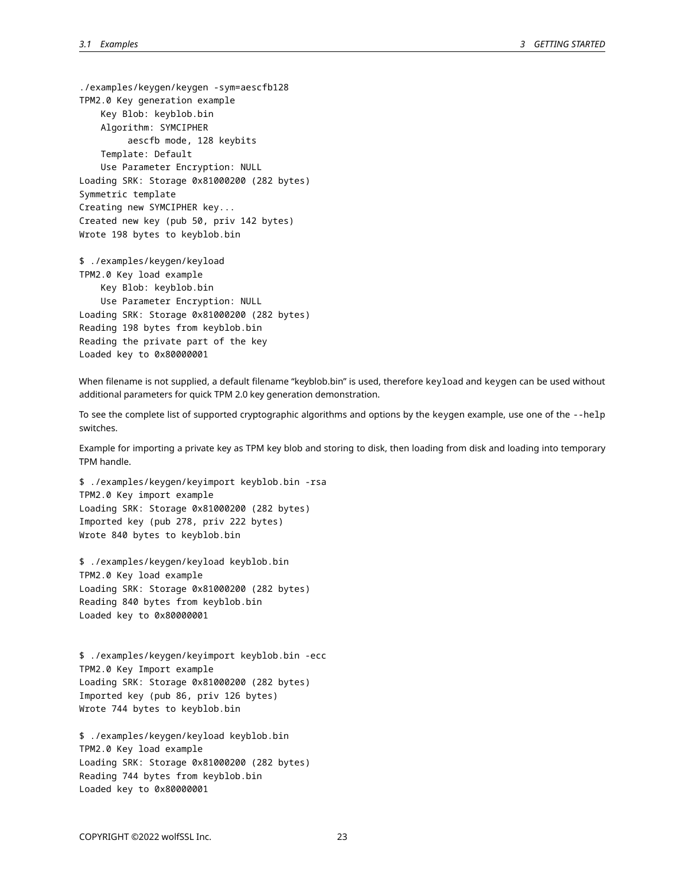```
./examples/keygen/keygen -sym=aescfb128
TPM2.0 Key generation example
    Key Blob: keyblob.bin
    Algorithm: SYMCIPHER
         aescfb mode, 128 keybits
    Template: Default
    Use Parameter Encryption: NULL
Loading SRK: Storage 0x81000200 (282 bytes)
Symmetric template
Creating new SYMCIPHER key...
Created new key (pub 50, priv 142 bytes)
Wrote 198 bytes to keyblob.bin

$ ./examples/keygen/keyload
TPM2.0 Key load example
    Key Blob: keyblob.bin
    Use Parameter Encryption: NULL
Loading SRK: Storage 0x81000200 (282 bytes)
Reading 198 bytes from keyblob.bin
Reading the private part of the key
Loaded key to 0x80000001
```

When filename is not supplied, a default filename "keyblob.bin" is used, therefore `keyload` and `keygen` can be used without additional parameters for quick TPM 2.0 key generation demonstration.

To see the complete list of supported cryptographic algorithms and options by the keygen example, use one of the `--help` switches.

Example for importing a private key as TPM key blob and storing to disk, then loading from disk and loading into temporary TPM handle.

```
$ ./examples/keygen/keyimport keyblob.bin -rsa
TPM2.0 Key import example
Loading SRK: Storage 0x81000200 (282 bytes)
Imported key (pub 278, priv 222 bytes)
Wrote 840 bytes to keyblob.bin

$ ./examples/keygen/keyload keyblob.bin
TPM2.0 Key load example
Loading SRK: Storage 0x81000200 (282 bytes)
Reading 840 bytes from keyblob.bin
Loaded key to 0x80000001


$ ./examples/keygen/keyimport keyblob.bin -ecc
TPM2.0 Key Import example
Loading SRK: Storage 0x81000200 (282 bytes)
Imported key (pub 86, priv 126 bytes)
Wrote 744 bytes to keyblob.bin

$ ./examples/keygen/keyload keyblob.bin
TPM2.0 Key load example
Loading SRK: Storage 0x81000200 (282 bytes)
Reading 744 bytes from keyblob.bin
Loaded key to 0x80000001
```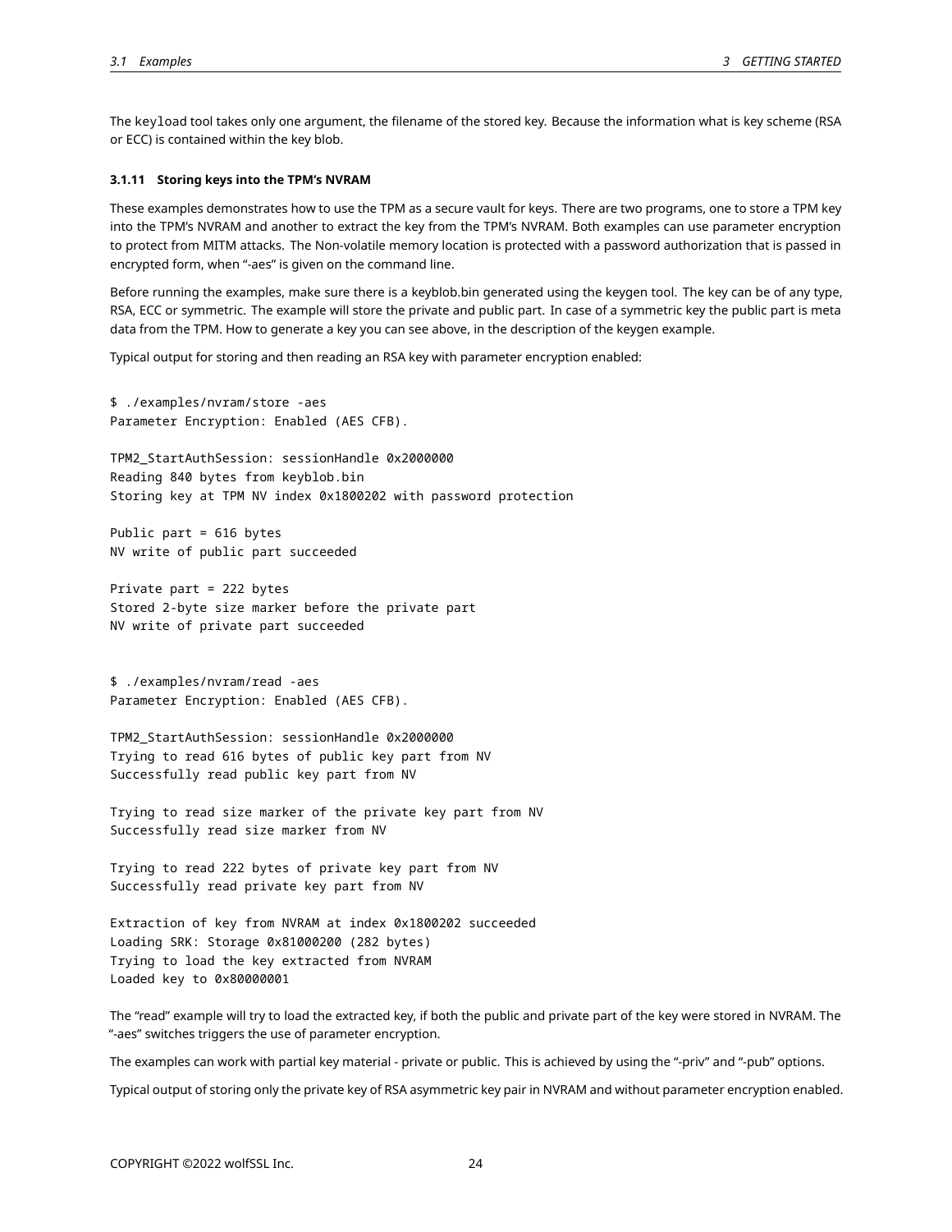The `keyload` tool takes only one argument, the filename of the stored key. Because the information what is key scheme (RSA or ECC) is contained within the key blob.

#### 3.1.11 Storing keys into the TPM's NVRAM

These examples demonstrates how to use the TPM as a secure vault for keys. There are two programs, one to store a TPM key into the TPM's NVRAM and another to extract the key from the TPM's NVRAM. Both examples can use parameter encryption to protect from MITM attacks. The Non-volatile memory location is protected with a password authorization that is passed in encrypted form, when "-aes" is given on the command line.

Before running the examples, make sure there is a keyblob.bin generated using the keygen tool. The key can be of any type, RSA, ECC or symmetric. The example will store the private and public part. In case of a symmetric key the public part is meta data from the TPM. How to generate a key you can see above, in the description of the keygen example.

Typical output for storing and then reading an RSA key with parameter encryption enabled:

```
$ ./examples/nvram/store -aes
Parameter Encryption: Enabled (AES CFB).

TPM2_StartAuthSession: sessionHandle 0x2000000
Reading 840 bytes from keyblob.bin
Storing key at TPM NV index 0x1800202 with password protection

Public part = 616 bytes
NV write of public part succeeded

Private part = 222 bytes
Stored 2-byte size marker before the private part
NV write of private part succeeded


$ ./examples/nvram/read -aes
Parameter Encryption: Enabled (AES CFB).

TPM2_StartAuthSession: sessionHandle 0x2000000
Trying to read 616 bytes of public key part from NV
Successfully read public key part from NV

Trying to read size marker of the private key part from NV
Successfully read size marker from NV

Trying to read 222 bytes of private key part from NV
Successfully read private key part from NV

Extraction of key from NVRAM at index 0x1800202 succeeded
Loading SRK: Storage 0x81000200 (282 bytes)
Trying to load the key extracted from NVRAM
Loaded key to 0x80000001
```

The "read" example will try to load the extracted key, if both the public and private part of the key were stored in NVRAM. The "-aes" switches triggers the use of parameter encryption.

The examples can work with partial key material - private or public. This is achieved by using the "-priv" and "-pub" options.

Typical output of storing only the private key of RSA asymmetric key pair in NVRAM and without parameter encryption enabled.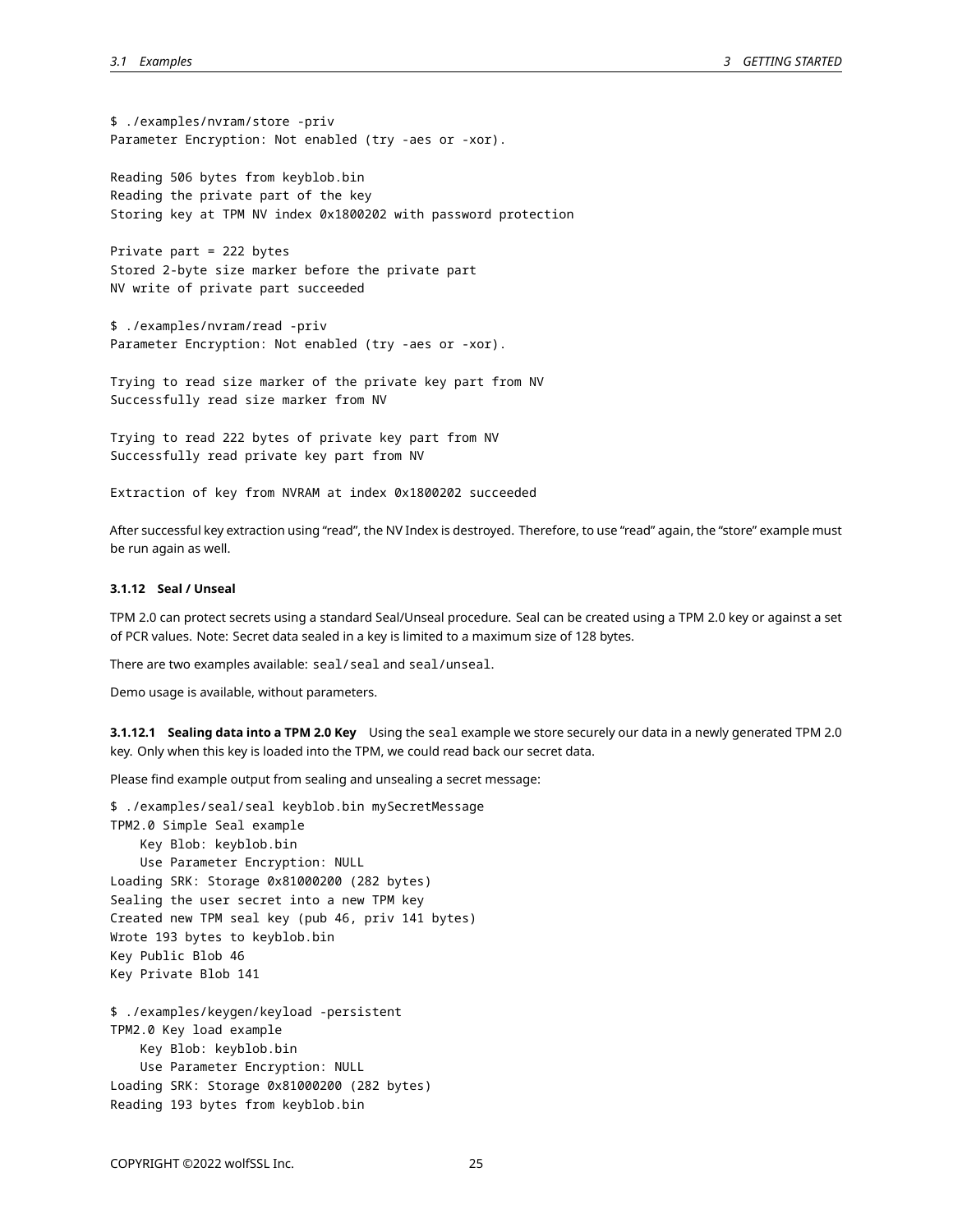```
$ ./examples/nvram/store -priv
Parameter Encryption: Not enabled (try -aes or -xor).

Reading 506 bytes from keyblob.bin
Reading the private part of the key
Storing key at TPM NV index 0x1800202 with password protection

Private part = 222 bytes
Stored 2-byte size marker before the private part
NV write of private part succeeded

$ ./examples/nvram/read -priv
Parameter Encryption: Not enabled (try -aes or -xor).

Trying to read size marker of the private key part from NV
Successfully read size marker from NV

Trying to read 222 bytes of private key part from NV
Successfully read private key part from NV

Extraction of key from NVRAM at index 0x1800202 succeeded
```

After successful key extraction using "read", the NV Index is destroyed. Therefore, to use "read" again, the "store" example must be run again as well.

#### 3.1.12 Seal / Unseal

TPM 2.0 can protect secrets using a standard Seal/Unseal procedure. Seal can be created using a TPM 2.0 key or against a set of PCR values. Note: Secret data sealed in a key is limited to a maximum size of 128 bytes.

There are two examples available: `seal/seal` and `seal/unseal`.

Demo usage is available, without parameters.

**3.1.12.1 Sealing data into a TPM 2.0 Key** Using the `seal` example we store securely our data in a newly generated TPM 2.0 key. Only when this key is loaded into the TPM, we could read back our secret data.

Please find example output from sealing and unsealing a secret message:

```
$ ./examples/seal/seal keyblob.bin mySecretMessage
TPM2.0 Simple Seal example
    Key Blob: keyblob.bin
    Use Parameter Encryption: NULL
Loading SRK: Storage 0x81000200 (282 bytes)
Sealing the user secret into a new TPM key
Created new TPM seal key (pub 46, priv 141 bytes)
Wrote 193 bytes to keyblob.bin
Key Public Blob 46
Key Private Blob 141

$ ./examples/keygen/keyload -persistent
TPM2.0 Key load example
    Key Blob: keyblob.bin
    Use Parameter Encryption: NULL
Loading SRK: Storage 0x81000200 (282 bytes)
Reading 193 bytes from keyblob.bin
```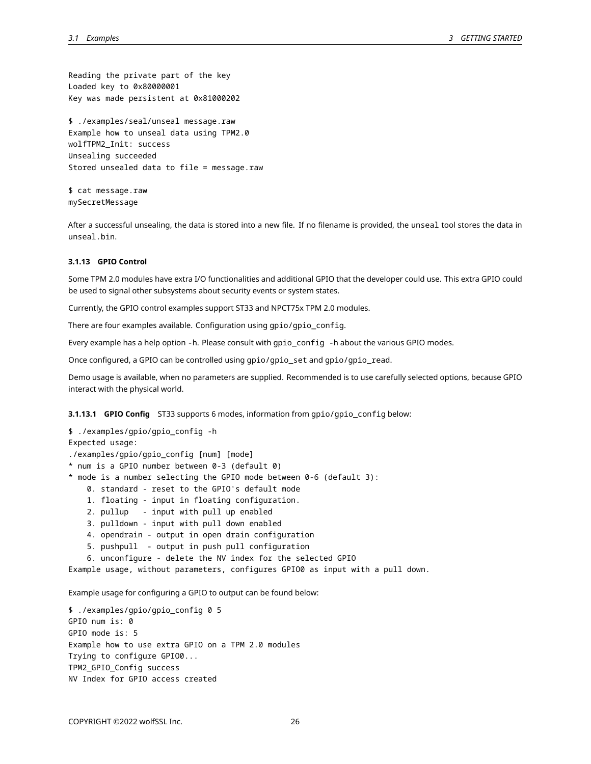```
Reading the private part of the key
Loaded key to 0x80000001
Key was made persistent at 0x81000202

$ ./examples/seal/unseal message.raw
Example how to unseal data using TPM2.0
wolfTPM2_Init: success
Unsealing succeeded
Stored unsealed data to file = message.raw

$ cat message.raw
mySecretMessage
```

After a successful unsealing, the data is stored into a new file. If no filename is provided, the `unseal` tool stores the data in `unseal.bin`.

#### 3.1.13 GPIO Control

Some TPM 2.0 modules have extra I/O functionalities and additional GPIO that the developer could use. This extra GPIO could be used to signal other subsystems about security events or system states.

Currently, the GPIO control examples support ST33 and NPCT75x TPM 2.0 modules.

There are four examples available. Configuration using `gpio/gpio_config`.

Every example has a help option `-h`. Please consult with `gpio_config -h` about the various GPIO modes.

Once configured, a GPIO can be controlled using `gpio/gpio_set` and `gpio/gpio_read`.

Demo usage is available, when no parameters are supplied. Recommended is to use carefully selected options, because GPIO interact with the physical world.

**3.1.13.1 GPIO Config** ST33 supports 6 modes, information from `gpio/gpio_config` below:

```
$ ./examples/gpio/gpio_config -h
Expected usage:
./examples/gpio/gpio_config [num] [mode]
* num is a GPIO number between 0-3 (default 0)
* mode is a number selecting the GPIO mode between 0-6 (default 3):
    0. standard - reset to the GPIO's default mode
    1. floating - input in floating configuration.
    2. pullup   - input with pull up enabled
    3. pulldown - input with pull down enabled
    4. opendrain - output in open drain configuration
    5. pushpull  - output in push pull configuration
    6. unconfigure - delete the NV index for the selected GPIO
Example usage, without parameters, configures GPIO0 as input with a pull down.
```

Example usage for configuring a GPIO to output can be found below:

```
$ ./examples/gpio/gpio_config 0 5
GPIO num is: 0
GPIO mode is: 5
Example how to use extra GPIO on a TPM 2.0 modules
Trying to configure GPIO0...
TPM2_GPIO_Config success
NV Index for GPIO access created
```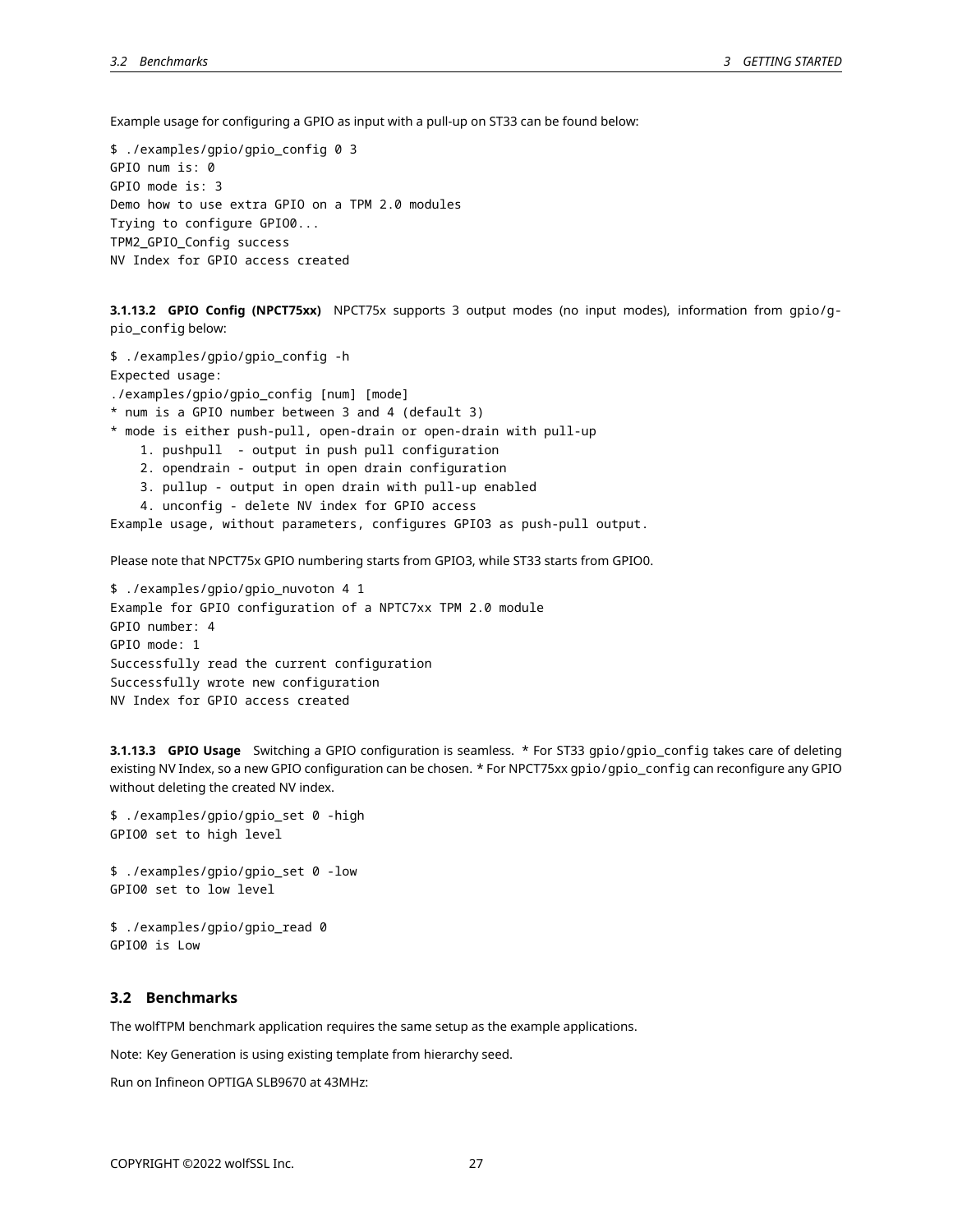Example usage for configuring a GPIO as input with a pull-up on ST33 can be found below:

```
$ ./examples/gpio/gpio_config 0 3
GPIO num is: 0
GPIO mode is: 3
Demo how to use extra GPIO on a TPM 2.0 modules
Trying to configure GPIO0...
TPM2_GPIO_Config success
NV Index for GPIO access created
```

#### 3.1.13.2 GPIO Config (NPCT75xx)

NPCT75x supports 3 output modes (no input modes), information from gpio/gpio_config below:

```
$ ./examples/gpio/gpio_config -h
Expected usage:
./examples/gpio/gpio_config [num] [mode]
* num is a GPIO number between 3 and 4 (default 3)
* mode is either push-pull, open-drain or open-drain with pull-up
    1. pushpull  - output in push pull configuration
    2. opendrain - output in open drain configuration
    3. pullup - output in open drain with pull-up enabled
    4. unconfig - delete NV index for GPIO access
Example usage, without parameters, configures GPIO3 as push-pull output.
```

Please note that NPCT75x GPIO numbering starts from GPIO3, while ST33 starts from GPIO0.

```
$ ./examples/gpio/gpio_nuvoton 4 1
Example for GPIO configuration of a NPTC7xx TPM 2.0 module
GPIO number: 4
GPIO mode: 1
Successfully read the current configuration
Successfully wrote new configuration
NV Index for GPIO access created
```

#### 3.1.13.3 GPIO Usage

Switching a GPIO configuration is seamless. * For ST33 `gpio/gpio_config` takes care of deleting existing NV Index, so a new GPIO configuration can be chosen. * For NPCT75xx `gpio/gpio_config` can reconfigure any GPIO without deleting the created NV index.

```
$ ./examples/gpio/gpio_set 0 -high
GPIO0 set to high level

$ ./examples/gpio/gpio_set 0 -low
GPIO0 set to low level

$ ./examples/gpio/gpio_read 0
GPIO0 is Low
```

## 3.2 Benchmarks

The wolfTPM benchmark application requires the same setup as the example applications.

Note: Key Generation is using existing template from hierarchy seed.

Run on Infineon OPTIGA SLB9670 at 43MHz: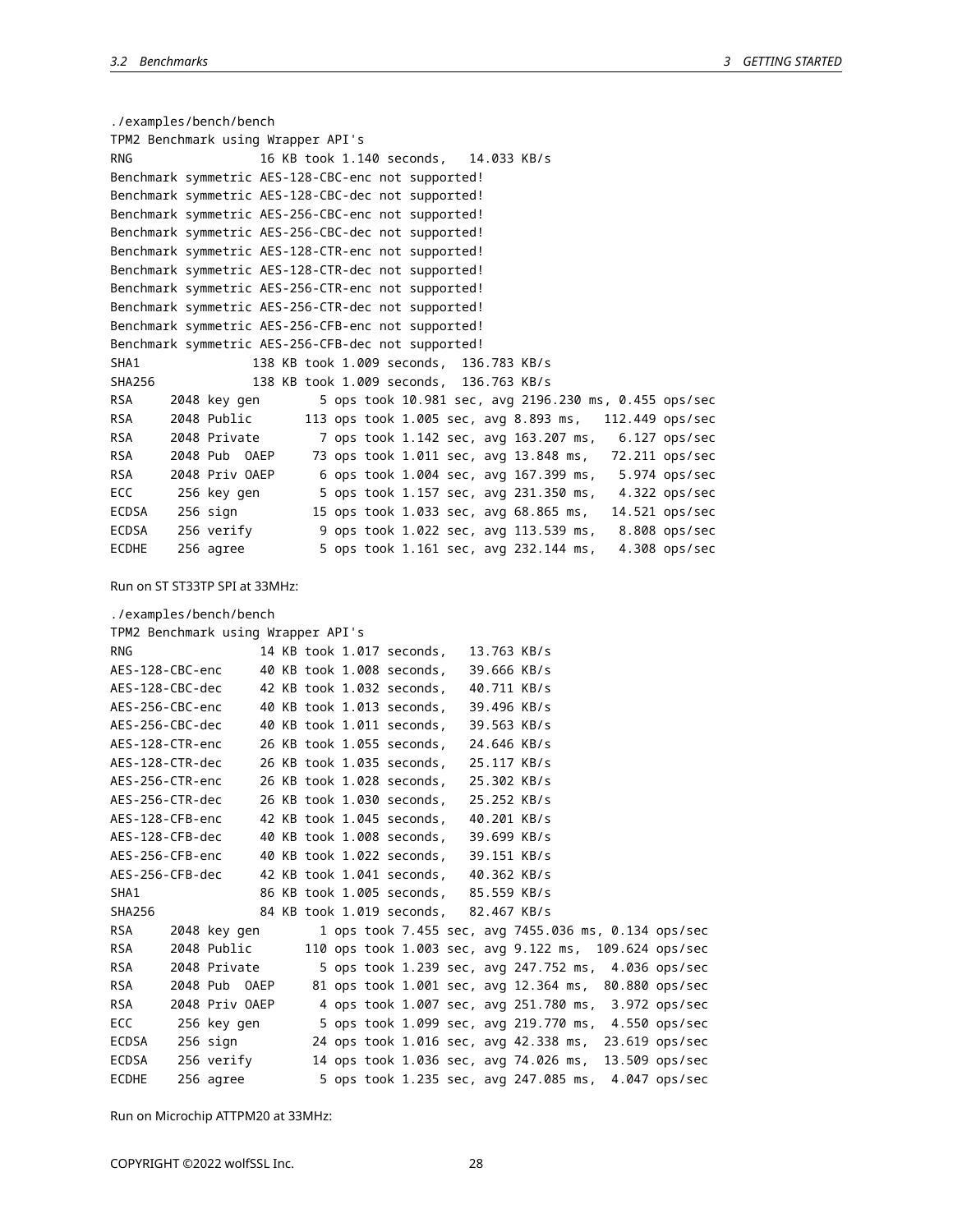```
./examples/bench/bench
TPM2 Benchmark using Wrapper API's
RNG                16 KB took 1.140 seconds,   14.033 KB/s
Benchmark symmetric AES-128-CBC-enc not supported!
Benchmark symmetric AES-128-CBC-dec not supported!
Benchmark symmetric AES-256-CBC-enc not supported!
Benchmark symmetric AES-256-CBC-dec not supported!
Benchmark symmetric AES-128-CTR-enc not supported!
Benchmark symmetric AES-128-CTR-dec not supported!
Benchmark symmetric AES-256-CTR-enc not supported!
Benchmark symmetric AES-256-CTR-dec not supported!
Benchmark symmetric AES-256-CFB-enc not supported!
Benchmark symmetric AES-256-CFB-dec not supported!
SHA1              138 KB took 1.009 seconds,  136.783 KB/s
SHA256            138 KB took 1.009 seconds,  136.763 KB/s
RSA     2048 key gen        5 ops took 10.981 sec, avg 2196.230 ms, 0.455 ops/sec
RSA     2048 Public       113 ops took 1.005 sec, avg 8.893 ms,   112.449 ops/sec
RSA     2048 Private        7 ops took 1.142 sec, avg 163.207 ms,   6.127 ops/sec
RSA     2048 Pub  OAEP     73 ops took 1.011 sec, avg 13.848 ms,   72.211 ops/sec
RSA     2048 Priv OAEP      6 ops took 1.004 sec, avg 167.399 ms,   5.974 ops/sec
ECC      256 key gen        5 ops took 1.157 sec, avg 231.350 ms,   4.322 ops/sec
ECDSA    256 sign          15 ops took 1.033 sec, avg 68.865 ms,   14.521 ops/sec
ECDSA    256 verify         9 ops took 1.022 sec, avg 113.539 ms,   8.808 ops/sec
ECDHE    256 agree          5 ops took 1.161 sec, avg 232.144 ms,   4.308 ops/sec
```

Run on ST ST33TP SPI at 33MHz:

```
./examples/bench/bench
TPM2 Benchmark using Wrapper API's
RNG                14 KB took 1.017 seconds,   13.763 KB/s
AES-128-CBC-enc     40 KB took 1.008 seconds,   39.666 KB/s
AES-128-CBC-dec     42 KB took 1.032 seconds,   40.711 KB/s
AES-256-CBC-enc     40 KB took 1.013 seconds,   39.496 KB/s
AES-256-CBC-dec     40 KB took 1.011 seconds,   39.563 KB/s
AES-128-CTR-enc     26 KB took 1.055 seconds,   24.646 KB/s
AES-128-CTR-dec     26 KB took 1.035 seconds,   25.117 KB/s
AES-256-CTR-enc     26 KB took 1.028 seconds,   25.302 KB/s
AES-256-CTR-dec     26 KB took 1.030 seconds,   25.252 KB/s
AES-128-CFB-enc     42 KB took 1.045 seconds,   40.201 KB/s
AES-128-CFB-dec     40 KB took 1.008 seconds,   39.699 KB/s
AES-256-CFB-enc     40 KB took 1.022 seconds,   39.151 KB/s
AES-256-CFB-dec     42 KB took 1.041 seconds,   40.362 KB/s
SHA1               86 KB took 1.005 seconds,   85.559 KB/s
SHA256             84 KB took 1.019 seconds,   82.467 KB/s
RSA     2048 key gen        1 ops took 7.455 sec, avg 7455.036 ms, 0.134 ops/sec
RSA     2048 Public       110 ops took 1.003 sec, avg 9.122 ms,  109.624 ops/sec
RSA     2048 Private        5 ops took 1.239 sec, avg 247.752 ms,  4.036 ops/sec
RSA     2048 Pub  OAEP     81 ops took 1.001 sec, avg 12.364 ms,  80.880 ops/sec
RSA     2048 Priv OAEP      4 ops took 1.007 sec, avg 251.780 ms,  3.972 ops/sec
ECC      256 key gen        5 ops took 1.099 sec, avg 219.770 ms,  4.550 ops/sec
ECDSA    256 sign          24 ops took 1.016 sec, avg 42.338 ms,  23.619 ops/sec
ECDSA    256 verify        14 ops took 1.036 sec, avg 74.026 ms,  13.509 ops/sec
ECDHE    256 agree          5 ops took 1.235 sec, avg 247.085 ms,  4.047 ops/sec
```

Run on Microchip ATTPM20 at 33MHz: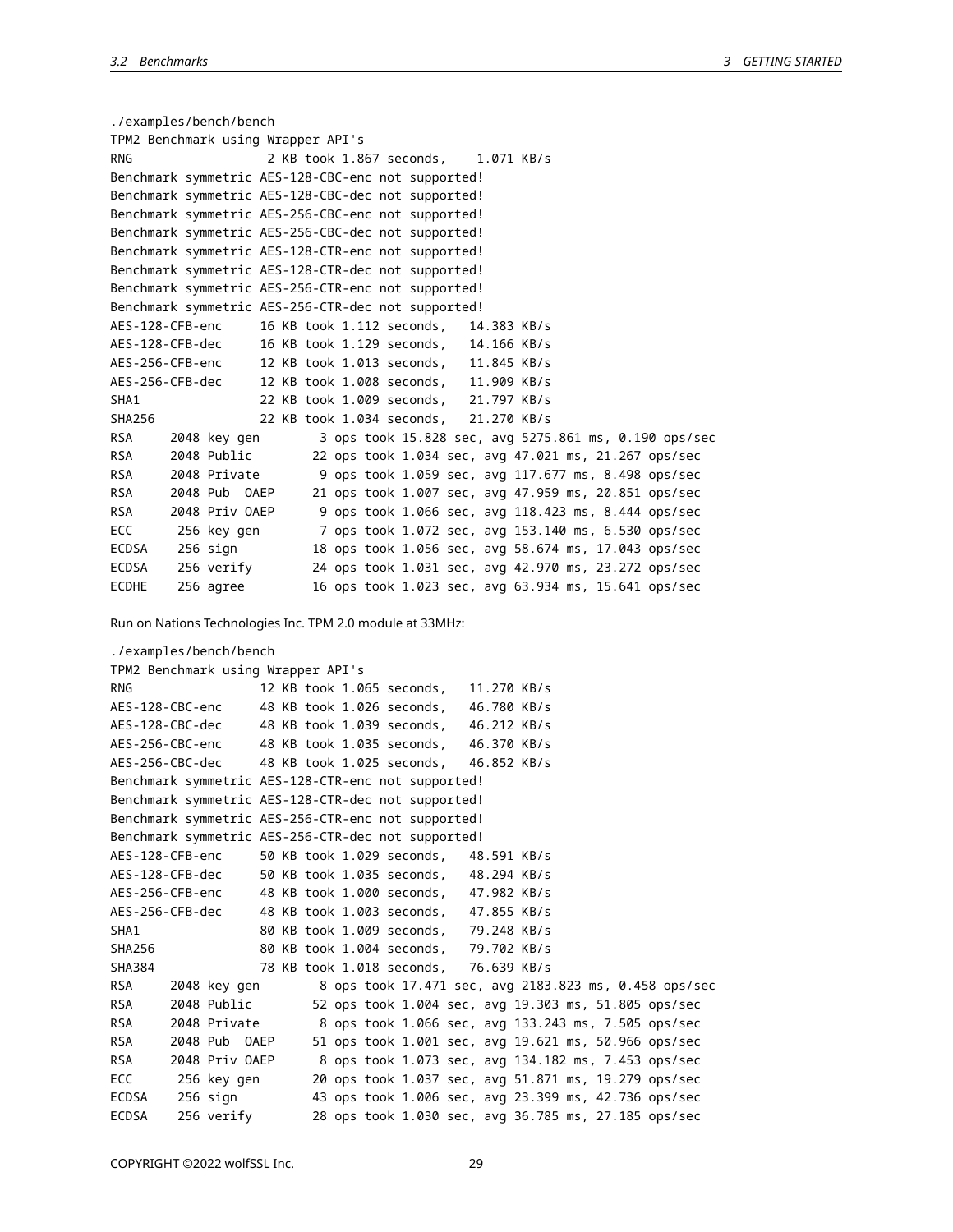```
./examples/bench/bench
TPM2 Benchmark using Wrapper API's
RNG                  2 KB took 1.867 seconds,    1.071 KB/s
Benchmark symmetric AES-128-CBC-enc not supported!
Benchmark symmetric AES-128-CBC-dec not supported!
Benchmark symmetric AES-256-CBC-enc not supported!
Benchmark symmetric AES-256-CBC-dec not supported!
Benchmark symmetric AES-128-CTR-enc not supported!
Benchmark symmetric AES-128-CTR-dec not supported!
Benchmark symmetric AES-256-CTR-enc not supported!
Benchmark symmetric AES-256-CTR-dec not supported!
AES-128-CFB-enc     16 KB took 1.112 seconds,   14.383 KB/s
AES-128-CFB-dec     16 KB took 1.129 seconds,   14.166 KB/s
AES-256-CFB-enc     12 KB took 1.013 seconds,   11.845 KB/s
AES-256-CFB-dec     12 KB took 1.008 seconds,   11.909 KB/s
SHA1                22 KB took 1.009 seconds,   21.797 KB/s
SHA256              22 KB took 1.034 seconds,   21.270 KB/s
RSA     2048 key gen        3 ops took 15.828 sec, avg 5275.861 ms, 0.190 ops/sec
RSA     2048 Public        22 ops took 1.034 sec, avg 47.021 ms, 21.267 ops/sec
RSA     2048 Private        9 ops took 1.059 sec, avg 117.677 ms, 8.498 ops/sec
RSA     2048 Pub  OAEP     21 ops took 1.007 sec, avg 47.959 ms, 20.851 ops/sec
RSA     2048 Priv OAEP      9 ops took 1.066 sec, avg 118.423 ms, 8.444 ops/sec
ECC      256 key gen        7 ops took 1.072 sec, avg 153.140 ms, 6.530 ops/sec
ECDSA    256 sign          18 ops took 1.056 sec, avg 58.674 ms, 17.043 ops/sec
ECDSA    256 verify        24 ops took 1.031 sec, avg 42.970 ms, 23.272 ops/sec
ECDHE    256 agree         16 ops took 1.023 sec, avg 63.934 ms, 15.641 ops/sec
```

Run on Nations Technologies Inc. TPM 2.0 module at 33MHz:

```
./examples/bench/bench
TPM2 Benchmark using Wrapper API's
RNG                 12 KB took 1.065 seconds,   11.270 KB/s
AES-128-CBC-enc     48 KB took 1.026 seconds,   46.780 KB/s
AES-128-CBC-dec     48 KB took 1.039 seconds,   46.212 KB/s
AES-256-CBC-enc     48 KB took 1.035 seconds,   46.370 KB/s
AES-256-CBC-dec     48 KB took 1.025 seconds,   46.852 KB/s
Benchmark symmetric AES-128-CTR-enc not supported!
Benchmark symmetric AES-128-CTR-dec not supported!
Benchmark symmetric AES-256-CTR-enc not supported!
Benchmark symmetric AES-256-CTR-dec not supported!
AES-128-CFB-enc     50 KB took 1.029 seconds,   48.591 KB/s
AES-128-CFB-dec     50 KB took 1.035 seconds,   48.294 KB/s
AES-256-CFB-enc     48 KB took 1.000 seconds,   47.982 KB/s
AES-256-CFB-dec     48 KB took 1.003 seconds,   47.855 KB/s
SHA1                80 KB took 1.009 seconds,   79.248 KB/s
SHA256              80 KB took 1.004 seconds,   79.702 KB/s
SHA384              78 KB took 1.018 seconds,   76.639 KB/s
RSA     2048 key gen        8 ops took 17.471 sec, avg 2183.823 ms, 0.458 ops/sec
RSA     2048 Public        52 ops took 1.004 sec, avg 19.303 ms, 51.805 ops/sec
RSA     2048 Private        8 ops took 1.066 sec, avg 133.243 ms, 7.505 ops/sec
RSA     2048 Pub  OAEP     51 ops took 1.001 sec, avg 19.621 ms, 50.966 ops/sec
RSA     2048 Priv OAEP      8 ops took 1.073 sec, avg 134.182 ms, 7.453 ops/sec
ECC      256 key gen       20 ops took 1.037 sec, avg 51.871 ms, 19.279 ops/sec
ECDSA    256 sign          43 ops took 1.006 sec, avg 23.399 ms, 42.736 ops/sec
ECDSA    256 verify        28 ops took 1.030 sec, avg 36.785 ms, 27.185 ops/sec
```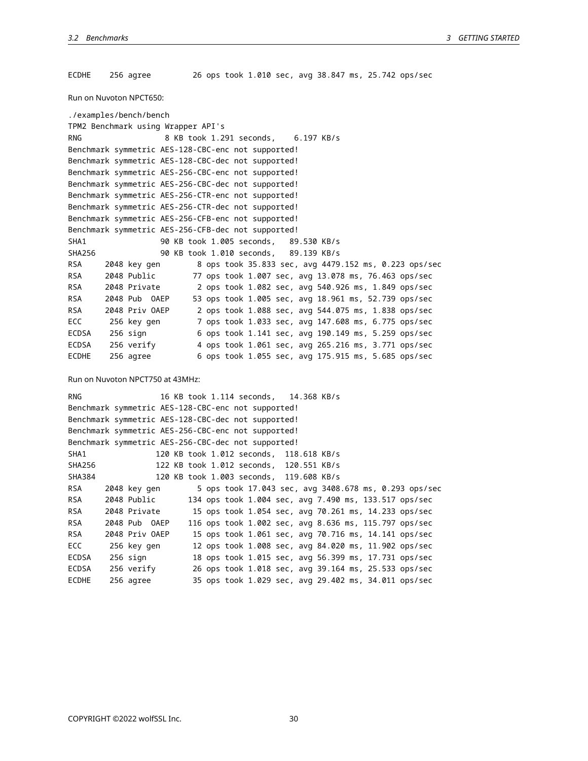```
ECDHE    256 agree         26 ops took 1.010 sec, avg 38.847 ms, 25.742 ops/sec
```

Run on Nuvoton NPCT650:

```
./examples/bench/bench
TPM2 Benchmark using Wrapper API's
RNG                  8 KB took 1.291 seconds,    6.197 KB/s
Benchmark symmetric AES-128-CBC-enc not supported!
Benchmark symmetric AES-128-CBC-dec not supported!
Benchmark symmetric AES-256-CBC-enc not supported!
Benchmark symmetric AES-256-CBC-dec not supported!
Benchmark symmetric AES-256-CTR-enc not supported!
Benchmark symmetric AES-256-CTR-dec not supported!
Benchmark symmetric AES-256-CFB-enc not supported!
Benchmark symmetric AES-256-CFB-dec not supported!
SHA1                90 KB took 1.005 seconds,   89.530 KB/s
SHA256              90 KB took 1.010 seconds,   89.139 KB/s
RSA     2048 key gen        8 ops took 35.833 sec, avg 4479.152 ms, 0.223 ops/sec
RSA     2048 Public        77 ops took 1.007 sec, avg 13.078 ms, 76.463 ops/sec
RSA     2048 Private        2 ops took 1.082 sec, avg 540.926 ms, 1.849 ops/sec
RSA     2048 Pub  OAEP     53 ops took 1.005 sec, avg 18.961 ms, 52.739 ops/sec
RSA     2048 Priv OAEP      2 ops took 1.088 sec, avg 544.075 ms, 1.838 ops/sec
ECC      256 key gen        7 ops took 1.033 sec, avg 147.608 ms, 6.775 ops/sec
ECDSA    256 sign           6 ops took 1.141 sec, avg 190.149 ms, 5.259 ops/sec
ECDSA    256 verify         4 ops took 1.061 sec, avg 265.216 ms, 3.771 ops/sec
ECDHE    256 agree          6 ops took 1.055 sec, avg 175.915 ms, 5.685 ops/sec
```

Run on Nuvoton NPCT750 at 43MHz:

```
RNG                 16 KB took 1.114 seconds,   14.368 KB/s
Benchmark symmetric AES-128-CBC-enc not supported!
Benchmark symmetric AES-128-CBC-dec not supported!
Benchmark symmetric AES-256-CBC-enc not supported!
Benchmark symmetric AES-256-CBC-dec not supported!
SHA1               120 KB took 1.012 seconds,  118.618 KB/s
SHA256             122 KB took 1.012 seconds,  120.551 KB/s
SHA384             120 KB took 1.003 seconds,  119.608 KB/s
RSA     2048 key gen        5 ops took 17.043 sec, avg 3408.678 ms, 0.293 ops/sec
RSA     2048 Public       134 ops took 1.004 sec, avg 7.490 ms, 133.517 ops/sec
RSA     2048 Private       15 ops took 1.054 sec, avg 70.261 ms, 14.233 ops/sec
RSA     2048 Pub  OAEP    116 ops took 1.002 sec, avg 8.636 ms, 115.797 ops/sec
RSA     2048 Priv OAEP     15 ops took 1.061 sec, avg 70.716 ms, 14.141 ops/sec
ECC      256 key gen       12 ops took 1.008 sec, avg 84.020 ms, 11.902 ops/sec
ECDSA    256 sign          18 ops took 1.015 sec, avg 56.399 ms, 17.731 ops/sec
ECDSA    256 verify        26 ops took 1.018 sec, avg 39.164 ms, 25.533 ops/sec
ECDHE    256 agree         35 ops took 1.029 sec, avg 29.402 ms, 34.011 ops/sec
```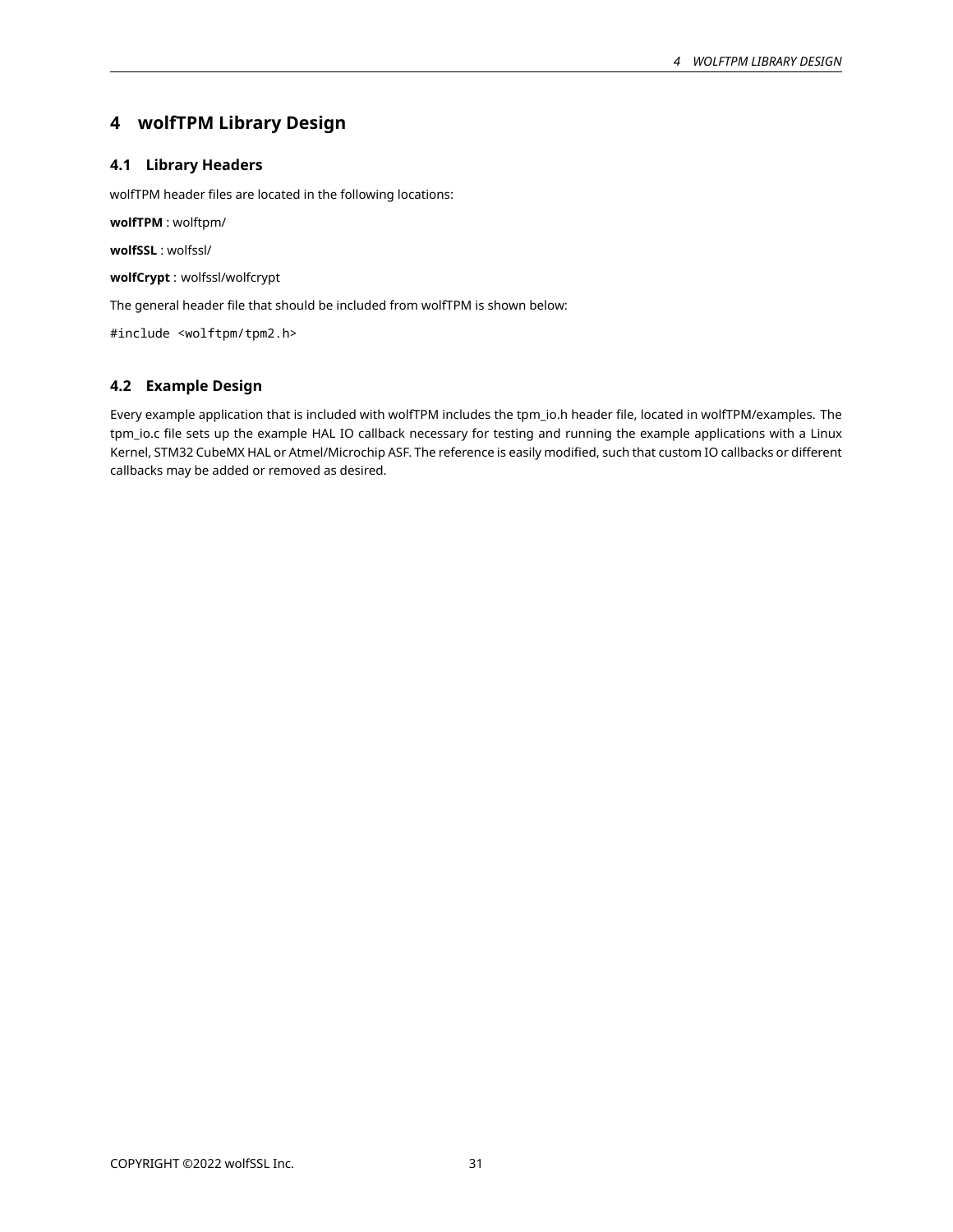# 4 wolfTPM Library Design

## 4.1 Library Headers

wolfTPM header files are located in the following locations:

**wolfTPM** : wolftpm/

**wolfSSL** : wolfssl/

**wolfCrypt** : wolfssl/wolfcrypt

The general header file that should be included from wolfTPM is shown below:

```
#include <wolftpm/tpm2.h>
```

## 4.2 Example Design

Every example application that is included with wolfTPM includes the tpm_io.h header file, located in wolfTPM/examples. The tpm_io.c file sets up the example HAL IO callback necessary for testing and running the example applications with a Linux Kernel, STM32 CubeMX HAL or Atmel/Microchip ASF. The reference is easily modified, such that custom IO callbacks or different callbacks may be added or removed as desired.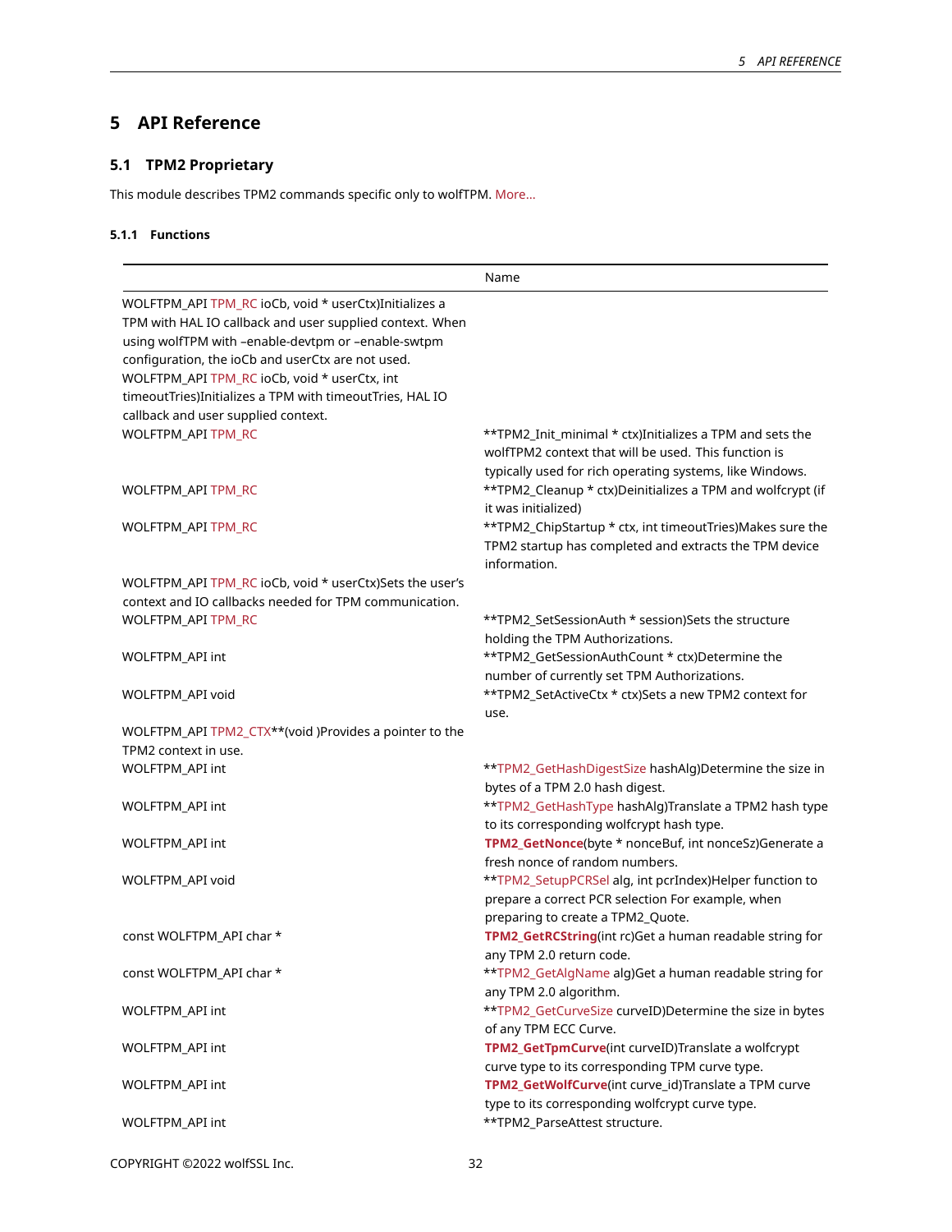# 5 API Reference

## 5.1 TPM2 Proprietary

This module describes TPM2 commands specific only to wolfTPM. More…

### 5.1.1 Functions

| | Name |
|---|---|
| WOLFTPM_API TPM_RC ioCb, void * userCtx)Initializes a TPM with HAL IO callback and user supplied context. When using wolfTPM with –enable-devtpm or –enable-swtpm configuration, the ioCb and userCtx are not used. WOLFTPM_API TPM_RC ioCb, void * userCtx, int timeoutTries)Initializes a TPM with timeoutTries, HAL IO callback and user supplied context. | |
| WOLFTPM_API TPM_RC | **TPM2_Init_minimal * ctx)Initializes a TPM and sets the wolfTPM2 context that will be used. This function is typically used for rich operating systems, like Windows. |
| WOLFTPM_API TPM_RC | **TPM2_Cleanup * ctx)Deinitializes a TPM and wolfcrypt (if it was initialized) |
| WOLFTPM_API TPM_RC | **TPM2_ChipStartup * ctx, int timeoutTries)Makes sure the TPM2 startup has completed and extracts the TPM device information. |
| WOLFTPM_API TPM_RC ioCb, void * userCtx)Sets the user's context and IO callbacks needed for TPM communication. | |
| WOLFTPM_API TPM_RC | **TPM2_SetSessionAuth * session)Sets the structure holding the TPM Authorizations. |
| WOLFTPM_API int | **TPM2_GetSessionAuthCount * ctx)Determine the number of currently set TPM Authorizations. |
| WOLFTPM_API void | **TPM2_SetActiveCtx * ctx)Sets a new TPM2 context for use. |
| WOLFTPM_API TPM2_CTX**(void )Provides a pointer to the TPM2 context in use. | |
| WOLFTPM_API int | **TPM2_GetHashDigestSize hashAlg)Determine the size in bytes of a TPM 2.0 hash digest. |
| WOLFTPM_API int | **TPM2_GetHashType hashAlg)Translate a TPM2 hash type to its corresponding wolfcrypt hash type. |
| WOLFTPM_API int | **TPM2_GetNonce**(byte * nonceBuf, int nonceSz)Generate a fresh nonce of random numbers. |
| WOLFTPM_API void | **TPM2_SetupPCRSel alg, int pcrIndex)Helper function to prepare a correct PCR selection For example, when preparing to create a TPM2_Quote. |
| const WOLFTPM_API char * | **TPM2_GetRCString**(int rc)Get a human readable string for any TPM 2.0 return code. |
| const WOLFTPM_API char * | **TPM2_GetAlgName alg)Get a human readable string for any TPM 2.0 algorithm. |
| WOLFTPM_API int | **TPM2_GetCurveSize curveID)Determine the size in bytes of any TPM ECC Curve. |
| WOLFTPM_API int | **TPM2_GetTpmCurve**(int curveID)Translate a wolfcrypt curve type to its corresponding TPM curve type. |
| WOLFTPM_API int | **TPM2_GetWolfCurve**(int curve_id)Translate a TPM curve type to its corresponding wolfcrypt curve type. |
| WOLFTPM_API int | **TPM2_ParseAttest structure. |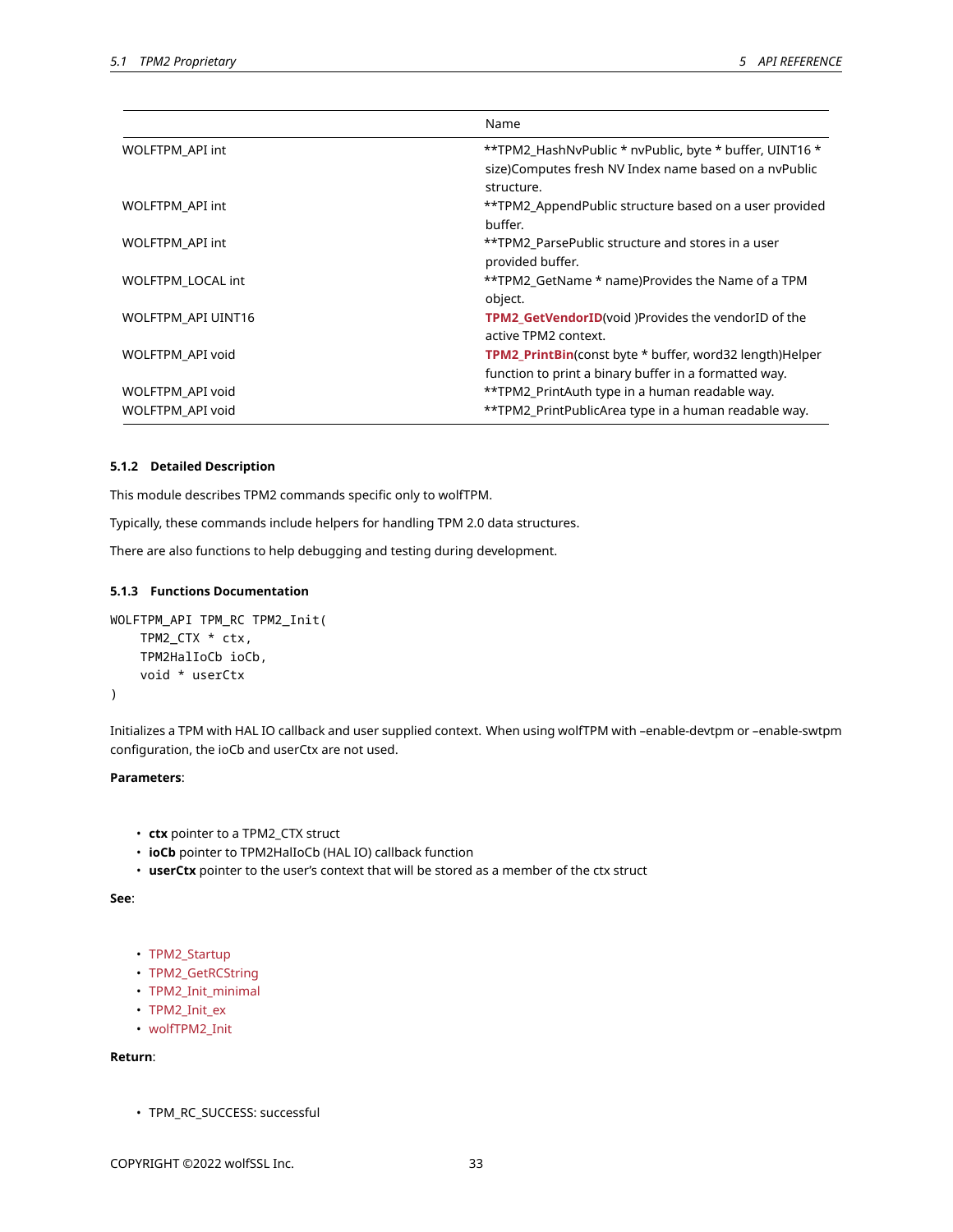| | Name |
|---|---|
| WOLFTPM_API int | **TPM2_HashNvPublic * nvPublic, byte * buffer, UINT16 * size)Computes fresh NV Index name based on a nvPublic structure. |
| WOLFTPM_API int | **TPM2_AppendPublic structure based on a user provided buffer. |
| WOLFTPM_API int | **TPM2_ParsePublic structure and stores in a user provided buffer. |
| WOLFTPM_LOCAL int | **TPM2_GetName * name)Provides the Name of a TPM object. |
| WOLFTPM_API UINT16 | **TPM2_GetVendorID**(void )Provides the vendorID of the active TPM2 context. |
| WOLFTPM_API void | **TPM2_PrintBin**(const byte * buffer, word32 length)Helper function to print a binary buffer in a formatted way. |
| WOLFTPM_API void | **TPM2_PrintAuth type in a human readable way. |
| WOLFTPM_API void | **TPM2_PrintPublicArea type in a human readable way. |

#### 5.1.2 Detailed Description

This module describes TPM2 commands specific only to wolfTPM.

Typically, these commands include helpers for handling TPM 2.0 data structures.

There are also functions to help debugging and testing during development.

#### 5.1.3 Functions Documentation

```
WOLFTPM_API TPM_RC TPM2_Init(
    TPM2_CTX * ctx,
    TPM2HalIoCb ioCb,
    void * userCtx
)
```

Initializes a TPM with HAL IO callback and user supplied context. When using wolfTPM with –enable-devtpm or –enable-swtpm configuration, the ioCb and userCtx are not used.

**Parameters**:

- **ctx** pointer to a TPM2_CTX struct
- **ioCb** pointer to TPM2HalIoCb (HAL IO) callback function
- **userCtx** pointer to the user's context that will be stored as a member of the ctx struct

**See**:

- TPM2_Startup
- TPM2_GetRCString
- TPM2_Init_minimal
- TPM2_Init_ex
- wolfTPM2_Init

**Return**:

- TPM_RC_SUCCESS: successful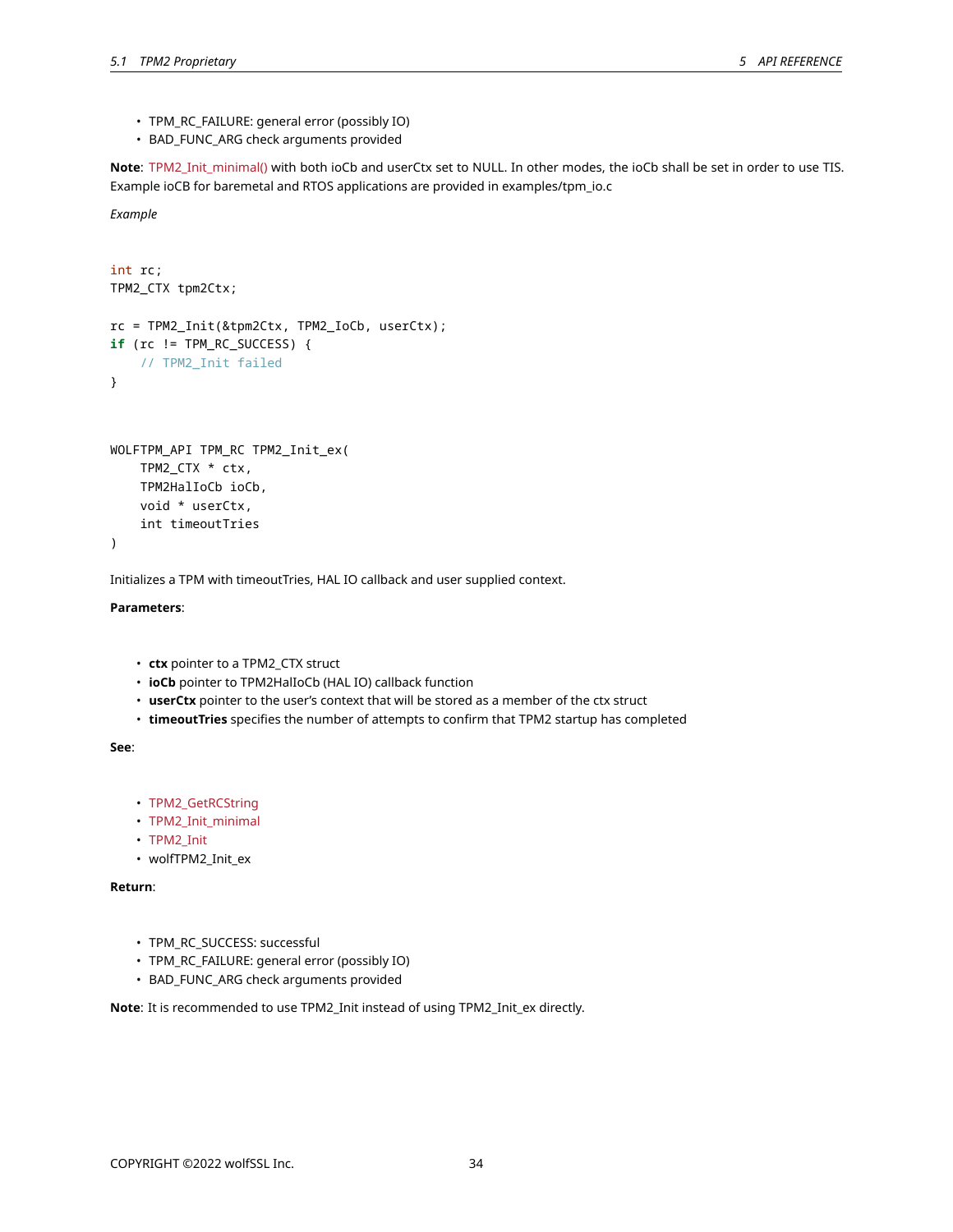- TPM_RC_FAILURE: general error (possibly IO)
- BAD_FUNC_ARG check arguments provided

**Note**: TPM2_Init_minimal() with both ioCb and userCtx set to NULL. In other modes, the ioCb shall be set in order to use TIS. Example ioCB for baremetal and RTOS applications are provided in examples/tpm_io.c

*Example*

```
int rc;
TPM2_CTX tpm2Ctx;

rc = TPM2_Init(&tpm2Ctx, TPM2_IoCb, userCtx);
if (rc != TPM_RC_SUCCESS) {
    // TPM2_Init failed
}
```

```
WOLFTPM_API TPM_RC TPM2_Init_ex(
    TPM2_CTX * ctx,
    TPM2HalIoCb ioCb,
    void * userCtx,
    int timeoutTries
)
```

Initializes a TPM with timeoutTries, HAL IO callback and user supplied context.

**Parameters**:

- **ctx** pointer to a TPM2_CTX struct
- **ioCb** pointer to TPM2HalIoCb (HAL IO) callback function
- **userCtx** pointer to the user's context that will be stored as a member of the ctx struct
- **timeoutTries** specifies the number of attempts to confirm that TPM2 startup has completed

**See**:

- TPM2_GetRCString
- TPM2_Init_minimal
- TPM2_Init
- wolfTPM2_Init_ex

**Return**:

- TPM_RC_SUCCESS: successful
- TPM_RC_FAILURE: general error (possibly IO)
- BAD_FUNC_ARG check arguments provided

**Note**: It is recommended to use TPM2_Init instead of using TPM2_Init_ex directly.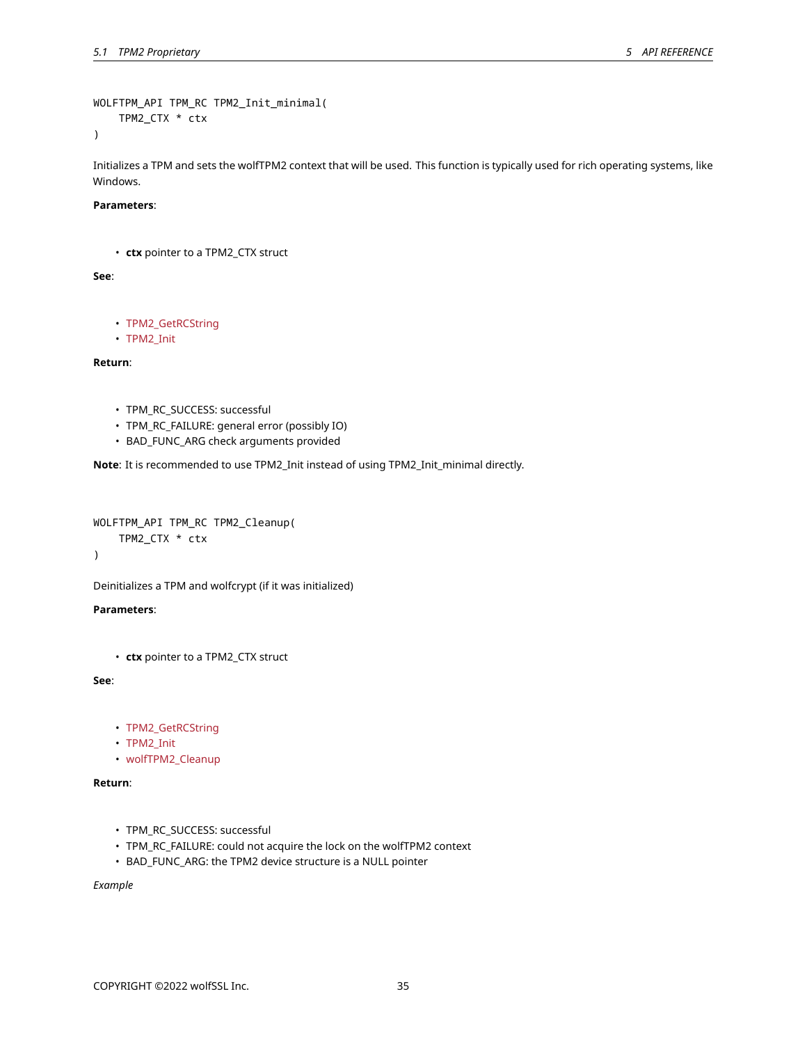```
WOLFTPM_API TPM_RC TPM2_Init_minimal(
    TPM2_CTX * ctx
)
```

Initializes a TPM and sets the wolfTPM2 context that will be used. This function is typically used for rich operating systems, like Windows.

**Parameters**:

- **ctx** pointer to a TPM2_CTX struct

**See**:

- TPM2_GetRCString
- TPM2_Init

**Return**:

- TPM_RC_SUCCESS: successful
- TPM_RC_FAILURE: general error (possibly IO)
- BAD_FUNC_ARG check arguments provided

**Note**: It is recommended to use TPM2_Init instead of using TPM2_Init_minimal directly.

```
WOLFTPM_API TPM_RC TPM2_Cleanup(
    TPM2_CTX * ctx
)
```

Deinitializes a TPM and wolfcrypt (if it was initialized)

**Parameters**:

- **ctx** pointer to a TPM2_CTX struct

**See**:

- TPM2_GetRCString
- TPM2_Init
- wolfTPM2_Cleanup

**Return**:

- TPM_RC_SUCCESS: successful
- TPM_RC_FAILURE: could not acquire the lock on the wolfTPM2 context
- BAD_FUNC_ARG: the TPM2 device structure is a NULL pointer

*Example*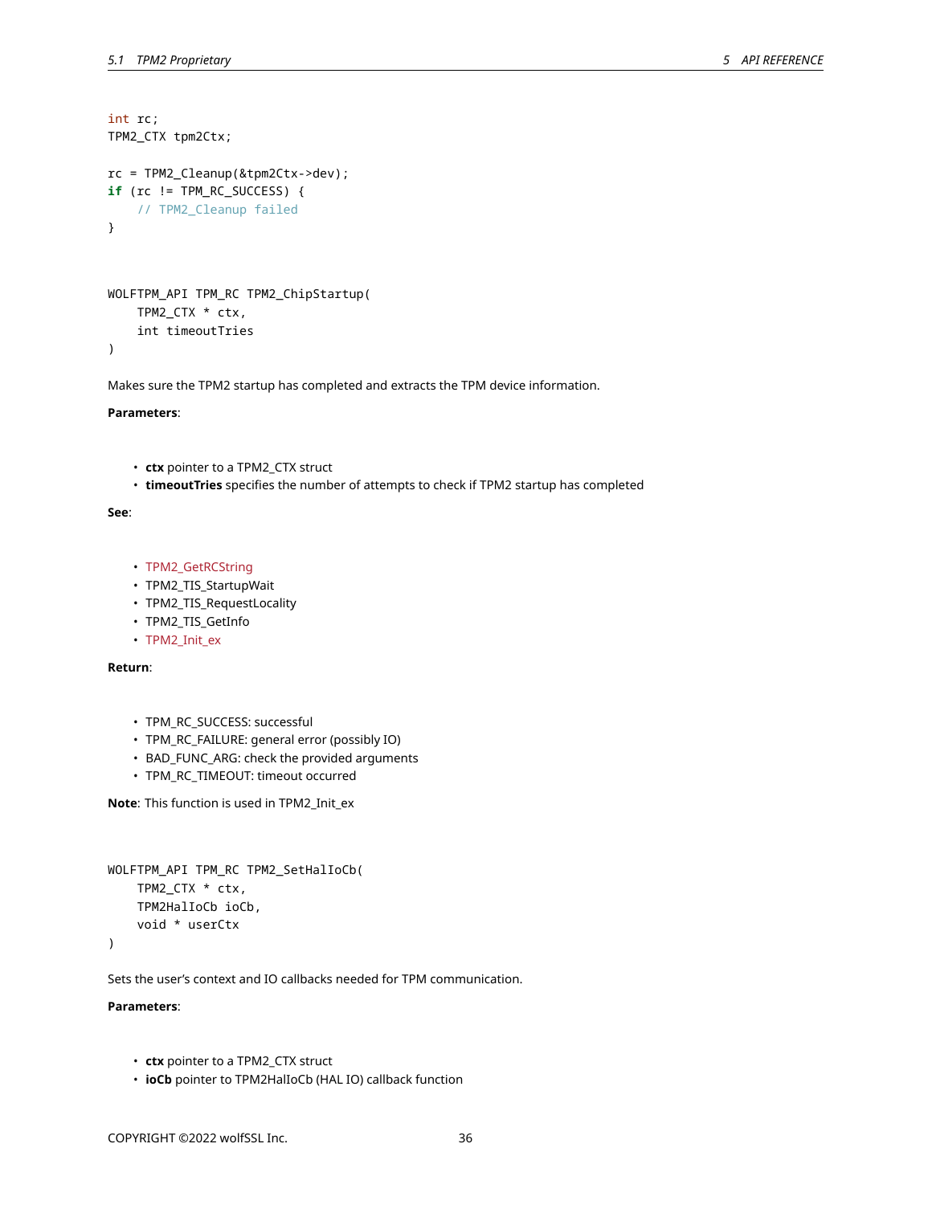```c
int rc;
TPM2_CTX tpm2Ctx;

rc = TPM2_Cleanup(&tpm2Ctx->dev);
if (rc != TPM_RC_SUCCESS) {
    // TPM2_Cleanup failed
}
```

```c
WOLFTPM_API TPM_RC TPM2_ChipStartup(
    TPM2_CTX * ctx,
    int timeoutTries
)
```

Makes sure the TPM2 startup has completed and extracts the TPM device information.

**Parameters**:

- **ctx** pointer to a TPM2_CTX struct
- **timeoutTries** specifies the number of attempts to check if TPM2 startup has completed

**See**:

- TPM2_GetRCString
- TPM2_TIS_StartupWait
- TPM2_TIS_RequestLocality
- TPM2_TIS_GetInfo
- TPM2_Init_ex

**Return**:

- TPM_RC_SUCCESS: successful
- TPM_RC_FAILURE: general error (possibly IO)
- BAD_FUNC_ARG: check the provided arguments
- TPM_RC_TIMEOUT: timeout occurred

**Note**: This function is used in TPM2_Init_ex

```c
WOLFTPM_API TPM_RC TPM2_SetHalIoCb(
    TPM2_CTX * ctx,
    TPM2HalIoCb ioCb,
    void * userCtx
)
```

Sets the user's context and IO callbacks needed for TPM communication.

**Parameters**:

- **ctx** pointer to a TPM2_CTX struct
- **ioCb** pointer to TPM2HalIoCb (HAL IO) callback function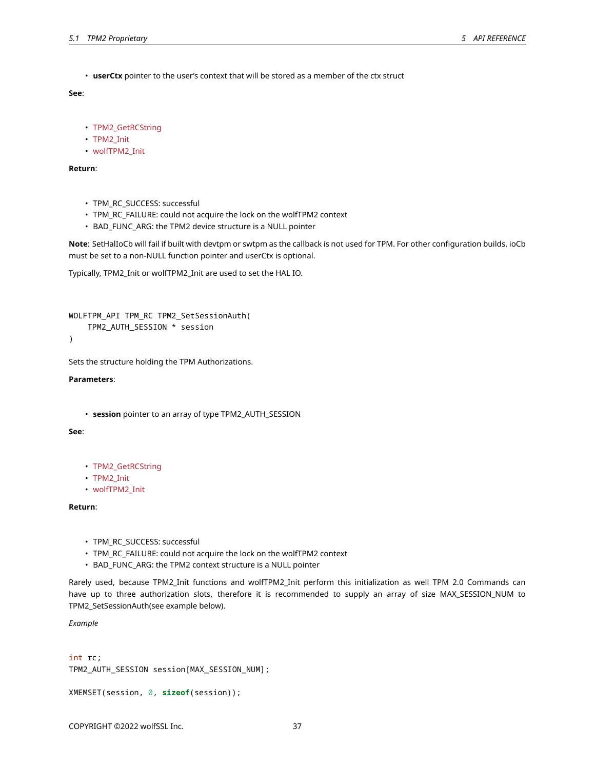- **userCtx** pointer to the user's context that will be stored as a member of the ctx struct

**See**:

- TPM2_GetRCString
- TPM2_Init
- wolfTPM2_Init

**Return**:

- TPM_RC_SUCCESS: successful
- TPM_RC_FAILURE: could not acquire the lock on the wolfTPM2 context
- BAD_FUNC_ARG: the TPM2 device structure is a NULL pointer

**Note**: SetHalIoCb will fail if built with devtpm or swtpm as the callback is not used for TPM. For other configuration builds, ioCb must be set to a non-NULL function pointer and userCtx is optional.

Typically, TPM2_Init or wolfTPM2_Init are used to set the HAL IO.

```
WOLFTPM_API TPM_RC TPM2_SetSessionAuth(
    TPM2_AUTH_SESSION * session
)
```

Sets the structure holding the TPM Authorizations.

**Parameters**:

- **session** pointer to an array of type TPM2_AUTH_SESSION

**See**:

- TPM2_GetRCString
- TPM2_Init
- wolfTPM2_Init

**Return**:

- TPM_RC_SUCCESS: successful
- TPM_RC_FAILURE: could not acquire the lock on the wolfTPM2 context
- BAD_FUNC_ARG: the TPM2 context structure is a NULL pointer

Rarely used, because TPM2_Init functions and wolfTPM2_Init perform this initialization as well TPM 2.0 Commands can have up to three authorization slots, therefore it is recommended to supply an array of size MAX_SESSION_NUM to TPM2_SetSessionAuth(see example below).

*Example*

```
int rc;
TPM2_AUTH_SESSION session[MAX_SESSION_NUM];

XMEMSET(session, 0, sizeof(session));
```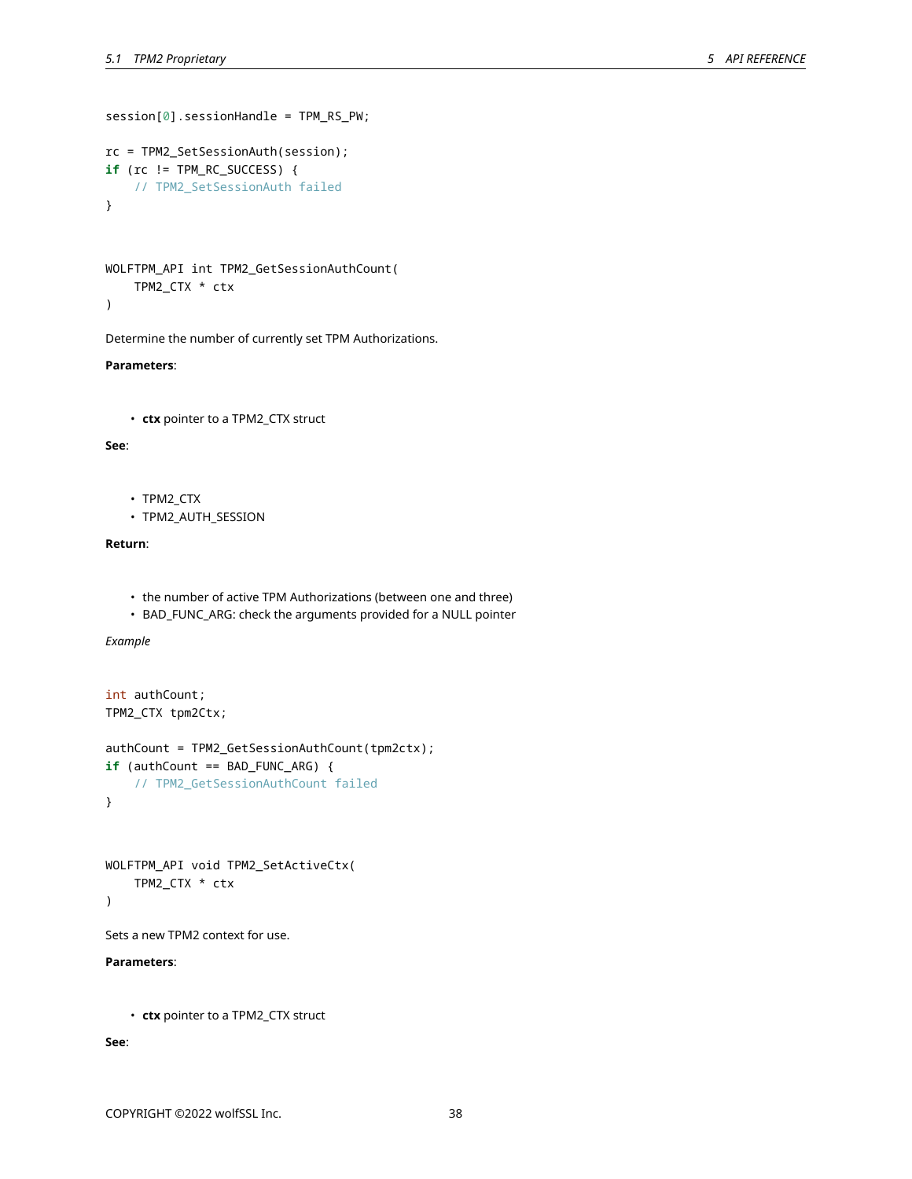```
session[0].sessionHandle = TPM_RS_PW;

rc = TPM2_SetSessionAuth(session);
if (rc != TPM_RC_SUCCESS) {
    // TPM2_SetSessionAuth failed
}
```

```
WOLFTPM_API int TPM2_GetSessionAuthCount(
    TPM2_CTX * ctx
)
```

Determine the number of currently set TPM Authorizations.

**Parameters**:

- **ctx** pointer to a TPM2_CTX struct

**See**:

- TPM2_CTX
- TPM2_AUTH_SESSION

**Return**:

- the number of active TPM Authorizations (between one and three)
- BAD_FUNC_ARG: check the arguments provided for a NULL pointer

*Example*

```
int authCount;
TPM2_CTX tpm2Ctx;

authCount = TPM2_GetSessionAuthCount(tpm2ctx);
if (authCount == BAD_FUNC_ARG) {
    // TPM2_GetSessionAuthCount failed
}
```

```
WOLFTPM_API void TPM2_SetActiveCtx(
    TPM2_CTX * ctx
)
```

Sets a new TPM2 context for use.

**Parameters**:

- **ctx** pointer to a TPM2_CTX struct

**See**: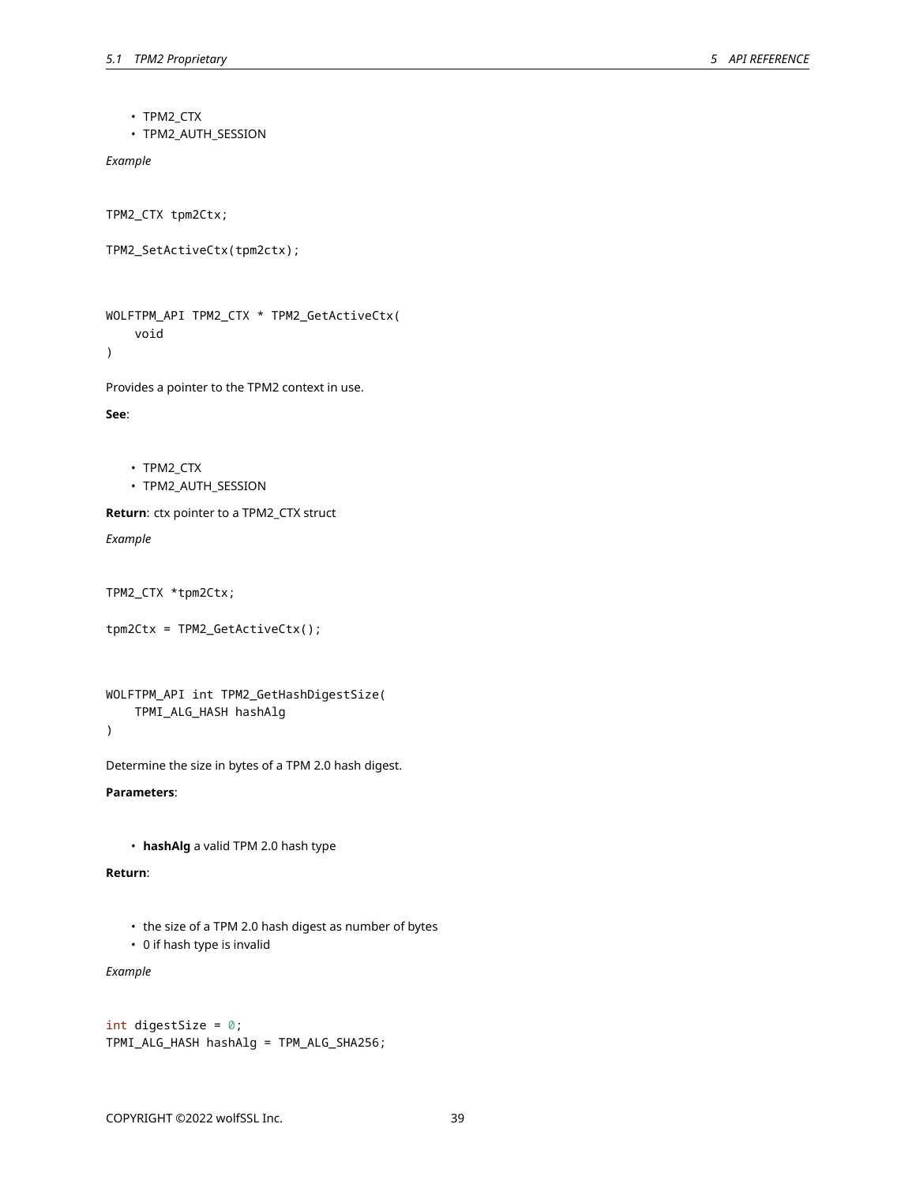- TPM2_CTX
- TPM2_AUTH_SESSION

*Example*

```
TPM2_CTX tpm2Ctx;

TPM2_SetActiveCtx(tpm2ctx);
```

```
WOLFTPM_API TPM2_CTX * TPM2_GetActiveCtx(
    void
)
```

Provides a pointer to the TPM2 context in use.

**See**:

- TPM2_CTX
- TPM2_AUTH_SESSION

**Return**: ctx pointer to a TPM2_CTX struct

*Example*

```
TPM2_CTX *tpm2Ctx;

tpm2Ctx = TPM2_GetActiveCtx();
```

```
WOLFTPM_API int TPM2_GetHashDigestSize(
    TPMI_ALG_HASH hashAlg
)
```

Determine the size in bytes of a TPM 2.0 hash digest.

**Parameters**:

- **hashAlg** a valid TPM 2.0 hash type

**Return**:

- the size of a TPM 2.0 hash digest as number of bytes
- 0 if hash type is invalid

*Example*

```
int digestSize = 0;
TPMI_ALG_HASH hashAlg = TPM_ALG_SHA256;
```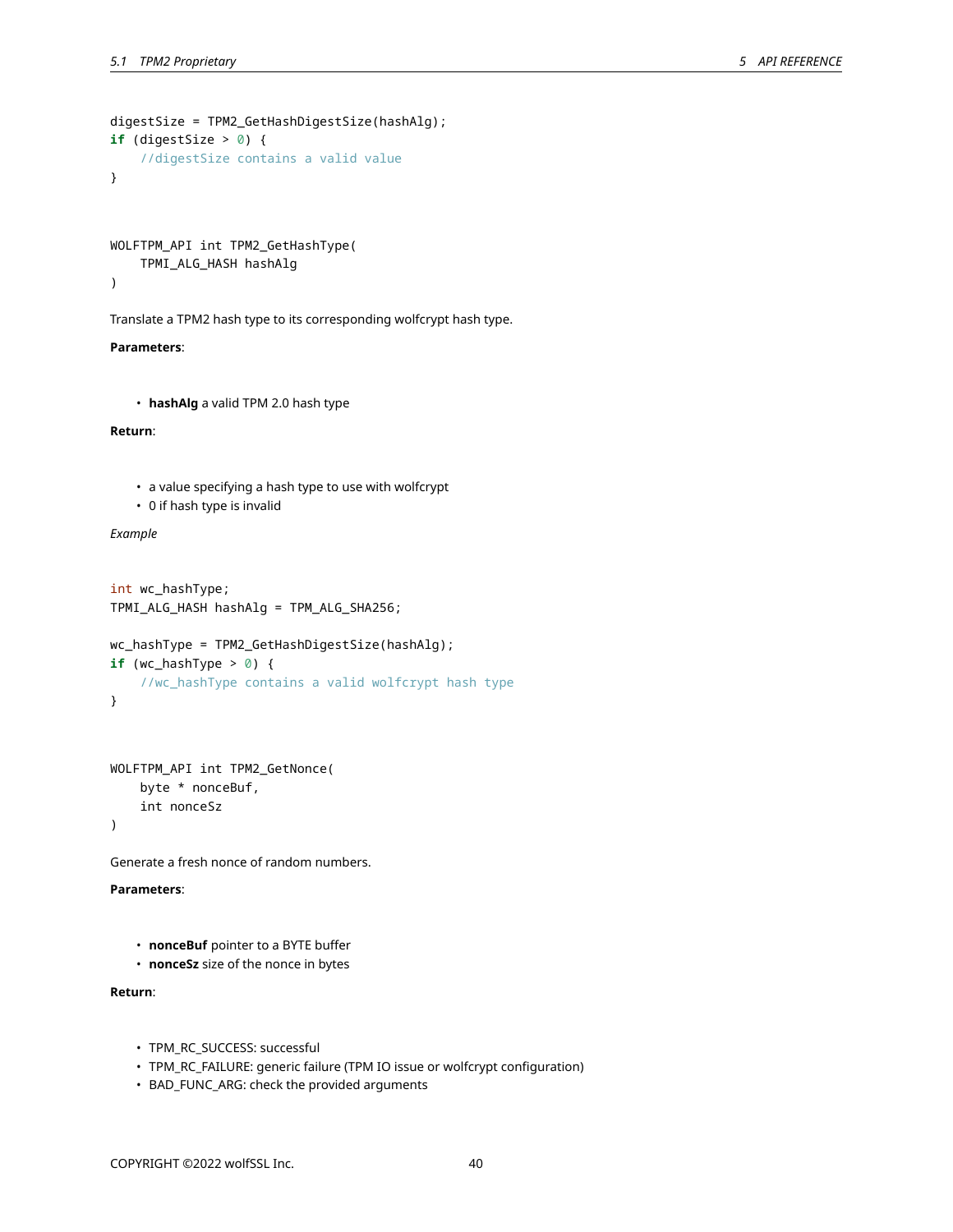```
digestSize = TPM2_GetHashDigestSize(hashAlg);
if (digestSize > 0) {
    //digestSize contains a valid value
}
```

```
WOLFTPM_API int TPM2_GetHashType(
    TPMI_ALG_HASH hashAlg
)
```

Translate a TPM2 hash type to its corresponding wolfcrypt hash type.

**Parameters**:

- **hashAlg** a valid TPM 2.0 hash type

**Return**:

- a value specifying a hash type to use with wolfcrypt
- 0 if hash type is invalid

*Example*

```
int wc_hashType;
TPMI_ALG_HASH hashAlg = TPM_ALG_SHA256;

wc_hashType = TPM2_GetHashDigestSize(hashAlg);
if (wc_hashType > 0) {
    //wc_hashType contains a valid wolfcrypt hash type
}
```

```
WOLFTPM_API int TPM2_GetNonce(
    byte * nonceBuf,
    int nonceSz
)
```

Generate a fresh nonce of random numbers.

**Parameters**:

- **nonceBuf** pointer to a BYTE buffer
- **nonceSz** size of the nonce in bytes

**Return**:

- TPM_RC_SUCCESS: successful
- TPM_RC_FAILURE: generic failure (TPM IO issue or wolfcrypt configuration)
- BAD_FUNC_ARG: check the provided arguments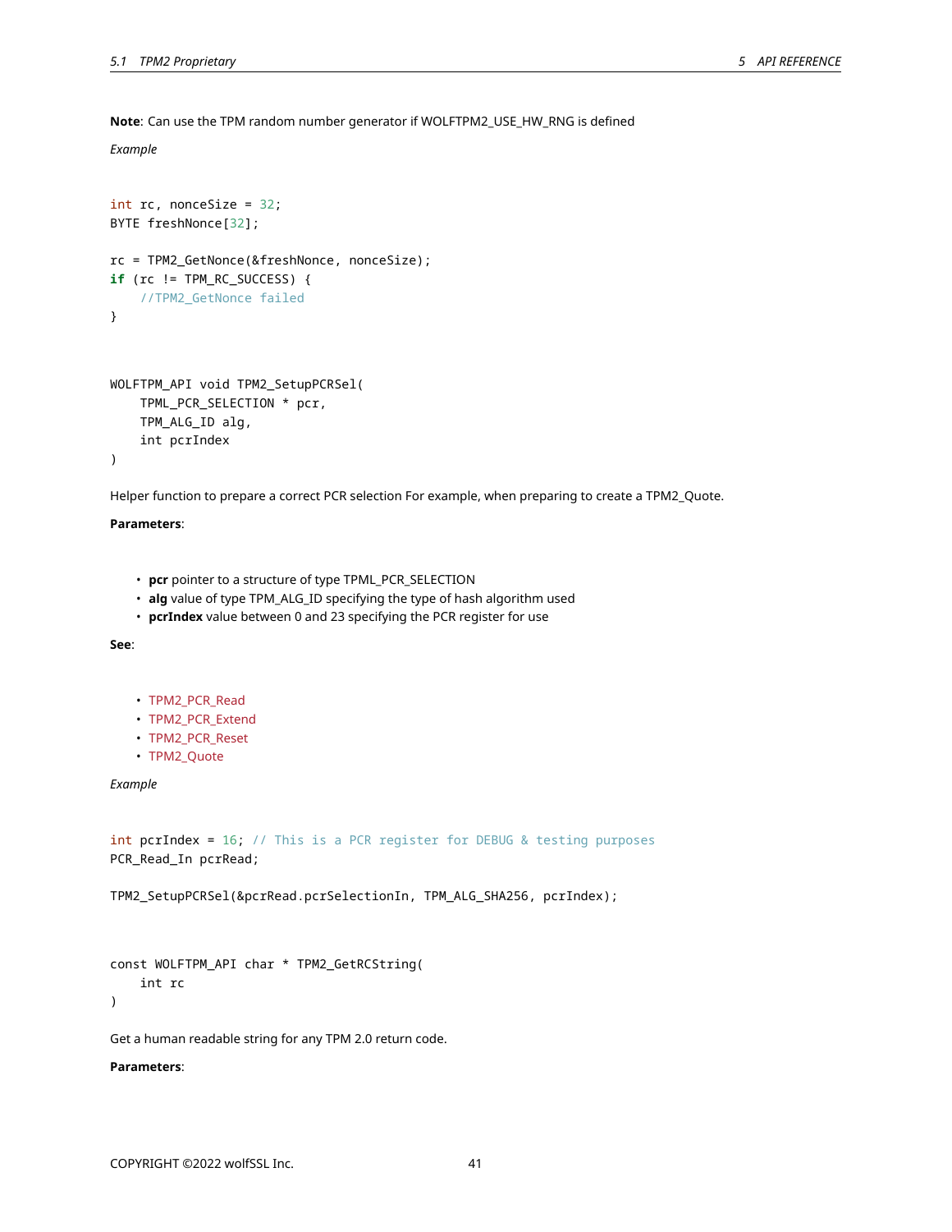**Note**: Can use the TPM random number generator if WOLFTPM2_USE_HW_RNG is defined

*Example*

```
int rc, nonceSize = 32;
BYTE freshNonce[32];

rc = TPM2_GetNonce(&freshNonce, nonceSize);
if (rc != TPM_RC_SUCCESS) {
    //TPM2_GetNonce failed
}
```

```
WOLFTPM_API void TPM2_SetupPCRSel(
    TPML_PCR_SELECTION * pcr,
    TPM_ALG_ID alg,
    int pcrIndex
)
```

Helper function to prepare a correct PCR selection For example, when preparing to create a TPM2_Quote.

**Parameters**:

- **pcr** pointer to a structure of type TPML_PCR_SELECTION
- **alg** value of type TPM_ALG_ID specifying the type of hash algorithm used
- **pcrIndex** value between 0 and 23 specifying the PCR register for use

**See**:

- TPM2_PCR_Read
- TPM2_PCR_Extend
- TPM2_PCR_Reset
- TPM2_Quote

*Example*

```
int pcrIndex = 16; // This is a PCR register for DEBUG & testing purposes
PCR_Read_In pcrRead;

TPM2_SetupPCRSel(&pcrRead.pcrSelectionIn, TPM_ALG_SHA256, pcrIndex);
```

```
const WOLFTPM_API char * TPM2_GetRCString(
    int rc
)
```

Get a human readable string for any TPM 2.0 return code.

**Parameters**: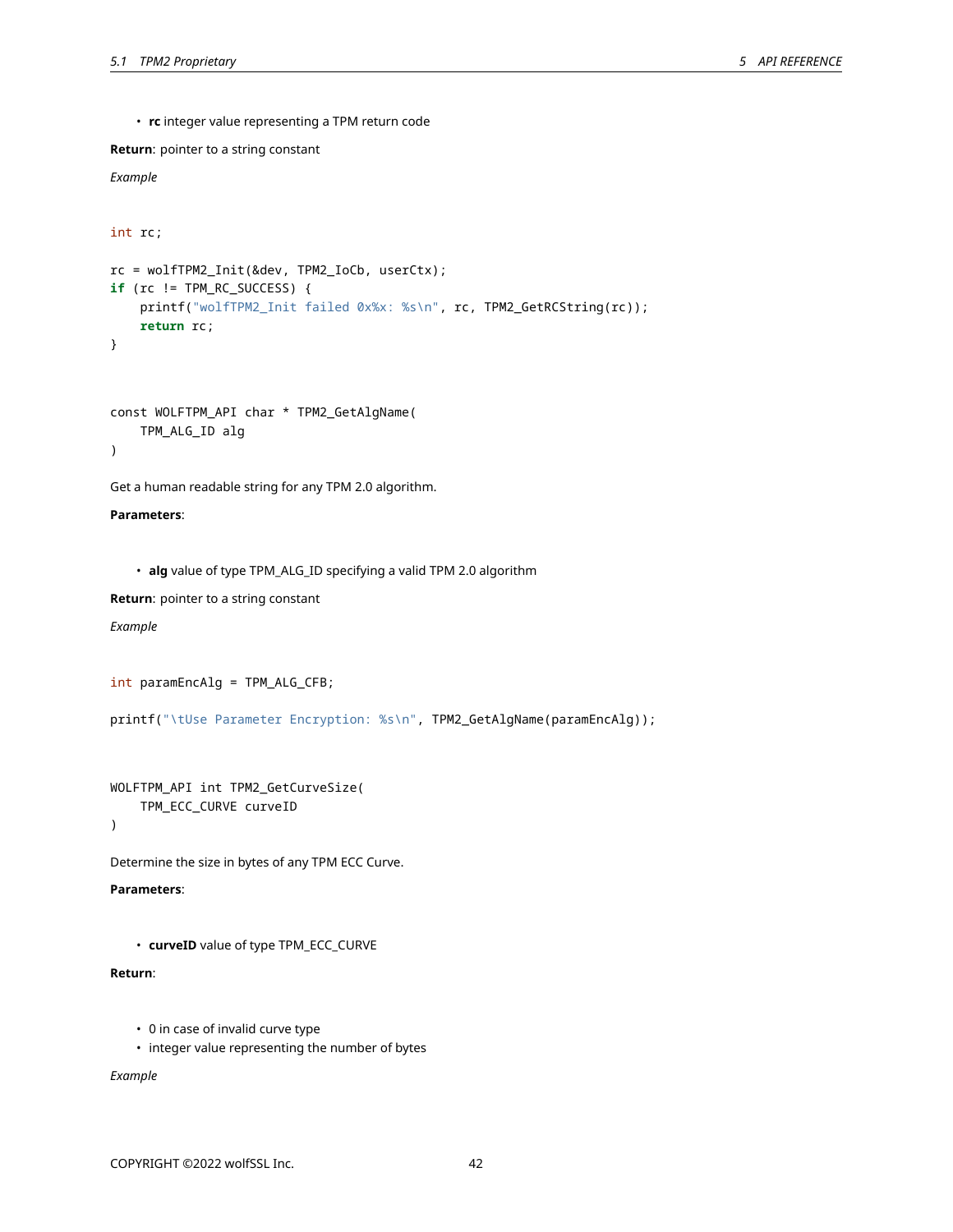- **rc** integer value representing a TPM return code

**Return**: pointer to a string constant

*Example*

```
int rc;

rc = wolfTPM2_Init(&dev, TPM2_IoCb, userCtx);
if (rc != TPM_RC_SUCCESS) {
    printf("wolfTPM2_Init failed 0x%x: %s\n", rc, TPM2_GetRCString(rc));
    return rc;
}
```

```
const WOLFTPM_API char * TPM2_GetAlgName(
    TPM_ALG_ID alg
)
```

Get a human readable string for any TPM 2.0 algorithm.

**Parameters**:

- **alg** value of type TPM_ALG_ID specifying a valid TPM 2.0 algorithm

**Return**: pointer to a string constant

*Example*

```
int paramEncAlg = TPM_ALG_CFB;

printf("\tUse Parameter Encryption: %s\n", TPM2_GetAlgName(paramEncAlg));
```

```
WOLFTPM_API int TPM2_GetCurveSize(
    TPM_ECC_CURVE curveID
)
```

Determine the size in bytes of any TPM ECC Curve.

**Parameters**:

- **curveID** value of type TPM_ECC_CURVE

**Return**:

- 0 in case of invalid curve type
- integer value representing the number of bytes

*Example*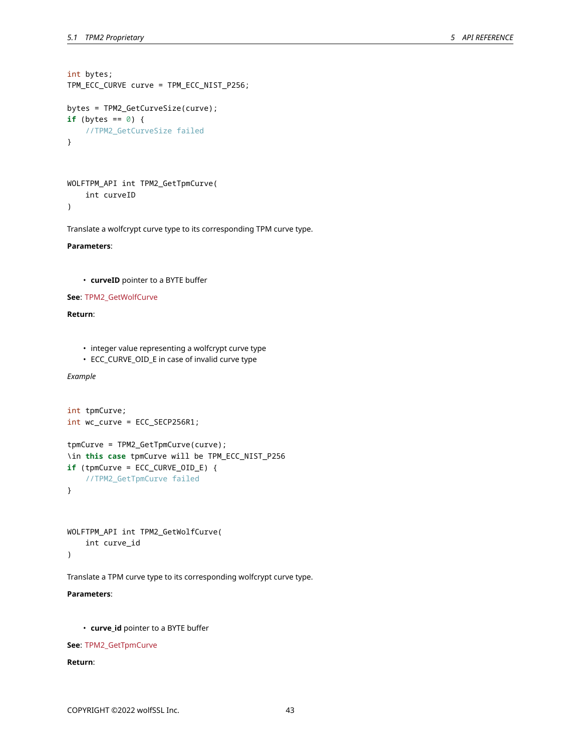```c
int bytes;
TPM_ECC_CURVE curve = TPM_ECC_NIST_P256;

bytes = TPM2_GetCurveSize(curve);
if (bytes == 0) {
    //TPM2_GetCurveSize failed
}
```

```c
WOLFTPM_API int TPM2_GetTpmCurve(
    int curveID
)
```

Translate a wolfcrypt curve type to its corresponding TPM curve type.

**Parameters**:

- **curveID** pointer to a BYTE buffer

**See**: TPM2_GetWolfCurve

**Return**:

- integer value representing a wolfcrypt curve type
- ECC_CURVE_OID_E in case of invalid curve type

*Example*

```c
int tpmCurve;
int wc_curve = ECC_SECP256R1;

tpmCurve = TPM2_GetTpmCurve(curve);
\in this case tpmCurve will be TPM_ECC_NIST_P256
if (tpmCurve = ECC_CURVE_OID_E) {
    //TPM2_GetTpmCurve failed
}
```

```c
WOLFTPM_API int TPM2_GetWolfCurve(
    int curve_id
)
```

Translate a TPM curve type to its corresponding wolfcrypt curve type.

**Parameters**:

- **curve_id** pointer to a BYTE buffer

**See**: TPM2_GetTpmCurve

**Return**: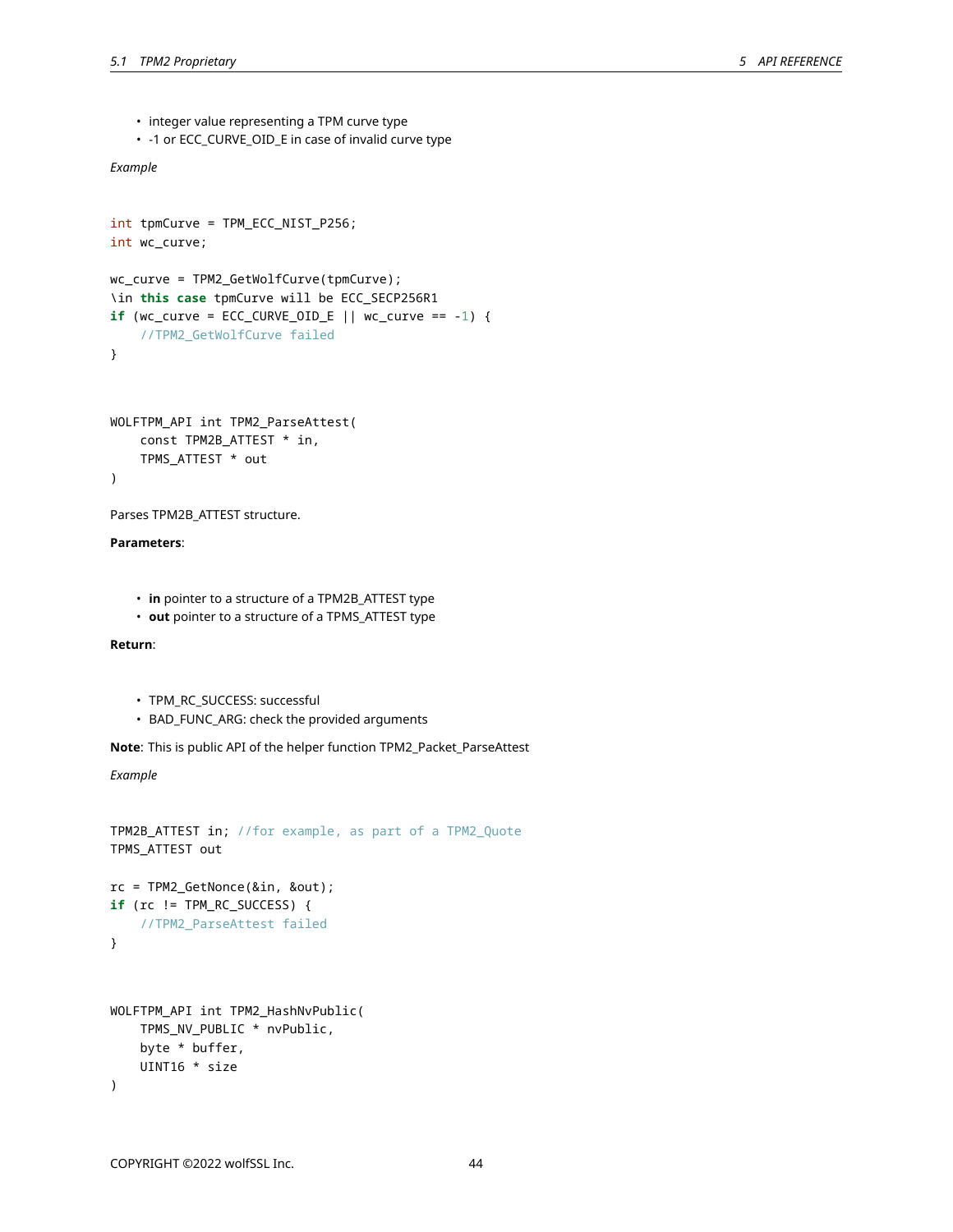- integer value representing a TPM curve type
- -1 or ECC_CURVE_OID_E in case of invalid curve type

*Example*

```
int tpmCurve = TPM_ECC_NIST_P256;
int wc_curve;

wc_curve = TPM2_GetWolfCurve(tpmCurve);
\in this case tpmCurve will be ECC_SECP256R1
if (wc_curve = ECC_CURVE_OID_E || wc_curve == -1) {
    //TPM2_GetWolfCurve failed
}
```

```
WOLFTPM_API int TPM2_ParseAttest(
    const TPM2B_ATTEST * in,
    TPMS_ATTEST * out
)
```

Parses TPM2B_ATTEST structure.

**Parameters**:

- **in** pointer to a structure of a TPM2B_ATTEST type
- **out** pointer to a structure of a TPMS_ATTEST type

**Return**:

- TPM_RC_SUCCESS: successful
- BAD_FUNC_ARG: check the provided arguments

**Note**: This is public API of the helper function TPM2_Packet_ParseAttest

*Example*

```
TPM2B_ATTEST in; //for example, as part of a TPM2_Quote
TPMS_ATTEST out

rc = TPM2_GetNonce(&in, &out);
if (rc != TPM_RC_SUCCESS) {
    //TPM2_ParseAttest failed
}
```

```
WOLFTPM_API int TPM2_HashNvPublic(
    TPMS_NV_PUBLIC * nvPublic,
    byte * buffer,
    UINT16 * size
)
```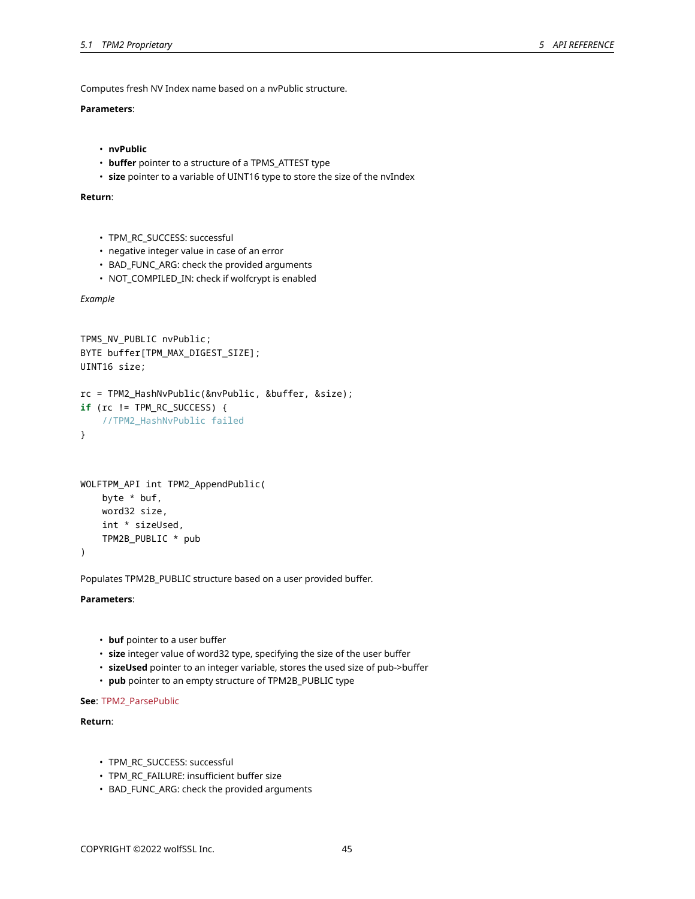Computes fresh NV Index name based on a nvPublic structure.

**Parameters**:

- **nvPublic**
- **buffer** pointer to a structure of a TPMS_ATTEST type
- **size** pointer to a variable of UINT16 type to store the size of the nvIndex

**Return**:

- TPM_RC_SUCCESS: successful
- negative integer value in case of an error
- BAD_FUNC_ARG: check the provided arguments
- NOT_COMPILED_IN: check if wolfcrypt is enabled

*Example*

```
TPMS_NV_PUBLIC nvPublic;
BYTE buffer[TPM_MAX_DIGEST_SIZE];
UINT16 size;

rc = TPM2_HashNvPublic(&nvPublic, &buffer, &size);
if (rc != TPM_RC_SUCCESS) {
    //TPM2_HashNvPublic failed
}
```

```
WOLFTPM_API int TPM2_AppendPublic(
    byte * buf,
    word32 size,
    int * sizeUsed,
    TPM2B_PUBLIC * pub
)
```

Populates TPM2B_PUBLIC structure based on a user provided buffer.

**Parameters**:

- **buf** pointer to a user buffer
- **size** integer value of word32 type, specifying the size of the user buffer
- **sizeUsed** pointer to an integer variable, stores the used size of pub->buffer
- **pub** pointer to an empty structure of TPM2B_PUBLIC type

**See**: TPM2_ParsePublic

**Return**:

- TPM_RC_SUCCESS: successful
- TPM_RC_FAILURE: insufficient buffer size
- BAD_FUNC_ARG: check the provided arguments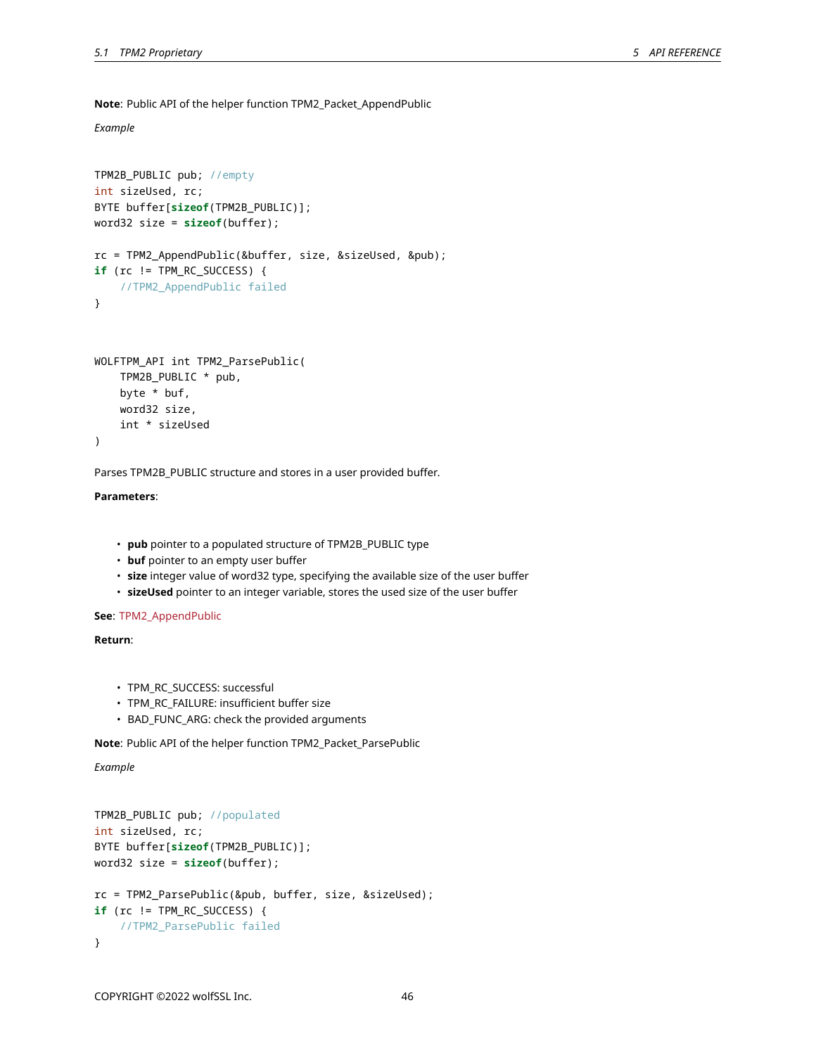**Note**: Public API of the helper function TPM2_Packet_AppendPublic

*Example*

```
TPM2B_PUBLIC pub; //empty
int sizeUsed, rc;
BYTE buffer[sizeof(TPM2B_PUBLIC)];
word32 size = sizeof(buffer);

rc = TPM2_AppendPublic(&buffer, size, &sizeUsed, &pub);
if (rc != TPM_RC_SUCCESS) {
    //TPM2_AppendPublic failed
}
```

```
WOLFTPM_API int TPM2_ParsePublic(
    TPM2B_PUBLIC * pub,
    byte * buf,
    word32 size,
    int * sizeUsed
)
```

Parses TPM2B_PUBLIC structure and stores in a user provided buffer.

**Parameters**:

- **pub** pointer to a populated structure of TPM2B_PUBLIC type
- **buf** pointer to an empty user buffer
- **size** integer value of word32 type, specifying the available size of the user buffer
- **sizeUsed** pointer to an integer variable, stores the used size of the user buffer

**See**: TPM2_AppendPublic

**Return**:

- TPM_RC_SUCCESS: successful
- TPM_RC_FAILURE: insufficient buffer size
- BAD_FUNC_ARG: check the provided arguments

**Note**: Public API of the helper function TPM2_Packet_ParsePublic

*Example*

```
TPM2B_PUBLIC pub; //populated
int sizeUsed, rc;
BYTE buffer[sizeof(TPM2B_PUBLIC)];
word32 size = sizeof(buffer);

rc = TPM2_ParsePublic(&pub, buffer, size, &sizeUsed);
if (rc != TPM_RC_SUCCESS) {
    //TPM2_ParsePublic failed
}
```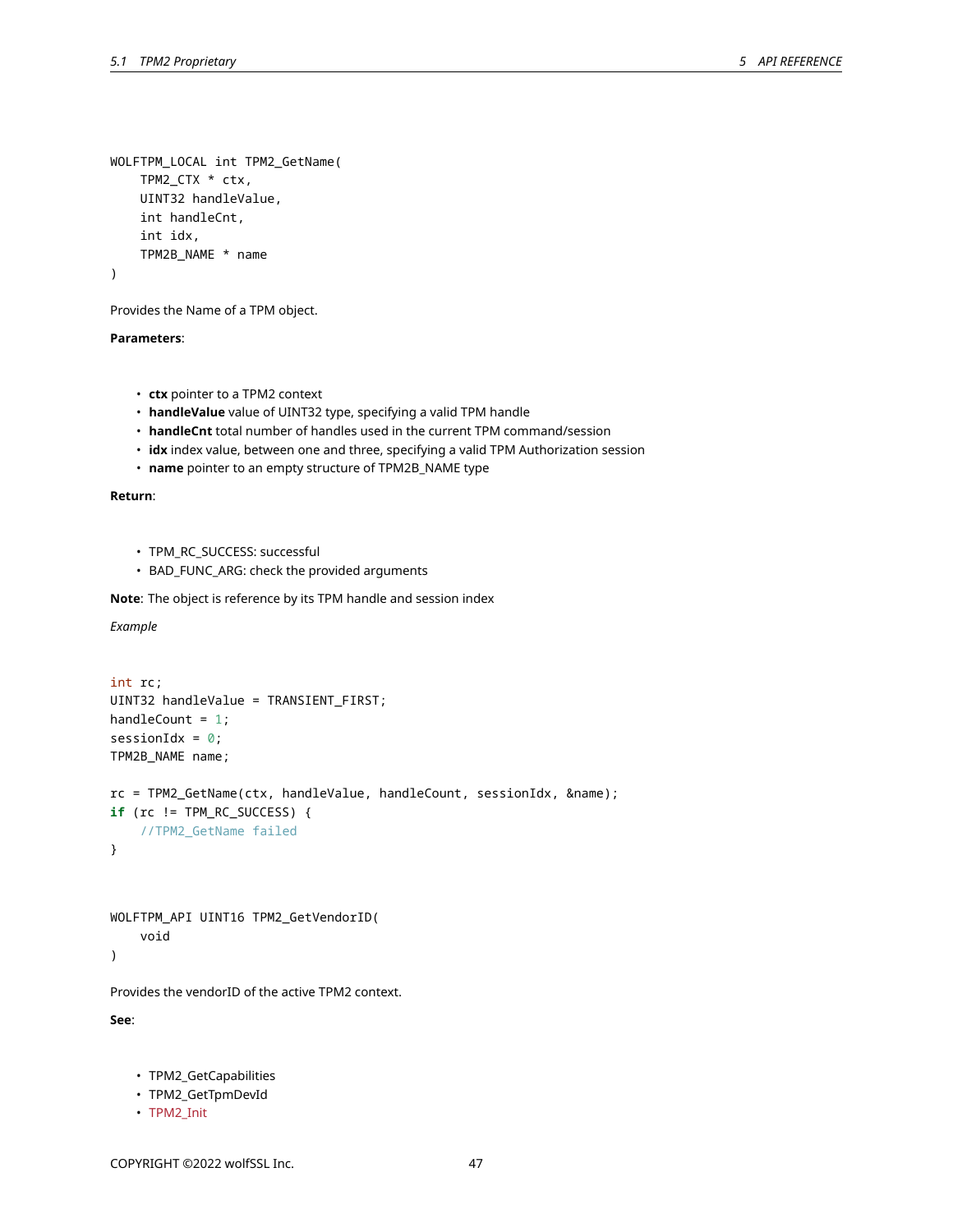```
WOLFTPM_LOCAL int TPM2_GetName(
    TPM2_CTX * ctx,
    UINT32 handleValue,
    int handleCnt,
    int idx,
    TPM2B_NAME * name
)
```

Provides the Name of a TPM object.

**Parameters**:

- **ctx** pointer to a TPM2 context
- **handleValue** value of UINT32 type, specifying a valid TPM handle
- **handleCnt** total number of handles used in the current TPM command/session
- **idx** index value, between one and three, specifying a valid TPM Authorization session
- **name** pointer to an empty structure of TPM2B_NAME type

**Return**:

- TPM_RC_SUCCESS: successful
- BAD_FUNC_ARG: check the provided arguments

**Note**: The object is reference by its TPM handle and session index

*Example*

```
int rc;
UINT32 handleValue = TRANSIENT_FIRST;
handleCount = 1;
sessionIdx = 0;
TPM2B_NAME name;

rc = TPM2_GetName(ctx, handleValue, handleCount, sessionIdx, &name);
if (rc != TPM_RC_SUCCESS) {
    //TPM2_GetName failed
}
```

```
WOLFTPM_API UINT16 TPM2_GetVendorID(
    void
)
```

Provides the vendorID of the active TPM2 context.

**See**:

- TPM2_GetCapabilities
- TPM2_GetTpmDevId
- TPM2_Init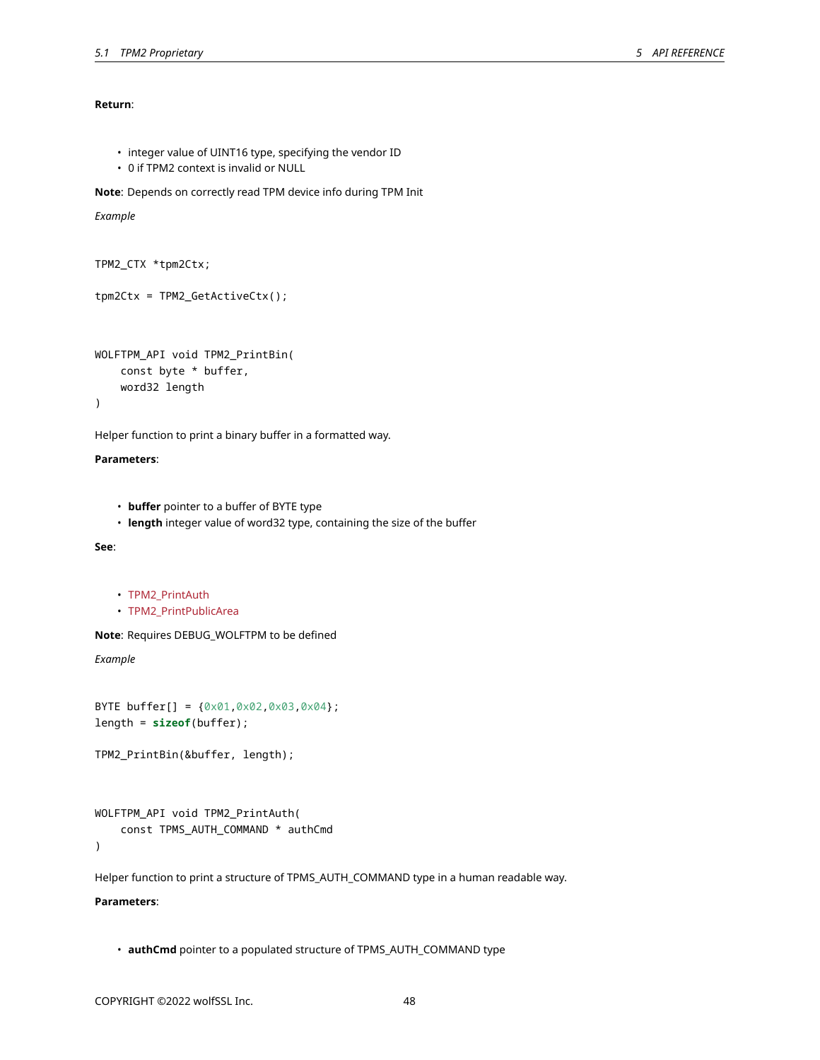**Return**:

- integer value of UINT16 type, specifying the vendor ID
- 0 if TPM2 context is invalid or NULL

**Note**: Depends on correctly read TPM device info during TPM Init

*Example*

```
TPM2_CTX *tpm2Ctx;

tpm2Ctx = TPM2_GetActiveCtx();
```

```
WOLFTPM_API void TPM2_PrintBin(
    const byte * buffer,
    word32 length
)
```

Helper function to print a binary buffer in a formatted way.

**Parameters**:

- **buffer** pointer to a buffer of BYTE type
- **length** integer value of word32 type, containing the size of the buffer

**See**:

- TPM2_PrintAuth
- TPM2_PrintPublicArea

**Note**: Requires DEBUG_WOLFTPM to be defined

*Example*

```
BYTE buffer[] = {0x01,0x02,0x03,0x04};
length = sizeof(buffer);

TPM2_PrintBin(&buffer, length);
```

```
WOLFTPM_API void TPM2_PrintAuth(
    const TPMS_AUTH_COMMAND * authCmd
)
```

Helper function to print a structure of TPMS_AUTH_COMMAND type in a human readable way.

**Parameters**:

- **authCmd** pointer to a populated structure of TPMS_AUTH_COMMAND type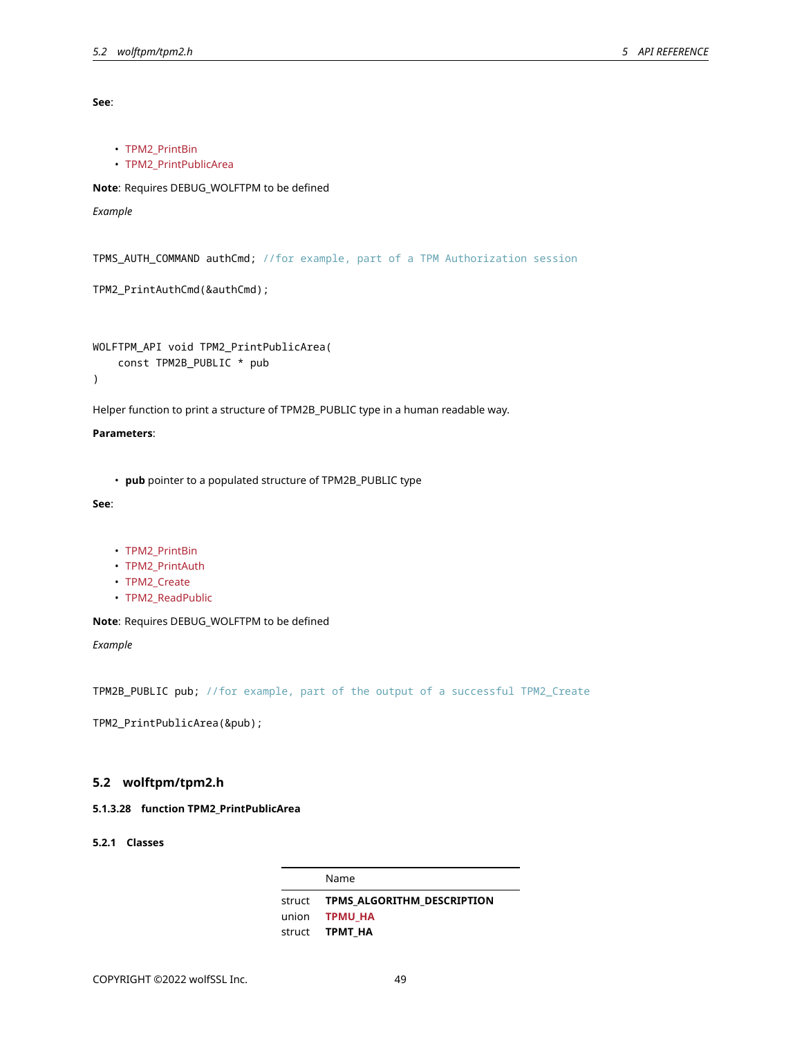**See**:

- TPM2_PrintBin
- TPM2_PrintPublicArea

**Note**: Requires DEBUG_WOLFTPM to be defined

*Example*

```
TPMS_AUTH_COMMAND authCmd; //for example, part of a TPM Authorization session

TPM2_PrintAuthCmd(&authCmd);
```

```
WOLFTPM_API void TPM2_PrintPublicArea(
    const TPM2B_PUBLIC * pub
)
```

Helper function to print a structure of TPM2B_PUBLIC type in a human readable way.

**Parameters**:

- **pub** pointer to a populated structure of TPM2B_PUBLIC type

**See**:

- TPM2_PrintBin
- TPM2_PrintAuth
- TPM2_Create
- TPM2_ReadPublic

**Note**: Requires DEBUG_WOLFTPM to be defined

*Example*

```
TPM2B_PUBLIC pub; //for example, part of the output of a successful TPM2_Create

TPM2_PrintPublicArea(&pub);
```

## 5.2 wolftpm/tpm2.h

#### 5.1.3.28 function TPM2_PrintPublicArea

### 5.2.1 Classes

| | Name |
|---|---|
| struct | **TPMS_ALGORITHM_DESCRIPTION** |
| union | **TPMU_HA** |
| struct | **TPMT_HA** |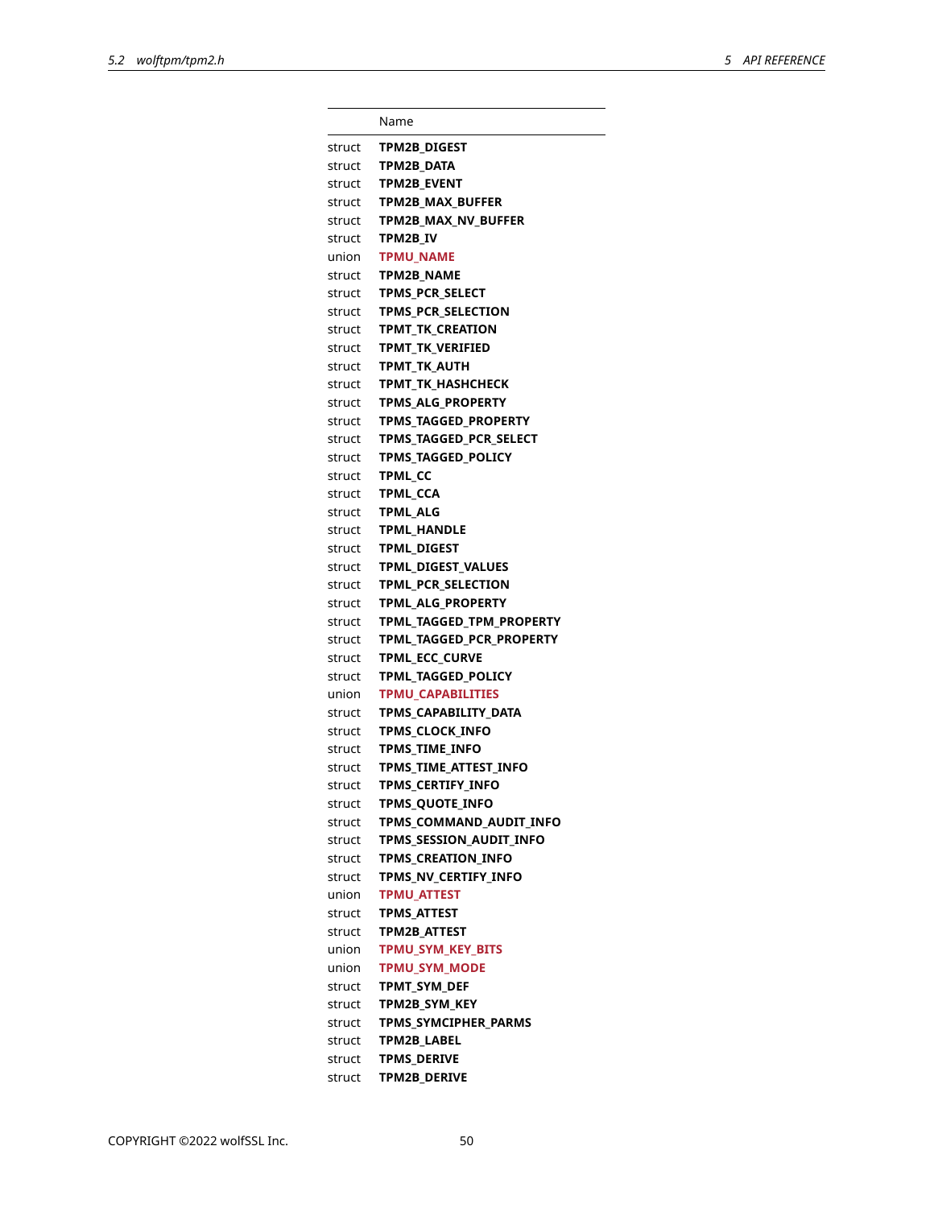| | Name |
|---|---|
| struct | **TPM2B_DIGEST** |
| struct | **TPM2B_DATA** |
| struct | **TPM2B_EVENT** |
| struct | **TPM2B_MAX_BUFFER** |
| struct | **TPM2B_MAX_NV_BUFFER** |
| struct | **TPM2B_IV** |
| union | **TPMU_NAME** |
| struct | **TPM2B_NAME** |
| struct | **TPMS_PCR_SELECT** |
| struct | **TPMS_PCR_SELECTION** |
| struct | **TPMT_TK_CREATION** |
| struct | **TPMT_TK_VERIFIED** |
| struct | **TPMT_TK_AUTH** |
| struct | **TPMT_TK_HASHCHECK** |
| struct | **TPMS_ALG_PROPERTY** |
| struct | **TPMS_TAGGED_PROPERTY** |
| struct | **TPMS_TAGGED_PCR_SELECT** |
| struct | **TPMS_TAGGED_POLICY** |
| struct | **TPML_CC** |
| struct | **TPML_CCA** |
| struct | **TPML_ALG** |
| struct | **TPML_HANDLE** |
| struct | **TPML_DIGEST** |
| struct | **TPML_DIGEST_VALUES** |
| struct | **TPML_PCR_SELECTION** |
| struct | **TPML_ALG_PROPERTY** |
| struct | **TPML_TAGGED_TPM_PROPERTY** |
| struct | **TPML_TAGGED_PCR_PROPERTY** |
| struct | **TPML_ECC_CURVE** |
| struct | **TPML_TAGGED_POLICY** |
| union | **TPMU_CAPABILITIES** |
| struct | **TPMS_CAPABILITY_DATA** |
| struct | **TPMS_CLOCK_INFO** |
| struct | **TPMS_TIME_INFO** |
| struct | **TPMS_TIME_ATTEST_INFO** |
| struct | **TPMS_CERTIFY_INFO** |
| struct | **TPMS_QUOTE_INFO** |
| struct | **TPMS_COMMAND_AUDIT_INFO** |
| struct | **TPMS_SESSION_AUDIT_INFO** |
| struct | **TPMS_CREATION_INFO** |
| struct | **TPMS_NV_CERTIFY_INFO** |
| union | **TPMU_ATTEST** |
| struct | **TPMS_ATTEST** |
| struct | **TPM2B_ATTEST** |
| union | **TPMU_SYM_KEY_BITS** |
| union | **TPMU_SYM_MODE** |
| struct | **TPMT_SYM_DEF** |
| struct | **TPM2B_SYM_KEY** |
| struct | **TPMS_SYMCIPHER_PARMS** |
| struct | **TPM2B_LABEL** |
| struct | **TPMS_DERIVE** |
| struct | **TPM2B_DERIVE** |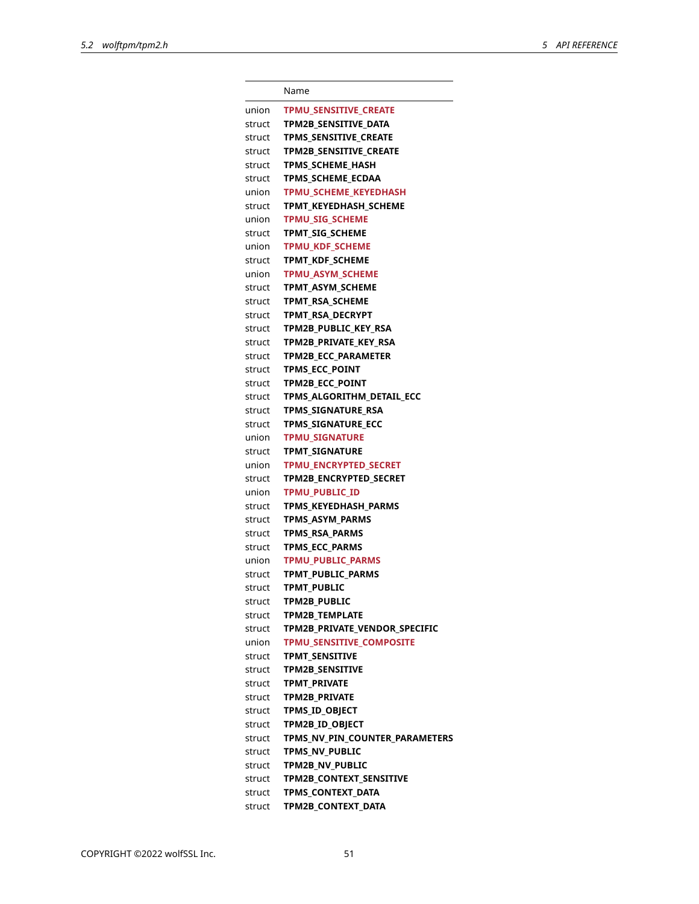| | Name |
|---|---|
| union | TPMU_SENSITIVE_CREATE |
| struct | **TPM2B_SENSITIVE_DATA** |
| struct | **TPMS_SENSITIVE_CREATE** |
| struct | **TPM2B_SENSITIVE_CREATE** |
| struct | **TPMS_SCHEME_HASH** |
| struct | **TPMS_SCHEME_ECDAA** |
| union | TPMU_SCHEME_KEYEDHASH |
| struct | **TPMT_KEYEDHASH_SCHEME** |
| union | TPMU_SIG_SCHEME |
| struct | **TPMT_SIG_SCHEME** |
| union | TPMU_KDF_SCHEME |
| struct | **TPMT_KDF_SCHEME** |
| union | TPMU_ASYM_SCHEME |
| struct | **TPMT_ASYM_SCHEME** |
| struct | **TPMT_RSA_SCHEME** |
| struct | **TPMT_RSA_DECRYPT** |
| struct | **TPM2B_PUBLIC_KEY_RSA** |
| struct | **TPM2B_PRIVATE_KEY_RSA** |
| struct | **TPM2B_ECC_PARAMETER** |
| struct | **TPMS_ECC_POINT** |
| struct | **TPM2B_ECC_POINT** |
| struct | **TPMS_ALGORITHM_DETAIL_ECC** |
| struct | **TPMS_SIGNATURE_RSA** |
| struct | **TPMS_SIGNATURE_ECC** |
| union | TPMU_SIGNATURE |
| struct | **TPMT_SIGNATURE** |
| union | TPMU_ENCRYPTED_SECRET |
| struct | **TPM2B_ENCRYPTED_SECRET** |
| union | TPMU_PUBLIC_ID |
| struct | **TPMS_KEYEDHASH_PARMS** |
| struct | **TPMS_ASYM_PARMS** |
| struct | **TPMS_RSA_PARMS** |
| struct | **TPMS_ECC_PARMS** |
| union | TPMU_PUBLIC_PARMS |
| struct | **TPMT_PUBLIC_PARMS** |
| struct | **TPMT_PUBLIC** |
| struct | **TPM2B_PUBLIC** |
| struct | **TPM2B_TEMPLATE** |
| struct | **TPM2B_PRIVATE_VENDOR_SPECIFIC** |
| union | TPMU_SENSITIVE_COMPOSITE |
| struct | **TPMT_SENSITIVE** |
| struct | **TPM2B_SENSITIVE** |
| struct | **TPMT_PRIVATE** |
| struct | **TPM2B_PRIVATE** |
| struct | **TPMS_ID_OBJECT** |
| struct | **TPM2B_ID_OBJECT** |
| struct | **TPMS_NV_PIN_COUNTER_PARAMETERS** |
| struct | **TPMS_NV_PUBLIC** |
| struct | **TPM2B_NV_PUBLIC** |
| struct | **TPM2B_CONTEXT_SENSITIVE** |
| struct | **TPMS_CONTEXT_DATA** |
| struct | **TPM2B_CONTEXT_DATA** |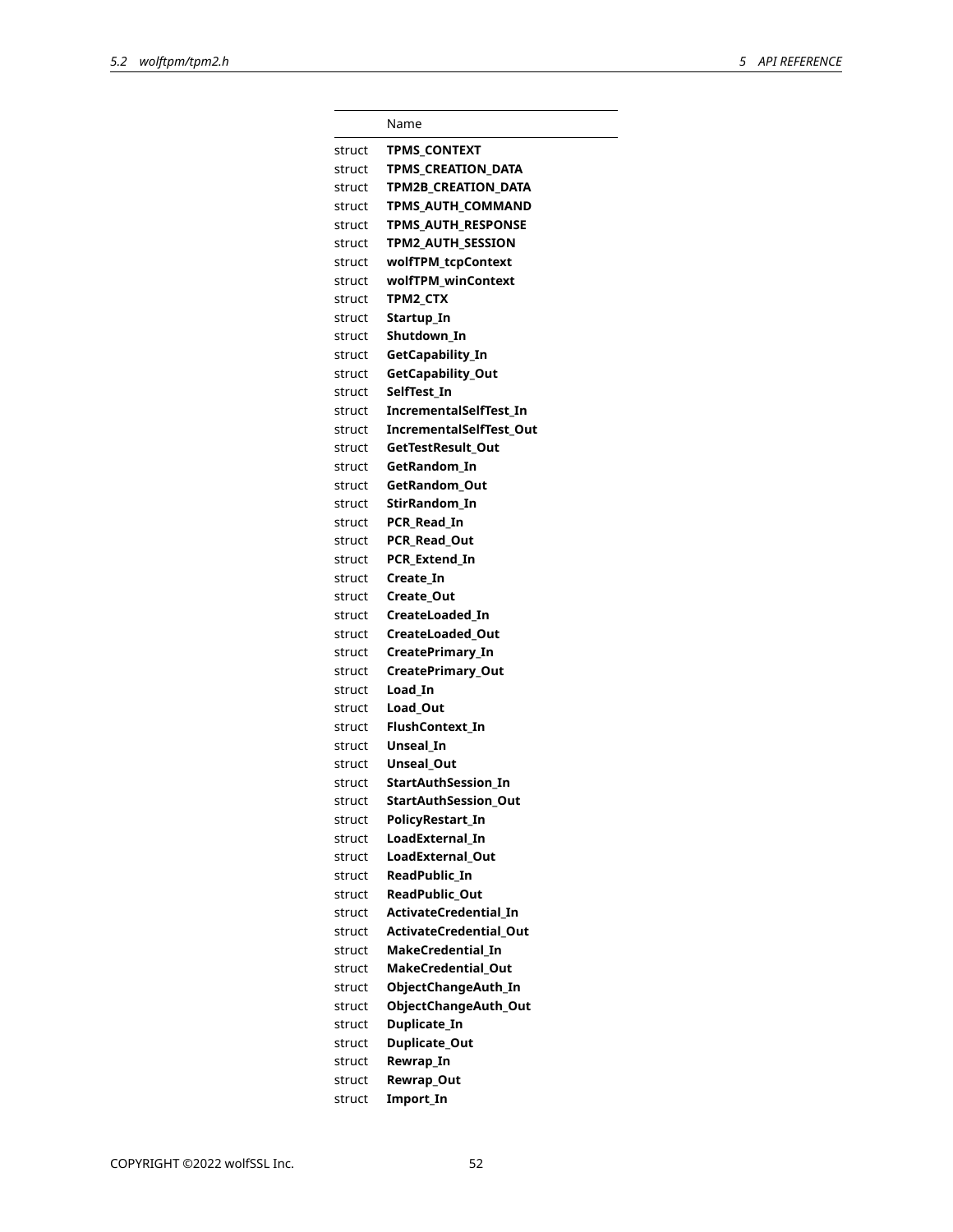| | Name |
|---|---|
| struct | **TPMS_CONTEXT** |
| struct | **TPMS_CREATION_DATA** |
| struct | **TPM2B_CREATION_DATA** |
| struct | **TPMS_AUTH_COMMAND** |
| struct | **TPMS_AUTH_RESPONSE** |
| struct | **TPM2_AUTH_SESSION** |
| struct | **wolfTPM_tcpContext** |
| struct | **wolfTPM_winContext** |
| struct | **TPM2_CTX** |
| struct | **Startup_In** |
| struct | **Shutdown_In** |
| struct | **GetCapability_In** |
| struct | **GetCapability_Out** |
| struct | **SelfTest_In** |
| struct | **IncrementalSelfTest_In** |
| struct | **IncrementalSelfTest_Out** |
| struct | **GetTestResult_Out** |
| struct | **GetRandom_In** |
| struct | **GetRandom_Out** |
| struct | **StirRandom_In** |
| struct | **PCR_Read_In** |
| struct | **PCR_Read_Out** |
| struct | **PCR_Extend_In** |
| struct | **Create_In** |
| struct | **Create_Out** |
| struct | **CreateLoaded_In** |
| struct | **CreateLoaded_Out** |
| struct | **CreatePrimary_In** |
| struct | **CreatePrimary_Out** |
| struct | **Load_In** |
| struct | **Load_Out** |
| struct | **FlushContext_In** |
| struct | **Unseal_In** |
| struct | **Unseal_Out** |
| struct | **StartAuthSession_In** |
| struct | **StartAuthSession_Out** |
| struct | **PolicyRestart_In** |
| struct | **LoadExternal_In** |
| struct | **LoadExternal_Out** |
| struct | **ReadPublic_In** |
| struct | **ReadPublic_Out** |
| struct | **ActivateCredential_In** |
| struct | **ActivateCredential_Out** |
| struct | **MakeCredential_In** |
| struct | **MakeCredential_Out** |
| struct | **ObjectChangeAuth_In** |
| struct | **ObjectChangeAuth_Out** |
| struct | **Duplicate_In** |
| struct | **Duplicate_Out** |
| struct | **Rewrap_In** |
| struct | **Rewrap_Out** |
| struct | **Import_In** |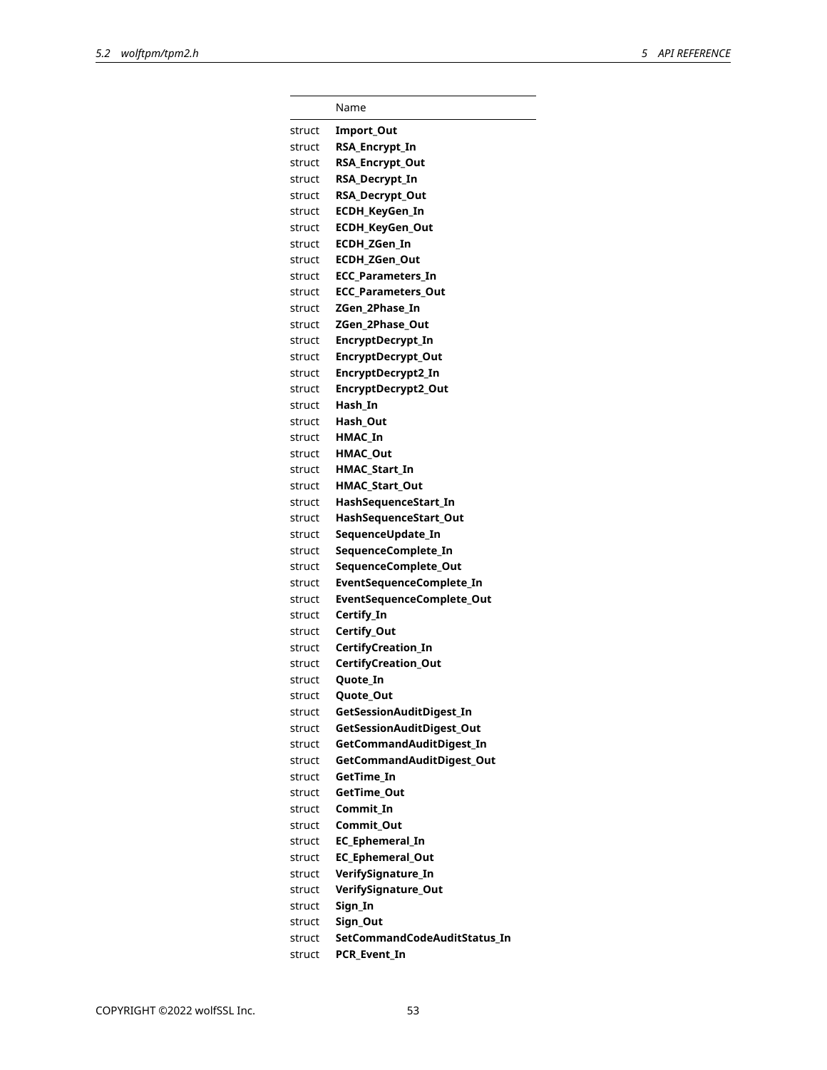| | Name |
|---|---|
| struct | **Import_Out** |
| struct | **RSA_Encrypt_In** |
| struct | **RSA_Encrypt_Out** |
| struct | **RSA_Decrypt_In** |
| struct | **RSA_Decrypt_Out** |
| struct | **ECDH_KeyGen_In** |
| struct | **ECDH_KeyGen_Out** |
| struct | **ECDH_ZGen_In** |
| struct | **ECDH_ZGen_Out** |
| struct | **ECC_Parameters_In** |
| struct | **ECC_Parameters_Out** |
| struct | **ZGen_2Phase_In** |
| struct | **ZGen_2Phase_Out** |
| struct | **EncryptDecrypt_In** |
| struct | **EncryptDecrypt_Out** |
| struct | **EncryptDecrypt2_In** |
| struct | **EncryptDecrypt2_Out** |
| struct | **Hash_In** |
| struct | **Hash_Out** |
| struct | **HMAC_In** |
| struct | **HMAC_Out** |
| struct | **HMAC_Start_In** |
| struct | **HMAC_Start_Out** |
| struct | **HashSequenceStart_In** |
| struct | **HashSequenceStart_Out** |
| struct | **SequenceUpdate_In** |
| struct | **SequenceComplete_In** |
| struct | **SequenceComplete_Out** |
| struct | **EventSequenceComplete_In** |
| struct | **EventSequenceComplete_Out** |
| struct | **Certify_In** |
| struct | **Certify_Out** |
| struct | **CertifyCreation_In** |
| struct | **CertifyCreation_Out** |
| struct | **Quote_In** |
| struct | **Quote_Out** |
| struct | **GetSessionAuditDigest_In** |
| struct | **GetSessionAuditDigest_Out** |
| struct | **GetCommandAuditDigest_In** |
| struct | **GetCommandAuditDigest_Out** |
| struct | **GetTime_In** |
| struct | **GetTime_Out** |
| struct | **Commit_In** |
| struct | **Commit_Out** |
| struct | **EC_Ephemeral_In** |
| struct | **EC_Ephemeral_Out** |
| struct | **VerifySignature_In** |
| struct | **VerifySignature_Out** |
| struct | **Sign_In** |
| struct | **Sign_Out** |
| struct | **SetCommandCodeAuditStatus_In** |
| struct | **PCR_Event_In** |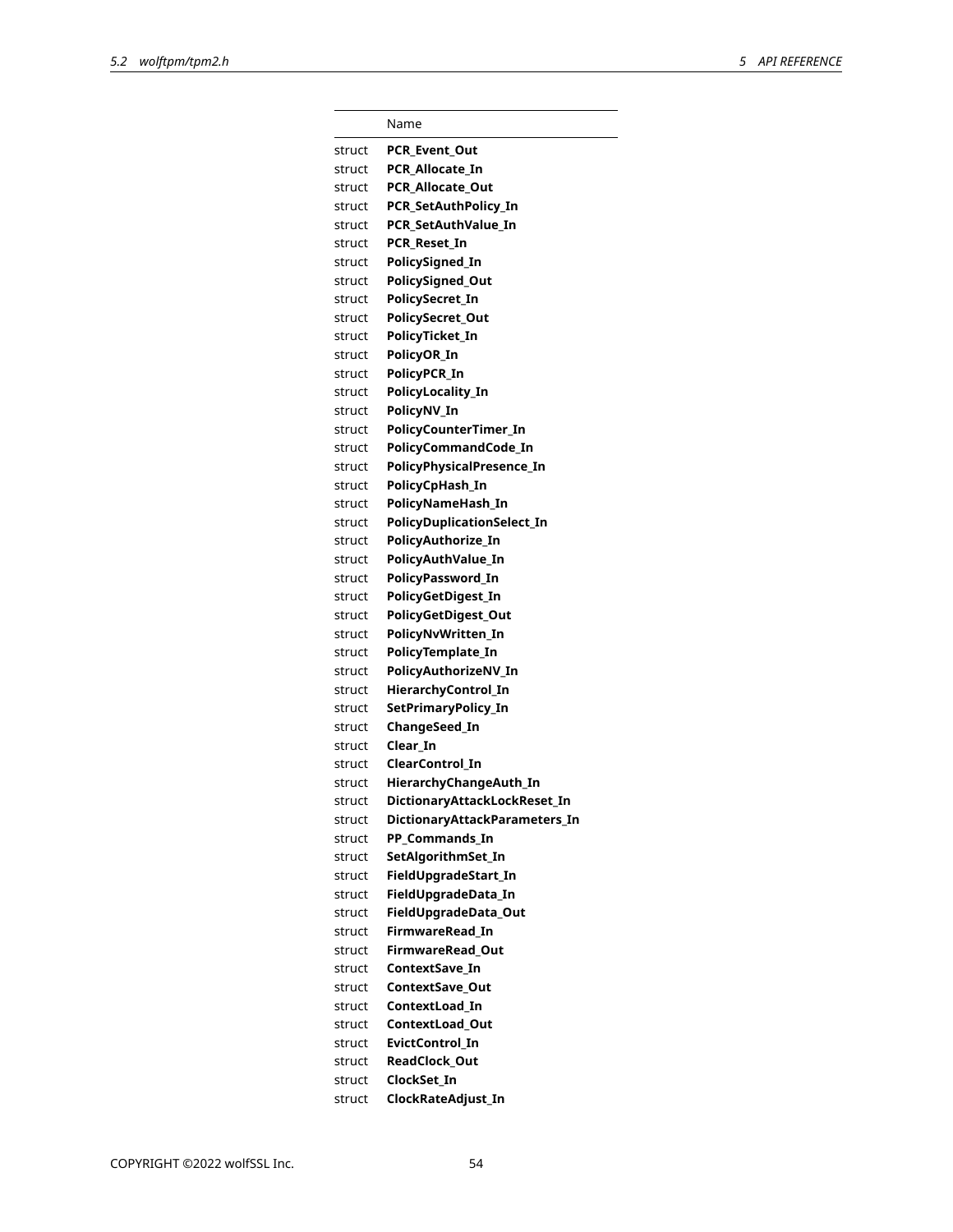| | Name |
|---|---|
| struct | **PCR_Event_Out** |
| struct | **PCR_Allocate_In** |
| struct | **PCR_Allocate_Out** |
| struct | **PCR_SetAuthPolicy_In** |
| struct | **PCR_SetAuthValue_In** |
| struct | **PCR_Reset_In** |
| struct | **PolicySigned_In** |
| struct | **PolicySigned_Out** |
| struct | **PolicySecret_In** |
| struct | **PolicySecret_Out** |
| struct | **PolicyTicket_In** |
| struct | **PolicyOR_In** |
| struct | **PolicyPCR_In** |
| struct | **PolicyLocality_In** |
| struct | **PolicyNV_In** |
| struct | **PolicyCounterTimer_In** |
| struct | **PolicyCommandCode_In** |
| struct | **PolicyPhysicalPresence_In** |
| struct | **PolicyCpHash_In** |
| struct | **PolicyNameHash_In** |
| struct | **PolicyDuplicationSelect_In** |
| struct | **PolicyAuthorize_In** |
| struct | **PolicyAuthValue_In** |
| struct | **PolicyPassword_In** |
| struct | **PolicyGetDigest_In** |
| struct | **PolicyGetDigest_Out** |
| struct | **PolicyNvWritten_In** |
| struct | **PolicyTemplate_In** |
| struct | **PolicyAuthorizeNV_In** |
| struct | **HierarchyControl_In** |
| struct | **SetPrimaryPolicy_In** |
| struct | **ChangeSeed_In** |
| struct | **Clear_In** |
| struct | **ClearControl_In** |
| struct | **HierarchyChangeAuth_In** |
| struct | **DictionaryAttackLockReset_In** |
| struct | **DictionaryAttackParameters_In** |
| struct | **PP_Commands_In** |
| struct | **SetAlgorithmSet_In** |
| struct | **FieldUpgradeStart_In** |
| struct | **FieldUpgradeData_In** |
| struct | **FieldUpgradeData_Out** |
| struct | **FirmwareRead_In** |
| struct | **FirmwareRead_Out** |
| struct | **ContextSave_In** |
| struct | **ContextSave_Out** |
| struct | **ContextLoad_In** |
| struct | **ContextLoad_Out** |
| struct | **EvictControl_In** |
| struct | **ReadClock_Out** |
| struct | **ClockSet_In** |
| struct | **ClockRateAdjust_In** |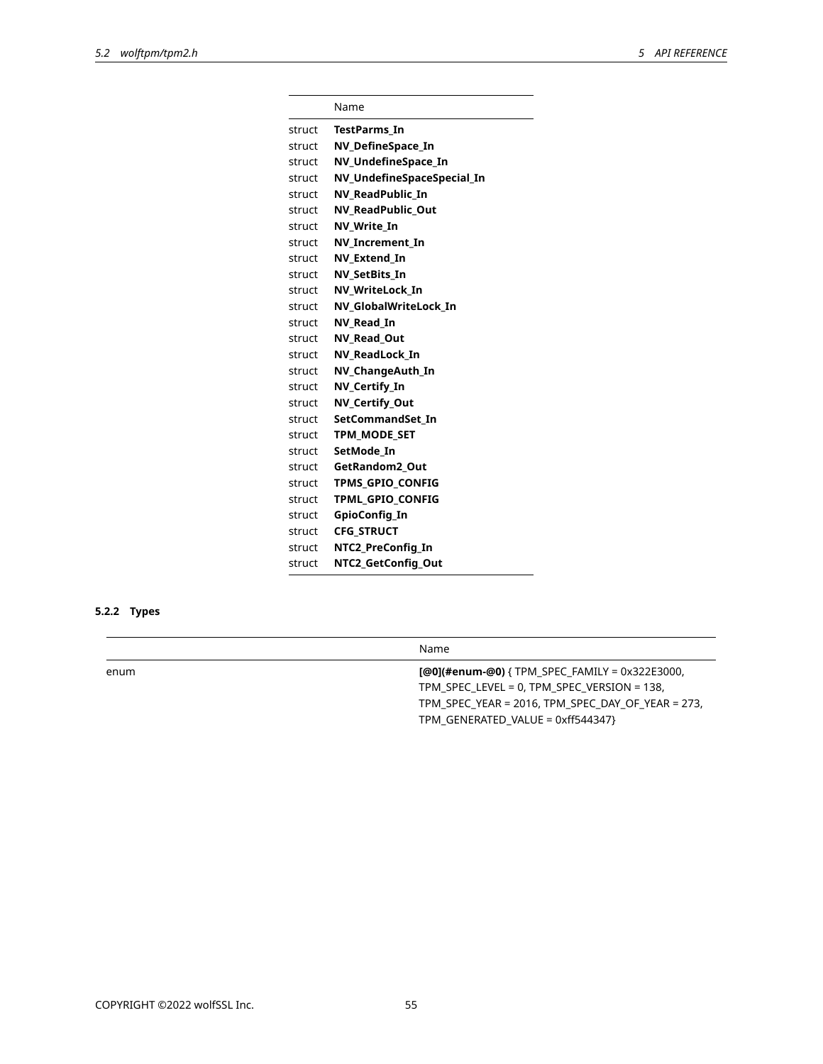| | Name |
|---|---|
| struct | **TestParms_In** |
| struct | **NV_DefineSpace_In** |
| struct | **NV_UndefineSpace_In** |
| struct | **NV_UndefineSpaceSpecial_In** |
| struct | **NV_ReadPublic_In** |
| struct | **NV_ReadPublic_Out** |
| struct | **NV_Write_In** |
| struct | **NV_Increment_In** |
| struct | **NV_Extend_In** |
| struct | **NV_SetBits_In** |
| struct | **NV_WriteLock_In** |
| struct | **NV_GlobalWriteLock_In** |
| struct | **NV_Read_In** |
| struct | **NV_Read_Out** |
| struct | **NV_ReadLock_In** |
| struct | **NV_ChangeAuth_In** |
| struct | **NV_Certify_In** |
| struct | **NV_Certify_Out** |
| struct | **SetCommandSet_In** |
| struct | **TPM_MODE_SET** |
| struct | **SetMode_In** |
| struct | **GetRandom2_Out** |
| struct | **TPMS_GPIO_CONFIG** |
| struct | **TPML_GPIO_CONFIG** |
| struct | **GpioConfig_In** |
| struct | **CFG_STRUCT** |
| struct | **NTC2_PreConfig_In** |
| struct | **NTC2_GetConfig_Out** |

### 5.2.2 Types

| | Name |
|---|---|
| enum | **[@0](#enum-@0)** { TPM_SPEC_FAMILY = 0x322E3000, TPM_SPEC_LEVEL = 0, TPM_SPEC_VERSION = 138, TPM_SPEC_YEAR = 2016, TPM_SPEC_DAY_OF_YEAR = 273, TPM_GENERATED_VALUE = 0xff544347} |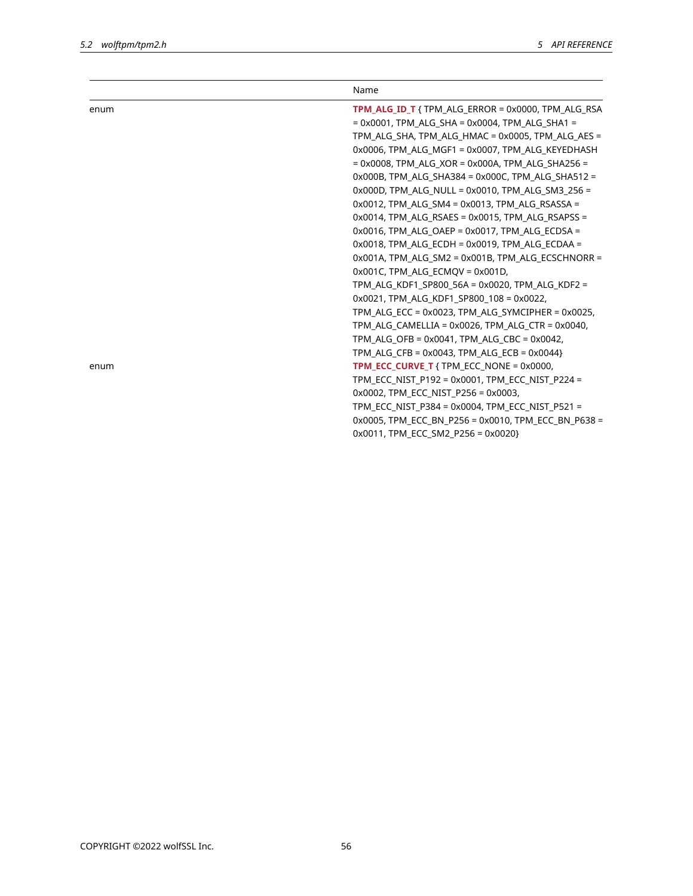| | Name |
|---|---|
| enum | **TPM_ALG_ID_T** { TPM_ALG_ERROR = 0x0000, TPM_ALG_RSA = 0x0001, TPM_ALG_SHA = 0x0004, TPM_ALG_SHA1 = TPM_ALG_SHA, TPM_ALG_HMAC = 0x0005, TPM_ALG_AES = 0x0006, TPM_ALG_MGF1 = 0x0007, TPM_ALG_KEYEDHASH = 0x0008, TPM_ALG_XOR = 0x000A, TPM_ALG_SHA256 = 0x000B, TPM_ALG_SHA384 = 0x000C, TPM_ALG_SHA512 = 0x000D, TPM_ALG_NULL = 0x0010, TPM_ALG_SM3_256 = 0x0012, TPM_ALG_SM4 = 0x0013, TPM_ALG_RSASSA = 0x0014, TPM_ALG_RSAES = 0x0015, TPM_ALG_RSAPSS = 0x0016, TPM_ALG_OAEP = 0x0017, TPM_ALG_ECDSA = 0x0018, TPM_ALG_ECDH = 0x0019, TPM_ALG_ECDAA = 0x001A, TPM_ALG_SM2 = 0x001B, TPM_ALG_ECSCHNORR = 0x001C, TPM_ALG_ECMQV = 0x001D, TPM_ALG_KDF1_SP800_56A = 0x0020, TPM_ALG_KDF2 = 0x0021, TPM_ALG_KDF1_SP800_108 = 0x0022, TPM_ALG_ECC = 0x0023, TPM_ALG_SYMCIPHER = 0x0025, TPM_ALG_CAMELLIA = 0x0026, TPM_ALG_CTR = 0x0040, TPM_ALG_OFB = 0x0041, TPM_ALG_CBC = 0x0042, TPM_ALG_CFB = 0x0043, TPM_ALG_ECB = 0x0044} |
| enum | **TPM_ECC_CURVE_T** { TPM_ECC_NONE = 0x0000, TPM_ECC_NIST_P192 = 0x0001, TPM_ECC_NIST_P224 = 0x0002, TPM_ECC_NIST_P256 = 0x0003, TPM_ECC_NIST_P384 = 0x0004, TPM_ECC_NIST_P521 = 0x0005, TPM_ECC_BN_P256 = 0x0010, TPM_ECC_BN_P638 = 0x0011, TPM_ECC_SM2_P256 = 0x0020} |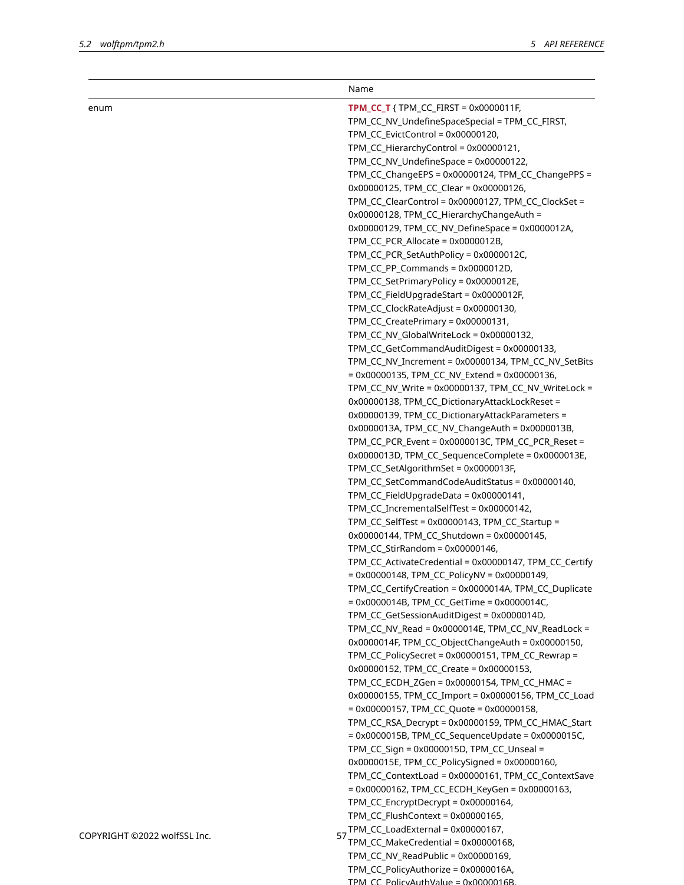| | Name |
|---|---|
| enum | **TPM_CC_T** { TPM_CC_FIRST = 0x0000011F, TPM_CC_NV_UndefineSpaceSpecial = TPM_CC_FIRST, TPM_CC_EvictControl = 0x00000120, TPM_CC_HierarchyControl = 0x00000121, TPM_CC_NV_UndefineSpace = 0x00000122, TPM_CC_ChangeEPS = 0x00000124, TPM_CC_ChangePPS = 0x00000125, TPM_CC_Clear = 0x00000126, TPM_CC_ClearControl = 0x00000127, TPM_CC_ClockSet = 0x00000128, TPM_CC_HierarchyChangeAuth = 0x00000129, TPM_CC_NV_DefineSpace = 0x0000012A, TPM_CC_PCR_Allocate = 0x0000012B, TPM_CC_PCR_SetAuthPolicy = 0x0000012C, TPM_CC_PP_Commands = 0x0000012D, TPM_CC_SetPrimaryPolicy = 0x0000012E, TPM_CC_FieldUpgradeStart = 0x0000012F, TPM_CC_ClockRateAdjust = 0x00000130, TPM_CC_CreatePrimary = 0x00000131, TPM_CC_NV_GlobalWriteLock = 0x00000132, TPM_CC_GetCommandAuditDigest = 0x00000133, TPM_CC_NV_Increment = 0x00000134, TPM_CC_NV_SetBits = 0x00000135, TPM_CC_NV_Extend = 0x00000136, TPM_CC_NV_Write = 0x00000137, TPM_CC_NV_WriteLock = 0x00000138, TPM_CC_DictionaryAttackLockReset = 0x00000139, TPM_CC_DictionaryAttackParameters = 0x0000013A, TPM_CC_NV_ChangeAuth = 0x0000013B, TPM_CC_PCR_Event = 0x0000013C, TPM_CC_PCR_Reset = 0x0000013D, TPM_CC_SequenceComplete = 0x0000013E, TPM_CC_SetAlgorithmSet = 0x0000013F, TPM_CC_SetCommandCodeAuditStatus = 0x00000140, TPM_CC_FieldUpgradeData = 0x00000141, TPM_CC_IncrementalSelfTest = 0x00000142, TPM_CC_SelfTest = 0x00000143, TPM_CC_Startup = 0x00000144, TPM_CC_Shutdown = 0x00000145, TPM_CC_StirRandom = 0x00000146, TPM_CC_ActivateCredential = 0x00000147, TPM_CC_Certify = 0x00000148, TPM_CC_PolicyNV = 0x00000149, TPM_CC_CertifyCreation = 0x0000014A, TPM_CC_Duplicate = 0x0000014B, TPM_CC_GetTime = 0x0000014C, TPM_CC_GetSessionAuditDigest = 0x0000014D, TPM_CC_NV_Read = 0x0000014E, TPM_CC_NV_ReadLock = 0x0000014F, TPM_CC_ObjectChangeAuth = 0x00000150, TPM_CC_PolicySecret = 0x00000151, TPM_CC_Rewrap = 0x00000152, TPM_CC_Create = 0x00000153, TPM_CC_ECDH_ZGen = 0x00000154, TPM_CC_HMAC = 0x00000155, TPM_CC_Import = 0x00000156, TPM_CC_Load = 0x00000157, TPM_CC_Quote = 0x00000158, TPM_CC_RSA_Decrypt = 0x00000159, TPM_CC_HMAC_Start = 0x0000015B, TPM_CC_SequenceUpdate = 0x0000015C, TPM_CC_Sign = 0x0000015D, TPM_CC_Unseal = 0x0000015E, TPM_CC_PolicySigned = 0x00000160, TPM_CC_ContextLoad = 0x00000161, TPM_CC_ContextSave = 0x00000162, TPM_CC_ECDH_KeyGen = 0x00000163, TPM_CC_EncryptDecrypt = 0x00000164, TPM_CC_FlushContext = 0x00000165, TPM_CC_LoadExternal = 0x00000167, TPM_CC_MakeCredential = 0x00000168, TPM_CC_NV_ReadPublic = 0x00000169, TPM_CC_PolicyAuthorize = 0x0000016A, TPM_CC_PolicyAuthValue = 0x0000016B, |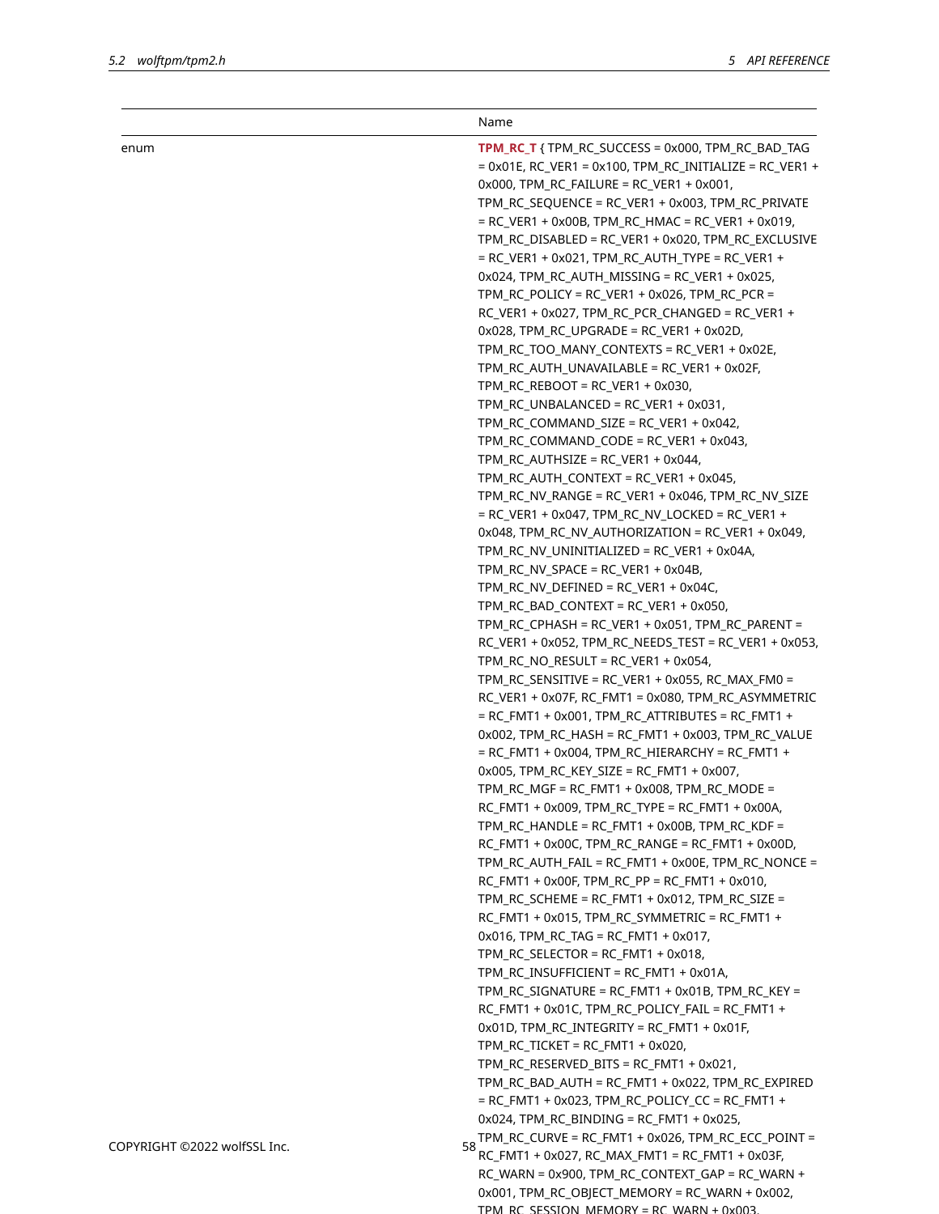| | Name |
|---|---|
| enum | **TPM_RC_T** { TPM_RC_SUCCESS = 0x000, TPM_RC_BAD_TAG = 0x01E, RC_VER1 = 0x100, TPM_RC_INITIALIZE = RC_VER1 + 0x000, TPM_RC_FAILURE = RC_VER1 + 0x001, TPM_RC_SEQUENCE = RC_VER1 + 0x003, TPM_RC_PRIVATE = RC_VER1 + 0x00B, TPM_RC_HMAC = RC_VER1 + 0x019, TPM_RC_DISABLED = RC_VER1 + 0x020, TPM_RC_EXCLUSIVE = RC_VER1 + 0x021, TPM_RC_AUTH_TYPE = RC_VER1 + 0x024, TPM_RC_AUTH_MISSING = RC_VER1 + 0x025, TPM_RC_POLICY = RC_VER1 + 0x026, TPM_RC_PCR = RC_VER1 + 0x027, TPM_RC_PCR_CHANGED = RC_VER1 + 0x028, TPM_RC_UPGRADE = RC_VER1 + 0x02D, TPM_RC_TOO_MANY_CONTEXTS = RC_VER1 + 0x02E, TPM_RC_AUTH_UNAVAILABLE = RC_VER1 + 0x02F, TPM_RC_REBOOT = RC_VER1 + 0x030, TPM_RC_UNBALANCED = RC_VER1 + 0x031, TPM_RC_COMMAND_SIZE = RC_VER1 + 0x042, TPM_RC_COMMAND_CODE = RC_VER1 + 0x043, TPM_RC_AUTHSIZE = RC_VER1 + 0x044, TPM_RC_AUTH_CONTEXT = RC_VER1 + 0x045, TPM_RC_NV_RANGE = RC_VER1 + 0x046, TPM_RC_NV_SIZE = RC_VER1 + 0x047, TPM_RC_NV_LOCKED = RC_VER1 + 0x048, TPM_RC_NV_AUTHORIZATION = RC_VER1 + 0x049, TPM_RC_NV_UNINITIALIZED = RC_VER1 + 0x04A, TPM_RC_NV_SPACE = RC_VER1 + 0x04B, TPM_RC_NV_DEFINED = RC_VER1 + 0x04C, TPM_RC_BAD_CONTEXT = RC_VER1 + 0x050, TPM_RC_CPHASH = RC_VER1 + 0x051, TPM_RC_PARENT = RC_VER1 + 0x052, TPM_RC_NEEDS_TEST = RC_VER1 + 0x053, TPM_RC_NO_RESULT = RC_VER1 + 0x054, TPM_RC_SENSITIVE = RC_VER1 + 0x055, RC_MAX_FM0 = RC_VER1 + 0x07F, RC_FMT1 = 0x080, TPM_RC_ASYMMETRIC = RC_FMT1 + 0x001, TPM_RC_ATTRIBUTES = RC_FMT1 + 0x002, TPM_RC_HASH = RC_FMT1 + 0x003, TPM_RC_VALUE = RC_FMT1 + 0x004, TPM_RC_HIERARCHY = RC_FMT1 + 0x005, TPM_RC_KEY_SIZE = RC_FMT1 + 0x007, TPM_RC_MGF = RC_FMT1 + 0x008, TPM_RC_MODE = RC_FMT1 + 0x009, TPM_RC_TYPE = RC_FMT1 + 0x00A, TPM_RC_HANDLE = RC_FMT1 + 0x00B, TPM_RC_KDF = RC_FMT1 + 0x00C, TPM_RC_RANGE = RC_FMT1 + 0x00D, TPM_RC_AUTH_FAIL = RC_FMT1 + 0x00E, TPM_RC_NONCE = RC_FMT1 + 0x00F, TPM_RC_PP = RC_FMT1 + 0x010, TPM_RC_SCHEME = RC_FMT1 + 0x012, TPM_RC_SIZE = RC_FMT1 + 0x015, TPM_RC_SYMMETRIC = RC_FMT1 + 0x016, TPM_RC_TAG = RC_FMT1 + 0x017, TPM_RC_SELECTOR = RC_FMT1 + 0x018, TPM_RC_INSUFFICIENT = RC_FMT1 + 0x01A, TPM_RC_SIGNATURE = RC_FMT1 + 0x01B, TPM_RC_KEY = RC_FMT1 + 0x01C, TPM_RC_POLICY_FAIL = RC_FMT1 + 0x01D, TPM_RC_INTEGRITY = RC_FMT1 + 0x01F, TPM_RC_TICKET = RC_FMT1 + 0x020, TPM_RC_RESERVED_BITS = RC_FMT1 + 0x021, TPM_RC_BAD_AUTH = RC_FMT1 + 0x022, TPM_RC_EXPIRED = RC_FMT1 + 0x023, TPM_RC_POLICY_CC = RC_FMT1 + 0x024, TPM_RC_BINDING = RC_FMT1 + 0x025, TPM_RC_CURVE = RC_FMT1 + 0x026, TPM_RC_ECC_POINT = RC_FMT1 + 0x027, RC_MAX_FMT1 = RC_FMT1 + 0x03F, RC_WARN = 0x900, TPM_RC_CONTEXT_GAP = RC_WARN + 0x001, TPM_RC_OBJECT_MEMORY = RC_WARN + 0x002, TPM_RC_SESSION_MEMORY = RC_WARN + 0x003, |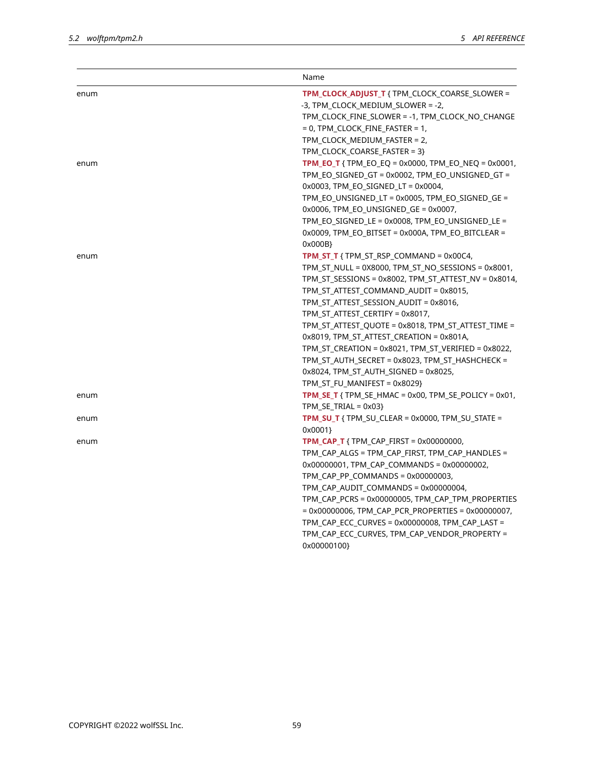| | Name |
|---|---|
| enum | **TPM_CLOCK_ADJUST_T** { TPM_CLOCK_COARSE_SLOWER = -3, TPM_CLOCK_MEDIUM_SLOWER = -2, TPM_CLOCK_FINE_SLOWER = -1, TPM_CLOCK_NO_CHANGE = 0, TPM_CLOCK_FINE_FASTER = 1, TPM_CLOCK_MEDIUM_FASTER = 2, TPM_CLOCK_COARSE_FASTER = 3} |
| enum | **TPM_EO_T** { TPM_EO_EQ = 0x0000, TPM_EO_NEQ = 0x0001, TPM_EO_SIGNED_GT = 0x0002, TPM_EO_UNSIGNED_GT = 0x0003, TPM_EO_SIGNED_LT = 0x0004, TPM_EO_UNSIGNED_LT = 0x0005, TPM_EO_SIGNED_GE = 0x0006, TPM_EO_UNSIGNED_GE = 0x0007, TPM_EO_SIGNED_LE = 0x0008, TPM_EO_UNSIGNED_LE = 0x0009, TPM_EO_BITSET = 0x000A, TPM_EO_BITCLEAR = 0x000B} |
| enum | **TPM_ST_T** { TPM_ST_RSP_COMMAND = 0x00C4, TPM_ST_NULL = 0X8000, TPM_ST_NO_SESSIONS = 0x8001, TPM_ST_SESSIONS = 0x8002, TPM_ST_ATTEST_NV = 0x8014, TPM_ST_ATTEST_COMMAND_AUDIT = 0x8015, TPM_ST_ATTEST_SESSION_AUDIT = 0x8016, TPM_ST_ATTEST_CERTIFY = 0x8017, TPM_ST_ATTEST_QUOTE = 0x8018, TPM_ST_ATTEST_TIME = 0x8019, TPM_ST_ATTEST_CREATION = 0x801A, TPM_ST_CREATION = 0x8021, TPM_ST_VERIFIED = 0x8022, TPM_ST_AUTH_SECRET = 0x8023, TPM_ST_HASHCHECK = 0x8024, TPM_ST_AUTH_SIGNED = 0x8025, TPM_ST_FU_MANIFEST = 0x8029} |
| enum | **TPM_SE_T** { TPM_SE_HMAC = 0x00, TPM_SE_POLICY = 0x01, TPM_SE_TRIAL = 0x03} |
| enum | **TPM_SU_T** { TPM_SU_CLEAR = 0x0000, TPM_SU_STATE = 0x0001} |
| enum | **TPM_CAP_T** { TPM_CAP_FIRST = 0x00000000, TPM_CAP_ALGS = TPM_CAP_FIRST, TPM_CAP_HANDLES = 0x00000001, TPM_CAP_COMMANDS = 0x00000002, TPM_CAP_PP_COMMANDS = 0x00000003, TPM_CAP_AUDIT_COMMANDS = 0x00000004, TPM_CAP_PCRS = 0x00000005, TPM_CAP_TPM_PROPERTIES = 0x00000006, TPM_CAP_PCR_PROPERTIES = 0x00000007, TPM_CAP_ECC_CURVES = 0x00000008, TPM_CAP_LAST = TPM_CAP_ECC_CURVES, TPM_CAP_VENDOR_PROPERTY = 0x00000100} |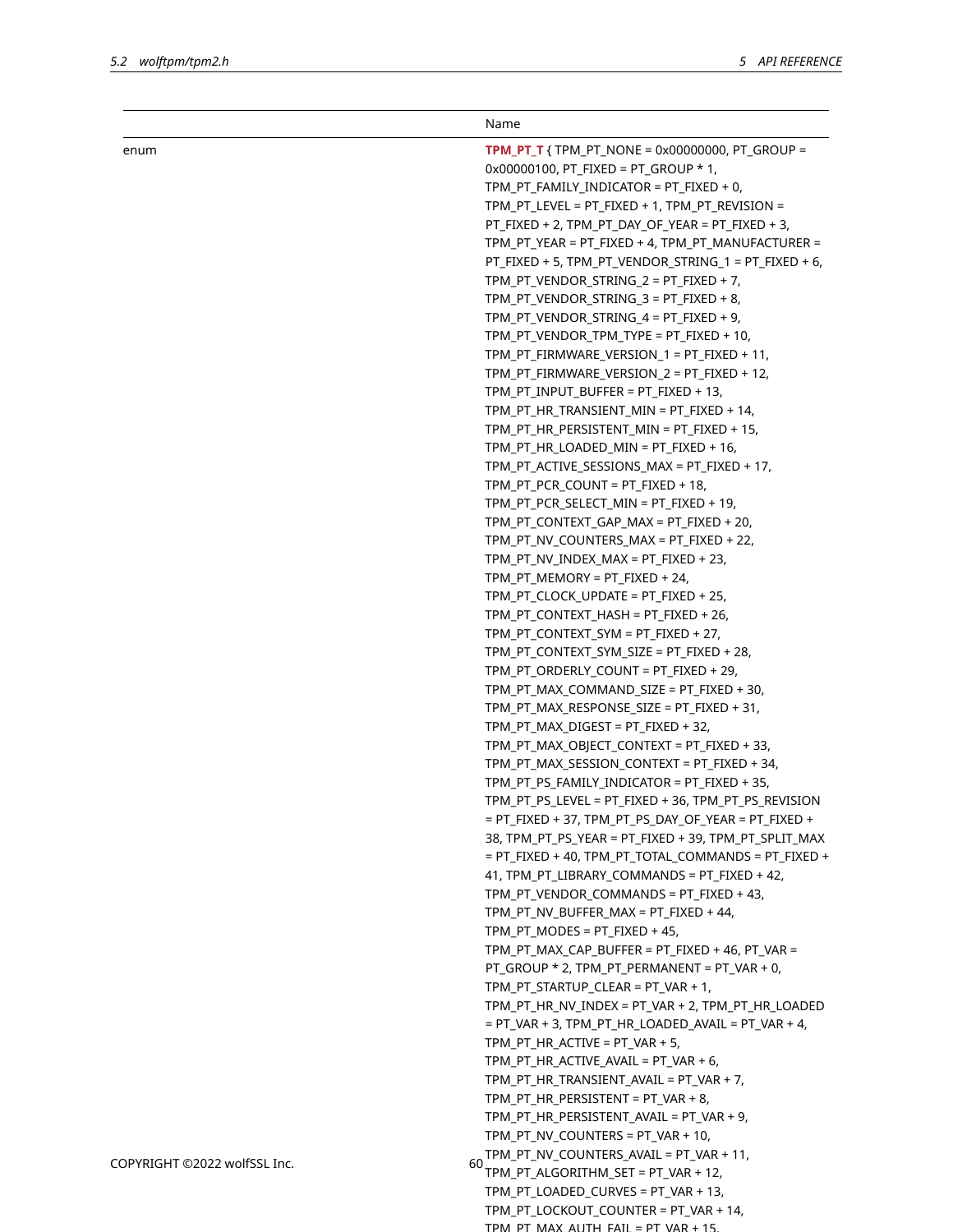| | Name |
|---|---|
| enum | **TPM_PT_T** { TPM_PT_NONE = 0x00000000, PT_GROUP = 0x00000100, PT_FIXED = PT_GROUP * 1, TPM_PT_FAMILY_INDICATOR = PT_FIXED + 0, TPM_PT_LEVEL = PT_FIXED + 1, TPM_PT_REVISION = PT_FIXED + 2, TPM_PT_DAY_OF_YEAR = PT_FIXED + 3, TPM_PT_YEAR = PT_FIXED + 4, TPM_PT_MANUFACTURER = PT_FIXED + 5, TPM_PT_VENDOR_STRING_1 = PT_FIXED + 6, TPM_PT_VENDOR_STRING_2 = PT_FIXED + 7, TPM_PT_VENDOR_STRING_3 = PT_FIXED + 8, TPM_PT_VENDOR_STRING_4 = PT_FIXED + 9, TPM_PT_VENDOR_TPM_TYPE = PT_FIXED + 10, TPM_PT_FIRMWARE_VERSION_1 = PT_FIXED + 11, TPM_PT_FIRMWARE_VERSION_2 = PT_FIXED + 12, TPM_PT_INPUT_BUFFER = PT_FIXED + 13, TPM_PT_HR_TRANSIENT_MIN = PT_FIXED + 14, TPM_PT_HR_PERSISTENT_MIN = PT_FIXED + 15, TPM_PT_HR_LOADED_MIN = PT_FIXED + 16, TPM_PT_ACTIVE_SESSIONS_MAX = PT_FIXED + 17, TPM_PT_PCR_COUNT = PT_FIXED + 18, TPM_PT_PCR_SELECT_MIN = PT_FIXED + 19, TPM_PT_CONTEXT_GAP_MAX = PT_FIXED + 20, TPM_PT_NV_COUNTERS_MAX = PT_FIXED + 22, TPM_PT_NV_INDEX_MAX = PT_FIXED + 23, TPM_PT_MEMORY = PT_FIXED + 24, TPM_PT_CLOCK_UPDATE = PT_FIXED + 25, TPM_PT_CONTEXT_HASH = PT_FIXED + 26, TPM_PT_CONTEXT_SYM = PT_FIXED + 27, TPM_PT_CONTEXT_SYM_SIZE = PT_FIXED + 28, TPM_PT_ORDERLY_COUNT = PT_FIXED + 29, TPM_PT_MAX_COMMAND_SIZE = PT_FIXED + 30, TPM_PT_MAX_RESPONSE_SIZE = PT_FIXED + 31, TPM_PT_MAX_DIGEST = PT_FIXED + 32, TPM_PT_MAX_OBJECT_CONTEXT = PT_FIXED + 33, TPM_PT_MAX_SESSION_CONTEXT = PT_FIXED + 34, TPM_PT_PS_FAMILY_INDICATOR = PT_FIXED + 35, TPM_PT_PS_LEVEL = PT_FIXED + 36, TPM_PT_PS_REVISION = PT_FIXED + 37, TPM_PT_PS_DAY_OF_YEAR = PT_FIXED + 38, TPM_PT_PS_YEAR = PT_FIXED + 39, TPM_PT_SPLIT_MAX = PT_FIXED + 40, TPM_PT_TOTAL_COMMANDS = PT_FIXED + 41, TPM_PT_LIBRARY_COMMANDS = PT_FIXED + 42, TPM_PT_VENDOR_COMMANDS = PT_FIXED + 43, TPM_PT_NV_BUFFER_MAX = PT_FIXED + 44, TPM_PT_MODES = PT_FIXED + 45, TPM_PT_MAX_CAP_BUFFER = PT_FIXED + 46, PT_VAR = PT_GROUP * 2, TPM_PT_PERMANENT = PT_VAR + 0, TPM_PT_STARTUP_CLEAR = PT_VAR + 1, TPM_PT_HR_NV_INDEX = PT_VAR + 2, TPM_PT_HR_LOADED = PT_VAR + 3, TPM_PT_HR_LOADED_AVAIL = PT_VAR + 4, TPM_PT_HR_ACTIVE = PT_VAR + 5, TPM_PT_HR_ACTIVE_AVAIL = PT_VAR + 6, TPM_PT_HR_TRANSIENT_AVAIL = PT_VAR + 7, TPM_PT_HR_PERSISTENT = PT_VAR + 8, TPM_PT_HR_PERSISTENT_AVAIL = PT_VAR + 9, TPM_PT_NV_COUNTERS = PT_VAR + 10, TPM_PT_NV_COUNTERS_AVAIL = PT_VAR + 11, TPM_PT_ALGORITHM_SET = PT_VAR + 12, TPM_PT_LOADED_CURVES = PT_VAR + 13, TPM_PT_LOCKOUT_COUNTER = PT_VAR + 14, TPM_PT_MAX_AUTH_FAIL = PT_VAR + 15, |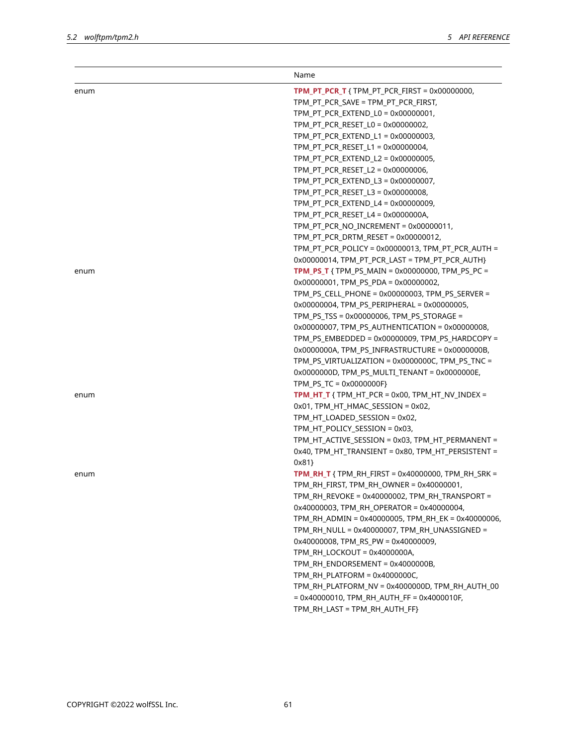| | Name |
|---|---|
| enum | **TPM_PT_PCR_T** { TPM_PT_PCR_FIRST = 0x00000000, TPM_PT_PCR_SAVE = TPM_PT_PCR_FIRST, TPM_PT_PCR_EXTEND_L0 = 0x00000001, TPM_PT_PCR_RESET_L0 = 0x00000002, TPM_PT_PCR_EXTEND_L1 = 0x00000003, TPM_PT_PCR_RESET_L1 = 0x00000004, TPM_PT_PCR_EXTEND_L2 = 0x00000005, TPM_PT_PCR_RESET_L2 = 0x00000006, TPM_PT_PCR_EXTEND_L3 = 0x00000007, TPM_PT_PCR_RESET_L3 = 0x00000008, TPM_PT_PCR_EXTEND_L4 = 0x00000009, TPM_PT_PCR_RESET_L4 = 0x0000000A, TPM_PT_PCR_NO_INCREMENT = 0x00000011, TPM_PT_PCR_DRTM_RESET = 0x00000012, TPM_PT_PCR_POLICY = 0x00000013, TPM_PT_PCR_AUTH = 0x00000014, TPM_PT_PCR_LAST = TPM_PT_PCR_AUTH} |
| enum | **TPM_PS_T** { TPM_PS_MAIN = 0x00000000, TPM_PS_PC = 0x00000001, TPM_PS_PDA = 0x00000002, TPM_PS_CELL_PHONE = 0x00000003, TPM_PS_SERVER = 0x00000004, TPM_PS_PERIPHERAL = 0x00000005, TPM_PS_TSS = 0x00000006, TPM_PS_STORAGE = 0x00000007, TPM_PS_AUTHENTICATION = 0x00000008, TPM_PS_EMBEDDED = 0x00000009, TPM_PS_HARDCOPY = 0x0000000A, TPM_PS_INFRASTRUCTURE = 0x0000000B, TPM_PS_VIRTUALIZATION = 0x0000000C, TPM_PS_TNC = 0x0000000D, TPM_PS_MULTI_TENANT = 0x0000000E, TPM_PS_TC = 0x0000000F} |
| enum | **TPM_HT_T** { TPM_HT_PCR = 0x00, TPM_HT_NV_INDEX = 0x01, TPM_HT_HMAC_SESSION = 0x02, TPM_HT_LOADED_SESSION = 0x02, TPM_HT_POLICY_SESSION = 0x03, TPM_HT_ACTIVE_SESSION = 0x03, TPM_HT_PERMANENT = 0x40, TPM_HT_TRANSIENT = 0x80, TPM_HT_PERSISTENT = 0x81} |
| enum | **TPM_RH_T** { TPM_RH_FIRST = 0x40000000, TPM_RH_SRK = TPM_RH_FIRST, TPM_RH_OWNER = 0x40000001, TPM_RH_REVOKE = 0x40000002, TPM_RH_TRANSPORT = 0x40000003, TPM_RH_OPERATOR = 0x40000004, TPM_RH_ADMIN = 0x40000005, TPM_RH_EK = 0x40000006, TPM_RH_NULL = 0x40000007, TPM_RH_UNASSIGNED = 0x40000008, TPM_RS_PW = 0x40000009, TPM_RH_LOCKOUT = 0x4000000A, TPM_RH_ENDORSEMENT = 0x4000000B, TPM_RH_PLATFORM = 0x4000000C, TPM_RH_PLATFORM_NV = 0x4000000D, TPM_RH_AUTH_00 = 0x40000010, TPM_RH_AUTH_FF = 0x4000010F, TPM_RH_LAST = TPM_RH_AUTH_FF} |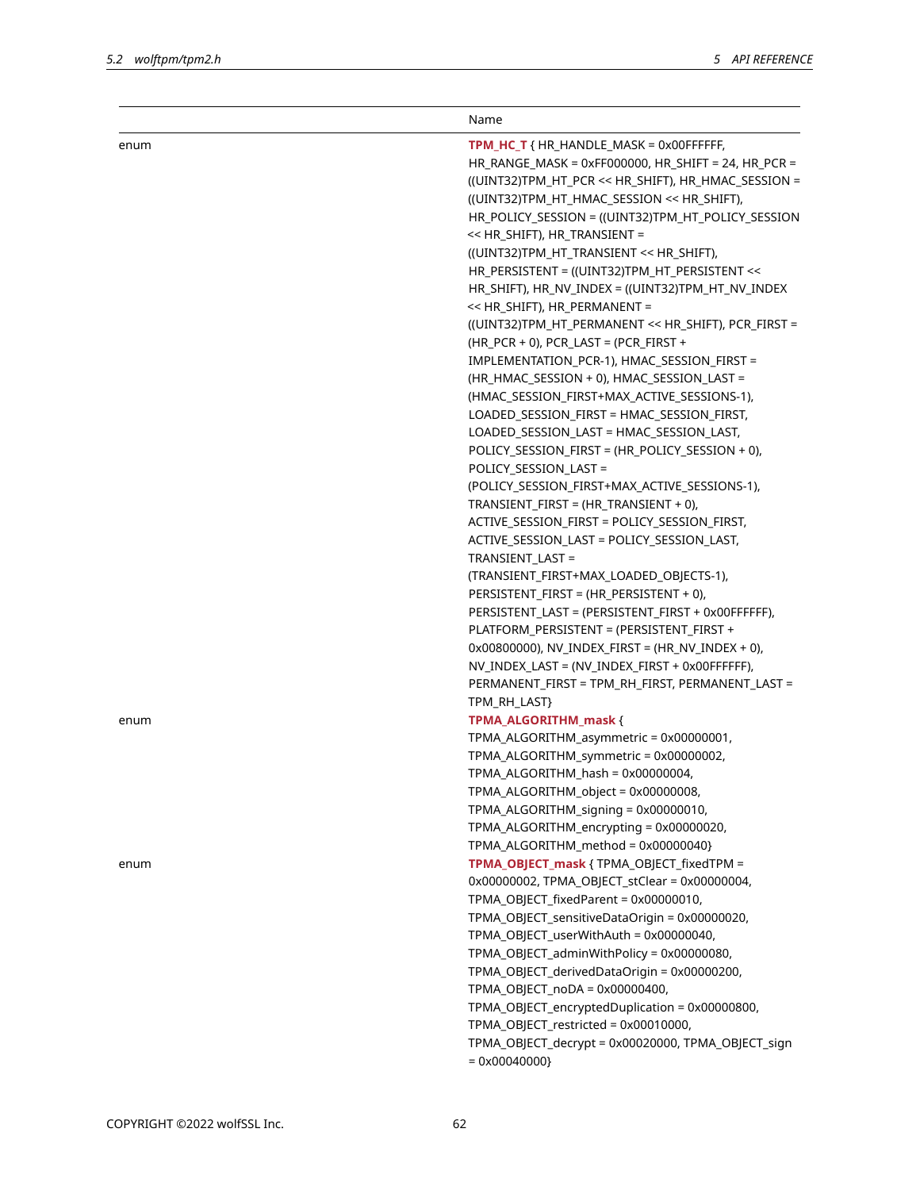| | Name |
|---|---|
| enum | **TPM_HC_T** { HR_HANDLE_MASK = 0x00FFFFFF, HR_RANGE_MASK = 0xFF000000, HR_SHIFT = 24, HR_PCR = ((UINT32)TPM_HT_PCR << HR_SHIFT), HR_HMAC_SESSION = ((UINT32)TPM_HT_HMAC_SESSION << HR_SHIFT), HR_POLICY_SESSION = ((UINT32)TPM_HT_POLICY_SESSION << HR_SHIFT), HR_TRANSIENT = ((UINT32)TPM_HT_TRANSIENT << HR_SHIFT), HR_PERSISTENT = ((UINT32)TPM_HT_PERSISTENT << HR_SHIFT), HR_NV_INDEX = ((UINT32)TPM_HT_NV_INDEX << HR_SHIFT), HR_PERMANENT = ((UINT32)TPM_HT_PERMANENT << HR_SHIFT), PCR_FIRST = (HR_PCR + 0), PCR_LAST = (PCR_FIRST + IMPLEMENTATION_PCR-1), HMAC_SESSION_FIRST = (HR_HMAC_SESSION + 0), HMAC_SESSION_LAST = (HMAC_SESSION_FIRST+MAX_ACTIVE_SESSIONS-1), LOADED_SESSION_FIRST = HMAC_SESSION_FIRST, LOADED_SESSION_LAST = HMAC_SESSION_LAST, POLICY_SESSION_FIRST = (HR_POLICY_SESSION + 0), POLICY_SESSION_LAST = (POLICY_SESSION_FIRST+MAX_ACTIVE_SESSIONS-1), TRANSIENT_FIRST = (HR_TRANSIENT + 0), ACTIVE_SESSION_FIRST = POLICY_SESSION_FIRST, ACTIVE_SESSION_LAST = POLICY_SESSION_LAST, TRANSIENT_LAST = (TRANSIENT_FIRST+MAX_LOADED_OBJECTS-1), PERSISTENT_FIRST = (HR_PERSISTENT + 0), PERSISTENT_LAST = (PERSISTENT_FIRST + 0x00FFFFFF), PLATFORM_PERSISTENT = (PERSISTENT_FIRST + 0x00800000), NV_INDEX_FIRST = (HR_NV_INDEX + 0), NV_INDEX_LAST = (NV_INDEX_FIRST + 0x00FFFFFF), PERMANENT_FIRST = TPM_RH_FIRST, PERMANENT_LAST = TPM_RH_LAST} |
| enum | **TPMA_ALGORITHM_mask** { TPMA_ALGORITHM_asymmetric = 0x00000001, TPMA_ALGORITHM_symmetric = 0x00000002, TPMA_ALGORITHM_hash = 0x00000004, TPMA_ALGORITHM_object = 0x00000008, TPMA_ALGORITHM_signing = 0x00000010, TPMA_ALGORITHM_encrypting = 0x00000020, TPMA_ALGORITHM_method = 0x00000040} |
| enum | **TPMA_OBJECT_mask** { TPMA_OBJECT_fixedTPM = 0x00000002, TPMA_OBJECT_stClear = 0x00000004, TPMA_OBJECT_fixedParent = 0x00000010, TPMA_OBJECT_sensitiveDataOrigin = 0x00000020, TPMA_OBJECT_userWithAuth = 0x00000040, TPMA_OBJECT_adminWithPolicy = 0x00000080, TPMA_OBJECT_derivedDataOrigin = 0x00000200, TPMA_OBJECT_noDA = 0x00000400, TPMA_OBJECT_encryptedDuplication = 0x00000800, TPMA_OBJECT_restricted = 0x00010000, TPMA_OBJECT_decrypt = 0x00020000, TPMA_OBJECT_sign = 0x00040000} |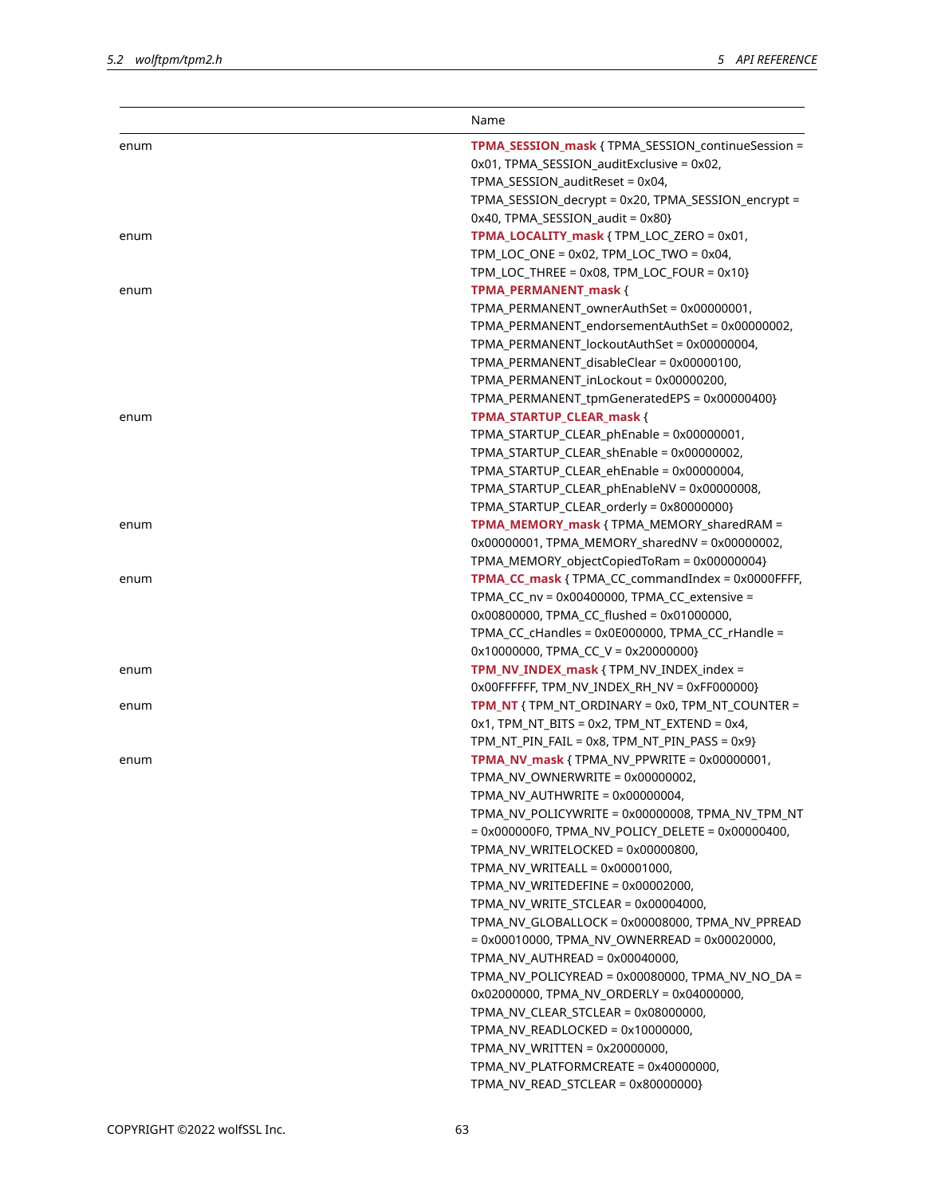| | Name |
|---|---|
| enum | **TPMA_SESSION_mask** { TPMA_SESSION_continueSession = 0x01, TPMA_SESSION_auditExclusive = 0x02, TPMA_SESSION_auditReset = 0x04, TPMA_SESSION_decrypt = 0x20, TPMA_SESSION_encrypt = 0x40, TPMA_SESSION_audit = 0x80} |
| enum | **TPMA_LOCALITY_mask** { TPM_LOC_ZERO = 0x01, TPM_LOC_ONE = 0x02, TPM_LOC_TWO = 0x04, TPM_LOC_THREE = 0x08, TPM_LOC_FOUR = 0x10} |
| enum | **TPMA_PERMANENT_mask** { TPMA_PERMANENT_ownerAuthSet = 0x00000001, TPMA_PERMANENT_endorsementAuthSet = 0x00000002, TPMA_PERMANENT_lockoutAuthSet = 0x00000004, TPMA_PERMANENT_disableClear = 0x00000100, TPMA_PERMANENT_inLockout = 0x00000200, TPMA_PERMANENT_tpmGeneratedEPS = 0x00000400} |
| enum | **TPMA_STARTUP_CLEAR_mask** { TPMA_STARTUP_CLEAR_phEnable = 0x00000001, TPMA_STARTUP_CLEAR_shEnable = 0x00000002, TPMA_STARTUP_CLEAR_ehEnable = 0x00000004, TPMA_STARTUP_CLEAR_phEnableNV = 0x00000008, TPMA_STARTUP_CLEAR_orderly = 0x80000000} |
| enum | **TPMA_MEMORY_mask** { TPMA_MEMORY_sharedRAM = 0x00000001, TPMA_MEMORY_sharedNV = 0x00000002, TPMA_MEMORY_objectCopiedToRam = 0x00000004} |
| enum | **TPMA_CC_mask** { TPMA_CC_commandIndex = 0x0000FFFF, TPMA_CC_nv = 0x00400000, TPMA_CC_extensive = 0x00800000, TPMA_CC_flushed = 0x01000000, TPMA_CC_cHandles = 0x0E000000, TPMA_CC_rHandle = 0x10000000, TPMA_CC_V = 0x20000000} |
| enum | **TPM_NV_INDEX_mask** { TPM_NV_INDEX_index = 0x00FFFFFF, TPM_NV_INDEX_RH_NV = 0xFF000000} |
| enum | **TPM_NT** { TPM_NT_ORDINARY = 0x0, TPM_NT_COUNTER = 0x1, TPM_NT_BITS = 0x2, TPM_NT_EXTEND = 0x4, TPM_NT_PIN_FAIL = 0x8, TPM_NT_PIN_PASS = 0x9} |
| enum | **TPMA_NV_mask** { TPMA_NV_PPWRITE = 0x00000001, TPMA_NV_OWNERWRITE = 0x00000002, TPMA_NV_AUTHWRITE = 0x00000004, TPMA_NV_POLICYWRITE = 0x00000008, TPMA_NV_TPM_NT = 0x000000F0, TPMA_NV_POLICY_DELETE = 0x00000400, TPMA_NV_WRITELOCKED = 0x00000800, TPMA_NV_WRITEALL = 0x00001000, TPMA_NV_WRITEDEFINE = 0x00002000, TPMA_NV_WRITE_STCLEAR = 0x00004000, TPMA_NV_GLOBALLOCK = 0x00008000, TPMA_NV_PPREAD = 0x00010000, TPMA_NV_OWNERREAD = 0x00020000, TPMA_NV_AUTHREAD = 0x00040000, TPMA_NV_POLICYREAD = 0x00080000, TPMA_NV_NO_DA = 0x02000000, TPMA_NV_ORDERLY = 0x04000000, TPMA_NV_CLEAR_STCLEAR = 0x08000000, TPMA_NV_READLOCKED = 0x10000000, TPMA_NV_WRITTEN = 0x20000000, TPMA_NV_PLATFORMCREATE = 0x40000000, TPMA_NV_READ_STCLEAR = 0x80000000} |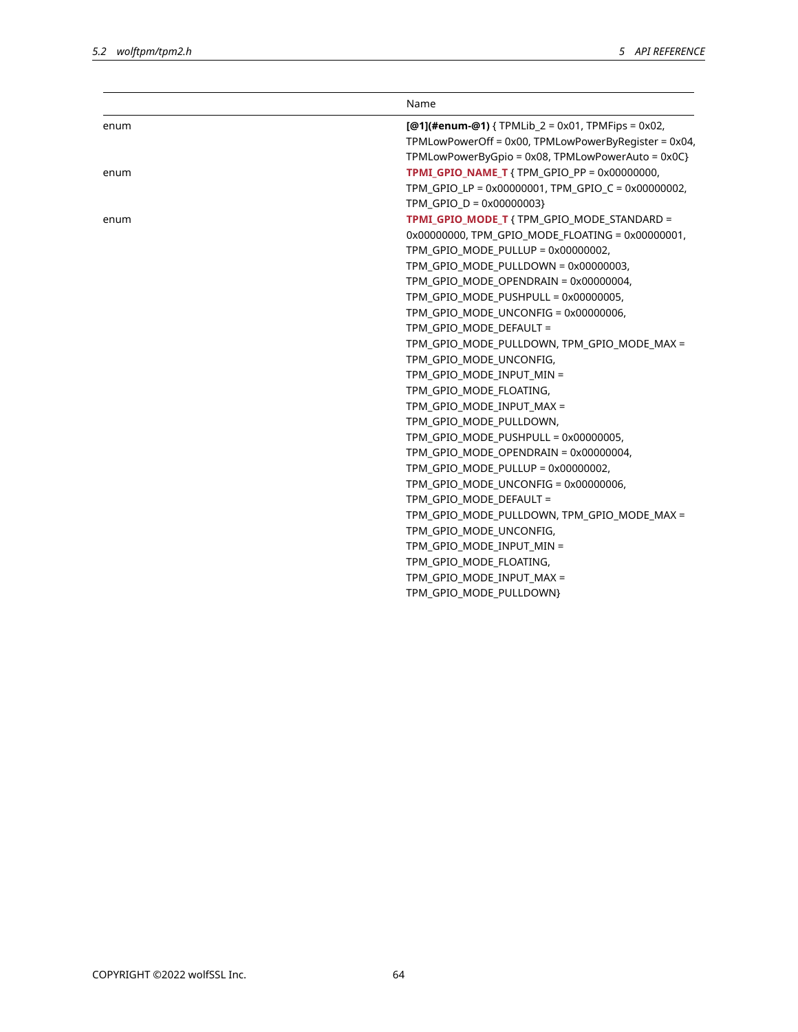| | Name |
|---|---|
| enum | **[@1](#enum-@1)** { TPMLib_2 = 0x01, TPMFips = 0x02, TPMLowPowerOff = 0x00, TPMLowPowerByRegister = 0x04, TPMLowPowerByGpio = 0x08, TPMLowPowerAuto = 0x0C} |
| enum | **TPMI_GPIO_NAME_T** { TPM_GPIO_PP = 0x00000000, TPM_GPIO_LP = 0x00000001, TPM_GPIO_C = 0x00000002, TPM_GPIO_D = 0x00000003} |
| enum | **TPMI_GPIO_MODE_T** { TPM_GPIO_MODE_STANDARD = 0x00000000, TPM_GPIO_MODE_FLOATING = 0x00000001, TPM_GPIO_MODE_PULLUP = 0x00000002, TPM_GPIO_MODE_PULLDOWN = 0x00000003, TPM_GPIO_MODE_OPENDRAIN = 0x00000004, TPM_GPIO_MODE_PUSHPULL = 0x00000005, TPM_GPIO_MODE_UNCONFIG = 0x00000006, TPM_GPIO_MODE_DEFAULT = TPM_GPIO_MODE_PULLDOWN, TPM_GPIO_MODE_MAX = TPM_GPIO_MODE_UNCONFIG, TPM_GPIO_MODE_INPUT_MIN = TPM_GPIO_MODE_FLOATING, TPM_GPIO_MODE_INPUT_MAX = TPM_GPIO_MODE_PULLDOWN, TPM_GPIO_MODE_PUSHPULL = 0x00000005, TPM_GPIO_MODE_OPENDRAIN = 0x00000004, TPM_GPIO_MODE_PULLUP = 0x00000002, TPM_GPIO_MODE_UNCONFIG = 0x00000006, TPM_GPIO_MODE_DEFAULT = TPM_GPIO_MODE_PULLDOWN, TPM_GPIO_MODE_MAX = TPM_GPIO_MODE_UNCONFIG, TPM_GPIO_MODE_INPUT_MIN = TPM_GPIO_MODE_FLOATING, TPM_GPIO_MODE_INPUT_MAX = TPM_GPIO_MODE_PULLDOWN} |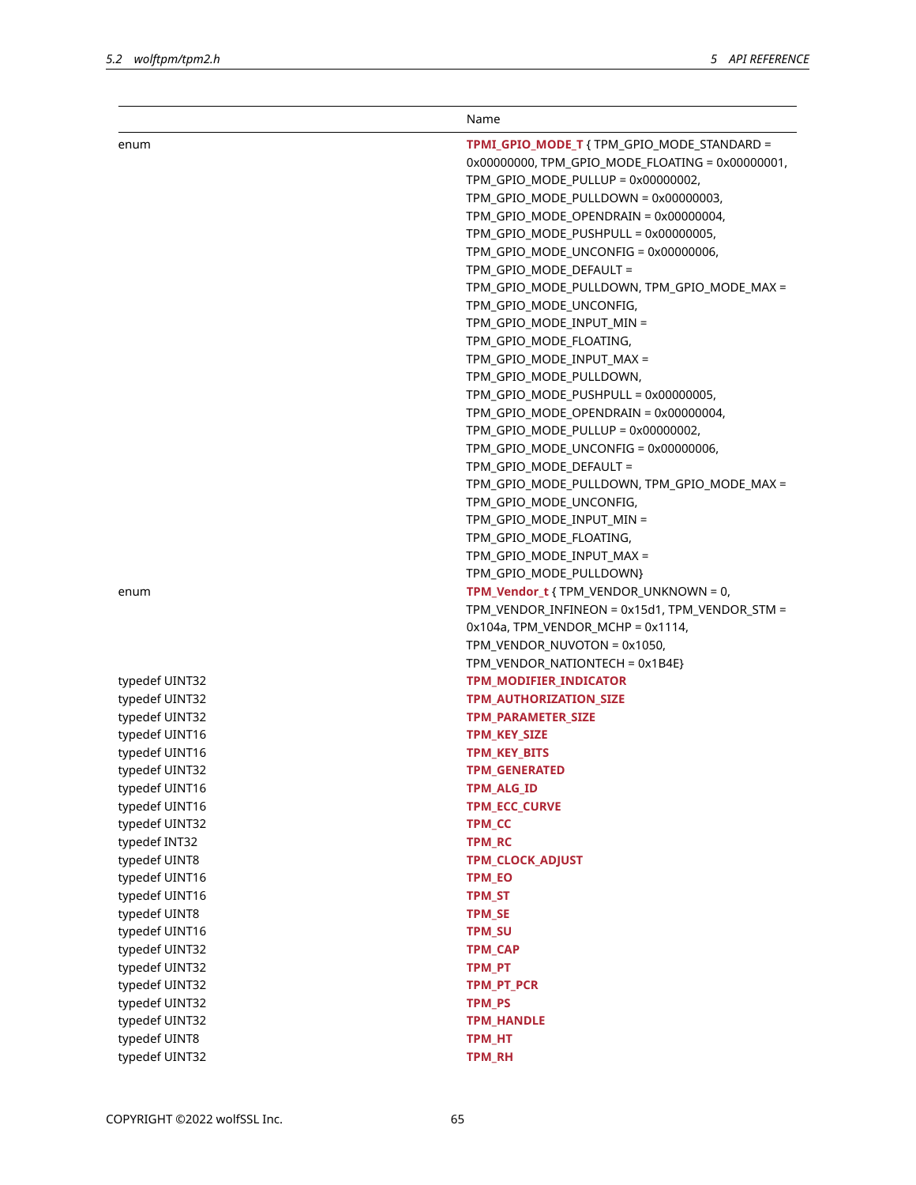| | Name |
|---|---|
| enum | **TPMI_GPIO_MODE_T** { TPM_GPIO_MODE_STANDARD = 0x00000000, TPM_GPIO_MODE_FLOATING = 0x00000001, TPM_GPIO_MODE_PULLUP = 0x00000002, TPM_GPIO_MODE_PULLDOWN = 0x00000003, TPM_GPIO_MODE_OPENDRAIN = 0x00000004, TPM_GPIO_MODE_PUSHPULL = 0x00000005, TPM_GPIO_MODE_UNCONFIG = 0x00000006, TPM_GPIO_MODE_DEFAULT = TPM_GPIO_MODE_PULLDOWN, TPM_GPIO_MODE_MAX = TPM_GPIO_MODE_UNCONFIG, TPM_GPIO_MODE_INPUT_MIN = TPM_GPIO_MODE_FLOATING, TPM_GPIO_MODE_INPUT_MAX = TPM_GPIO_MODE_PULLDOWN, TPM_GPIO_MODE_PUSHPULL = 0x00000005, TPM_GPIO_MODE_OPENDRAIN = 0x00000004, TPM_GPIO_MODE_PULLUP = 0x00000002, TPM_GPIO_MODE_UNCONFIG = 0x00000006, TPM_GPIO_MODE_DEFAULT = TPM_GPIO_MODE_PULLDOWN, TPM_GPIO_MODE_MAX = TPM_GPIO_MODE_UNCONFIG, TPM_GPIO_MODE_INPUT_MIN = TPM_GPIO_MODE_FLOATING, TPM_GPIO_MODE_INPUT_MAX = TPM_GPIO_MODE_PULLDOWN} |
| enum | **TPM_Vendor_t** { TPM_VENDOR_UNKNOWN = 0, TPM_VENDOR_INFINEON = 0x15d1, TPM_VENDOR_STM = 0x104a, TPM_VENDOR_MCHP = 0x1114, TPM_VENDOR_NUVOTON = 0x1050, TPM_VENDOR_NATIONTECH = 0x1B4E} |
| typedef UINT32 | **TPM_MODIFIER_INDICATOR** |
| typedef UINT32 | **TPM_AUTHORIZATION_SIZE** |
| typedef UINT32 | **TPM_PARAMETER_SIZE** |
| typedef UINT16 | **TPM_KEY_SIZE** |
| typedef UINT16 | **TPM_KEY_BITS** |
| typedef UINT32 | **TPM_GENERATED** |
| typedef UINT16 | **TPM_ALG_ID** |
| typedef UINT16 | **TPM_ECC_CURVE** |
| typedef UINT32 | **TPM_CC** |
| typedef INT32 | **TPM_RC** |
| typedef UINT8 | **TPM_CLOCK_ADJUST** |
| typedef UINT16 | **TPM_EO** |
| typedef UINT16 | **TPM_ST** |
| typedef UINT8 | **TPM_SE** |
| typedef UINT16 | **TPM_SU** |
| typedef UINT32 | **TPM_CAP** |
| typedef UINT32 | **TPM_PT** |
| typedef UINT32 | **TPM_PT_PCR** |
| typedef UINT32 | **TPM_PS** |
| typedef UINT32 | **TPM_HANDLE** |
| typedef UINT8 | **TPM_HT** |
| typedef UINT32 | **TPM_RH** |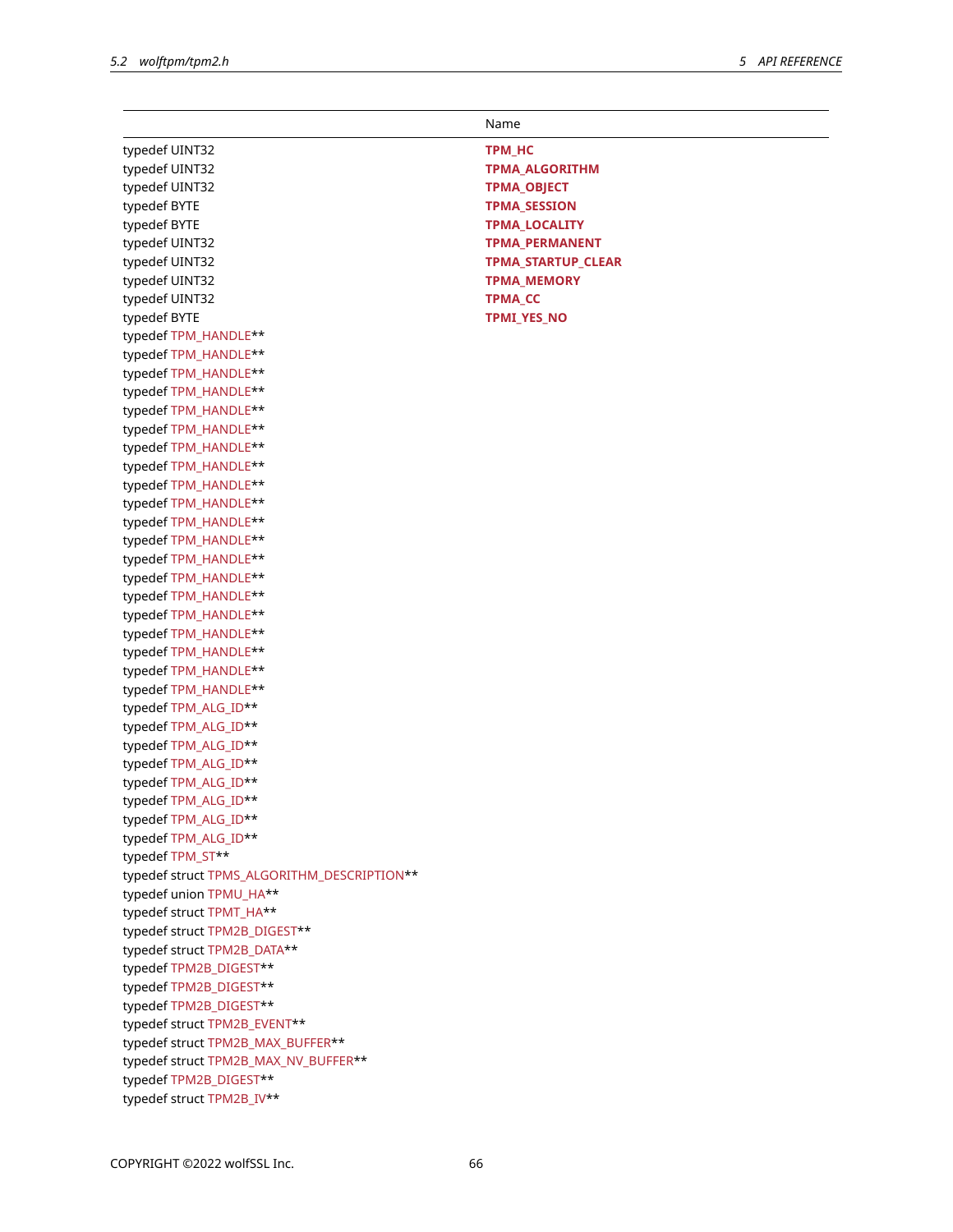| | Name |
|---|---|
| typedef UINT32 | **TPM_HC** |
| typedef UINT32 | **TPMA_ALGORITHM** |
| typedef UINT32 | **TPMA_OBJECT** |
| typedef BYTE | **TPMA_SESSION** |
| typedef BYTE | **TPMA_LOCALITY** |
| typedef UINT32 | **TPMA_PERMANENT** |
| typedef UINT32 | **TPMA_STARTUP_CLEAR** |
| typedef UINT32 | **TPMA_MEMORY** |
| typedef UINT32 | **TPMA_CC** |
| typedef BYTE | **TPMI_YES_NO** |
| typedef TPM_HANDLE** | |
| typedef TPM_HANDLE** | |
| typedef TPM_HANDLE** | |
| typedef TPM_HANDLE** | |
| typedef TPM_HANDLE** | |
| typedef TPM_HANDLE** | |
| typedef TPM_HANDLE** | |
| typedef TPM_HANDLE** | |
| typedef TPM_HANDLE** | |
| typedef TPM_HANDLE** | |
| typedef TPM_HANDLE** | |
| typedef TPM_HANDLE** | |
| typedef TPM_HANDLE** | |
| typedef TPM_HANDLE** | |
| typedef TPM_HANDLE** | |
| typedef TPM_HANDLE** | |
| typedef TPM_HANDLE** | |
| typedef TPM_HANDLE** | |
| typedef TPM_HANDLE** | |
| typedef TPM_HANDLE** | |
| typedef TPM_ALG_ID** | |
| typedef TPM_ALG_ID** | |
| typedef TPM_ALG_ID** | |
| typedef TPM_ALG_ID** | |
| typedef TPM_ALG_ID** | |
| typedef TPM_ALG_ID** | |
| typedef TPM_ALG_ID** | |
| typedef TPM_ALG_ID** | |
| typedef TPM_ST** | |
| typedef struct TPMS_ALGORITHM_DESCRIPTION** | |
| typedef union TPMU_HA** | |
| typedef struct TPMT_HA** | |
| typedef struct TPM2B_DIGEST** | |
| typedef struct TPM2B_DATA** | |
| typedef TPM2B_DIGEST** | |
| typedef TPM2B_DIGEST** | |
| typedef TPM2B_DIGEST** | |
| typedef struct TPM2B_EVENT** | |
| typedef struct TPM2B_MAX_BUFFER** | |
| typedef struct TPM2B_MAX_NV_BUFFER** | |
| typedef TPM2B_DIGEST** | |
| typedef struct TPM2B_IV** | |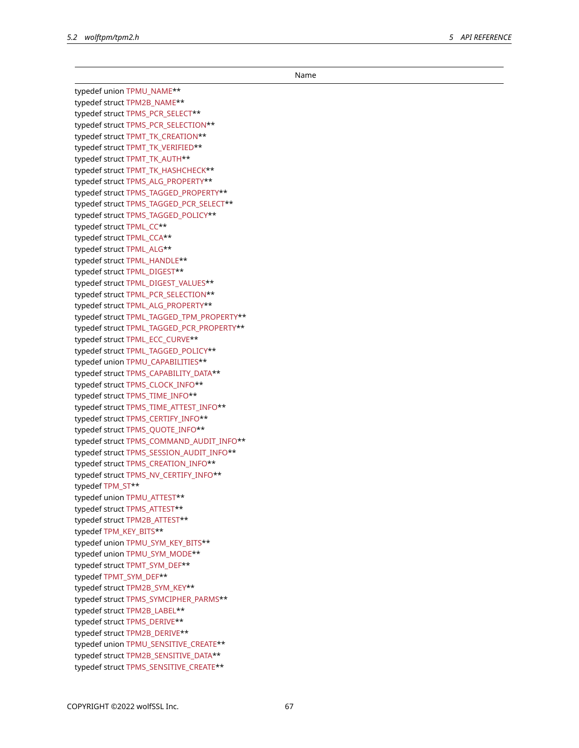| Name |
| --- |
| typedef union TPMU_NAME** |
| typedef struct TPM2B_NAME** |
| typedef struct TPMS_PCR_SELECT** |
| typedef struct TPMS_PCR_SELECTION** |
| typedef struct TPMT_TK_CREATION** |
| typedef struct TPMT_TK_VERIFIED** |
| typedef struct TPMT_TK_AUTH** |
| typedef struct TPMT_TK_HASHCHECK** |
| typedef struct TPMS_ALG_PROPERTY** |
| typedef struct TPMS_TAGGED_PROPERTY** |
| typedef struct TPMS_TAGGED_PCR_SELECT** |
| typedef struct TPMS_TAGGED_POLICY** |
| typedef struct TPML_CC** |
| typedef struct TPML_CCA** |
| typedef struct TPML_ALG** |
| typedef struct TPML_HANDLE** |
| typedef struct TPML_DIGEST** |
| typedef struct TPML_DIGEST_VALUES** |
| typedef struct TPML_PCR_SELECTION** |
| typedef struct TPML_ALG_PROPERTY** |
| typedef struct TPML_TAGGED_TPM_PROPERTY** |
| typedef struct TPML_TAGGED_PCR_PROPERTY** |
| typedef struct TPML_ECC_CURVE** |
| typedef struct TPML_TAGGED_POLICY** |
| typedef union TPMU_CAPABILITIES** |
| typedef struct TPMS_CAPABILITY_DATA** |
| typedef struct TPMS_CLOCK_INFO** |
| typedef struct TPMS_TIME_INFO** |
| typedef struct TPMS_TIME_ATTEST_INFO** |
| typedef struct TPMS_CERTIFY_INFO** |
| typedef struct TPMS_QUOTE_INFO** |
| typedef struct TPMS_COMMAND_AUDIT_INFO** |
| typedef struct TPMS_SESSION_AUDIT_INFO** |
| typedef struct TPMS_CREATION_INFO** |
| typedef struct TPMS_NV_CERTIFY_INFO** |
| typedef TPM_ST** |
| typedef union TPMU_ATTEST** |
| typedef struct TPMS_ATTEST** |
| typedef struct TPM2B_ATTEST** |
| typedef TPM_KEY_BITS** |
| typedef union TPMU_SYM_KEY_BITS** |
| typedef union TPMU_SYM_MODE** |
| typedef struct TPMT_SYM_DEF** |
| typedef TPMT_SYM_DEF** |
| typedef struct TPM2B_SYM_KEY** |
| typedef struct TPMS_SYMCIPHER_PARMS** |
| typedef struct TPM2B_LABEL** |
| typedef struct TPMS_DERIVE** |
| typedef struct TPM2B_DERIVE** |
| typedef union TPMU_SENSITIVE_CREATE** |
| typedef struct TPM2B_SENSITIVE_DATA** |
| typedef struct TPMS_SENSITIVE_CREATE** |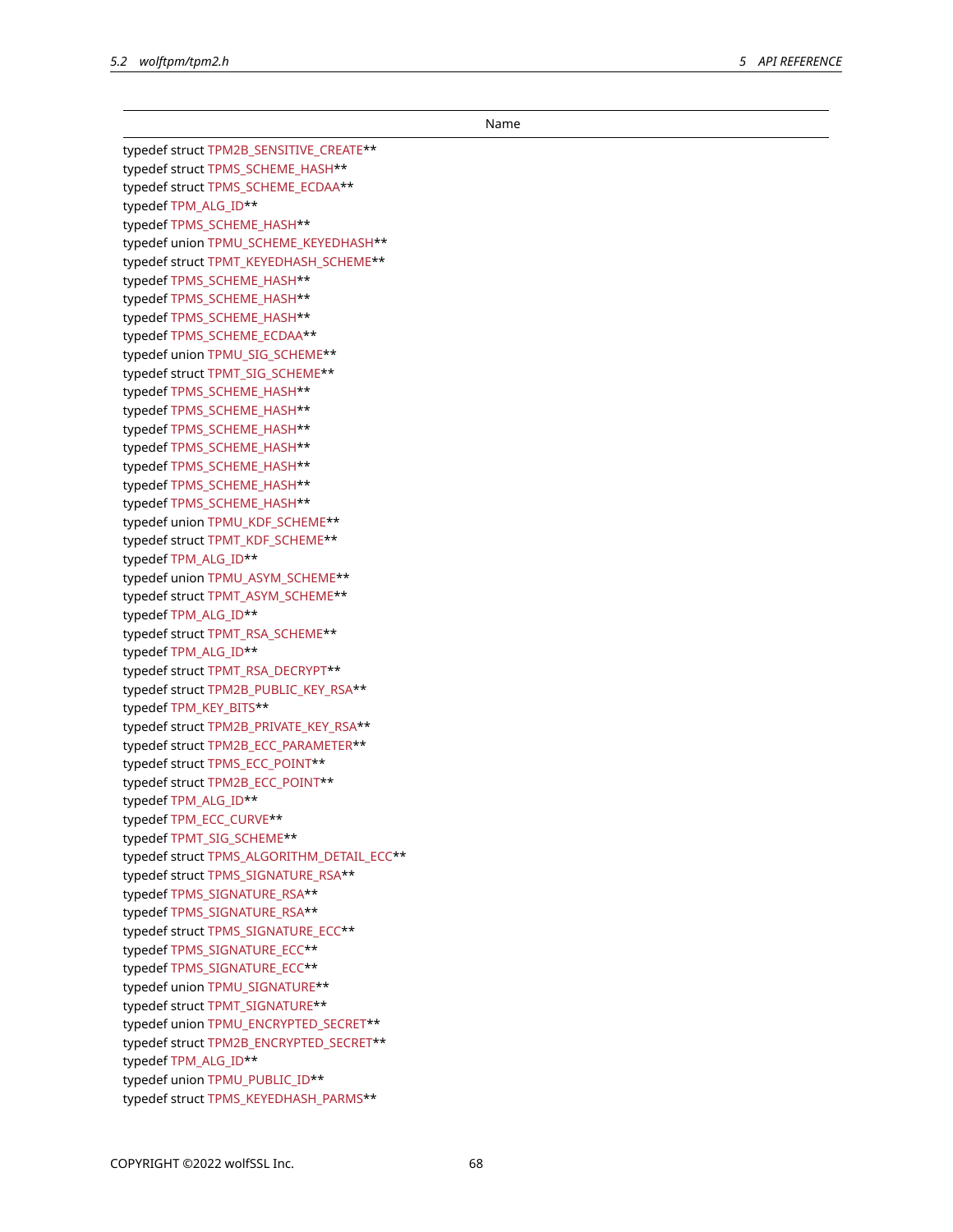| Name |
| --- |
| typedef struct TPM2B_SENSITIVE_CREATE** |
| typedef struct TPMS_SCHEME_HASH** |
| typedef struct TPMS_SCHEME_ECDAA** |
| typedef TPM_ALG_ID** |
| typedef TPMS_SCHEME_HASH** |
| typedef union TPMU_SCHEME_KEYEDHASH** |
| typedef struct TPMT_KEYEDHASH_SCHEME** |
| typedef TPMS_SCHEME_HASH** |
| typedef TPMS_SCHEME_HASH** |
| typedef TPMS_SCHEME_HASH** |
| typedef TPMS_SCHEME_ECDAA** |
| typedef union TPMU_SIG_SCHEME** |
| typedef struct TPMT_SIG_SCHEME** |
| typedef TPMS_SCHEME_HASH** |
| typedef TPMS_SCHEME_HASH** |
| typedef TPMS_SCHEME_HASH** |
| typedef TPMS_SCHEME_HASH** |
| typedef TPMS_SCHEME_HASH** |
| typedef TPMS_SCHEME_HASH** |
| typedef TPMS_SCHEME_HASH** |
| typedef union TPMU_KDF_SCHEME** |
| typedef struct TPMT_KDF_SCHEME** |
| typedef TPM_ALG_ID** |
| typedef union TPMU_ASYM_SCHEME** |
| typedef struct TPMT_ASYM_SCHEME** |
| typedef TPM_ALG_ID** |
| typedef struct TPMT_RSA_SCHEME** |
| typedef TPM_ALG_ID** |
| typedef struct TPMT_RSA_DECRYPT** |
| typedef struct TPM2B_PUBLIC_KEY_RSA** |
| typedef TPM_KEY_BITS** |
| typedef struct TPM2B_PRIVATE_KEY_RSA** |
| typedef struct TPM2B_ECC_PARAMETER** |
| typedef struct TPMS_ECC_POINT** |
| typedef struct TPM2B_ECC_POINT** |
| typedef TPM_ALG_ID** |
| typedef TPM_ECC_CURVE** |
| typedef TPMT_SIG_SCHEME** |
| typedef struct TPMS_ALGORITHM_DETAIL_ECC** |
| typedef struct TPMS_SIGNATURE_RSA** |
| typedef TPMS_SIGNATURE_RSA** |
| typedef TPMS_SIGNATURE_RSA** |
| typedef struct TPMS_SIGNATURE_ECC** |
| typedef TPMS_SIGNATURE_ECC** |
| typedef TPMS_SIGNATURE_ECC** |
| typedef union TPMU_SIGNATURE** |
| typedef struct TPMT_SIGNATURE** |
| typedef union TPMU_ENCRYPTED_SECRET** |
| typedef struct TPM2B_ENCRYPTED_SECRET** |
| typedef TPM_ALG_ID** |
| typedef union TPMU_PUBLIC_ID** |
| typedef struct TPMS_KEYEDHASH_PARMS** |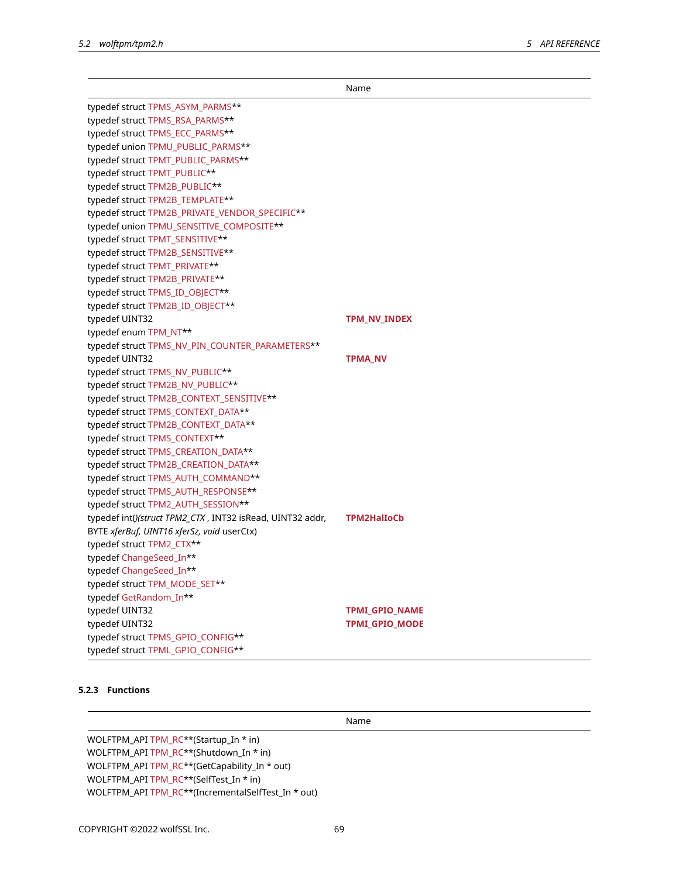| | Name |
|---|---|
| typedef struct TPMS_ASYM_PARMS** | |
| typedef struct TPMS_RSA_PARMS** | |
| typedef struct TPMS_ECC_PARMS** | |
| typedef union TPMU_PUBLIC_PARMS** | |
| typedef struct TPMT_PUBLIC_PARMS** | |
| typedef struct TPMT_PUBLIC** | |
| typedef struct TPM2B_PUBLIC** | |
| typedef struct TPM2B_TEMPLATE** | |
| typedef struct TPM2B_PRIVATE_VENDOR_SPECIFIC** | |
| typedef union TPMU_SENSITIVE_COMPOSITE** | |
| typedef struct TPMT_SENSITIVE** | |
| typedef struct TPM2B_SENSITIVE** | |
| typedef struct TPMT_PRIVATE** | |
| typedef struct TPM2B_PRIVATE** | |
| typedef struct TPMS_ID_OBJECT** | |
| typedef struct TPM2B_ID_OBJECT** | |
| typedef UINT32 | **TPM_NV_INDEX** |
| typedef enum TPM_NT** | |
| typedef struct TPMS_NV_PIN_COUNTER_PARAMETERS** | |
| typedef UINT32 | **TPMA_NV** |
| typedef struct TPMS_NV_PUBLIC** | |
| typedef struct TPM2B_NV_PUBLIC** | |
| typedef struct TPM2B_CONTEXT_SENSITIVE** | |
| typedef struct TPMS_CONTEXT_DATA** | |
| typedef struct TPM2B_CONTEXT_DATA** | |
| typedef struct TPMS_CONTEXT** | |
| typedef struct TPMS_CREATION_DATA** | |
| typedef struct TPM2B_CREATION_DATA** | |
| typedef struct TPMS_AUTH_COMMAND** | |
| typedef struct TPMS_AUTH_RESPONSE** | |
| typedef struct TPM2_AUTH_SESSION** | |
| typedef int()(*struct TPM2_CTX* , INT32 isRead, UINT32 addr, BYTE *xferBuf, UINT16 xferSz, void* userCtx) | **TPM2HalIoCb** |
| typedef struct TPM2_CTX** | |
| typedef ChangeSeed_In** | |
| typedef ChangeSeed_In** | |
| typedef struct TPM_MODE_SET** | |
| typedef GetRandom_In** | |
| typedef UINT32 | **TPMI_GPIO_NAME** |
| typedef UINT32 | **TPMI_GPIO_MODE** |
| typedef struct TPMS_GPIO_CONFIG** | |
| typedef struct TPML_GPIO_CONFIG** | |

### 5.2.3 Functions

| | Name |
|---|---|
| WOLFTPM_API TPM_RC**(Startup_In * in) | |
| WOLFTPM_API TPM_RC**(Shutdown_In * in) | |
| WOLFTPM_API TPM_RC**(GetCapability_In * out) | |
| WOLFTPM_API TPM_RC**(SelfTest_In * in) | |
| WOLFTPM_API TPM_RC**(IncrementalSelfTest_In * out) | |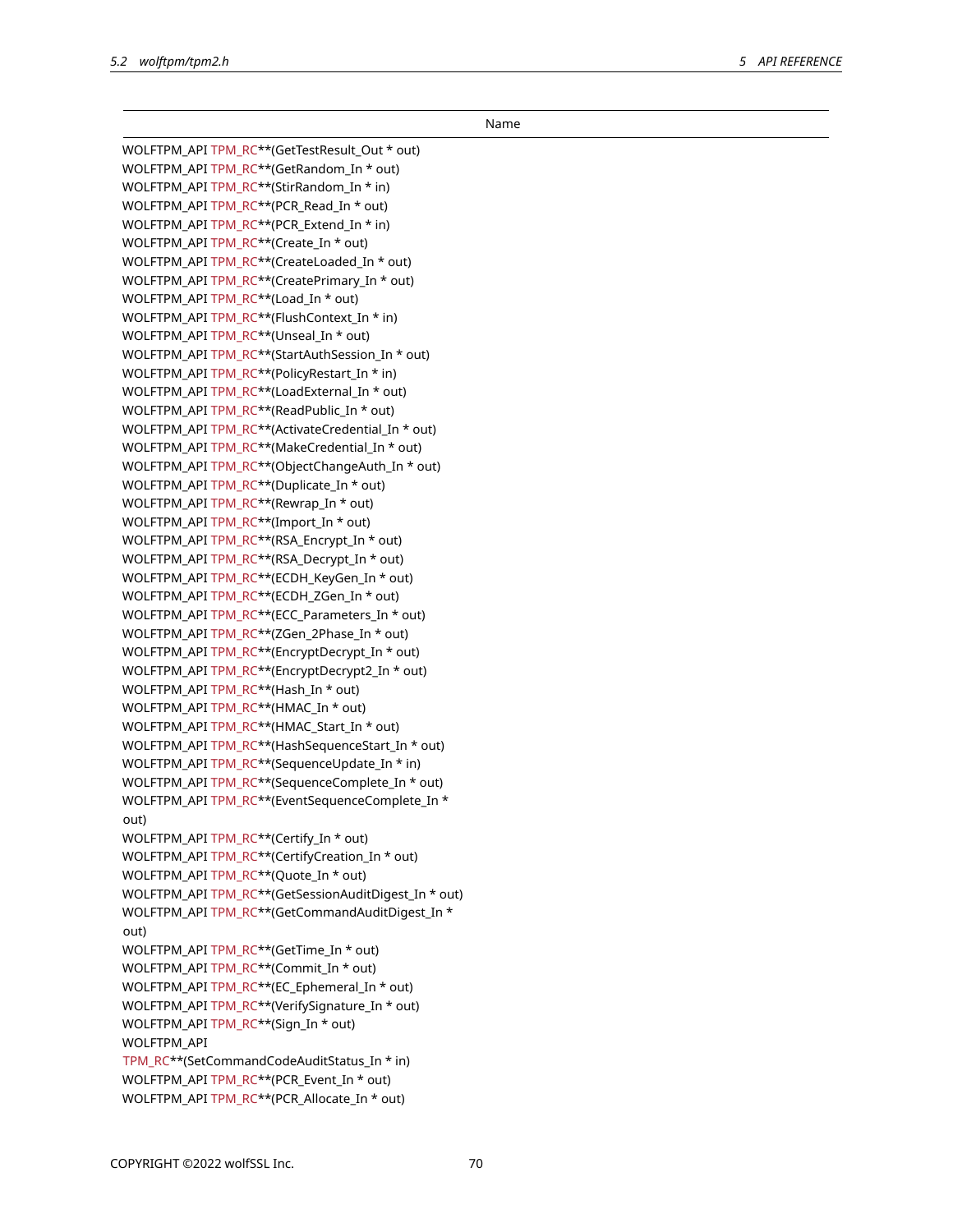| Name |
| --- |
| WOLFTPM_API TPM_RC**(GetTestResult_Out * out) |
| WOLFTPM_API TPM_RC**(GetRandom_In * out) |
| WOLFTPM_API TPM_RC**(StirRandom_In * in) |
| WOLFTPM_API TPM_RC**(PCR_Read_In * out) |
| WOLFTPM_API TPM_RC**(PCR_Extend_In * in) |
| WOLFTPM_API TPM_RC**(Create_In * out) |
| WOLFTPM_API TPM_RC**(CreateLoaded_In * out) |
| WOLFTPM_API TPM_RC**(CreatePrimary_In * out) |
| WOLFTPM_API TPM_RC**(Load_In * out) |
| WOLFTPM_API TPM_RC**(FlushContext_In * in) |
| WOLFTPM_API TPM_RC**(Unseal_In * out) |
| WOLFTPM_API TPM_RC**(StartAuthSession_In * out) |
| WOLFTPM_API TPM_RC**(PolicyRestart_In * in) |
| WOLFTPM_API TPM_RC**(LoadExternal_In * out) |
| WOLFTPM_API TPM_RC**(ReadPublic_In * out) |
| WOLFTPM_API TPM_RC**(ActivateCredential_In * out) |
| WOLFTPM_API TPM_RC**(MakeCredential_In * out) |
| WOLFTPM_API TPM_RC**(ObjectChangeAuth_In * out) |
| WOLFTPM_API TPM_RC**(Duplicate_In * out) |
| WOLFTPM_API TPM_RC**(Rewrap_In * out) |
| WOLFTPM_API TPM_RC**(Import_In * out) |
| WOLFTPM_API TPM_RC**(RSA_Encrypt_In * out) |
| WOLFTPM_API TPM_RC**(RSA_Decrypt_In * out) |
| WOLFTPM_API TPM_RC**(ECDH_KeyGen_In * out) |
| WOLFTPM_API TPM_RC**(ECDH_ZGen_In * out) |
| WOLFTPM_API TPM_RC**(ECC_Parameters_In * out) |
| WOLFTPM_API TPM_RC**(ZGen_2Phase_In * out) |
| WOLFTPM_API TPM_RC**(EncryptDecrypt_In * out) |
| WOLFTPM_API TPM_RC**(EncryptDecrypt2_In * out) |
| WOLFTPM_API TPM_RC**(Hash_In * out) |
| WOLFTPM_API TPM_RC**(HMAC_In * out) |
| WOLFTPM_API TPM_RC**(HMAC_Start_In * out) |
| WOLFTPM_API TPM_RC**(HashSequenceStart_In * out) |
| WOLFTPM_API TPM_RC**(SequenceUpdate_In * in) |
| WOLFTPM_API TPM_RC**(SequenceComplete_In * out) |
| WOLFTPM_API TPM_RC**(EventSequenceComplete_In * out) |
| WOLFTPM_API TPM_RC**(Certify_In * out) |
| WOLFTPM_API TPM_RC**(CertifyCreation_In * out) |
| WOLFTPM_API TPM_RC**(Quote_In * out) |
| WOLFTPM_API TPM_RC**(GetSessionAuditDigest_In * out) |
| WOLFTPM_API TPM_RC**(GetCommandAuditDigest_In * out) |
| WOLFTPM_API TPM_RC**(GetTime_In * out) |
| WOLFTPM_API TPM_RC**(Commit_In * out) |
| WOLFTPM_API TPM_RC**(EC_Ephemeral_In * out) |
| WOLFTPM_API TPM_RC**(VerifySignature_In * out) |
| WOLFTPM_API TPM_RC**(Sign_In * out) |
| WOLFTPM_API TPM_RC**(SetCommandCodeAuditStatus_In * in) |
| WOLFTPM_API TPM_RC**(PCR_Event_In * out) |
| WOLFTPM_API TPM_RC**(PCR_Allocate_In * out) |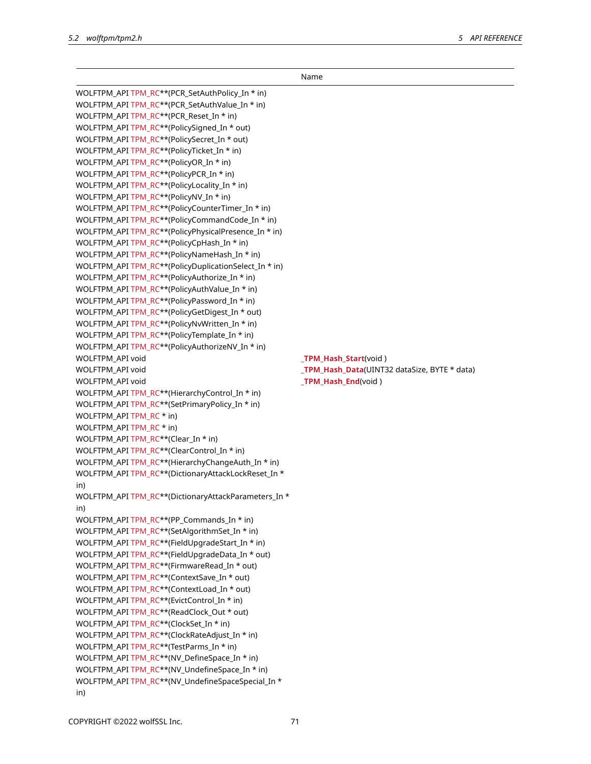| | Name |
|---|---|
| WOLFTPM_API TPM_RC**(PCR_SetAuthPolicy_In * in) | |
| WOLFTPM_API TPM_RC**(PCR_SetAuthValue_In * in) | |
| WOLFTPM_API TPM_RC**(PCR_Reset_In * in) | |
| WOLFTPM_API TPM_RC**(PolicySigned_In * out) | |
| WOLFTPM_API TPM_RC**(PolicySecret_In * out) | |
| WOLFTPM_API TPM_RC**(PolicyTicket_In * in) | |
| WOLFTPM_API TPM_RC**(PolicyOR_In * in) | |
| WOLFTPM_API TPM_RC**(PolicyPCR_In * in) | |
| WOLFTPM_API TPM_RC**(PolicyLocality_In * in) | |
| WOLFTPM_API TPM_RC**(PolicyNV_In * in) | |
| WOLFTPM_API TPM_RC**(PolicyCounterTimer_In * in) | |
| WOLFTPM_API TPM_RC**(PolicyCommandCode_In * in) | |
| WOLFTPM_API TPM_RC**(PolicyPhysicalPresence_In * in) | |
| WOLFTPM_API TPM_RC**(PolicyCpHash_In * in) | |
| WOLFTPM_API TPM_RC**(PolicyNameHash_In * in) | |
| WOLFTPM_API TPM_RC**(PolicyDuplicationSelect_In * in) | |
| WOLFTPM_API TPM_RC**(PolicyAuthorize_In * in) | |
| WOLFTPM_API TPM_RC**(PolicyAuthValue_In * in) | |
| WOLFTPM_API TPM_RC**(PolicyPassword_In * in) | |
| WOLFTPM_API TPM_RC**(PolicyGetDigest_In * out) | |
| WOLFTPM_API TPM_RC**(PolicyNvWritten_In * in) | |
| WOLFTPM_API TPM_RC**(PolicyTemplate_In * in) | |
| WOLFTPM_API TPM_RC**(PolicyAuthorizeNV_In * in) | |
| WOLFTPM_API void | **_TPM_Hash_Start**(void ) |
| WOLFTPM_API void | **_TPM_Hash_Data**(UINT32 dataSize, BYTE * data) |
| WOLFTPM_API void | **_TPM_Hash_End**(void ) |
| WOLFTPM_API TPM_RC**(HierarchyControl_In * in) | |
| WOLFTPM_API TPM_RC**(SetPrimaryPolicy_In * in) | |
| WOLFTPM_API TPM_RC * in) | |
| WOLFTPM_API TPM_RC * in) | |
| WOLFTPM_API TPM_RC**(Clear_In * in) | |
| WOLFTPM_API TPM_RC**(ClearControl_In * in) | |
| WOLFTPM_API TPM_RC**(HierarchyChangeAuth_In * in) | |
| WOLFTPM_API TPM_RC**(DictionaryAttackLockReset_In * in) | |
| WOLFTPM_API TPM_RC**(DictionaryAttackParameters_In * in) | |
| WOLFTPM_API TPM_RC**(PP_Commands_In * in) | |
| WOLFTPM_API TPM_RC**(SetAlgorithmSet_In * in) | |
| WOLFTPM_API TPM_RC**(FieldUpgradeStart_In * in) | |
| WOLFTPM_API TPM_RC**(FieldUpgradeData_In * out) | |
| WOLFTPM_API TPM_RC**(FirmwareRead_In * out) | |
| WOLFTPM_API TPM_RC**(ContextSave_In * out) | |
| WOLFTPM_API TPM_RC**(ContextLoad_In * out) | |
| WOLFTPM_API TPM_RC**(EvictControl_In * in) | |
| WOLFTPM_API TPM_RC**(ReadClock_Out * out) | |
| WOLFTPM_API TPM_RC**(ClockSet_In * in) | |
| WOLFTPM_API TPM_RC**(ClockRateAdjust_In * in) | |
| WOLFTPM_API TPM_RC**(TestParms_In * in) | |
| WOLFTPM_API TPM_RC**(NV_DefineSpace_In * in) | |
| WOLFTPM_API TPM_RC**(NV_UndefineSpace_In * in) | |
| WOLFTPM_API TPM_RC**(NV_UndefineSpaceSpecial_In * in) | |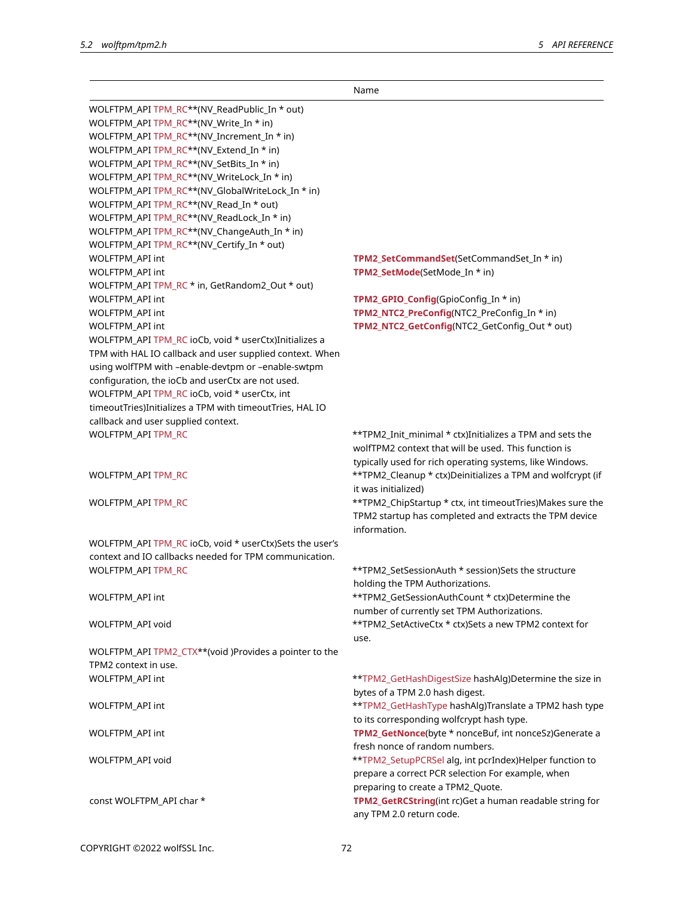| | Name |
|---|---|
| WOLFTPM_API TPM_RC**(NV_ReadPublic_In * out) | |
| WOLFTPM_API TPM_RC**(NV_Write_In * in) | |
| WOLFTPM_API TPM_RC**(NV_Increment_In * in) | |
| WOLFTPM_API TPM_RC**(NV_Extend_In * in) | |
| WOLFTPM_API TPM_RC**(NV_SetBits_In * in) | |
| WOLFTPM_API TPM_RC**(NV_WriteLock_In * in) | |
| WOLFTPM_API TPM_RC**(NV_GlobalWriteLock_In * in) | |
| WOLFTPM_API TPM_RC**(NV_Read_In * out) | |
| WOLFTPM_API TPM_RC**(NV_ReadLock_In * in) | |
| WOLFTPM_API TPM_RC**(NV_ChangeAuth_In * in) | |
| WOLFTPM_API TPM_RC**(NV_Certify_In * out) | |
| WOLFTPM_API int | **TPM2_SetCommandSet**(SetCommandSet_In * in) |
| WOLFTPM_API int | **TPM2_SetMode**(SetMode_In * in) |
| WOLFTPM_API TPM_RC * in, GetRandom2_Out * out) | |
| WOLFTPM_API int | **TPM2_GPIO_Config**(GpioConfig_In * in) |
| WOLFTPM_API int | **TPM2_NTC2_PreConfig**(NTC2_PreConfig_In * in) |
| WOLFTPM_API int | **TPM2_NTC2_GetConfig**(NTC2_GetConfig_Out * out) |
| WOLFTPM_API TPM_RC ioCb, void * userCtx)Initializes a TPM with HAL IO callback and user supplied context. When using wolfTPM with –enable-devtpm or –enable-swtpm configuration, the ioCb and userCtx are not used. | |
| WOLFTPM_API TPM_RC ioCb, void * userCtx, int timeoutTries)Initializes a TPM with timeoutTries, HAL IO callback and user supplied context. | |
| WOLFTPM_API TPM_RC | **TPM2_Init_minimal * ctx)Initializes a TPM and sets the wolfTPM2 context that will be used. This function is typically used for rich operating systems, like Windows. |
| WOLFTPM_API TPM_RC | **TPM2_Cleanup * ctx)Deinitializes a TPM and wolfcrypt (if it was initialized) |
| WOLFTPM_API TPM_RC | **TPM2_ChipStartup * ctx, int timeoutTries)Makes sure the TPM2 startup has completed and extracts the TPM device information. |
| WOLFTPM_API TPM_RC ioCb, void * userCtx)Sets the user's context and IO callbacks needed for TPM communication. | |
| WOLFTPM_API TPM_RC | **TPM2_SetSessionAuth * session)Sets the structure holding the TPM Authorizations. |
| WOLFTPM_API int | **TPM2_GetSessionAuthCount * ctx)Determine the number of currently set TPM Authorizations. |
| WOLFTPM_API void | **TPM2_SetActiveCtx * ctx)Sets a new TPM2 context for use. |
| WOLFTPM_API TPM2_CTX**(void )Provides a pointer to the TPM2 context in use. | |
| WOLFTPM_API int | **TPM2_GetHashDigestSize hashAlg)Determine the size in bytes of a TPM 2.0 hash digest. |
| WOLFTPM_API int | **TPM2_GetHashType hashAlg)Translate a TPM2 hash type to its corresponding wolfcrypt hash type. |
| WOLFTPM_API int | **TPM2_GetNonce**(byte * nonceBuf, int nonceSz)Generate a fresh nonce of random numbers. |
| WOLFTPM_API void | **TPM2_SetupPCRSel alg, int pcrIndex)Helper function to prepare a correct PCR selection For example, when preparing to create a TPM2_Quote. |
| const WOLFTPM_API char * | **TPM2_GetRCString**(int rc)Get a human readable string for any TPM 2.0 return code. |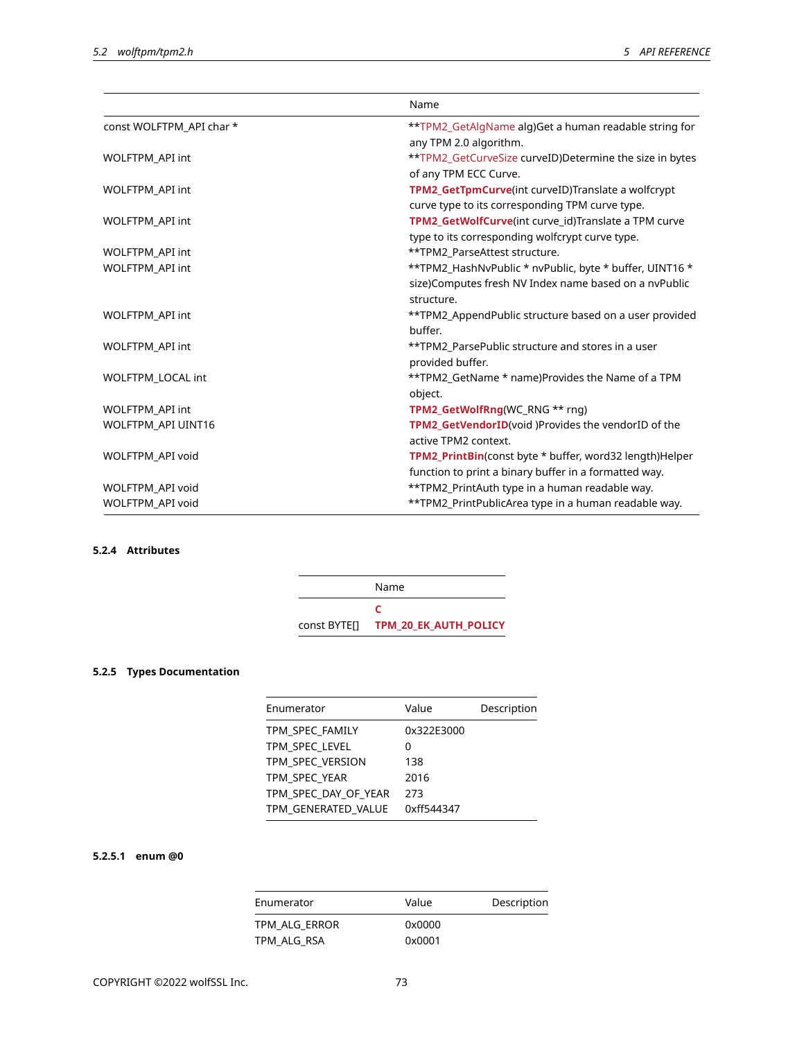| | Name |
|---|---|
| const WOLFTPM_API char * | **TPM2_GetAlgName alg)Get a human readable string for any TPM 2.0 algorithm. |
| WOLFTPM_API int | **TPM2_GetCurveSize curveID)Determine the size in bytes of any TPM ECC Curve. |
| WOLFTPM_API int | **TPM2_GetTpmCurve**(int curveID)Translate a wolfcrypt curve type to its corresponding TPM curve type. |
| WOLFTPM_API int | **TPM2_GetWolfCurve**(int curve_id)Translate a TPM curve type to its corresponding wolfcrypt curve type. |
| WOLFTPM_API int | **TPM2_ParseAttest structure. |
| WOLFTPM_API int | **TPM2_HashNvPublic * nvPublic, byte * buffer, UINT16 * size)Computes fresh NV Index name based on a nvPublic structure. |
| WOLFTPM_API int | **TPM2_AppendPublic structure based on a user provided buffer. |
| WOLFTPM_API int | **TPM2_ParsePublic structure and stores in a user provided buffer. |
| WOLFTPM_LOCAL int | **TPM2_GetName * name)Provides the Name of a TPM object. |
| WOLFTPM_API int | **TPM2_GetWolfRng**(WC_RNG ** rng) |
| WOLFTPM_API UINT16 | **TPM2_GetVendorID**(void )Provides the vendorID of the active TPM2 context. |
| WOLFTPM_API void | **TPM2_PrintBin**(const byte * buffer, word32 length)Helper function to print a binary buffer in a formatted way. |
| WOLFTPM_API void | **TPM2_PrintAuth type in a human readable way. |
| WOLFTPM_API void | **TPM2_PrintPublicArea type in a human readable way. |

### 5.2.4 Attributes

| | Name |
|---|---|
| const BYTE[] | **C TPM_20_EK_AUTH_POLICY** |

### 5.2.5 Types Documentation

| Enumerator | Value | Description |
|---|---|---|
| TPM_SPEC_FAMILY | 0x322E3000 | |
| TPM_SPEC_LEVEL | 0 | |
| TPM_SPEC_VERSION | 138 | |
| TPM_SPEC_YEAR | 2016 | |
| TPM_SPEC_DAY_OF_YEAR | 273 | |
| TPM_GENERATED_VALUE | 0xff544347 | |

#### 5.2.5.1 enum @0

| Enumerator | Value | Description |
|---|---|---|
| TPM_ALG_ERROR | 0x0000 | |
| TPM_ALG_RSA | 0x0001 | |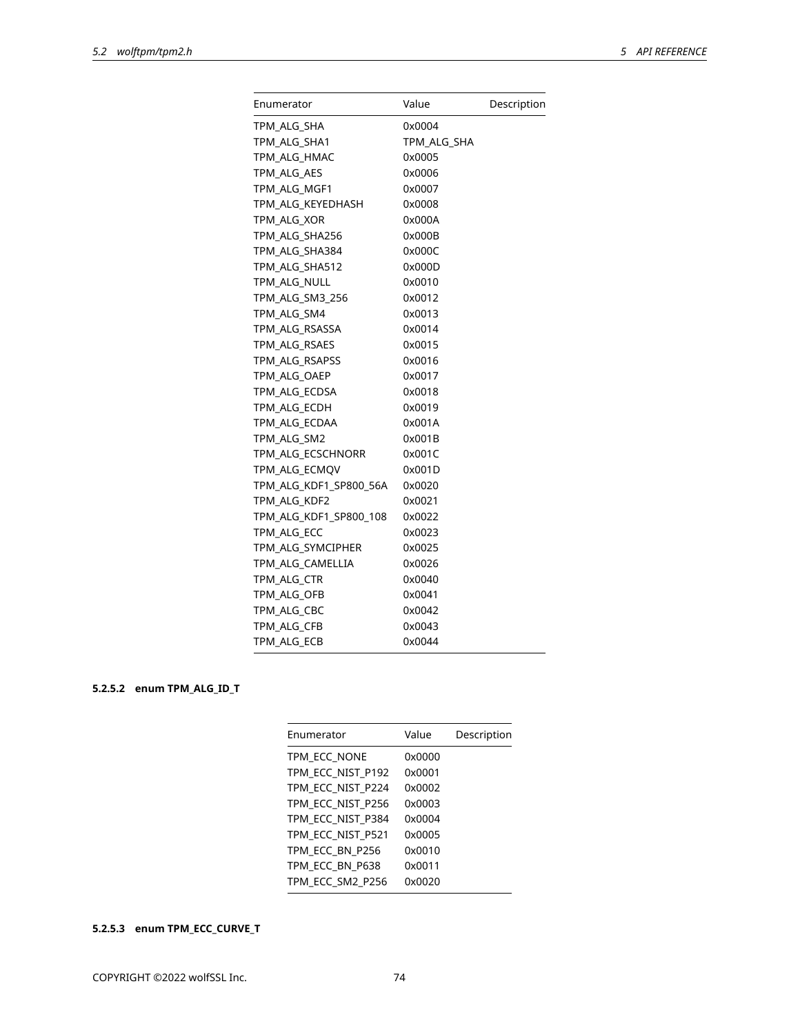| Enumerator | Value | Description |
|---|---|---|
| TPM_ALG_SHA | 0x0004 | |
| TPM_ALG_SHA1 | TPM_ALG_SHA | |
| TPM_ALG_HMAC | 0x0005 | |
| TPM_ALG_AES | 0x0006 | |
| TPM_ALG_MGF1 | 0x0007 | |
| TPM_ALG_KEYEDHASH | 0x0008 | |
| TPM_ALG_XOR | 0x000A | |
| TPM_ALG_SHA256 | 0x000B | |
| TPM_ALG_SHA384 | 0x000C | |
| TPM_ALG_SHA512 | 0x000D | |
| TPM_ALG_NULL | 0x0010 | |
| TPM_ALG_SM3_256 | 0x0012 | |
| TPM_ALG_SM4 | 0x0013 | |
| TPM_ALG_RSASSA | 0x0014 | |
| TPM_ALG_RSAES | 0x0015 | |
| TPM_ALG_RSAPSS | 0x0016 | |
| TPM_ALG_OAEP | 0x0017 | |
| TPM_ALG_ECDSA | 0x0018 | |
| TPM_ALG_ECDH | 0x0019 | |
| TPM_ALG_ECDAA | 0x001A | |
| TPM_ALG_SM2 | 0x001B | |
| TPM_ALG_ECSCHNORR | 0x001C | |
| TPM_ALG_ECMQV | 0x001D | |
| TPM_ALG_KDF1_SP800_56A | 0x0020 | |
| TPM_ALG_KDF2 | 0x0021 | |
| TPM_ALG_KDF1_SP800_108 | 0x0022 | |
| TPM_ALG_ECC | 0x0023 | |
| TPM_ALG_SYMCIPHER | 0x0025 | |
| TPM_ALG_CAMELLIA | 0x0026 | |
| TPM_ALG_CTR | 0x0040 | |
| TPM_ALG_OFB | 0x0041 | |
| TPM_ALG_CBC | 0x0042 | |
| TPM_ALG_CFB | 0x0043 | |
| TPM_ALG_ECB | 0x0044 | |

#### 5.2.5.2 enum TPM_ALG_ID_T

| Enumerator | Value | Description |
|---|---|---|
| TPM_ECC_NONE | 0x0000 | |
| TPM_ECC_NIST_P192 | 0x0001 | |
| TPM_ECC_NIST_P224 | 0x0002 | |
| TPM_ECC_NIST_P256 | 0x0003 | |
| TPM_ECC_NIST_P384 | 0x0004 | |
| TPM_ECC_NIST_P521 | 0x0005 | |
| TPM_ECC_BN_P256 | 0x0010 | |
| TPM_ECC_BN_P638 | 0x0011 | |
| TPM_ECC_SM2_P256 | 0x0020 | |

#### 5.2.5.3 enum TPM_ECC_CURVE_T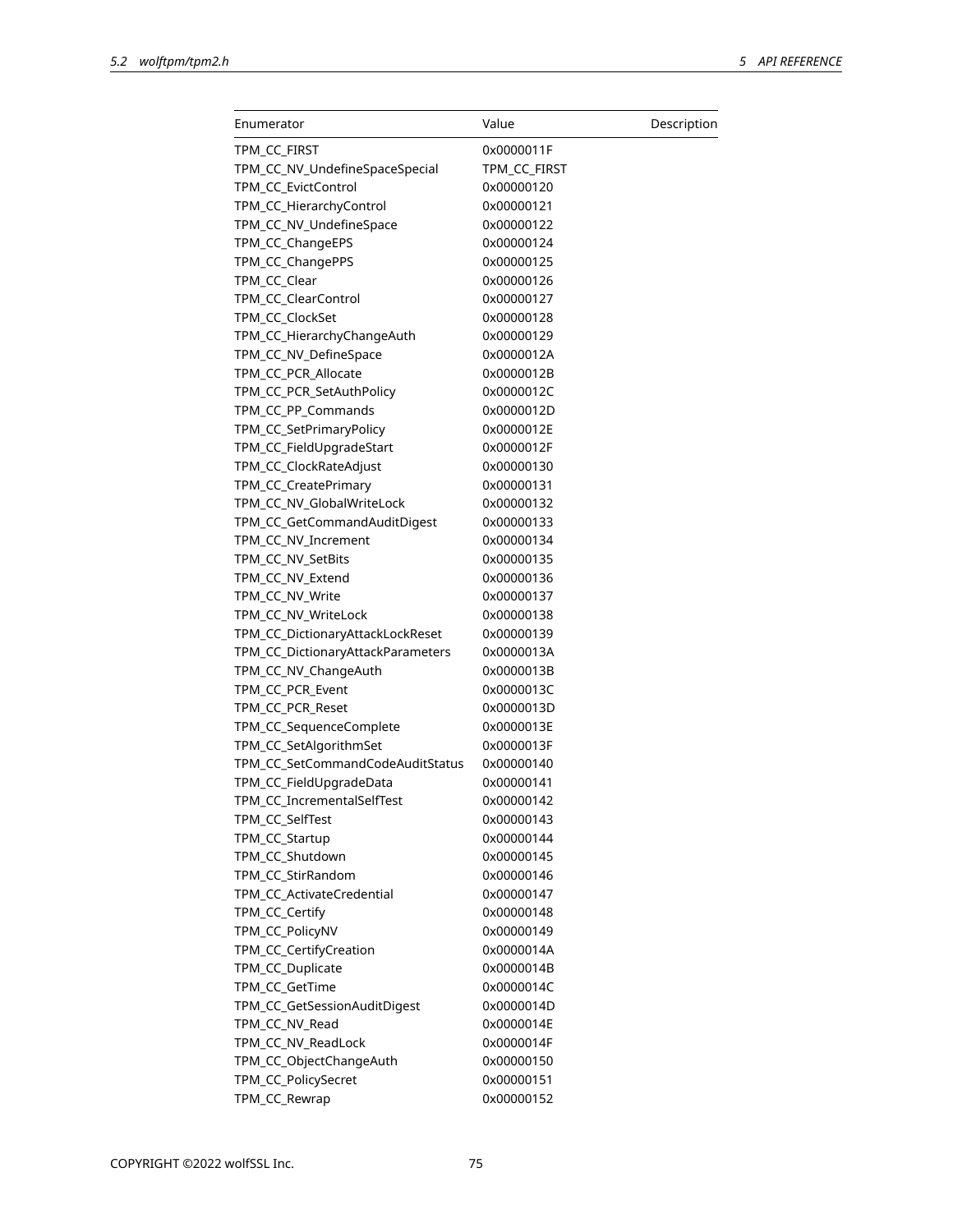| Enumerator | Value | Description |
|---|---|---|
| TPM_CC_FIRST | 0x0000011F | |
| TPM_CC_NV_UndefineSpaceSpecial | TPM_CC_FIRST | |
| TPM_CC_EvictControl | 0x00000120 | |
| TPM_CC_HierarchyControl | 0x00000121 | |
| TPM_CC_NV_UndefineSpace | 0x00000122 | |
| TPM_CC_ChangeEPS | 0x00000124 | |
| TPM_CC_ChangePPS | 0x00000125 | |
| TPM_CC_Clear | 0x00000126 | |
| TPM_CC_ClearControl | 0x00000127 | |
| TPM_CC_ClockSet | 0x00000128 | |
| TPM_CC_HierarchyChangeAuth | 0x00000129 | |
| TPM_CC_NV_DefineSpace | 0x0000012A | |
| TPM_CC_PCR_Allocate | 0x0000012B | |
| TPM_CC_PCR_SetAuthPolicy | 0x0000012C | |
| TPM_CC_PP_Commands | 0x0000012D | |
| TPM_CC_SetPrimaryPolicy | 0x0000012E | |
| TPM_CC_FieldUpgradeStart | 0x0000012F | |
| TPM_CC_ClockRateAdjust | 0x00000130 | |
| TPM_CC_CreatePrimary | 0x00000131 | |
| TPM_CC_NV_GlobalWriteLock | 0x00000132 | |
| TPM_CC_GetCommandAuditDigest | 0x00000133 | |
| TPM_CC_NV_Increment | 0x00000134 | |
| TPM_CC_NV_SetBits | 0x00000135 | |
| TPM_CC_NV_Extend | 0x00000136 | |
| TPM_CC_NV_Write | 0x00000137 | |
| TPM_CC_NV_WriteLock | 0x00000138 | |
| TPM_CC_DictionaryAttackLockReset | 0x00000139 | |
| TPM_CC_DictionaryAttackParameters | 0x0000013A | |
| TPM_CC_NV_ChangeAuth | 0x0000013B | |
| TPM_CC_PCR_Event | 0x0000013C | |
| TPM_CC_PCR_Reset | 0x0000013D | |
| TPM_CC_SequenceComplete | 0x0000013E | |
| TPM_CC_SetAlgorithmSet | 0x0000013F | |
| TPM_CC_SetCommandCodeAuditStatus | 0x00000140 | |
| TPM_CC_FieldUpgradeData | 0x00000141 | |
| TPM_CC_IncrementalSelfTest | 0x00000142 | |
| TPM_CC_SelfTest | 0x00000143 | |
| TPM_CC_Startup | 0x00000144 | |
| TPM_CC_Shutdown | 0x00000145 | |
| TPM_CC_StirRandom | 0x00000146 | |
| TPM_CC_ActivateCredential | 0x00000147 | |
| TPM_CC_Certify | 0x00000148 | |
| TPM_CC_PolicyNV | 0x00000149 | |
| TPM_CC_CertifyCreation | 0x0000014A | |
| TPM_CC_Duplicate | 0x0000014B | |
| TPM_CC_GetTime | 0x0000014C | |
| TPM_CC_GetSessionAuditDigest | 0x0000014D | |
| TPM_CC_NV_Read | 0x0000014E | |
| TPM_CC_NV_ReadLock | 0x0000014F | |
| TPM_CC_ObjectChangeAuth | 0x00000150 | |
| TPM_CC_PolicySecret | 0x00000151 | |
| TPM_CC_Rewrap | 0x00000152 | |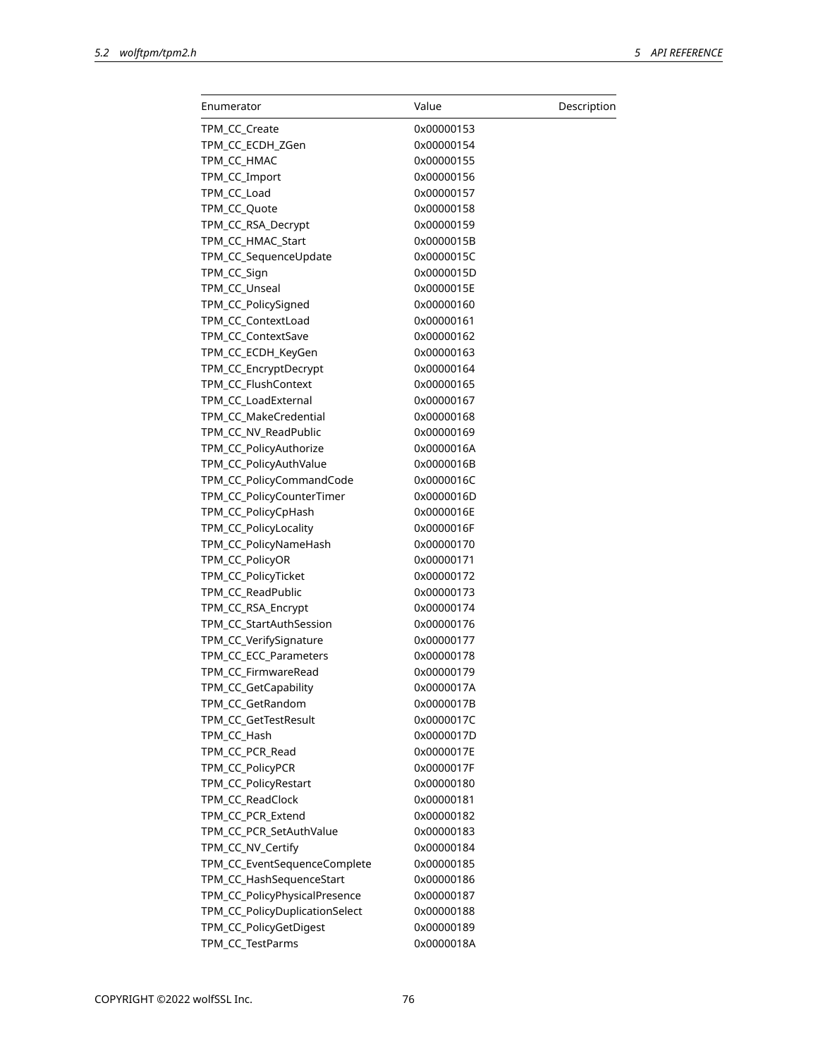| Enumerator | Value | Description |
|---|---|---|
| TPM_CC_Create | 0x00000153 | |
| TPM_CC_ECDH_ZGen | 0x00000154 | |
| TPM_CC_HMAC | 0x00000155 | |
| TPM_CC_Import | 0x00000156 | |
| TPM_CC_Load | 0x00000157 | |
| TPM_CC_Quote | 0x00000158 | |
| TPM_CC_RSA_Decrypt | 0x00000159 | |
| TPM_CC_HMAC_Start | 0x0000015B | |
| TPM_CC_SequenceUpdate | 0x0000015C | |
| TPM_CC_Sign | 0x0000015D | |
| TPM_CC_Unseal | 0x0000015E | |
| TPM_CC_PolicySigned | 0x00000160 | |
| TPM_CC_ContextLoad | 0x00000161 | |
| TPM_CC_ContextSave | 0x00000162 | |
| TPM_CC_ECDH_KeyGen | 0x00000163 | |
| TPM_CC_EncryptDecrypt | 0x00000164 | |
| TPM_CC_FlushContext | 0x00000165 | |
| TPM_CC_LoadExternal | 0x00000167 | |
| TPM_CC_MakeCredential | 0x00000168 | |
| TPM_CC_NV_ReadPublic | 0x00000169 | |
| TPM_CC_PolicyAuthorize | 0x0000016A | |
| TPM_CC_PolicyAuthValue | 0x0000016B | |
| TPM_CC_PolicyCommandCode | 0x0000016C | |
| TPM_CC_PolicyCounterTimer | 0x0000016D | |
| TPM_CC_PolicyCpHash | 0x0000016E | |
| TPM_CC_PolicyLocality | 0x0000016F | |
| TPM_CC_PolicyNameHash | 0x00000170 | |
| TPM_CC_PolicyOR | 0x00000171 | |
| TPM_CC_PolicyTicket | 0x00000172 | |
| TPM_CC_ReadPublic | 0x00000173 | |
| TPM_CC_RSA_Encrypt | 0x00000174 | |
| TPM_CC_StartAuthSession | 0x00000176 | |
| TPM_CC_VerifySignature | 0x00000177 | |
| TPM_CC_ECC_Parameters | 0x00000178 | |
| TPM_CC_FirmwareRead | 0x00000179 | |
| TPM_CC_GetCapability | 0x0000017A | |
| TPM_CC_GetRandom | 0x0000017B | |
| TPM_CC_GetTestResult | 0x0000017C | |
| TPM_CC_Hash | 0x0000017D | |
| TPM_CC_PCR_Read | 0x0000017E | |
| TPM_CC_PolicyPCR | 0x0000017F | |
| TPM_CC_PolicyRestart | 0x00000180 | |
| TPM_CC_ReadClock | 0x00000181 | |
| TPM_CC_PCR_Extend | 0x00000182 | |
| TPM_CC_PCR_SetAuthValue | 0x00000183 | |
| TPM_CC_NV_Certify | 0x00000184 | |
| TPM_CC_EventSequenceComplete | 0x00000185 | |
| TPM_CC_HashSequenceStart | 0x00000186 | |
| TPM_CC_PolicyPhysicalPresence | 0x00000187 | |
| TPM_CC_PolicyDuplicationSelect | 0x00000188 | |
| TPM_CC_PolicyGetDigest | 0x00000189 | |
| TPM_CC_TestParms | 0x0000018A | |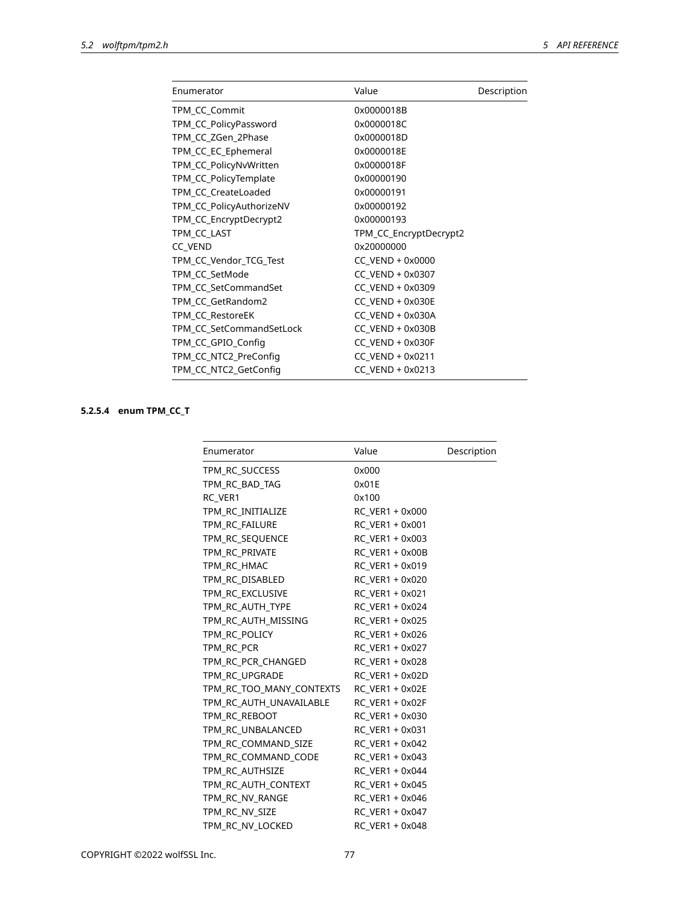| Enumerator | Value | Description |
|---|---|---|
| TPM_CC_Commit | 0x0000018B | |
| TPM_CC_PolicyPassword | 0x0000018C | |
| TPM_CC_ZGen_2Phase | 0x0000018D | |
| TPM_CC_EC_Ephemeral | 0x0000018E | |
| TPM_CC_PolicyNvWritten | 0x0000018F | |
| TPM_CC_PolicyTemplate | 0x00000190 | |
| TPM_CC_CreateLoaded | 0x00000191 | |
| TPM_CC_PolicyAuthorizeNV | 0x00000192 | |
| TPM_CC_EncryptDecrypt2 | 0x00000193 | |
| TPM_CC_LAST | TPM_CC_EncryptDecrypt2 | |
| CC_VEND | 0x20000000 | |
| TPM_CC_Vendor_TCG_Test | CC_VEND + 0x0000 | |
| TPM_CC_SetMode | CC_VEND + 0x0307 | |
| TPM_CC_SetCommandSet | CC_VEND + 0x0309 | |
| TPM_CC_GetRandom2 | CC_VEND + 0x030E | |
| TPM_CC_RestoreEK | CC_VEND + 0x030A | |
| TPM_CC_SetCommandSetLock | CC_VEND + 0x030B | |
| TPM_CC_GPIO_Config | CC_VEND + 0x030F | |
| TPM_CC_NTC2_PreConfig | CC_VEND + 0x0211 | |
| TPM_CC_NTC2_GetConfig | CC_VEND + 0x0213 | |

#### 5.2.5.4 enum TPM_CC_T

| Enumerator | Value | Description |
|---|---|---|
| TPM_RC_SUCCESS | 0x000 | |
| TPM_RC_BAD_TAG | 0x01E | |
| RC_VER1 | 0x100 | |
| TPM_RC_INITIALIZE | RC_VER1 + 0x000 | |
| TPM_RC_FAILURE | RC_VER1 + 0x001 | |
| TPM_RC_SEQUENCE | RC_VER1 + 0x003 | |
| TPM_RC_PRIVATE | RC_VER1 + 0x00B | |
| TPM_RC_HMAC | RC_VER1 + 0x019 | |
| TPM_RC_DISABLED | RC_VER1 + 0x020 | |
| TPM_RC_EXCLUSIVE | RC_VER1 + 0x021 | |
| TPM_RC_AUTH_TYPE | RC_VER1 + 0x024 | |
| TPM_RC_AUTH_MISSING | RC_VER1 + 0x025 | |
| TPM_RC_POLICY | RC_VER1 + 0x026 | |
| TPM_RC_PCR | RC_VER1 + 0x027 | |
| TPM_RC_PCR_CHANGED | RC_VER1 + 0x028 | |
| TPM_RC_UPGRADE | RC_VER1 + 0x02D | |
| TPM_RC_TOO_MANY_CONTEXTS | RC_VER1 + 0x02E | |
| TPM_RC_AUTH_UNAVAILABLE | RC_VER1 + 0x02F | |
| TPM_RC_REBOOT | RC_VER1 + 0x030 | |
| TPM_RC_UNBALANCED | RC_VER1 + 0x031 | |
| TPM_RC_COMMAND_SIZE | RC_VER1 + 0x042 | |
| TPM_RC_COMMAND_CODE | RC_VER1 + 0x043 | |
| TPM_RC_AUTHSIZE | RC_VER1 + 0x044 | |
| TPM_RC_AUTH_CONTEXT | RC_VER1 + 0x045 | |
| TPM_RC_NV_RANGE | RC_VER1 + 0x046 | |
| TPM_RC_NV_SIZE | RC_VER1 + 0x047 | |
| TPM_RC_NV_LOCKED | RC_VER1 + 0x048 | |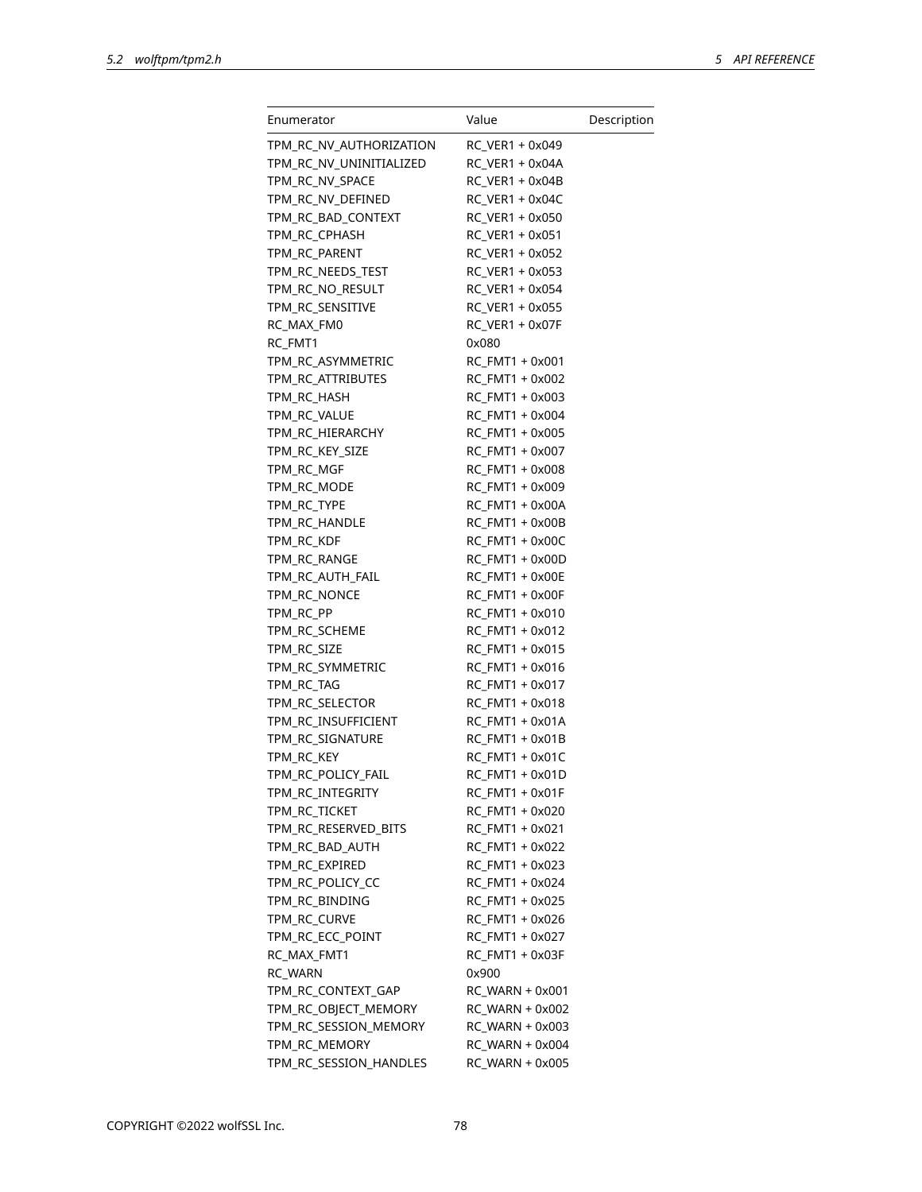| Enumerator | Value | Description |
|---|---|---|
| TPM_RC_NV_AUTHORIZATION | RC_VER1 + 0x049 | |
| TPM_RC_NV_UNINITIALIZED | RC_VER1 + 0x04A | |
| TPM_RC_NV_SPACE | RC_VER1 + 0x04B | |
| TPM_RC_NV_DEFINED | RC_VER1 + 0x04C | |
| TPM_RC_BAD_CONTEXT | RC_VER1 + 0x050 | |
| TPM_RC_CPHASH | RC_VER1 + 0x051 | |
| TPM_RC_PARENT | RC_VER1 + 0x052 | |
| TPM_RC_NEEDS_TEST | RC_VER1 + 0x053 | |
| TPM_RC_NO_RESULT | RC_VER1 + 0x054 | |
| TPM_RC_SENSITIVE | RC_VER1 + 0x055 | |
| RC_MAX_FM0 | RC_VER1 + 0x07F | |
| RC_FMT1 | 0x080 | |
| TPM_RC_ASYMMETRIC | RC_FMT1 + 0x001 | |
| TPM_RC_ATTRIBUTES | RC_FMT1 + 0x002 | |
| TPM_RC_HASH | RC_FMT1 + 0x003 | |
| TPM_RC_VALUE | RC_FMT1 + 0x004 | |
| TPM_RC_HIERARCHY | RC_FMT1 + 0x005 | |
| TPM_RC_KEY_SIZE | RC_FMT1 + 0x007 | |
| TPM_RC_MGF | RC_FMT1 + 0x008 | |
| TPM_RC_MODE | RC_FMT1 + 0x009 | |
| TPM_RC_TYPE | RC_FMT1 + 0x00A | |
| TPM_RC_HANDLE | RC_FMT1 + 0x00B | |
| TPM_RC_KDF | RC_FMT1 + 0x00C | |
| TPM_RC_RANGE | RC_FMT1 + 0x00D | |
| TPM_RC_AUTH_FAIL | RC_FMT1 + 0x00E | |
| TPM_RC_NONCE | RC_FMT1 + 0x00F | |
| TPM_RC_PP | RC_FMT1 + 0x010 | |
| TPM_RC_SCHEME | RC_FMT1 + 0x012 | |
| TPM_RC_SIZE | RC_FMT1 + 0x015 | |
| TPM_RC_SYMMETRIC | RC_FMT1 + 0x016 | |
| TPM_RC_TAG | RC_FMT1 + 0x017 | |
| TPM_RC_SELECTOR | RC_FMT1 + 0x018 | |
| TPM_RC_INSUFFICIENT | RC_FMT1 + 0x01A | |
| TPM_RC_SIGNATURE | RC_FMT1 + 0x01B | |
| TPM_RC_KEY | RC_FMT1 + 0x01C | |
| TPM_RC_POLICY_FAIL | RC_FMT1 + 0x01D | |
| TPM_RC_INTEGRITY | RC_FMT1 + 0x01F | |
| TPM_RC_TICKET | RC_FMT1 + 0x020 | |
| TPM_RC_RESERVED_BITS | RC_FMT1 + 0x021 | |
| TPM_RC_BAD_AUTH | RC_FMT1 + 0x022 | |
| TPM_RC_EXPIRED | RC_FMT1 + 0x023 | |
| TPM_RC_POLICY_CC | RC_FMT1 + 0x024 | |
| TPM_RC_BINDING | RC_FMT1 + 0x025 | |
| TPM_RC_CURVE | RC_FMT1 + 0x026 | |
| TPM_RC_ECC_POINT | RC_FMT1 + 0x027 | |
| RC_MAX_FMT1 | RC_FMT1 + 0x03F | |
| RC_WARN | 0x900 | |
| TPM_RC_CONTEXT_GAP | RC_WARN + 0x001 | |
| TPM_RC_OBJECT_MEMORY | RC_WARN + 0x002 | |
| TPM_RC_SESSION_MEMORY | RC_WARN + 0x003 | |
| TPM_RC_MEMORY | RC_WARN + 0x004 | |
| TPM_RC_SESSION_HANDLES | RC_WARN + 0x005 | |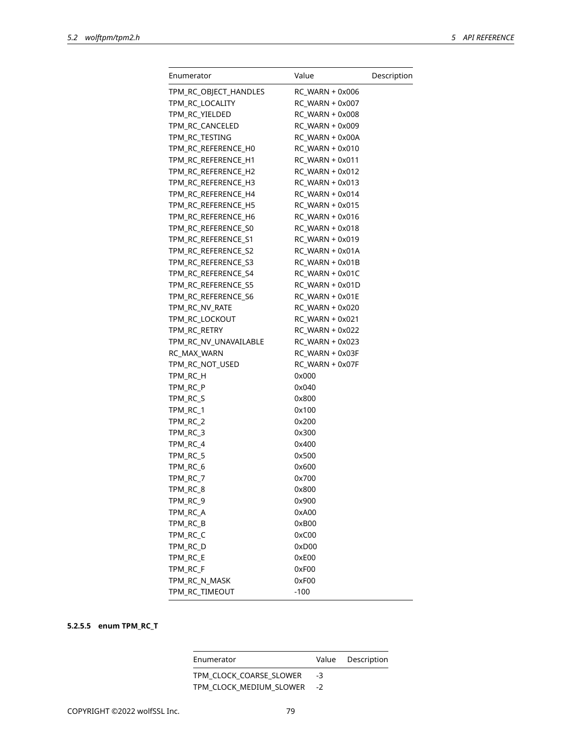| Enumerator | Value | Description |
|---|---|---|
| TPM_RC_OBJECT_HANDLES | RC_WARN + 0x006 | |
| TPM_RC_LOCALITY | RC_WARN + 0x007 | |
| TPM_RC_YIELDED | RC_WARN + 0x008 | |
| TPM_RC_CANCELED | RC_WARN + 0x009 | |
| TPM_RC_TESTING | RC_WARN + 0x00A | |
| TPM_RC_REFERENCE_H0 | RC_WARN + 0x010 | |
| TPM_RC_REFERENCE_H1 | RC_WARN + 0x011 | |
| TPM_RC_REFERENCE_H2 | RC_WARN + 0x012 | |
| TPM_RC_REFERENCE_H3 | RC_WARN + 0x013 | |
| TPM_RC_REFERENCE_H4 | RC_WARN + 0x014 | |
| TPM_RC_REFERENCE_H5 | RC_WARN + 0x015 | |
| TPM_RC_REFERENCE_H6 | RC_WARN + 0x016 | |
| TPM_RC_REFERENCE_S0 | RC_WARN + 0x018 | |
| TPM_RC_REFERENCE_S1 | RC_WARN + 0x019 | |
| TPM_RC_REFERENCE_S2 | RC_WARN + 0x01A | |
| TPM_RC_REFERENCE_S3 | RC_WARN + 0x01B | |
| TPM_RC_REFERENCE_S4 | RC_WARN + 0x01C | |
| TPM_RC_REFERENCE_S5 | RC_WARN + 0x01D | |
| TPM_RC_REFERENCE_S6 | RC_WARN + 0x01E | |
| TPM_RC_NV_RATE | RC_WARN + 0x020 | |
| TPM_RC_LOCKOUT | RC_WARN + 0x021 | |
| TPM_RC_RETRY | RC_WARN + 0x022 | |
| TPM_RC_NV_UNAVAILABLE | RC_WARN + 0x023 | |
| RC_MAX_WARN | RC_WARN + 0x03F | |
| TPM_RC_NOT_USED | RC_WARN + 0x07F | |
| TPM_RC_H | 0x000 | |
| TPM_RC_P | 0x040 | |
| TPM_RC_S | 0x800 | |
| TPM_RC_1 | 0x100 | |
| TPM_RC_2 | 0x200 | |
| TPM_RC_3 | 0x300 | |
| TPM_RC_4 | 0x400 | |
| TPM_RC_5 | 0x500 | |
| TPM_RC_6 | 0x600 | |
| TPM_RC_7 | 0x700 | |
| TPM_RC_8 | 0x800 | |
| TPM_RC_9 | 0x900 | |
| TPM_RC_A | 0xA00 | |
| TPM_RC_B | 0xB00 | |
| TPM_RC_C | 0xC00 | |
| TPM_RC_D | 0xD00 | |
| TPM_RC_E | 0xE00 | |
| TPM_RC_F | 0xF00 | |
| TPM_RC_N_MASK | 0xF00 | |
| TPM_RC_TIMEOUT | -100 | |

#### 5.2.5.5 enum TPM_RC_T

| Enumerator | Value | Description |
|---|---|---|
| TPM_CLOCK_COARSE_SLOWER | -3 | |
| TPM_CLOCK_MEDIUM_SLOWER | -2 | |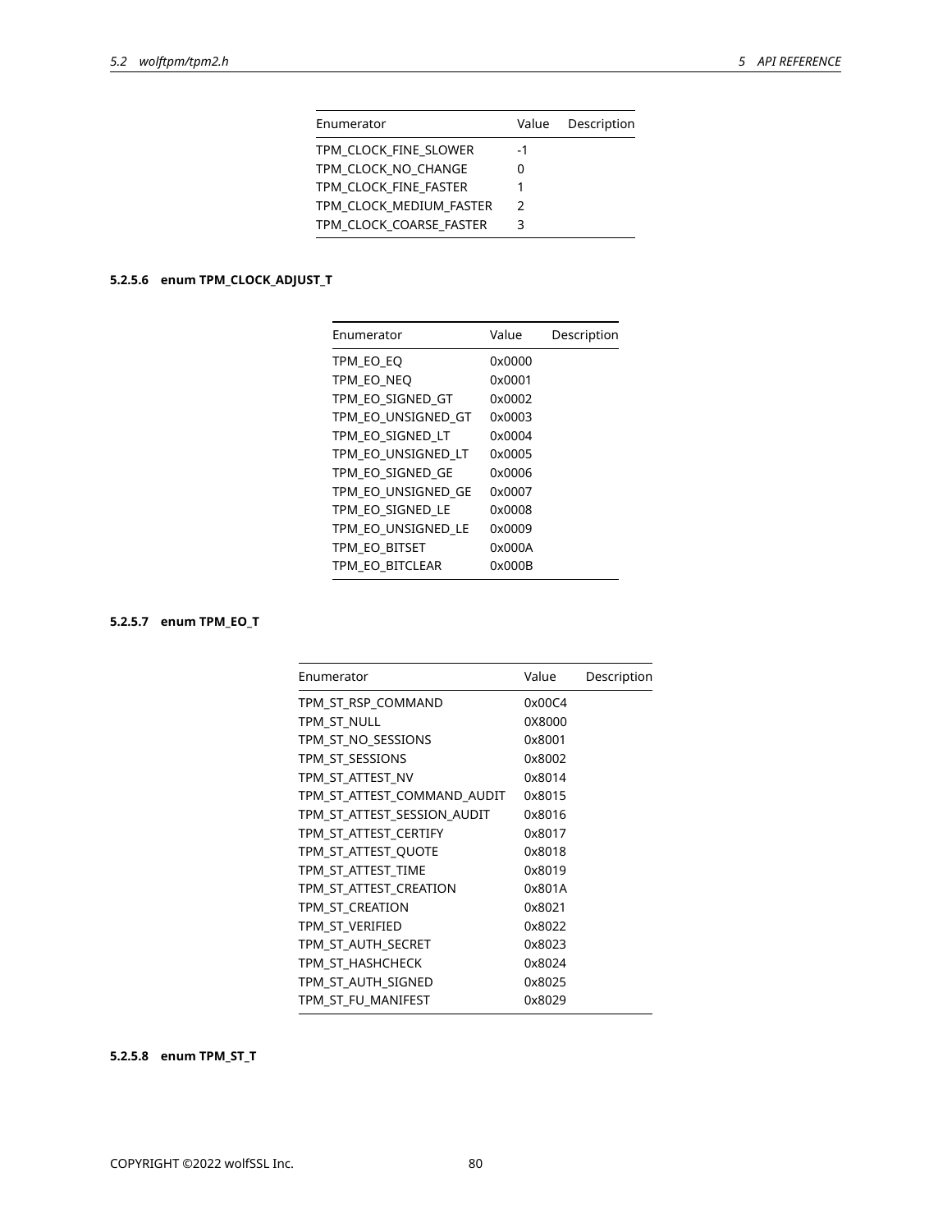| Enumerator | Value | Description |
|---|---|---|
| TPM_CLOCK_FINE_SLOWER | -1 | |
| TPM_CLOCK_NO_CHANGE | 0 | |
| TPM_CLOCK_FINE_FASTER | 1 | |
| TPM_CLOCK_MEDIUM_FASTER | 2 | |
| TPM_CLOCK_COARSE_FASTER | 3 | |

#### 5.2.5.6 enum TPM_CLOCK_ADJUST_T

| Enumerator | Value | Description |
|---|---|---|
| TPM_EO_EQ | 0x0000 | |
| TPM_EO_NEQ | 0x0001 | |
| TPM_EO_SIGNED_GT | 0x0002 | |
| TPM_EO_UNSIGNED_GT | 0x0003 | |
| TPM_EO_SIGNED_LT | 0x0004 | |
| TPM_EO_UNSIGNED_LT | 0x0005 | |
| TPM_EO_SIGNED_GE | 0x0006 | |
| TPM_EO_UNSIGNED_GE | 0x0007 | |
| TPM_EO_SIGNED_LE | 0x0008 | |
| TPM_EO_UNSIGNED_LE | 0x0009 | |
| TPM_EO_BITSET | 0x000A | |
| TPM_EO_BITCLEAR | 0x000B | |

#### 5.2.5.7 enum TPM_EO_T

| Enumerator | Value | Description |
|---|---|---|
| TPM_ST_RSP_COMMAND | 0x00C4 | |
| TPM_ST_NULL | 0X8000 | |
| TPM_ST_NO_SESSIONS | 0x8001 | |
| TPM_ST_SESSIONS | 0x8002 | |
| TPM_ST_ATTEST_NV | 0x8014 | |
| TPM_ST_ATTEST_COMMAND_AUDIT | 0x8015 | |
| TPM_ST_ATTEST_SESSION_AUDIT | 0x8016 | |
| TPM_ST_ATTEST_CERTIFY | 0x8017 | |
| TPM_ST_ATTEST_QUOTE | 0x8018 | |
| TPM_ST_ATTEST_TIME | 0x8019 | |
| TPM_ST_ATTEST_CREATION | 0x801A | |
| TPM_ST_CREATION | 0x8021 | |
| TPM_ST_VERIFIED | 0x8022 | |
| TPM_ST_AUTH_SECRET | 0x8023 | |
| TPM_ST_HASHCHECK | 0x8024 | |
| TPM_ST_AUTH_SIGNED | 0x8025 | |
| TPM_ST_FU_MANIFEST | 0x8029 | |

#### 5.2.5.8 enum TPM_ST_T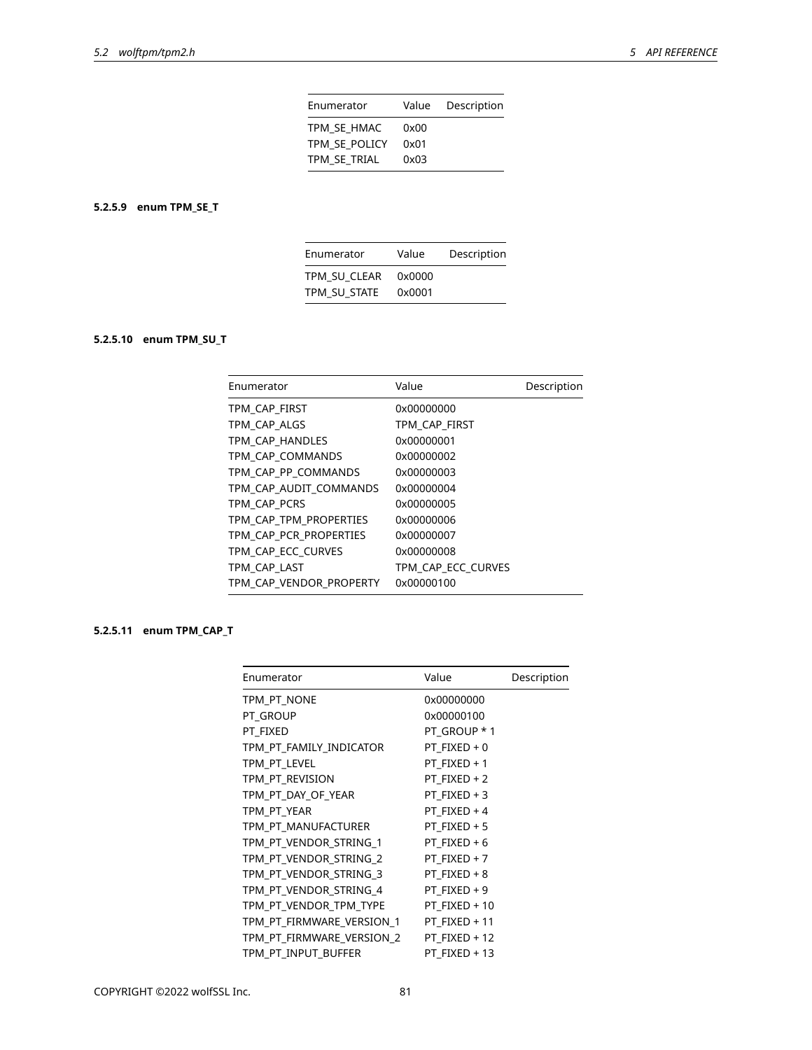| Enumerator | Value | Description |
|---|---|---|
| TPM_SE_HMAC | 0x00 | |
| TPM_SE_POLICY | 0x01 | |
| TPM_SE_TRIAL | 0x03 | |

#### 5.2.5.9 enum TPM_SE_T

| Enumerator | Value | Description |
|---|---|---|
| TPM_SU_CLEAR | 0x0000 | |
| TPM_SU_STATE | 0x0001 | |

#### 5.2.5.10 enum TPM_SU_T

| Enumerator | Value | Description |
|---|---|---|
| TPM_CAP_FIRST | 0x00000000 | |
| TPM_CAP_ALGS | TPM_CAP_FIRST | |
| TPM_CAP_HANDLES | 0x00000001 | |
| TPM_CAP_COMMANDS | 0x00000002 | |
| TPM_CAP_PP_COMMANDS | 0x00000003 | |
| TPM_CAP_AUDIT_COMMANDS | 0x00000004 | |
| TPM_CAP_PCRS | 0x00000005 | |
| TPM_CAP_TPM_PROPERTIES | 0x00000006 | |
| TPM_CAP_PCR_PROPERTIES | 0x00000007 | |
| TPM_CAP_ECC_CURVES | 0x00000008 | |
| TPM_CAP_LAST | TPM_CAP_ECC_CURVES | |
| TPM_CAP_VENDOR_PROPERTY | 0x00000100 | |

#### 5.2.5.11 enum TPM_CAP_T

| Enumerator | Value | Description |
|---|---|---|
| TPM_PT_NONE | 0x00000000 | |
| PT_GROUP | 0x00000100 | |
| PT_FIXED | PT_GROUP * 1 | |
| TPM_PT_FAMILY_INDICATOR | PT_FIXED + 0 | |
| TPM_PT_LEVEL | PT_FIXED + 1 | |
| TPM_PT_REVISION | PT_FIXED + 2 | |
| TPM_PT_DAY_OF_YEAR | PT_FIXED + 3 | |
| TPM_PT_YEAR | PT_FIXED + 4 | |
| TPM_PT_MANUFACTURER | PT_FIXED + 5 | |
| TPM_PT_VENDOR_STRING_1 | PT_FIXED + 6 | |
| TPM_PT_VENDOR_STRING_2 | PT_FIXED + 7 | |
| TPM_PT_VENDOR_STRING_3 | PT_FIXED + 8 | |
| TPM_PT_VENDOR_STRING_4 | PT_FIXED + 9 | |
| TPM_PT_VENDOR_TPM_TYPE | PT_FIXED + 10 | |
| TPM_PT_FIRMWARE_VERSION_1 | PT_FIXED + 11 | |
| TPM_PT_FIRMWARE_VERSION_2 | PT_FIXED + 12 | |
| TPM_PT_INPUT_BUFFER | PT_FIXED + 13 | |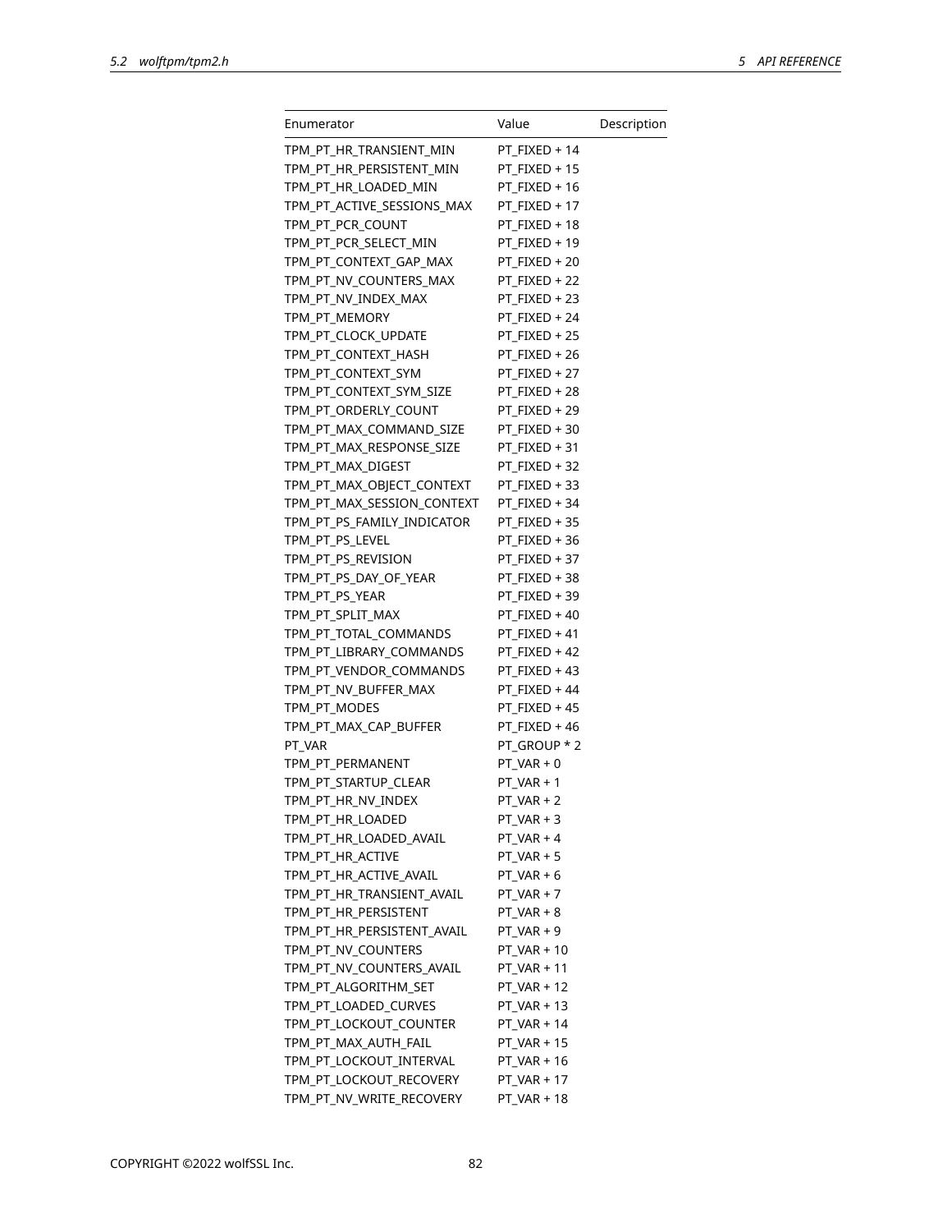| Enumerator | Value | Description |
|---|---|---|
| TPM_PT_HR_TRANSIENT_MIN | PT_FIXED + 14 | |
| TPM_PT_HR_PERSISTENT_MIN | PT_FIXED + 15 | |
| TPM_PT_HR_LOADED_MIN | PT_FIXED + 16 | |
| TPM_PT_ACTIVE_SESSIONS_MAX | PT_FIXED + 17 | |
| TPM_PT_PCR_COUNT | PT_FIXED + 18 | |
| TPM_PT_PCR_SELECT_MIN | PT_FIXED + 19 | |
| TPM_PT_CONTEXT_GAP_MAX | PT_FIXED + 20 | |
| TPM_PT_NV_COUNTERS_MAX | PT_FIXED + 22 | |
| TPM_PT_NV_INDEX_MAX | PT_FIXED + 23 | |
| TPM_PT_MEMORY | PT_FIXED + 24 | |
| TPM_PT_CLOCK_UPDATE | PT_FIXED + 25 | |
| TPM_PT_CONTEXT_HASH | PT_FIXED + 26 | |
| TPM_PT_CONTEXT_SYM | PT_FIXED + 27 | |
| TPM_PT_CONTEXT_SYM_SIZE | PT_FIXED + 28 | |
| TPM_PT_ORDERLY_COUNT | PT_FIXED + 29 | |
| TPM_PT_MAX_COMMAND_SIZE | PT_FIXED + 30 | |
| TPM_PT_MAX_RESPONSE_SIZE | PT_FIXED + 31 | |
| TPM_PT_MAX_DIGEST | PT_FIXED + 32 | |
| TPM_PT_MAX_OBJECT_CONTEXT | PT_FIXED + 33 | |
| TPM_PT_MAX_SESSION_CONTEXT | PT_FIXED + 34 | |
| TPM_PT_PS_FAMILY_INDICATOR | PT_FIXED + 35 | |
| TPM_PT_PS_LEVEL | PT_FIXED + 36 | |
| TPM_PT_PS_REVISION | PT_FIXED + 37 | |
| TPM_PT_PS_DAY_OF_YEAR | PT_FIXED + 38 | |
| TPM_PT_PS_YEAR | PT_FIXED + 39 | |
| TPM_PT_SPLIT_MAX | PT_FIXED + 40 | |
| TPM_PT_TOTAL_COMMANDS | PT_FIXED + 41 | |
| TPM_PT_LIBRARY_COMMANDS | PT_FIXED + 42 | |
| TPM_PT_VENDOR_COMMANDS | PT_FIXED + 43 | |
| TPM_PT_NV_BUFFER_MAX | PT_FIXED + 44 | |
| TPM_PT_MODES | PT_FIXED + 45 | |
| TPM_PT_MAX_CAP_BUFFER | PT_FIXED + 46 | |
| PT_VAR | PT_GROUP * 2 | |
| TPM_PT_PERMANENT | PT_VAR + 0 | |
| TPM_PT_STARTUP_CLEAR | PT_VAR + 1 | |
| TPM_PT_HR_NV_INDEX | PT_VAR + 2 | |
| TPM_PT_HR_LOADED | PT_VAR + 3 | |
| TPM_PT_HR_LOADED_AVAIL | PT_VAR + 4 | |
| TPM_PT_HR_ACTIVE | PT_VAR + 5 | |
| TPM_PT_HR_ACTIVE_AVAIL | PT_VAR + 6 | |
| TPM_PT_HR_TRANSIENT_AVAIL | PT_VAR + 7 | |
| TPM_PT_HR_PERSISTENT | PT_VAR + 8 | |
| TPM_PT_HR_PERSISTENT_AVAIL | PT_VAR + 9 | |
| TPM_PT_NV_COUNTERS | PT_VAR + 10 | |
| TPM_PT_NV_COUNTERS_AVAIL | PT_VAR + 11 | |
| TPM_PT_ALGORITHM_SET | PT_VAR + 12 | |
| TPM_PT_LOADED_CURVES | PT_VAR + 13 | |
| TPM_PT_LOCKOUT_COUNTER | PT_VAR + 14 | |
| TPM_PT_MAX_AUTH_FAIL | PT_VAR + 15 | |
| TPM_PT_LOCKOUT_INTERVAL | PT_VAR + 16 | |
| TPM_PT_LOCKOUT_RECOVERY | PT_VAR + 17 | |
| TPM_PT_NV_WRITE_RECOVERY | PT_VAR + 18 | |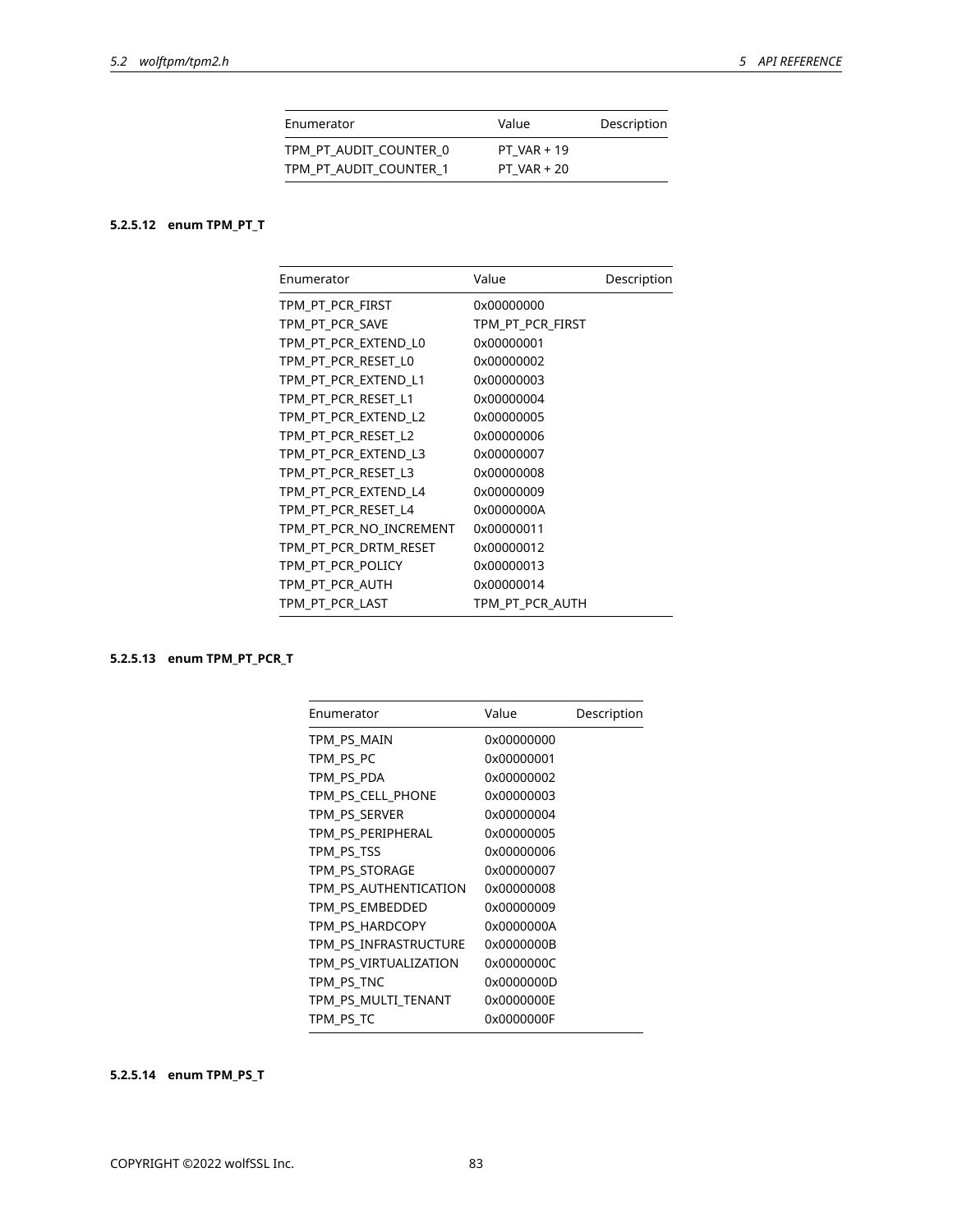| Enumerator | Value | Description |
|---|---|---|
| TPM_PT_AUDIT_COUNTER_0 | PT_VAR + 19 | |
| TPM_PT_AUDIT_COUNTER_1 | PT_VAR + 20 | |

#### 5.2.5.12 enum TPM_PT_T

| Enumerator | Value | Description |
|---|---|---|
| TPM_PT_PCR_FIRST | 0x00000000 | |
| TPM_PT_PCR_SAVE | TPM_PT_PCR_FIRST | |
| TPM_PT_PCR_EXTEND_L0 | 0x00000001 | |
| TPM_PT_PCR_RESET_L0 | 0x00000002 | |
| TPM_PT_PCR_EXTEND_L1 | 0x00000003 | |
| TPM_PT_PCR_RESET_L1 | 0x00000004 | |
| TPM_PT_PCR_EXTEND_L2 | 0x00000005 | |
| TPM_PT_PCR_RESET_L2 | 0x00000006 | |
| TPM_PT_PCR_EXTEND_L3 | 0x00000007 | |
| TPM_PT_PCR_RESET_L3 | 0x00000008 | |
| TPM_PT_PCR_EXTEND_L4 | 0x00000009 | |
| TPM_PT_PCR_RESET_L4 | 0x0000000A | |
| TPM_PT_PCR_NO_INCREMENT | 0x00000011 | |
| TPM_PT_PCR_DRTM_RESET | 0x00000012 | |
| TPM_PT_PCR_POLICY | 0x00000013 | |
| TPM_PT_PCR_AUTH | 0x00000014 | |
| TPM_PT_PCR_LAST | TPM_PT_PCR_AUTH | |

#### 5.2.5.13 enum TPM_PT_PCR_T

| Enumerator | Value | Description |
|---|---|---|
| TPM_PS_MAIN | 0x00000000 | |
| TPM_PS_PC | 0x00000001 | |
| TPM_PS_PDA | 0x00000002 | |
| TPM_PS_CELL_PHONE | 0x00000003 | |
| TPM_PS_SERVER | 0x00000004 | |
| TPM_PS_PERIPHERAL | 0x00000005 | |
| TPM_PS_TSS | 0x00000006 | |
| TPM_PS_STORAGE | 0x00000007 | |
| TPM_PS_AUTHENTICATION | 0x00000008 | |
| TPM_PS_EMBEDDED | 0x00000009 | |
| TPM_PS_HARDCOPY | 0x0000000A | |
| TPM_PS_INFRASTRUCTURE | 0x0000000B | |
| TPM_PS_VIRTUALIZATION | 0x0000000C | |
| TPM_PS_TNC | 0x0000000D | |
| TPM_PS_MULTI_TENANT | 0x0000000E | |
| TPM_PS_TC | 0x0000000F | |

#### 5.2.5.14 enum TPM_PS_T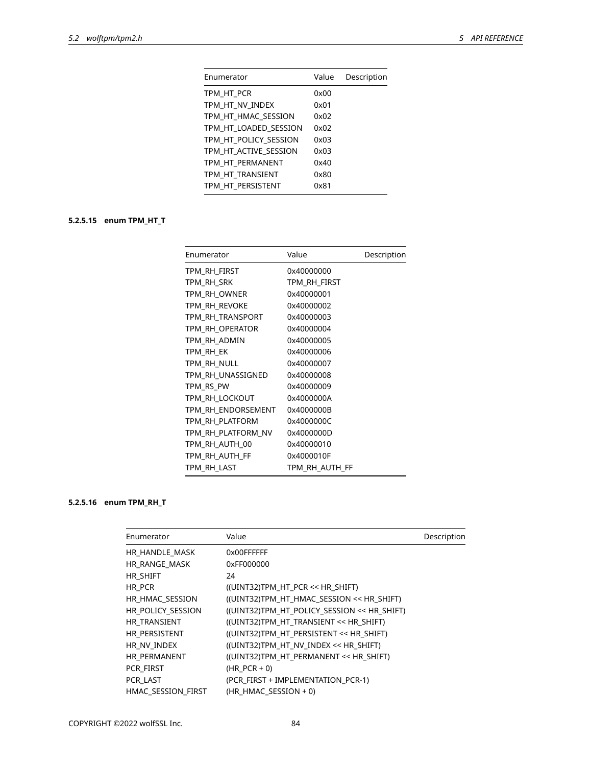| Enumerator | Value | Description |
| --- | --- | --- |
| TPM_HT_PCR | 0x00 | |
| TPM_HT_NV_INDEX | 0x01 | |
| TPM_HT_HMAC_SESSION | 0x02 | |
| TPM_HT_LOADED_SESSION | 0x02 | |
| TPM_HT_POLICY_SESSION | 0x03 | |
| TPM_HT_ACTIVE_SESSION | 0x03 | |
| TPM_HT_PERMANENT | 0x40 | |
| TPM_HT_TRANSIENT | 0x80 | |
| TPM_HT_PERSISTENT | 0x81 | |

#### 5.2.5.15 enum TPM_HT_T

| Enumerator | Value | Description |
| --- | --- | --- |
| TPM_RH_FIRST | 0x40000000 | |
| TPM_RH_SRK | TPM_RH_FIRST | |
| TPM_RH_OWNER | 0x40000001 | |
| TPM_RH_REVOKE | 0x40000002 | |
| TPM_RH_TRANSPORT | 0x40000003 | |
| TPM_RH_OPERATOR | 0x40000004 | |
| TPM_RH_ADMIN | 0x40000005 | |
| TPM_RH_EK | 0x40000006 | |
| TPM_RH_NULL | 0x40000007 | |
| TPM_RH_UNASSIGNED | 0x40000008 | |
| TPM_RS_PW | 0x40000009 | |
| TPM_RH_LOCKOUT | 0x4000000A | |
| TPM_RH_ENDORSEMENT | 0x4000000B | |
| TPM_RH_PLATFORM | 0x4000000C | |
| TPM_RH_PLATFORM_NV | 0x4000000D | |
| TPM_RH_AUTH_00 | 0x40000010 | |
| TPM_RH_AUTH_FF | 0x4000010F | |
| TPM_RH_LAST | TPM_RH_AUTH_FF | |

#### 5.2.5.16 enum TPM_RH_T

| Enumerator | Value | Description |
| --- | --- | --- |
| HR_HANDLE_MASK | 0x00FFFFFF | |
| HR_RANGE_MASK | 0xFF000000 | |
| HR_SHIFT | 24 | |
| HR_PCR | ((UINT32)TPM_HT_PCR << HR_SHIFT) | |
| HR_HMAC_SESSION | ((UINT32)TPM_HT_HMAC_SESSION << HR_SHIFT) | |
| HR_POLICY_SESSION | ((UINT32)TPM_HT_POLICY_SESSION << HR_SHIFT) | |
| HR_TRANSIENT | ((UINT32)TPM_HT_TRANSIENT << HR_SHIFT) | |
| HR_PERSISTENT | ((UINT32)TPM_HT_PERSISTENT << HR_SHIFT) | |
| HR_NV_INDEX | ((UINT32)TPM_HT_NV_INDEX << HR_SHIFT) | |
| HR_PERMANENT | ((UINT32)TPM_HT_PERMANENT << HR_SHIFT) | |
| PCR_FIRST | (HR_PCR + 0) | |
| PCR_LAST | (PCR_FIRST + IMPLEMENTATION_PCR-1) | |
| HMAC_SESSION_FIRST | (HR_HMAC_SESSION + 0) | |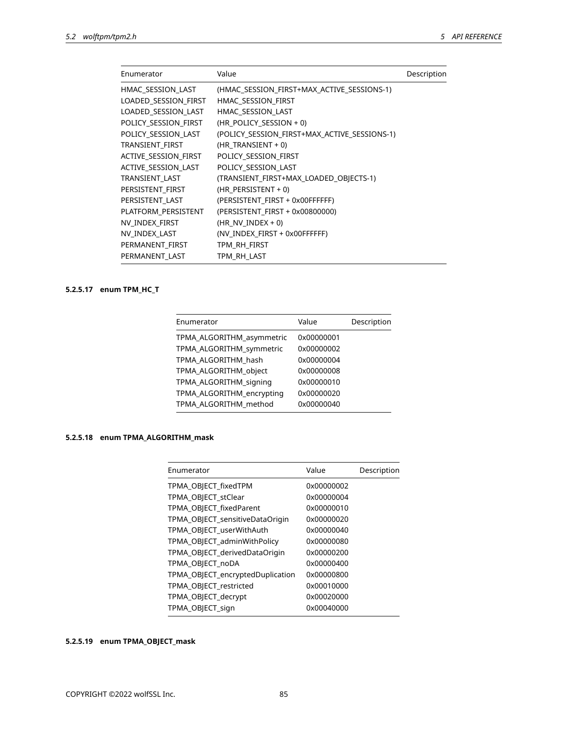| Enumerator | Value | Description |
|---|---|---|
| HMAC_SESSION_LAST | (HMAC_SESSION_FIRST+MAX_ACTIVE_SESSIONS-1) | |
| LOADED_SESSION_FIRST | HMAC_SESSION_FIRST | |
| LOADED_SESSION_LAST | HMAC_SESSION_LAST | |
| POLICY_SESSION_FIRST | (HR_POLICY_SESSION + 0) | |
| POLICY_SESSION_LAST | (POLICY_SESSION_FIRST+MAX_ACTIVE_SESSIONS-1) | |
| TRANSIENT_FIRST | (HR_TRANSIENT + 0) | |
| ACTIVE_SESSION_FIRST | POLICY_SESSION_FIRST | |
| ACTIVE_SESSION_LAST | POLICY_SESSION_LAST | |
| TRANSIENT_LAST | (TRANSIENT_FIRST+MAX_LOADED_OBJECTS-1) | |
| PERSISTENT_FIRST | (HR_PERSISTENT + 0) | |
| PERSISTENT_LAST | (PERSISTENT_FIRST + 0x00FFFFFF) | |
| PLATFORM_PERSISTENT | (PERSISTENT_FIRST + 0x00800000) | |
| NV_INDEX_FIRST | (HR_NV_INDEX + 0) | |
| NV_INDEX_LAST | (NV_INDEX_FIRST + 0x00FFFFFF) | |
| PERMANENT_FIRST | TPM_RH_FIRST | |
| PERMANENT_LAST | TPM_RH_LAST | |

#### 5.2.5.17 enum TPM_HC_T

| Enumerator | Value | Description |
|---|---|---|
| TPMA_ALGORITHM_asymmetric | 0x00000001 | |
| TPMA_ALGORITHM_symmetric | 0x00000002 | |
| TPMA_ALGORITHM_hash | 0x00000004 | |
| TPMA_ALGORITHM_object | 0x00000008 | |
| TPMA_ALGORITHM_signing | 0x00000010 | |
| TPMA_ALGORITHM_encrypting | 0x00000020 | |
| TPMA_ALGORITHM_method | 0x00000040 | |

#### 5.2.5.18 enum TPMA_ALGORITHM_mask

| Enumerator | Value | Description |
|---|---|---|
| TPMA_OBJECT_fixedTPM | 0x00000002 | |
| TPMA_OBJECT_stClear | 0x00000004 | |
| TPMA_OBJECT_fixedParent | 0x00000010 | |
| TPMA_OBJECT_sensitiveDataOrigin | 0x00000020 | |
| TPMA_OBJECT_userWithAuth | 0x00000040 | |
| TPMA_OBJECT_adminWithPolicy | 0x00000080 | |
| TPMA_OBJECT_derivedDataOrigin | 0x00000200 | |
| TPMA_OBJECT_noDA | 0x00000400 | |
| TPMA_OBJECT_encryptedDuplication | 0x00000800 | |
| TPMA_OBJECT_restricted | 0x00010000 | |
| TPMA_OBJECT_decrypt | 0x00020000 | |
| TPMA_OBJECT_sign | 0x00040000 | |

#### 5.2.5.19 enum TPMA_OBJECT_mask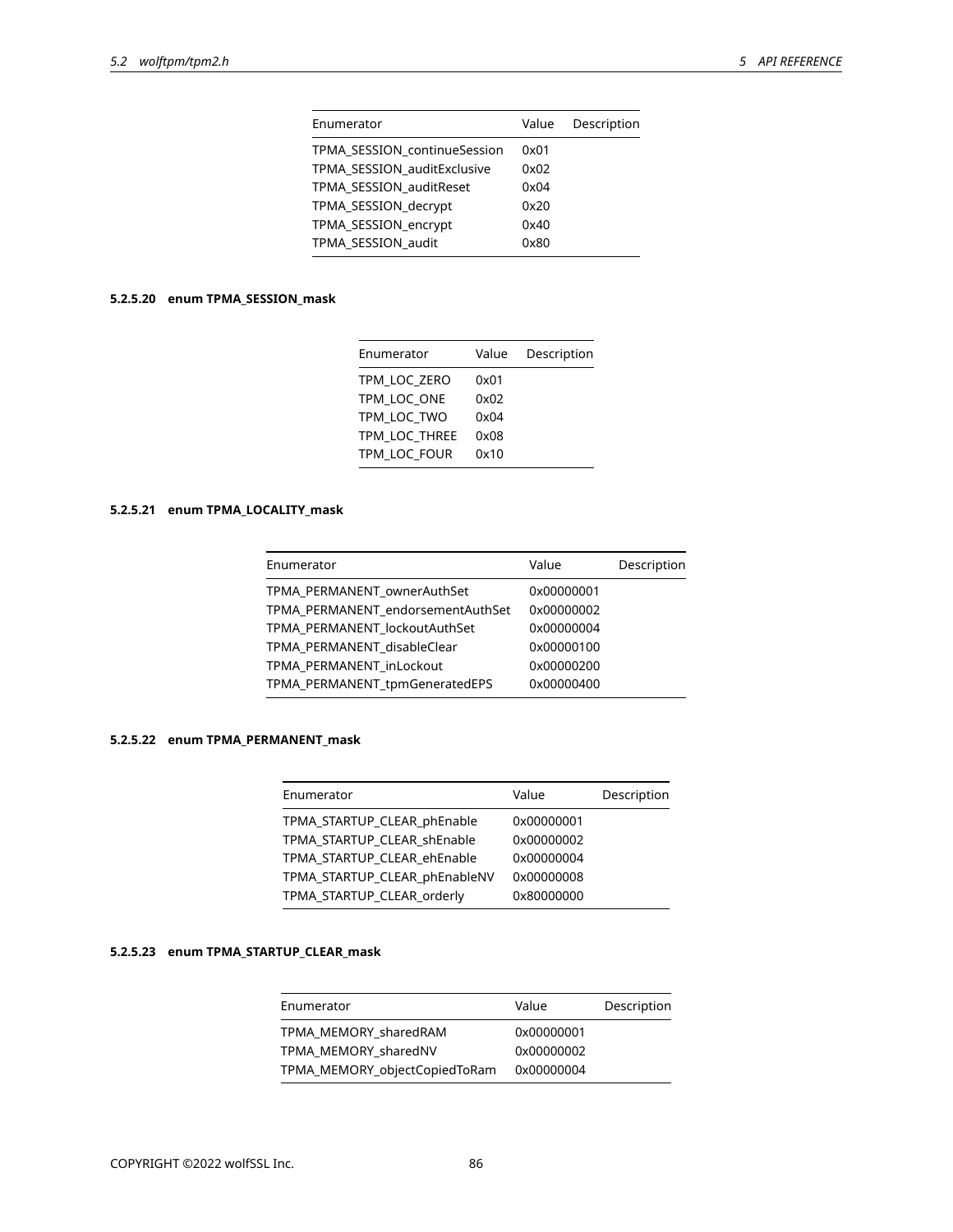| Enumerator | Value | Description |
|---|---|---|
| TPMA_SESSION_continueSession | 0x01 | |
| TPMA_SESSION_auditExclusive | 0x02 | |
| TPMA_SESSION_auditReset | 0x04 | |
| TPMA_SESSION_decrypt | 0x20 | |
| TPMA_SESSION_encrypt | 0x40 | |
| TPMA_SESSION_audit | 0x80 | |

#### 5.2.5.20 enum TPMA_SESSION_mask

| Enumerator | Value | Description |
|---|---|---|
| TPM_LOC_ZERO | 0x01 | |
| TPM_LOC_ONE | 0x02 | |
| TPM_LOC_TWO | 0x04 | |
| TPM_LOC_THREE | 0x08 | |
| TPM_LOC_FOUR | 0x10 | |

#### 5.2.5.21 enum TPMA_LOCALITY_mask

| Enumerator | Value | Description |
|---|---|---|
| TPMA_PERMANENT_ownerAuthSet | 0x00000001 | |
| TPMA_PERMANENT_endorsementAuthSet | 0x00000002 | |
| TPMA_PERMANENT_lockoutAuthSet | 0x00000004 | |
| TPMA_PERMANENT_disableClear | 0x00000100 | |
| TPMA_PERMANENT_inLockout | 0x00000200 | |
| TPMA_PERMANENT_tpmGeneratedEPS | 0x00000400 | |

#### 5.2.5.22 enum TPMA_PERMANENT_mask

| Enumerator | Value | Description |
|---|---|---|
| TPMA_STARTUP_CLEAR_phEnable | 0x00000001 | |
| TPMA_STARTUP_CLEAR_shEnable | 0x00000002 | |
| TPMA_STARTUP_CLEAR_ehEnable | 0x00000004 | |
| TPMA_STARTUP_CLEAR_phEnableNV | 0x00000008 | |
| TPMA_STARTUP_CLEAR_orderly | 0x80000000 | |

#### 5.2.5.23 enum TPMA_STARTUP_CLEAR_mask

| Enumerator | Value | Description |
|---|---|---|
| TPMA_MEMORY_sharedRAM | 0x00000001 | |
| TPMA_MEMORY_sharedNV | 0x00000002 | |
| TPMA_MEMORY_objectCopiedToRam | 0x00000004 | |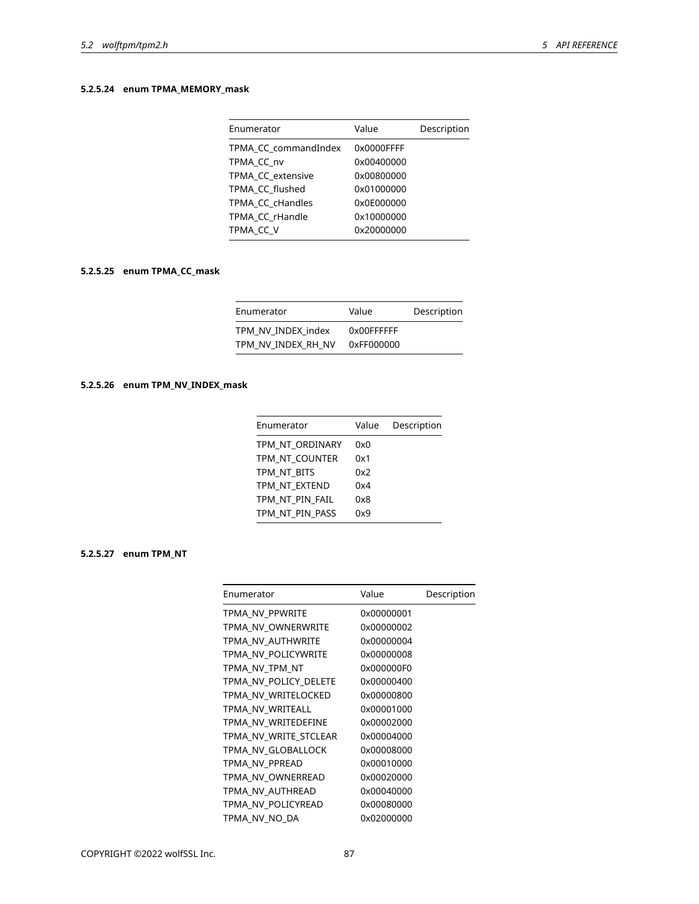#### 5.2.5.24 enum TPMA_MEMORY_mask

| Enumerator | Value | Description |
|---|---|---|
| TPMA_CC_commandIndex | 0x0000FFFF | |
| TPMA_CC_nv | 0x00400000 | |
| TPMA_CC_extensive | 0x00800000 | |
| TPMA_CC_flushed | 0x01000000 | |
| TPMA_CC_cHandles | 0x0E000000 | |
| TPMA_CC_rHandle | 0x10000000 | |
| TPMA_CC_V | 0x20000000 | |

#### 5.2.5.25 enum TPMA_CC_mask

| Enumerator | Value | Description |
|---|---|---|
| TPM_NV_INDEX_index | 0x00FFFFFF | |
| TPM_NV_INDEX_RH_NV | 0xFF000000 | |

#### 5.2.5.26 enum TPM_NV_INDEX_mask

| Enumerator | Value | Description |
|---|---|---|
| TPM_NT_ORDINARY | 0x0 | |
| TPM_NT_COUNTER | 0x1 | |
| TPM_NT_BITS | 0x2 | |
| TPM_NT_EXTEND | 0x4 | |
| TPM_NT_PIN_FAIL | 0x8 | |
| TPM_NT_PIN_PASS | 0x9 | |

#### 5.2.5.27 enum TPM_NT

| Enumerator | Value | Description |
|---|---|---|
| TPMA_NV_PPWRITE | 0x00000001 | |
| TPMA_NV_OWNERWRITE | 0x00000002 | |
| TPMA_NV_AUTHWRITE | 0x00000004 | |
| TPMA_NV_POLICYWRITE | 0x00000008 | |
| TPMA_NV_TPM_NT | 0x000000F0 | |
| TPMA_NV_POLICY_DELETE | 0x00000400 | |
| TPMA_NV_WRITELOCKED | 0x00000800 | |
| TPMA_NV_WRITEALL | 0x00001000 | |
| TPMA_NV_WRITEDEFINE | 0x00002000 | |
| TPMA_NV_WRITE_STCLEAR | 0x00004000 | |
| TPMA_NV_GLOBALLOCK | 0x00008000 | |
| TPMA_NV_PPREAD | 0x00010000 | |
| TPMA_NV_OWNERREAD | 0x00020000 | |
| TPMA_NV_AUTHREAD | 0x00040000 | |
| TPMA_NV_POLICYREAD | 0x00080000 | |
| TPMA_NV_NO_DA | 0x02000000 | |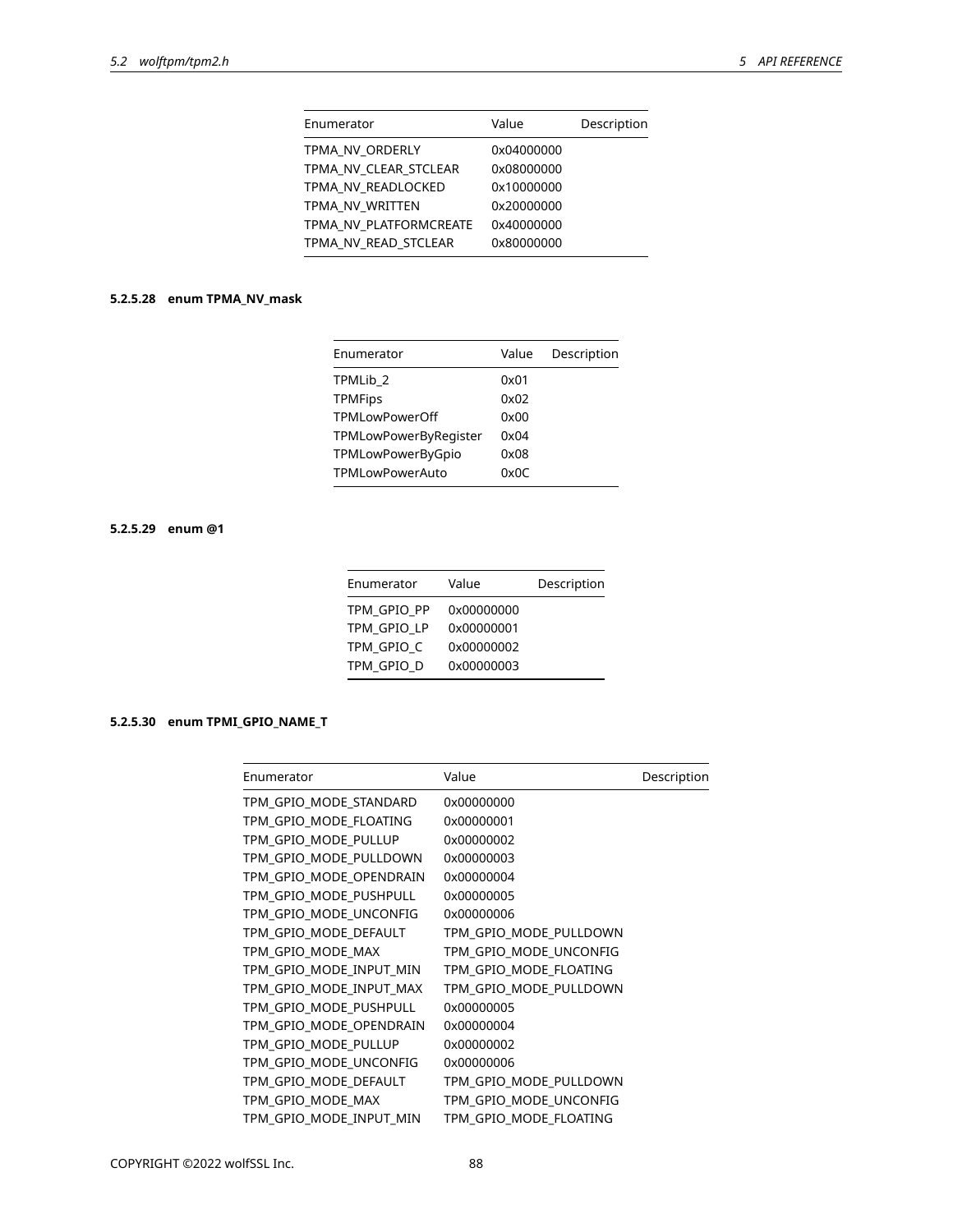| Enumerator | Value | Description |
|---|---|---|
| TPMA_NV_ORDERLY | 0x04000000 | |
| TPMA_NV_CLEAR_STCLEAR | 0x08000000 | |
| TPMA_NV_READLOCKED | 0x10000000 | |
| TPMA_NV_WRITTEN | 0x20000000 | |
| TPMA_NV_PLATFORMCREATE | 0x40000000 | |
| TPMA_NV_READ_STCLEAR | 0x80000000 | |

#### 5.2.5.28 enum TPMA_NV_mask

| Enumerator | Value | Description |
|---|---|---|
| TPMLib_2 | 0x01 | |
| TPMFips | 0x02 | |
| TPMLowPowerOff | 0x00 | |
| TPMLowPowerByRegister | 0x04 | |
| TPMLowPowerByGpio | 0x08 | |
| TPMLowPowerAuto | 0x0C | |

#### 5.2.5.29 enum @1

| Enumerator | Value | Description |
|---|---|---|
| TPM_GPIO_PP | 0x00000000 | |
| TPM_GPIO_LP | 0x00000001 | |
| TPM_GPIO_C | 0x00000002 | |
| TPM_GPIO_D | 0x00000003 | |

#### 5.2.5.30 enum TPMI_GPIO_NAME_T

| Enumerator | Value | Description |
|---|---|---|
| TPM_GPIO_MODE_STANDARD | 0x00000000 | |
| TPM_GPIO_MODE_FLOATING | 0x00000001 | |
| TPM_GPIO_MODE_PULLUP | 0x00000002 | |
| TPM_GPIO_MODE_PULLDOWN | 0x00000003 | |
| TPM_GPIO_MODE_OPENDRAIN | 0x00000004 | |
| TPM_GPIO_MODE_PUSHPULL | 0x00000005 | |
| TPM_GPIO_MODE_UNCONFIG | 0x00000006 | |
| TPM_GPIO_MODE_DEFAULT | TPM_GPIO_MODE_PULLDOWN | |
| TPM_GPIO_MODE_MAX | TPM_GPIO_MODE_UNCONFIG | |
| TPM_GPIO_MODE_INPUT_MIN | TPM_GPIO_MODE_FLOATING | |
| TPM_GPIO_MODE_INPUT_MAX | TPM_GPIO_MODE_PULLDOWN | |
| TPM_GPIO_MODE_PUSHPULL | 0x00000005 | |
| TPM_GPIO_MODE_OPENDRAIN | 0x00000004 | |
| TPM_GPIO_MODE_PULLUP | 0x00000002 | |
| TPM_GPIO_MODE_UNCONFIG | 0x00000006 | |
| TPM_GPIO_MODE_DEFAULT | TPM_GPIO_MODE_PULLDOWN | |
| TPM_GPIO_MODE_MAX | TPM_GPIO_MODE_UNCONFIG | |
| TPM_GPIO_MODE_INPUT_MIN | TPM_GPIO_MODE_FLOATING | |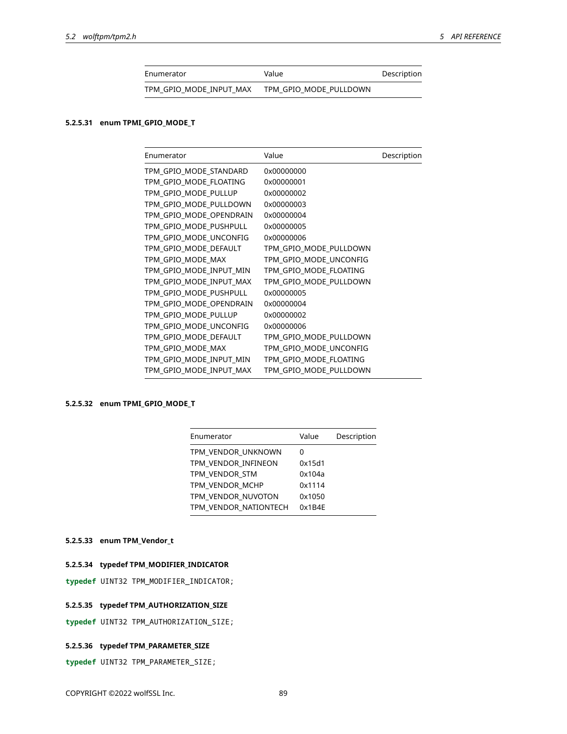| Enumerator | Value | Description |
| --- | --- | --- |
| TPM_GPIO_MODE_INPUT_MAX | TPM_GPIO_MODE_PULLDOWN | |

#### 5.2.5.31 enum TPMI_GPIO_MODE_T

| Enumerator | Value | Description |
| --- | --- | --- |
| TPM_GPIO_MODE_STANDARD | 0x00000000 | |
| TPM_GPIO_MODE_FLOATING | 0x00000001 | |
| TPM_GPIO_MODE_PULLUP | 0x00000002 | |
| TPM_GPIO_MODE_PULLDOWN | 0x00000003 | |
| TPM_GPIO_MODE_OPENDRAIN | 0x00000004 | |
| TPM_GPIO_MODE_PUSHPULL | 0x00000005 | |
| TPM_GPIO_MODE_UNCONFIG | 0x00000006 | |
| TPM_GPIO_MODE_DEFAULT | TPM_GPIO_MODE_PULLDOWN | |
| TPM_GPIO_MODE_MAX | TPM_GPIO_MODE_UNCONFIG | |
| TPM_GPIO_MODE_INPUT_MIN | TPM_GPIO_MODE_FLOATING | |
| TPM_GPIO_MODE_INPUT_MAX | TPM_GPIO_MODE_PULLDOWN | |
| TPM_GPIO_MODE_PUSHPULL | 0x00000005 | |
| TPM_GPIO_MODE_OPENDRAIN | 0x00000004 | |
| TPM_GPIO_MODE_PULLUP | 0x00000002 | |
| TPM_GPIO_MODE_UNCONFIG | 0x00000006 | |
| TPM_GPIO_MODE_DEFAULT | TPM_GPIO_MODE_PULLDOWN | |
| TPM_GPIO_MODE_MAX | TPM_GPIO_MODE_UNCONFIG | |
| TPM_GPIO_MODE_INPUT_MIN | TPM_GPIO_MODE_FLOATING | |
| TPM_GPIO_MODE_INPUT_MAX | TPM_GPIO_MODE_PULLDOWN | |

#### 5.2.5.32 enum TPMI_GPIO_MODE_T

| Enumerator | Value | Description |
| --- | --- | --- |
| TPM_VENDOR_UNKNOWN | 0 | |
| TPM_VENDOR_INFINEON | 0x15d1 | |
| TPM_VENDOR_STM | 0x104a | |
| TPM_VENDOR_MCHP | 0x1114 | |
| TPM_VENDOR_NUVOTON | 0x1050 | |
| TPM_VENDOR_NATIONTECH | 0x1B4E | |

#### 5.2.5.33 enum TPM_Vendor_t

#### 5.2.5.34 typedef TPM_MODIFIER_INDICATOR

```
typedef UINT32 TPM_MODIFIER_INDICATOR;
```

#### 5.2.5.35 typedef TPM_AUTHORIZATION_SIZE

```
typedef UINT32 TPM_AUTHORIZATION_SIZE;
```

#### 5.2.5.36 typedef TPM_PARAMETER_SIZE

```
typedef UINT32 TPM_PARAMETER_SIZE;
```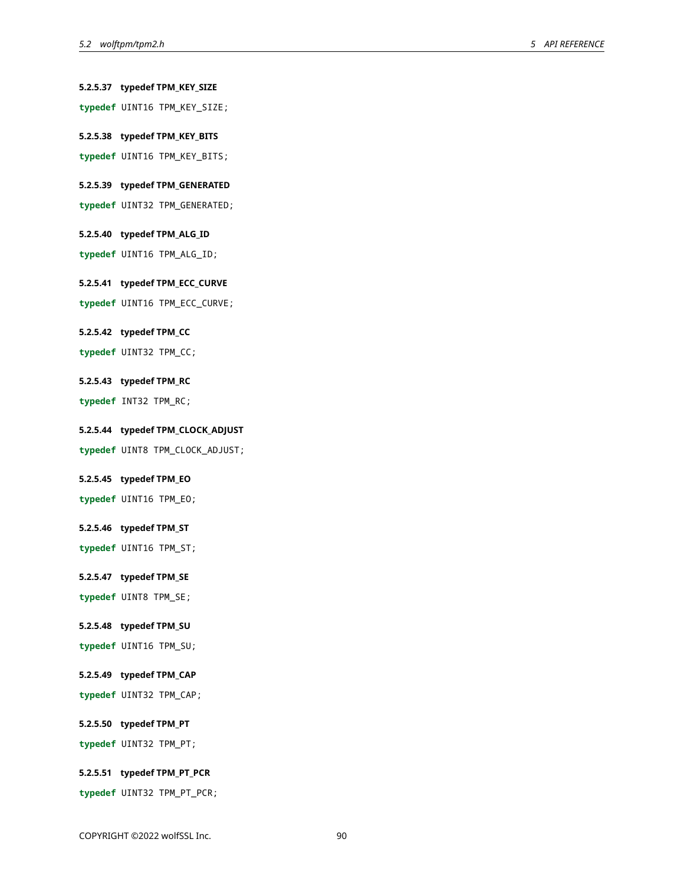#### 5.2.5.37 typedef TPM_KEY_SIZE

```
typedef UINT16 TPM_KEY_SIZE;
```

#### 5.2.5.38 typedef TPM_KEY_BITS

```
typedef UINT16 TPM_KEY_BITS;
```

#### 5.2.5.39 typedef TPM_GENERATED

```
typedef UINT32 TPM_GENERATED;
```

#### 5.2.5.40 typedef TPM_ALG_ID

```
typedef UINT16 TPM_ALG_ID;
```

#### 5.2.5.41 typedef TPM_ECC_CURVE

```
typedef UINT16 TPM_ECC_CURVE;
```

#### 5.2.5.42 typedef TPM_CC

```
typedef UINT32 TPM_CC;
```

#### 5.2.5.43 typedef TPM_RC

```
typedef INT32 TPM_RC;
```

#### 5.2.5.44 typedef TPM_CLOCK_ADJUST

```
typedef UINT8 TPM_CLOCK_ADJUST;
```

#### 5.2.5.45 typedef TPM_EO

```
typedef UINT16 TPM_EO;
```

#### 5.2.5.46 typedef TPM_ST

```
typedef UINT16 TPM_ST;
```

#### 5.2.5.47 typedef TPM_SE

```
typedef UINT8 TPM_SE;
```

#### 5.2.5.48 typedef TPM_SU

```
typedef UINT16 TPM_SU;
```

#### 5.2.5.49 typedef TPM_CAP

```
typedef UINT32 TPM_CAP;
```

#### 5.2.5.50 typedef TPM_PT

```
typedef UINT32 TPM_PT;
```

#### 5.2.5.51 typedef TPM_PT_PCR

```
typedef UINT32 TPM_PT_PCR;
```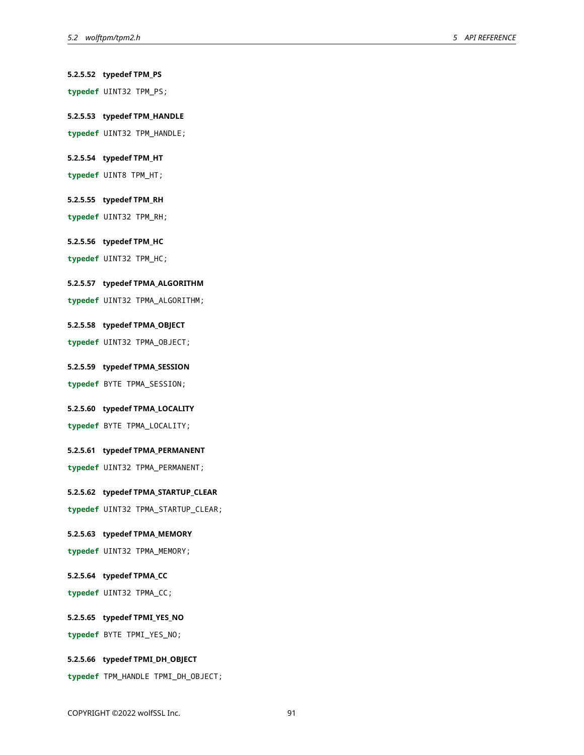#### 5.2.5.52 typedef TPM_PS

```
typedef UINT32 TPM_PS;
```

#### 5.2.5.53 typedef TPM_HANDLE

```
typedef UINT32 TPM_HANDLE;
```

#### 5.2.5.54 typedef TPM_HT

```
typedef UINT8 TPM_HT;
```

#### 5.2.5.55 typedef TPM_RH

```
typedef UINT32 TPM_RH;
```

#### 5.2.5.56 typedef TPM_HC

```
typedef UINT32 TPM_HC;
```

#### 5.2.5.57 typedef TPMA_ALGORITHM

```
typedef UINT32 TPMA_ALGORITHM;
```

#### 5.2.5.58 typedef TPMA_OBJECT

```
typedef UINT32 TPMA_OBJECT;
```

#### 5.2.5.59 typedef TPMA_SESSION

```
typedef BYTE TPMA_SESSION;
```

#### 5.2.5.60 typedef TPMA_LOCALITY

```
typedef BYTE TPMA_LOCALITY;
```

#### 5.2.5.61 typedef TPMA_PERMANENT

```
typedef UINT32 TPMA_PERMANENT;
```

#### 5.2.5.62 typedef TPMA_STARTUP_CLEAR

```
typedef UINT32 TPMA_STARTUP_CLEAR;
```

#### 5.2.5.63 typedef TPMA_MEMORY

```
typedef UINT32 TPMA_MEMORY;
```

#### 5.2.5.64 typedef TPMA_CC

```
typedef UINT32 TPMA_CC;
```

#### 5.2.5.65 typedef TPMI_YES_NO

```
typedef BYTE TPMI_YES_NO;
```

#### 5.2.5.66 typedef TPMI_DH_OBJECT

```
typedef TPM_HANDLE TPMI_DH_OBJECT;
```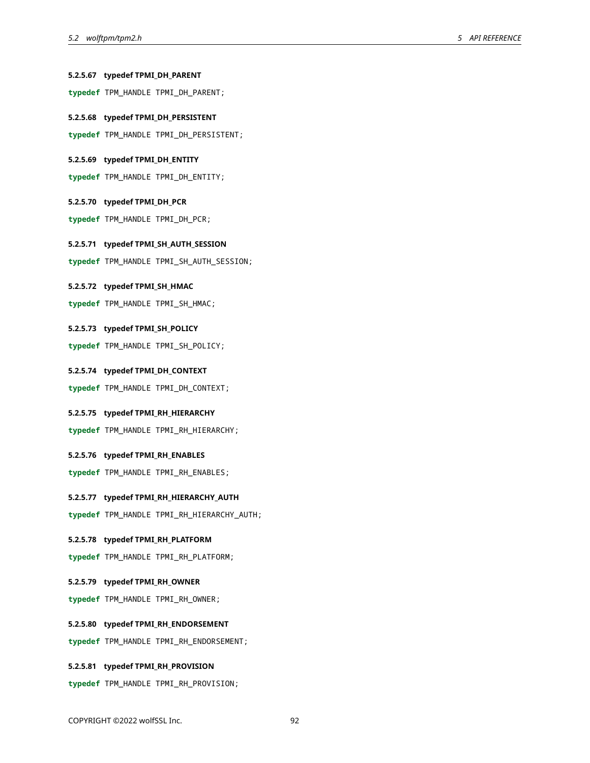#### 5.2.5.67 typedef TPMI_DH_PARENT

```
typedef TPM_HANDLE TPMI_DH_PARENT;
```

#### 5.2.5.68 typedef TPMI_DH_PERSISTENT

```
typedef TPM_HANDLE TPMI_DH_PERSISTENT;
```

#### 5.2.5.69 typedef TPMI_DH_ENTITY

```
typedef TPM_HANDLE TPMI_DH_ENTITY;
```

#### 5.2.5.70 typedef TPMI_DH_PCR

```
typedef TPM_HANDLE TPMI_DH_PCR;
```

#### 5.2.5.71 typedef TPMI_SH_AUTH_SESSION

```
typedef TPM_HANDLE TPMI_SH_AUTH_SESSION;
```

#### 5.2.5.72 typedef TPMI_SH_HMAC

```
typedef TPM_HANDLE TPMI_SH_HMAC;
```

#### 5.2.5.73 typedef TPMI_SH_POLICY

```
typedef TPM_HANDLE TPMI_SH_POLICY;
```

#### 5.2.5.74 typedef TPMI_DH_CONTEXT

```
typedef TPM_HANDLE TPMI_DH_CONTEXT;
```

#### 5.2.5.75 typedef TPMI_RH_HIERARCHY

```
typedef TPM_HANDLE TPMI_RH_HIERARCHY;
```

#### 5.2.5.76 typedef TPMI_RH_ENABLES

```
typedef TPM_HANDLE TPMI_RH_ENABLES;
```

#### 5.2.5.77 typedef TPMI_RH_HIERARCHY_AUTH

```
typedef TPM_HANDLE TPMI_RH_HIERARCHY_AUTH;
```

#### 5.2.5.78 typedef TPMI_RH_PLATFORM

```
typedef TPM_HANDLE TPMI_RH_PLATFORM;
```

#### 5.2.5.79 typedef TPMI_RH_OWNER

```
typedef TPM_HANDLE TPMI_RH_OWNER;
```

#### 5.2.5.80 typedef TPMI_RH_ENDORSEMENT

```
typedef TPM_HANDLE TPMI_RH_ENDORSEMENT;
```

#### 5.2.5.81 typedef TPMI_RH_PROVISION

```
typedef TPM_HANDLE TPMI_RH_PROVISION;
```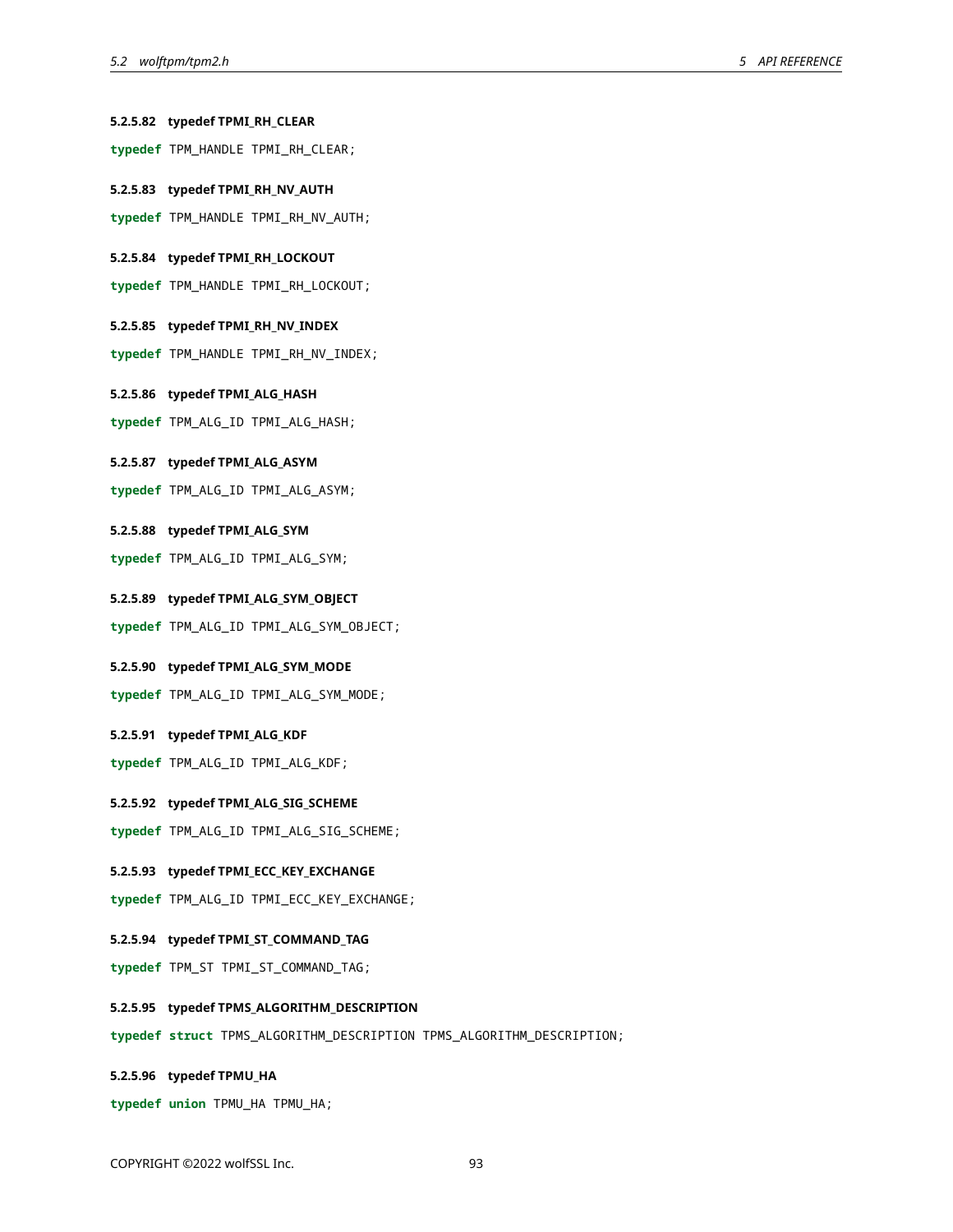#### 5.2.5.82 typedef TPMI_RH_CLEAR

```
typedef TPM_HANDLE TPMI_RH_CLEAR;
```

#### 5.2.5.83 typedef TPMI_RH_NV_AUTH

```
typedef TPM_HANDLE TPMI_RH_NV_AUTH;
```

#### 5.2.5.84 typedef TPMI_RH_LOCKOUT

```
typedef TPM_HANDLE TPMI_RH_LOCKOUT;
```

#### 5.2.5.85 typedef TPMI_RH_NV_INDEX

```
typedef TPM_HANDLE TPMI_RH_NV_INDEX;
```

#### 5.2.5.86 typedef TPMI_ALG_HASH

```
typedef TPM_ALG_ID TPMI_ALG_HASH;
```

#### 5.2.5.87 typedef TPMI_ALG_ASYM

```
typedef TPM_ALG_ID TPMI_ALG_ASYM;
```

#### 5.2.5.88 typedef TPMI_ALG_SYM

```
typedef TPM_ALG_ID TPMI_ALG_SYM;
```

#### 5.2.5.89 typedef TPMI_ALG_SYM_OBJECT

```
typedef TPM_ALG_ID TPMI_ALG_SYM_OBJECT;
```

#### 5.2.5.90 typedef TPMI_ALG_SYM_MODE

```
typedef TPM_ALG_ID TPMI_ALG_SYM_MODE;
```

#### 5.2.5.91 typedef TPMI_ALG_KDF

```
typedef TPM_ALG_ID TPMI_ALG_KDF;
```

#### 5.2.5.92 typedef TPMI_ALG_SIG_SCHEME

```
typedef TPM_ALG_ID TPMI_ALG_SIG_SCHEME;
```

#### 5.2.5.93 typedef TPMI_ECC_KEY_EXCHANGE

```
typedef TPM_ALG_ID TPMI_ECC_KEY_EXCHANGE;
```

#### 5.2.5.94 typedef TPMI_ST_COMMAND_TAG

```
typedef TPM_ST TPMI_ST_COMMAND_TAG;
```

#### 5.2.5.95 typedef TPMS_ALGORITHM_DESCRIPTION

```
typedef struct TPMS_ALGORITHM_DESCRIPTION TPMS_ALGORITHM_DESCRIPTION;
```

#### 5.2.5.96 typedef TPMU_HA

```
typedef union TPMU_HA TPMU_HA;
```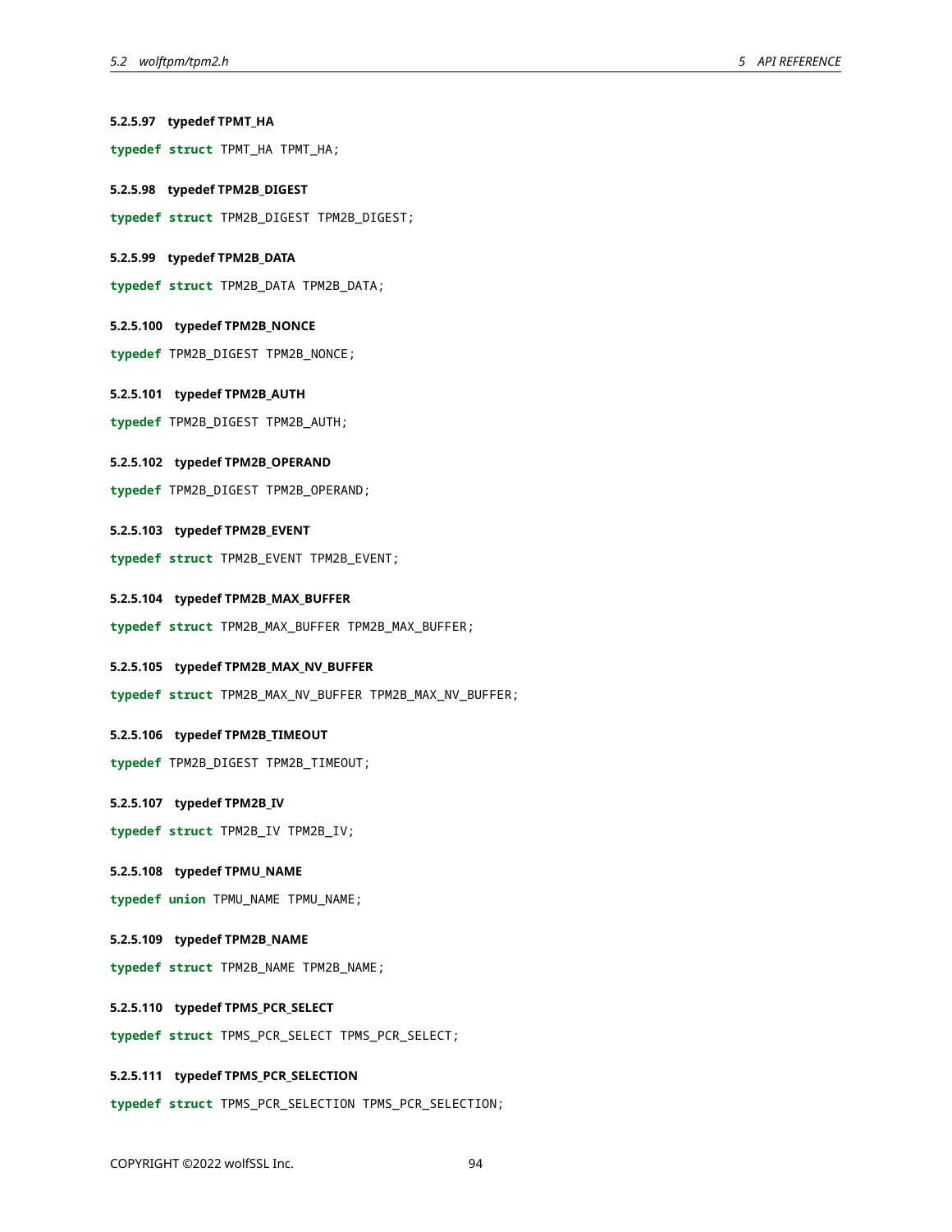#### 5.2.5.97 typedef TPMT_HA

```
typedef struct TPMT_HA TPMT_HA;
```

#### 5.2.5.98 typedef TPM2B_DIGEST

```
typedef struct TPM2B_DIGEST TPM2B_DIGEST;
```

#### 5.2.5.99 typedef TPM2B_DATA

```
typedef struct TPM2B_DATA TPM2B_DATA;
```

#### 5.2.5.100 typedef TPM2B_NONCE

```
typedef TPM2B_DIGEST TPM2B_NONCE;
```

#### 5.2.5.101 typedef TPM2B_AUTH

```
typedef TPM2B_DIGEST TPM2B_AUTH;
```

#### 5.2.5.102 typedef TPM2B_OPERAND

```
typedef TPM2B_DIGEST TPM2B_OPERAND;
```

#### 5.2.5.103 typedef TPM2B_EVENT

```
typedef struct TPM2B_EVENT TPM2B_EVENT;
```

#### 5.2.5.104 typedef TPM2B_MAX_BUFFER

```
typedef struct TPM2B_MAX_BUFFER TPM2B_MAX_BUFFER;
```

#### 5.2.5.105 typedef TPM2B_MAX_NV_BUFFER

```
typedef struct TPM2B_MAX_NV_BUFFER TPM2B_MAX_NV_BUFFER;
```

#### 5.2.5.106 typedef TPM2B_TIMEOUT

```
typedef TPM2B_DIGEST TPM2B_TIMEOUT;
```

#### 5.2.5.107 typedef TPM2B_IV

```
typedef struct TPM2B_IV TPM2B_IV;
```

#### 5.2.5.108 typedef TPMU_NAME

```
typedef union TPMU_NAME TPMU_NAME;
```

#### 5.2.5.109 typedef TPM2B_NAME

```
typedef struct TPM2B_NAME TPM2B_NAME;
```

#### 5.2.5.110 typedef TPMS_PCR_SELECT

```
typedef struct TPMS_PCR_SELECT TPMS_PCR_SELECT;
```

#### 5.2.5.111 typedef TPMS_PCR_SELECTION

```
typedef struct TPMS_PCR_SELECTION TPMS_PCR_SELECTION;
```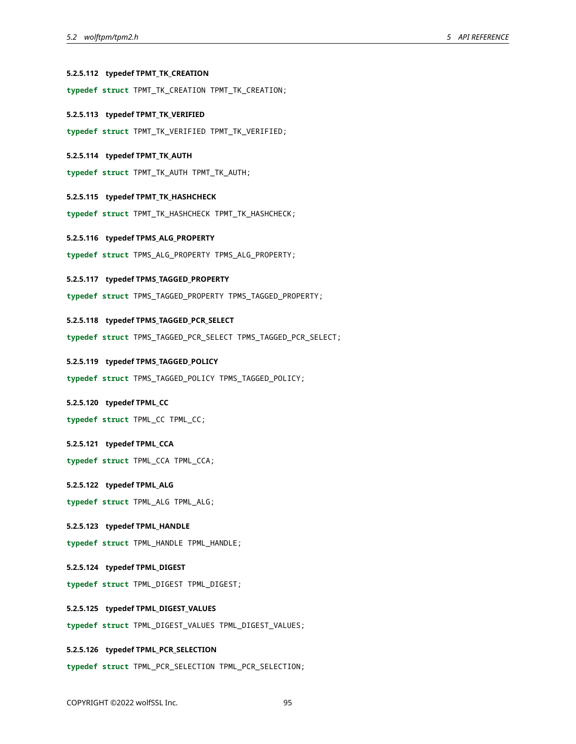#### 5.2.5.112 typedef TPMT_TK_CREATION

```
typedef struct TPMT_TK_CREATION TPMT_TK_CREATION;
```

#### 5.2.5.113 typedef TPMT_TK_VERIFIED

```
typedef struct TPMT_TK_VERIFIED TPMT_TK_VERIFIED;
```

#### 5.2.5.114 typedef TPMT_TK_AUTH

```
typedef struct TPMT_TK_AUTH TPMT_TK_AUTH;
```

#### 5.2.5.115 typedef TPMT_TK_HASHCHECK

```
typedef struct TPMT_TK_HASHCHECK TPMT_TK_HASHCHECK;
```

#### 5.2.5.116 typedef TPMS_ALG_PROPERTY

```
typedef struct TPMS_ALG_PROPERTY TPMS_ALG_PROPERTY;
```

#### 5.2.5.117 typedef TPMS_TAGGED_PROPERTY

```
typedef struct TPMS_TAGGED_PROPERTY TPMS_TAGGED_PROPERTY;
```

#### 5.2.5.118 typedef TPMS_TAGGED_PCR_SELECT

```
typedef struct TPMS_TAGGED_PCR_SELECT TPMS_TAGGED_PCR_SELECT;
```

#### 5.2.5.119 typedef TPMS_TAGGED_POLICY

```
typedef struct TPMS_TAGGED_POLICY TPMS_TAGGED_POLICY;
```

#### 5.2.5.120 typedef TPML_CC

```
typedef struct TPML_CC TPML_CC;
```

#### 5.2.5.121 typedef TPML_CCA

```
typedef struct TPML_CCA TPML_CCA;
```

#### 5.2.5.122 typedef TPML_ALG

```
typedef struct TPML_ALG TPML_ALG;
```

#### 5.2.5.123 typedef TPML_HANDLE

```
typedef struct TPML_HANDLE TPML_HANDLE;
```

#### 5.2.5.124 typedef TPML_DIGEST

```
typedef struct TPML_DIGEST TPML_DIGEST;
```

#### 5.2.5.125 typedef TPML_DIGEST_VALUES

```
typedef struct TPML_DIGEST_VALUES TPML_DIGEST_VALUES;
```

#### 5.2.5.126 typedef TPML_PCR_SELECTION

```
typedef struct TPML_PCR_SELECTION TPML_PCR_SELECTION;
```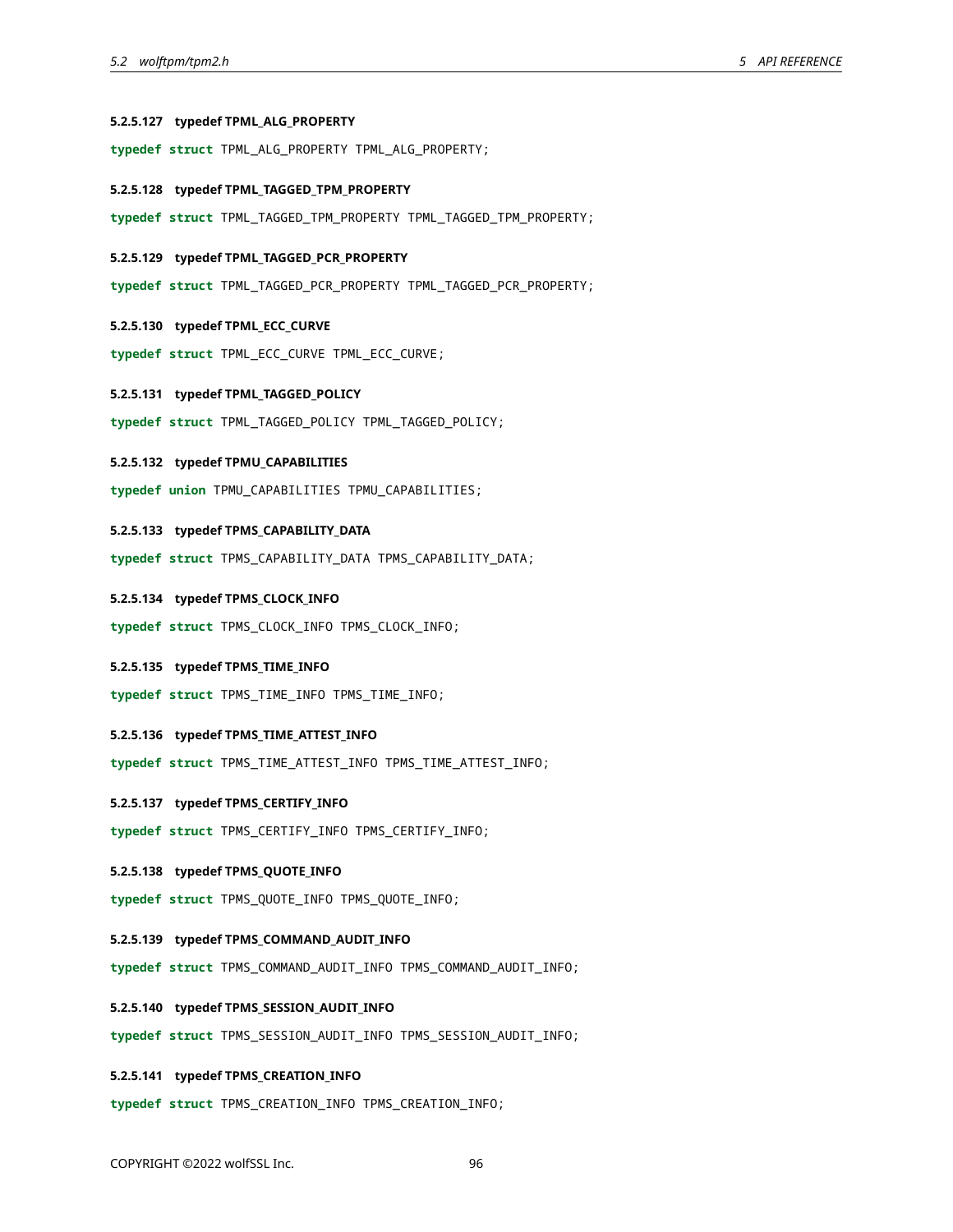#### 5.2.5.127 typedef TPML_ALG_PROPERTY

```
typedef struct TPML_ALG_PROPERTY TPML_ALG_PROPERTY;
```

#### 5.2.5.128 typedef TPML_TAGGED_TPM_PROPERTY

```
typedef struct TPML_TAGGED_TPM_PROPERTY TPML_TAGGED_TPM_PROPERTY;
```

#### 5.2.5.129 typedef TPML_TAGGED_PCR_PROPERTY

```
typedef struct TPML_TAGGED_PCR_PROPERTY TPML_TAGGED_PCR_PROPERTY;
```

#### 5.2.5.130 typedef TPML_ECC_CURVE

```
typedef struct TPML_ECC_CURVE TPML_ECC_CURVE;
```

#### 5.2.5.131 typedef TPML_TAGGED_POLICY

```
typedef struct TPML_TAGGED_POLICY TPML_TAGGED_POLICY;
```

#### 5.2.5.132 typedef TPMU_CAPABILITIES

```
typedef union TPMU_CAPABILITIES TPMU_CAPABILITIES;
```

#### 5.2.5.133 typedef TPMS_CAPABILITY_DATA

```
typedef struct TPMS_CAPABILITY_DATA TPMS_CAPABILITY_DATA;
```

#### 5.2.5.134 typedef TPMS_CLOCK_INFO

```
typedef struct TPMS_CLOCK_INFO TPMS_CLOCK_INFO;
```

#### 5.2.5.135 typedef TPMS_TIME_INFO

```
typedef struct TPMS_TIME_INFO TPMS_TIME_INFO;
```

#### 5.2.5.136 typedef TPMS_TIME_ATTEST_INFO

```
typedef struct TPMS_TIME_ATTEST_INFO TPMS_TIME_ATTEST_INFO;
```

#### 5.2.5.137 typedef TPMS_CERTIFY_INFO

```
typedef struct TPMS_CERTIFY_INFO TPMS_CERTIFY_INFO;
```

#### 5.2.5.138 typedef TPMS_QUOTE_INFO

```
typedef struct TPMS_QUOTE_INFO TPMS_QUOTE_INFO;
```

#### 5.2.5.139 typedef TPMS_COMMAND_AUDIT_INFO

```
typedef struct TPMS_COMMAND_AUDIT_INFO TPMS_COMMAND_AUDIT_INFO;
```

#### 5.2.5.140 typedef TPMS_SESSION_AUDIT_INFO

```
typedef struct TPMS_SESSION_AUDIT_INFO TPMS_SESSION_AUDIT_INFO;
```

#### 5.2.5.141 typedef TPMS_CREATION_INFO

```
typedef struct TPMS_CREATION_INFO TPMS_CREATION_INFO;
```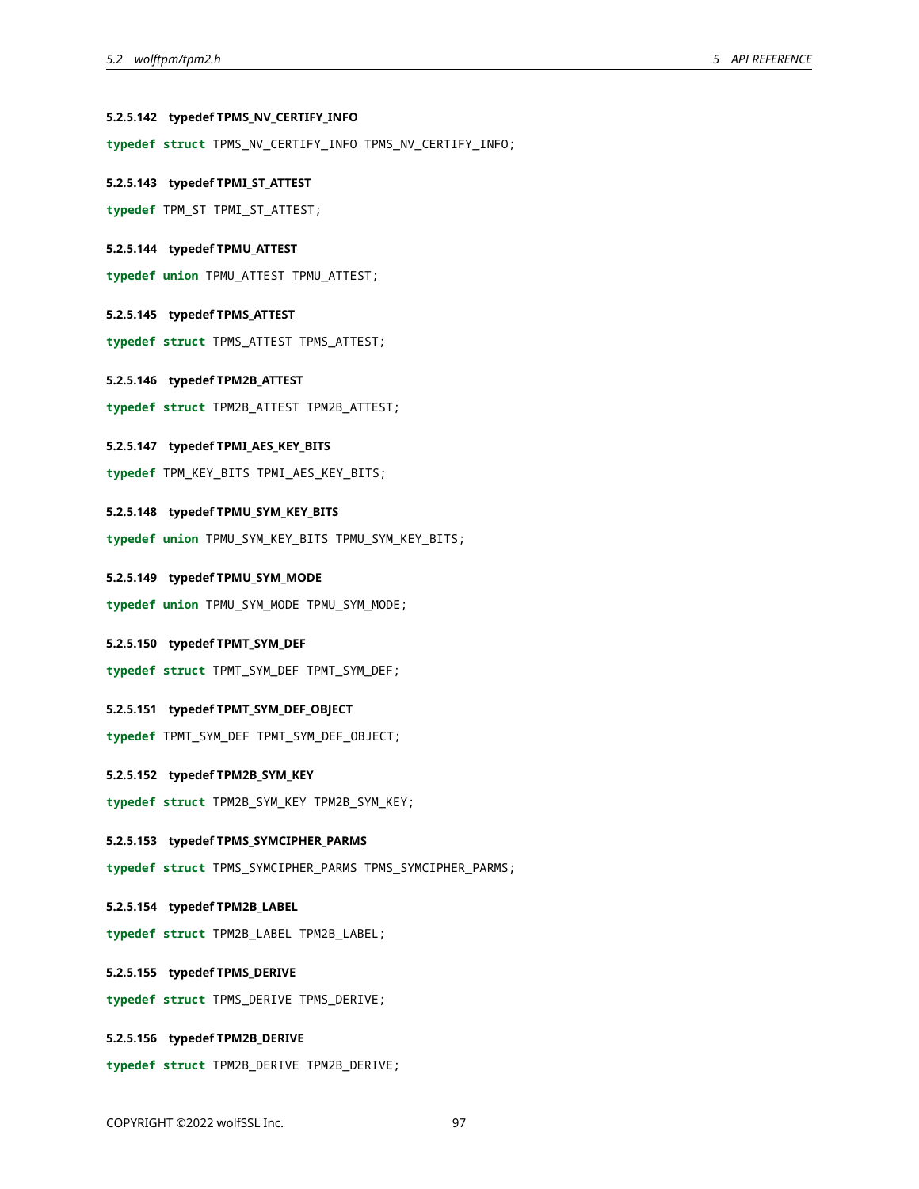##### 5.2.5.142 typedef TPMS_NV_CERTIFY_INFO

```
typedef struct TPMS_NV_CERTIFY_INFO TPMS_NV_CERTIFY_INFO;
```

##### 5.2.5.143 typedef TPMI_ST_ATTEST

```
typedef TPM_ST TPMI_ST_ATTEST;
```

##### 5.2.5.144 typedef TPMU_ATTEST

```
typedef union TPMU_ATTEST TPMU_ATTEST;
```

##### 5.2.5.145 typedef TPMS_ATTEST

```
typedef struct TPMS_ATTEST TPMS_ATTEST;
```

##### 5.2.5.146 typedef TPM2B_ATTEST

```
typedef struct TPM2B_ATTEST TPM2B_ATTEST;
```

##### 5.2.5.147 typedef TPMI_AES_KEY_BITS

```
typedef TPM_KEY_BITS TPMI_AES_KEY_BITS;
```

##### 5.2.5.148 typedef TPMU_SYM_KEY_BITS

```
typedef union TPMU_SYM_KEY_BITS TPMU_SYM_KEY_BITS;
```

##### 5.2.5.149 typedef TPMU_SYM_MODE

```
typedef union TPMU_SYM_MODE TPMU_SYM_MODE;
```

##### 5.2.5.150 typedef TPMT_SYM_DEF

```
typedef struct TPMT_SYM_DEF TPMT_SYM_DEF;
```

##### 5.2.5.151 typedef TPMT_SYM_DEF_OBJECT

```
typedef TPMT_SYM_DEF TPMT_SYM_DEF_OBJECT;
```

##### 5.2.5.152 typedef TPM2B_SYM_KEY

```
typedef struct TPM2B_SYM_KEY TPM2B_SYM_KEY;
```

##### 5.2.5.153 typedef TPMS_SYMCIPHER_PARMS

```
typedef struct TPMS_SYMCIPHER_PARMS TPMS_SYMCIPHER_PARMS;
```

##### 5.2.5.154 typedef TPM2B_LABEL

```
typedef struct TPM2B_LABEL TPM2B_LABEL;
```

##### 5.2.5.155 typedef TPMS_DERIVE

```
typedef struct TPMS_DERIVE TPMS_DERIVE;
```

##### 5.2.5.156 typedef TPM2B_DERIVE

```
typedef struct TPM2B_DERIVE TPM2B_DERIVE;
```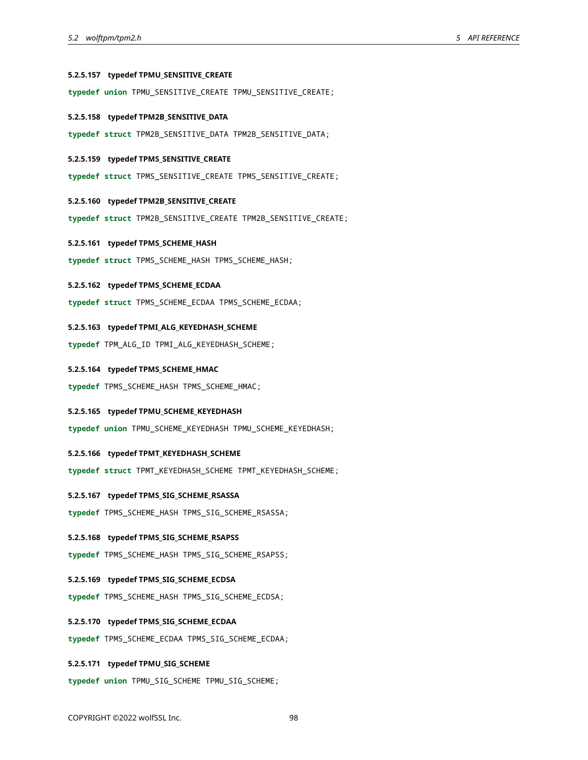#### 5.2.5.157 typedef TPMU_SENSITIVE_CREATE

```
typedef union TPMU_SENSITIVE_CREATE TPMU_SENSITIVE_CREATE;
```

#### 5.2.5.158 typedef TPM2B_SENSITIVE_DATA

```
typedef struct TPM2B_SENSITIVE_DATA TPM2B_SENSITIVE_DATA;
```

#### 5.2.5.159 typedef TPMS_SENSITIVE_CREATE

```
typedef struct TPMS_SENSITIVE_CREATE TPMS_SENSITIVE_CREATE;
```

#### 5.2.5.160 typedef TPM2B_SENSITIVE_CREATE

```
typedef struct TPM2B_SENSITIVE_CREATE TPM2B_SENSITIVE_CREATE;
```

#### 5.2.5.161 typedef TPMS_SCHEME_HASH

```
typedef struct TPMS_SCHEME_HASH TPMS_SCHEME_HASH;
```

#### 5.2.5.162 typedef TPMS_SCHEME_ECDAA

```
typedef struct TPMS_SCHEME_ECDAA TPMS_SCHEME_ECDAA;
```

#### 5.2.5.163 typedef TPMI_ALG_KEYEDHASH_SCHEME

```
typedef TPM_ALG_ID TPMI_ALG_KEYEDHASH_SCHEME;
```

#### 5.2.5.164 typedef TPMS_SCHEME_HMAC

```
typedef TPMS_SCHEME_HASH TPMS_SCHEME_HMAC;
```

#### 5.2.5.165 typedef TPMU_SCHEME_KEYEDHASH

```
typedef union TPMU_SCHEME_KEYEDHASH TPMU_SCHEME_KEYEDHASH;
```

#### 5.2.5.166 typedef TPMT_KEYEDHASH_SCHEME

```
typedef struct TPMT_KEYEDHASH_SCHEME TPMT_KEYEDHASH_SCHEME;
```

#### 5.2.5.167 typedef TPMS_SIG_SCHEME_RSASSA

```
typedef TPMS_SCHEME_HASH TPMS_SIG_SCHEME_RSASSA;
```

#### 5.2.5.168 typedef TPMS_SIG_SCHEME_RSAPSS

```
typedef TPMS_SCHEME_HASH TPMS_SIG_SCHEME_RSAPSS;
```

#### 5.2.5.169 typedef TPMS_SIG_SCHEME_ECDSA

```
typedef TPMS_SCHEME_HASH TPMS_SIG_SCHEME_ECDSA;
```

#### 5.2.5.170 typedef TPMS_SIG_SCHEME_ECDAA

```
typedef TPMS_SCHEME_ECDAA TPMS_SIG_SCHEME_ECDAA;
```

#### 5.2.5.171 typedef TPMU_SIG_SCHEME

```
typedef union TPMU_SIG_SCHEME TPMU_SIG_SCHEME;
```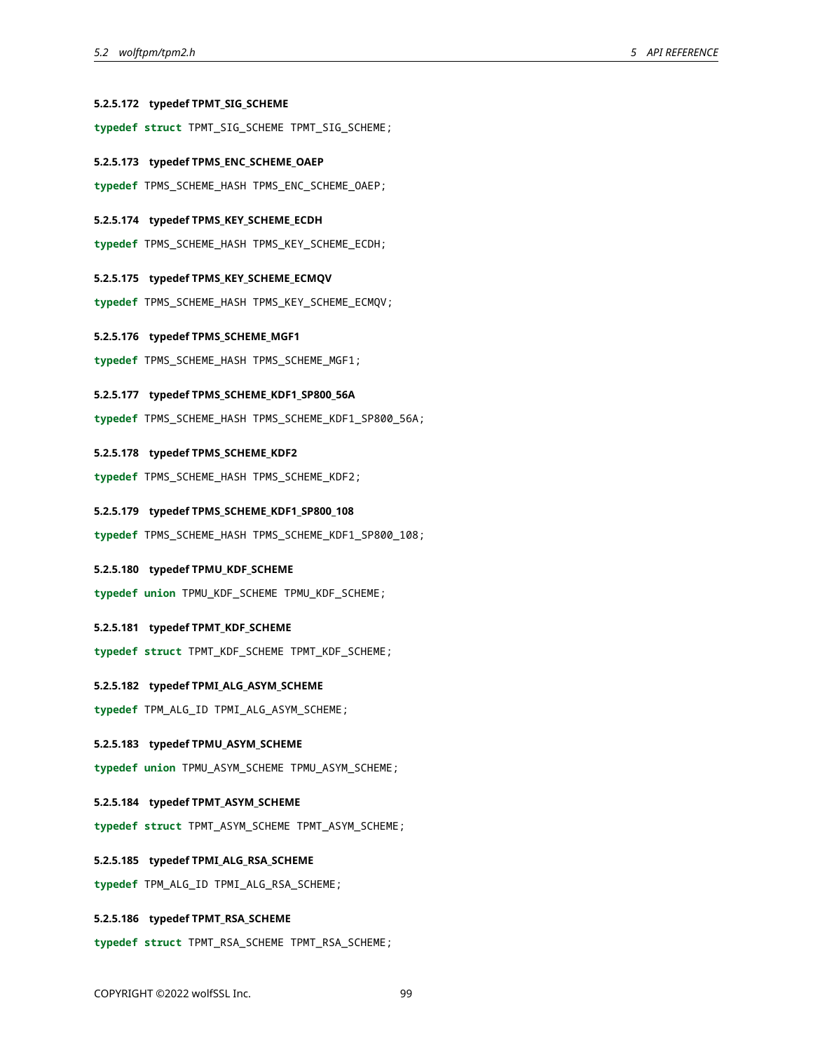#### 5.2.5.172 typedef TPMT_SIG_SCHEME

```
typedef struct TPMT_SIG_SCHEME TPMT_SIG_SCHEME;
```

#### 5.2.5.173 typedef TPMS_ENC_SCHEME_OAEP

```
typedef TPMS_SCHEME_HASH TPMS_ENC_SCHEME_OAEP;
```

#### 5.2.5.174 typedef TPMS_KEY_SCHEME_ECDH

```
typedef TPMS_SCHEME_HASH TPMS_KEY_SCHEME_ECDH;
```

#### 5.2.5.175 typedef TPMS_KEY_SCHEME_ECMQV

```
typedef TPMS_SCHEME_HASH TPMS_KEY_SCHEME_ECMQV;
```

#### 5.2.5.176 typedef TPMS_SCHEME_MGF1

```
typedef TPMS_SCHEME_HASH TPMS_SCHEME_MGF1;
```

#### 5.2.5.177 typedef TPMS_SCHEME_KDF1_SP800_56A

```
typedef TPMS_SCHEME_HASH TPMS_SCHEME_KDF1_SP800_56A;
```

#### 5.2.5.178 typedef TPMS_SCHEME_KDF2

```
typedef TPMS_SCHEME_HASH TPMS_SCHEME_KDF2;
```

#### 5.2.5.179 typedef TPMS_SCHEME_KDF1_SP800_108

```
typedef TPMS_SCHEME_HASH TPMS_SCHEME_KDF1_SP800_108;
```

#### 5.2.5.180 typedef TPMU_KDF_SCHEME

```
typedef union TPMU_KDF_SCHEME TPMU_KDF_SCHEME;
```

#### 5.2.5.181 typedef TPMT_KDF_SCHEME

```
typedef struct TPMT_KDF_SCHEME TPMT_KDF_SCHEME;
```

#### 5.2.5.182 typedef TPMI_ALG_ASYM_SCHEME

```
typedef TPM_ALG_ID TPMI_ALG_ASYM_SCHEME;
```

#### 5.2.5.183 typedef TPMU_ASYM_SCHEME

```
typedef union TPMU_ASYM_SCHEME TPMU_ASYM_SCHEME;
```

#### 5.2.5.184 typedef TPMT_ASYM_SCHEME

```
typedef struct TPMT_ASYM_SCHEME TPMT_ASYM_SCHEME;
```

#### 5.2.5.185 typedef TPMI_ALG_RSA_SCHEME

```
typedef TPM_ALG_ID TPMI_ALG_RSA_SCHEME;
```

#### 5.2.5.186 typedef TPMT_RSA_SCHEME

```
typedef struct TPMT_RSA_SCHEME TPMT_RSA_SCHEME;
```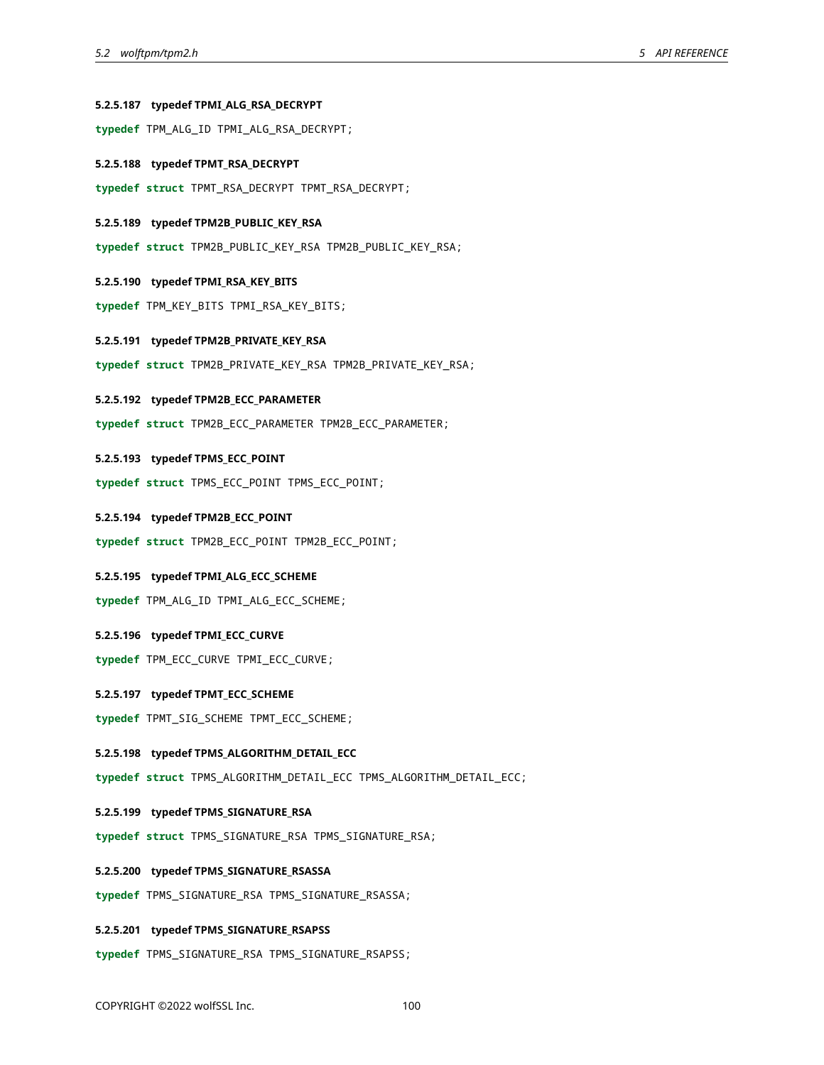#### 5.2.5.187 typedef TPMI_ALG_RSA_DECRYPT

```
typedef TPM_ALG_ID TPMI_ALG_RSA_DECRYPT;
```

#### 5.2.5.188 typedef TPMT_RSA_DECRYPT

```
typedef struct TPMT_RSA_DECRYPT TPMT_RSA_DECRYPT;
```

#### 5.2.5.189 typedef TPM2B_PUBLIC_KEY_RSA

```
typedef struct TPM2B_PUBLIC_KEY_RSA TPM2B_PUBLIC_KEY_RSA;
```

#### 5.2.5.190 typedef TPMI_RSA_KEY_BITS

```
typedef TPM_KEY_BITS TPMI_RSA_KEY_BITS;
```

#### 5.2.5.191 typedef TPM2B_PRIVATE_KEY_RSA

```
typedef struct TPM2B_PRIVATE_KEY_RSA TPM2B_PRIVATE_KEY_RSA;
```

#### 5.2.5.192 typedef TPM2B_ECC_PARAMETER

```
typedef struct TPM2B_ECC_PARAMETER TPM2B_ECC_PARAMETER;
```

#### 5.2.5.193 typedef TPMS_ECC_POINT

```
typedef struct TPMS_ECC_POINT TPMS_ECC_POINT;
```

#### 5.2.5.194 typedef TPM2B_ECC_POINT

```
typedef struct TPM2B_ECC_POINT TPM2B_ECC_POINT;
```

#### 5.2.5.195 typedef TPMI_ALG_ECC_SCHEME

```
typedef TPM_ALG_ID TPMI_ALG_ECC_SCHEME;
```

#### 5.2.5.196 typedef TPMI_ECC_CURVE

```
typedef TPM_ECC_CURVE TPMI_ECC_CURVE;
```

#### 5.2.5.197 typedef TPMT_ECC_SCHEME

```
typedef TPMT_SIG_SCHEME TPMT_ECC_SCHEME;
```

#### 5.2.5.198 typedef TPMS_ALGORITHM_DETAIL_ECC

```
typedef struct TPMS_ALGORITHM_DETAIL_ECC TPMS_ALGORITHM_DETAIL_ECC;
```

#### 5.2.5.199 typedef TPMS_SIGNATURE_RSA

```
typedef struct TPMS_SIGNATURE_RSA TPMS_SIGNATURE_RSA;
```

#### 5.2.5.200 typedef TPMS_SIGNATURE_RSASSA

```
typedef TPMS_SIGNATURE_RSA TPMS_SIGNATURE_RSASSA;
```

#### 5.2.5.201 typedef TPMS_SIGNATURE_RSAPSS

```
typedef TPMS_SIGNATURE_RSA TPMS_SIGNATURE_RSAPSS;
```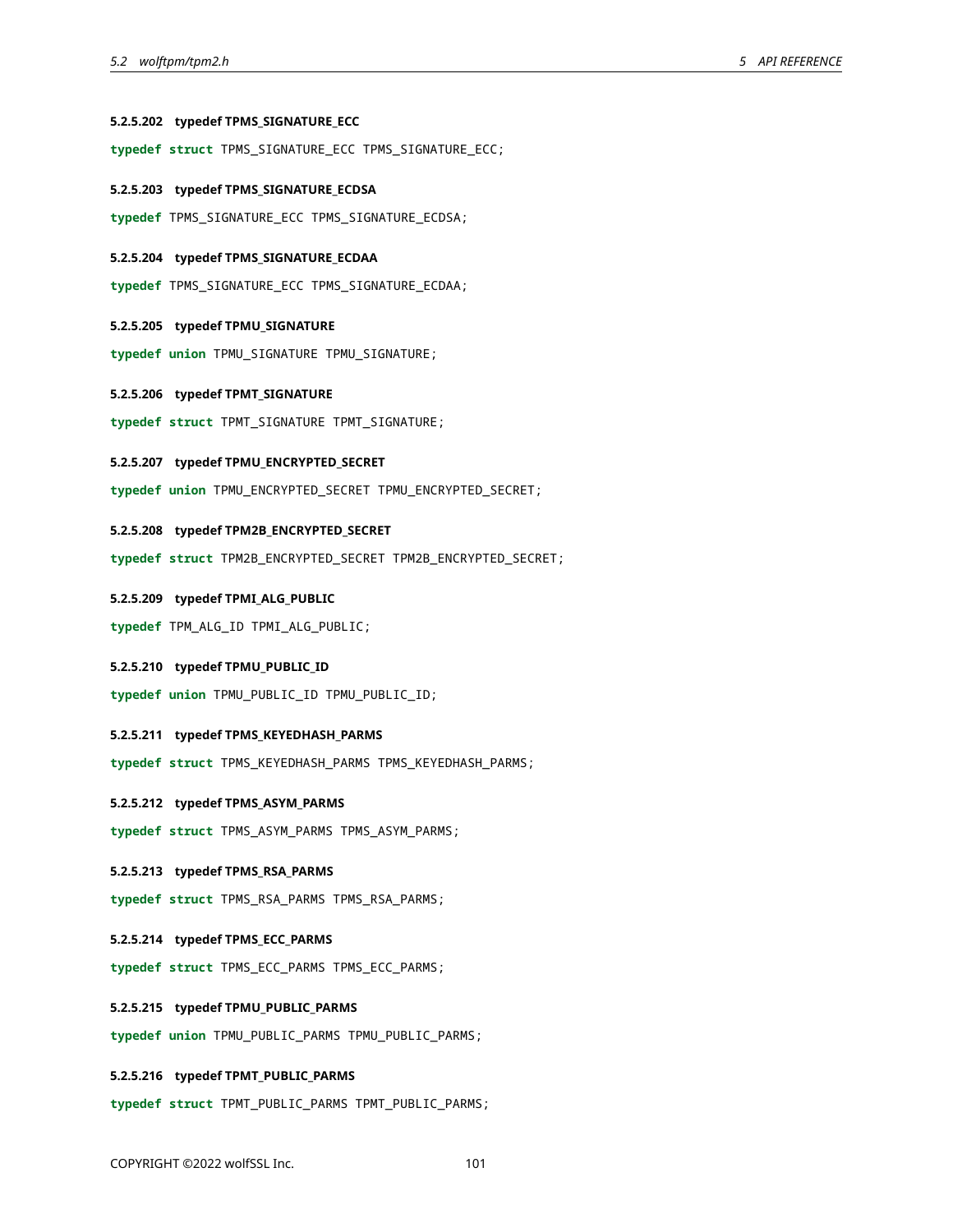#### 5.2.5.202 typedef TPMS_SIGNATURE_ECC

```
typedef struct TPMS_SIGNATURE_ECC TPMS_SIGNATURE_ECC;
```

#### 5.2.5.203 typedef TPMS_SIGNATURE_ECDSA

```
typedef TPMS_SIGNATURE_ECC TPMS_SIGNATURE_ECDSA;
```

#### 5.2.5.204 typedef TPMS_SIGNATURE_ECDAA

```
typedef TPMS_SIGNATURE_ECC TPMS_SIGNATURE_ECDAA;
```

#### 5.2.5.205 typedef TPMU_SIGNATURE

```
typedef union TPMU_SIGNATURE TPMU_SIGNATURE;
```

#### 5.2.5.206 typedef TPMT_SIGNATURE

```
typedef struct TPMT_SIGNATURE TPMT_SIGNATURE;
```

#### 5.2.5.207 typedef TPMU_ENCRYPTED_SECRET

```
typedef union TPMU_ENCRYPTED_SECRET TPMU_ENCRYPTED_SECRET;
```

#### 5.2.5.208 typedef TPM2B_ENCRYPTED_SECRET

```
typedef struct TPM2B_ENCRYPTED_SECRET TPM2B_ENCRYPTED_SECRET;
```

#### 5.2.5.209 typedef TPMI_ALG_PUBLIC

```
typedef TPM_ALG_ID TPMI_ALG_PUBLIC;
```

#### 5.2.5.210 typedef TPMU_PUBLIC_ID

```
typedef union TPMU_PUBLIC_ID TPMU_PUBLIC_ID;
```

#### 5.2.5.211 typedef TPMS_KEYEDHASH_PARMS

```
typedef struct TPMS_KEYEDHASH_PARMS TPMS_KEYEDHASH_PARMS;
```

#### 5.2.5.212 typedef TPMS_ASYM_PARMS

```
typedef struct TPMS_ASYM_PARMS TPMS_ASYM_PARMS;
```

#### 5.2.5.213 typedef TPMS_RSA_PARMS

```
typedef struct TPMS_RSA_PARMS TPMS_RSA_PARMS;
```

#### 5.2.5.214 typedef TPMS_ECC_PARMS

```
typedef struct TPMS_ECC_PARMS TPMS_ECC_PARMS;
```

#### 5.2.5.215 typedef TPMU_PUBLIC_PARMS

```
typedef union TPMU_PUBLIC_PARMS TPMU_PUBLIC_PARMS;
```

#### 5.2.5.216 typedef TPMT_PUBLIC_PARMS

```
typedef struct TPMT_PUBLIC_PARMS TPMT_PUBLIC_PARMS;
```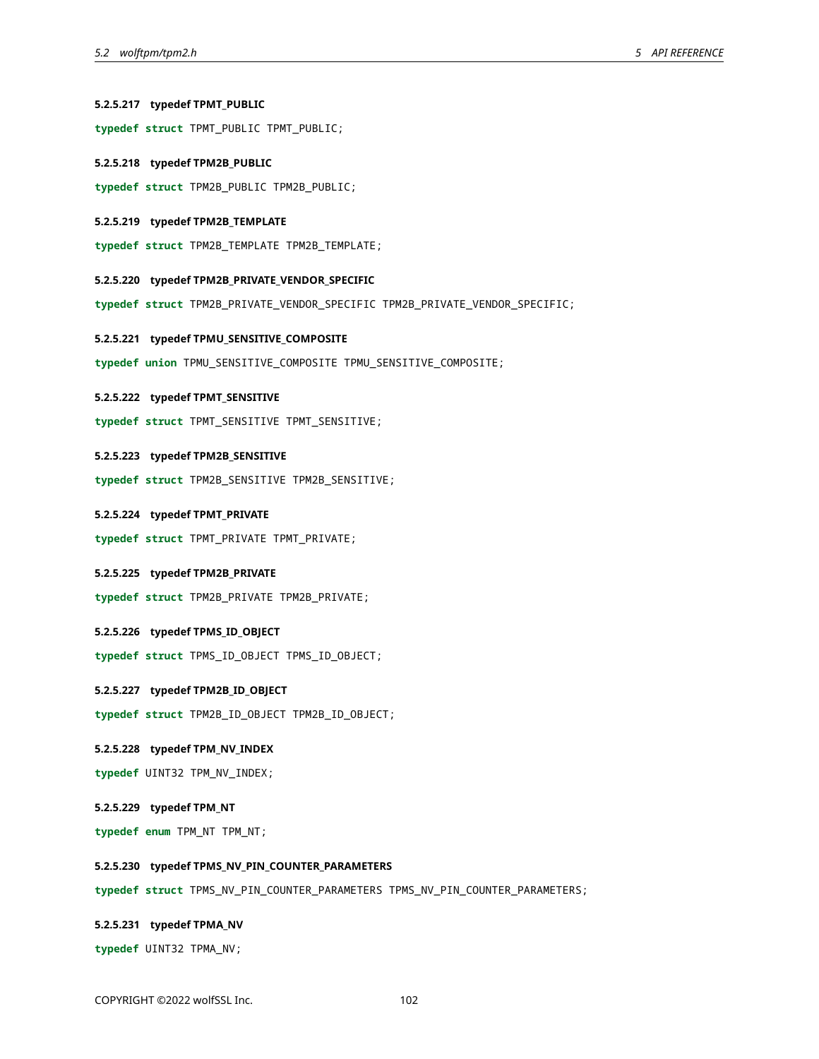#### 5.2.5.217 typedef TPMT_PUBLIC

```
typedef struct TPMT_PUBLIC TPMT_PUBLIC;
```

#### 5.2.5.218 typedef TPM2B_PUBLIC

```
typedef struct TPM2B_PUBLIC TPM2B_PUBLIC;
```

#### 5.2.5.219 typedef TPM2B_TEMPLATE

```
typedef struct TPM2B_TEMPLATE TPM2B_TEMPLATE;
```

#### 5.2.5.220 typedef TPM2B_PRIVATE_VENDOR_SPECIFIC

```
typedef struct TPM2B_PRIVATE_VENDOR_SPECIFIC TPM2B_PRIVATE_VENDOR_SPECIFIC;
```

#### 5.2.5.221 typedef TPMU_SENSITIVE_COMPOSITE

```
typedef union TPMU_SENSITIVE_COMPOSITE TPMU_SENSITIVE_COMPOSITE;
```

#### 5.2.5.222 typedef TPMT_SENSITIVE

```
typedef struct TPMT_SENSITIVE TPMT_SENSITIVE;
```

#### 5.2.5.223 typedef TPM2B_SENSITIVE

```
typedef struct TPM2B_SENSITIVE TPM2B_SENSITIVE;
```

#### 5.2.5.224 typedef TPMT_PRIVATE

```
typedef struct TPMT_PRIVATE TPMT_PRIVATE;
```

#### 5.2.5.225 typedef TPM2B_PRIVATE

```
typedef struct TPM2B_PRIVATE TPM2B_PRIVATE;
```

#### 5.2.5.226 typedef TPMS_ID_OBJECT

```
typedef struct TPMS_ID_OBJECT TPMS_ID_OBJECT;
```

#### 5.2.5.227 typedef TPM2B_ID_OBJECT

```
typedef struct TPM2B_ID_OBJECT TPM2B_ID_OBJECT;
```

#### 5.2.5.228 typedef TPM_NV_INDEX

```
typedef UINT32 TPM_NV_INDEX;
```

#### 5.2.5.229 typedef TPM_NT

```
typedef enum TPM_NT TPM_NT;
```

#### 5.2.5.230 typedef TPMS_NV_PIN_COUNTER_PARAMETERS

```
typedef struct TPMS_NV_PIN_COUNTER_PARAMETERS TPMS_NV_PIN_COUNTER_PARAMETERS;
```

#### 5.2.5.231 typedef TPMA_NV

```
typedef UINT32 TPMA_NV;
```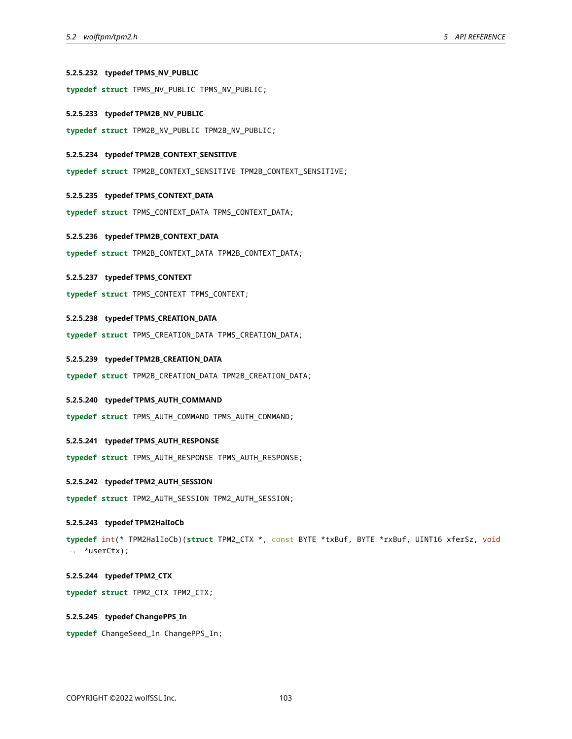##### 5.2.5.232 typedef TPMS_NV_PUBLIC

```
typedef struct TPMS_NV_PUBLIC TPMS_NV_PUBLIC;
```

##### 5.2.5.233 typedef TPM2B_NV_PUBLIC

```
typedef struct TPM2B_NV_PUBLIC TPM2B_NV_PUBLIC;
```

##### 5.2.5.234 typedef TPM2B_CONTEXT_SENSITIVE

```
typedef struct TPM2B_CONTEXT_SENSITIVE TPM2B_CONTEXT_SENSITIVE;
```

##### 5.2.5.235 typedef TPMS_CONTEXT_DATA

```
typedef struct TPMS_CONTEXT_DATA TPMS_CONTEXT_DATA;
```

##### 5.2.5.236 typedef TPM2B_CONTEXT_DATA

```
typedef struct TPM2B_CONTEXT_DATA TPM2B_CONTEXT_DATA;
```

##### 5.2.5.237 typedef TPMS_CONTEXT

```
typedef struct TPMS_CONTEXT TPMS_CONTEXT;
```

##### 5.2.5.238 typedef TPMS_CREATION_DATA

```
typedef struct TPMS_CREATION_DATA TPMS_CREATION_DATA;
```

##### 5.2.5.239 typedef TPM2B_CREATION_DATA

```
typedef struct TPM2B_CREATION_DATA TPM2B_CREATION_DATA;
```

##### 5.2.5.240 typedef TPMS_AUTH_COMMAND

```
typedef struct TPMS_AUTH_COMMAND TPMS_AUTH_COMMAND;
```

##### 5.2.5.241 typedef TPMS_AUTH_RESPONSE

```
typedef struct TPMS_AUTH_RESPONSE TPMS_AUTH_RESPONSE;
```

##### 5.2.5.242 typedef TPM2_AUTH_SESSION

```
typedef struct TPM2_AUTH_SESSION TPM2_AUTH_SESSION;
```

##### 5.2.5.243 typedef TPM2HalIoCb

```
typedef int(* TPM2HalIoCb)(struct TPM2_CTX *, const BYTE *txBuf, BYTE *rxBuf, UINT16 xferSz, void
    *userCtx);
```

##### 5.2.5.244 typedef TPM2_CTX

```
typedef struct TPM2_CTX TPM2_CTX;
```

##### 5.2.5.245 typedef ChangePPS_In

```
typedef ChangeSeed_In ChangePPS_In;
```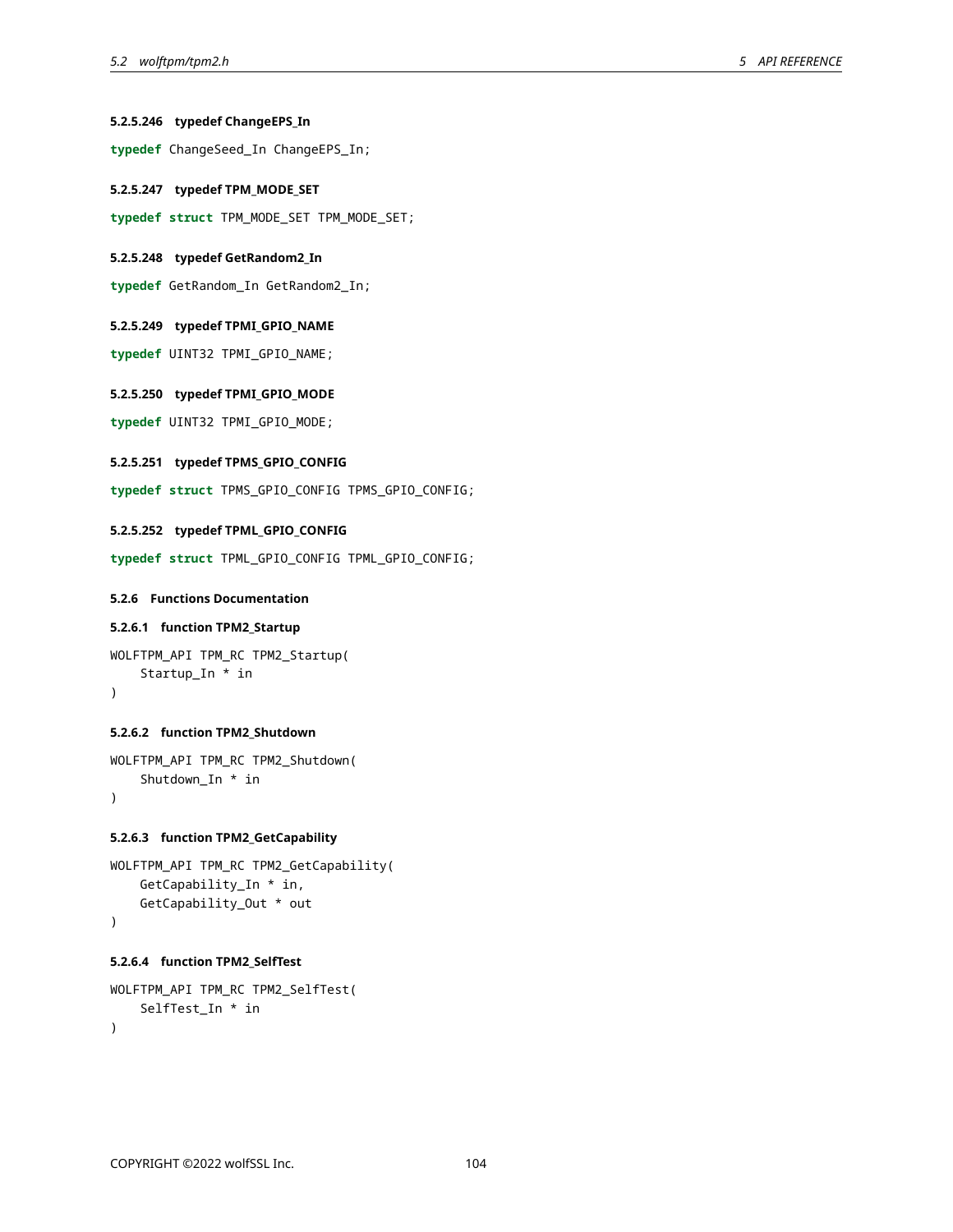#### 5.2.5.246 typedef ChangeEPS_In

```
typedef ChangeSeed_In ChangeEPS_In;
```

#### 5.2.5.247 typedef TPM_MODE_SET

```
typedef struct TPM_MODE_SET TPM_MODE_SET;
```

#### 5.2.5.248 typedef GetRandom2_In

```
typedef GetRandom_In GetRandom2_In;
```

#### 5.2.5.249 typedef TPMI_GPIO_NAME

```
typedef UINT32 TPMI_GPIO_NAME;
```

#### 5.2.5.250 typedef TPMI_GPIO_MODE

```
typedef UINT32 TPMI_GPIO_MODE;
```

#### 5.2.5.251 typedef TPMS_GPIO_CONFIG

```
typedef struct TPMS_GPIO_CONFIG TPMS_GPIO_CONFIG;
```

#### 5.2.5.252 typedef TPML_GPIO_CONFIG

```
typedef struct TPML_GPIO_CONFIG TPML_GPIO_CONFIG;
```

### 5.2.6 Functions Documentation

#### 5.2.6.1 function TPM2_Startup

```
WOLFTPM_API TPM_RC TPM2_Startup(
    Startup_In * in
)
```

#### 5.2.6.2 function TPM2_Shutdown

```
WOLFTPM_API TPM_RC TPM2_Shutdown(
    Shutdown_In * in
)
```

#### 5.2.6.3 function TPM2_GetCapability

```
WOLFTPM_API TPM_RC TPM2_GetCapability(
    GetCapability_In * in,
    GetCapability_Out * out
)
```

#### 5.2.6.4 function TPM2_SelfTest

```
WOLFTPM_API TPM_RC TPM2_SelfTest(
    SelfTest_In * in
)
```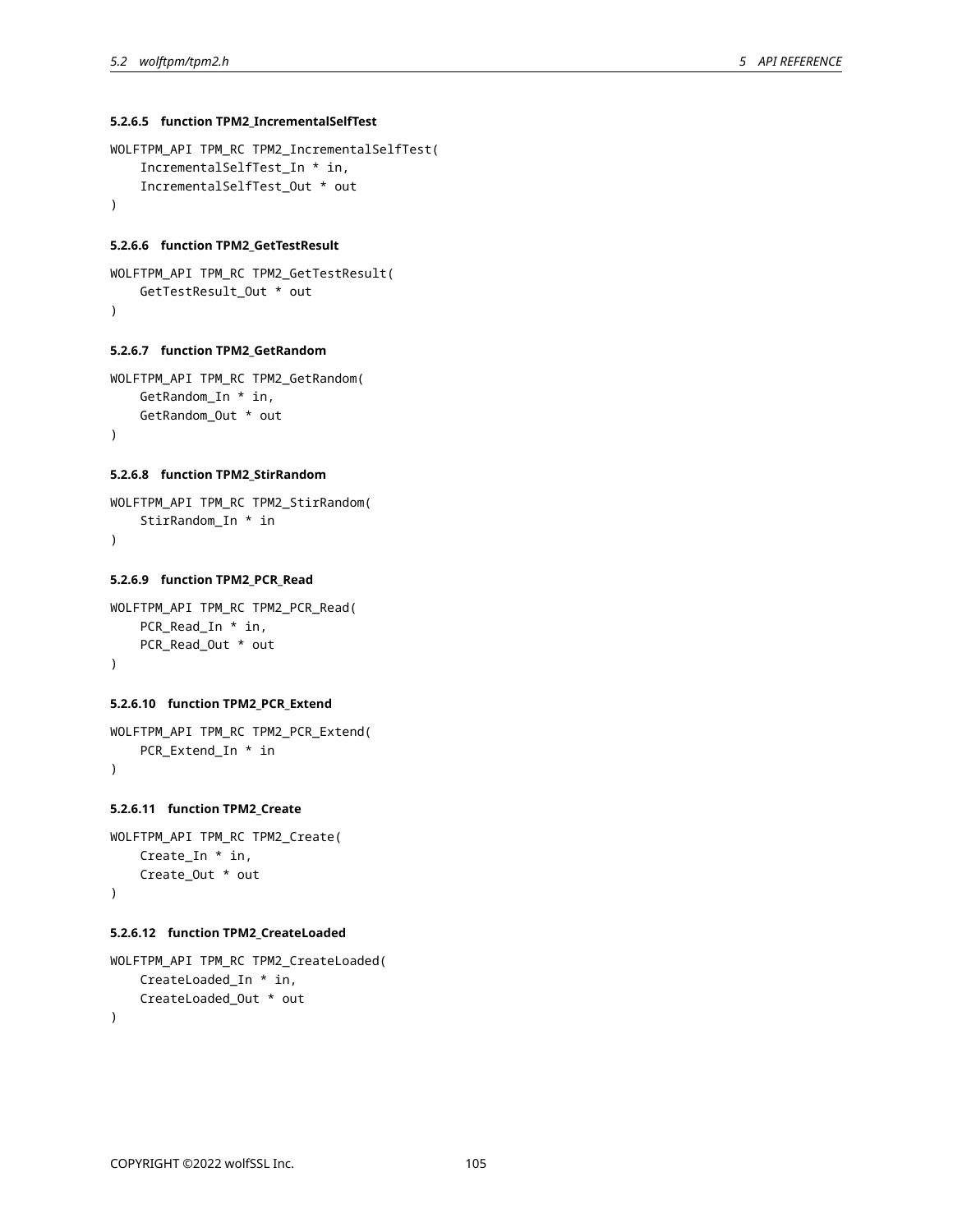#### 5.2.6.5 function TPM2_IncrementalSelfTest

```
WOLFTPM_API TPM_RC TPM2_IncrementalSelfTest(
    IncrementalSelfTest_In * in,
    IncrementalSelfTest_Out * out
)
```

#### 5.2.6.6 function TPM2_GetTestResult

```
WOLFTPM_API TPM_RC TPM2_GetTestResult(
    GetTestResult_Out * out
)
```

#### 5.2.6.7 function TPM2_GetRandom

```
WOLFTPM_API TPM_RC TPM2_GetRandom(
    GetRandom_In * in,
    GetRandom_Out * out
)
```

#### 5.2.6.8 function TPM2_StirRandom

```
WOLFTPM_API TPM_RC TPM2_StirRandom(
    StirRandom_In * in
)
```

#### 5.2.6.9 function TPM2_PCR_Read

```
WOLFTPM_API TPM_RC TPM2_PCR_Read(
    PCR_Read_In * in,
    PCR_Read_Out * out
)
```

#### 5.2.6.10 function TPM2_PCR_Extend

```
WOLFTPM_API TPM_RC TPM2_PCR_Extend(
    PCR_Extend_In * in
)
```

#### 5.2.6.11 function TPM2_Create

```
WOLFTPM_API TPM_RC TPM2_Create(
    Create_In * in,
    Create_Out * out
)
```

#### 5.2.6.12 function TPM2_CreateLoaded

```
WOLFTPM_API TPM_RC TPM2_CreateLoaded(
    CreateLoaded_In * in,
    CreateLoaded_Out * out
)
```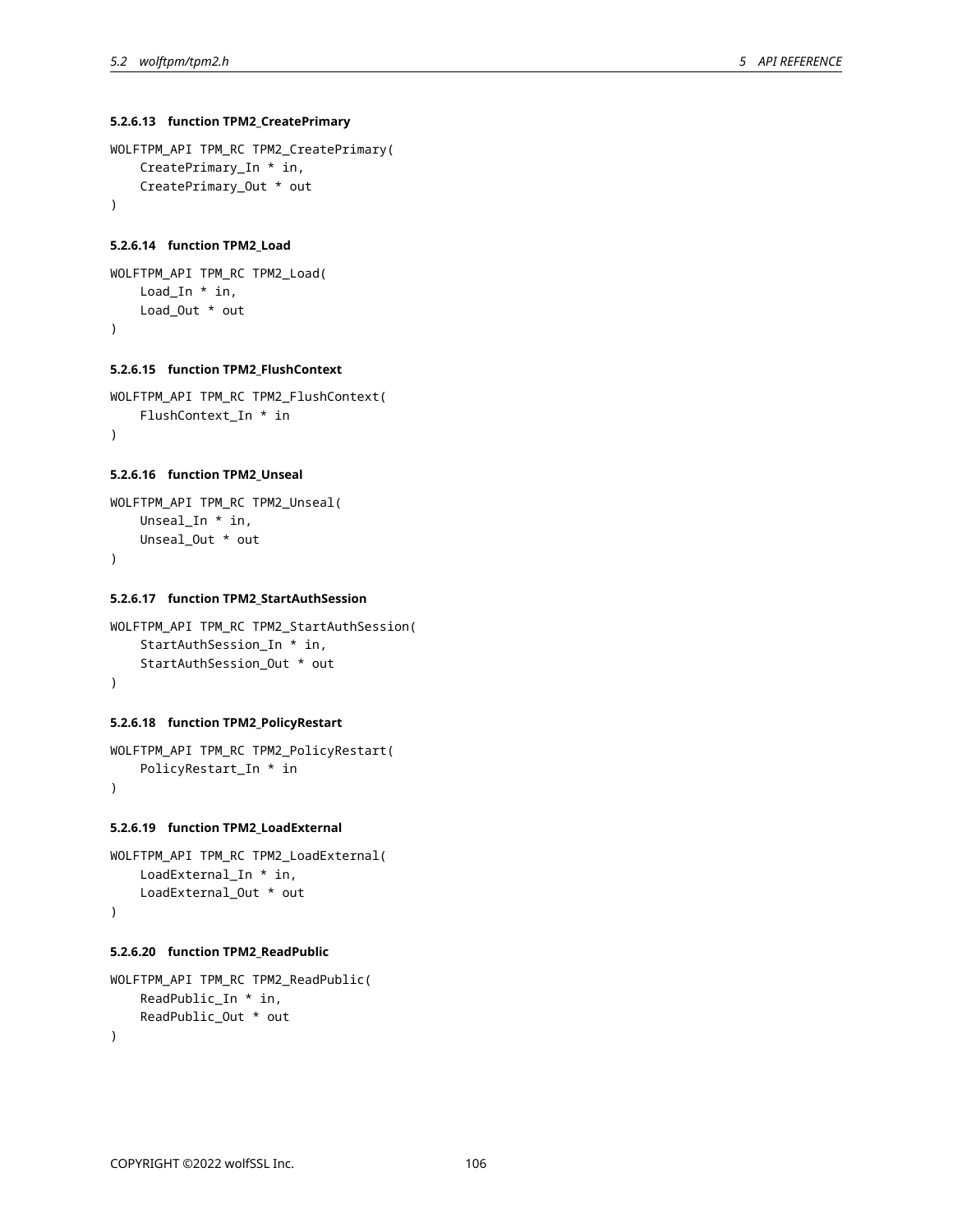#### 5.2.6.13 function TPM2_CreatePrimary

```
WOLFTPM_API TPM_RC TPM2_CreatePrimary(
    CreatePrimary_In * in,
    CreatePrimary_Out * out
)
```

#### 5.2.6.14 function TPM2_Load

```
WOLFTPM_API TPM_RC TPM2_Load(
    Load_In * in,
    Load_Out * out
)
```

#### 5.2.6.15 function TPM2_FlushContext

```
WOLFTPM_API TPM_RC TPM2_FlushContext(
    FlushContext_In * in
)
```

#### 5.2.6.16 function TPM2_Unseal

```
WOLFTPM_API TPM_RC TPM2_Unseal(
    Unseal_In * in,
    Unseal_Out * out
)
```

#### 5.2.6.17 function TPM2_StartAuthSession

```
WOLFTPM_API TPM_RC TPM2_StartAuthSession(
    StartAuthSession_In * in,
    StartAuthSession_Out * out
)
```

#### 5.2.6.18 function TPM2_PolicyRestart

```
WOLFTPM_API TPM_RC TPM2_PolicyRestart(
    PolicyRestart_In * in
)
```

#### 5.2.6.19 function TPM2_LoadExternal

```
WOLFTPM_API TPM_RC TPM2_LoadExternal(
    LoadExternal_In * in,
    LoadExternal_Out * out
)
```

#### 5.2.6.20 function TPM2_ReadPublic

```
WOLFTPM_API TPM_RC TPM2_ReadPublic(
    ReadPublic_In * in,
    ReadPublic_Out * out
)
```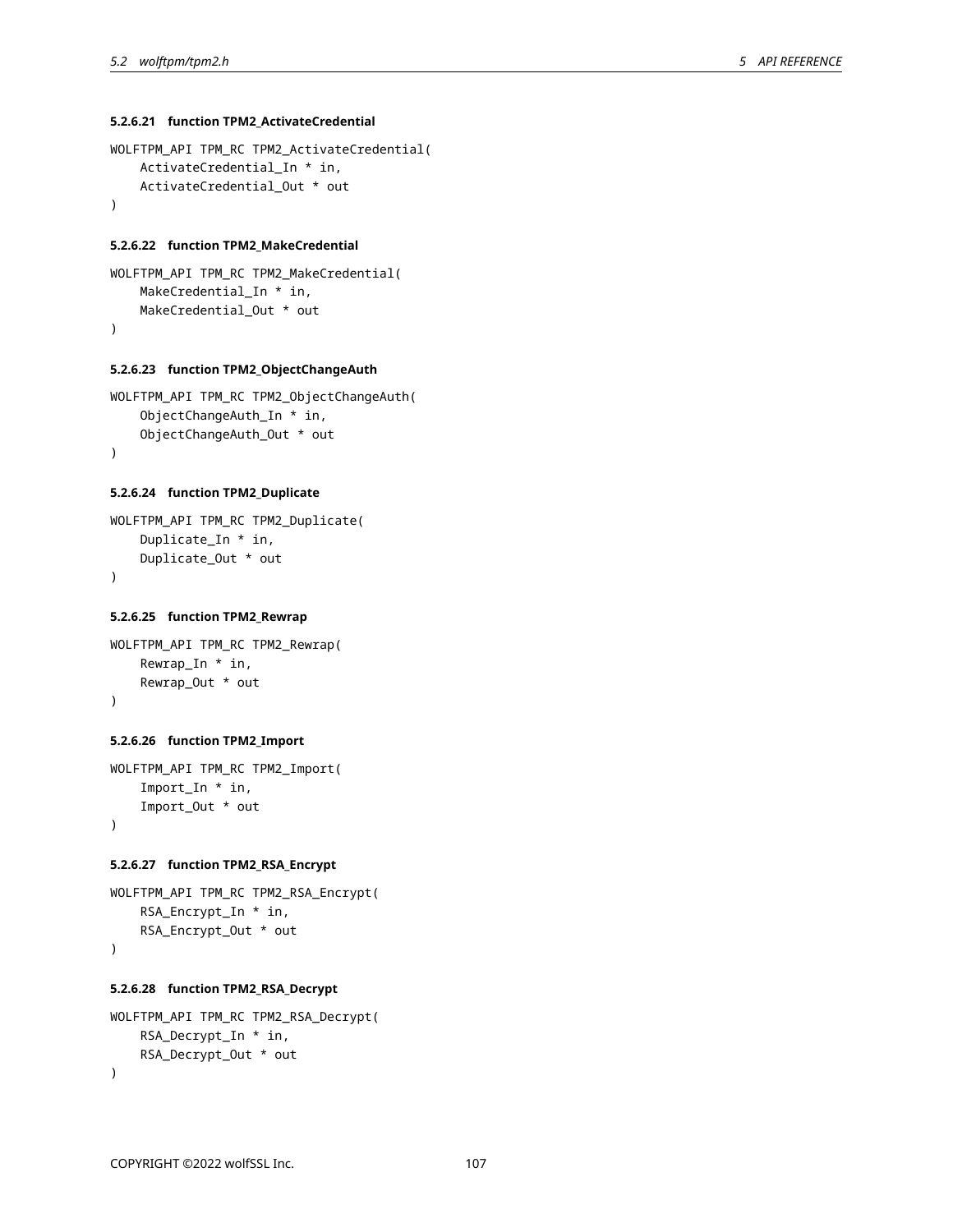#### 5.2.6.21 function TPM2_ActivateCredential

```
WOLFTPM_API TPM_RC TPM2_ActivateCredential(
    ActivateCredential_In * in,
    ActivateCredential_Out * out
)
```

#### 5.2.6.22 function TPM2_MakeCredential

```
WOLFTPM_API TPM_RC TPM2_MakeCredential(
    MakeCredential_In * in,
    MakeCredential_Out * out
)
```

#### 5.2.6.23 function TPM2_ObjectChangeAuth

```
WOLFTPM_API TPM_RC TPM2_ObjectChangeAuth(
    ObjectChangeAuth_In * in,
    ObjectChangeAuth_Out * out
)
```

#### 5.2.6.24 function TPM2_Duplicate

```
WOLFTPM_API TPM_RC TPM2_Duplicate(
    Duplicate_In * in,
    Duplicate_Out * out
)
```

#### 5.2.6.25 function TPM2_Rewrap

```
WOLFTPM_API TPM_RC TPM2_Rewrap(
    Rewrap_In * in,
    Rewrap_Out * out
)
```

#### 5.2.6.26 function TPM2_Import

```
WOLFTPM_API TPM_RC TPM2_Import(
    Import_In * in,
    Import_Out * out
)
```

#### 5.2.6.27 function TPM2_RSA_Encrypt

```
WOLFTPM_API TPM_RC TPM2_RSA_Encrypt(
    RSA_Encrypt_In * in,
    RSA_Encrypt_Out * out
)
```

#### 5.2.6.28 function TPM2_RSA_Decrypt

```
WOLFTPM_API TPM_RC TPM2_RSA_Decrypt(
    RSA_Decrypt_In * in,
    RSA_Decrypt_Out * out
)
```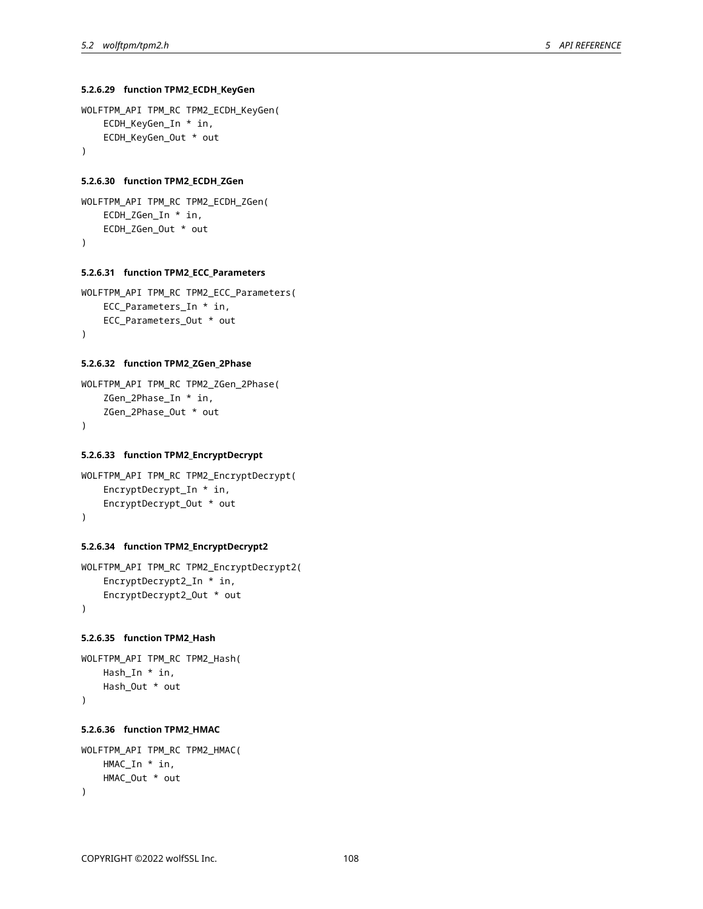#### 5.2.6.29 function TPM2_ECDH_KeyGen

```
WOLFTPM_API TPM_RC TPM2_ECDH_KeyGen(
    ECDH_KeyGen_In * in,
    ECDH_KeyGen_Out * out
)
```

#### 5.2.6.30 function TPM2_ECDH_ZGen

```
WOLFTPM_API TPM_RC TPM2_ECDH_ZGen(
    ECDH_ZGen_In * in,
    ECDH_ZGen_Out * out
)
```

#### 5.2.6.31 function TPM2_ECC_Parameters

```
WOLFTPM_API TPM_RC TPM2_ECC_Parameters(
    ECC_Parameters_In * in,
    ECC_Parameters_Out * out
)
```

#### 5.2.6.32 function TPM2_ZGen_2Phase

```
WOLFTPM_API TPM_RC TPM2_ZGen_2Phase(
    ZGen_2Phase_In * in,
    ZGen_2Phase_Out * out
)
```

#### 5.2.6.33 function TPM2_EncryptDecrypt

```
WOLFTPM_API TPM_RC TPM2_EncryptDecrypt(
    EncryptDecrypt_In * in,
    EncryptDecrypt_Out * out
)
```

#### 5.2.6.34 function TPM2_EncryptDecrypt2

```
WOLFTPM_API TPM_RC TPM2_EncryptDecrypt2(
    EncryptDecrypt2_In * in,
    EncryptDecrypt2_Out * out
)
```

#### 5.2.6.35 function TPM2_Hash

```
WOLFTPM_API TPM_RC TPM2_Hash(
    Hash_In * in,
    Hash_Out * out
)
```

#### 5.2.6.36 function TPM2_HMAC

```
WOLFTPM_API TPM_RC TPM2_HMAC(
    HMAC_In * in,
    HMAC_Out * out
)
```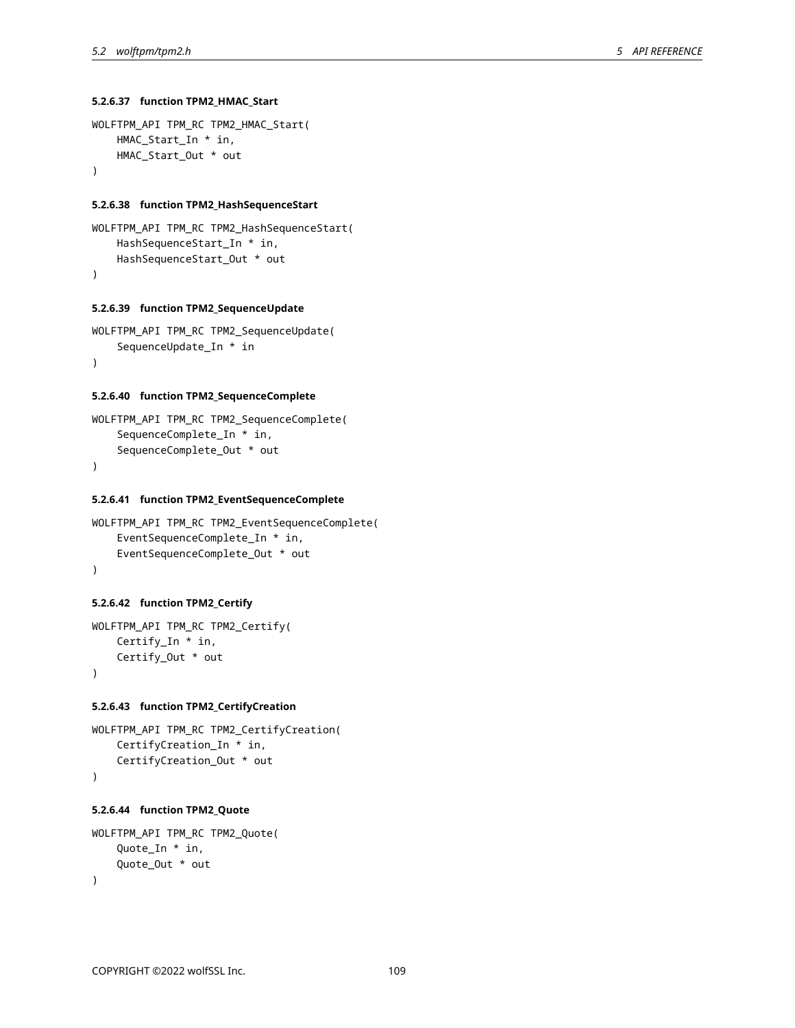#### 5.2.6.37 function TPM2_HMAC_Start

```
WOLFTPM_API TPM_RC TPM2_HMAC_Start(
    HMAC_Start_In * in,
    HMAC_Start_Out * out
)
```

#### 5.2.6.38 function TPM2_HashSequenceStart

```
WOLFTPM_API TPM_RC TPM2_HashSequenceStart(
    HashSequenceStart_In * in,
    HashSequenceStart_Out * out
)
```

#### 5.2.6.39 function TPM2_SequenceUpdate

```
WOLFTPM_API TPM_RC TPM2_SequenceUpdate(
    SequenceUpdate_In * in
)
```

#### 5.2.6.40 function TPM2_SequenceComplete

```
WOLFTPM_API TPM_RC TPM2_SequenceComplete(
    SequenceComplete_In * in,
    SequenceComplete_Out * out
)
```

#### 5.2.6.41 function TPM2_EventSequenceComplete

```
WOLFTPM_API TPM_RC TPM2_EventSequenceComplete(
    EventSequenceComplete_In * in,
    EventSequenceComplete_Out * out
)
```

#### 5.2.6.42 function TPM2_Certify

```
WOLFTPM_API TPM_RC TPM2_Certify(
    Certify_In * in,
    Certify_Out * out
)
```

#### 5.2.6.43 function TPM2_CertifyCreation

```
WOLFTPM_API TPM_RC TPM2_CertifyCreation(
    CertifyCreation_In * in,
    CertifyCreation_Out * out
)
```

#### 5.2.6.44 function TPM2_Quote

```
WOLFTPM_API TPM_RC TPM2_Quote(
    Quote_In * in,
    Quote_Out * out
)
```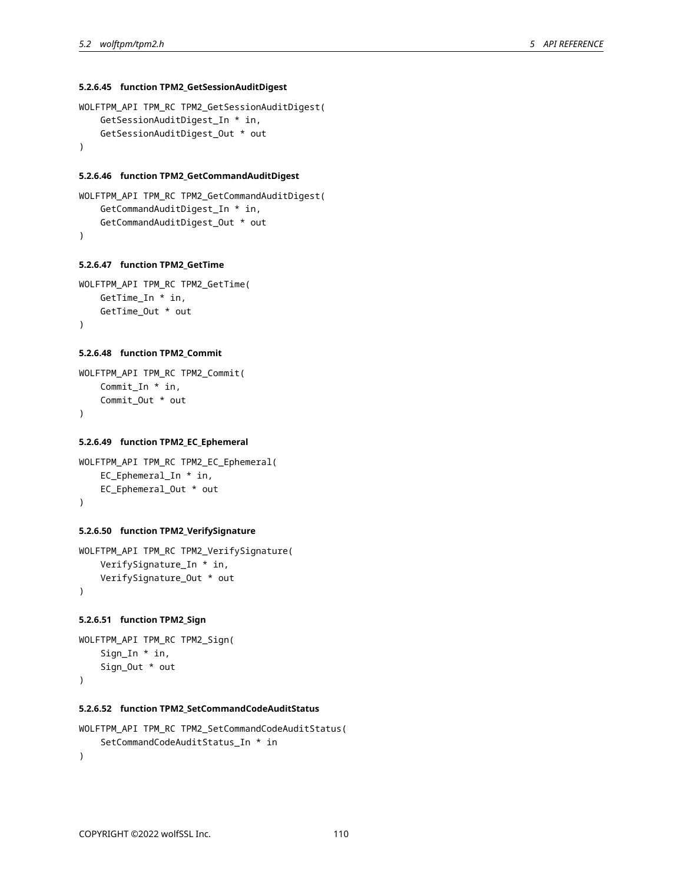#### 5.2.6.45 function TPM2_GetSessionAuditDigest

```
WOLFTPM_API TPM_RC TPM2_GetSessionAuditDigest(
    GetSessionAuditDigest_In * in,
    GetSessionAuditDigest_Out * out
)
```

#### 5.2.6.46 function TPM2_GetCommandAuditDigest

```
WOLFTPM_API TPM_RC TPM2_GetCommandAuditDigest(
    GetCommandAuditDigest_In * in,
    GetCommandAuditDigest_Out * out
)
```

#### 5.2.6.47 function TPM2_GetTime

```
WOLFTPM_API TPM_RC TPM2_GetTime(
    GetTime_In * in,
    GetTime_Out * out
)
```

#### 5.2.6.48 function TPM2_Commit

```
WOLFTPM_API TPM_RC TPM2_Commit(
    Commit_In * in,
    Commit_Out * out
)
```

#### 5.2.6.49 function TPM2_EC_Ephemeral

```
WOLFTPM_API TPM_RC TPM2_EC_Ephemeral(
    EC_Ephemeral_In * in,
    EC_Ephemeral_Out * out
)
```

#### 5.2.6.50 function TPM2_VerifySignature

```
WOLFTPM_API TPM_RC TPM2_VerifySignature(
    VerifySignature_In * in,
    VerifySignature_Out * out
)
```

#### 5.2.6.51 function TPM2_Sign

```
WOLFTPM_API TPM_RC TPM2_Sign(
    Sign_In * in,
    Sign_Out * out
)
```

#### 5.2.6.52 function TPM2_SetCommandCodeAuditStatus

```
WOLFTPM_API TPM_RC TPM2_SetCommandCodeAuditStatus(
    SetCommandCodeAuditStatus_In * in
)
```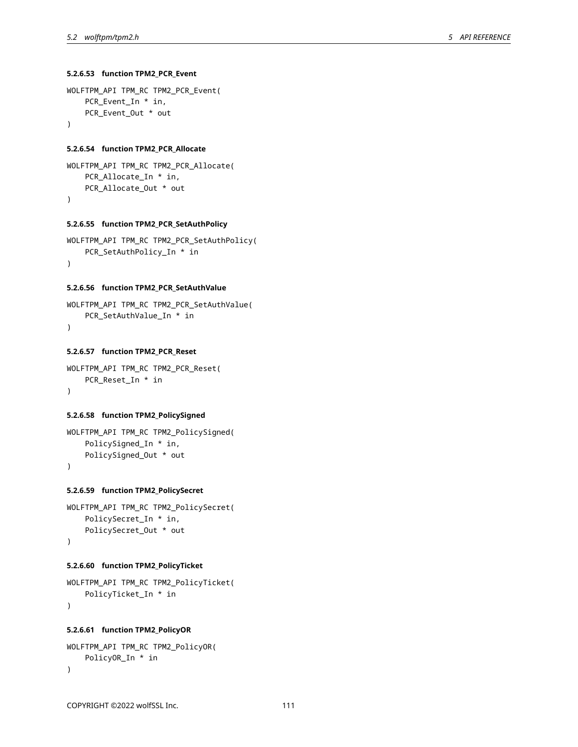#### 5.2.6.53 function TPM2_PCR_Event

```
WOLFTPM_API TPM_RC TPM2_PCR_Event(
    PCR_Event_In * in,
    PCR_Event_Out * out
)
```

#### 5.2.6.54 function TPM2_PCR_Allocate

```
WOLFTPM_API TPM_RC TPM2_PCR_Allocate(
    PCR_Allocate_In * in,
    PCR_Allocate_Out * out
)
```

#### 5.2.6.55 function TPM2_PCR_SetAuthPolicy

```
WOLFTPM_API TPM_RC TPM2_PCR_SetAuthPolicy(
    PCR_SetAuthPolicy_In * in
)
```

#### 5.2.6.56 function TPM2_PCR_SetAuthValue

```
WOLFTPM_API TPM_RC TPM2_PCR_SetAuthValue(
    PCR_SetAuthValue_In * in
)
```

#### 5.2.6.57 function TPM2_PCR_Reset

```
WOLFTPM_API TPM_RC TPM2_PCR_Reset(
    PCR_Reset_In * in
)
```

#### 5.2.6.58 function TPM2_PolicySigned

```
WOLFTPM_API TPM_RC TPM2_PolicySigned(
    PolicySigned_In * in,
    PolicySigned_Out * out
)
```

#### 5.2.6.59 function TPM2_PolicySecret

```
WOLFTPM_API TPM_RC TPM2_PolicySecret(
    PolicySecret_In * in,
    PolicySecret_Out * out
)
```

#### 5.2.6.60 function TPM2_PolicyTicket

```
WOLFTPM_API TPM_RC TPM2_PolicyTicket(
    PolicyTicket_In * in
)
```

#### 5.2.6.61 function TPM2_PolicyOR

```
WOLFTPM_API TPM_RC TPM2_PolicyOR(
    PolicyOR_In * in
)
```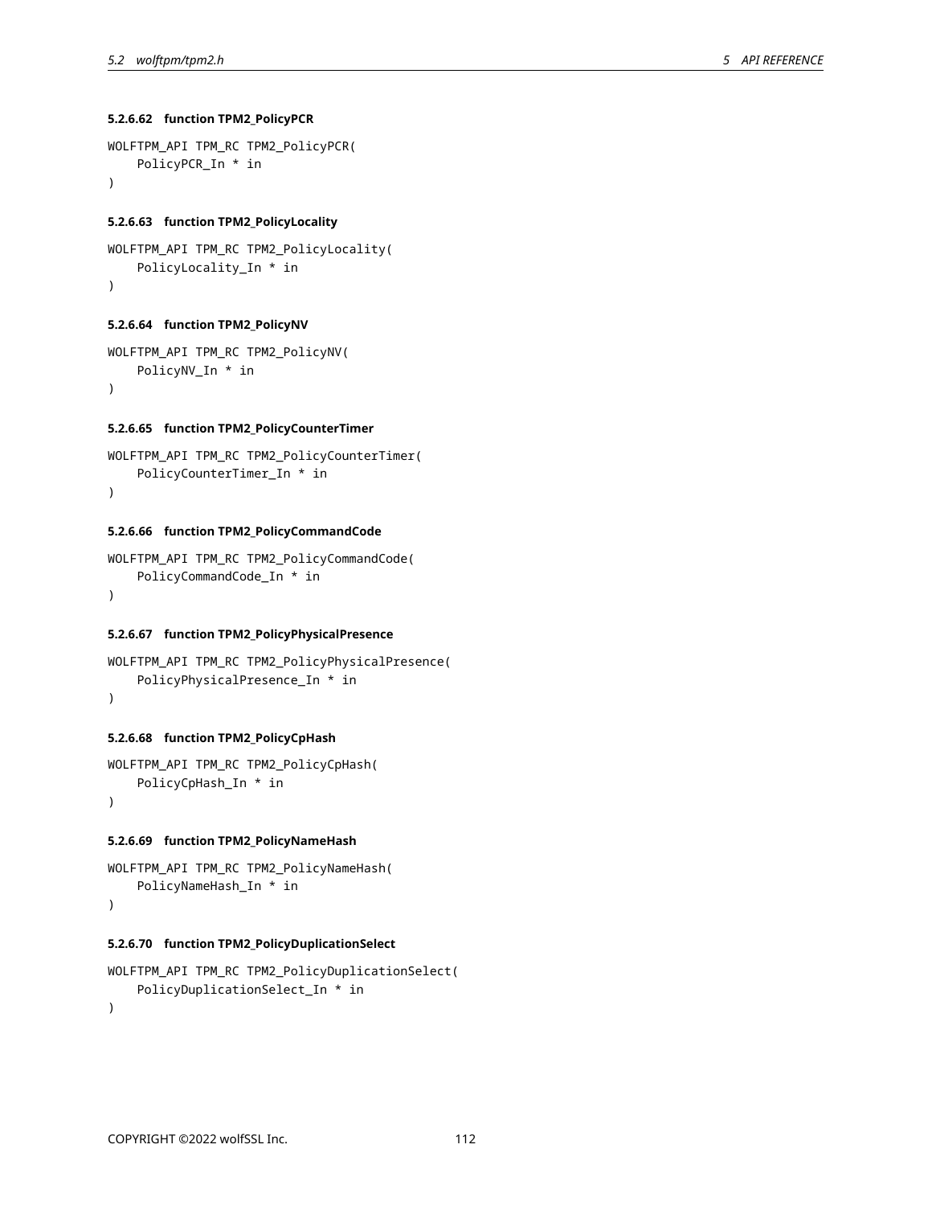#### 5.2.6.62 function TPM2_PolicyPCR

```
WOLFTPM_API TPM_RC TPM2_PolicyPCR(
    PolicyPCR_In * in
)
```

#### 5.2.6.63 function TPM2_PolicyLocality

```
WOLFTPM_API TPM_RC TPM2_PolicyLocality(
    PolicyLocality_In * in
)
```

#### 5.2.6.64 function TPM2_PolicyNV

```
WOLFTPM_API TPM_RC TPM2_PolicyNV(
    PolicyNV_In * in
)
```

#### 5.2.6.65 function TPM2_PolicyCounterTimer

```
WOLFTPM_API TPM_RC TPM2_PolicyCounterTimer(
    PolicyCounterTimer_In * in
)
```

#### 5.2.6.66 function TPM2_PolicyCommandCode

```
WOLFTPM_API TPM_RC TPM2_PolicyCommandCode(
    PolicyCommandCode_In * in
)
```

#### 5.2.6.67 function TPM2_PolicyPhysicalPresence

```
WOLFTPM_API TPM_RC TPM2_PolicyPhysicalPresence(
    PolicyPhysicalPresence_In * in
)
```

#### 5.2.6.68 function TPM2_PolicyCpHash

```
WOLFTPM_API TPM_RC TPM2_PolicyCpHash(
    PolicyCpHash_In * in
)
```

#### 5.2.6.69 function TPM2_PolicyNameHash

```
WOLFTPM_API TPM_RC TPM2_PolicyNameHash(
    PolicyNameHash_In * in
)
```

#### 5.2.6.70 function TPM2_PolicyDuplicationSelect

```
WOLFTPM_API TPM_RC TPM2_PolicyDuplicationSelect(
    PolicyDuplicationSelect_In * in
)
```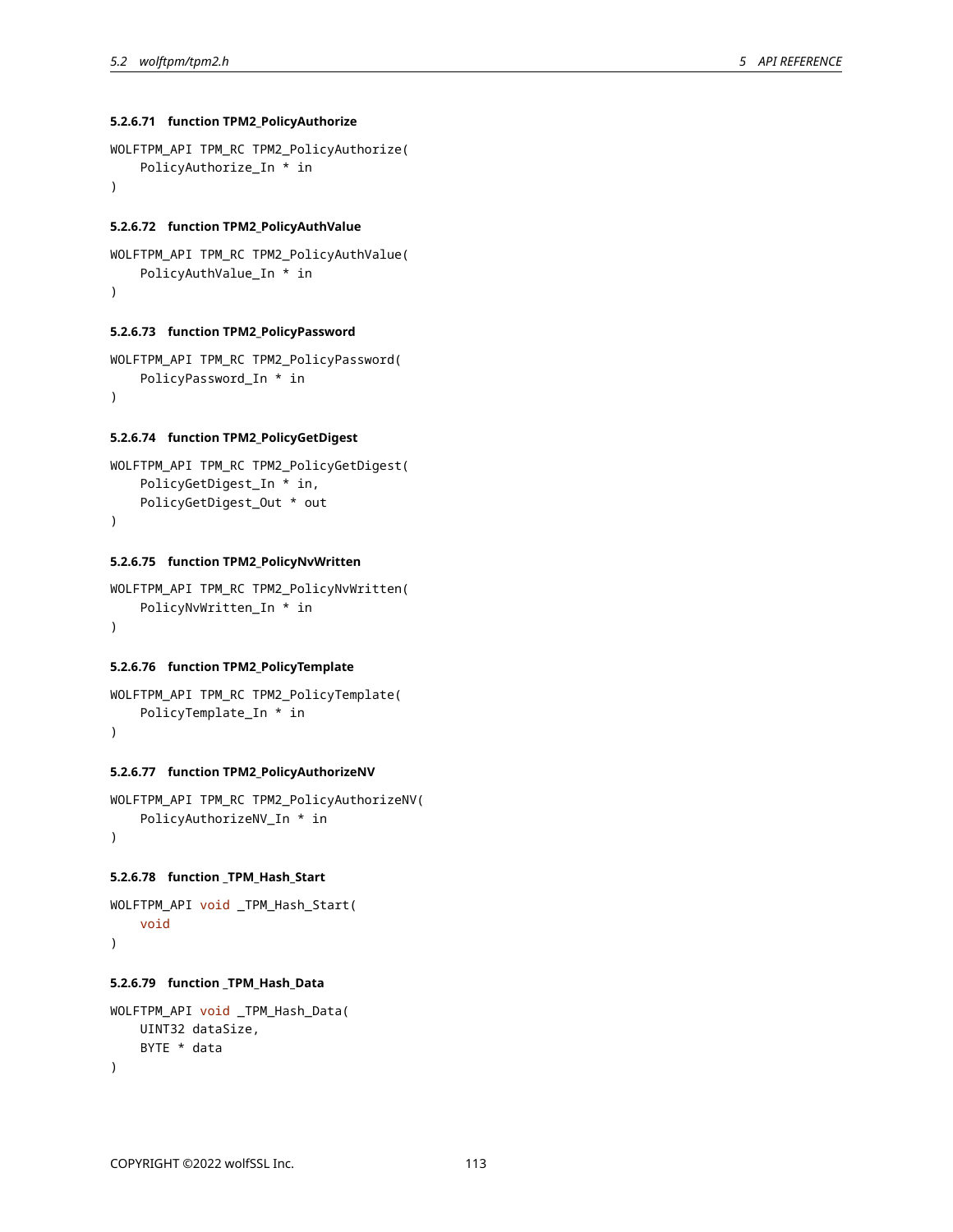#### 5.2.6.71 function TPM2_PolicyAuthorize

```
WOLFTPM_API TPM_RC TPM2_PolicyAuthorize(
    PolicyAuthorize_In * in
)
```

#### 5.2.6.72 function TPM2_PolicyAuthValue

```
WOLFTPM_API TPM_RC TPM2_PolicyAuthValue(
    PolicyAuthValue_In * in
)
```

#### 5.2.6.73 function TPM2_PolicyPassword

```
WOLFTPM_API TPM_RC TPM2_PolicyPassword(
    PolicyPassword_In * in
)
```

#### 5.2.6.74 function TPM2_PolicyGetDigest

```
WOLFTPM_API TPM_RC TPM2_PolicyGetDigest(
    PolicyGetDigest_In * in,
    PolicyGetDigest_Out * out
)
```

#### 5.2.6.75 function TPM2_PolicyNvWritten

```
WOLFTPM_API TPM_RC TPM2_PolicyNvWritten(
    PolicyNvWritten_In * in
)
```

#### 5.2.6.76 function TPM2_PolicyTemplate

```
WOLFTPM_API TPM_RC TPM2_PolicyTemplate(
    PolicyTemplate_In * in
)
```

#### 5.2.6.77 function TPM2_PolicyAuthorizeNV

```
WOLFTPM_API TPM_RC TPM2_PolicyAuthorizeNV(
    PolicyAuthorizeNV_In * in
)
```

#### 5.2.6.78 function _TPM_Hash_Start

```
WOLFTPM_API void _TPM_Hash_Start(
    void
)
```

#### 5.2.6.79 function _TPM_Hash_Data

```
WOLFTPM_API void _TPM_Hash_Data(
    UINT32 dataSize,
    BYTE * data
)
```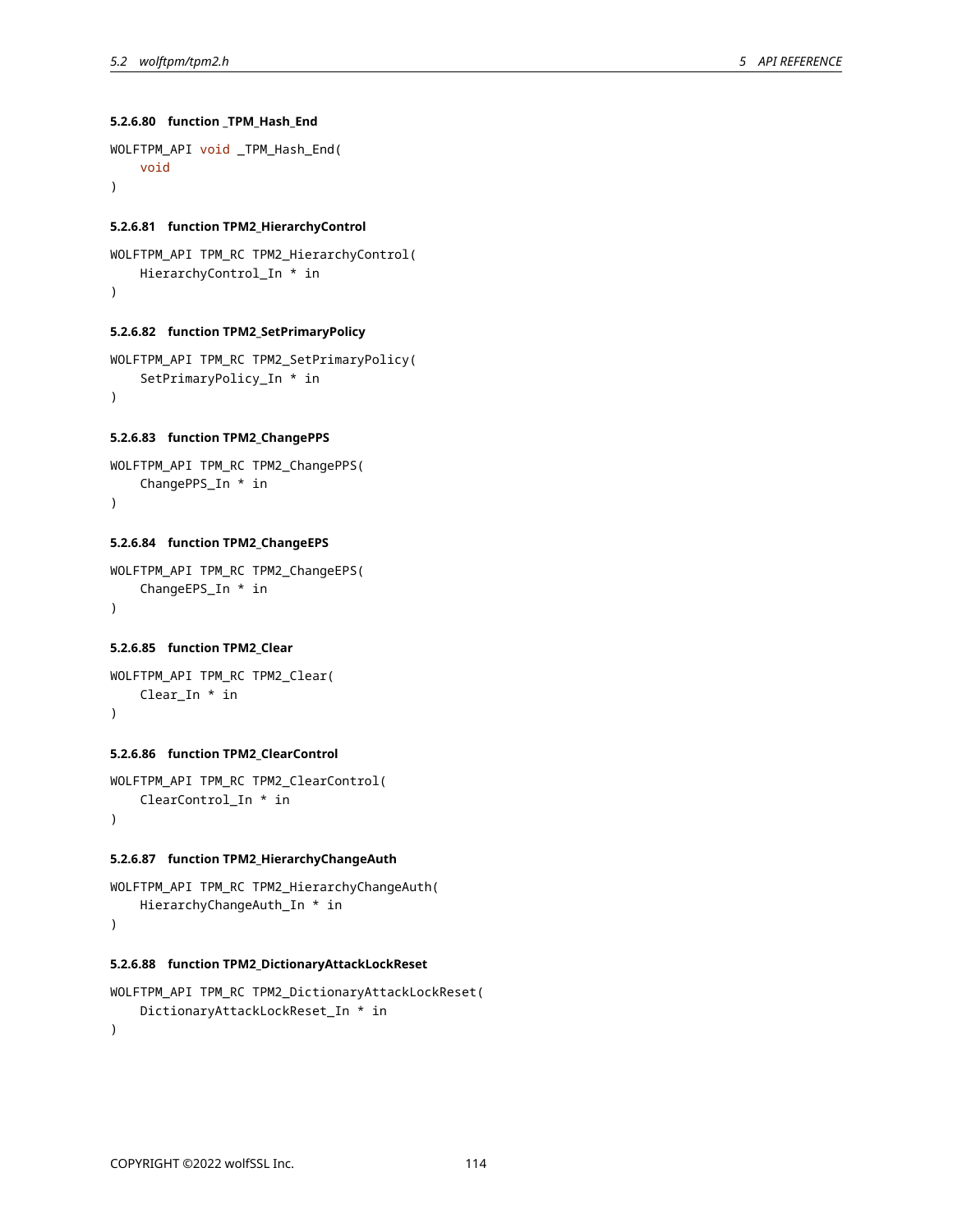#### 5.2.6.80 function _TPM_Hash_End

```
WOLFTPM_API void _TPM_Hash_End(
    void
)
```

#### 5.2.6.81 function TPM2_HierarchyControl

```
WOLFTPM_API TPM_RC TPM2_HierarchyControl(
    HierarchyControl_In * in
)
```

#### 5.2.6.82 function TPM2_SetPrimaryPolicy

```
WOLFTPM_API TPM_RC TPM2_SetPrimaryPolicy(
    SetPrimaryPolicy_In * in
)
```

#### 5.2.6.83 function TPM2_ChangePPS

```
WOLFTPM_API TPM_RC TPM2_ChangePPS(
    ChangePPS_In * in
)
```

#### 5.2.6.84 function TPM2_ChangeEPS

```
WOLFTPM_API TPM_RC TPM2_ChangeEPS(
    ChangeEPS_In * in
)
```

#### 5.2.6.85 function TPM2_Clear

```
WOLFTPM_API TPM_RC TPM2_Clear(
    Clear_In * in
)
```

#### 5.2.6.86 function TPM2_ClearControl

```
WOLFTPM_API TPM_RC TPM2_ClearControl(
    ClearControl_In * in
)
```

#### 5.2.6.87 function TPM2_HierarchyChangeAuth

```
WOLFTPM_API TPM_RC TPM2_HierarchyChangeAuth(
    HierarchyChangeAuth_In * in
)
```

#### 5.2.6.88 function TPM2_DictionaryAttackLockReset

```
WOLFTPM_API TPM_RC TPM2_DictionaryAttackLockReset(
    DictionaryAttackLockReset_In * in
)
```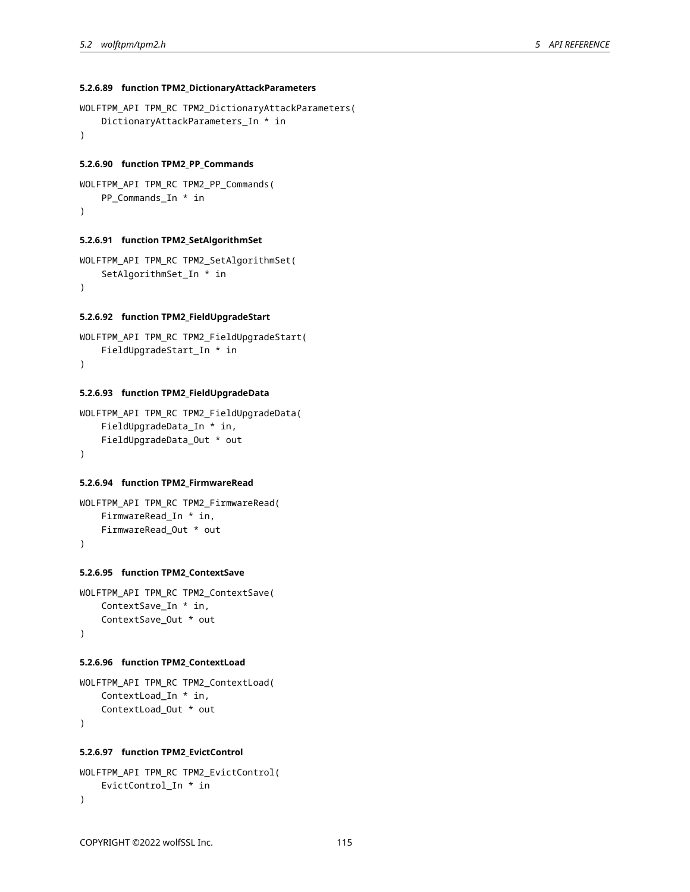#### 5.2.6.89 function TPM2_DictionaryAttackParameters

```
WOLFTPM_API TPM_RC TPM2_DictionaryAttackParameters(
    DictionaryAttackParameters_In * in
)
```

#### 5.2.6.90 function TPM2_PP_Commands

```
WOLFTPM_API TPM_RC TPM2_PP_Commands(
    PP_Commands_In * in
)
```

#### 5.2.6.91 function TPM2_SetAlgorithmSet

```
WOLFTPM_API TPM_RC TPM2_SetAlgorithmSet(
    SetAlgorithmSet_In * in
)
```

#### 5.2.6.92 function TPM2_FieldUpgradeStart

```
WOLFTPM_API TPM_RC TPM2_FieldUpgradeStart(
    FieldUpgradeStart_In * in
)
```

#### 5.2.6.93 function TPM2_FieldUpgradeData

```
WOLFTPM_API TPM_RC TPM2_FieldUpgradeData(
    FieldUpgradeData_In * in,
    FieldUpgradeData_Out * out
)
```

#### 5.2.6.94 function TPM2_FirmwareRead

```
WOLFTPM_API TPM_RC TPM2_FirmwareRead(
    FirmwareRead_In * in,
    FirmwareRead_Out * out
)
```

#### 5.2.6.95 function TPM2_ContextSave

```
WOLFTPM_API TPM_RC TPM2_ContextSave(
    ContextSave_In * in,
    ContextSave_Out * out
)
```

#### 5.2.6.96 function TPM2_ContextLoad

```
WOLFTPM_API TPM_RC TPM2_ContextLoad(
    ContextLoad_In * in,
    ContextLoad_Out * out
)
```

#### 5.2.6.97 function TPM2_EvictControl

```
WOLFTPM_API TPM_RC TPM2_EvictControl(
    EvictControl_In * in
)
```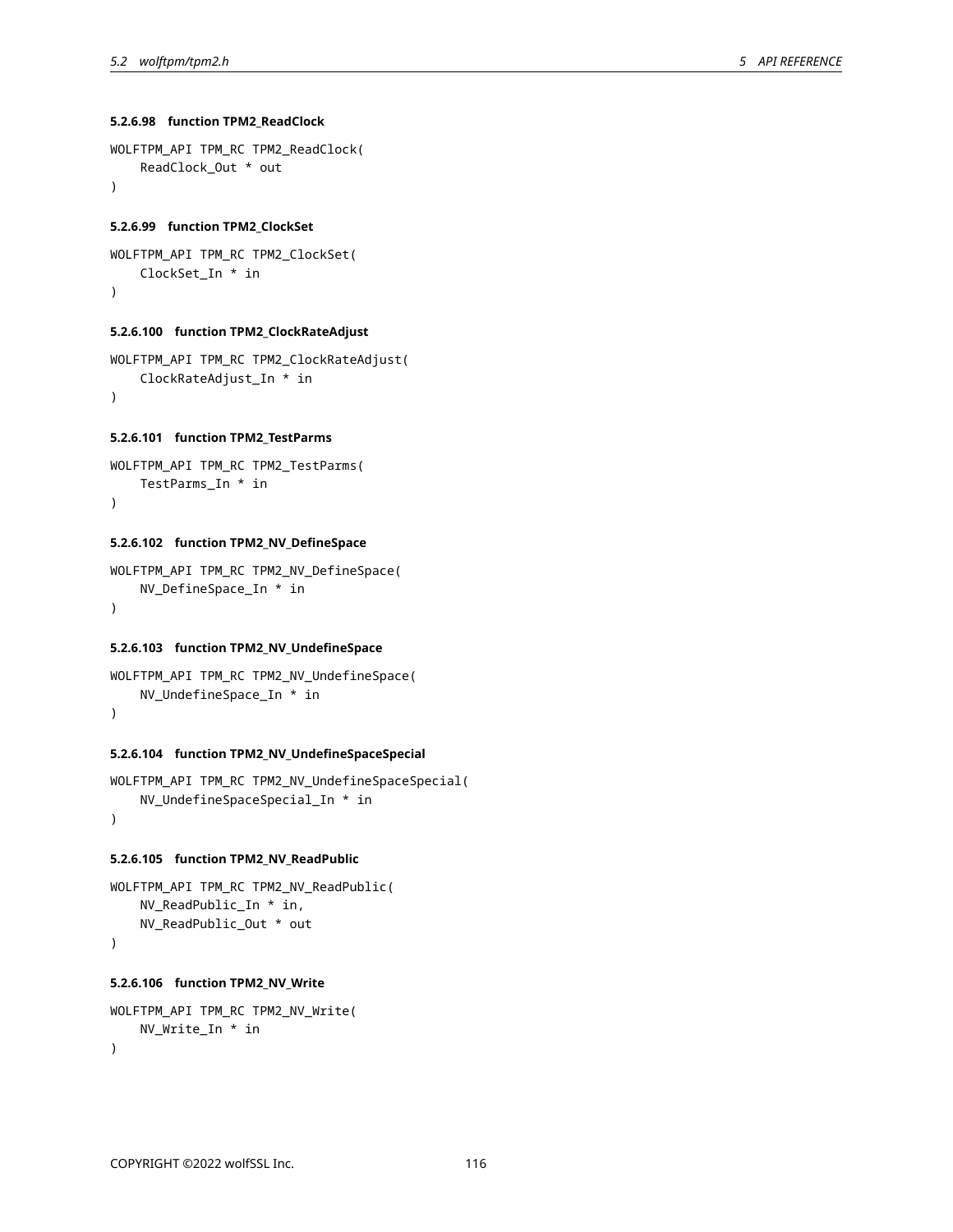#### 5.2.6.98 function TPM2_ReadClock

```
WOLFTPM_API TPM_RC TPM2_ReadClock(
    ReadClock_Out * out
)
```

#### 5.2.6.99 function TPM2_ClockSet

```
WOLFTPM_API TPM_RC TPM2_ClockSet(
    ClockSet_In * in
)
```

#### 5.2.6.100 function TPM2_ClockRateAdjust

```
WOLFTPM_API TPM_RC TPM2_ClockRateAdjust(
    ClockRateAdjust_In * in
)
```

#### 5.2.6.101 function TPM2_TestParms

```
WOLFTPM_API TPM_RC TPM2_TestParms(
    TestParms_In * in
)
```

#### 5.2.6.102 function TPM2_NV_DefineSpace

```
WOLFTPM_API TPM_RC TPM2_NV_DefineSpace(
    NV_DefineSpace_In * in
)
```

#### 5.2.6.103 function TPM2_NV_UndefineSpace

```
WOLFTPM_API TPM_RC TPM2_NV_UndefineSpace(
    NV_UndefineSpace_In * in
)
```

#### 5.2.6.104 function TPM2_NV_UndefineSpaceSpecial

```
WOLFTPM_API TPM_RC TPM2_NV_UndefineSpaceSpecial(
    NV_UndefineSpaceSpecial_In * in
)
```

#### 5.2.6.105 function TPM2_NV_ReadPublic

```
WOLFTPM_API TPM_RC TPM2_NV_ReadPublic(
    NV_ReadPublic_In * in,
    NV_ReadPublic_Out * out
)
```

#### 5.2.6.106 function TPM2_NV_Write

```
WOLFTPM_API TPM_RC TPM2_NV_Write(
    NV_Write_In * in
)
```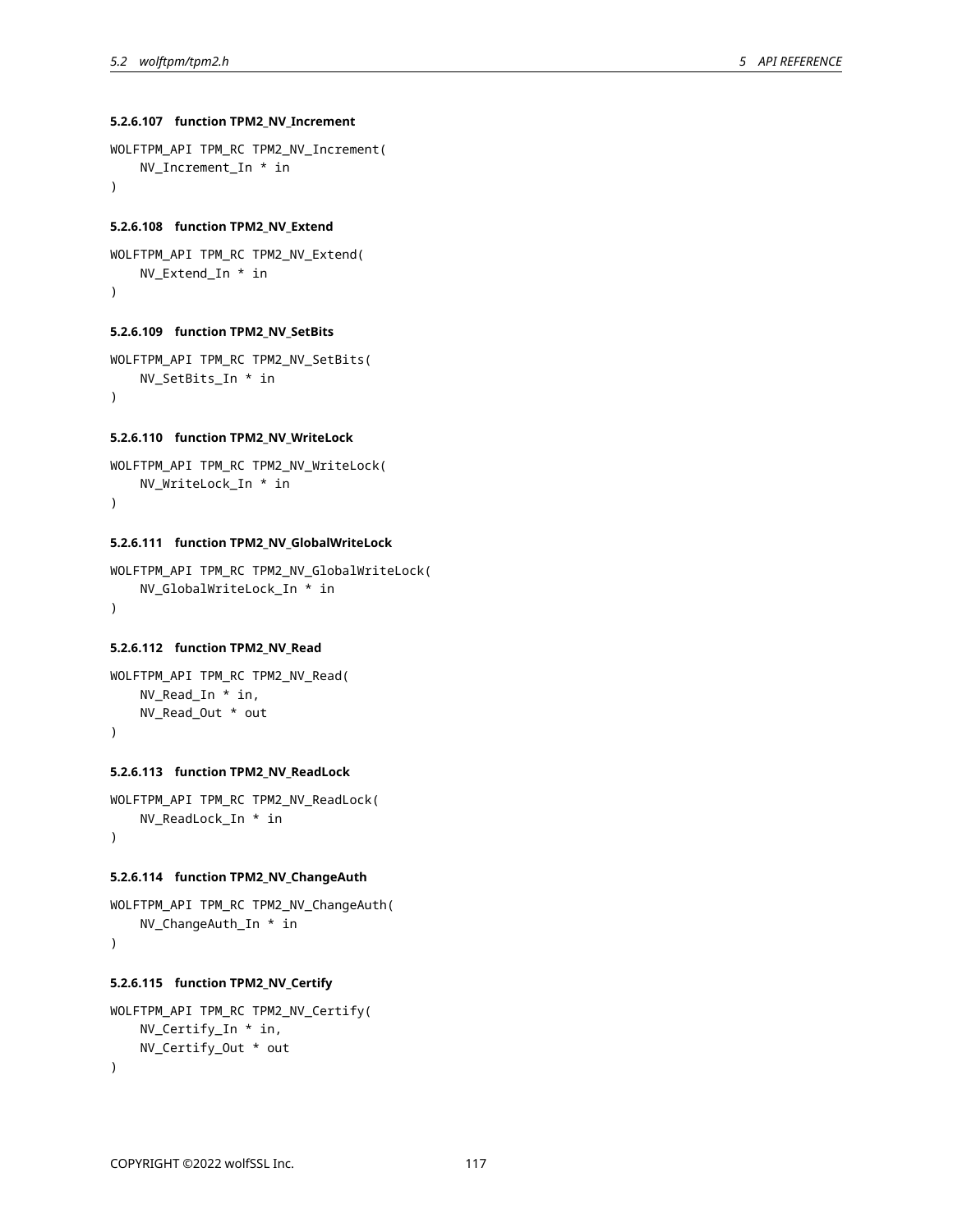#### 5.2.6.107 function TPM2_NV_Increment

```
WOLFTPM_API TPM_RC TPM2_NV_Increment(
    NV_Increment_In * in
)
```

#### 5.2.6.108 function TPM2_NV_Extend

```
WOLFTPM_API TPM_RC TPM2_NV_Extend(
    NV_Extend_In * in
)
```

#### 5.2.6.109 function TPM2_NV_SetBits

```
WOLFTPM_API TPM_RC TPM2_NV_SetBits(
    NV_SetBits_In * in
)
```

#### 5.2.6.110 function TPM2_NV_WriteLock

```
WOLFTPM_API TPM_RC TPM2_NV_WriteLock(
    NV_WriteLock_In * in
)
```

#### 5.2.6.111 function TPM2_NV_GlobalWriteLock

```
WOLFTPM_API TPM_RC TPM2_NV_GlobalWriteLock(
    NV_GlobalWriteLock_In * in
)
```

#### 5.2.6.112 function TPM2_NV_Read

```
WOLFTPM_API TPM_RC TPM2_NV_Read(
    NV_Read_In * in,
    NV_Read_Out * out
)
```

#### 5.2.6.113 function TPM2_NV_ReadLock

```
WOLFTPM_API TPM_RC TPM2_NV_ReadLock(
    NV_ReadLock_In * in
)
```

#### 5.2.6.114 function TPM2_NV_ChangeAuth

```
WOLFTPM_API TPM_RC TPM2_NV_ChangeAuth(
    NV_ChangeAuth_In * in
)
```

#### 5.2.6.115 function TPM2_NV_Certify

```
WOLFTPM_API TPM_RC TPM2_NV_Certify(
    NV_Certify_In * in,
    NV_Certify_Out * out
)
```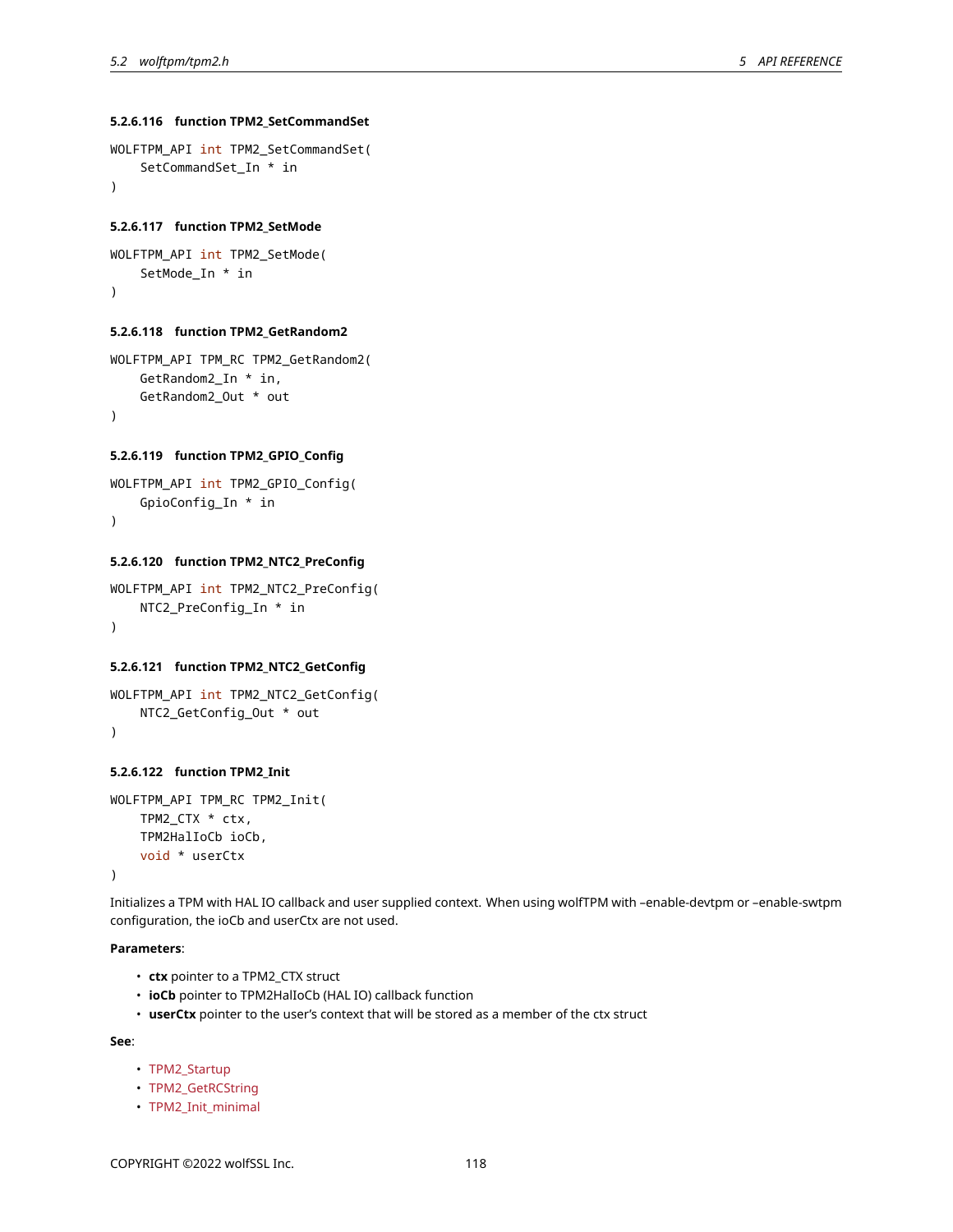#### 5.2.6.116 function TPM2_SetCommandSet

```
WOLFTPM_API int TPM2_SetCommandSet(
    SetCommandSet_In * in
)
```

#### 5.2.6.117 function TPM2_SetMode

```
WOLFTPM_API int TPM2_SetMode(
    SetMode_In * in
)
```

#### 5.2.6.118 function TPM2_GetRandom2

```
WOLFTPM_API TPM_RC TPM2_GetRandom2(
    GetRandom2_In * in,
    GetRandom2_Out * out
)
```

#### 5.2.6.119 function TPM2_GPIO_Config

```
WOLFTPM_API int TPM2_GPIO_Config(
    GpioConfig_In * in
)
```

#### 5.2.6.120 function TPM2_NTC2_PreConfig

```
WOLFTPM_API int TPM2_NTC2_PreConfig(
    NTC2_PreConfig_In * in
)
```

#### 5.2.6.121 function TPM2_NTC2_GetConfig

```
WOLFTPM_API int TPM2_NTC2_GetConfig(
    NTC2_GetConfig_Out * out
)
```

#### 5.2.6.122 function TPM2_Init

```
WOLFTPM_API TPM_RC TPM2_Init(
    TPM2_CTX * ctx,
    TPM2HalIoCb ioCb,
    void * userCtx
)
```

Initializes a TPM with HAL IO callback and user supplied context. When using wolfTPM with –enable-devtpm or –enable-swtpm configuration, the ioCb and userCtx are not used.

**Parameters**:

- **ctx** pointer to a TPM2_CTX struct
- **ioCb** pointer to TPM2HalIoCb (HAL IO) callback function
- **userCtx** pointer to the user's context that will be stored as a member of the ctx struct

**See**:

- TPM2_Startup
- TPM2_GetRCString
- TPM2_Init_minimal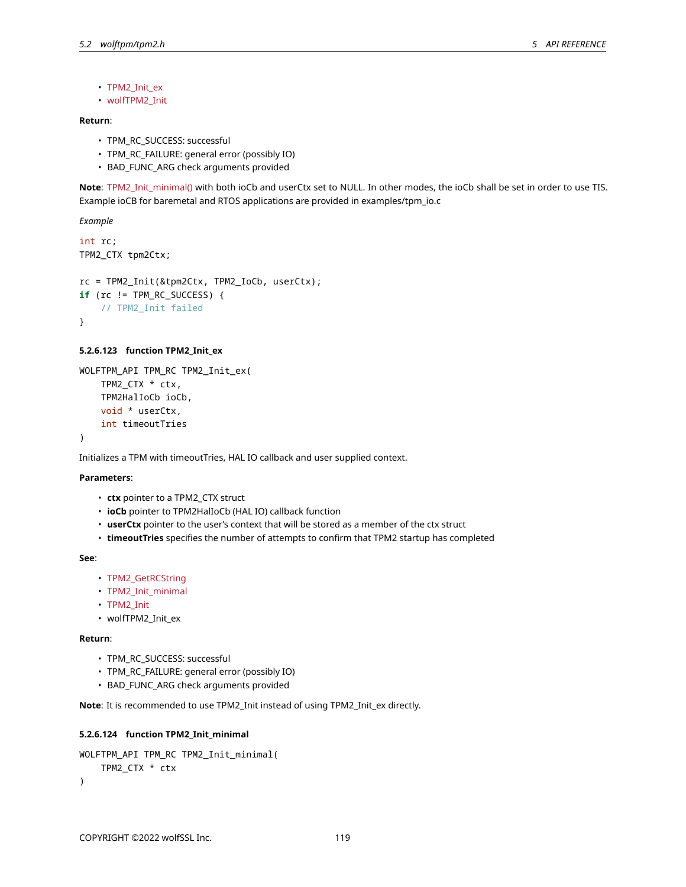- TPM2_Init_ex
- wolfTPM2_Init

**Return**:

- TPM_RC_SUCCESS: successful
- TPM_RC_FAILURE: general error (possibly IO)
- BAD_FUNC_ARG check arguments provided

**Note**: TPM2_Init_minimal() with both ioCb and userCtx set to NULL. In other modes, the ioCb shall be set in order to use TIS. Example ioCB for baremetal and RTOS applications are provided in examples/tpm_io.c

*Example*

```
int rc;
TPM2_CTX tpm2Ctx;

rc = TPM2_Init(&tpm2Ctx, TPM2_IoCb, userCtx);
if (rc != TPM_RC_SUCCESS) {
    // TPM2_Init failed
}
```

#### 5.2.6.123 function TPM2_Init_ex

```
WOLFTPM_API TPM_RC TPM2_Init_ex(
    TPM2_CTX * ctx,
    TPM2HalIoCb ioCb,
    void * userCtx,
    int timeoutTries
)
```

Initializes a TPM with timeoutTries, HAL IO callback and user supplied context.

**Parameters**:

- **ctx** pointer to a TPM2_CTX struct
- **ioCb** pointer to TPM2HalIoCb (HAL IO) callback function
- **userCtx** pointer to the user's context that will be stored as a member of the ctx struct
- **timeoutTries** specifies the number of attempts to confirm that TPM2 startup has completed

**See**:

- TPM2_GetRCString
- TPM2_Init_minimal
- TPM2_Init
- wolfTPM2_Init_ex

**Return**:

- TPM_RC_SUCCESS: successful
- TPM_RC_FAILURE: general error (possibly IO)
- BAD_FUNC_ARG check arguments provided

**Note**: It is recommended to use TPM2_Init instead of using TPM2_Init_ex directly.

#### 5.2.6.124 function TPM2_Init_minimal

```
WOLFTPM_API TPM_RC TPM2_Init_minimal(
    TPM2_CTX * ctx
)
```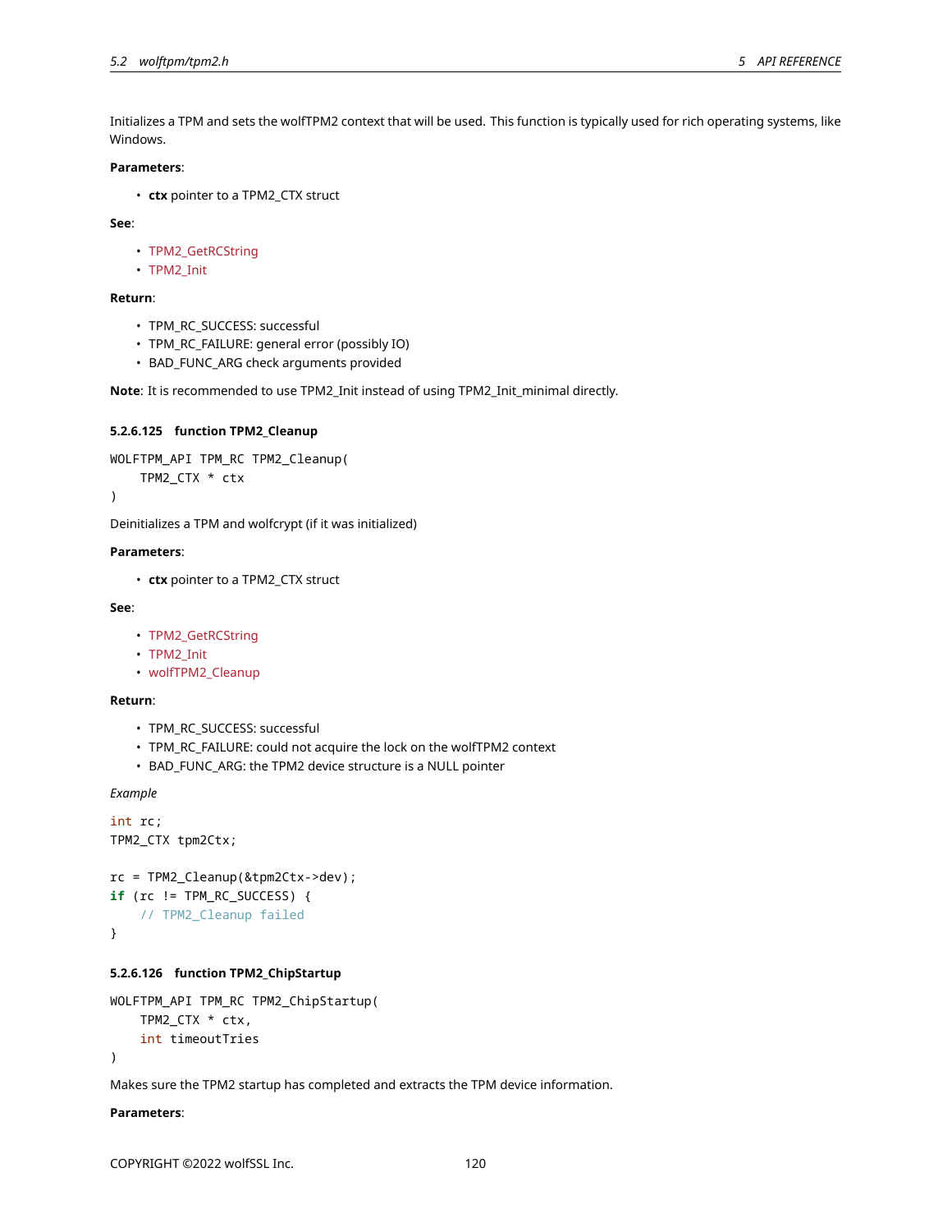Initializes a TPM and sets the wolfTPM2 context that will be used. This function is typically used for rich operating systems, like Windows.

**Parameters**:

- **ctx** pointer to a TPM2_CTX struct

**See**:

- TPM2_GetRCString
- TPM2_Init

**Return**:

- TPM_RC_SUCCESS: successful
- TPM_RC_FAILURE: general error (possibly IO)
- BAD_FUNC_ARG check arguments provided

**Note**: It is recommended to use TPM2_Init instead of using TPM2_Init_minimal directly.

#### 5.2.6.125 function TPM2_Cleanup

```
WOLFTPM_API TPM_RC TPM2_Cleanup(
    TPM2_CTX * ctx
)
```

Deinitializes a TPM and wolfcrypt (if it was initialized)

**Parameters**:

- **ctx** pointer to a TPM2_CTX struct

**See**:

- TPM2_GetRCString
- TPM2_Init
- wolfTPM2_Cleanup

**Return**:

- TPM_RC_SUCCESS: successful
- TPM_RC_FAILURE: could not acquire the lock on the wolfTPM2 context
- BAD_FUNC_ARG: the TPM2 device structure is a NULL pointer

*Example*

```
int rc;
TPM2_CTX tpm2Ctx;

rc = TPM2_Cleanup(&tpm2Ctx->dev);
if (rc != TPM_RC_SUCCESS) {
    // TPM2_Cleanup failed
}
```

#### 5.2.6.126 function TPM2_ChipStartup

```
WOLFTPM_API TPM_RC TPM2_ChipStartup(
    TPM2_CTX * ctx,
    int timeoutTries
)
```

Makes sure the TPM2 startup has completed and extracts the TPM device information.

**Parameters**: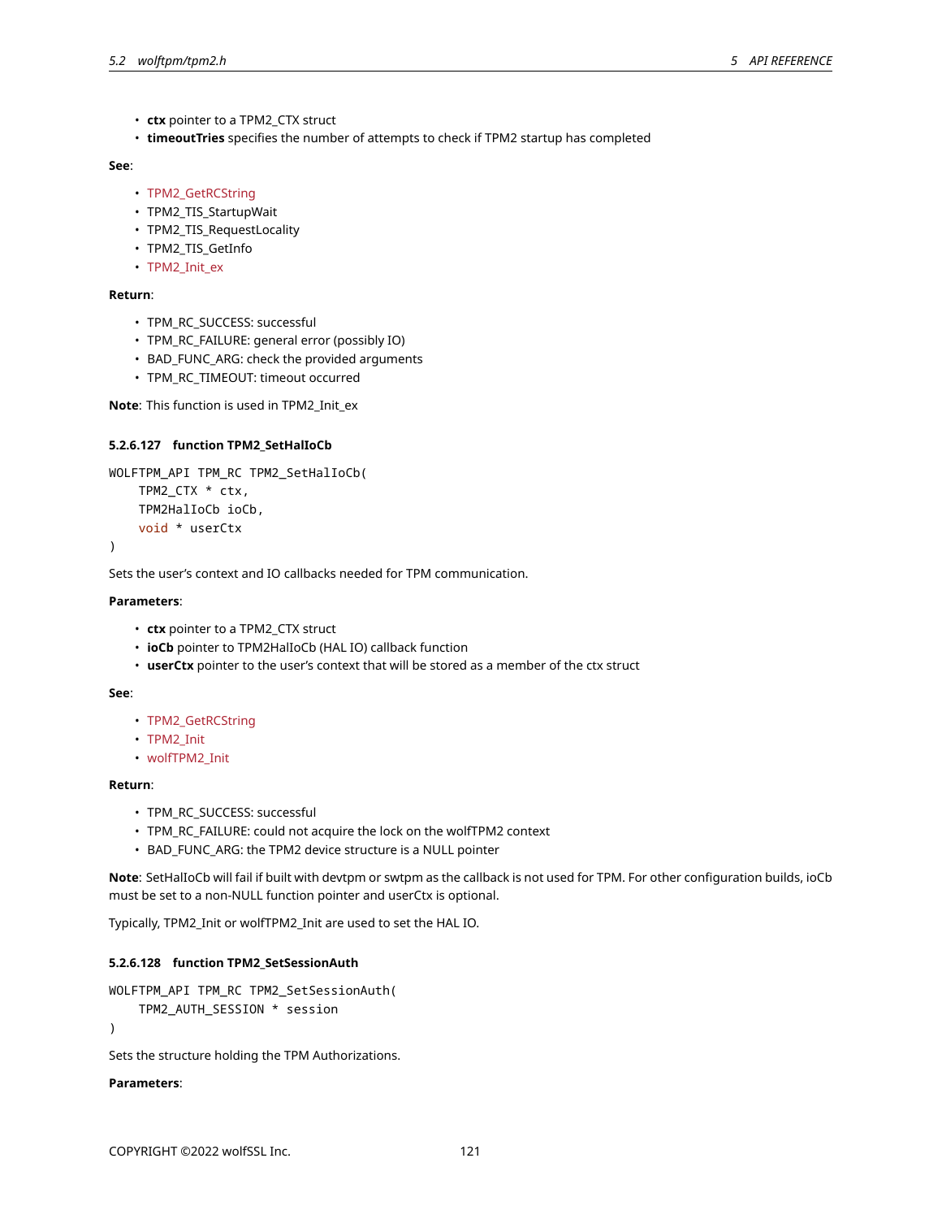- **ctx** pointer to a TPM2_CTX struct
- **timeoutTries** specifies the number of attempts to check if TPM2 startup has completed

**See**:

- TPM2_GetRCString
- TPM2_TIS_StartupWait
- TPM2_TIS_RequestLocality
- TPM2_TIS_GetInfo
- TPM2_Init_ex

**Return**:

- TPM_RC_SUCCESS: successful
- TPM_RC_FAILURE: general error (possibly IO)
- BAD_FUNC_ARG: check the provided arguments
- TPM_RC_TIMEOUT: timeout occurred

**Note**: This function is used in TPM2_Init_ex

#### 5.2.6.127 function TPM2_SetHalIoCb

```
WOLFTPM_API TPM_RC TPM2_SetHalIoCb(
    TPM2_CTX * ctx,
    TPM2HalIoCb ioCb,
    void * userCtx
)
```

Sets the user's context and IO callbacks needed for TPM communication.

**Parameters**:

- **ctx** pointer to a TPM2_CTX struct
- **ioCb** pointer to TPM2HalIoCb (HAL IO) callback function
- **userCtx** pointer to the user's context that will be stored as a member of the ctx struct

**See**:

- TPM2_GetRCString
- TPM2_Init
- wolfTPM2_Init

**Return**:

- TPM_RC_SUCCESS: successful
- TPM_RC_FAILURE: could not acquire the lock on the wolfTPM2 context
- BAD_FUNC_ARG: the TPM2 device structure is a NULL pointer

**Note**: SetHalIoCb will fail if built with devtpm or swtpm as the callback is not used for TPM. For other configuration builds, ioCb must be set to a non-NULL function pointer and userCtx is optional.

Typically, TPM2_Init or wolfTPM2_Init are used to set the HAL IO.

#### 5.2.6.128 function TPM2_SetSessionAuth

```
WOLFTPM_API TPM_RC TPM2_SetSessionAuth(
    TPM2_AUTH_SESSION * session
)
```

Sets the structure holding the TPM Authorizations.

**Parameters**: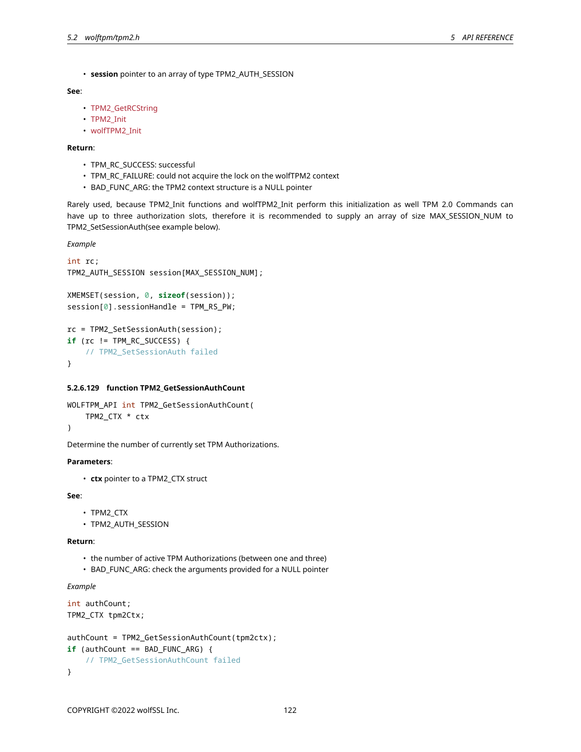- **session** pointer to an array of type TPM2_AUTH_SESSION

**See**:

- TPM2_GetRCString
- TPM2_Init
- wolfTPM2_Init

**Return**:

- TPM_RC_SUCCESS: successful
- TPM_RC_FAILURE: could not acquire the lock on the wolfTPM2 context
- BAD_FUNC_ARG: the TPM2 context structure is a NULL pointer

Rarely used, because TPM2_Init functions and wolfTPM2_Init perform this initialization as well TPM 2.0 Commands can have up to three authorization slots, therefore it is recommended to supply an array of size MAX_SESSION_NUM to TPM2_SetSessionAuth(see example below).

*Example*

```
int rc;
TPM2_AUTH_SESSION session[MAX_SESSION_NUM];

XMEMSET(session, 0, sizeof(session));
session[0].sessionHandle = TPM_RS_PW;

rc = TPM2_SetSessionAuth(session);
if (rc != TPM_RC_SUCCESS) {
    // TPM2_SetSessionAuth failed
}
```

#### 5.2.6.129 function TPM2_GetSessionAuthCount

```
WOLFTPM_API int TPM2_GetSessionAuthCount(
    TPM2_CTX * ctx
)
```

Determine the number of currently set TPM Authorizations.

**Parameters**:

- **ctx** pointer to a TPM2_CTX struct

**See**:

- TPM2_CTX
- TPM2_AUTH_SESSION

**Return**:

- the number of active TPM Authorizations (between one and three)
- BAD_FUNC_ARG: check the arguments provided for a NULL pointer

*Example*

```
int authCount;
TPM2_CTX tpm2Ctx;

authCount = TPM2_GetSessionAuthCount(tpm2ctx);
if (authCount == BAD_FUNC_ARG) {
    // TPM2_GetSessionAuthCount failed
}
```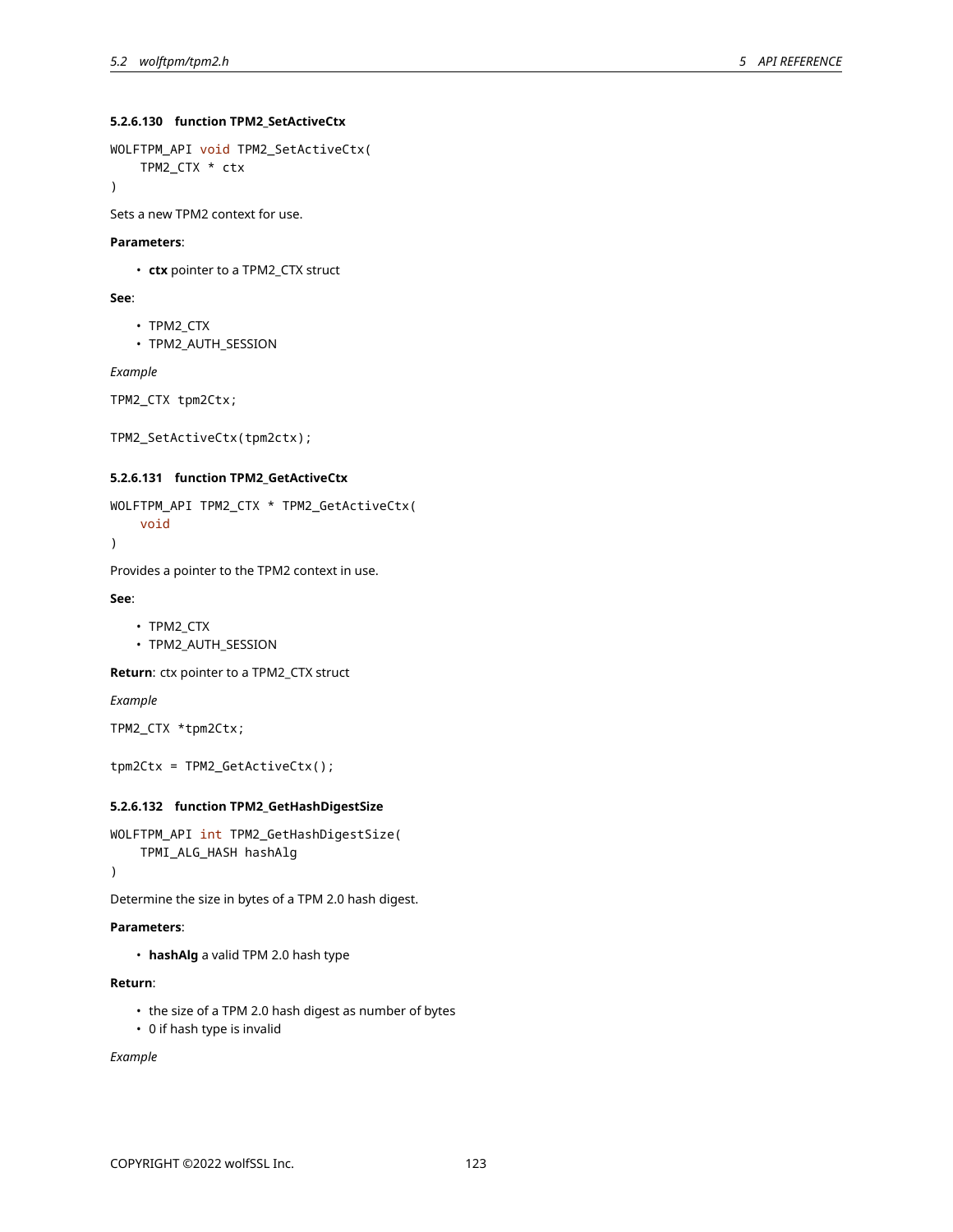#### 5.2.6.130 function TPM2_SetActiveCtx

```
WOLFTPM_API void TPM2_SetActiveCtx(
    TPM2_CTX * ctx
)
```

Sets a new TPM2 context for use.

**Parameters**:

- **ctx** pointer to a TPM2_CTX struct

**See**:

- TPM2_CTX
- TPM2_AUTH_SESSION

*Example*

```
TPM2_CTX tpm2Ctx;

TPM2_SetActiveCtx(tpm2ctx);
```

#### 5.2.6.131 function TPM2_GetActiveCtx

```
WOLFTPM_API TPM2_CTX * TPM2_GetActiveCtx(
    void
)
```

Provides a pointer to the TPM2 context in use.

**See**:

- TPM2_CTX
- TPM2_AUTH_SESSION

**Return**: ctx pointer to a TPM2_CTX struct

*Example*

```
TPM2_CTX *tpm2Ctx;

tpm2Ctx = TPM2_GetActiveCtx();
```

#### 5.2.6.132 function TPM2_GetHashDigestSize

```
WOLFTPM_API int TPM2_GetHashDigestSize(
    TPMI_ALG_HASH hashAlg
)
```

Determine the size in bytes of a TPM 2.0 hash digest.

**Parameters**:

- **hashAlg** a valid TPM 2.0 hash type

**Return**:

- the size of a TPM 2.0 hash digest as number of bytes
- 0 if hash type is invalid

*Example*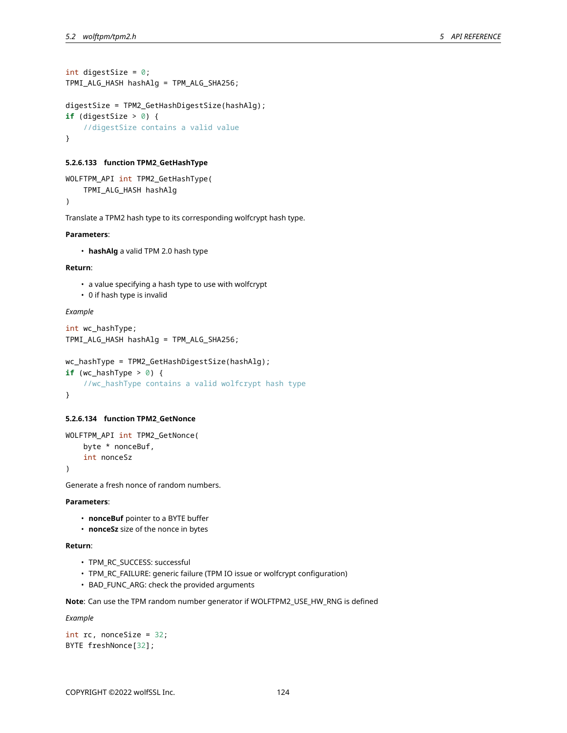```cpp
int digestSize = 0;
TPMI_ALG_HASH hashAlg = TPM_ALG_SHA256;

digestSize = TPM2_GetHashDigestSize(hashAlg);
if (digestSize > 0) {
    //digestSize contains a valid value
}
```

#### 5.2.6.133 function TPM2_GetHashType

```cpp
WOLFTPM_API int TPM2_GetHashType(
    TPMI_ALG_HASH hashAlg
)
```

Translate a TPM2 hash type to its corresponding wolfcrypt hash type.

**Parameters**:

- **hashAlg** a valid TPM 2.0 hash type

**Return**:

- a value specifying a hash type to use with wolfcrypt
- 0 if hash type is invalid

*Example*

```cpp
int wc_hashType;
TPMI_ALG_HASH hashAlg = TPM_ALG_SHA256;

wc_hashType = TPM2_GetHashDigestSize(hashAlg);
if (wc_hashType > 0) {
    //wc_hashType contains a valid wolfcrypt hash type
}
```

#### 5.2.6.134 function TPM2_GetNonce

```cpp
WOLFTPM_API int TPM2_GetNonce(
    byte * nonceBuf,
    int nonceSz
)
```

Generate a fresh nonce of random numbers.

**Parameters**:

- **nonceBuf** pointer to a BYTE buffer
- **nonceSz** size of the nonce in bytes

**Return**:

- TPM_RC_SUCCESS: successful
- TPM_RC_FAILURE: generic failure (TPM IO issue or wolfcrypt configuration)
- BAD_FUNC_ARG: check the provided arguments

**Note**: Can use the TPM random number generator if WOLFTPM2_USE_HW_RNG is defined

*Example*

```cpp
int rc, nonceSize = 32;
BYTE freshNonce[32];
```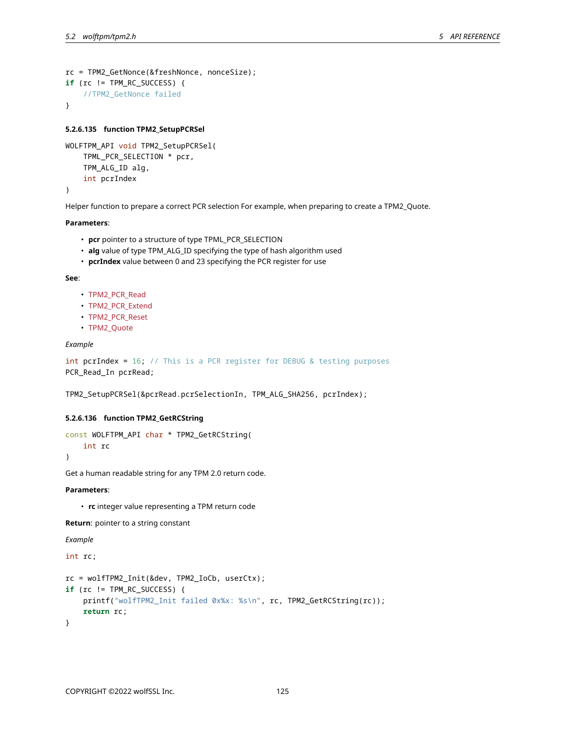```
rc = TPM2_GetNonce(&freshNonce, nonceSize);
if (rc != TPM_RC_SUCCESS) {
    //TPM2_GetNonce failed
}
```

#### 5.2.6.135 function TPM2_SetupPCRSel

```
WOLFTPM_API void TPM2_SetupPCRSel(
    TPML_PCR_SELECTION * pcr,
    TPM_ALG_ID alg,
    int pcrIndex
)
```

Helper function to prepare a correct PCR selection For example, when preparing to create a TPM2_Quote.

**Parameters**:

- **pcr** pointer to a structure of type TPML_PCR_SELECTION
- **alg** value of type TPM_ALG_ID specifying the type of hash algorithm used
- **pcrIndex** value between 0 and 23 specifying the PCR register for use

**See**:

- TPM2_PCR_Read
- TPM2_PCR_Extend
- TPM2_PCR_Reset
- TPM2_Quote

*Example*

```
int pcrIndex = 16; // This is a PCR register for DEBUG & testing purposes
PCR_Read_In pcrRead;

TPM2_SetupPCRSel(&pcrRead.pcrSelectionIn, TPM_ALG_SHA256, pcrIndex);
```

#### 5.2.6.136 function TPM2_GetRCString

```
const WOLFTPM_API char * TPM2_GetRCString(
    int rc
)
```

Get a human readable string for any TPM 2.0 return code.

**Parameters**:

- **rc** integer value representing a TPM return code

**Return**: pointer to a string constant

*Example*

```
int rc;

rc = wolfTPM2_Init(&dev, TPM2_IoCb, userCtx);
if (rc != TPM_RC_SUCCESS) {
    printf("wolfTPM2_Init failed 0x%x: %s\n", rc, TPM2_GetRCString(rc));
    return rc;
}
```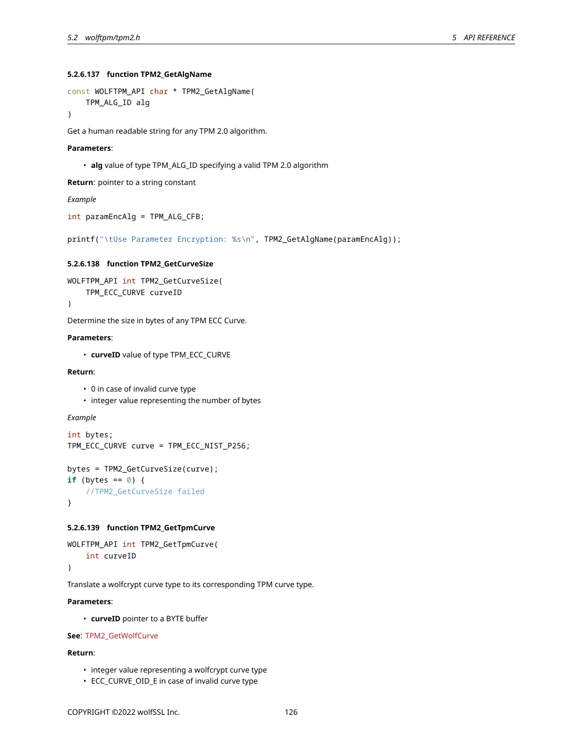#### 5.2.6.137 function TPM2_GetAlgName

```
const WOLFTPM_API char * TPM2_GetAlgName(
    TPM_ALG_ID alg
)
```

Get a human readable string for any TPM 2.0 algorithm.

**Parameters**:

- **alg** value of type TPM_ALG_ID specifying a valid TPM 2.0 algorithm

**Return**: pointer to a string constant

*Example*

```
int paramEncAlg = TPM_ALG_CFB;

printf("\tUse Parameter Encryption: %s\n", TPM2_GetAlgName(paramEncAlg));
```

#### 5.2.6.138 function TPM2_GetCurveSize

```
WOLFTPM_API int TPM2_GetCurveSize(
    TPM_ECC_CURVE curveID
)
```

Determine the size in bytes of any TPM ECC Curve.

**Parameters**:

- **curveID** value of type TPM_ECC_CURVE

**Return**:

- 0 in case of invalid curve type
- integer value representing the number of bytes

*Example*

```
int bytes;
TPM_ECC_CURVE curve = TPM_ECC_NIST_P256;

bytes = TPM2_GetCurveSize(curve);
if (bytes == 0) {
    //TPM2_GetCurveSize failed
}
```

#### 5.2.6.139 function TPM2_GetTpmCurve

```
WOLFTPM_API int TPM2_GetTpmCurve(
    int curveID
)
```

Translate a wolfcrypt curve type to its corresponding TPM curve type.

**Parameters**:

- **curveID** pointer to a BYTE buffer

**See**: TPM2_GetWolfCurve

**Return**:

- integer value representing a wolfcrypt curve type
- ECC_CURVE_OID_E in case of invalid curve type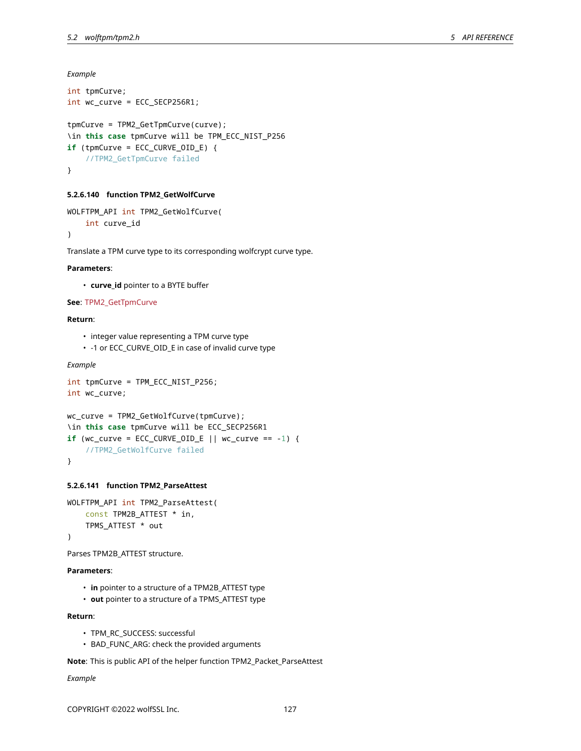*Example*

```
int tpmCurve;
int wc_curve = ECC_SECP256R1;

tpmCurve = TPM2_GetTpmCurve(curve);
\in this case tpmCurve will be TPM_ECC_NIST_P256
if (tpmCurve = ECC_CURVE_OID_E) {
    //TPM2_GetTpmCurve failed
}
```

#### 5.2.6.140 function TPM2_GetWolfCurve

```
WOLFTPM_API int TPM2_GetWolfCurve(
    int curve_id
)
```

Translate a TPM curve type to its corresponding wolfcrypt curve type.

**Parameters**:

- **curve_id** pointer to a BYTE buffer

**See**: TPM2_GetTpmCurve

**Return**:

- integer value representing a TPM curve type
- -1 or ECC_CURVE_OID_E in case of invalid curve type

*Example*

```
int tpmCurve = TPM_ECC_NIST_P256;
int wc_curve;

wc_curve = TPM2_GetWolfCurve(tpmCurve);
\in this case tpmCurve will be ECC_SECP256R1
if (wc_curve = ECC_CURVE_OID_E || wc_curve == -1) {
    //TPM2_GetWolfCurve failed
}
```

#### 5.2.6.141 function TPM2_ParseAttest

```
WOLFTPM_API int TPM2_ParseAttest(
    const TPM2B_ATTEST * in,
    TPMS_ATTEST * out
)
```

Parses TPM2B_ATTEST structure.

**Parameters**:

- **in** pointer to a structure of a TPM2B_ATTEST type
- **out** pointer to a structure of a TPMS_ATTEST type

**Return**:

- TPM_RC_SUCCESS: successful
- BAD_FUNC_ARG: check the provided arguments

**Note**: This is public API of the helper function TPM2_Packet_ParseAttest

*Example*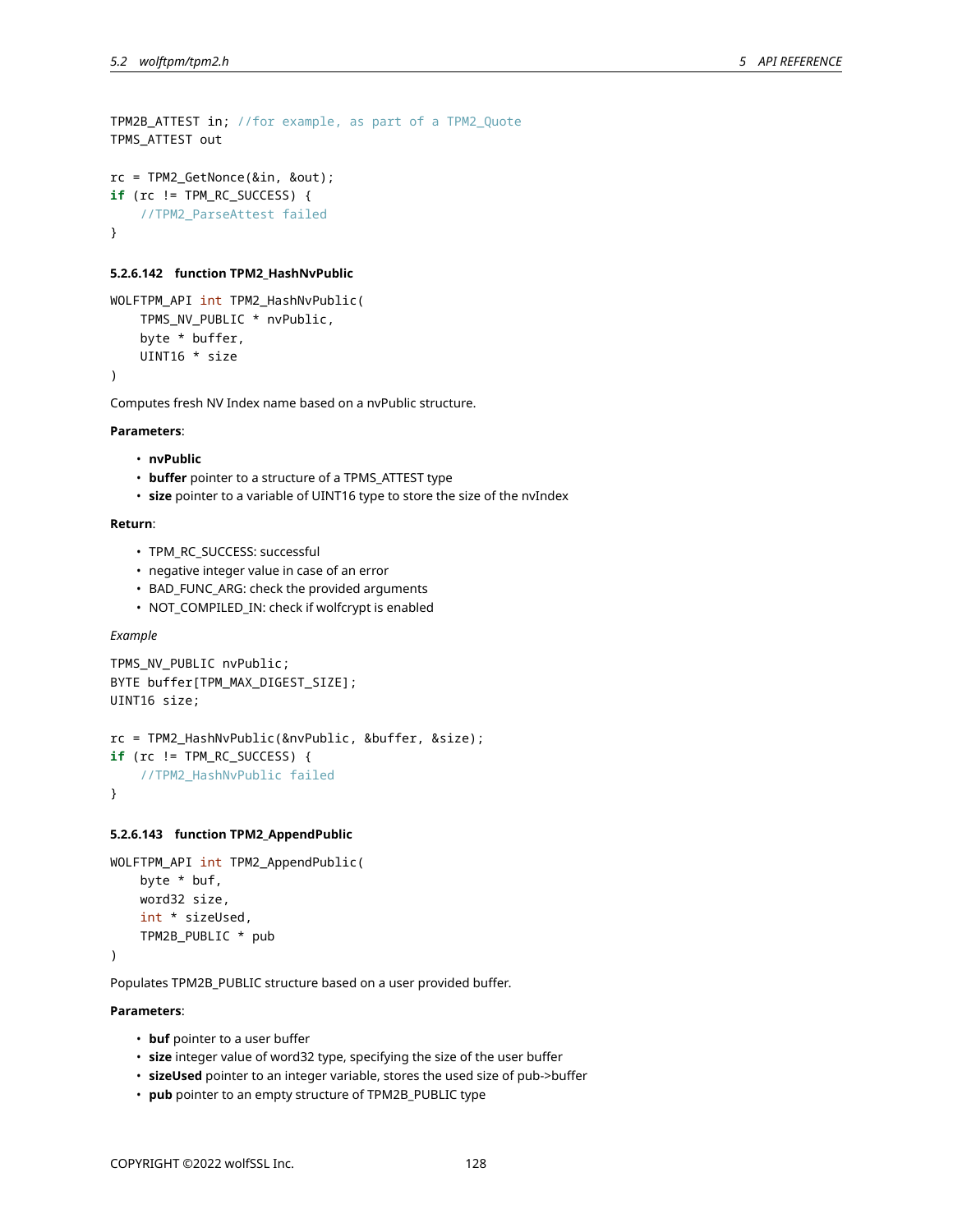```
TPM2B_ATTEST in; //for example, as part of a TPM2_Quote
TPMS_ATTEST out

rc = TPM2_GetNonce(&in, &out);
if (rc != TPM_RC_SUCCESS) {
    //TPM2_ParseAttest failed
}
```

#### 5.2.6.142 function TPM2_HashNvPublic

```
WOLFTPM_API int TPM2_HashNvPublic(
    TPMS_NV_PUBLIC * nvPublic,
    byte * buffer,
    UINT16 * size
)
```

Computes fresh NV Index name based on a nvPublic structure.

**Parameters**:

- **nvPublic**
- **buffer** pointer to a structure of a TPMS_ATTEST type
- **size** pointer to a variable of UINT16 type to store the size of the nvIndex

**Return**:

- TPM_RC_SUCCESS: successful
- negative integer value in case of an error
- BAD_FUNC_ARG: check the provided arguments
- NOT_COMPILED_IN: check if wolfcrypt is enabled

*Example*

```
TPMS_NV_PUBLIC nvPublic;
BYTE buffer[TPM_MAX_DIGEST_SIZE];
UINT16 size;

rc = TPM2_HashNvPublic(&nvPublic, &buffer, &size);
if (rc != TPM_RC_SUCCESS) {
    //TPM2_HashNvPublic failed
}
```

#### 5.2.6.143 function TPM2_AppendPublic

```
WOLFTPM_API int TPM2_AppendPublic(
    byte * buf,
    word32 size,
    int * sizeUsed,
    TPM2B_PUBLIC * pub
)
```

Populates TPM2B_PUBLIC structure based on a user provided buffer.

**Parameters**:

- **buf** pointer to a user buffer
- **size** integer value of word32 type, specifying the size of the user buffer
- **sizeUsed** pointer to an integer variable, stores the used size of pub->buffer
- **pub** pointer to an empty structure of TPM2B_PUBLIC type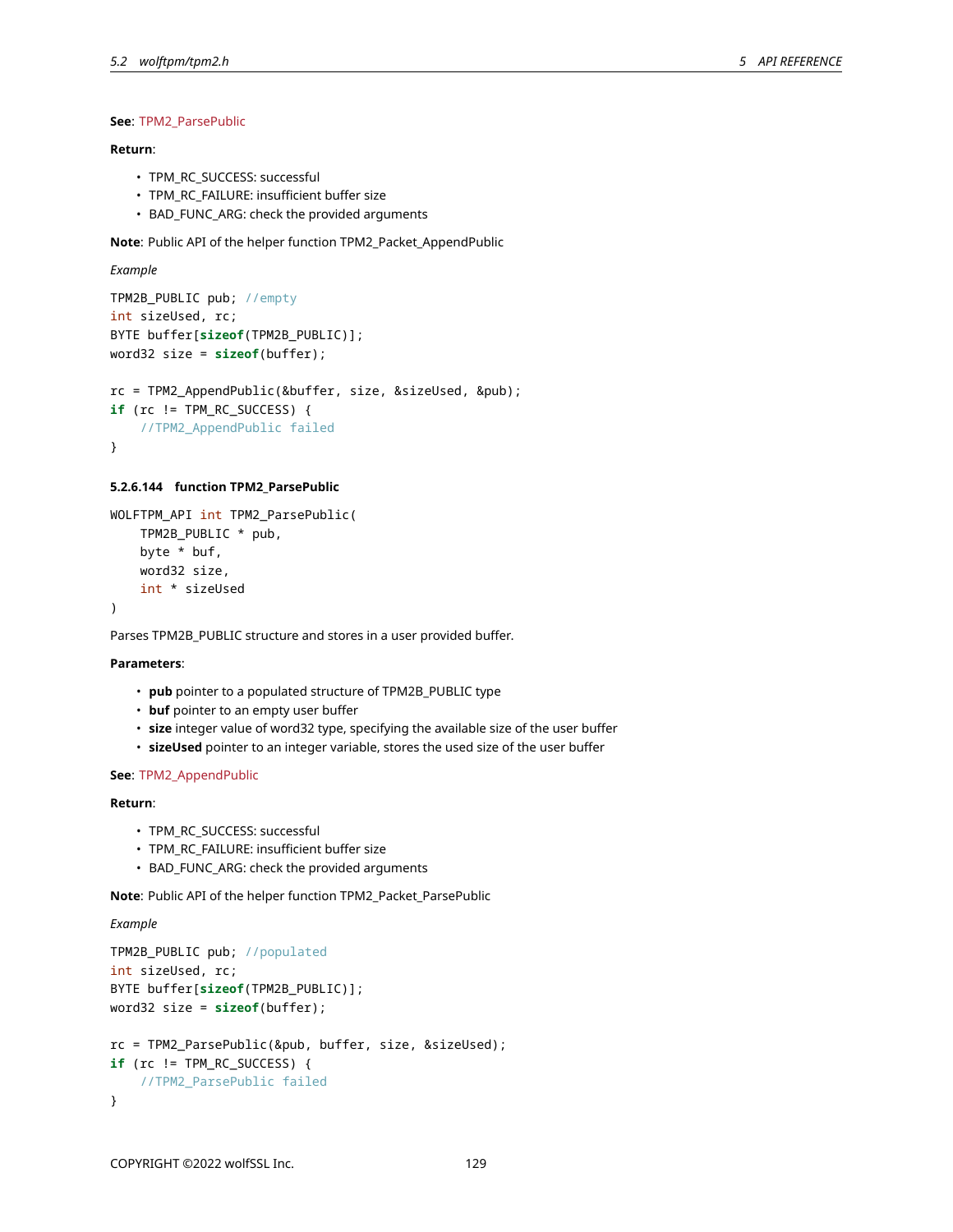**See**: TPM2_ParsePublic

**Return**:

- TPM_RC_SUCCESS: successful
- TPM_RC_FAILURE: insufficient buffer size
- BAD_FUNC_ARG: check the provided arguments

**Note**: Public API of the helper function TPM2_Packet_AppendPublic

*Example*

```
TPM2B_PUBLIC pub; //empty
int sizeUsed, rc;
BYTE buffer[sizeof(TPM2B_PUBLIC)];
word32 size = sizeof(buffer);

rc = TPM2_AppendPublic(&buffer, size, &sizeUsed, &pub);
if (rc != TPM_RC_SUCCESS) {
    //TPM2_AppendPublic failed
}
```

#### 5.2.6.144 function TPM2_ParsePublic

```
WOLFTPM_API int TPM2_ParsePublic(
    TPM2B_PUBLIC * pub,
    byte * buf,
    word32 size,
    int * sizeUsed
)
```

Parses TPM2B_PUBLIC structure and stores in a user provided buffer.

**Parameters**:

- **pub** pointer to a populated structure of TPM2B_PUBLIC type
- **buf** pointer to an empty user buffer
- **size** integer value of word32 type, specifying the available size of the user buffer
- **sizeUsed** pointer to an integer variable, stores the used size of the user buffer

**See**: TPM2_AppendPublic

**Return**:

- TPM_RC_SUCCESS: successful
- TPM_RC_FAILURE: insufficient buffer size
- BAD_FUNC_ARG: check the provided arguments

**Note**: Public API of the helper function TPM2_Packet_ParsePublic

*Example*

```
TPM2B_PUBLIC pub; //populated
int sizeUsed, rc;
BYTE buffer[sizeof(TPM2B_PUBLIC)];
word32 size = sizeof(buffer);

rc = TPM2_ParsePublic(&pub, buffer, size, &sizeUsed);
if (rc != TPM_RC_SUCCESS) {
    //TPM2_ParsePublic failed
}
```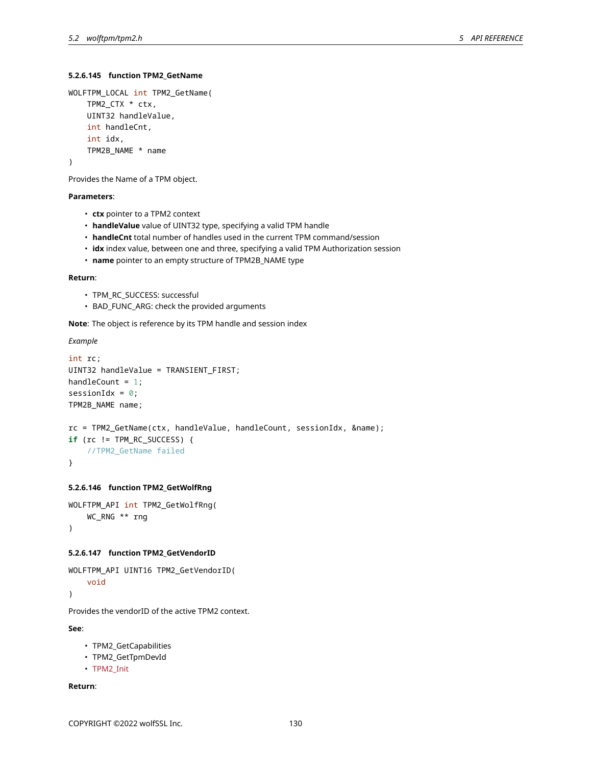#### 5.2.6.145 function TPM2_GetName

```
WOLFTPM_LOCAL int TPM2_GetName(
    TPM2_CTX * ctx,
    UINT32 handleValue,
    int handleCnt,
    int idx,
    TPM2B_NAME * name
)
```

Provides the Name of a TPM object.

**Parameters**:

- **ctx** pointer to a TPM2 context
- **handleValue** value of UINT32 type, specifying a valid TPM handle
- **handleCnt** total number of handles used in the current TPM command/session
- **idx** index value, between one and three, specifying a valid TPM Authorization session
- **name** pointer to an empty structure of TPM2B_NAME type

**Return**:

- TPM_RC_SUCCESS: successful
- BAD_FUNC_ARG: check the provided arguments

**Note**: The object is reference by its TPM handle and session index

*Example*

```
int rc;
UINT32 handleValue = TRANSIENT_FIRST;
handleCount = 1;
sessionIdx = 0;
TPM2B_NAME name;

rc = TPM2_GetName(ctx, handleValue, handleCount, sessionIdx, &name);
if (rc != TPM_RC_SUCCESS) {
    //TPM2_GetName failed
}
```

#### 5.2.6.146 function TPM2_GetWolfRng

```
WOLFTPM_API int TPM2_GetWolfRng(
    WC_RNG ** rng
)
```

#### 5.2.6.147 function TPM2_GetVendorID

```
WOLFTPM_API UINT16 TPM2_GetVendorID(
    void
)
```

Provides the vendorID of the active TPM2 context.

**See**:

- TPM2_GetCapabilities
- TPM2_GetTpmDevId
- TPM2_Init

**Return**: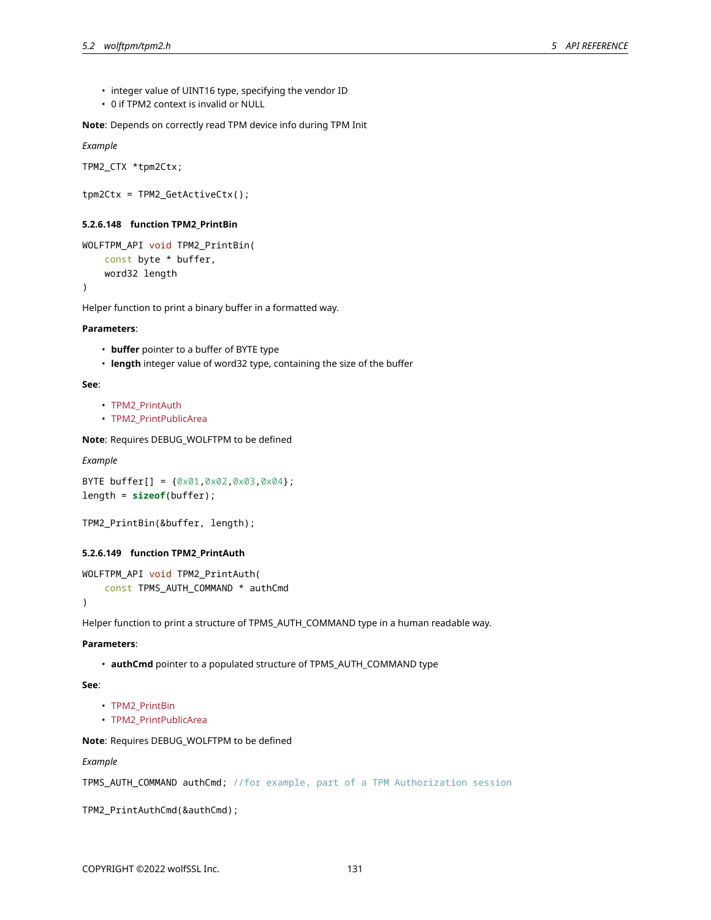- integer value of UINT16 type, specifying the vendor ID
- 0 if TPM2 context is invalid or NULL

**Note**: Depends on correctly read TPM device info during TPM Init

*Example*

```
TPM2_CTX *tpm2Ctx;

tpm2Ctx = TPM2_GetActiveCtx();
```

#### 5.2.6.148 function TPM2_PrintBin

```
WOLFTPM_API void TPM2_PrintBin(
    const byte * buffer,
    word32 length
)
```

Helper function to print a binary buffer in a formatted way.

**Parameters**:

- **buffer** pointer to a buffer of BYTE type
- **length** integer value of word32 type, containing the size of the buffer

**See**:

- TPM2_PrintAuth
- TPM2_PrintPublicArea

**Note**: Requires DEBUG_WOLFTPM to be defined

*Example*

```
BYTE buffer[] = {0x01,0x02,0x03,0x04};
length = sizeof(buffer);

TPM2_PrintBin(&buffer, length);
```

#### 5.2.6.149 function TPM2_PrintAuth

```
WOLFTPM_API void TPM2_PrintAuth(
    const TPMS_AUTH_COMMAND * authCmd
)
```

Helper function to print a structure of TPMS_AUTH_COMMAND type in a human readable way.

**Parameters**:

- **authCmd** pointer to a populated structure of TPMS_AUTH_COMMAND type

**See**:

- TPM2_PrintBin
- TPM2_PrintPublicArea

**Note**: Requires DEBUG_WOLFTPM to be defined

*Example*

```
TPMS_AUTH_COMMAND authCmd; //for example, part of a TPM Authorization session

TPM2_PrintAuthCmd(&authCmd);
```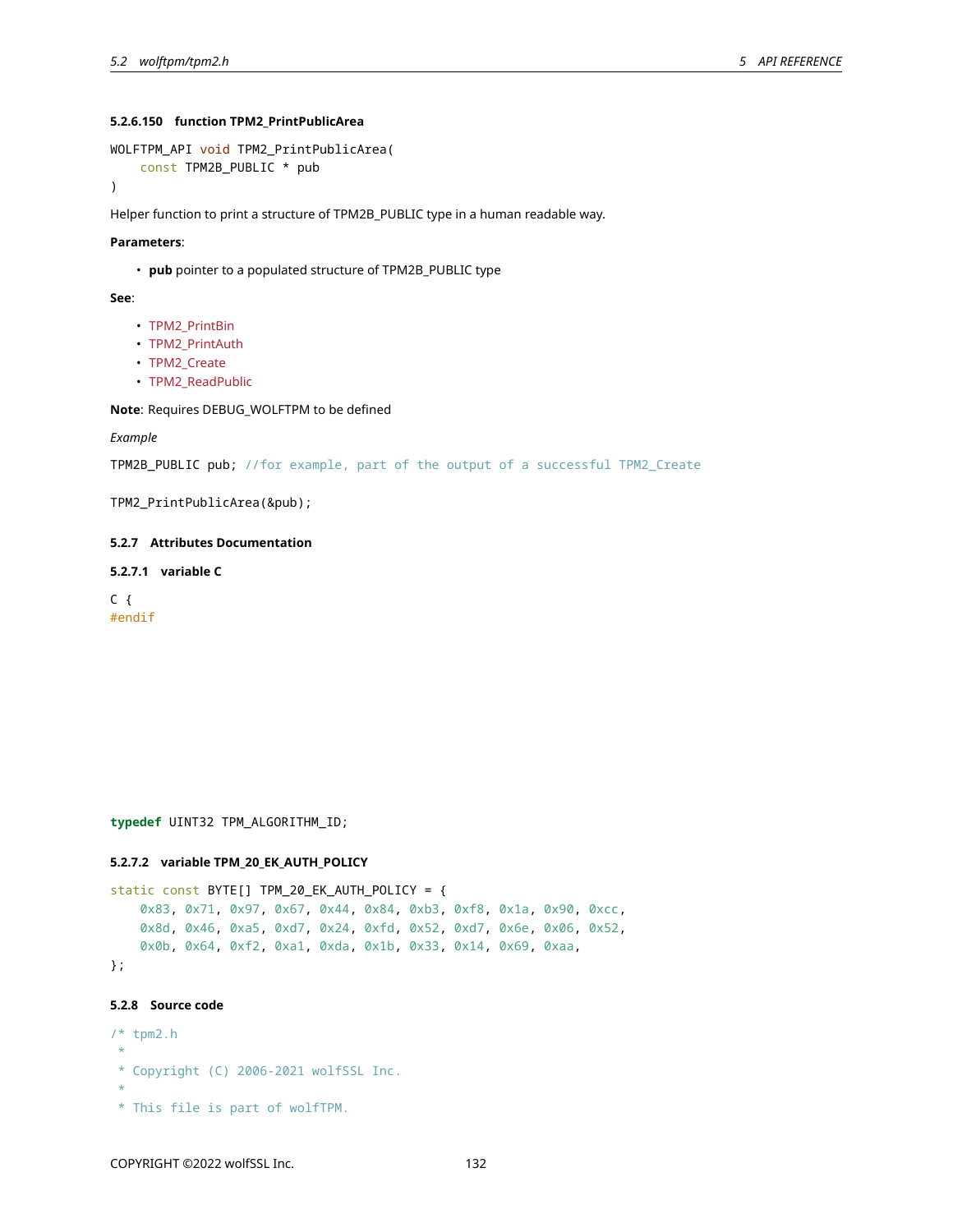#### 5.2.6.150 function TPM2_PrintPublicArea

```
WOLFTPM_API void TPM2_PrintPublicArea(
    const TPM2B_PUBLIC * pub
)
```

Helper function to print a structure of TPM2B_PUBLIC type in a human readable way.

**Parameters**:

- **pub** pointer to a populated structure of TPM2B_PUBLIC type

**See**:

- TPM2_PrintBin
- TPM2_PrintAuth
- TPM2_Create
- TPM2_ReadPublic

**Note**: Requires DEBUG_WOLFTPM to be defined

*Example*

```
TPM2B_PUBLIC pub; //for example, part of the output of a successful TPM2_Create

TPM2_PrintPublicArea(&pub);
```

### 5.2.7 Attributes Documentation

#### 5.2.7.1 variable C

```
C {
#endif









typedef UINT32 TPM_ALGORITHM_ID;
```

#### 5.2.7.2 variable TPM_20_EK_AUTH_POLICY

```
static const BYTE[] TPM_20_EK_AUTH_POLICY = {
    0x83, 0x71, 0x97, 0x67, 0x44, 0x84, 0xb3, 0xf8, 0x1a, 0x90, 0xcc,
    0x8d, 0x46, 0xa5, 0xd7, 0x24, 0xfd, 0x52, 0xd7, 0x6e, 0x06, 0x52,
    0x0b, 0x64, 0xf2, 0xa1, 0xda, 0x1b, 0x33, 0x14, 0x69, 0xaa,
};
```

### 5.2.8 Source code

```
/* tpm2.h
 *
 * Copyright (C) 2006-2021 wolfSSL Inc.
 *
 * This file is part of wolfTPM.
```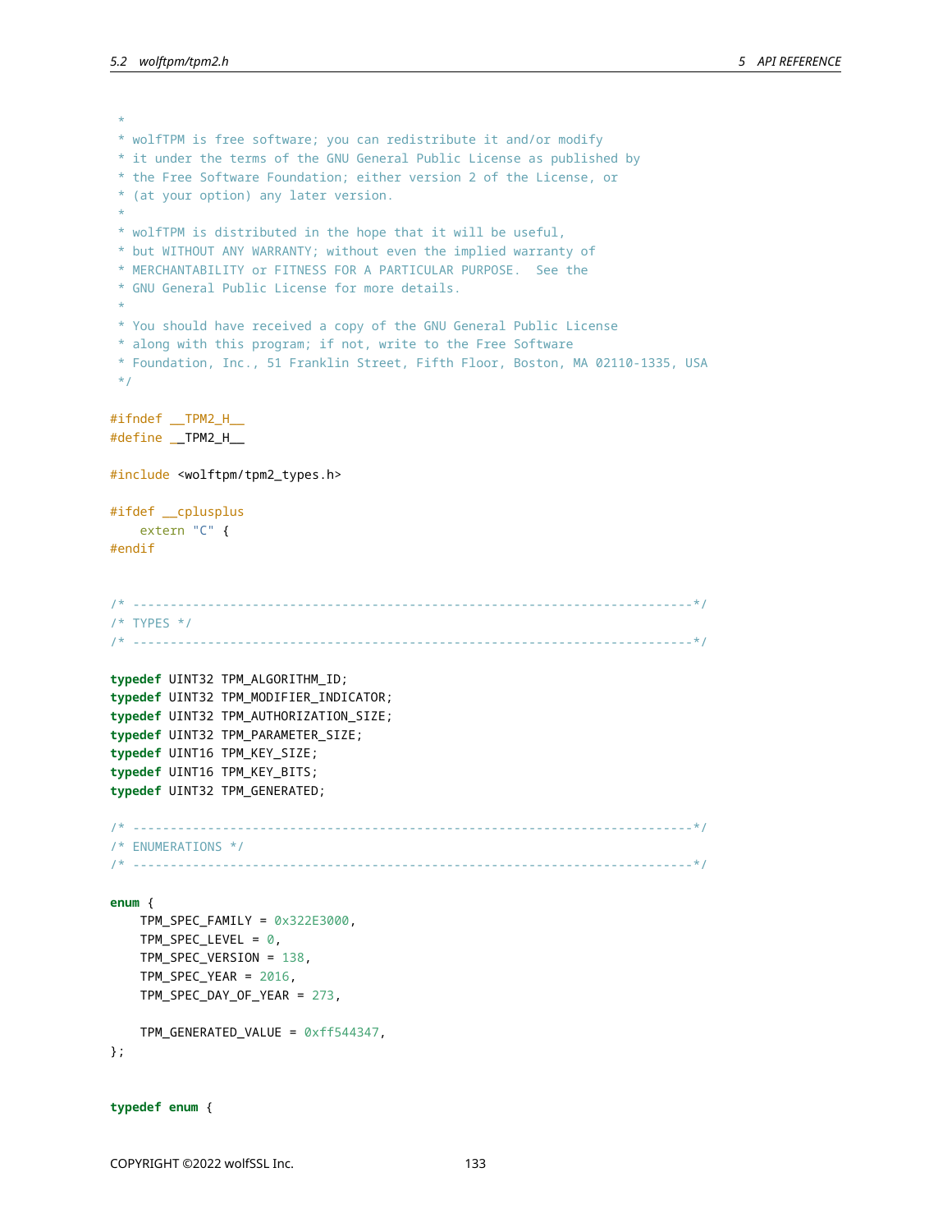```c
 *
 * wolfTPM is free software; you can redistribute it and/or modify
 * it under the terms of the GNU General Public License as published by
 * the Free Software Foundation; either version 2 of the License, or
 * (at your option) any later version.
 *
 * wolfTPM is distributed in the hope that it will be useful,
 * but WITHOUT ANY WARRANTY; without even the implied warranty of
 * MERCHANTABILITY or FITNESS FOR A PARTICULAR PURPOSE.  See the
 * GNU General Public License for more details.
 *
 * You should have received a copy of the GNU General Public License
 * along with this program; if not, write to the Free Software
 * Foundation, Inc., 51 Franklin Street, Fifth Floor, Boston, MA 02110-1335, USA
 */

#ifndef __TPM2_H__
#define __TPM2_H__

#include <wolftpm/tpm2_types.h>

#ifdef __cplusplus
    extern "C" {
#endif


/* ---------------------------------------------------------------------------*/
/* TYPES */
/* ---------------------------------------------------------------------------*/

typedef UINT32 TPM_ALGORITHM_ID;
typedef UINT32 TPM_MODIFIER_INDICATOR;
typedef UINT32 TPM_AUTHORIZATION_SIZE;
typedef UINT32 TPM_PARAMETER_SIZE;
typedef UINT16 TPM_KEY_SIZE;
typedef UINT16 TPM_KEY_BITS;
typedef UINT32 TPM_GENERATED;

/* ---------------------------------------------------------------------------*/
/* ENUMERATIONS */
/* ---------------------------------------------------------------------------*/

enum {
    TPM_SPEC_FAMILY = 0x322E3000,
    TPM_SPEC_LEVEL = 0,
    TPM_SPEC_VERSION = 138,
    TPM_SPEC_YEAR = 2016,
    TPM_SPEC_DAY_OF_YEAR = 273,

    TPM_GENERATED_VALUE = 0xff544347,
};


typedef enum {
```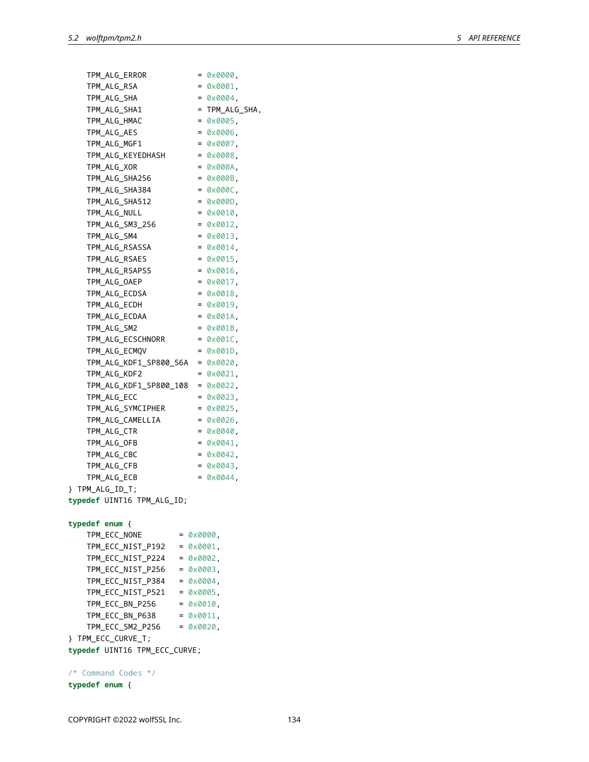```c
    TPM_ALG_ERROR           = 0x0000,
    TPM_ALG_RSA             = 0x0001,
    TPM_ALG_SHA             = 0x0004,
    TPM_ALG_SHA1            = TPM_ALG_SHA,
    TPM_ALG_HMAC            = 0x0005,
    TPM_ALG_AES             = 0x0006,
    TPM_ALG_MGF1            = 0x0007,
    TPM_ALG_KEYEDHASH       = 0x0008,
    TPM_ALG_XOR             = 0x000A,
    TPM_ALG_SHA256          = 0x000B,
    TPM_ALG_SHA384          = 0x000C,
    TPM_ALG_SHA512          = 0x000D,
    TPM_ALG_NULL            = 0x0010,
    TPM_ALG_SM3_256         = 0x0012,
    TPM_ALG_SM4             = 0x0013,
    TPM_ALG_RSASSA          = 0x0014,
    TPM_ALG_RSAES           = 0x0015,
    TPM_ALG_RSAPSS          = 0x0016,
    TPM_ALG_OAEP            = 0x0017,
    TPM_ALG_ECDSA           = 0x0018,
    TPM_ALG_ECDH            = 0x0019,
    TPM_ALG_ECDAA           = 0x001A,
    TPM_ALG_SM2             = 0x001B,
    TPM_ALG_ECSCHNORR       = 0x001C,
    TPM_ALG_ECMQV           = 0x001D,
    TPM_ALG_KDF1_SP800_56A  = 0x0020,
    TPM_ALG_KDF2            = 0x0021,
    TPM_ALG_KDF1_SP800_108  = 0x0022,
    TPM_ALG_ECC             = 0x0023,
    TPM_ALG_SYMCIPHER       = 0x0025,
    TPM_ALG_CAMELLIA        = 0x0026,
    TPM_ALG_CTR             = 0x0040,
    TPM_ALG_OFB             = 0x0041,
    TPM_ALG_CBC             = 0x0042,
    TPM_ALG_CFB             = 0x0043,
    TPM_ALG_ECB             = 0x0044,
} TPM_ALG_ID_T;
typedef UINT16 TPM_ALG_ID;

typedef enum {
    TPM_ECC_NONE        = 0x0000,
    TPM_ECC_NIST_P192   = 0x0001,
    TPM_ECC_NIST_P224   = 0x0002,
    TPM_ECC_NIST_P256   = 0x0003,
    TPM_ECC_NIST_P384   = 0x0004,
    TPM_ECC_NIST_P521   = 0x0005,
    TPM_ECC_BN_P256     = 0x0010,
    TPM_ECC_BN_P638     = 0x0011,
    TPM_ECC_SM2_P256    = 0x0020,
} TPM_ECC_CURVE_T;
typedef UINT16 TPM_ECC_CURVE;

/* Command Codes */
typedef enum {
```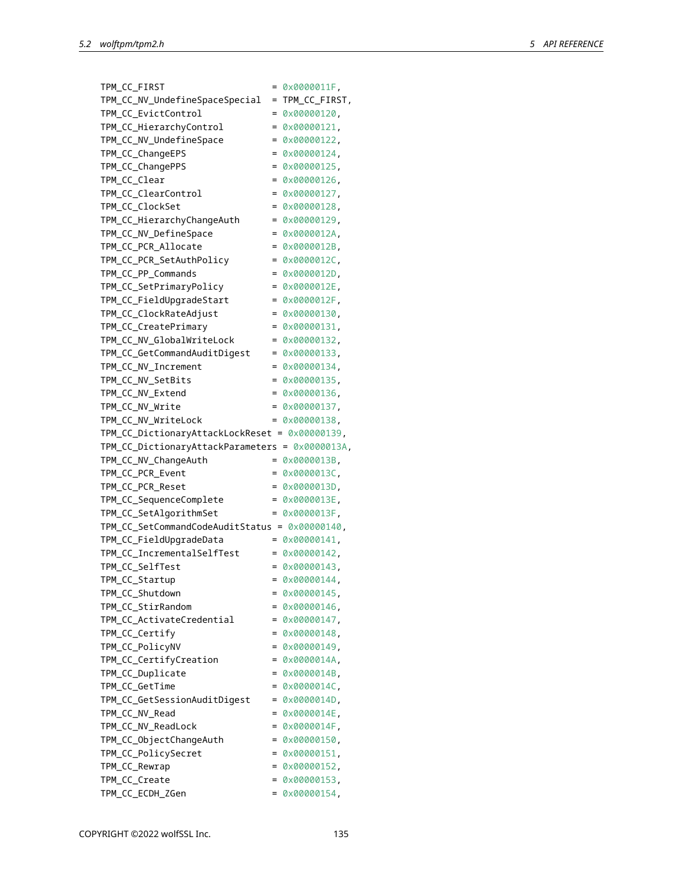```
    TPM_CC_FIRST                    = 0x0000011F,
    TPM_CC_NV_UndefineSpaceSpecial  = TPM_CC_FIRST,
    TPM_CC_EvictControl             = 0x00000120,
    TPM_CC_HierarchyControl         = 0x00000121,
    TPM_CC_NV_UndefineSpace         = 0x00000122,
    TPM_CC_ChangeEPS                = 0x00000124,
    TPM_CC_ChangePPS                = 0x00000125,
    TPM_CC_Clear                    = 0x00000126,
    TPM_CC_ClearControl             = 0x00000127,
    TPM_CC_ClockSet                 = 0x00000128,
    TPM_CC_HierarchyChangeAuth      = 0x00000129,
    TPM_CC_NV_DefineSpace           = 0x0000012A,
    TPM_CC_PCR_Allocate             = 0x0000012B,
    TPM_CC_PCR_SetAuthPolicy        = 0x0000012C,
    TPM_CC_PP_Commands              = 0x0000012D,
    TPM_CC_SetPrimaryPolicy         = 0x0000012E,
    TPM_CC_FieldUpgradeStart        = 0x0000012F,
    TPM_CC_ClockRateAdjust          = 0x00000130,
    TPM_CC_CreatePrimary            = 0x00000131,
    TPM_CC_NV_GlobalWriteLock       = 0x00000132,
    TPM_CC_GetCommandAuditDigest    = 0x00000133,
    TPM_CC_NV_Increment             = 0x00000134,
    TPM_CC_NV_SetBits               = 0x00000135,
    TPM_CC_NV_Extend                = 0x00000136,
    TPM_CC_NV_Write                 = 0x00000137,
    TPM_CC_NV_WriteLock             = 0x00000138,
    TPM_CC_DictionaryAttackLockReset = 0x00000139,
    TPM_CC_DictionaryAttackParameters = 0x0000013A,
    TPM_CC_NV_ChangeAuth            = 0x0000013B,
    TPM_CC_PCR_Event                = 0x0000013C,
    TPM_CC_PCR_Reset                = 0x0000013D,
    TPM_CC_SequenceComplete         = 0x0000013E,
    TPM_CC_SetAlgorithmSet          = 0x0000013F,
    TPM_CC_SetCommandCodeAuditStatus = 0x00000140,
    TPM_CC_FieldUpgradeData         = 0x00000141,
    TPM_CC_IncrementalSelfTest      = 0x00000142,
    TPM_CC_SelfTest                 = 0x00000143,
    TPM_CC_Startup                  = 0x00000144,
    TPM_CC_Shutdown                 = 0x00000145,
    TPM_CC_StirRandom               = 0x00000146,
    TPM_CC_ActivateCredential       = 0x00000147,
    TPM_CC_Certify                  = 0x00000148,
    TPM_CC_PolicyNV                 = 0x00000149,
    TPM_CC_CertifyCreation          = 0x0000014A,
    TPM_CC_Duplicate                = 0x0000014B,
    TPM_CC_GetTime                  = 0x0000014C,
    TPM_CC_GetSessionAuditDigest    = 0x0000014D,
    TPM_CC_NV_Read                  = 0x0000014E,
    TPM_CC_NV_ReadLock              = 0x0000014F,
    TPM_CC_ObjectChangeAuth         = 0x00000150,
    TPM_CC_PolicySecret             = 0x00000151,
    TPM_CC_Rewrap                   = 0x00000152,
    TPM_CC_Create                   = 0x00000153,
    TPM_CC_ECDH_ZGen                = 0x00000154,
```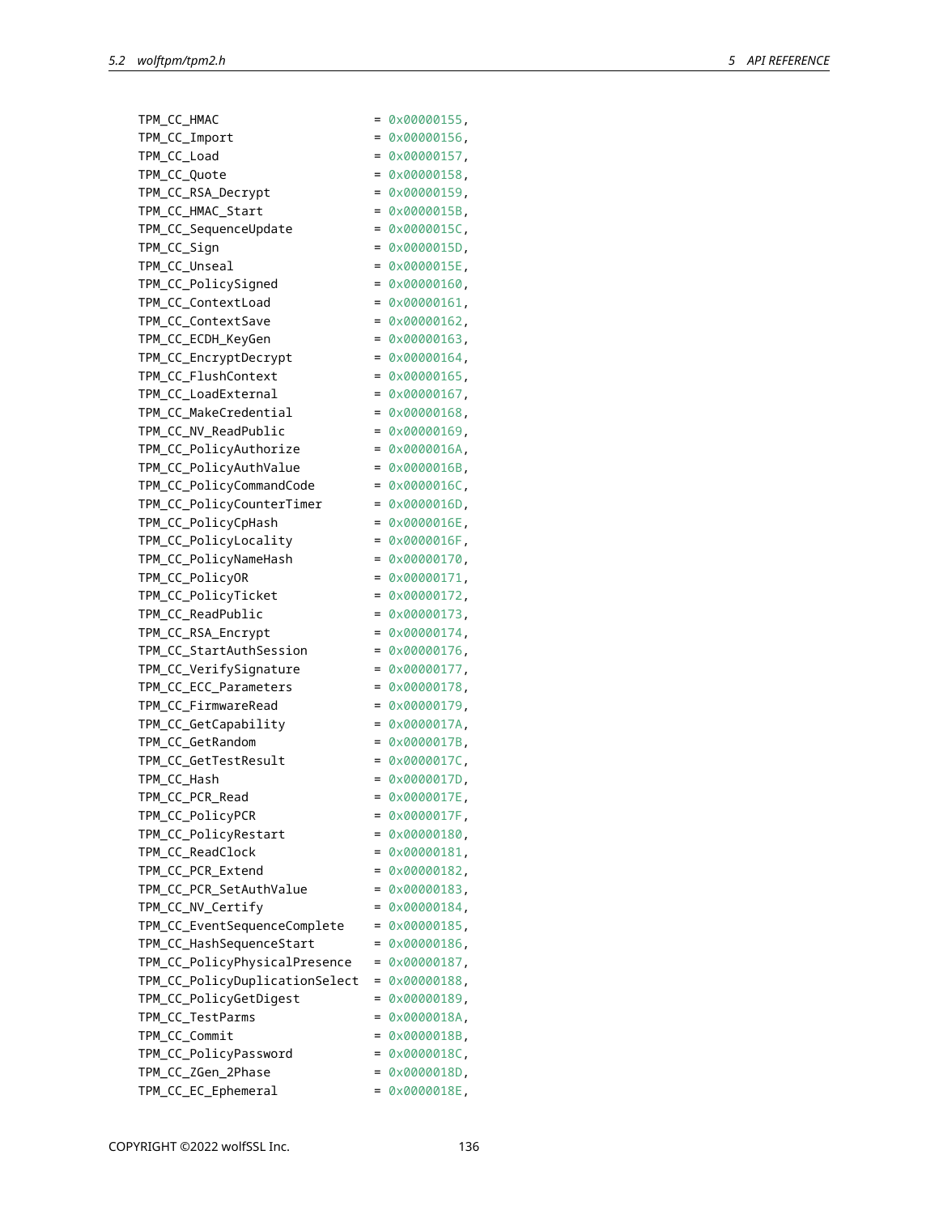```
    TPM_CC_HMAC                     = 0x00000155,
    TPM_CC_Import                   = 0x00000156,
    TPM_CC_Load                     = 0x00000157,
    TPM_CC_Quote                    = 0x00000158,
    TPM_CC_RSA_Decrypt              = 0x00000159,
    TPM_CC_HMAC_Start               = 0x0000015B,
    TPM_CC_SequenceUpdate           = 0x0000015C,
    TPM_CC_Sign                     = 0x0000015D,
    TPM_CC_Unseal                   = 0x0000015E,
    TPM_CC_PolicySigned             = 0x00000160,
    TPM_CC_ContextLoad              = 0x00000161,
    TPM_CC_ContextSave              = 0x00000162,
    TPM_CC_ECDH_KeyGen              = 0x00000163,
    TPM_CC_EncryptDecrypt           = 0x00000164,
    TPM_CC_FlushContext             = 0x00000165,
    TPM_CC_LoadExternal             = 0x00000167,
    TPM_CC_MakeCredential           = 0x00000168,
    TPM_CC_NV_ReadPublic            = 0x00000169,
    TPM_CC_PolicyAuthorize          = 0x0000016A,
    TPM_CC_PolicyAuthValue          = 0x0000016B,
    TPM_CC_PolicyCommandCode        = 0x0000016C,
    TPM_CC_PolicyCounterTimer       = 0x0000016D,
    TPM_CC_PolicyCpHash             = 0x0000016E,
    TPM_CC_PolicyLocality           = 0x0000016F,
    TPM_CC_PolicyNameHash           = 0x00000170,
    TPM_CC_PolicyOR                 = 0x00000171,
    TPM_CC_PolicyTicket             = 0x00000172,
    TPM_CC_ReadPublic               = 0x00000173,
    TPM_CC_RSA_Encrypt              = 0x00000174,
    TPM_CC_StartAuthSession         = 0x00000176,
    TPM_CC_VerifySignature          = 0x00000177,
    TPM_CC_ECC_Parameters           = 0x00000178,
    TPM_CC_FirmwareRead             = 0x00000179,
    TPM_CC_GetCapability            = 0x0000017A,
    TPM_CC_GetRandom                = 0x0000017B,
    TPM_CC_GetTestResult            = 0x0000017C,
    TPM_CC_Hash                     = 0x0000017D,
    TPM_CC_PCR_Read                 = 0x0000017E,
    TPM_CC_PolicyPCR                = 0x0000017F,
    TPM_CC_PolicyRestart            = 0x00000180,
    TPM_CC_ReadClock                = 0x00000181,
    TPM_CC_PCR_Extend               = 0x00000182,
    TPM_CC_PCR_SetAuthValue         = 0x00000183,
    TPM_CC_NV_Certify               = 0x00000184,
    TPM_CC_EventSequenceComplete    = 0x00000185,
    TPM_CC_HashSequenceStart        = 0x00000186,
    TPM_CC_PolicyPhysicalPresence   = 0x00000187,
    TPM_CC_PolicyDuplicationSelect  = 0x00000188,
    TPM_CC_PolicyGetDigest          = 0x00000189,
    TPM_CC_TestParms                = 0x0000018A,
    TPM_CC_Commit                   = 0x0000018B,
    TPM_CC_PolicyPassword           = 0x0000018C,
    TPM_CC_ZGen_2Phase              = 0x0000018D,
    TPM_CC_EC_Ephemeral             = 0x0000018E,
```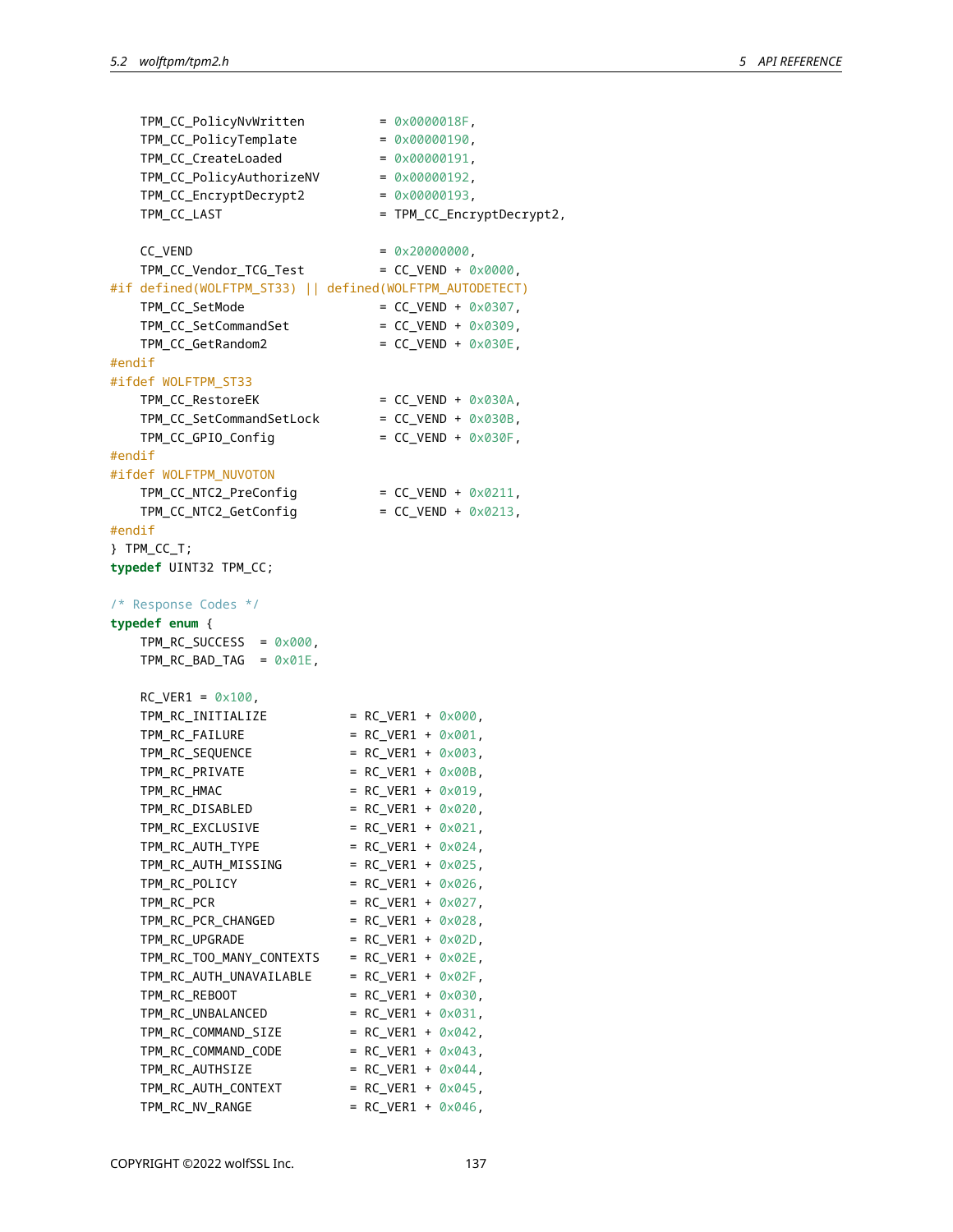```
    TPM_CC_PolicyNvWritten          = 0x0000018F,
    TPM_CC_PolicyTemplate           = 0x00000190,
    TPM_CC_CreateLoaded             = 0x00000191,
    TPM_CC_PolicyAuthorizeNV        = 0x00000192,
    TPM_CC_EncryptDecrypt2          = 0x00000193,
    TPM_CC_LAST                     = TPM_CC_EncryptDecrypt2,

    CC_VEND                         = 0x20000000,
    TPM_CC_Vendor_TCG_Test          = CC_VEND + 0x0000,
#if defined(WOLFTPM_ST33) || defined(WOLFTPM_AUTODETECT)
    TPM_CC_SetMode                  = CC_VEND + 0x0307,
    TPM_CC_SetCommandSet            = CC_VEND + 0x0309,
    TPM_CC_GetRandom2               = CC_VEND + 0x030E,
#endif
#ifdef WOLFTPM_ST33
    TPM_CC_RestoreEK                = CC_VEND + 0x030A,
    TPM_CC_SetCommandSetLock        = CC_VEND + 0x030B,
    TPM_CC_GPIO_Config              = CC_VEND + 0x030F,
#endif
#ifdef WOLFTPM_NUVOTON
    TPM_CC_NTC2_PreConfig           = CC_VEND + 0x0211,
    TPM_CC_NTC2_GetConfig           = CC_VEND + 0x0213,
#endif
} TPM_CC_T;
typedef UINT32 TPM_CC;

/* Response Codes */
typedef enum {
    TPM_RC_SUCCESS  = 0x000,
    TPM_RC_BAD_TAG  = 0x01E,

    RC_VER1 = 0x100,
    TPM_RC_INITIALIZE           = RC_VER1 + 0x000,
    TPM_RC_FAILURE              = RC_VER1 + 0x001,
    TPM_RC_SEQUENCE             = RC_VER1 + 0x003,
    TPM_RC_PRIVATE              = RC_VER1 + 0x00B,
    TPM_RC_HMAC                 = RC_VER1 + 0x019,
    TPM_RC_DISABLED             = RC_VER1 + 0x020,
    TPM_RC_EXCLUSIVE            = RC_VER1 + 0x021,
    TPM_RC_AUTH_TYPE            = RC_VER1 + 0x024,
    TPM_RC_AUTH_MISSING         = RC_VER1 + 0x025,
    TPM_RC_POLICY               = RC_VER1 + 0x026,
    TPM_RC_PCR                  = RC_VER1 + 0x027,
    TPM_RC_PCR_CHANGED          = RC_VER1 + 0x028,
    TPM_RC_UPGRADE              = RC_VER1 + 0x02D,
    TPM_RC_TOO_MANY_CONTEXTS    = RC_VER1 + 0x02E,
    TPM_RC_AUTH_UNAVAILABLE     = RC_VER1 + 0x02F,
    TPM_RC_REBOOT               = RC_VER1 + 0x030,
    TPM_RC_UNBALANCED           = RC_VER1 + 0x031,
    TPM_RC_COMMAND_SIZE         = RC_VER1 + 0x042,
    TPM_RC_COMMAND_CODE         = RC_VER1 + 0x043,
    TPM_RC_AUTHSIZE             = RC_VER1 + 0x044,
    TPM_RC_AUTH_CONTEXT         = RC_VER1 + 0x045,
    TPM_RC_NV_RANGE             = RC_VER1 + 0x046,
```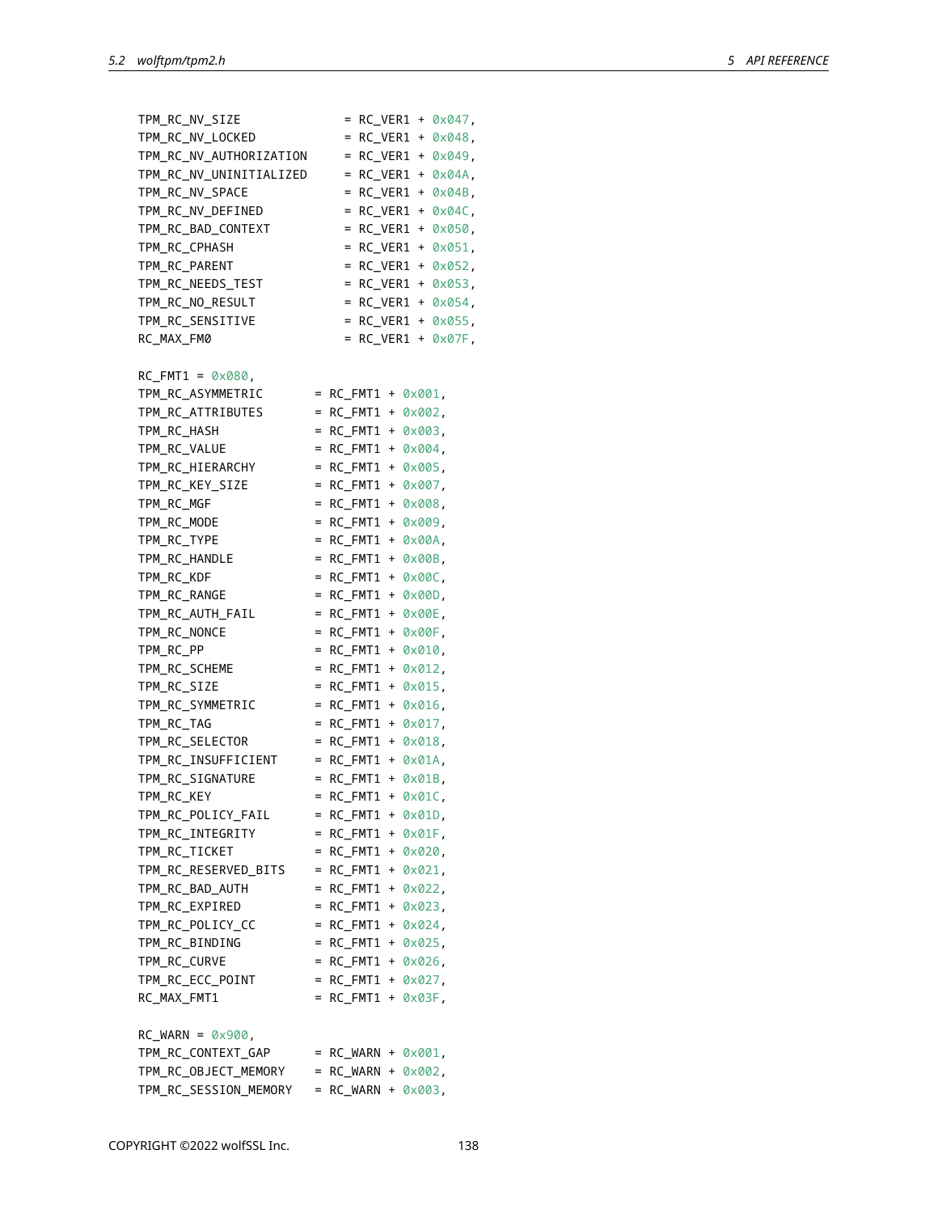```
    TPM_RC_NV_SIZE              = RC_VER1 + 0x047,
    TPM_RC_NV_LOCKED            = RC_VER1 + 0x048,
    TPM_RC_NV_AUTHORIZATION     = RC_VER1 + 0x049,
    TPM_RC_NV_UNINITIALIZED     = RC_VER1 + 0x04A,
    TPM_RC_NV_SPACE             = RC_VER1 + 0x04B,
    TPM_RC_NV_DEFINED           = RC_VER1 + 0x04C,
    TPM_RC_BAD_CONTEXT          = RC_VER1 + 0x050,
    TPM_RC_CPHASH               = RC_VER1 + 0x051,
    TPM_RC_PARENT               = RC_VER1 + 0x052,
    TPM_RC_NEEDS_TEST           = RC_VER1 + 0x053,
    TPM_RC_NO_RESULT            = RC_VER1 + 0x054,
    TPM_RC_SENSITIVE            = RC_VER1 + 0x055,
    RC_MAX_FM0                  = RC_VER1 + 0x07F,

    RC_FMT1 = 0x080,
    TPM_RC_ASYMMETRIC       = RC_FMT1 + 0x001,
    TPM_RC_ATTRIBUTES       = RC_FMT1 + 0x002,
    TPM_RC_HASH             = RC_FMT1 + 0x003,
    TPM_RC_VALUE            = RC_FMT1 + 0x004,
    TPM_RC_HIERARCHY        = RC_FMT1 + 0x005,
    TPM_RC_KEY_SIZE         = RC_FMT1 + 0x007,
    TPM_RC_MGF              = RC_FMT1 + 0x008,
    TPM_RC_MODE             = RC_FMT1 + 0x009,
    TPM_RC_TYPE             = RC_FMT1 + 0x00A,
    TPM_RC_HANDLE           = RC_FMT1 + 0x00B,
    TPM_RC_KDF              = RC_FMT1 + 0x00C,
    TPM_RC_RANGE            = RC_FMT1 + 0x00D,
    TPM_RC_AUTH_FAIL        = RC_FMT1 + 0x00E,
    TPM_RC_NONCE            = RC_FMT1 + 0x00F,
    TPM_RC_PP               = RC_FMT1 + 0x010,
    TPM_RC_SCHEME           = RC_FMT1 + 0x012,
    TPM_RC_SIZE             = RC_FMT1 + 0x015,
    TPM_RC_SYMMETRIC        = RC_FMT1 + 0x016,
    TPM_RC_TAG              = RC_FMT1 + 0x017,
    TPM_RC_SELECTOR         = RC_FMT1 + 0x018,
    TPM_RC_INSUFFICIENT     = RC_FMT1 + 0x01A,
    TPM_RC_SIGNATURE        = RC_FMT1 + 0x01B,
    TPM_RC_KEY              = RC_FMT1 + 0x01C,
    TPM_RC_POLICY_FAIL      = RC_FMT1 + 0x01D,
    TPM_RC_INTEGRITY        = RC_FMT1 + 0x01F,
    TPM_RC_TICKET           = RC_FMT1 + 0x020,
    TPM_RC_RESERVED_BITS    = RC_FMT1 + 0x021,
    TPM_RC_BAD_AUTH         = RC_FMT1 + 0x022,
    TPM_RC_EXPIRED          = RC_FMT1 + 0x023,
    TPM_RC_POLICY_CC        = RC_FMT1 + 0x024,
    TPM_RC_BINDING          = RC_FMT1 + 0x025,
    TPM_RC_CURVE            = RC_FMT1 + 0x026,
    TPM_RC_ECC_POINT        = RC_FMT1 + 0x027,
    RC_MAX_FMT1             = RC_FMT1 + 0x03F,

    RC_WARN = 0x900,
    TPM_RC_CONTEXT_GAP      = RC_WARN + 0x001,
    TPM_RC_OBJECT_MEMORY    = RC_WARN + 0x002,
    TPM_RC_SESSION_MEMORY   = RC_WARN + 0x003,
```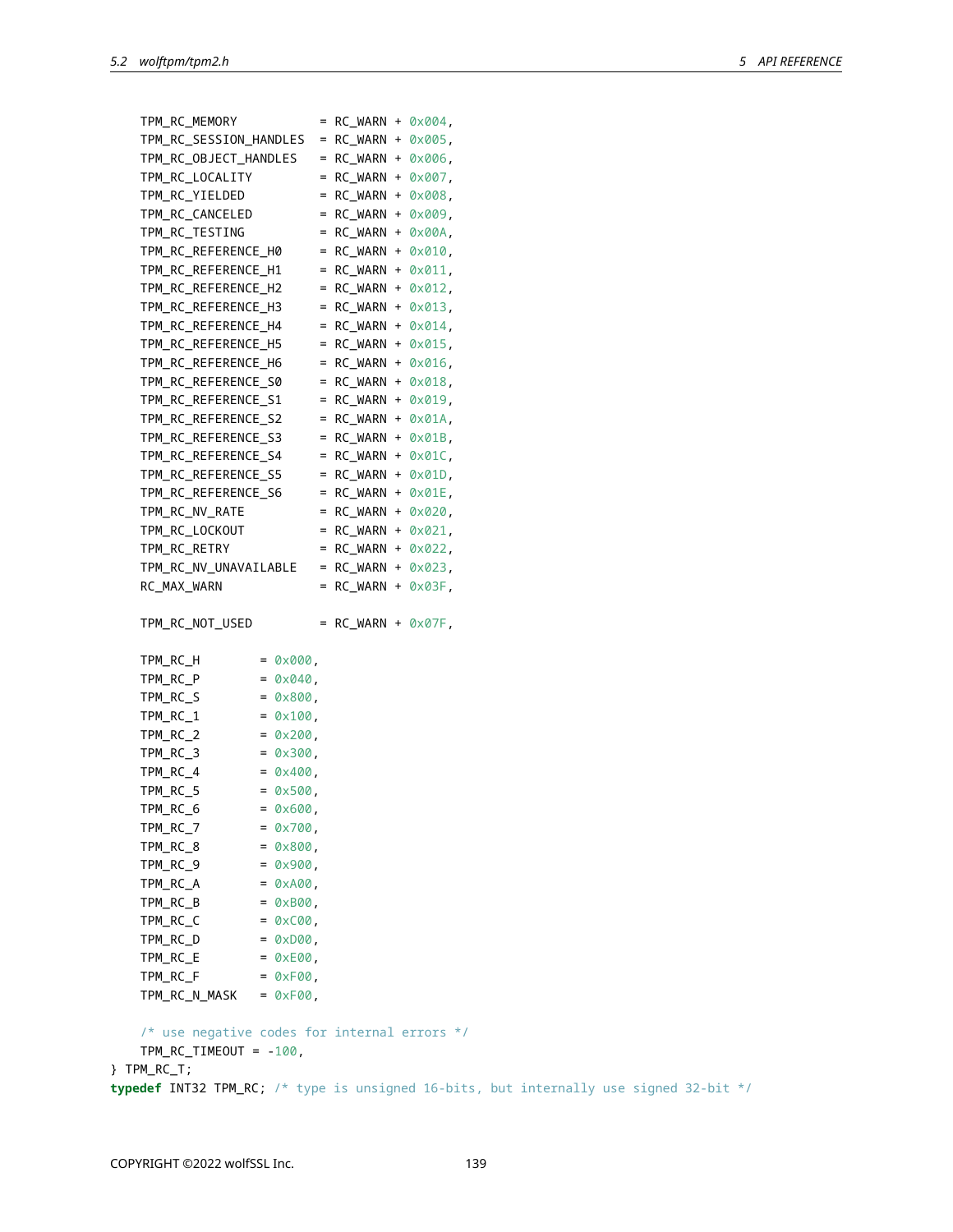```
    TPM_RC_MEMORY           = RC_WARN + 0x004,
    TPM_RC_SESSION_HANDLES  = RC_WARN + 0x005,
    TPM_RC_OBJECT_HANDLES   = RC_WARN + 0x006,
    TPM_RC_LOCALITY         = RC_WARN + 0x007,
    TPM_RC_YIELDED          = RC_WARN + 0x008,
    TPM_RC_CANCELED         = RC_WARN + 0x009,
    TPM_RC_TESTING          = RC_WARN + 0x00A,
    TPM_RC_REFERENCE_H0     = RC_WARN + 0x010,
    TPM_RC_REFERENCE_H1     = RC_WARN + 0x011,
    TPM_RC_REFERENCE_H2     = RC_WARN + 0x012,
    TPM_RC_REFERENCE_H3     = RC_WARN + 0x013,
    TPM_RC_REFERENCE_H4     = RC_WARN + 0x014,
    TPM_RC_REFERENCE_H5     = RC_WARN + 0x015,
    TPM_RC_REFERENCE_H6     = RC_WARN + 0x016,
    TPM_RC_REFERENCE_S0     = RC_WARN + 0x018,
    TPM_RC_REFERENCE_S1     = RC_WARN + 0x019,
    TPM_RC_REFERENCE_S2     = RC_WARN + 0x01A,
    TPM_RC_REFERENCE_S3     = RC_WARN + 0x01B,
    TPM_RC_REFERENCE_S4     = RC_WARN + 0x01C,
    TPM_RC_REFERENCE_S5     = RC_WARN + 0x01D,
    TPM_RC_REFERENCE_S6     = RC_WARN + 0x01E,
    TPM_RC_NV_RATE          = RC_WARN + 0x020,
    TPM_RC_LOCKOUT          = RC_WARN + 0x021,
    TPM_RC_RETRY            = RC_WARN + 0x022,
    TPM_RC_NV_UNAVAILABLE   = RC_WARN + 0x023,
    RC_MAX_WARN             = RC_WARN + 0x03F,

    TPM_RC_NOT_USED         = RC_WARN + 0x07F,

    TPM_RC_H        = 0x000,
    TPM_RC_P        = 0x040,
    TPM_RC_S        = 0x800,
    TPM_RC_1        = 0x100,
    TPM_RC_2        = 0x200,
    TPM_RC_3        = 0x300,
    TPM_RC_4        = 0x400,
    TPM_RC_5        = 0x500,
    TPM_RC_6        = 0x600,
    TPM_RC_7        = 0x700,
    TPM_RC_8        = 0x800,
    TPM_RC_9        = 0x900,
    TPM_RC_A        = 0xA00,
    TPM_RC_B        = 0xB00,
    TPM_RC_C        = 0xC00,
    TPM_RC_D        = 0xD00,
    TPM_RC_E        = 0xE00,
    TPM_RC_F        = 0xF00,
    TPM_RC_N_MASK   = 0xF00,

    /* use negative codes for internal errors */
    TPM_RC_TIMEOUT = -100,
} TPM_RC_T;
typedef INT32 TPM_RC; /* type is unsigned 16-bits, but internally use signed 32-bit */
```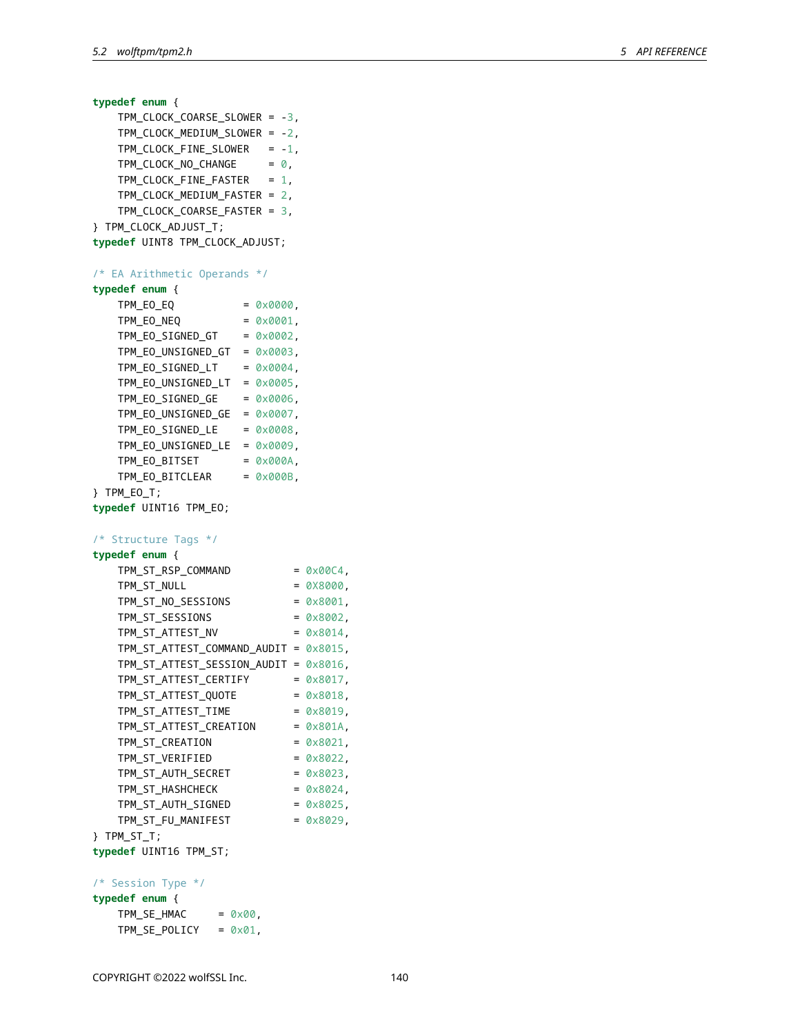```c
typedef enum {
    TPM_CLOCK_COARSE_SLOWER = -3,
    TPM_CLOCK_MEDIUM_SLOWER = -2,
    TPM_CLOCK_FINE_SLOWER   = -1,
    TPM_CLOCK_NO_CHANGE     = 0,
    TPM_CLOCK_FINE_FASTER   = 1,
    TPM_CLOCK_MEDIUM_FASTER = 2,
    TPM_CLOCK_COARSE_FASTER = 3,
} TPM_CLOCK_ADJUST_T;
typedef UINT8 TPM_CLOCK_ADJUST;

/* EA Arithmetic Operands */
typedef enum {
    TPM_EO_EQ           = 0x0000,
    TPM_EO_NEQ          = 0x0001,
    TPM_EO_SIGNED_GT    = 0x0002,
    TPM_EO_UNSIGNED_GT  = 0x0003,
    TPM_EO_SIGNED_LT    = 0x0004,
    TPM_EO_UNSIGNED_LT  = 0x0005,
    TPM_EO_SIGNED_GE    = 0x0006,
    TPM_EO_UNSIGNED_GE  = 0x0007,
    TPM_EO_SIGNED_LE    = 0x0008,
    TPM_EO_UNSIGNED_LE  = 0x0009,
    TPM_EO_BITSET       = 0x000A,
    TPM_EO_BITCLEAR     = 0x000B,
} TPM_EO_T;
typedef UINT16 TPM_EO;

/* Structure Tags */
typedef enum {
    TPM_ST_RSP_COMMAND          = 0x00C4,
    TPM_ST_NULL                 = 0X8000,
    TPM_ST_NO_SESSIONS          = 0x8001,
    TPM_ST_SESSIONS             = 0x8002,
    TPM_ST_ATTEST_NV            = 0x8014,
    TPM_ST_ATTEST_COMMAND_AUDIT = 0x8015,
    TPM_ST_ATTEST_SESSION_AUDIT = 0x8016,
    TPM_ST_ATTEST_CERTIFY       = 0x8017,
    TPM_ST_ATTEST_QUOTE         = 0x8018,
    TPM_ST_ATTEST_TIME          = 0x8019,
    TPM_ST_ATTEST_CREATION      = 0x801A,
    TPM_ST_CREATION             = 0x8021,
    TPM_ST_VERIFIED             = 0x8022,
    TPM_ST_AUTH_SECRET          = 0x8023,
    TPM_ST_HASHCHECK            = 0x8024,
    TPM_ST_AUTH_SIGNED          = 0x8025,
    TPM_ST_FU_MANIFEST          = 0x8029,
} TPM_ST_T;
typedef UINT16 TPM_ST;

/* Session Type */
typedef enum {
    TPM_SE_HMAC     = 0x00,
    TPM_SE_POLICY   = 0x01,
```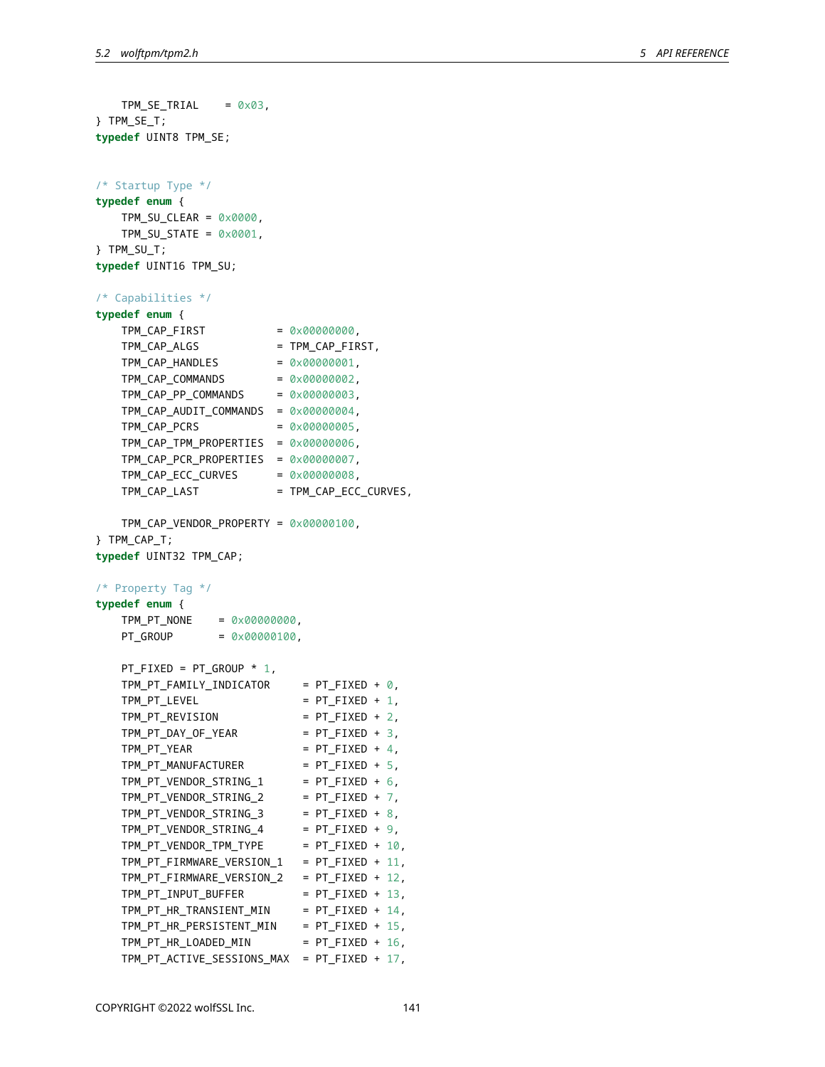```c
    TPM_SE_TRIAL    = 0x03,
} TPM_SE_T;
typedef UINT8 TPM_SE;


/* Startup Type */
typedef enum {
    TPM_SU_CLEAR = 0x0000,
    TPM_SU_STATE = 0x0001,
} TPM_SU_T;
typedef UINT16 TPM_SU;

/* Capabilities */
typedef enum {
    TPM_CAP_FIRST           = 0x00000000,
    TPM_CAP_ALGS            = TPM_CAP_FIRST,
    TPM_CAP_HANDLES         = 0x00000001,
    TPM_CAP_COMMANDS        = 0x00000002,
    TPM_CAP_PP_COMMANDS     = 0x00000003,
    TPM_CAP_AUDIT_COMMANDS  = 0x00000004,
    TPM_CAP_PCRS            = 0x00000005,
    TPM_CAP_TPM_PROPERTIES  = 0x00000006,
    TPM_CAP_PCR_PROPERTIES  = 0x00000007,
    TPM_CAP_ECC_CURVES      = 0x00000008,
    TPM_CAP_LAST            = TPM_CAP_ECC_CURVES,

    TPM_CAP_VENDOR_PROPERTY = 0x00000100,
} TPM_CAP_T;
typedef UINT32 TPM_CAP;

/* Property Tag */
typedef enum {
    TPM_PT_NONE    = 0x00000000,
    PT_GROUP       = 0x00000100,

    PT_FIXED = PT_GROUP * 1,
    TPM_PT_FAMILY_INDICATOR     = PT_FIXED + 0,
    TPM_PT_LEVEL                = PT_FIXED + 1,
    TPM_PT_REVISION             = PT_FIXED + 2,
    TPM_PT_DAY_OF_YEAR          = PT_FIXED + 3,
    TPM_PT_YEAR                 = PT_FIXED + 4,
    TPM_PT_MANUFACTURER         = PT_FIXED + 5,
    TPM_PT_VENDOR_STRING_1      = PT_FIXED + 6,
    TPM_PT_VENDOR_STRING_2      = PT_FIXED + 7,
    TPM_PT_VENDOR_STRING_3      = PT_FIXED + 8,
    TPM_PT_VENDOR_STRING_4      = PT_FIXED + 9,
    TPM_PT_VENDOR_TPM_TYPE      = PT_FIXED + 10,
    TPM_PT_FIRMWARE_VERSION_1   = PT_FIXED + 11,
    TPM_PT_FIRMWARE_VERSION_2   = PT_FIXED + 12,
    TPM_PT_INPUT_BUFFER         = PT_FIXED + 13,
    TPM_PT_HR_TRANSIENT_MIN     = PT_FIXED + 14,
    TPM_PT_HR_PERSISTENT_MIN    = PT_FIXED + 15,
    TPM_PT_HR_LOADED_MIN        = PT_FIXED + 16,
    TPM_PT_ACTIVE_SESSIONS_MAX  = PT_FIXED + 17,
```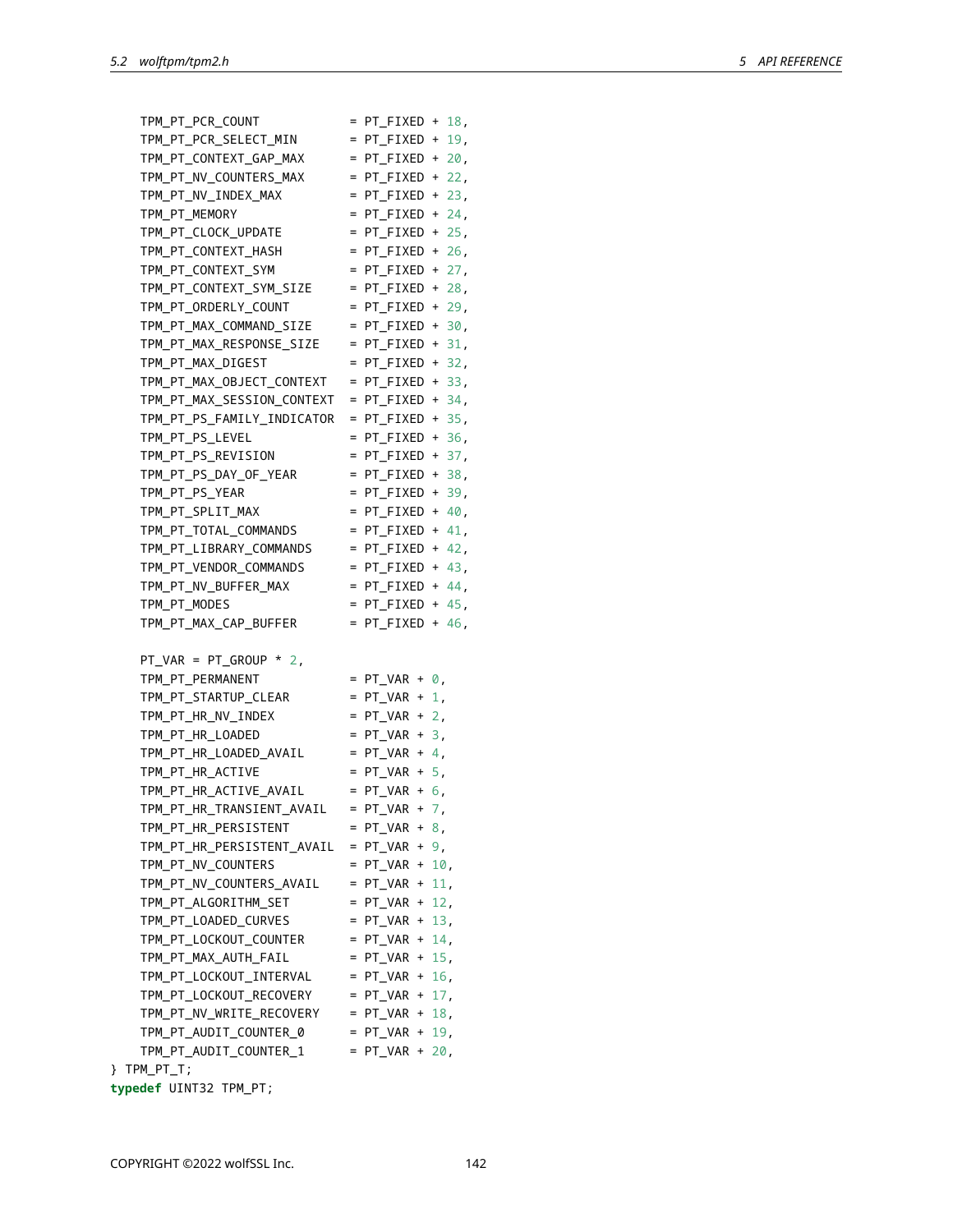```
    TPM_PT_PCR_COUNT            = PT_FIXED + 18,
    TPM_PT_PCR_SELECT_MIN       = PT_FIXED + 19,
    TPM_PT_CONTEXT_GAP_MAX      = PT_FIXED + 20,
    TPM_PT_NV_COUNTERS_MAX      = PT_FIXED + 22,
    TPM_PT_NV_INDEX_MAX         = PT_FIXED + 23,
    TPM_PT_MEMORY               = PT_FIXED + 24,
    TPM_PT_CLOCK_UPDATE         = PT_FIXED + 25,
    TPM_PT_CONTEXT_HASH         = PT_FIXED + 26,
    TPM_PT_CONTEXT_SYM          = PT_FIXED + 27,
    TPM_PT_CONTEXT_SYM_SIZE     = PT_FIXED + 28,
    TPM_PT_ORDERLY_COUNT        = PT_FIXED + 29,
    TPM_PT_MAX_COMMAND_SIZE     = PT_FIXED + 30,
    TPM_PT_MAX_RESPONSE_SIZE    = PT_FIXED + 31,
    TPM_PT_MAX_DIGEST           = PT_FIXED + 32,
    TPM_PT_MAX_OBJECT_CONTEXT   = PT_FIXED + 33,
    TPM_PT_MAX_SESSION_CONTEXT  = PT_FIXED + 34,
    TPM_PT_PS_FAMILY_INDICATOR  = PT_FIXED + 35,
    TPM_PT_PS_LEVEL             = PT_FIXED + 36,
    TPM_PT_PS_REVISION          = PT_FIXED + 37,
    TPM_PT_PS_DAY_OF_YEAR       = PT_FIXED + 38,
    TPM_PT_PS_YEAR              = PT_FIXED + 39,
    TPM_PT_SPLIT_MAX            = PT_FIXED + 40,
    TPM_PT_TOTAL_COMMANDS       = PT_FIXED + 41,
    TPM_PT_LIBRARY_COMMANDS     = PT_FIXED + 42,
    TPM_PT_VENDOR_COMMANDS      = PT_FIXED + 43,
    TPM_PT_NV_BUFFER_MAX        = PT_FIXED + 44,
    TPM_PT_MODES                = PT_FIXED + 45,
    TPM_PT_MAX_CAP_BUFFER       = PT_FIXED + 46,

    PT_VAR = PT_GROUP * 2,
    TPM_PT_PERMANENT            = PT_VAR + 0,
    TPM_PT_STARTUP_CLEAR        = PT_VAR + 1,
    TPM_PT_HR_NV_INDEX          = PT_VAR + 2,
    TPM_PT_HR_LOADED            = PT_VAR + 3,
    TPM_PT_HR_LOADED_AVAIL      = PT_VAR + 4,
    TPM_PT_HR_ACTIVE            = PT_VAR + 5,
    TPM_PT_HR_ACTIVE_AVAIL      = PT_VAR + 6,
    TPM_PT_HR_TRANSIENT_AVAIL   = PT_VAR + 7,
    TPM_PT_HR_PERSISTENT        = PT_VAR + 8,
    TPM_PT_HR_PERSISTENT_AVAIL  = PT_VAR + 9,
    TPM_PT_NV_COUNTERS          = PT_VAR + 10,
    TPM_PT_NV_COUNTERS_AVAIL    = PT_VAR + 11,
    TPM_PT_ALGORITHM_SET        = PT_VAR + 12,
    TPM_PT_LOADED_CURVES        = PT_VAR + 13,
    TPM_PT_LOCKOUT_COUNTER      = PT_VAR + 14,
    TPM_PT_MAX_AUTH_FAIL        = PT_VAR + 15,
    TPM_PT_LOCKOUT_INTERVAL     = PT_VAR + 16,
    TPM_PT_LOCKOUT_RECOVERY     = PT_VAR + 17,
    TPM_PT_NV_WRITE_RECOVERY    = PT_VAR + 18,
    TPM_PT_AUDIT_COUNTER_0      = PT_VAR + 19,
    TPM_PT_AUDIT_COUNTER_1      = PT_VAR + 20,
} TPM_PT_T;
typedef UINT32 TPM_PT;
```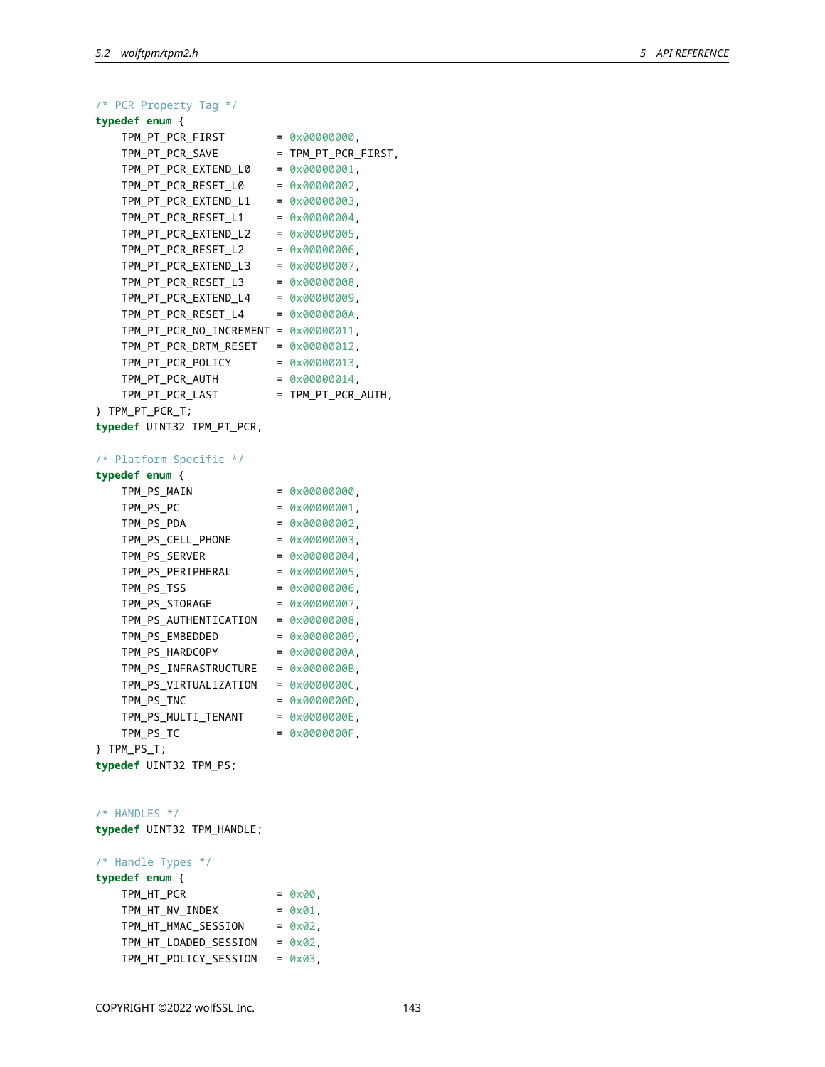```c
/* PCR Property Tag */
typedef enum {
    TPM_PT_PCR_FIRST        = 0x00000000,
    TPM_PT_PCR_SAVE         = TPM_PT_PCR_FIRST,
    TPM_PT_PCR_EXTEND_L0    = 0x00000001,
    TPM_PT_PCR_RESET_L0     = 0x00000002,
    TPM_PT_PCR_EXTEND_L1    = 0x00000003,
    TPM_PT_PCR_RESET_L1     = 0x00000004,
    TPM_PT_PCR_EXTEND_L2    = 0x00000005,
    TPM_PT_PCR_RESET_L2     = 0x00000006,
    TPM_PT_PCR_EXTEND_L3    = 0x00000007,
    TPM_PT_PCR_RESET_L3     = 0x00000008,
    TPM_PT_PCR_EXTEND_L4    = 0x00000009,
    TPM_PT_PCR_RESET_L4     = 0x0000000A,
    TPM_PT_PCR_NO_INCREMENT = 0x00000011,
    TPM_PT_PCR_DRTM_RESET   = 0x00000012,
    TPM_PT_PCR_POLICY       = 0x00000013,
    TPM_PT_PCR_AUTH         = 0x00000014,
    TPM_PT_PCR_LAST         = TPM_PT_PCR_AUTH,
} TPM_PT_PCR_T;
typedef UINT32 TPM_PT_PCR;

/* Platform Specific */
typedef enum {
    TPM_PS_MAIN             = 0x00000000,
    TPM_PS_PC               = 0x00000001,
    TPM_PS_PDA              = 0x00000002,
    TPM_PS_CELL_PHONE       = 0x00000003,
    TPM_PS_SERVER           = 0x00000004,
    TPM_PS_PERIPHERAL       = 0x00000005,
    TPM_PS_TSS              = 0x00000006,
    TPM_PS_STORAGE          = 0x00000007,
    TPM_PS_AUTHENTICATION   = 0x00000008,
    TPM_PS_EMBEDDED         = 0x00000009,
    TPM_PS_HARDCOPY         = 0x0000000A,
    TPM_PS_INFRASTRUCTURE   = 0x0000000B,
    TPM_PS_VIRTUALIZATION   = 0x0000000C,
    TPM_PS_TNC              = 0x0000000D,
    TPM_PS_MULTI_TENANT     = 0x0000000E,
    TPM_PS_TC               = 0x0000000F,
} TPM_PS_T;
typedef UINT32 TPM_PS;


/* HANDLES */
typedef UINT32 TPM_HANDLE;

/* Handle Types */
typedef enum {
    TPM_HT_PCR              = 0x00,
    TPM_HT_NV_INDEX         = 0x01,
    TPM_HT_HMAC_SESSION     = 0x02,
    TPM_HT_LOADED_SESSION   = 0x02,
    TPM_HT_POLICY_SESSION   = 0x03,
```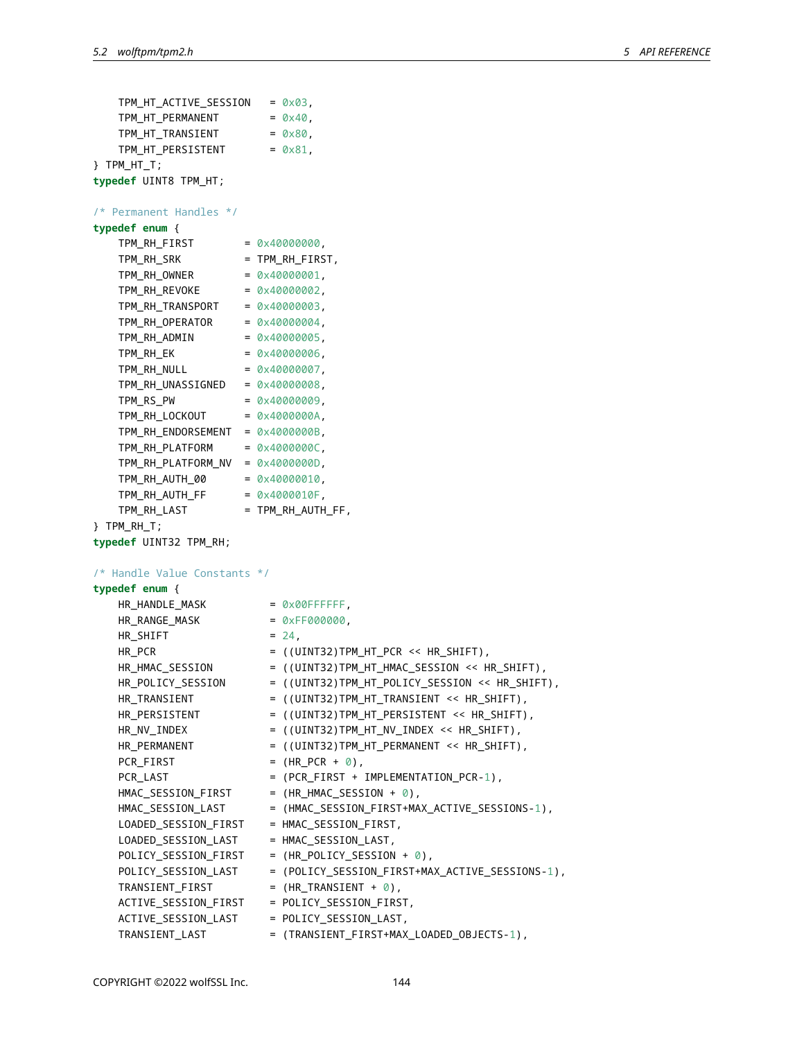```c
    TPM_HT_ACTIVE_SESSION   = 0x03,
    TPM_HT_PERMANENT        = 0x40,
    TPM_HT_TRANSIENT        = 0x80,
    TPM_HT_PERSISTENT       = 0x81,
} TPM_HT_T;
typedef UINT8 TPM_HT;

/* Permanent Handles */
typedef enum {
    TPM_RH_FIRST        = 0x40000000,
    TPM_RH_SRK          = TPM_RH_FIRST,
    TPM_RH_OWNER        = 0x40000001,
    TPM_RH_REVOKE       = 0x40000002,
    TPM_RH_TRANSPORT    = 0x40000003,
    TPM_RH_OPERATOR     = 0x40000004,
    TPM_RH_ADMIN        = 0x40000005,
    TPM_RH_EK           = 0x40000006,
    TPM_RH_NULL         = 0x40000007,
    TPM_RH_UNASSIGNED   = 0x40000008,
    TPM_RS_PW           = 0x40000009,
    TPM_RH_LOCKOUT      = 0x4000000A,
    TPM_RH_ENDORSEMENT  = 0x4000000B,
    TPM_RH_PLATFORM     = 0x4000000C,
    TPM_RH_PLATFORM_NV  = 0x4000000D,
    TPM_RH_AUTH_00      = 0x40000010,
    TPM_RH_AUTH_FF      = 0x4000010F,
    TPM_RH_LAST         = TPM_RH_AUTH_FF,
} TPM_RH_T;
typedef UINT32 TPM_RH;

/* Handle Value Constants */
typedef enum {
    HR_HANDLE_MASK          = 0x00FFFFFF,
    HR_RANGE_MASK           = 0xFF000000,
    HR_SHIFT                = 24,
    HR_PCR                  = ((UINT32)TPM_HT_PCR << HR_SHIFT),
    HR_HMAC_SESSION         = ((UINT32)TPM_HT_HMAC_SESSION << HR_SHIFT),
    HR_POLICY_SESSION       = ((UINT32)TPM_HT_POLICY_SESSION << HR_SHIFT),
    HR_TRANSIENT            = ((UINT32)TPM_HT_TRANSIENT << HR_SHIFT),
    HR_PERSISTENT           = ((UINT32)TPM_HT_PERSISTENT << HR_SHIFT),
    HR_NV_INDEX             = ((UINT32)TPM_HT_NV_INDEX << HR_SHIFT),
    HR_PERMANENT            = ((UINT32)TPM_HT_PERMANENT << HR_SHIFT),
    PCR_FIRST               = (HR_PCR + 0),
    PCR_LAST                = (PCR_FIRST + IMPLEMENTATION_PCR-1),
    HMAC_SESSION_FIRST      = (HR_HMAC_SESSION + 0),
    HMAC_SESSION_LAST       = (HMAC_SESSION_FIRST+MAX_ACTIVE_SESSIONS-1),
    LOADED_SESSION_FIRST    = HMAC_SESSION_FIRST,
    LOADED_SESSION_LAST     = HMAC_SESSION_LAST,
    POLICY_SESSION_FIRST    = (HR_POLICY_SESSION + 0),
    POLICY_SESSION_LAST     = (POLICY_SESSION_FIRST+MAX_ACTIVE_SESSIONS-1),
    TRANSIENT_FIRST         = (HR_TRANSIENT + 0),
    ACTIVE_SESSION_FIRST    = POLICY_SESSION_FIRST,
    ACTIVE_SESSION_LAST     = POLICY_SESSION_LAST,
    TRANSIENT_LAST          = (TRANSIENT_FIRST+MAX_LOADED_OBJECTS-1),
```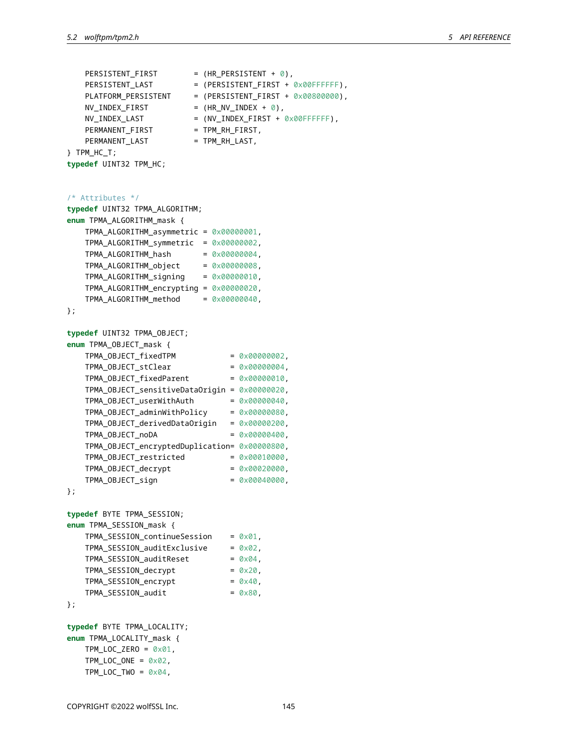```c
    PERSISTENT_FIRST        = (HR_PERSISTENT + 0),
    PERSISTENT_LAST         = (PERSISTENT_FIRST + 0x00FFFFFF),
    PLATFORM_PERSISTENT     = (PERSISTENT_FIRST + 0x00800000),
    NV_INDEX_FIRST          = (HR_NV_INDEX + 0),
    NV_INDEX_LAST           = (NV_INDEX_FIRST + 0x00FFFFFF),
    PERMANENT_FIRST         = TPM_RH_FIRST,
    PERMANENT_LAST          = TPM_RH_LAST,
} TPM_HC_T;
typedef UINT32 TPM_HC;


/* Attributes */
typedef UINT32 TPMA_ALGORITHM;
enum TPMA_ALGORITHM_mask {
    TPMA_ALGORITHM_asymmetric = 0x00000001,
    TPMA_ALGORITHM_symmetric  = 0x00000002,
    TPMA_ALGORITHM_hash       = 0x00000004,
    TPMA_ALGORITHM_object     = 0x00000008,
    TPMA_ALGORITHM_signing    = 0x00000010,
    TPMA_ALGORITHM_encrypting = 0x00000020,
    TPMA_ALGORITHM_method     = 0x00000040,
};

typedef UINT32 TPMA_OBJECT;
enum TPMA_OBJECT_mask {
    TPMA_OBJECT_fixedTPM            = 0x00000002,
    TPMA_OBJECT_stClear             = 0x00000004,
    TPMA_OBJECT_fixedParent         = 0x00000010,
    TPMA_OBJECT_sensitiveDataOrigin = 0x00000020,
    TPMA_OBJECT_userWithAuth        = 0x00000040,
    TPMA_OBJECT_adminWithPolicy     = 0x00000080,
    TPMA_OBJECT_derivedDataOrigin   = 0x00000200,
    TPMA_OBJECT_noDA                = 0x00000400,
    TPMA_OBJECT_encryptedDuplication= 0x00000800,
    TPMA_OBJECT_restricted          = 0x00010000,
    TPMA_OBJECT_decrypt             = 0x00020000,
    TPMA_OBJECT_sign                = 0x00040000,
};

typedef BYTE TPMA_SESSION;
enum TPMA_SESSION_mask {
    TPMA_SESSION_continueSession    = 0x01,
    TPMA_SESSION_auditExclusive     = 0x02,
    TPMA_SESSION_auditReset         = 0x04,
    TPMA_SESSION_decrypt            = 0x20,
    TPMA_SESSION_encrypt            = 0x40,
    TPMA_SESSION_audit              = 0x80,
};

typedef BYTE TPMA_LOCALITY;
enum TPMA_LOCALITY_mask {
    TPM_LOC_ZERO = 0x01,
    TPM_LOC_ONE = 0x02,
    TPM_LOC_TWO = 0x04,
```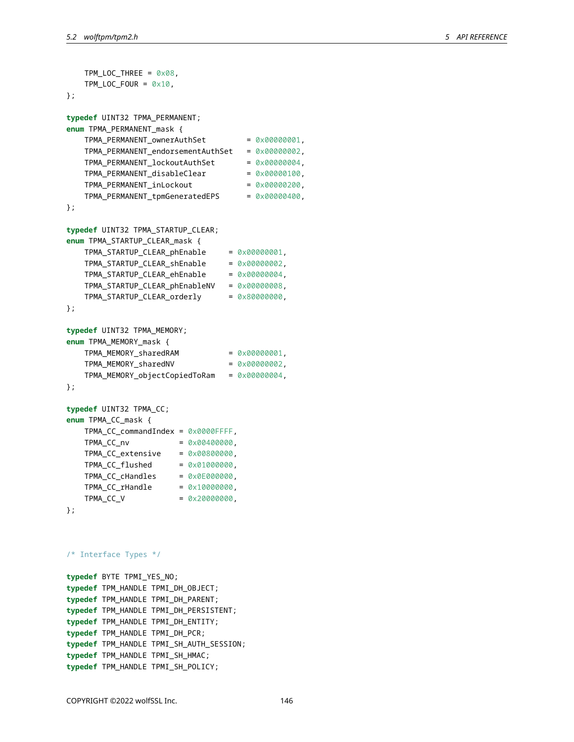```c
    TPM_LOC_THREE = 0x08,
    TPM_LOC_FOUR = 0x10,
};

typedef UINT32 TPMA_PERMANENT;
enum TPMA_PERMANENT_mask {
    TPMA_PERMANENT_ownerAuthSet         = 0x00000001,
    TPMA_PERMANENT_endorsementAuthSet   = 0x00000002,
    TPMA_PERMANENT_lockoutAuthSet       = 0x00000004,
    TPMA_PERMANENT_disableClear         = 0x00000100,
    TPMA_PERMANENT_inLockout            = 0x00000200,
    TPMA_PERMANENT_tpmGeneratedEPS      = 0x00000400,
};

typedef UINT32 TPMA_STARTUP_CLEAR;
enum TPMA_STARTUP_CLEAR_mask {
    TPMA_STARTUP_CLEAR_phEnable     = 0x00000001,
    TPMA_STARTUP_CLEAR_shEnable     = 0x00000002,
    TPMA_STARTUP_CLEAR_ehEnable     = 0x00000004,
    TPMA_STARTUP_CLEAR_phEnableNV   = 0x00000008,
    TPMA_STARTUP_CLEAR_orderly      = 0x80000000,
};

typedef UINT32 TPMA_MEMORY;
enum TPMA_MEMORY_mask {
    TPMA_MEMORY_sharedRAM           = 0x00000001,
    TPMA_MEMORY_sharedNV            = 0x00000002,
    TPMA_MEMORY_objectCopiedToRam   = 0x00000004,
};

typedef UINT32 TPMA_CC;
enum TPMA_CC_mask {
    TPMA_CC_commandIndex = 0x0000FFFF,
    TPMA_CC_nv           = 0x00400000,
    TPMA_CC_extensive    = 0x00800000,
    TPMA_CC_flushed      = 0x01000000,
    TPMA_CC_cHandles     = 0x0E000000,
    TPMA_CC_rHandle      = 0x10000000,
    TPMA_CC_V            = 0x20000000,
};



/* Interface Types */

typedef BYTE TPMI_YES_NO;
typedef TPM_HANDLE TPMI_DH_OBJECT;
typedef TPM_HANDLE TPMI_DH_PARENT;
typedef TPM_HANDLE TPMI_DH_PERSISTENT;
typedef TPM_HANDLE TPMI_DH_ENTITY;
typedef TPM_HANDLE TPMI_DH_PCR;
typedef TPM_HANDLE TPMI_SH_AUTH_SESSION;
typedef TPM_HANDLE TPMI_SH_HMAC;
typedef TPM_HANDLE TPMI_SH_POLICY;
```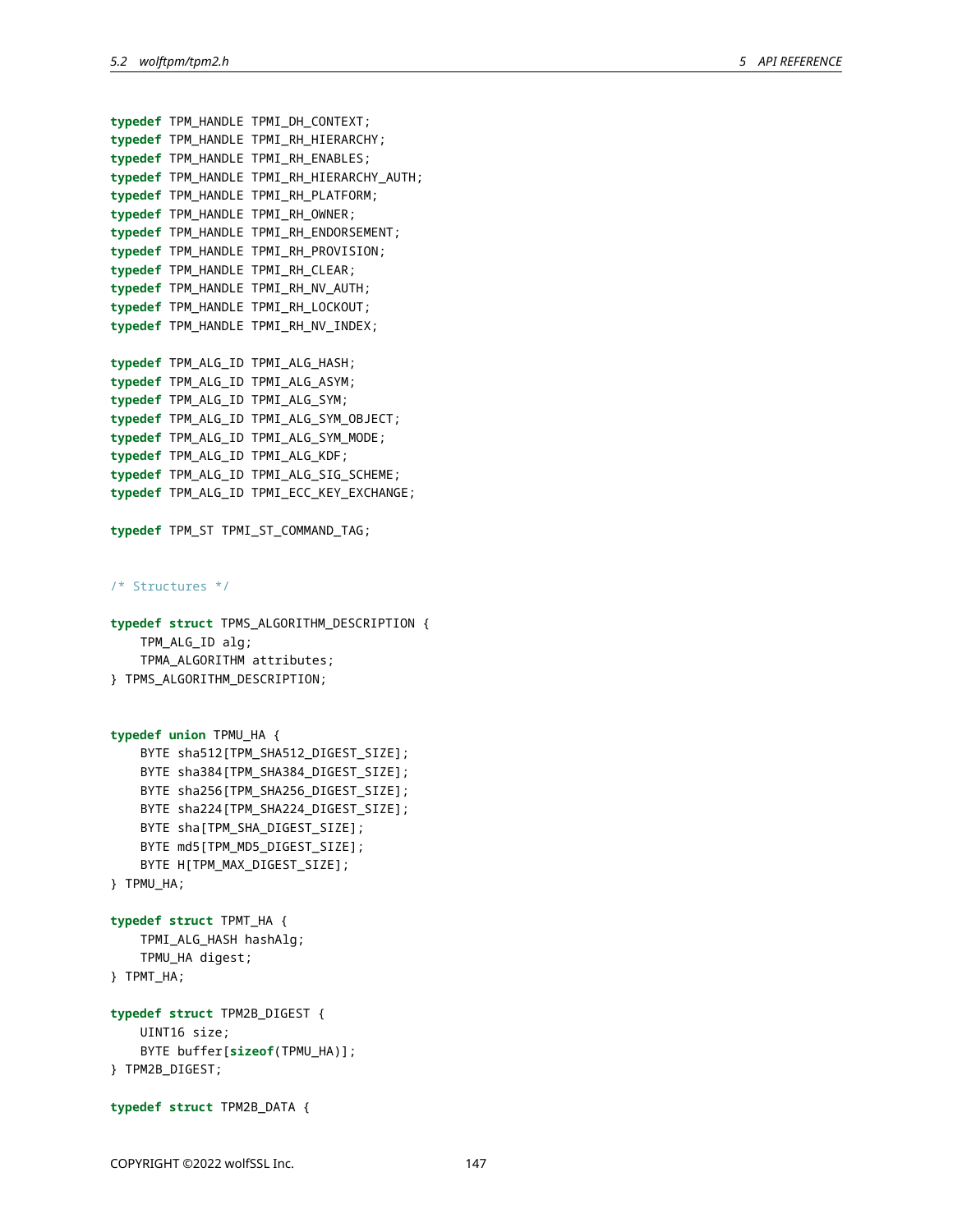```c
typedef TPM_HANDLE TPMI_DH_CONTEXT;
typedef TPM_HANDLE TPMI_RH_HIERARCHY;
typedef TPM_HANDLE TPMI_RH_ENABLES;
typedef TPM_HANDLE TPMI_RH_HIERARCHY_AUTH;
typedef TPM_HANDLE TPMI_RH_PLATFORM;
typedef TPM_HANDLE TPMI_RH_OWNER;
typedef TPM_HANDLE TPMI_RH_ENDORSEMENT;
typedef TPM_HANDLE TPMI_RH_PROVISION;
typedef TPM_HANDLE TPMI_RH_CLEAR;
typedef TPM_HANDLE TPMI_RH_NV_AUTH;
typedef TPM_HANDLE TPMI_RH_LOCKOUT;
typedef TPM_HANDLE TPMI_RH_NV_INDEX;

typedef TPM_ALG_ID TPMI_ALG_HASH;
typedef TPM_ALG_ID TPMI_ALG_ASYM;
typedef TPM_ALG_ID TPMI_ALG_SYM;
typedef TPM_ALG_ID TPMI_ALG_SYM_OBJECT;
typedef TPM_ALG_ID TPMI_ALG_SYM_MODE;
typedef TPM_ALG_ID TPMI_ALG_KDF;
typedef TPM_ALG_ID TPMI_ALG_SIG_SCHEME;
typedef TPM_ALG_ID TPMI_ECC_KEY_EXCHANGE;

typedef TPM_ST TPMI_ST_COMMAND_TAG;


/* Structures */

typedef struct TPMS_ALGORITHM_DESCRIPTION {
    TPM_ALG_ID alg;
    TPMA_ALGORITHM attributes;
} TPMS_ALGORITHM_DESCRIPTION;


typedef union TPMU_HA {
    BYTE sha512[TPM_SHA512_DIGEST_SIZE];
    BYTE sha384[TPM_SHA384_DIGEST_SIZE];
    BYTE sha256[TPM_SHA256_DIGEST_SIZE];
    BYTE sha224[TPM_SHA224_DIGEST_SIZE];
    BYTE sha[TPM_SHA_DIGEST_SIZE];
    BYTE md5[TPM_MD5_DIGEST_SIZE];
    BYTE H[TPM_MAX_DIGEST_SIZE];
} TPMU_HA;

typedef struct TPMT_HA {
    TPMI_ALG_HASH hashAlg;
    TPMU_HA digest;
} TPMT_HA;

typedef struct TPM2B_DIGEST {
    UINT16 size;
    BYTE buffer[sizeof(TPMU_HA)];
} TPM2B_DIGEST;

typedef struct TPM2B_DATA {
```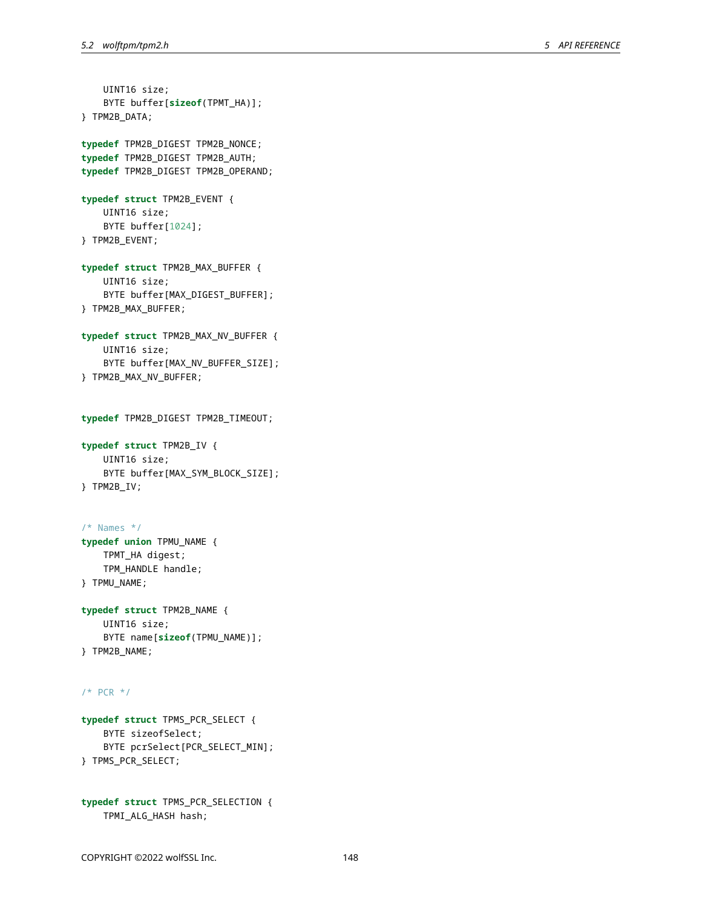```
    UINT16 size;
    BYTE buffer[sizeof(TPMT_HA)];
} TPM2B_DATA;

typedef TPM2B_DIGEST TPM2B_NONCE;
typedef TPM2B_DIGEST TPM2B_AUTH;
typedef TPM2B_DIGEST TPM2B_OPERAND;

typedef struct TPM2B_EVENT {
    UINT16 size;
    BYTE buffer[1024];
} TPM2B_EVENT;

typedef struct TPM2B_MAX_BUFFER {
    UINT16 size;
    BYTE buffer[MAX_DIGEST_BUFFER];
} TPM2B_MAX_BUFFER;

typedef struct TPM2B_MAX_NV_BUFFER {
    UINT16 size;
    BYTE buffer[MAX_NV_BUFFER_SIZE];
} TPM2B_MAX_NV_BUFFER;


typedef TPM2B_DIGEST TPM2B_TIMEOUT;

typedef struct TPM2B_IV {
    UINT16 size;
    BYTE buffer[MAX_SYM_BLOCK_SIZE];
} TPM2B_IV;


/* Names */
typedef union TPMU_NAME {
    TPMT_HA digest;
    TPM_HANDLE handle;
} TPMU_NAME;

typedef struct TPM2B_NAME {
    UINT16 size;
    BYTE name[sizeof(TPMU_NAME)];
} TPM2B_NAME;


/* PCR */

typedef struct TPMS_PCR_SELECT {
    BYTE sizeofSelect;
    BYTE pcrSelect[PCR_SELECT_MIN];
} TPMS_PCR_SELECT;


typedef struct TPMS_PCR_SELECTION {
    TPMI_ALG_HASH hash;
```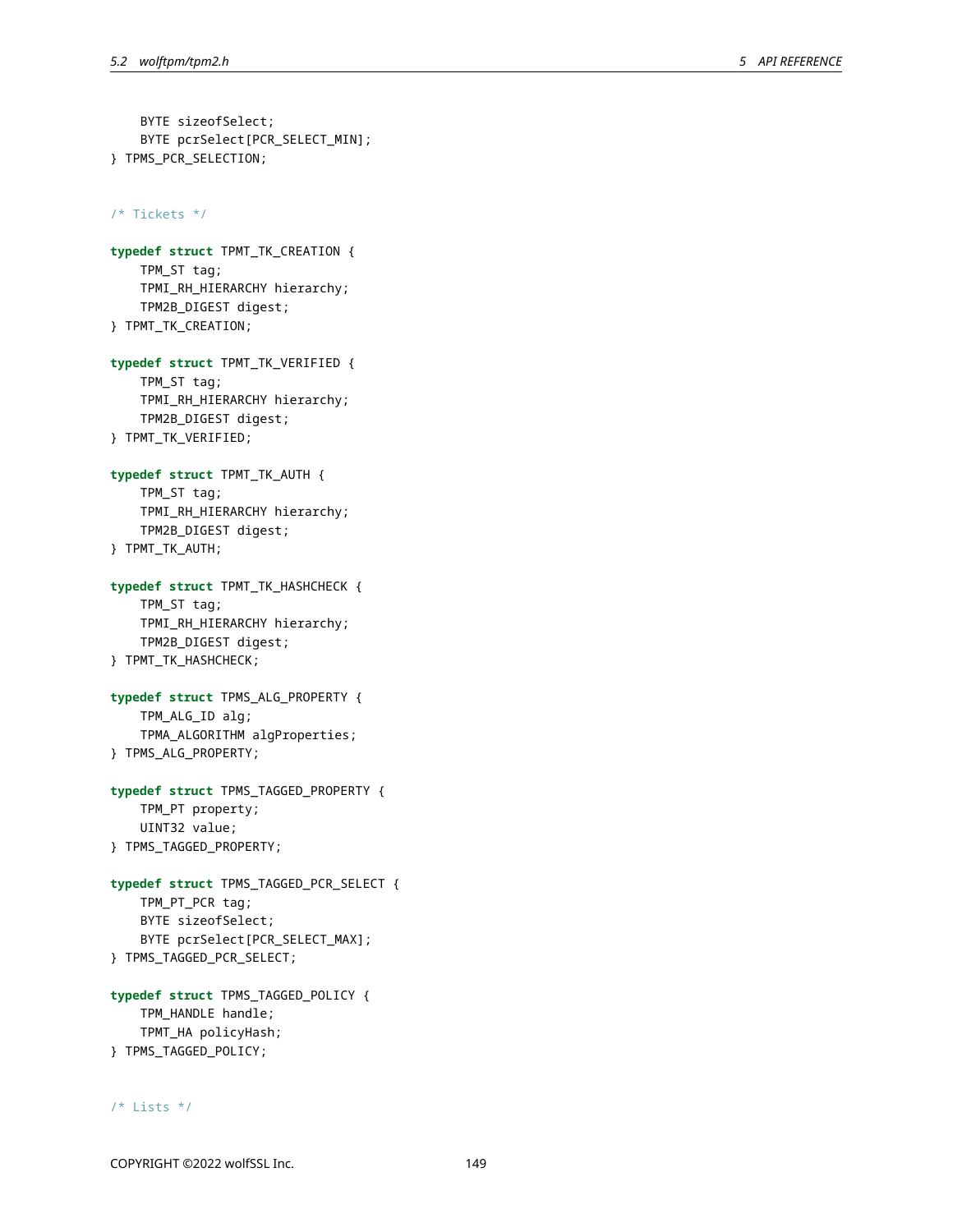```
    BYTE sizeofSelect;
    BYTE pcrSelect[PCR_SELECT_MIN];
} TPMS_PCR_SELECTION;


/* Tickets */

typedef struct TPMT_TK_CREATION {
    TPM_ST tag;
    TPMI_RH_HIERARCHY hierarchy;
    TPM2B_DIGEST digest;
} TPMT_TK_CREATION;

typedef struct TPMT_TK_VERIFIED {
    TPM_ST tag;
    TPMI_RH_HIERARCHY hierarchy;
    TPM2B_DIGEST digest;
} TPMT_TK_VERIFIED;

typedef struct TPMT_TK_AUTH {
    TPM_ST tag;
    TPMI_RH_HIERARCHY hierarchy;
    TPM2B_DIGEST digest;
} TPMT_TK_AUTH;

typedef struct TPMT_TK_HASHCHECK {
    TPM_ST tag;
    TPMI_RH_HIERARCHY hierarchy;
    TPM2B_DIGEST digest;
} TPMT_TK_HASHCHECK;

typedef struct TPMS_ALG_PROPERTY {
    TPM_ALG_ID alg;
    TPMA_ALGORITHM algProperties;
} TPMS_ALG_PROPERTY;

typedef struct TPMS_TAGGED_PROPERTY {
    TPM_PT property;
    UINT32 value;
} TPMS_TAGGED_PROPERTY;

typedef struct TPMS_TAGGED_PCR_SELECT {
    TPM_PT_PCR tag;
    BYTE sizeofSelect;
    BYTE pcrSelect[PCR_SELECT_MAX];
} TPMS_TAGGED_PCR_SELECT;

typedef struct TPMS_TAGGED_POLICY {
    TPM_HANDLE handle;
    TPMT_HA policyHash;
} TPMS_TAGGED_POLICY;


/* Lists */
```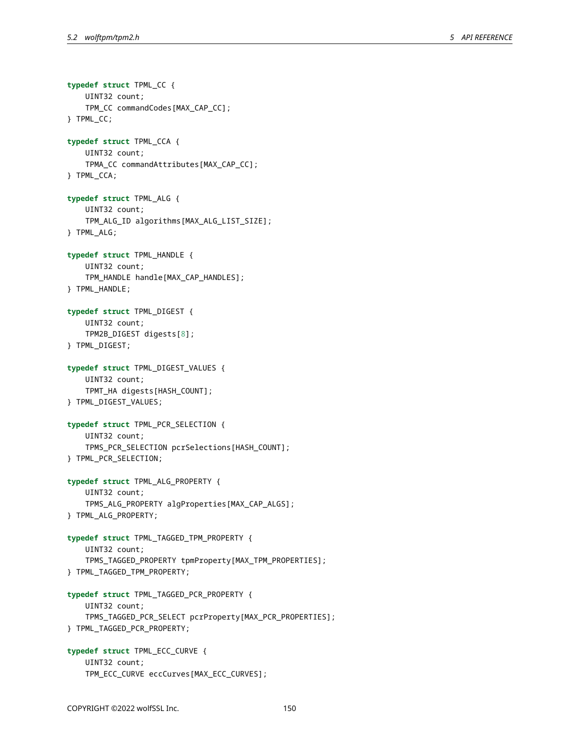```
typedef struct TPML_CC {
    UINT32 count;
    TPM_CC commandCodes[MAX_CAP_CC];
} TPML_CC;

typedef struct TPML_CCA {
    UINT32 count;
    TPMA_CC commandAttributes[MAX_CAP_CC];
} TPML_CCA;

typedef struct TPML_ALG {
    UINT32 count;
    TPM_ALG_ID algorithms[MAX_ALG_LIST_SIZE];
} TPML_ALG;

typedef struct TPML_HANDLE {
    UINT32 count;
    TPM_HANDLE handle[MAX_CAP_HANDLES];
} TPML_HANDLE;

typedef struct TPML_DIGEST {
    UINT32 count;
    TPM2B_DIGEST digests[8];
} TPML_DIGEST;

typedef struct TPML_DIGEST_VALUES {
    UINT32 count;
    TPMT_HA digests[HASH_COUNT];
} TPML_DIGEST_VALUES;

typedef struct TPML_PCR_SELECTION {
    UINT32 count;
    TPMS_PCR_SELECTION pcrSelections[HASH_COUNT];
} TPML_PCR_SELECTION;

typedef struct TPML_ALG_PROPERTY {
    UINT32 count;
    TPMS_ALG_PROPERTY algProperties[MAX_CAP_ALGS];
} TPML_ALG_PROPERTY;

typedef struct TPML_TAGGED_TPM_PROPERTY {
    UINT32 count;
    TPMS_TAGGED_PROPERTY tpmProperty[MAX_TPM_PROPERTIES];
} TPML_TAGGED_TPM_PROPERTY;

typedef struct TPML_TAGGED_PCR_PROPERTY {
    UINT32 count;
    TPMS_TAGGED_PCR_SELECT pcrProperty[MAX_PCR_PROPERTIES];
} TPML_TAGGED_PCR_PROPERTY;

typedef struct TPML_ECC_CURVE {
    UINT32 count;
    TPM_ECC_CURVE eccCurves[MAX_ECC_CURVES];
```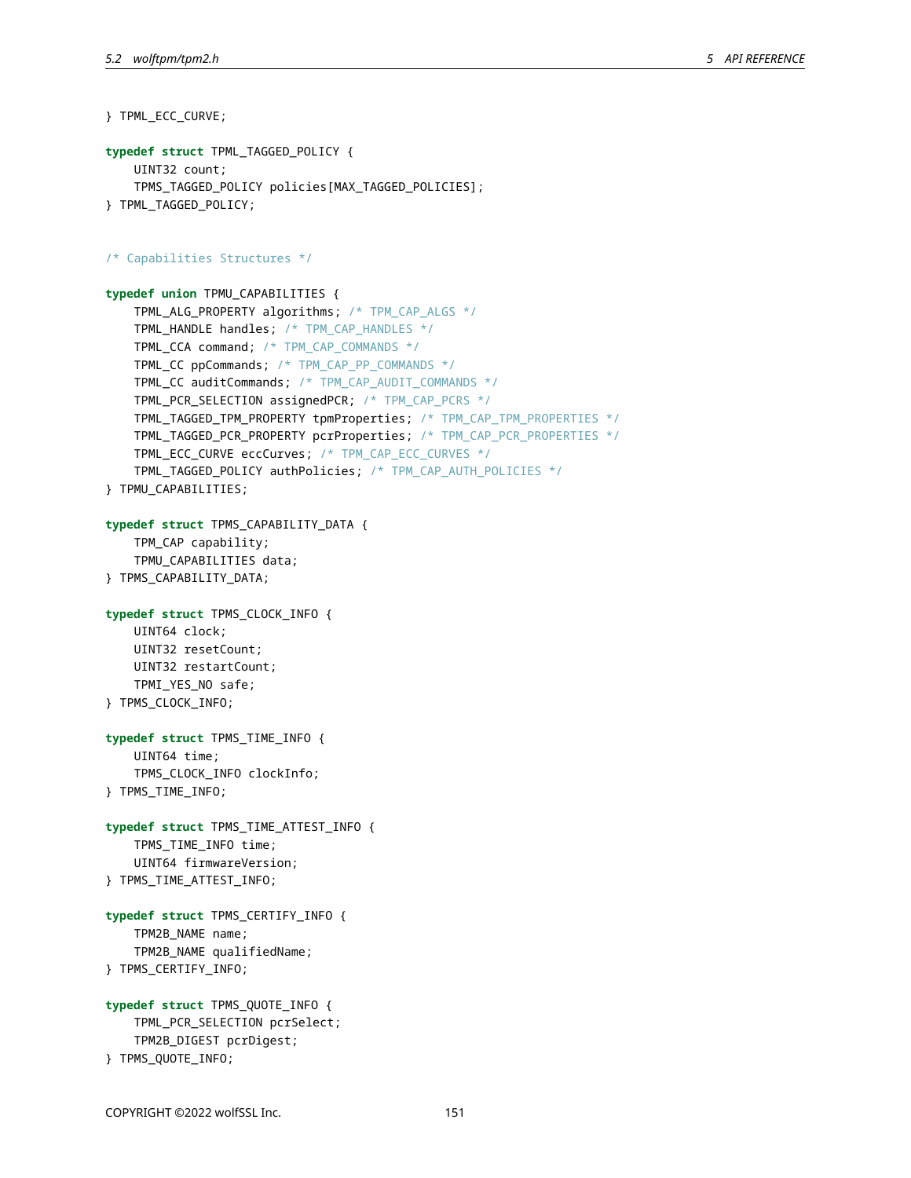```
} TPML_ECC_CURVE;

typedef struct TPML_TAGGED_POLICY {
    UINT32 count;
    TPMS_TAGGED_POLICY policies[MAX_TAGGED_POLICIES];
} TPML_TAGGED_POLICY;


/* Capabilities Structures */

typedef union TPMU_CAPABILITIES {
    TPML_ALG_PROPERTY algorithms; /* TPM_CAP_ALGS */
    TPML_HANDLE handles; /* TPM_CAP_HANDLES */
    TPML_CCA command; /* TPM_CAP_COMMANDS */
    TPML_CC ppCommands; /* TPM_CAP_PP_COMMANDS */
    TPML_CC auditCommands; /* TPM_CAP_AUDIT_COMMANDS */
    TPML_PCR_SELECTION assignedPCR; /* TPM_CAP_PCRS */
    TPML_TAGGED_TPM_PROPERTY tpmProperties; /* TPM_CAP_TPM_PROPERTIES */
    TPML_TAGGED_PCR_PROPERTY pcrProperties; /* TPM_CAP_PCR_PROPERTIES */
    TPML_ECC_CURVE eccCurves; /* TPM_CAP_ECC_CURVES */
    TPML_TAGGED_POLICY authPolicies; /* TPM_CAP_AUTH_POLICIES */
} TPMU_CAPABILITIES;

typedef struct TPMS_CAPABILITY_DATA {
    TPM_CAP capability;
    TPMU_CAPABILITIES data;
} TPMS_CAPABILITY_DATA;

typedef struct TPMS_CLOCK_INFO {
    UINT64 clock;
    UINT32 resetCount;
    UINT32 restartCount;
    TPMI_YES_NO safe;
} TPMS_CLOCK_INFO;

typedef struct TPMS_TIME_INFO {
    UINT64 time;
    TPMS_CLOCK_INFO clockInfo;
} TPMS_TIME_INFO;

typedef struct TPMS_TIME_ATTEST_INFO {
    TPMS_TIME_INFO time;
    UINT64 firmwareVersion;
} TPMS_TIME_ATTEST_INFO;

typedef struct TPMS_CERTIFY_INFO {
    TPM2B_NAME name;
    TPM2B_NAME qualifiedName;
} TPMS_CERTIFY_INFO;

typedef struct TPMS_QUOTE_INFO {
    TPML_PCR_SELECTION pcrSelect;
    TPM2B_DIGEST pcrDigest;
} TPMS_QUOTE_INFO;
```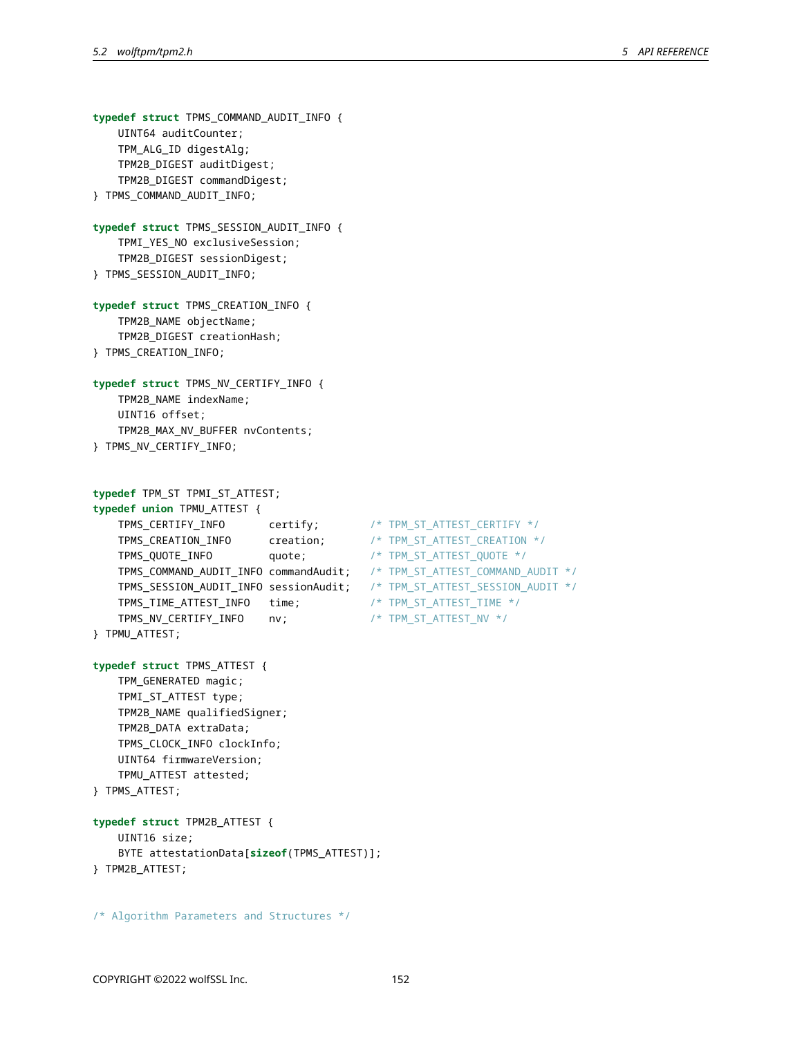```c
typedef struct TPMS_COMMAND_AUDIT_INFO {
    UINT64 auditCounter;
    TPM_ALG_ID digestAlg;
    TPM2B_DIGEST auditDigest;
    TPM2B_DIGEST commandDigest;
} TPMS_COMMAND_AUDIT_INFO;

typedef struct TPMS_SESSION_AUDIT_INFO {
    TPMI_YES_NO exclusiveSession;
    TPM2B_DIGEST sessionDigest;
} TPMS_SESSION_AUDIT_INFO;

typedef struct TPMS_CREATION_INFO {
    TPM2B_NAME objectName;
    TPM2B_DIGEST creationHash;
} TPMS_CREATION_INFO;

typedef struct TPMS_NV_CERTIFY_INFO {
    TPM2B_NAME indexName;
    UINT16 offset;
    TPM2B_MAX_NV_BUFFER nvContents;
} TPMS_NV_CERTIFY_INFO;


typedef TPM_ST TPMI_ST_ATTEST;
typedef union TPMU_ATTEST {
    TPMS_CERTIFY_INFO       certify;        /* TPM_ST_ATTEST_CERTIFY */
    TPMS_CREATION_INFO      creation;       /* TPM_ST_ATTEST_CREATION */
    TPMS_QUOTE_INFO         quote;          /* TPM_ST_ATTEST_QUOTE */
    TPMS_COMMAND_AUDIT_INFO commandAudit;   /* TPM_ST_ATTEST_COMMAND_AUDIT */
    TPMS_SESSION_AUDIT_INFO sessionAudit;   /* TPM_ST_ATTEST_SESSION_AUDIT */
    TPMS_TIME_ATTEST_INFO   time;           /* TPM_ST_ATTEST_TIME */
    TPMS_NV_CERTIFY_INFO    nv;             /* TPM_ST_ATTEST_NV */
} TPMU_ATTEST;

typedef struct TPMS_ATTEST {
    TPM_GENERATED magic;
    TPMI_ST_ATTEST type;
    TPM2B_NAME qualifiedSigner;
    TPM2B_DATA extraData;
    TPMS_CLOCK_INFO clockInfo;
    UINT64 firmwareVersion;
    TPMU_ATTEST attested;
} TPMS_ATTEST;

typedef struct TPM2B_ATTEST {
    UINT16 size;
    BYTE attestationData[sizeof(TPMS_ATTEST)];
} TPM2B_ATTEST;


/* Algorithm Parameters and Structures */
```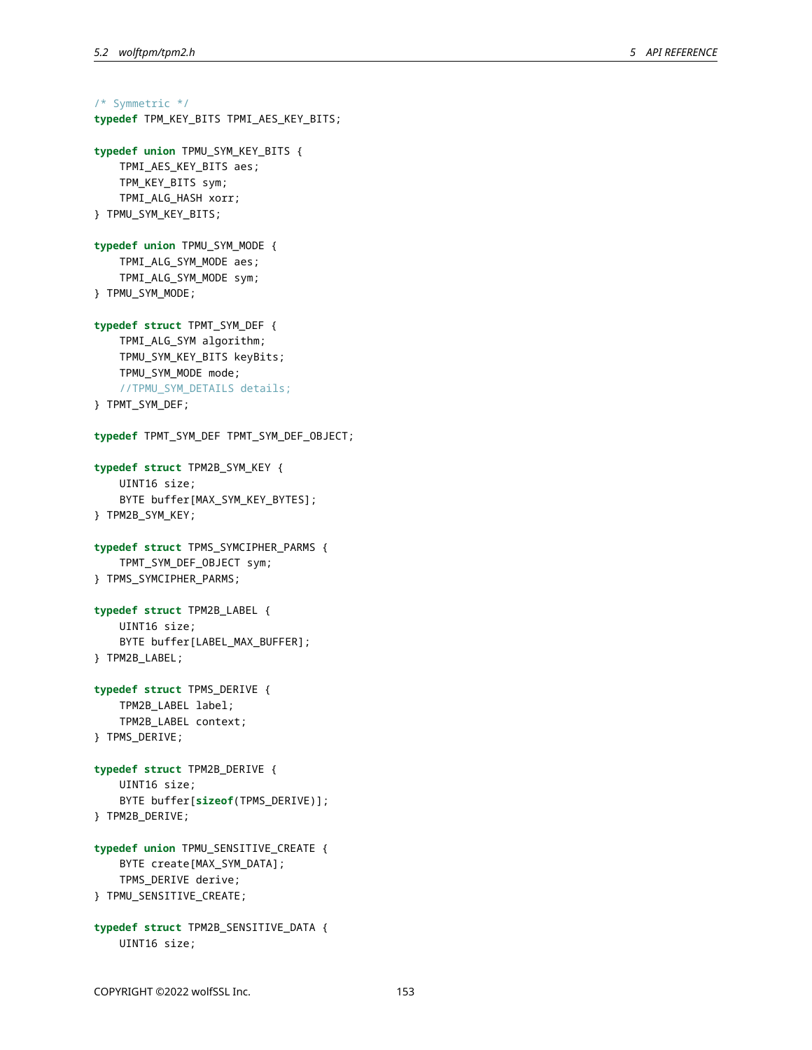```c
/* Symmetric */
typedef TPM_KEY_BITS TPMI_AES_KEY_BITS;

typedef union TPMU_SYM_KEY_BITS {
    TPMI_AES_KEY_BITS aes;
    TPM_KEY_BITS sym;
    TPMI_ALG_HASH xorr;
} TPMU_SYM_KEY_BITS;

typedef union TPMU_SYM_MODE {
    TPMI_ALG_SYM_MODE aes;
    TPMI_ALG_SYM_MODE sym;
} TPMU_SYM_MODE;

typedef struct TPMT_SYM_DEF {
    TPMI_ALG_SYM algorithm;
    TPMU_SYM_KEY_BITS keyBits;
    TPMU_SYM_MODE mode;
    //TPMU_SYM_DETAILS details;
} TPMT_SYM_DEF;

typedef TPMT_SYM_DEF TPMT_SYM_DEF_OBJECT;

typedef struct TPM2B_SYM_KEY {
    UINT16 size;
    BYTE buffer[MAX_SYM_KEY_BYTES];
} TPM2B_SYM_KEY;

typedef struct TPMS_SYMCIPHER_PARMS {
    TPMT_SYM_DEF_OBJECT sym;
} TPMS_SYMCIPHER_PARMS;

typedef struct TPM2B_LABEL {
    UINT16 size;
    BYTE buffer[LABEL_MAX_BUFFER];
} TPM2B_LABEL;

typedef struct TPMS_DERIVE {
    TPM2B_LABEL label;
    TPM2B_LABEL context;
} TPMS_DERIVE;

typedef struct TPM2B_DERIVE {
    UINT16 size;
    BYTE buffer[sizeof(TPMS_DERIVE)];
} TPM2B_DERIVE;

typedef union TPMU_SENSITIVE_CREATE {
    BYTE create[MAX_SYM_DATA];
    TPMS_DERIVE derive;
} TPMU_SENSITIVE_CREATE;

typedef struct TPM2B_SENSITIVE_DATA {
    UINT16 size;
```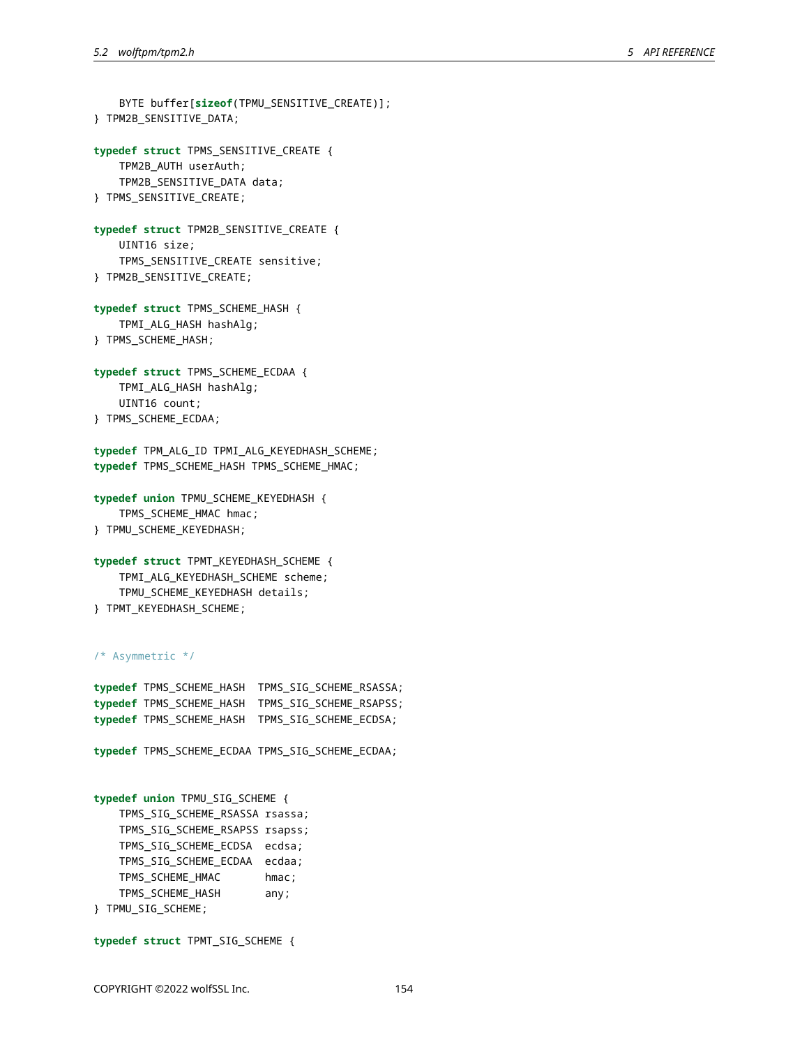```c
    BYTE buffer[sizeof(TPMU_SENSITIVE_CREATE)];
} TPM2B_SENSITIVE_DATA;

typedef struct TPMS_SENSITIVE_CREATE {
    TPM2B_AUTH userAuth;
    TPM2B_SENSITIVE_DATA data;
} TPMS_SENSITIVE_CREATE;

typedef struct TPM2B_SENSITIVE_CREATE {
    UINT16 size;
    TPMS_SENSITIVE_CREATE sensitive;
} TPM2B_SENSITIVE_CREATE;

typedef struct TPMS_SCHEME_HASH {
    TPMI_ALG_HASH hashAlg;
} TPMS_SCHEME_HASH;

typedef struct TPMS_SCHEME_ECDAA {
    TPMI_ALG_HASH hashAlg;
    UINT16 count;
} TPMS_SCHEME_ECDAA;

typedef TPM_ALG_ID TPMI_ALG_KEYEDHASH_SCHEME;
typedef TPMS_SCHEME_HASH TPMS_SCHEME_HMAC;

typedef union TPMU_SCHEME_KEYEDHASH {
    TPMS_SCHEME_HMAC hmac;
} TPMU_SCHEME_KEYEDHASH;

typedef struct TPMT_KEYEDHASH_SCHEME {
    TPMI_ALG_KEYEDHASH_SCHEME scheme;
    TPMU_SCHEME_KEYEDHASH details;
} TPMT_KEYEDHASH_SCHEME;


/* Asymmetric */

typedef TPMS_SCHEME_HASH  TPMS_SIG_SCHEME_RSASSA;
typedef TPMS_SCHEME_HASH  TPMS_SIG_SCHEME_RSAPSS;
typedef TPMS_SCHEME_HASH  TPMS_SIG_SCHEME_ECDSA;

typedef TPMS_SCHEME_ECDAA TPMS_SIG_SCHEME_ECDAA;


typedef union TPMU_SIG_SCHEME {
    TPMS_SIG_SCHEME_RSASSA rsassa;
    TPMS_SIG_SCHEME_RSAPSS rsapss;
    TPMS_SIG_SCHEME_ECDSA  ecdsa;
    TPMS_SIG_SCHEME_ECDAA  ecdaa;
    TPMS_SCHEME_HMAC       hmac;
    TPMS_SCHEME_HASH       any;
} TPMU_SIG_SCHEME;

typedef struct TPMT_SIG_SCHEME {
```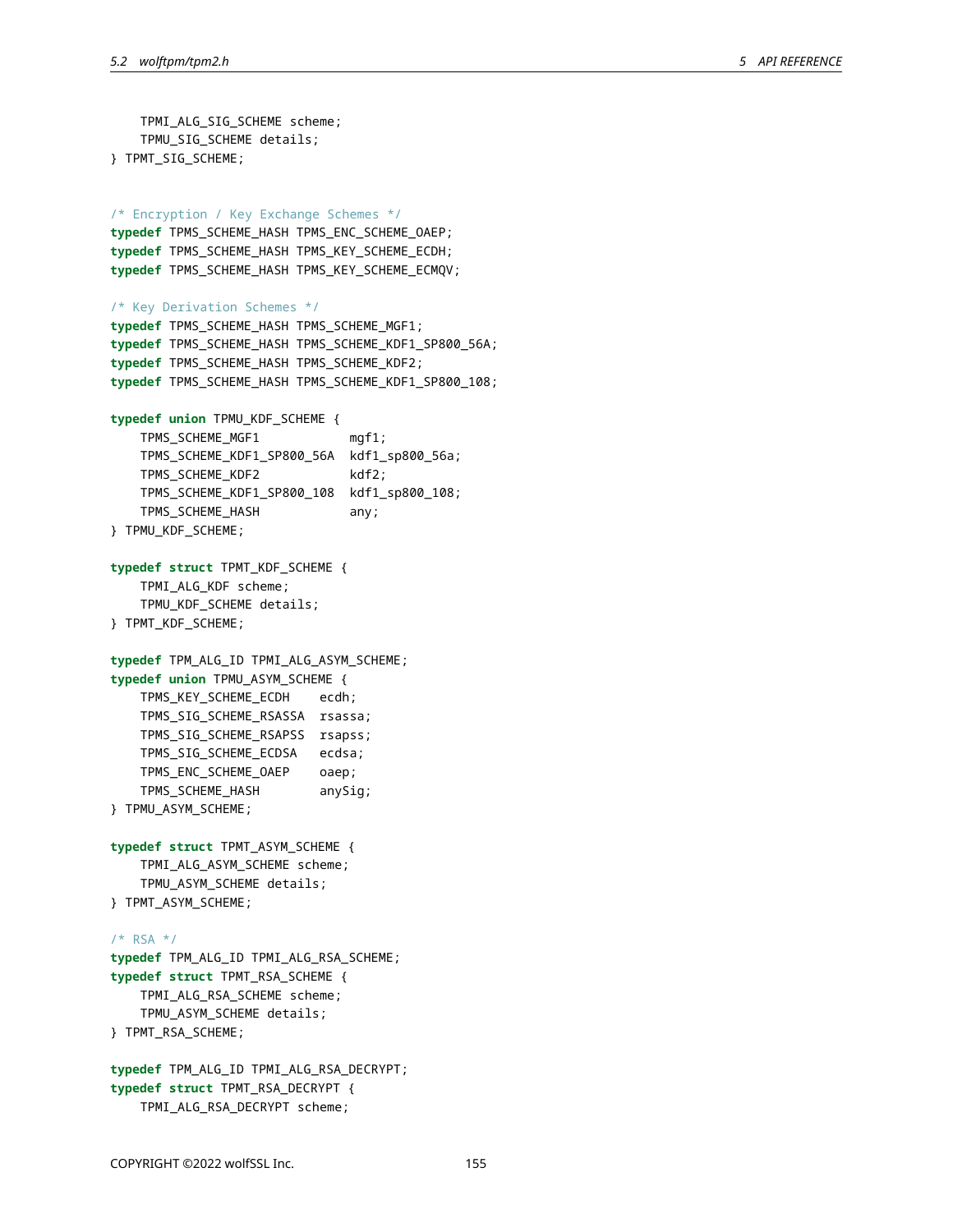```
    TPMI_ALG_SIG_SCHEME scheme;
    TPMU_SIG_SCHEME details;
} TPMT_SIG_SCHEME;


/* Encryption / Key Exchange Schemes */
typedef TPMS_SCHEME_HASH TPMS_ENC_SCHEME_OAEP;
typedef TPMS_SCHEME_HASH TPMS_KEY_SCHEME_ECDH;
typedef TPMS_SCHEME_HASH TPMS_KEY_SCHEME_ECMQV;

/* Key Derivation Schemes */
typedef TPMS_SCHEME_HASH TPMS_SCHEME_MGF1;
typedef TPMS_SCHEME_HASH TPMS_SCHEME_KDF1_SP800_56A;
typedef TPMS_SCHEME_HASH TPMS_SCHEME_KDF2;
typedef TPMS_SCHEME_HASH TPMS_SCHEME_KDF1_SP800_108;

typedef union TPMU_KDF_SCHEME {
    TPMS_SCHEME_MGF1            mgf1;
    TPMS_SCHEME_KDF1_SP800_56A  kdf1_sp800_56a;
    TPMS_SCHEME_KDF2            kdf2;
    TPMS_SCHEME_KDF1_SP800_108  kdf1_sp800_108;
    TPMS_SCHEME_HASH            any;
} TPMU_KDF_SCHEME;

typedef struct TPMT_KDF_SCHEME {
    TPMI_ALG_KDF scheme;
    TPMU_KDF_SCHEME details;
} TPMT_KDF_SCHEME;

typedef TPM_ALG_ID TPMI_ALG_ASYM_SCHEME;
typedef union TPMU_ASYM_SCHEME {
    TPMS_KEY_SCHEME_ECDH    ecdh;
    TPMS_SIG_SCHEME_RSASSA  rsassa;
    TPMS_SIG_SCHEME_RSAPSS  rsapss;
    TPMS_SIG_SCHEME_ECDSA   ecdsa;
    TPMS_ENC_SCHEME_OAEP    oaep;
    TPMS_SCHEME_HASH        anySig;
} TPMU_ASYM_SCHEME;

typedef struct TPMT_ASYM_SCHEME {
    TPMI_ALG_ASYM_SCHEME scheme;
    TPMU_ASYM_SCHEME details;
} TPMT_ASYM_SCHEME;

/* RSA */
typedef TPM_ALG_ID TPMI_ALG_RSA_SCHEME;
typedef struct TPMT_RSA_SCHEME {
    TPMI_ALG_RSA_SCHEME scheme;
    TPMU_ASYM_SCHEME details;
} TPMT_RSA_SCHEME;

typedef TPM_ALG_ID TPMI_ALG_RSA_DECRYPT;
typedef struct TPMT_RSA_DECRYPT {
    TPMI_ALG_RSA_DECRYPT scheme;
```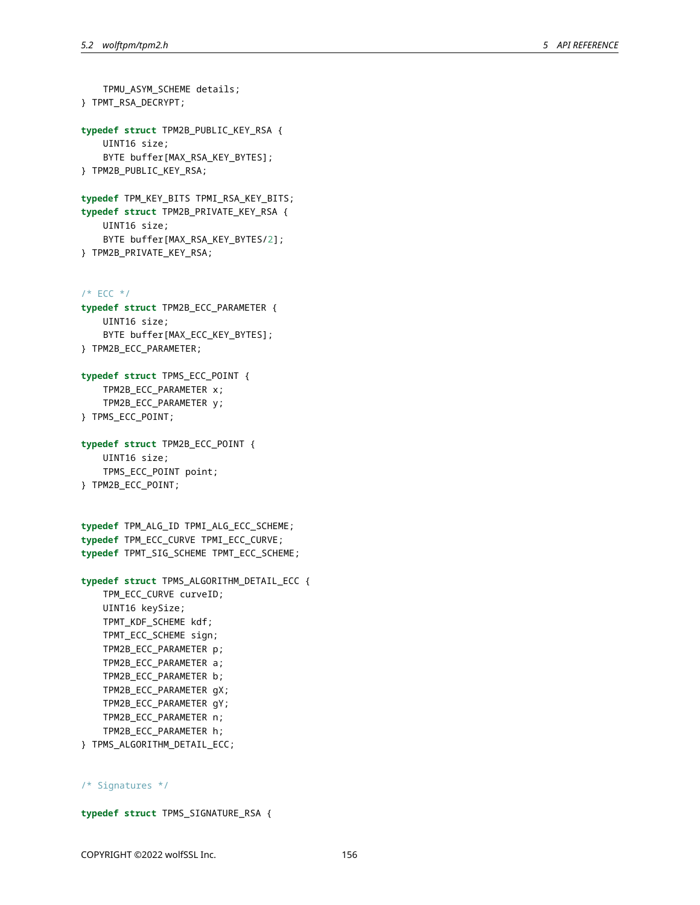```c
    TPMU_ASYM_SCHEME details;
} TPMT_RSA_DECRYPT;

typedef struct TPM2B_PUBLIC_KEY_RSA {
    UINT16 size;
    BYTE buffer[MAX_RSA_KEY_BYTES];
} TPM2B_PUBLIC_KEY_RSA;

typedef TPM_KEY_BITS TPMI_RSA_KEY_BITS;
typedef struct TPM2B_PRIVATE_KEY_RSA {
    UINT16 size;
    BYTE buffer[MAX_RSA_KEY_BYTES/2];
} TPM2B_PRIVATE_KEY_RSA;


/* ECC */
typedef struct TPM2B_ECC_PARAMETER {
    UINT16 size;
    BYTE buffer[MAX_ECC_KEY_BYTES];
} TPM2B_ECC_PARAMETER;

typedef struct TPMS_ECC_POINT {
    TPM2B_ECC_PARAMETER x;
    TPM2B_ECC_PARAMETER y;
} TPMS_ECC_POINT;

typedef struct TPM2B_ECC_POINT {
    UINT16 size;
    TPMS_ECC_POINT point;
} TPM2B_ECC_POINT;


typedef TPM_ALG_ID TPMI_ALG_ECC_SCHEME;
typedef TPM_ECC_CURVE TPMI_ECC_CURVE;
typedef TPMT_SIG_SCHEME TPMT_ECC_SCHEME;

typedef struct TPMS_ALGORITHM_DETAIL_ECC {
    TPM_ECC_CURVE curveID;
    UINT16 keySize;
    TPMT_KDF_SCHEME kdf;
    TPMT_ECC_SCHEME sign;
    TPM2B_ECC_PARAMETER p;
    TPM2B_ECC_PARAMETER a;
    TPM2B_ECC_PARAMETER b;
    TPM2B_ECC_PARAMETER gX;
    TPM2B_ECC_PARAMETER gY;
    TPM2B_ECC_PARAMETER n;
    TPM2B_ECC_PARAMETER h;
} TPMS_ALGORITHM_DETAIL_ECC;


/* Signatures */

typedef struct TPMS_SIGNATURE_RSA {
```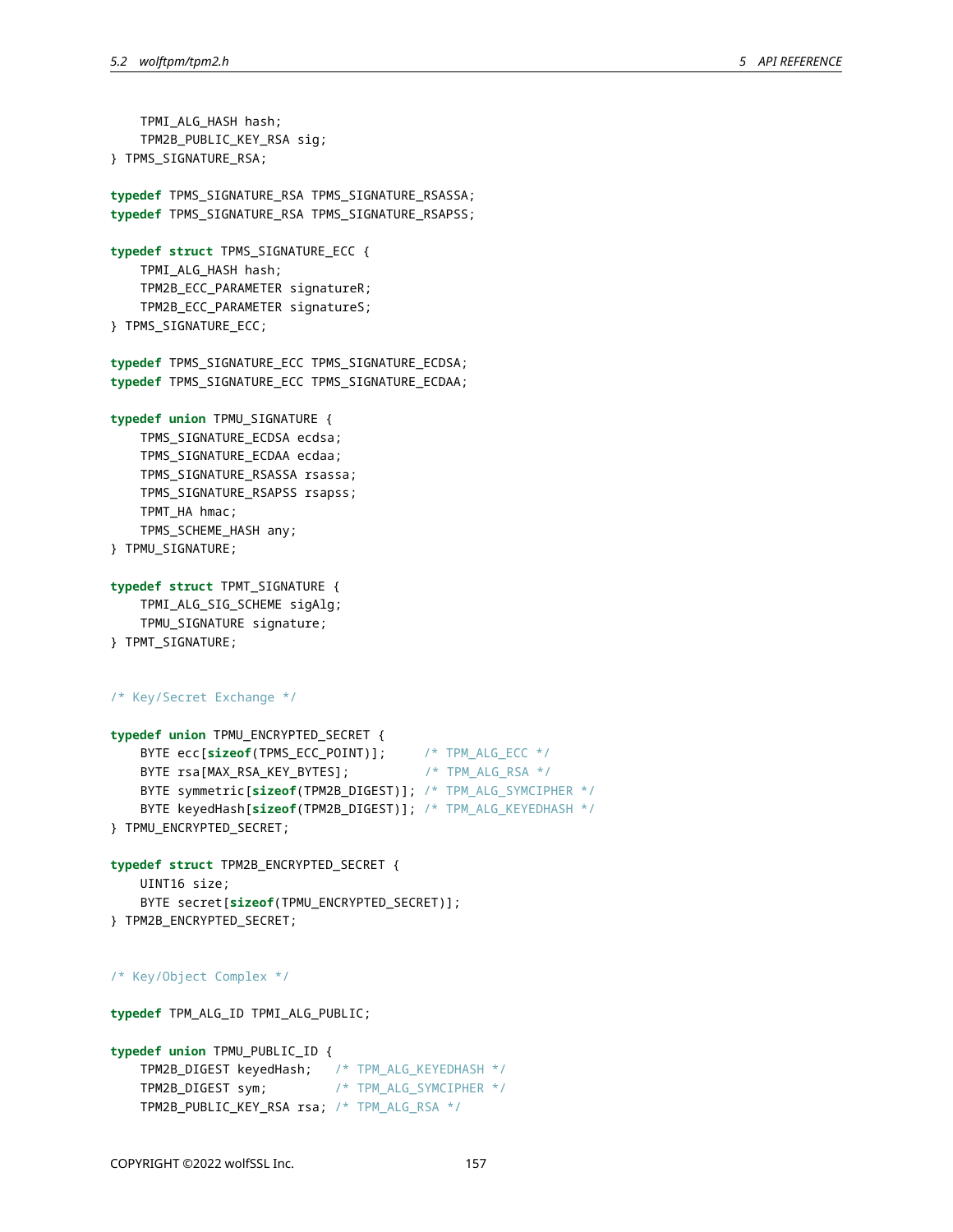```c
    TPMI_ALG_HASH hash;
    TPM2B_PUBLIC_KEY_RSA sig;
} TPMS_SIGNATURE_RSA;

typedef TPMS_SIGNATURE_RSA TPMS_SIGNATURE_RSASSA;
typedef TPMS_SIGNATURE_RSA TPMS_SIGNATURE_RSAPSS;

typedef struct TPMS_SIGNATURE_ECC {
    TPMI_ALG_HASH hash;
    TPM2B_ECC_PARAMETER signatureR;
    TPM2B_ECC_PARAMETER signatureS;
} TPMS_SIGNATURE_ECC;

typedef TPMS_SIGNATURE_ECC TPMS_SIGNATURE_ECDSA;
typedef TPMS_SIGNATURE_ECC TPMS_SIGNATURE_ECDAA;

typedef union TPMU_SIGNATURE {
    TPMS_SIGNATURE_ECDSA ecdsa;
    TPMS_SIGNATURE_ECDAA ecdaa;
    TPMS_SIGNATURE_RSASSA rsassa;
    TPMS_SIGNATURE_RSAPSS rsapss;
    TPMT_HA hmac;
    TPMS_SCHEME_HASH any;
} TPMU_SIGNATURE;

typedef struct TPMT_SIGNATURE {
    TPMI_ALG_SIG_SCHEME sigAlg;
    TPMU_SIGNATURE signature;
} TPMT_SIGNATURE;


/* Key/Secret Exchange */

typedef union TPMU_ENCRYPTED_SECRET {
    BYTE ecc[sizeof(TPMS_ECC_POINT)];     /* TPM_ALG_ECC */
    BYTE rsa[MAX_RSA_KEY_BYTES];          /* TPM_ALG_RSA */
    BYTE symmetric[sizeof(TPM2B_DIGEST)]; /* TPM_ALG_SYMCIPHER */
    BYTE keyedHash[sizeof(TPM2B_DIGEST)]; /* TPM_ALG_KEYEDHASH */
} TPMU_ENCRYPTED_SECRET;

typedef struct TPM2B_ENCRYPTED_SECRET {
    UINT16 size;
    BYTE secret[sizeof(TPMU_ENCRYPTED_SECRET)];
} TPM2B_ENCRYPTED_SECRET;


/* Key/Object Complex */

typedef TPM_ALG_ID TPMI_ALG_PUBLIC;

typedef union TPMU_PUBLIC_ID {
    TPM2B_DIGEST keyedHash;   /* TPM_ALG_KEYEDHASH */
    TPM2B_DIGEST sym;         /* TPM_ALG_SYMCIPHER */
    TPM2B_PUBLIC_KEY_RSA rsa; /* TPM_ALG_RSA */
```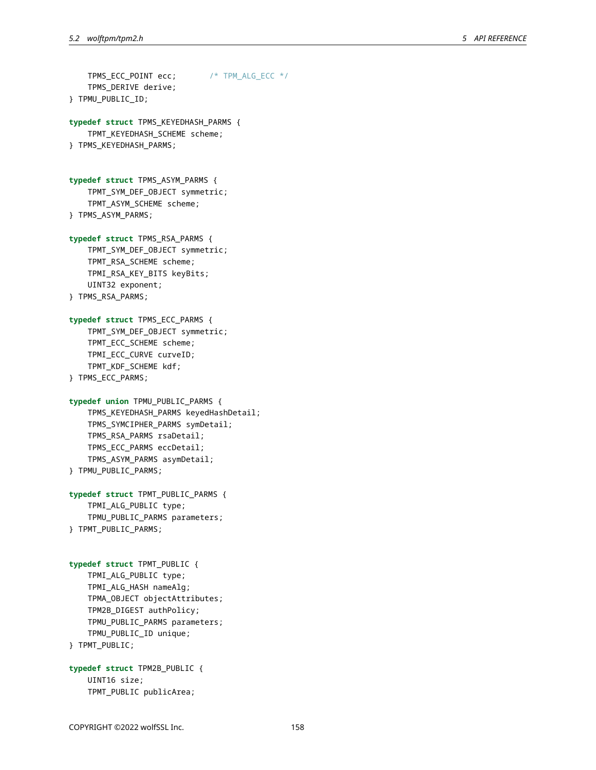```
    TPMS_ECC_POINT ecc;       /* TPM_ALG_ECC */
    TPMS_DERIVE derive;
} TPMU_PUBLIC_ID;

typedef struct TPMS_KEYEDHASH_PARMS {
    TPMT_KEYEDHASH_SCHEME scheme;
} TPMS_KEYEDHASH_PARMS;


typedef struct TPMS_ASYM_PARMS {
    TPMT_SYM_DEF_OBJECT symmetric;
    TPMT_ASYM_SCHEME scheme;
} TPMS_ASYM_PARMS;

typedef struct TPMS_RSA_PARMS {
    TPMT_SYM_DEF_OBJECT symmetric;
    TPMT_RSA_SCHEME scheme;
    TPMI_RSA_KEY_BITS keyBits;
    UINT32 exponent;
} TPMS_RSA_PARMS;

typedef struct TPMS_ECC_PARMS {
    TPMT_SYM_DEF_OBJECT symmetric;
    TPMT_ECC_SCHEME scheme;
    TPMI_ECC_CURVE curveID;
    TPMT_KDF_SCHEME kdf;
} TPMS_ECC_PARMS;

typedef union TPMU_PUBLIC_PARMS {
    TPMS_KEYEDHASH_PARMS keyedHashDetail;
    TPMS_SYMCIPHER_PARMS symDetail;
    TPMS_RSA_PARMS rsaDetail;
    TPMS_ECC_PARMS eccDetail;
    TPMS_ASYM_PARMS asymDetail;
} TPMU_PUBLIC_PARMS;

typedef struct TPMT_PUBLIC_PARMS {
    TPMI_ALG_PUBLIC type;
    TPMU_PUBLIC_PARMS parameters;
} TPMT_PUBLIC_PARMS;


typedef struct TPMT_PUBLIC {
    TPMI_ALG_PUBLIC type;
    TPMI_ALG_HASH nameAlg;
    TPMA_OBJECT objectAttributes;
    TPM2B_DIGEST authPolicy;
    TPMU_PUBLIC_PARMS parameters;
    TPMU_PUBLIC_ID unique;
} TPMT_PUBLIC;

typedef struct TPM2B_PUBLIC {
    UINT16 size;
    TPMT_PUBLIC publicArea;
```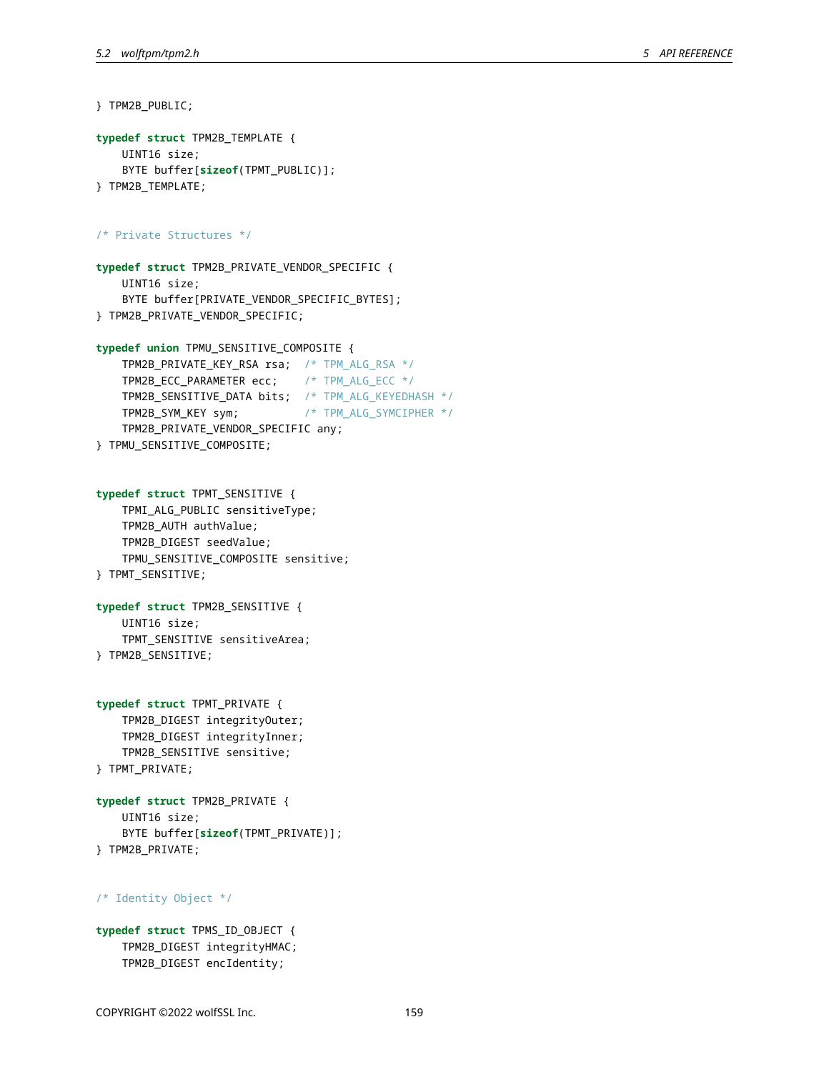```
} TPM2B_PUBLIC;

typedef struct TPM2B_TEMPLATE {
    UINT16 size;
    BYTE buffer[sizeof(TPMT_PUBLIC)];
} TPM2B_TEMPLATE;


/* Private Structures */

typedef struct TPM2B_PRIVATE_VENDOR_SPECIFIC {
    UINT16 size;
    BYTE buffer[PRIVATE_VENDOR_SPECIFIC_BYTES];
} TPM2B_PRIVATE_VENDOR_SPECIFIC;

typedef union TPMU_SENSITIVE_COMPOSITE {
    TPM2B_PRIVATE_KEY_RSA rsa;  /* TPM_ALG_RSA */
    TPM2B_ECC_PARAMETER ecc;    /* TPM_ALG_ECC */
    TPM2B_SENSITIVE_DATA bits;  /* TPM_ALG_KEYEDHASH */
    TPM2B_SYM_KEY sym;          /* TPM_ALG_SYMCIPHER */
    TPM2B_PRIVATE_VENDOR_SPECIFIC any;
} TPMU_SENSITIVE_COMPOSITE;


typedef struct TPMT_SENSITIVE {
    TPMI_ALG_PUBLIC sensitiveType;
    TPM2B_AUTH authValue;
    TPM2B_DIGEST seedValue;
    TPMU_SENSITIVE_COMPOSITE sensitive;
} TPMT_SENSITIVE;

typedef struct TPM2B_SENSITIVE {
    UINT16 size;
    TPMT_SENSITIVE sensitiveArea;
} TPM2B_SENSITIVE;


typedef struct TPMT_PRIVATE {
    TPM2B_DIGEST integrityOuter;
    TPM2B_DIGEST integrityInner;
    TPM2B_SENSITIVE sensitive;
} TPMT_PRIVATE;

typedef struct TPM2B_PRIVATE {
    UINT16 size;
    BYTE buffer[sizeof(TPMT_PRIVATE)];
} TPM2B_PRIVATE;


/* Identity Object */

typedef struct TPMS_ID_OBJECT {
    TPM2B_DIGEST integrityHMAC;
    TPM2B_DIGEST encIdentity;
```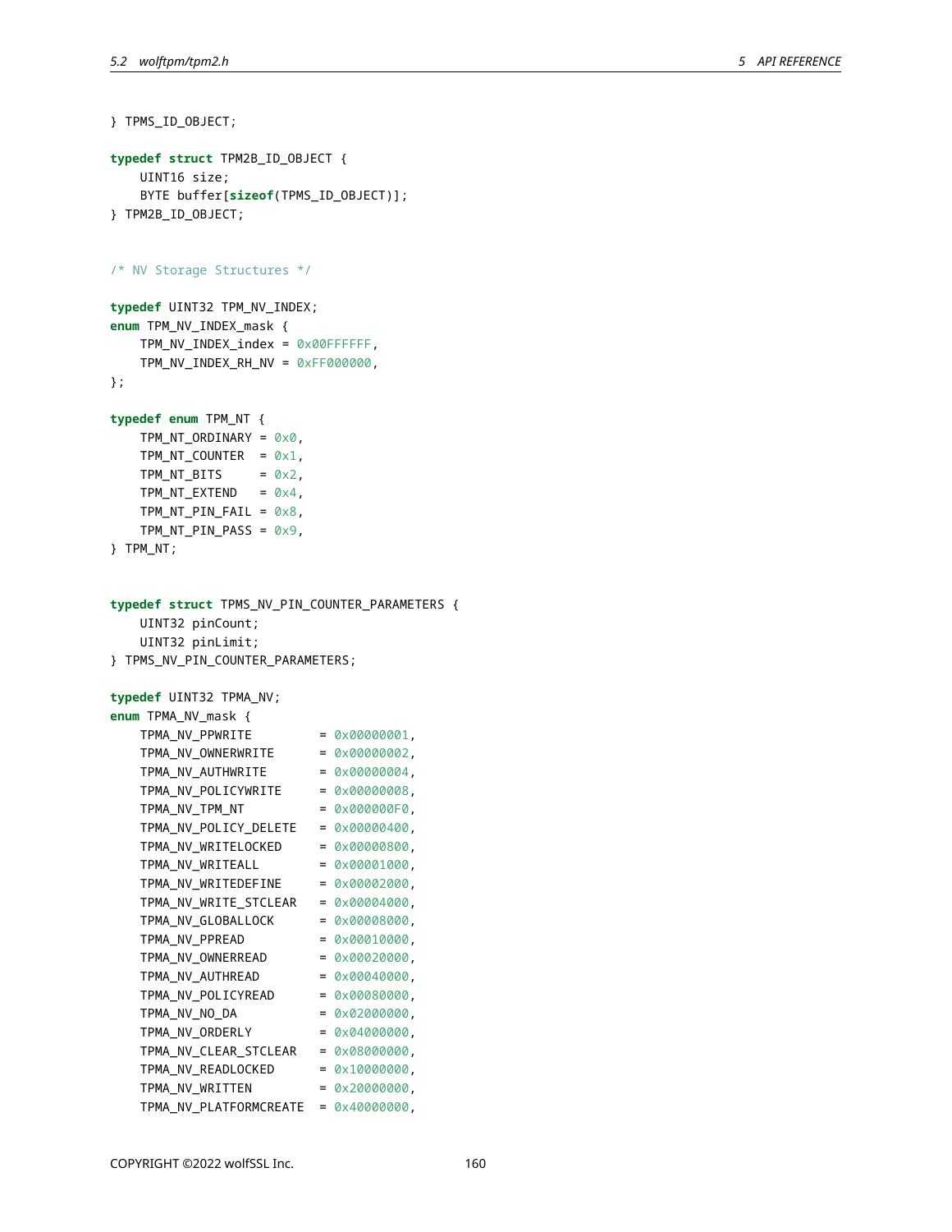```
} TPMS_ID_OBJECT;

typedef struct TPM2B_ID_OBJECT {
    UINT16 size;
    BYTE buffer[sizeof(TPMS_ID_OBJECT)];
} TPM2B_ID_OBJECT;


/* NV Storage Structures */

typedef UINT32 TPM_NV_INDEX;
enum TPM_NV_INDEX_mask {
    TPM_NV_INDEX_index = 0x00FFFFFF,
    TPM_NV_INDEX_RH_NV = 0xFF000000,
};

typedef enum TPM_NT {
    TPM_NT_ORDINARY = 0x0,
    TPM_NT_COUNTER  = 0x1,
    TPM_NT_BITS     = 0x2,
    TPM_NT_EXTEND   = 0x4,
    TPM_NT_PIN_FAIL = 0x8,
    TPM_NT_PIN_PASS = 0x9,
} TPM_NT;


typedef struct TPMS_NV_PIN_COUNTER_PARAMETERS {
    UINT32 pinCount;
    UINT32 pinLimit;
} TPMS_NV_PIN_COUNTER_PARAMETERS;

typedef UINT32 TPMA_NV;
enum TPMA_NV_mask {
    TPMA_NV_PPWRITE         = 0x00000001,
    TPMA_NV_OWNERWRITE      = 0x00000002,
    TPMA_NV_AUTHWRITE       = 0x00000004,
    TPMA_NV_POLICYWRITE     = 0x00000008,
    TPMA_NV_TPM_NT          = 0x000000F0,
    TPMA_NV_POLICY_DELETE   = 0x00000400,
    TPMA_NV_WRITELOCKED     = 0x00000800,
    TPMA_NV_WRITEALL        = 0x00001000,
    TPMA_NV_WRITEDEFINE     = 0x00002000,
    TPMA_NV_WRITE_STCLEAR   = 0x00004000,
    TPMA_NV_GLOBALLOCK      = 0x00008000,
    TPMA_NV_PPREAD          = 0x00010000,
    TPMA_NV_OWNERREAD       = 0x00020000,
    TPMA_NV_AUTHREAD        = 0x00040000,
    TPMA_NV_POLICYREAD      = 0x00080000,
    TPMA_NV_NO_DA           = 0x02000000,
    TPMA_NV_ORDERLY         = 0x04000000,
    TPMA_NV_CLEAR_STCLEAR   = 0x08000000,
    TPMA_NV_READLOCKED      = 0x10000000,
    TPMA_NV_WRITTEN         = 0x20000000,
    TPMA_NV_PLATFORMCREATE  = 0x40000000,
```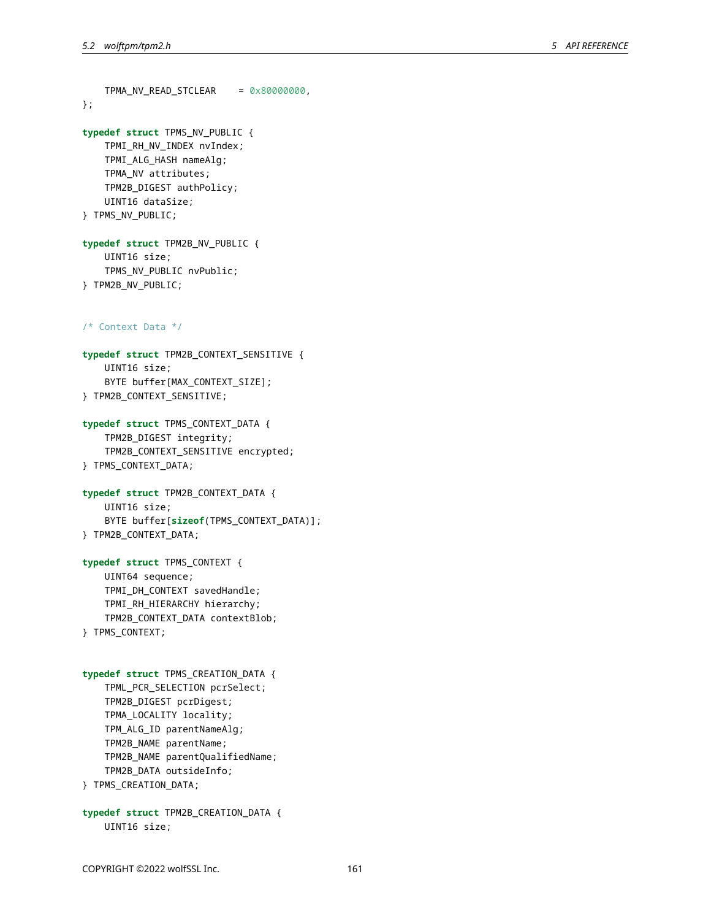```c
    TPMA_NV_READ_STCLEAR    = 0x80000000,
};

typedef struct TPMS_NV_PUBLIC {
    TPMI_RH_NV_INDEX nvIndex;
    TPMI_ALG_HASH nameAlg;
    TPMA_NV attributes;
    TPM2B_DIGEST authPolicy;
    UINT16 dataSize;
} TPMS_NV_PUBLIC;

typedef struct TPM2B_NV_PUBLIC {
    UINT16 size;
    TPMS_NV_PUBLIC nvPublic;
} TPM2B_NV_PUBLIC;


/* Context Data */

typedef struct TPM2B_CONTEXT_SENSITIVE {
    UINT16 size;
    BYTE buffer[MAX_CONTEXT_SIZE];
} TPM2B_CONTEXT_SENSITIVE;

typedef struct TPMS_CONTEXT_DATA {
    TPM2B_DIGEST integrity;
    TPM2B_CONTEXT_SENSITIVE encrypted;
} TPMS_CONTEXT_DATA;

typedef struct TPM2B_CONTEXT_DATA {
    UINT16 size;
    BYTE buffer[sizeof(TPMS_CONTEXT_DATA)];
} TPM2B_CONTEXT_DATA;

typedef struct TPMS_CONTEXT {
    UINT64 sequence;
    TPMI_DH_CONTEXT savedHandle;
    TPMI_RH_HIERARCHY hierarchy;
    TPM2B_CONTEXT_DATA contextBlob;
} TPMS_CONTEXT;


typedef struct TPMS_CREATION_DATA {
    TPML_PCR_SELECTION pcrSelect;
    TPM2B_DIGEST pcrDigest;
    TPMA_LOCALITY locality;
    TPM_ALG_ID parentNameAlg;
    TPM2B_NAME parentName;
    TPM2B_NAME parentQualifiedName;
    TPM2B_DATA outsideInfo;
} TPMS_CREATION_DATA;

typedef struct TPM2B_CREATION_DATA {
    UINT16 size;
```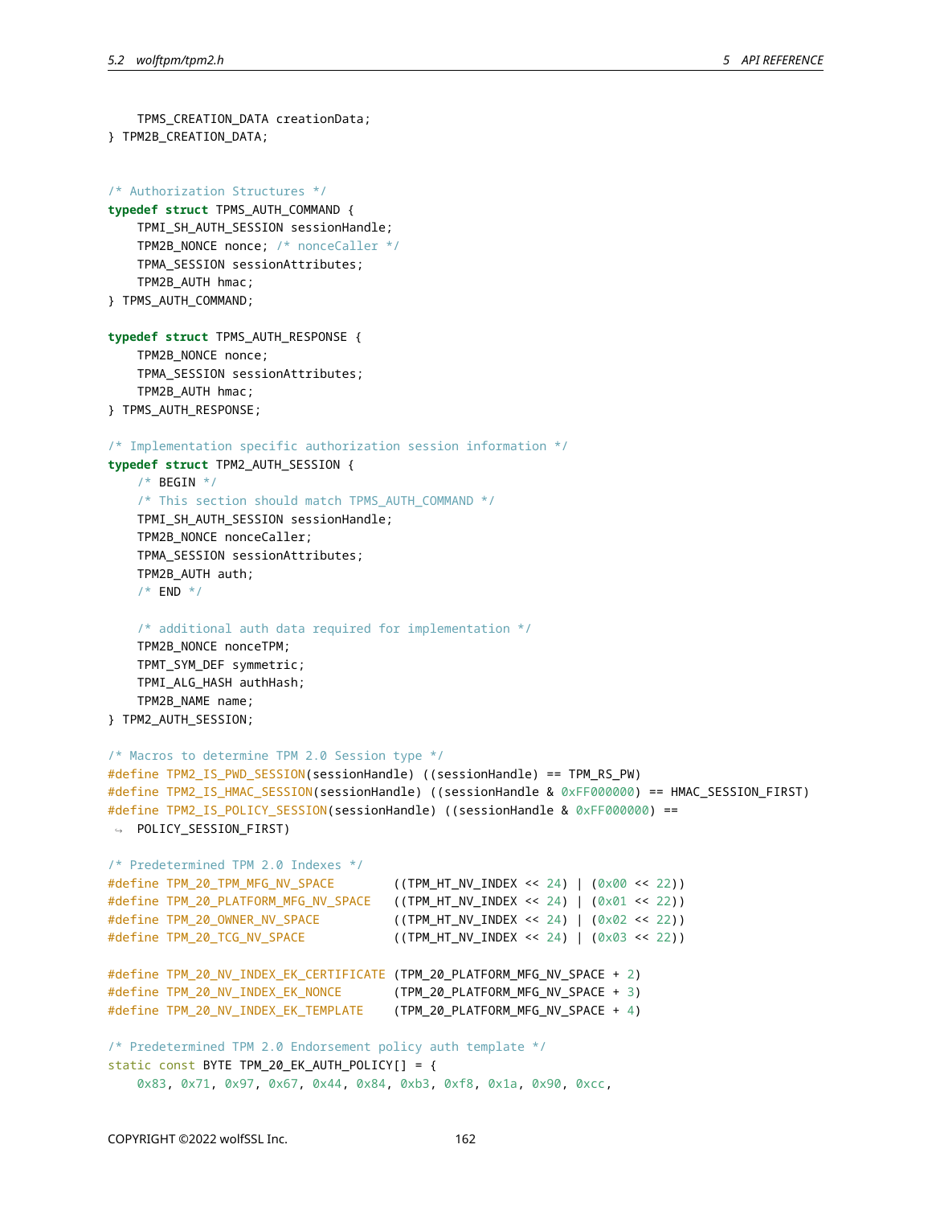```
    TPMS_CREATION_DATA creationData;
} TPM2B_CREATION_DATA;


/* Authorization Structures */
typedef struct TPMS_AUTH_COMMAND {
    TPMI_SH_AUTH_SESSION sessionHandle;
    TPM2B_NONCE nonce; /* nonceCaller */
    TPMA_SESSION sessionAttributes;
    TPM2B_AUTH hmac;
} TPMS_AUTH_COMMAND;

typedef struct TPMS_AUTH_RESPONSE {
    TPM2B_NONCE nonce;
    TPMA_SESSION sessionAttributes;
    TPM2B_AUTH hmac;
} TPMS_AUTH_RESPONSE;

/* Implementation specific authorization session information */
typedef struct TPM2_AUTH_SESSION {
    /* BEGIN */
    /* This section should match TPMS_AUTH_COMMAND */
    TPMI_SH_AUTH_SESSION sessionHandle;
    TPM2B_NONCE nonceCaller;
    TPMA_SESSION sessionAttributes;
    TPM2B_AUTH auth;
    /* END */

    /* additional auth data required for implementation */
    TPM2B_NONCE nonceTPM;
    TPMT_SYM_DEF symmetric;
    TPMI_ALG_HASH authHash;
    TPM2B_NAME name;
} TPM2_AUTH_SESSION;

/* Macros to determine TPM 2.0 Session type */
#define TPM2_IS_PWD_SESSION(sessionHandle) ((sessionHandle) == TPM_RS_PW)
#define TPM2_IS_HMAC_SESSION(sessionHandle) ((sessionHandle & 0xFF000000) == HMAC_SESSION_FIRST)
#define TPM2_IS_POLICY_SESSION(sessionHandle) ((sessionHandle & 0xFF000000) ==
    POLICY_SESSION_FIRST)

/* Predetermined TPM 2.0 Indexes */
#define TPM_20_TPM_MFG_NV_SPACE        ((TPM_HT_NV_INDEX << 24) | (0x00 << 22))
#define TPM_20_PLATFORM_MFG_NV_SPACE   ((TPM_HT_NV_INDEX << 24) | (0x01 << 22))
#define TPM_20_OWNER_NV_SPACE          ((TPM_HT_NV_INDEX << 24) | (0x02 << 22))
#define TPM_20_TCG_NV_SPACE            ((TPM_HT_NV_INDEX << 24) | (0x03 << 22))

#define TPM_20_NV_INDEX_EK_CERTIFICATE (TPM_20_PLATFORM_MFG_NV_SPACE + 2)
#define TPM_20_NV_INDEX_EK_NONCE       (TPM_20_PLATFORM_MFG_NV_SPACE + 3)
#define TPM_20_NV_INDEX_EK_TEMPLATE    (TPM_20_PLATFORM_MFG_NV_SPACE + 4)

/* Predetermined TPM 2.0 Endorsement policy auth template */
static const BYTE TPM_20_EK_AUTH_POLICY[] = {
    0x83, 0x71, 0x97, 0x67, 0x44, 0x84, 0xb3, 0xf8, 0x1a, 0x90, 0xcc,
```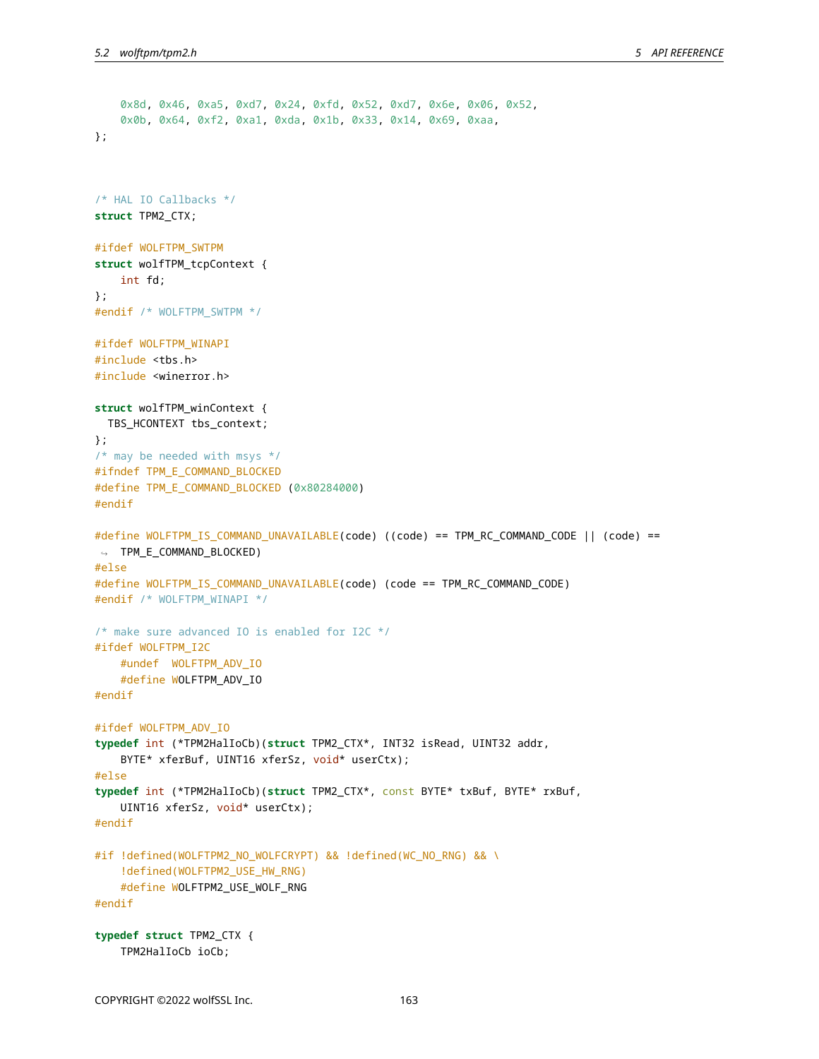```
    0x8d, 0x46, 0xa5, 0xd7, 0x24, 0xfd, 0x52, 0xd7, 0x6e, 0x06, 0x52,
    0x0b, 0x64, 0xf2, 0xa1, 0xda, 0x1b, 0x33, 0x14, 0x69, 0xaa,
};



/* HAL IO Callbacks */
struct TPM2_CTX;

#ifdef WOLFTPM_SWTPM
struct wolfTPM_tcpContext {
    int fd;
};
#endif /* WOLFTPM_SWTPM */

#ifdef WOLFTPM_WINAPI
#include <tbs.h>
#include <winerror.h>

struct wolfTPM_winContext {
  TBS_HCONTEXT tbs_context;
};
/* may be needed with msys */
#ifndef TPM_E_COMMAND_BLOCKED
#define TPM_E_COMMAND_BLOCKED (0x80284000)
#endif

#define WOLFTPM_IS_COMMAND_UNAVAILABLE(code) ((code) == TPM_RC_COMMAND_CODE || (code) ==
 ↪  TPM_E_COMMAND_BLOCKED)
#else
#define WOLFTPM_IS_COMMAND_UNAVAILABLE(code) (code == TPM_RC_COMMAND_CODE)
#endif /* WOLFTPM_WINAPI */

/* make sure advanced IO is enabled for I2C */
#ifdef WOLFTPM_I2C
    #undef  WOLFTPM_ADV_IO
    #define WOLFTPM_ADV_IO
#endif

#ifdef WOLFTPM_ADV_IO
typedef int (*TPM2HalIoCb)(struct TPM2_CTX*, INT32 isRead, UINT32 addr,
    BYTE* xferBuf, UINT16 xferSz, void* userCtx);
#else
typedef int (*TPM2HalIoCb)(struct TPM2_CTX*, const BYTE* txBuf, BYTE* rxBuf,
    UINT16 xferSz, void* userCtx);
#endif

#if !defined(WOLFTPM2_NO_WOLFCRYPT) && !defined(WC_NO_RNG) && \
    !defined(WOLFTPM2_USE_HW_RNG)
    #define WOLFTPM2_USE_WOLF_RNG
#endif

typedef struct TPM2_CTX {
    TPM2HalIoCb ioCb;
```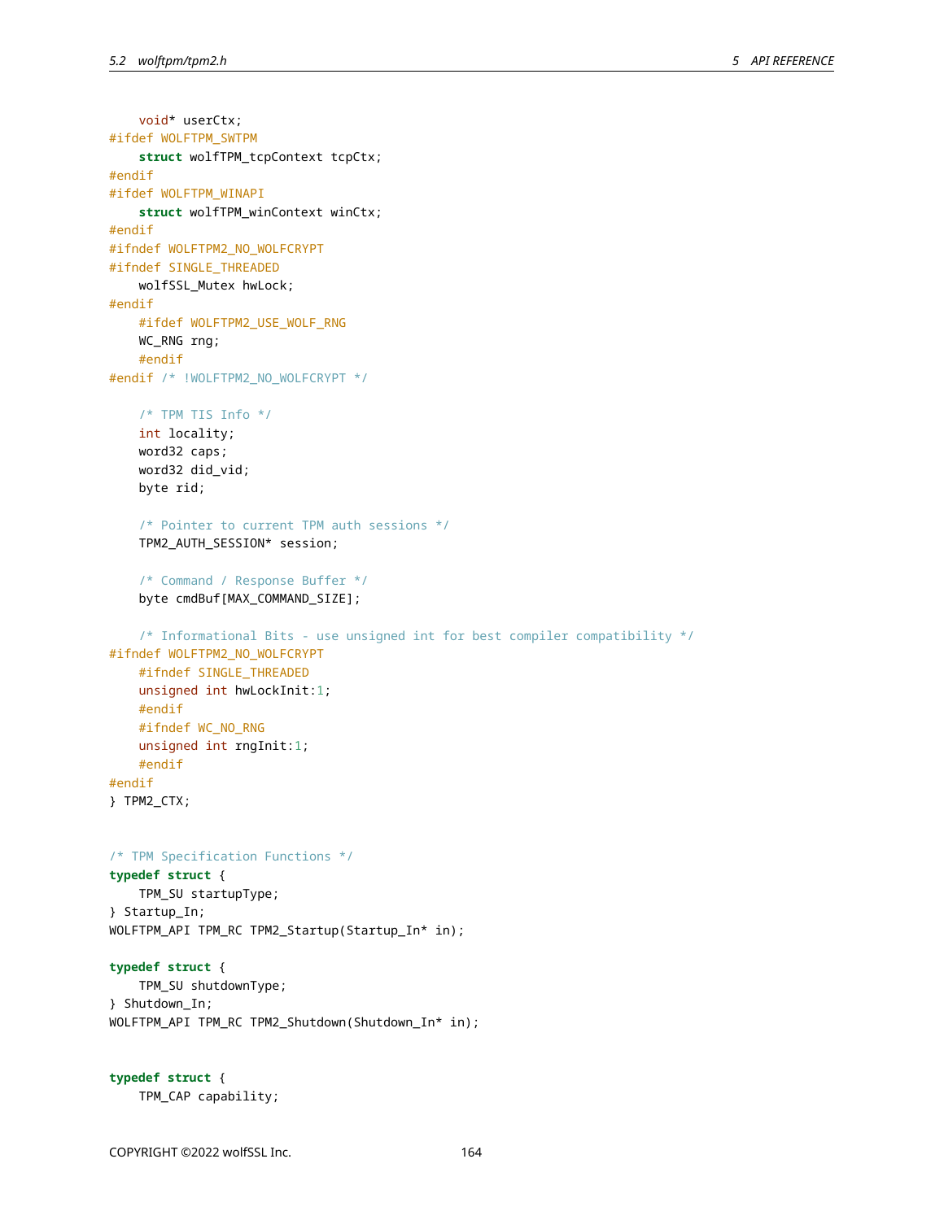```
    void* userCtx;
#ifdef WOLFTPM_SWTPM
    struct wolfTPM_tcpContext tcpCtx;
#endif
#ifdef WOLFTPM_WINAPI
    struct wolfTPM_winContext winCtx;
#endif
#ifndef WOLFTPM2_NO_WOLFCRYPT
#ifndef SINGLE_THREADED
    wolfSSL_Mutex hwLock;
#endif
    #ifdef WOLFTPM2_USE_WOLF_RNG
    WC_RNG rng;
    #endif
#endif /* !WOLFTPM2_NO_WOLFCRYPT */

    /* TPM TIS Info */
    int locality;
    word32 caps;
    word32 did_vid;
    byte rid;

    /* Pointer to current TPM auth sessions */
    TPM2_AUTH_SESSION* session;

    /* Command / Response Buffer */
    byte cmdBuf[MAX_COMMAND_SIZE];

    /* Informational Bits - use unsigned int for best compiler compatibility */
#ifndef WOLFTPM2_NO_WOLFCRYPT
    #ifndef SINGLE_THREADED
    unsigned int hwLockInit:1;
    #endif
    #ifndef WC_NO_RNG
    unsigned int rngInit:1;
    #endif
#endif
} TPM2_CTX;


/* TPM Specification Functions */
typedef struct {
    TPM_SU startupType;
} Startup_In;
WOLFTPM_API TPM_RC TPM2_Startup(Startup_In* in);

typedef struct {
    TPM_SU shutdownType;
} Shutdown_In;
WOLFTPM_API TPM_RC TPM2_Shutdown(Shutdown_In* in);


typedef struct {
    TPM_CAP capability;
```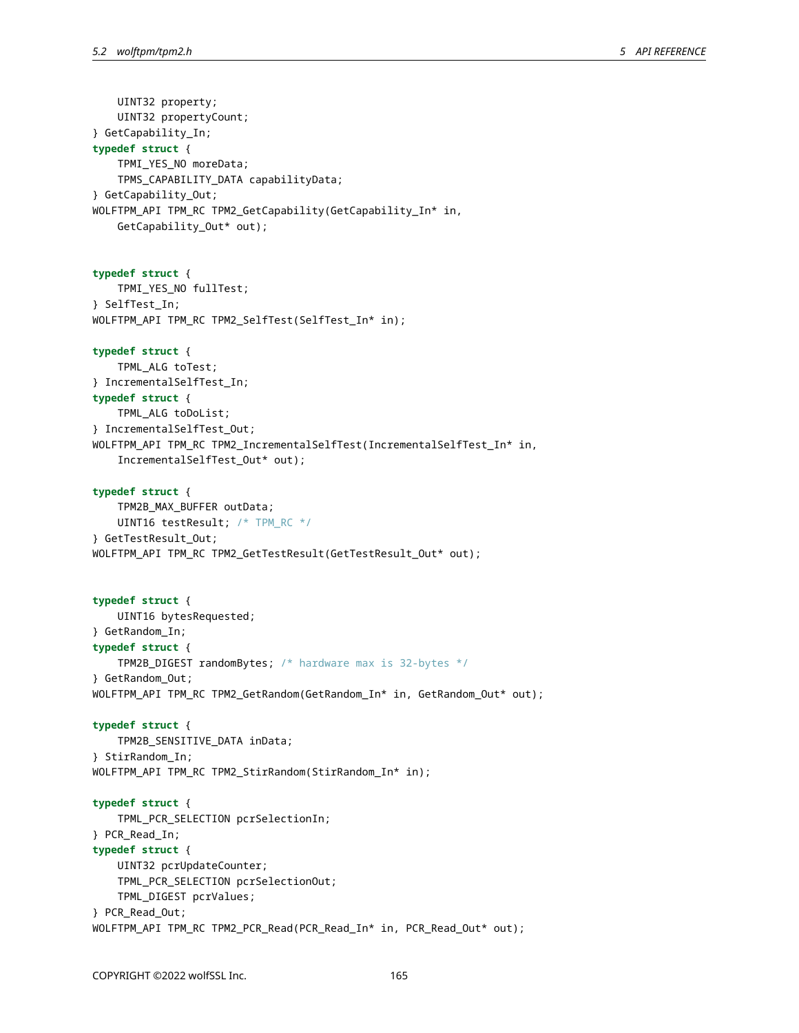```
    UINT32 property;
    UINT32 propertyCount;
} GetCapability_In;
typedef struct {
    TPMI_YES_NO moreData;
    TPMS_CAPABILITY_DATA capabilityData;
} GetCapability_Out;
WOLFTPM_API TPM_RC TPM2_GetCapability(GetCapability_In* in,
    GetCapability_Out* out);


typedef struct {
    TPMI_YES_NO fullTest;
} SelfTest_In;
WOLFTPM_API TPM_RC TPM2_SelfTest(SelfTest_In* in);

typedef struct {
    TPML_ALG toTest;
} IncrementalSelfTest_In;
typedef struct {
    TPML_ALG toDoList;
} IncrementalSelfTest_Out;
WOLFTPM_API TPM_RC TPM2_IncrementalSelfTest(IncrementalSelfTest_In* in,
    IncrementalSelfTest_Out* out);

typedef struct {
    TPM2B_MAX_BUFFER outData;
    UINT16 testResult; /* TPM_RC */
} GetTestResult_Out;
WOLFTPM_API TPM_RC TPM2_GetTestResult(GetTestResult_Out* out);


typedef struct {
    UINT16 bytesRequested;
} GetRandom_In;
typedef struct {
    TPM2B_DIGEST randomBytes; /* hardware max is 32-bytes */
} GetRandom_Out;
WOLFTPM_API TPM_RC TPM2_GetRandom(GetRandom_In* in, GetRandom_Out* out);

typedef struct {
    TPM2B_SENSITIVE_DATA inData;
} StirRandom_In;
WOLFTPM_API TPM_RC TPM2_StirRandom(StirRandom_In* in);

typedef struct {
    TPML_PCR_SELECTION pcrSelectionIn;
} PCR_Read_In;
typedef struct {
    UINT32 pcrUpdateCounter;
    TPML_PCR_SELECTION pcrSelectionOut;
    TPML_DIGEST pcrValues;
} PCR_Read_Out;
WOLFTPM_API TPM_RC TPM2_PCR_Read(PCR_Read_In* in, PCR_Read_Out* out);
```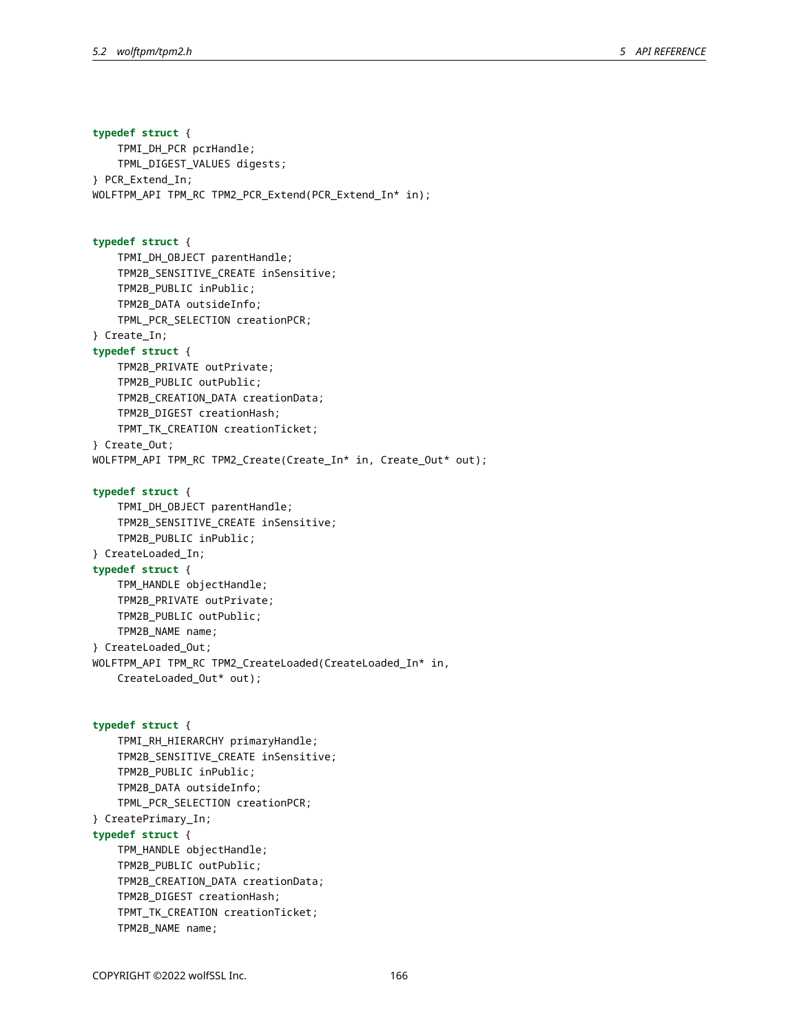```
typedef struct {
    TPMI_DH_PCR pcrHandle;
    TPML_DIGEST_VALUES digests;
} PCR_Extend_In;
WOLFTPM_API TPM_RC TPM2_PCR_Extend(PCR_Extend_In* in);


typedef struct {
    TPMI_DH_OBJECT parentHandle;
    TPM2B_SENSITIVE_CREATE inSensitive;
    TPM2B_PUBLIC inPublic;
    TPM2B_DATA outsideInfo;
    TPML_PCR_SELECTION creationPCR;
} Create_In;
typedef struct {
    TPM2B_PRIVATE outPrivate;
    TPM2B_PUBLIC outPublic;
    TPM2B_CREATION_DATA creationData;
    TPM2B_DIGEST creationHash;
    TPMT_TK_CREATION creationTicket;
} Create_Out;
WOLFTPM_API TPM_RC TPM2_Create(Create_In* in, Create_Out* out);

typedef struct {
    TPMI_DH_OBJECT parentHandle;
    TPM2B_SENSITIVE_CREATE inSensitive;
    TPM2B_PUBLIC inPublic;
} CreateLoaded_In;
typedef struct {
    TPM_HANDLE objectHandle;
    TPM2B_PRIVATE outPrivate;
    TPM2B_PUBLIC outPublic;
    TPM2B_NAME name;
} CreateLoaded_Out;
WOLFTPM_API TPM_RC TPM2_CreateLoaded(CreateLoaded_In* in,
    CreateLoaded_Out* out);


typedef struct {
    TPMI_RH_HIERARCHY primaryHandle;
    TPM2B_SENSITIVE_CREATE inSensitive;
    TPM2B_PUBLIC inPublic;
    TPM2B_DATA outsideInfo;
    TPML_PCR_SELECTION creationPCR;
} CreatePrimary_In;
typedef struct {
    TPM_HANDLE objectHandle;
    TPM2B_PUBLIC outPublic;
    TPM2B_CREATION_DATA creationData;
    TPM2B_DIGEST creationHash;
    TPMT_TK_CREATION creationTicket;
    TPM2B_NAME name;
```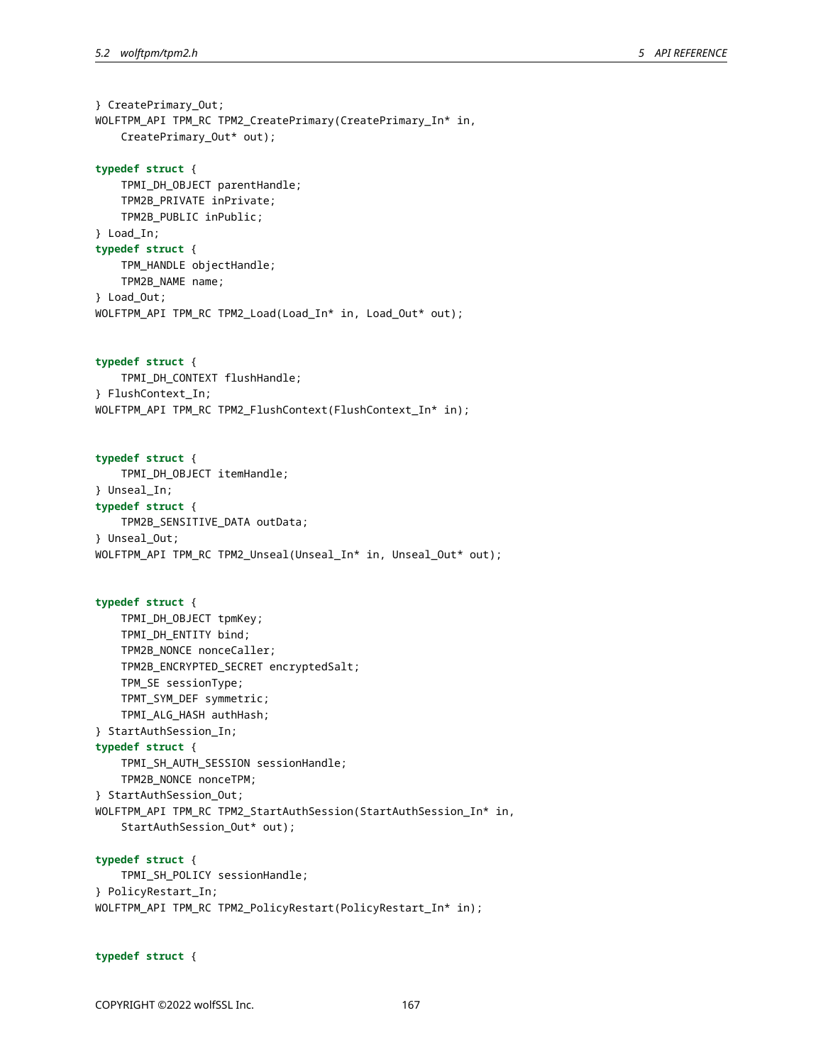```
} CreatePrimary_Out;
WOLFTPM_API TPM_RC TPM2_CreatePrimary(CreatePrimary_In* in,
    CreatePrimary_Out* out);

typedef struct {
    TPMI_DH_OBJECT parentHandle;
    TPM2B_PRIVATE inPrivate;
    TPM2B_PUBLIC inPublic;
} Load_In;
typedef struct {
    TPM_HANDLE objectHandle;
    TPM2B_NAME name;
} Load_Out;
WOLFTPM_API TPM_RC TPM2_Load(Load_In* in, Load_Out* out);


typedef struct {
    TPMI_DH_CONTEXT flushHandle;
} FlushContext_In;
WOLFTPM_API TPM_RC TPM2_FlushContext(FlushContext_In* in);


typedef struct {
    TPMI_DH_OBJECT itemHandle;
} Unseal_In;
typedef struct {
    TPM2B_SENSITIVE_DATA outData;
} Unseal_Out;
WOLFTPM_API TPM_RC TPM2_Unseal(Unseal_In* in, Unseal_Out* out);


typedef struct {
    TPMI_DH_OBJECT tpmKey;
    TPMI_DH_ENTITY bind;
    TPM2B_NONCE nonceCaller;
    TPM2B_ENCRYPTED_SECRET encryptedSalt;
    TPM_SE sessionType;
    TPMT_SYM_DEF symmetric;
    TPMI_ALG_HASH authHash;
} StartAuthSession_In;
typedef struct {
    TPMI_SH_AUTH_SESSION sessionHandle;
    TPM2B_NONCE nonceTPM;
} StartAuthSession_Out;
WOLFTPM_API TPM_RC TPM2_StartAuthSession(StartAuthSession_In* in,
    StartAuthSession_Out* out);

typedef struct {
    TPMI_SH_POLICY sessionHandle;
} PolicyRestart_In;
WOLFTPM_API TPM_RC TPM2_PolicyRestart(PolicyRestart_In* in);


typedef struct {
```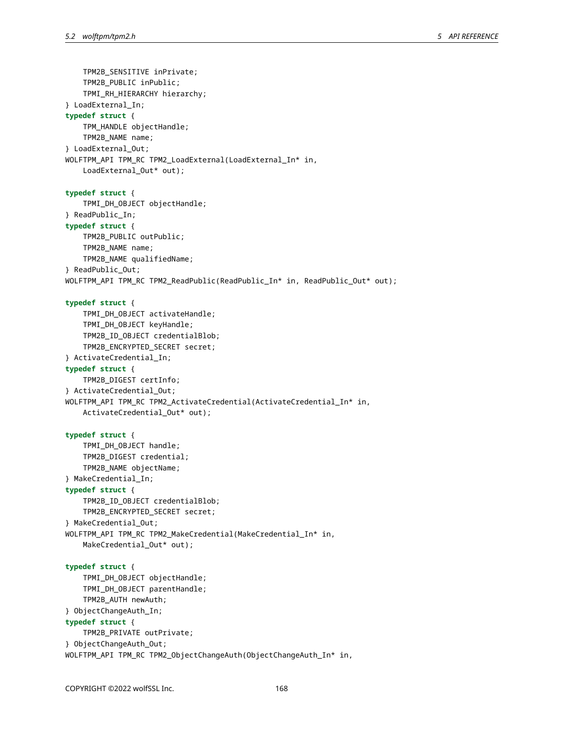```c
    TPM2B_SENSITIVE inPrivate;
    TPM2B_PUBLIC inPublic;
    TPMI_RH_HIERARCHY hierarchy;
} LoadExternal_In;
typedef struct {
    TPM_HANDLE objectHandle;
    TPM2B_NAME name;
} LoadExternal_Out;
WOLFTPM_API TPM_RC TPM2_LoadExternal(LoadExternal_In* in,
    LoadExternal_Out* out);

typedef struct {
    TPMI_DH_OBJECT objectHandle;
} ReadPublic_In;
typedef struct {
    TPM2B_PUBLIC outPublic;
    TPM2B_NAME name;
    TPM2B_NAME qualifiedName;
} ReadPublic_Out;
WOLFTPM_API TPM_RC TPM2_ReadPublic(ReadPublic_In* in, ReadPublic_Out* out);

typedef struct {
    TPMI_DH_OBJECT activateHandle;
    TPMI_DH_OBJECT keyHandle;
    TPM2B_ID_OBJECT credentialBlob;
    TPM2B_ENCRYPTED_SECRET secret;
} ActivateCredential_In;
typedef struct {
    TPM2B_DIGEST certInfo;
} ActivateCredential_Out;
WOLFTPM_API TPM_RC TPM2_ActivateCredential(ActivateCredential_In* in,
    ActivateCredential_Out* out);

typedef struct {
    TPMI_DH_OBJECT handle;
    TPM2B_DIGEST credential;
    TPM2B_NAME objectName;
} MakeCredential_In;
typedef struct {
    TPM2B_ID_OBJECT credentialBlob;
    TPM2B_ENCRYPTED_SECRET secret;
} MakeCredential_Out;
WOLFTPM_API TPM_RC TPM2_MakeCredential(MakeCredential_In* in,
    MakeCredential_Out* out);

typedef struct {
    TPMI_DH_OBJECT objectHandle;
    TPMI_DH_OBJECT parentHandle;
    TPM2B_AUTH newAuth;
} ObjectChangeAuth_In;
typedef struct {
    TPM2B_PRIVATE outPrivate;
} ObjectChangeAuth_Out;
WOLFTPM_API TPM_RC TPM2_ObjectChangeAuth(ObjectChangeAuth_In* in,
```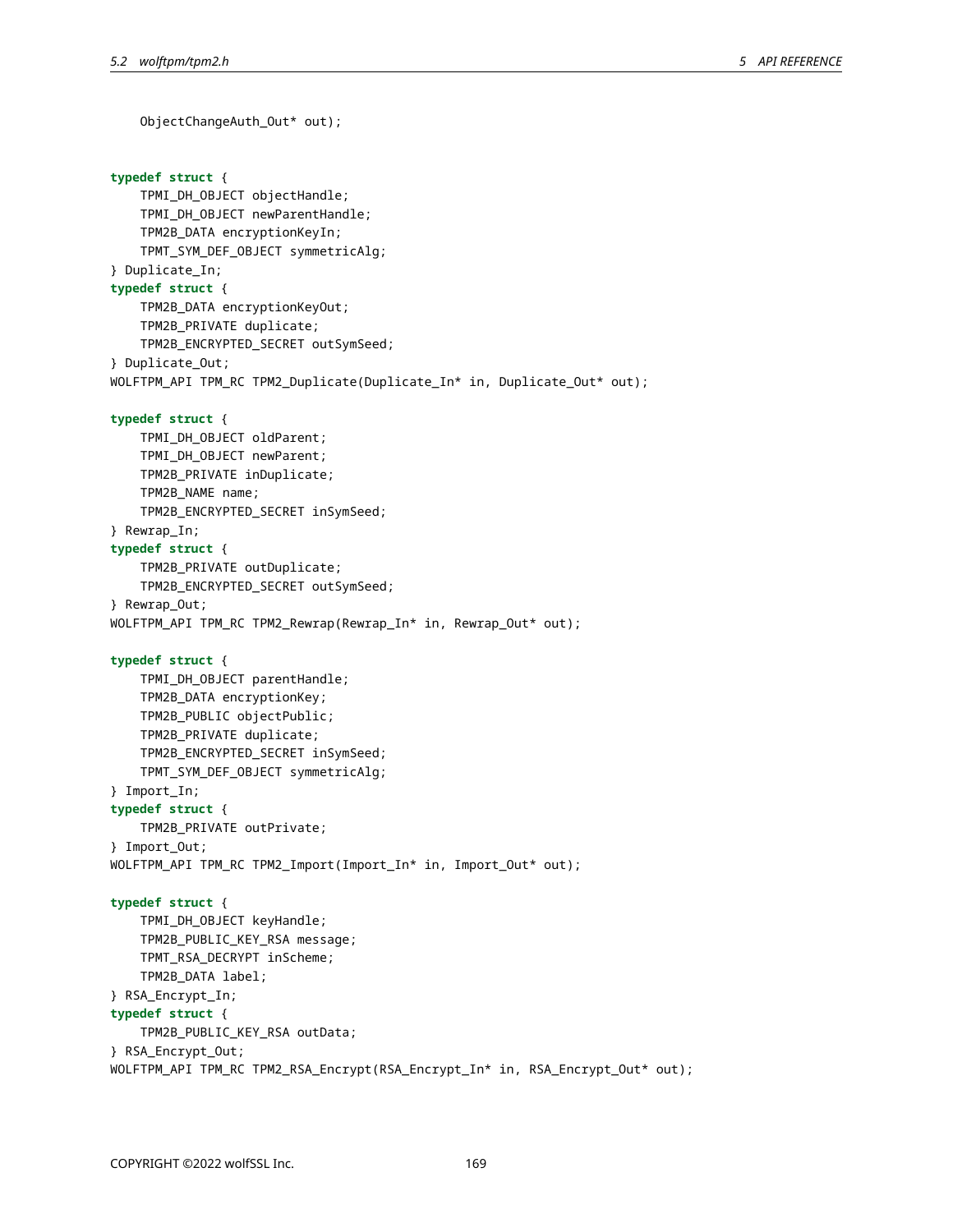```
    ObjectChangeAuth_Out* out);


typedef struct {
    TPMI_DH_OBJECT objectHandle;
    TPMI_DH_OBJECT newParentHandle;
    TPM2B_DATA encryptionKeyIn;
    TPMT_SYM_DEF_OBJECT symmetricAlg;
} Duplicate_In;
typedef struct {
    TPM2B_DATA encryptionKeyOut;
    TPM2B_PRIVATE duplicate;
    TPM2B_ENCRYPTED_SECRET outSymSeed;
} Duplicate_Out;
WOLFTPM_API TPM_RC TPM2_Duplicate(Duplicate_In* in, Duplicate_Out* out);

typedef struct {
    TPMI_DH_OBJECT oldParent;
    TPMI_DH_OBJECT newParent;
    TPM2B_PRIVATE inDuplicate;
    TPM2B_NAME name;
    TPM2B_ENCRYPTED_SECRET inSymSeed;
} Rewrap_In;
typedef struct {
    TPM2B_PRIVATE outDuplicate;
    TPM2B_ENCRYPTED_SECRET outSymSeed;
} Rewrap_Out;
WOLFTPM_API TPM_RC TPM2_Rewrap(Rewrap_In* in, Rewrap_Out* out);

typedef struct {
    TPMI_DH_OBJECT parentHandle;
    TPM2B_DATA encryptionKey;
    TPM2B_PUBLIC objectPublic;
    TPM2B_PRIVATE duplicate;
    TPM2B_ENCRYPTED_SECRET inSymSeed;
    TPMT_SYM_DEF_OBJECT symmetricAlg;
} Import_In;
typedef struct {
    TPM2B_PRIVATE outPrivate;
} Import_Out;
WOLFTPM_API TPM_RC TPM2_Import(Import_In* in, Import_Out* out);

typedef struct {
    TPMI_DH_OBJECT keyHandle;
    TPM2B_PUBLIC_KEY_RSA message;
    TPMT_RSA_DECRYPT inScheme;
    TPM2B_DATA label;
} RSA_Encrypt_In;
typedef struct {
    TPM2B_PUBLIC_KEY_RSA outData;
} RSA_Encrypt_Out;
WOLFTPM_API TPM_RC TPM2_RSA_Encrypt(RSA_Encrypt_In* in, RSA_Encrypt_Out* out);
```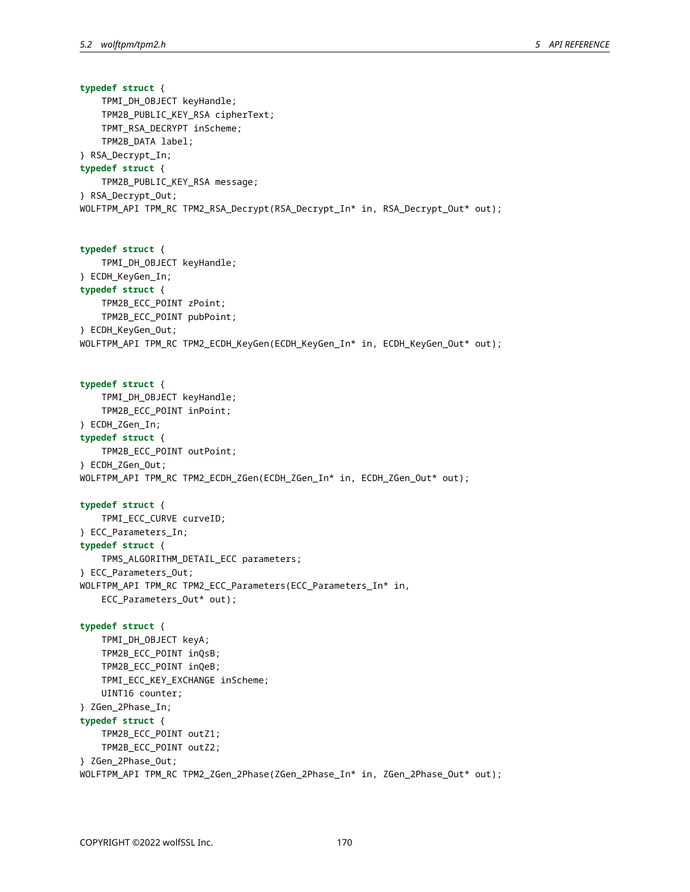```c
typedef struct {
    TPMI_DH_OBJECT keyHandle;
    TPM2B_PUBLIC_KEY_RSA cipherText;
    TPMT_RSA_DECRYPT inScheme;
    TPM2B_DATA label;
} RSA_Decrypt_In;
typedef struct {
    TPM2B_PUBLIC_KEY_RSA message;
} RSA_Decrypt_Out;
WOLFTPM_API TPM_RC TPM2_RSA_Decrypt(RSA_Decrypt_In* in, RSA_Decrypt_Out* out);


typedef struct {
    TPMI_DH_OBJECT keyHandle;
} ECDH_KeyGen_In;
typedef struct {
    TPM2B_ECC_POINT zPoint;
    TPM2B_ECC_POINT pubPoint;
} ECDH_KeyGen_Out;
WOLFTPM_API TPM_RC TPM2_ECDH_KeyGen(ECDH_KeyGen_In* in, ECDH_KeyGen_Out* out);


typedef struct {
    TPMI_DH_OBJECT keyHandle;
    TPM2B_ECC_POINT inPoint;
} ECDH_ZGen_In;
typedef struct {
    TPM2B_ECC_POINT outPoint;
} ECDH_ZGen_Out;
WOLFTPM_API TPM_RC TPM2_ECDH_ZGen(ECDH_ZGen_In* in, ECDH_ZGen_Out* out);

typedef struct {
    TPMI_ECC_CURVE curveID;
} ECC_Parameters_In;
typedef struct {
    TPMS_ALGORITHM_DETAIL_ECC parameters;
} ECC_Parameters_Out;
WOLFTPM_API TPM_RC TPM2_ECC_Parameters(ECC_Parameters_In* in,
    ECC_Parameters_Out* out);

typedef struct {
    TPMI_DH_OBJECT keyA;
    TPM2B_ECC_POINT inQsB;
    TPM2B_ECC_POINT inQeB;
    TPMI_ECC_KEY_EXCHANGE inScheme;
    UINT16 counter;
} ZGen_2Phase_In;
typedef struct {
    TPM2B_ECC_POINT outZ1;
    TPM2B_ECC_POINT outZ2;
} ZGen_2Phase_Out;
WOLFTPM_API TPM_RC TPM2_ZGen_2Phase(ZGen_2Phase_In* in, ZGen_2Phase_Out* out);
```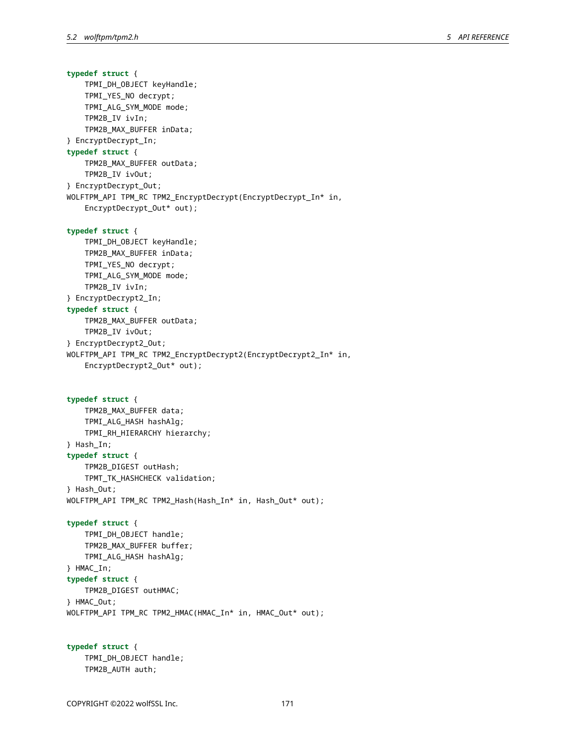```c
typedef struct {
    TPMI_DH_OBJECT keyHandle;
    TPMI_YES_NO decrypt;
    TPMI_ALG_SYM_MODE mode;
    TPM2B_IV ivIn;
    TPM2B_MAX_BUFFER inData;
} EncryptDecrypt_In;
typedef struct {
    TPM2B_MAX_BUFFER outData;
    TPM2B_IV ivOut;
} EncryptDecrypt_Out;
WOLFTPM_API TPM_RC TPM2_EncryptDecrypt(EncryptDecrypt_In* in,
    EncryptDecrypt_Out* out);

typedef struct {
    TPMI_DH_OBJECT keyHandle;
    TPM2B_MAX_BUFFER inData;
    TPMI_YES_NO decrypt;
    TPMI_ALG_SYM_MODE mode;
    TPM2B_IV ivIn;
} EncryptDecrypt2_In;
typedef struct {
    TPM2B_MAX_BUFFER outData;
    TPM2B_IV ivOut;
} EncryptDecrypt2_Out;
WOLFTPM_API TPM_RC TPM2_EncryptDecrypt2(EncryptDecrypt2_In* in,
    EncryptDecrypt2_Out* out);


typedef struct {
    TPM2B_MAX_BUFFER data;
    TPMI_ALG_HASH hashAlg;
    TPMI_RH_HIERARCHY hierarchy;
} Hash_In;
typedef struct {
    TPM2B_DIGEST outHash;
    TPMT_TK_HASHCHECK validation;
} Hash_Out;
WOLFTPM_API TPM_RC TPM2_Hash(Hash_In* in, Hash_Out* out);

typedef struct {
    TPMI_DH_OBJECT handle;
    TPM2B_MAX_BUFFER buffer;
    TPMI_ALG_HASH hashAlg;
} HMAC_In;
typedef struct {
    TPM2B_DIGEST outHMAC;
} HMAC_Out;
WOLFTPM_API TPM_RC TPM2_HMAC(HMAC_In* in, HMAC_Out* out);


typedef struct {
    TPMI_DH_OBJECT handle;
    TPM2B_AUTH auth;
```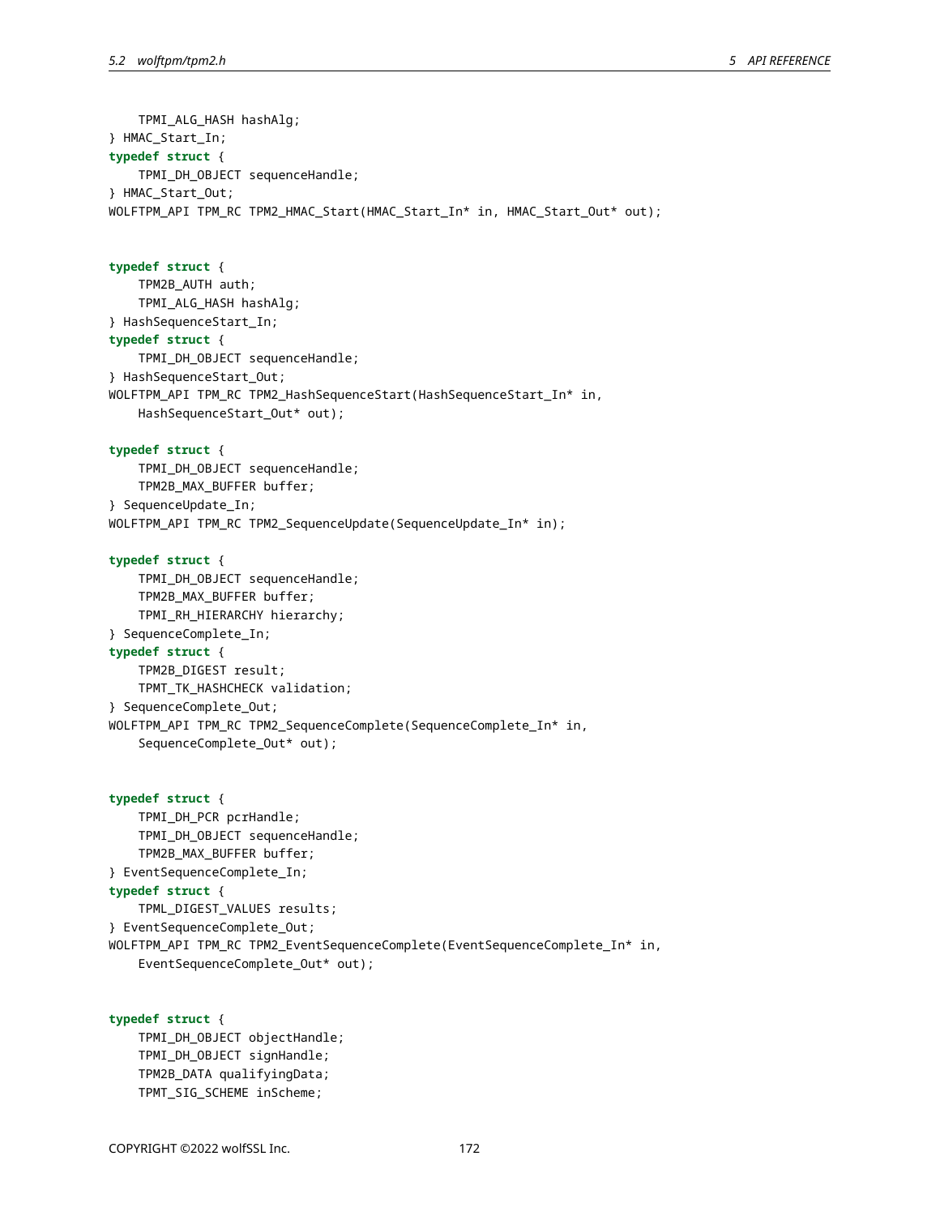```c
    TPMI_ALG_HASH hashAlg;
} HMAC_Start_In;
typedef struct {
    TPMI_DH_OBJECT sequenceHandle;
} HMAC_Start_Out;
WOLFTPM_API TPM_RC TPM2_HMAC_Start(HMAC_Start_In* in, HMAC_Start_Out* out);


typedef struct {
    TPM2B_AUTH auth;
    TPMI_ALG_HASH hashAlg;
} HashSequenceStart_In;
typedef struct {
    TPMI_DH_OBJECT sequenceHandle;
} HashSequenceStart_Out;
WOLFTPM_API TPM_RC TPM2_HashSequenceStart(HashSequenceStart_In* in,
    HashSequenceStart_Out* out);

typedef struct {
    TPMI_DH_OBJECT sequenceHandle;
    TPM2B_MAX_BUFFER buffer;
} SequenceUpdate_In;
WOLFTPM_API TPM_RC TPM2_SequenceUpdate(SequenceUpdate_In* in);

typedef struct {
    TPMI_DH_OBJECT sequenceHandle;
    TPM2B_MAX_BUFFER buffer;
    TPMI_RH_HIERARCHY hierarchy;
} SequenceComplete_In;
typedef struct {
    TPM2B_DIGEST result;
    TPMT_TK_HASHCHECK validation;
} SequenceComplete_Out;
WOLFTPM_API TPM_RC TPM2_SequenceComplete(SequenceComplete_In* in,
    SequenceComplete_Out* out);


typedef struct {
    TPMI_DH_PCR pcrHandle;
    TPMI_DH_OBJECT sequenceHandle;
    TPM2B_MAX_BUFFER buffer;
} EventSequenceComplete_In;
typedef struct {
    TPML_DIGEST_VALUES results;
} EventSequenceComplete_Out;
WOLFTPM_API TPM_RC TPM2_EventSequenceComplete(EventSequenceComplete_In* in,
    EventSequenceComplete_Out* out);


typedef struct {
    TPMI_DH_OBJECT objectHandle;
    TPMI_DH_OBJECT signHandle;
    TPM2B_DATA qualifyingData;
    TPMT_SIG_SCHEME inScheme;
```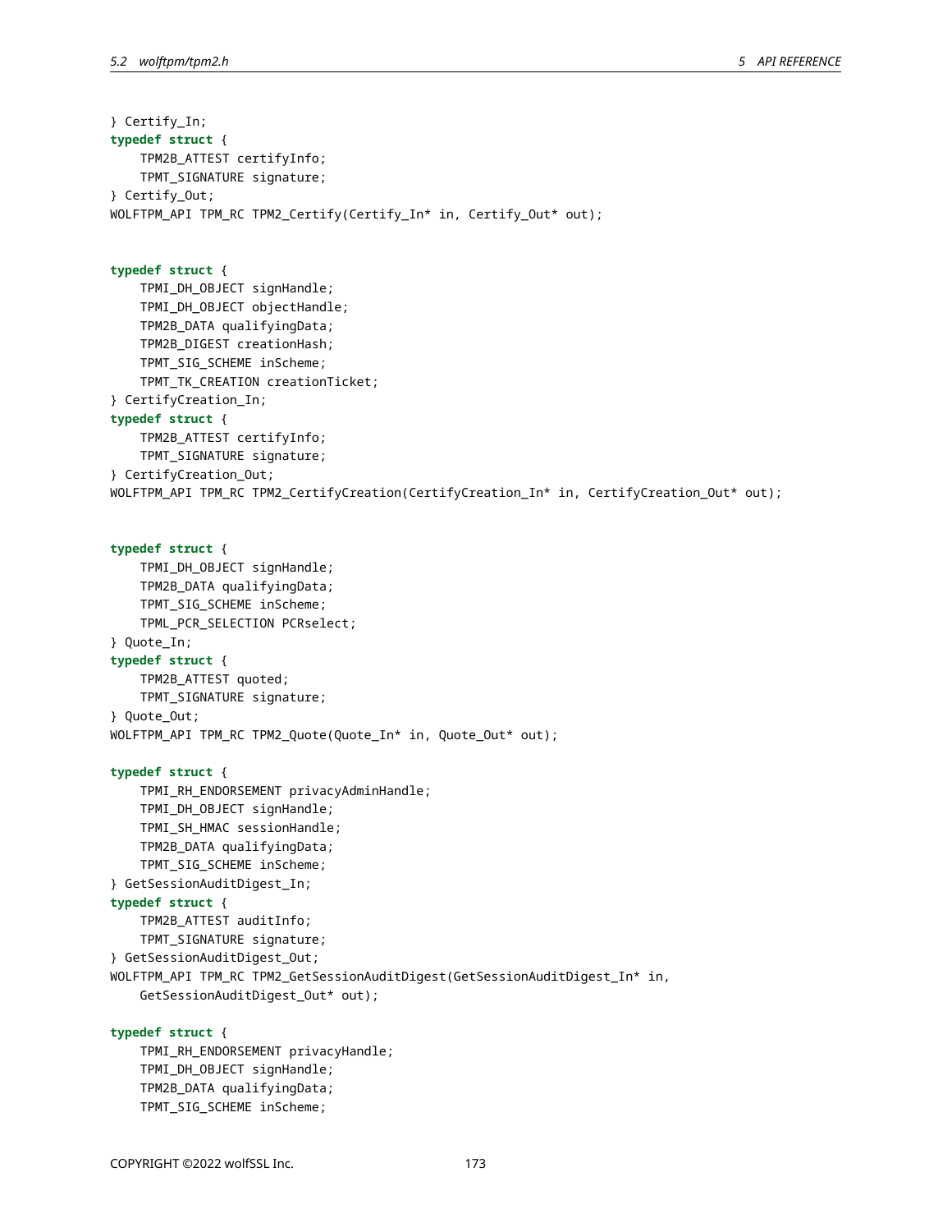```
} Certify_In;
typedef struct {
    TPM2B_ATTEST certifyInfo;
    TPMT_SIGNATURE signature;
} Certify_Out;
WOLFTPM_API TPM_RC TPM2_Certify(Certify_In* in, Certify_Out* out);


typedef struct {
    TPMI_DH_OBJECT signHandle;
    TPMI_DH_OBJECT objectHandle;
    TPM2B_DATA qualifyingData;
    TPM2B_DIGEST creationHash;
    TPMT_SIG_SCHEME inScheme;
    TPMT_TK_CREATION creationTicket;
} CertifyCreation_In;
typedef struct {
    TPM2B_ATTEST certifyInfo;
    TPMT_SIGNATURE signature;
} CertifyCreation_Out;
WOLFTPM_API TPM_RC TPM2_CertifyCreation(CertifyCreation_In* in, CertifyCreation_Out* out);


typedef struct {
    TPMI_DH_OBJECT signHandle;
    TPM2B_DATA qualifyingData;
    TPMT_SIG_SCHEME inScheme;
    TPML_PCR_SELECTION PCRselect;
} Quote_In;
typedef struct {
    TPM2B_ATTEST quoted;
    TPMT_SIGNATURE signature;
} Quote_Out;
WOLFTPM_API TPM_RC TPM2_Quote(Quote_In* in, Quote_Out* out);

typedef struct {
    TPMI_RH_ENDORSEMENT privacyAdminHandle;
    TPMI_DH_OBJECT signHandle;
    TPMI_SH_HMAC sessionHandle;
    TPM2B_DATA qualifyingData;
    TPMT_SIG_SCHEME inScheme;
} GetSessionAuditDigest_In;
typedef struct {
    TPM2B_ATTEST auditInfo;
    TPMT_SIGNATURE signature;
} GetSessionAuditDigest_Out;
WOLFTPM_API TPM_RC TPM2_GetSessionAuditDigest(GetSessionAuditDigest_In* in,
    GetSessionAuditDigest_Out* out);

typedef struct {
    TPMI_RH_ENDORSEMENT privacyHandle;
    TPMI_DH_OBJECT signHandle;
    TPM2B_DATA qualifyingData;
    TPMT_SIG_SCHEME inScheme;
```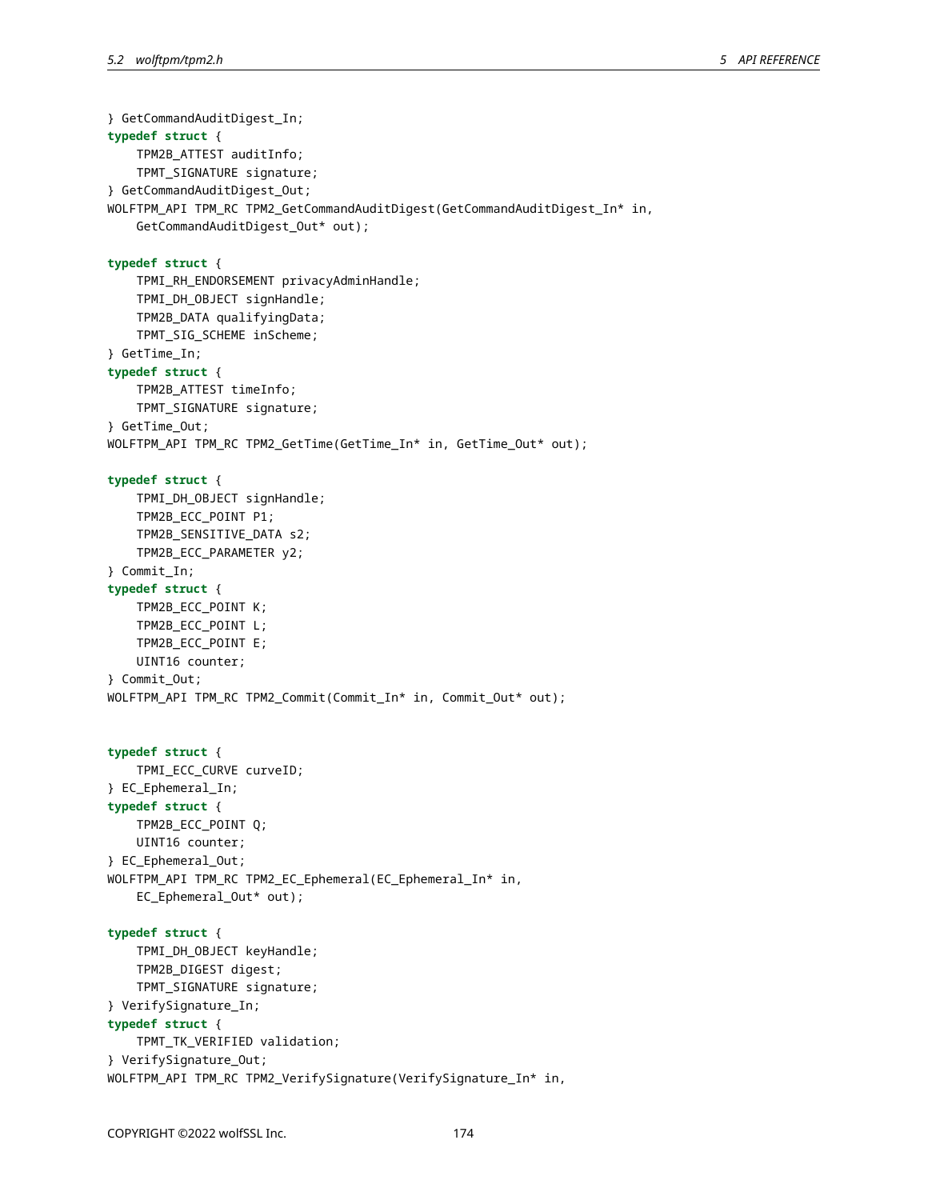```c
} GetCommandAuditDigest_In;
typedef struct {
    TPM2B_ATTEST auditInfo;
    TPMT_SIGNATURE signature;
} GetCommandAuditDigest_Out;
WOLFTPM_API TPM_RC TPM2_GetCommandAuditDigest(GetCommandAuditDigest_In* in,
    GetCommandAuditDigest_Out* out);

typedef struct {
    TPMI_RH_ENDORSEMENT privacyAdminHandle;
    TPMI_DH_OBJECT signHandle;
    TPM2B_DATA qualifyingData;
    TPMT_SIG_SCHEME inScheme;
} GetTime_In;
typedef struct {
    TPM2B_ATTEST timeInfo;
    TPMT_SIGNATURE signature;
} GetTime_Out;
WOLFTPM_API TPM_RC TPM2_GetTime(GetTime_In* in, GetTime_Out* out);

typedef struct {
    TPMI_DH_OBJECT signHandle;
    TPM2B_ECC_POINT P1;
    TPM2B_SENSITIVE_DATA s2;
    TPM2B_ECC_PARAMETER y2;
} Commit_In;
typedef struct {
    TPM2B_ECC_POINT K;
    TPM2B_ECC_POINT L;
    TPM2B_ECC_POINT E;
    UINT16 counter;
} Commit_Out;
WOLFTPM_API TPM_RC TPM2_Commit(Commit_In* in, Commit_Out* out);


typedef struct {
    TPMI_ECC_CURVE curveID;
} EC_Ephemeral_In;
typedef struct {
    TPM2B_ECC_POINT Q;
    UINT16 counter;
} EC_Ephemeral_Out;
WOLFTPM_API TPM_RC TPM2_EC_Ephemeral(EC_Ephemeral_In* in,
    EC_Ephemeral_Out* out);

typedef struct {
    TPMI_DH_OBJECT keyHandle;
    TPM2B_DIGEST digest;
    TPMT_SIGNATURE signature;
} VerifySignature_In;
typedef struct {
    TPMT_TK_VERIFIED validation;
} VerifySignature_Out;
WOLFTPM_API TPM_RC TPM2_VerifySignature(VerifySignature_In* in,
```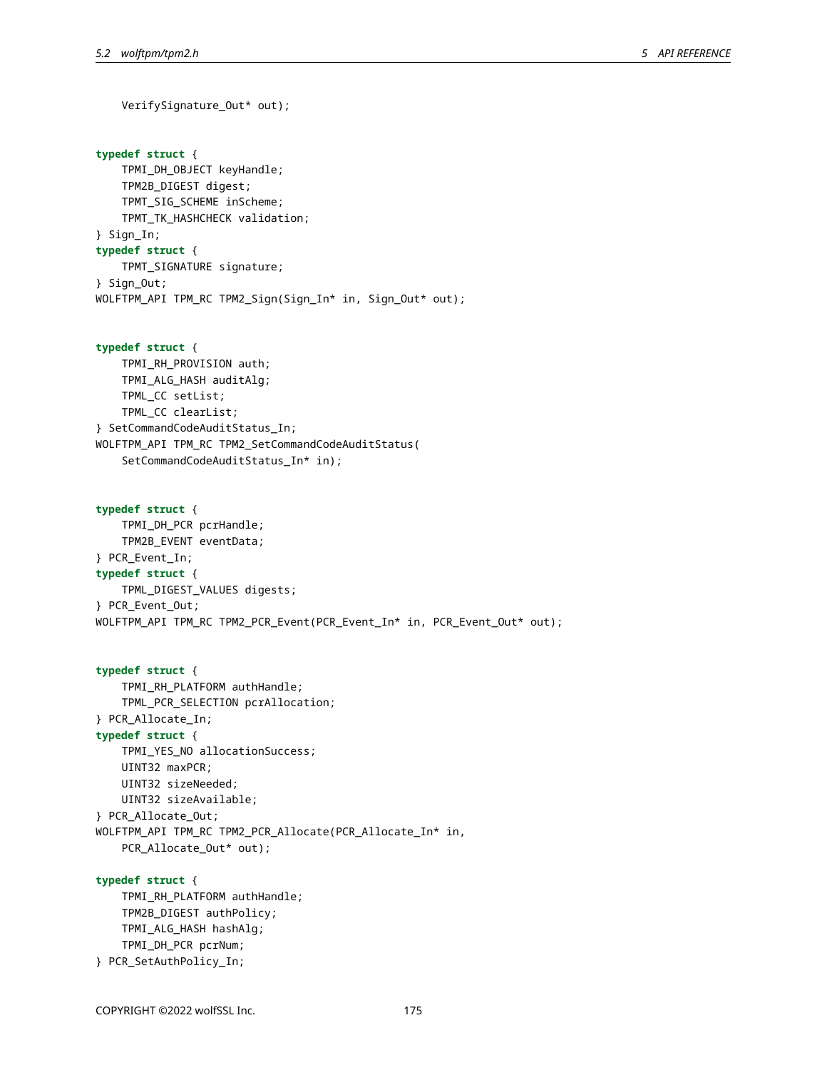```c
    VerifySignature_Out* out);


typedef struct {
    TPMI_DH_OBJECT keyHandle;
    TPM2B_DIGEST digest;
    TPMT_SIG_SCHEME inScheme;
    TPMT_TK_HASHCHECK validation;
} Sign_In;
typedef struct {
    TPMT_SIGNATURE signature;
} Sign_Out;
WOLFTPM_API TPM_RC TPM2_Sign(Sign_In* in, Sign_Out* out);


typedef struct {
    TPMI_RH_PROVISION auth;
    TPMI_ALG_HASH auditAlg;
    TPML_CC setList;
    TPML_CC clearList;
} SetCommandCodeAuditStatus_In;
WOLFTPM_API TPM_RC TPM2_SetCommandCodeAuditStatus(
    SetCommandCodeAuditStatus_In* in);


typedef struct {
    TPMI_DH_PCR pcrHandle;
    TPM2B_EVENT eventData;
} PCR_Event_In;
typedef struct {
    TPML_DIGEST_VALUES digests;
} PCR_Event_Out;
WOLFTPM_API TPM_RC TPM2_PCR_Event(PCR_Event_In* in, PCR_Event_Out* out);


typedef struct {
    TPMI_RH_PLATFORM authHandle;
    TPML_PCR_SELECTION pcrAllocation;
} PCR_Allocate_In;
typedef struct {
    TPMI_YES_NO allocationSuccess;
    UINT32 maxPCR;
    UINT32 sizeNeeded;
    UINT32 sizeAvailable;
} PCR_Allocate_Out;
WOLFTPM_API TPM_RC TPM2_PCR_Allocate(PCR_Allocate_In* in,
    PCR_Allocate_Out* out);

typedef struct {
    TPMI_RH_PLATFORM authHandle;
    TPM2B_DIGEST authPolicy;
    TPMI_ALG_HASH hashAlg;
    TPMI_DH_PCR pcrNum;
} PCR_SetAuthPolicy_In;
```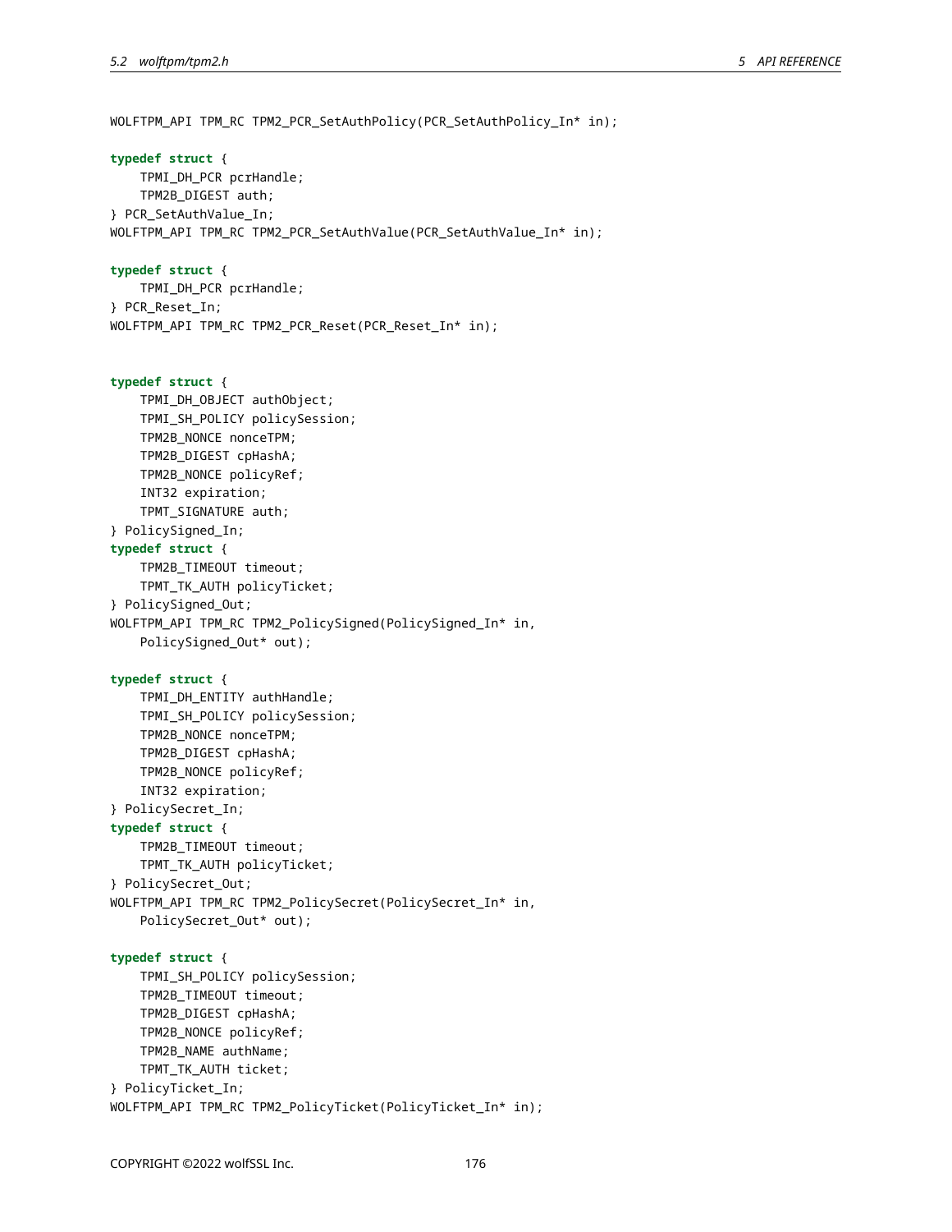```
WOLFTPM_API TPM_RC TPM2_PCR_SetAuthPolicy(PCR_SetAuthPolicy_In* in);

typedef struct {
    TPMI_DH_PCR pcrHandle;
    TPM2B_DIGEST auth;
} PCR_SetAuthValue_In;
WOLFTPM_API TPM_RC TPM2_PCR_SetAuthValue(PCR_SetAuthValue_In* in);

typedef struct {
    TPMI_DH_PCR pcrHandle;
} PCR_Reset_In;
WOLFTPM_API TPM_RC TPM2_PCR_Reset(PCR_Reset_In* in);


typedef struct {
    TPMI_DH_OBJECT authObject;
    TPMI_SH_POLICY policySession;
    TPM2B_NONCE nonceTPM;
    TPM2B_DIGEST cpHashA;
    TPM2B_NONCE policyRef;
    INT32 expiration;
    TPMT_SIGNATURE auth;
} PolicySigned_In;
typedef struct {
    TPM2B_TIMEOUT timeout;
    TPMT_TK_AUTH policyTicket;
} PolicySigned_Out;
WOLFTPM_API TPM_RC TPM2_PolicySigned(PolicySigned_In* in,
    PolicySigned_Out* out);

typedef struct {
    TPMI_DH_ENTITY authHandle;
    TPMI_SH_POLICY policySession;
    TPM2B_NONCE nonceTPM;
    TPM2B_DIGEST cpHashA;
    TPM2B_NONCE policyRef;
    INT32 expiration;
} PolicySecret_In;
typedef struct {
    TPM2B_TIMEOUT timeout;
    TPMT_TK_AUTH policyTicket;
} PolicySecret_Out;
WOLFTPM_API TPM_RC TPM2_PolicySecret(PolicySecret_In* in,
    PolicySecret_Out* out);

typedef struct {
    TPMI_SH_POLICY policySession;
    TPM2B_TIMEOUT timeout;
    TPM2B_DIGEST cpHashA;
    TPM2B_NONCE policyRef;
    TPM2B_NAME authName;
    TPMT_TK_AUTH ticket;
} PolicyTicket_In;
WOLFTPM_API TPM_RC TPM2_PolicyTicket(PolicyTicket_In* in);
```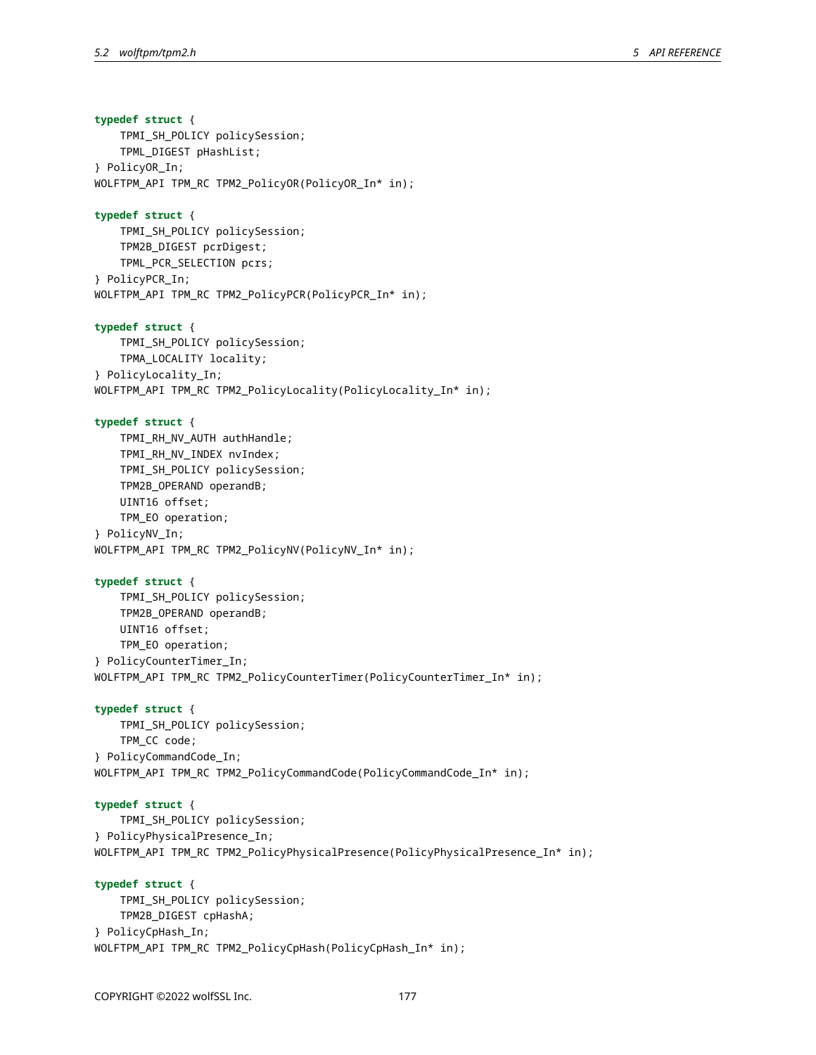```c
typedef struct {
    TPMI_SH_POLICY policySession;
    TPML_DIGEST pHashList;
} PolicyOR_In;
WOLFTPM_API TPM_RC TPM2_PolicyOR(PolicyOR_In* in);

typedef struct {
    TPMI_SH_POLICY policySession;
    TPM2B_DIGEST pcrDigest;
    TPML_PCR_SELECTION pcrs;
} PolicyPCR_In;
WOLFTPM_API TPM_RC TPM2_PolicyPCR(PolicyPCR_In* in);

typedef struct {
    TPMI_SH_POLICY policySession;
    TPMA_LOCALITY locality;
} PolicyLocality_In;
WOLFTPM_API TPM_RC TPM2_PolicyLocality(PolicyLocality_In* in);

typedef struct {
    TPMI_RH_NV_AUTH authHandle;
    TPMI_RH_NV_INDEX nvIndex;
    TPMI_SH_POLICY policySession;
    TPM2B_OPERAND operandB;
    UINT16 offset;
    TPM_EO operation;
} PolicyNV_In;
WOLFTPM_API TPM_RC TPM2_PolicyNV(PolicyNV_In* in);

typedef struct {
    TPMI_SH_POLICY policySession;
    TPM2B_OPERAND operandB;
    UINT16 offset;
    TPM_EO operation;
} PolicyCounterTimer_In;
WOLFTPM_API TPM_RC TPM2_PolicyCounterTimer(PolicyCounterTimer_In* in);

typedef struct {
    TPMI_SH_POLICY policySession;
    TPM_CC code;
} PolicyCommandCode_In;
WOLFTPM_API TPM_RC TPM2_PolicyCommandCode(PolicyCommandCode_In* in);

typedef struct {
    TPMI_SH_POLICY policySession;
} PolicyPhysicalPresence_In;
WOLFTPM_API TPM_RC TPM2_PolicyPhysicalPresence(PolicyPhysicalPresence_In* in);

typedef struct {
    TPMI_SH_POLICY policySession;
    TPM2B_DIGEST cpHashA;
} PolicyCpHash_In;
WOLFTPM_API TPM_RC TPM2_PolicyCpHash(PolicyCpHash_In* in);
```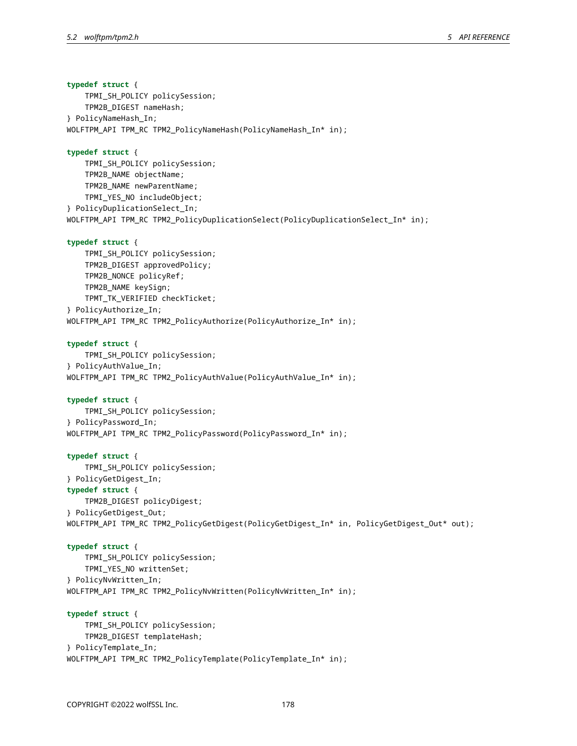```c
typedef struct {
    TPMI_SH_POLICY policySession;
    TPM2B_DIGEST nameHash;
} PolicyNameHash_In;
WOLFTPM_API TPM_RC TPM2_PolicyNameHash(PolicyNameHash_In* in);

typedef struct {
    TPMI_SH_POLICY policySession;
    TPM2B_NAME objectName;
    TPM2B_NAME newParentName;
    TPMI_YES_NO includeObject;
} PolicyDuplicationSelect_In;
WOLFTPM_API TPM_RC TPM2_PolicyDuplicationSelect(PolicyDuplicationSelect_In* in);

typedef struct {
    TPMI_SH_POLICY policySession;
    TPM2B_DIGEST approvedPolicy;
    TPM2B_NONCE policyRef;
    TPM2B_NAME keySign;
    TPMT_TK_VERIFIED checkTicket;
} PolicyAuthorize_In;
WOLFTPM_API TPM_RC TPM2_PolicyAuthorize(PolicyAuthorize_In* in);

typedef struct {
    TPMI_SH_POLICY policySession;
} PolicyAuthValue_In;
WOLFTPM_API TPM_RC TPM2_PolicyAuthValue(PolicyAuthValue_In* in);

typedef struct {
    TPMI_SH_POLICY policySession;
} PolicyPassword_In;
WOLFTPM_API TPM_RC TPM2_PolicyPassword(PolicyPassword_In* in);

typedef struct {
    TPMI_SH_POLICY policySession;
} PolicyGetDigest_In;
typedef struct {
    TPM2B_DIGEST policyDigest;
} PolicyGetDigest_Out;
WOLFTPM_API TPM_RC TPM2_PolicyGetDigest(PolicyGetDigest_In* in, PolicyGetDigest_Out* out);

typedef struct {
    TPMI_SH_POLICY policySession;
    TPMI_YES_NO writtenSet;
} PolicyNvWritten_In;
WOLFTPM_API TPM_RC TPM2_PolicyNvWritten(PolicyNvWritten_In* in);

typedef struct {
    TPMI_SH_POLICY policySession;
    TPM2B_DIGEST templateHash;
} PolicyTemplate_In;
WOLFTPM_API TPM_RC TPM2_PolicyTemplate(PolicyTemplate_In* in);
```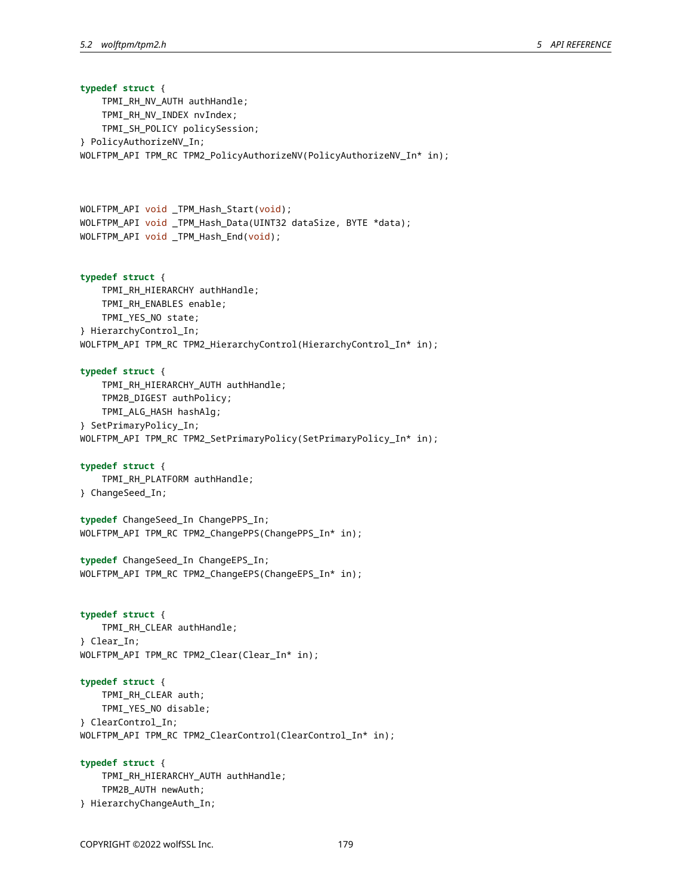```c
typedef struct {
    TPMI_RH_NV_AUTH authHandle;
    TPMI_RH_NV_INDEX nvIndex;
    TPMI_SH_POLICY policySession;
} PolicyAuthorizeNV_In;
WOLFTPM_API TPM_RC TPM2_PolicyAuthorizeNV(PolicyAuthorizeNV_In* in);



WOLFTPM_API void _TPM_Hash_Start(void);
WOLFTPM_API void _TPM_Hash_Data(UINT32 dataSize, BYTE *data);
WOLFTPM_API void _TPM_Hash_End(void);


typedef struct {
    TPMI_RH_HIERARCHY authHandle;
    TPMI_RH_ENABLES enable;
    TPMI_YES_NO state;
} HierarchyControl_In;
WOLFTPM_API TPM_RC TPM2_HierarchyControl(HierarchyControl_In* in);

typedef struct {
    TPMI_RH_HIERARCHY_AUTH authHandle;
    TPM2B_DIGEST authPolicy;
    TPMI_ALG_HASH hashAlg;
} SetPrimaryPolicy_In;
WOLFTPM_API TPM_RC TPM2_SetPrimaryPolicy(SetPrimaryPolicy_In* in);

typedef struct {
    TPMI_RH_PLATFORM authHandle;
} ChangeSeed_In;

typedef ChangeSeed_In ChangePPS_In;
WOLFTPM_API TPM_RC TPM2_ChangePPS(ChangePPS_In* in);

typedef ChangeSeed_In ChangeEPS_In;
WOLFTPM_API TPM_RC TPM2_ChangeEPS(ChangeEPS_In* in);


typedef struct {
    TPMI_RH_CLEAR authHandle;
} Clear_In;
WOLFTPM_API TPM_RC TPM2_Clear(Clear_In* in);

typedef struct {
    TPMI_RH_CLEAR auth;
    TPMI_YES_NO disable;
} ClearControl_In;
WOLFTPM_API TPM_RC TPM2_ClearControl(ClearControl_In* in);

typedef struct {
    TPMI_RH_HIERARCHY_AUTH authHandle;
    TPM2B_AUTH newAuth;
} HierarchyChangeAuth_In;
```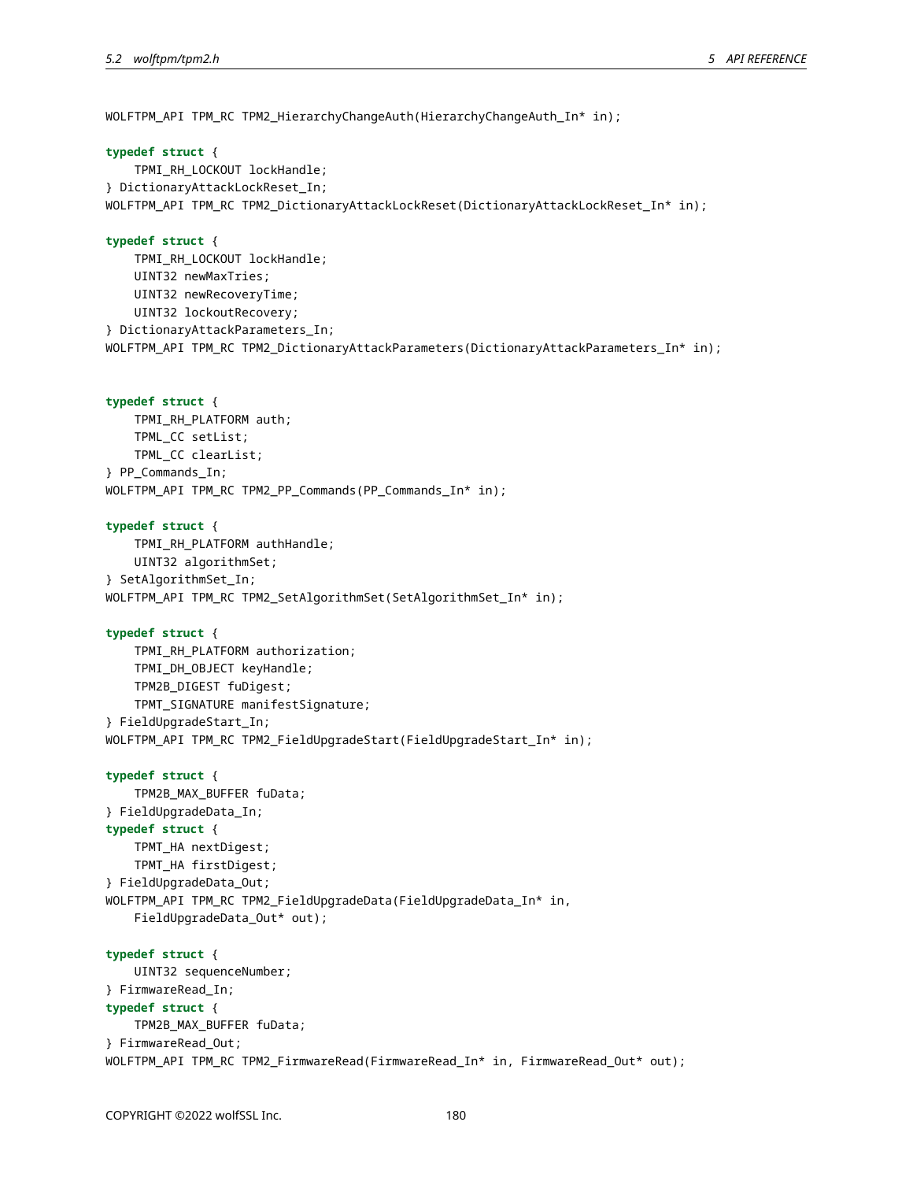```c
WOLFTPM_API TPM_RC TPM2_HierarchyChangeAuth(HierarchyChangeAuth_In* in);

typedef struct {
    TPMI_RH_LOCKOUT lockHandle;
} DictionaryAttackLockReset_In;
WOLFTPM_API TPM_RC TPM2_DictionaryAttackLockReset(DictionaryAttackLockReset_In* in);

typedef struct {
    TPMI_RH_LOCKOUT lockHandle;
    UINT32 newMaxTries;
    UINT32 newRecoveryTime;
    UINT32 lockoutRecovery;
} DictionaryAttackParameters_In;
WOLFTPM_API TPM_RC TPM2_DictionaryAttackParameters(DictionaryAttackParameters_In* in);


typedef struct {
    TPMI_RH_PLATFORM auth;
    TPML_CC setList;
    TPML_CC clearList;
} PP_Commands_In;
WOLFTPM_API TPM_RC TPM2_PP_Commands(PP_Commands_In* in);

typedef struct {
    TPMI_RH_PLATFORM authHandle;
    UINT32 algorithmSet;
} SetAlgorithmSet_In;
WOLFTPM_API TPM_RC TPM2_SetAlgorithmSet(SetAlgorithmSet_In* in);

typedef struct {
    TPMI_RH_PLATFORM authorization;
    TPMI_DH_OBJECT keyHandle;
    TPM2B_DIGEST fuDigest;
    TPMT_SIGNATURE manifestSignature;
} FieldUpgradeStart_In;
WOLFTPM_API TPM_RC TPM2_FieldUpgradeStart(FieldUpgradeStart_In* in);

typedef struct {
    TPM2B_MAX_BUFFER fuData;
} FieldUpgradeData_In;
typedef struct {
    TPMT_HA nextDigest;
    TPMT_HA firstDigest;
} FieldUpgradeData_Out;
WOLFTPM_API TPM_RC TPM2_FieldUpgradeData(FieldUpgradeData_In* in,
    FieldUpgradeData_Out* out);

typedef struct {
    UINT32 sequenceNumber;
} FirmwareRead_In;
typedef struct {
    TPM2B_MAX_BUFFER fuData;
} FirmwareRead_Out;
WOLFTPM_API TPM_RC TPM2_FirmwareRead(FirmwareRead_In* in, FirmwareRead_Out* out);
```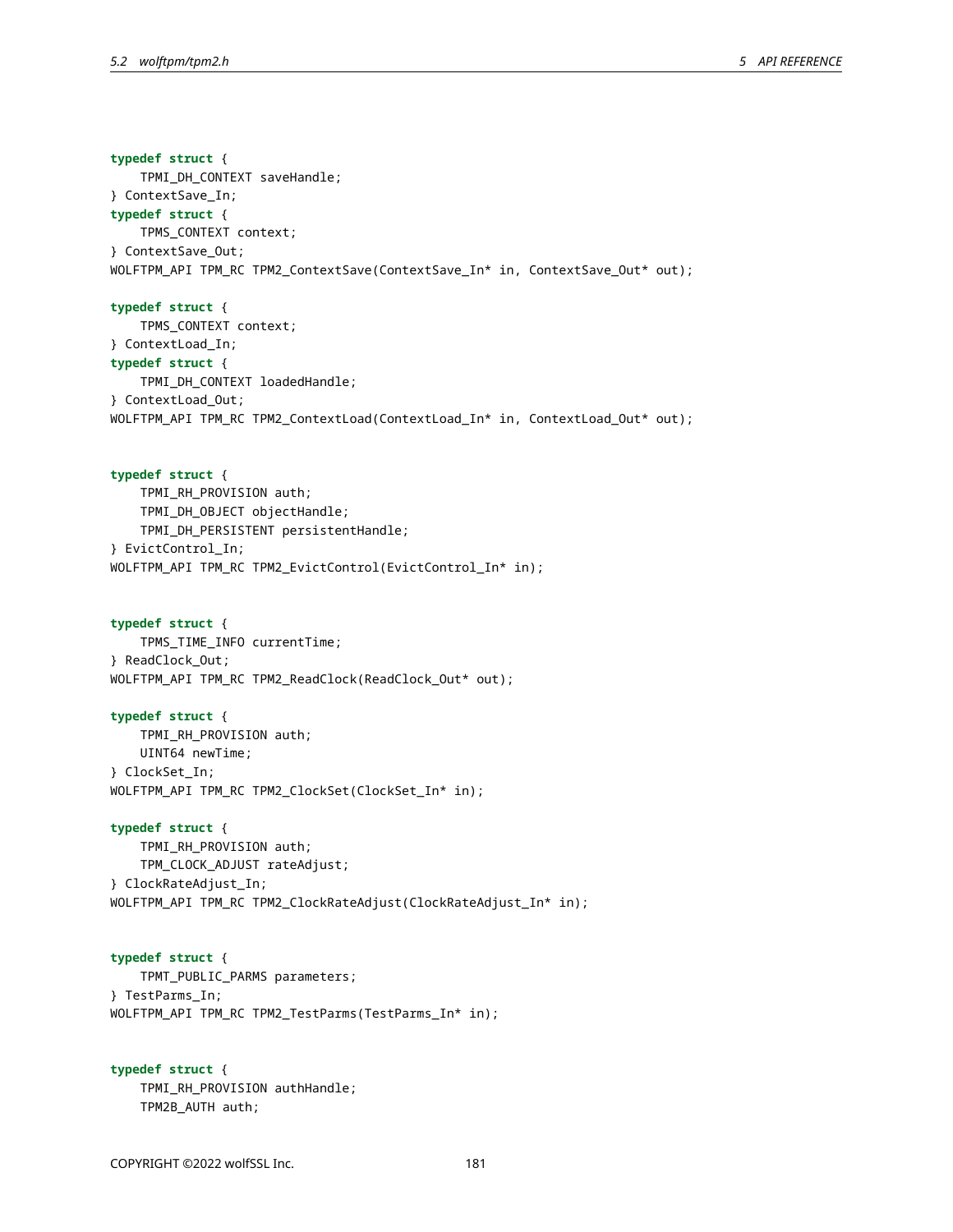```c
typedef struct {
    TPMI_DH_CONTEXT saveHandle;
} ContextSave_In;
typedef struct {
    TPMS_CONTEXT context;
} ContextSave_Out;
WOLFTPM_API TPM_RC TPM2_ContextSave(ContextSave_In* in, ContextSave_Out* out);

typedef struct {
    TPMS_CONTEXT context;
} ContextLoad_In;
typedef struct {
    TPMI_DH_CONTEXT loadedHandle;
} ContextLoad_Out;
WOLFTPM_API TPM_RC TPM2_ContextLoad(ContextLoad_In* in, ContextLoad_Out* out);


typedef struct {
    TPMI_RH_PROVISION auth;
    TPMI_DH_OBJECT objectHandle;
    TPMI_DH_PERSISTENT persistentHandle;
} EvictControl_In;
WOLFTPM_API TPM_RC TPM2_EvictControl(EvictControl_In* in);


typedef struct {
    TPMS_TIME_INFO currentTime;
} ReadClock_Out;
WOLFTPM_API TPM_RC TPM2_ReadClock(ReadClock_Out* out);

typedef struct {
    TPMI_RH_PROVISION auth;
    UINT64 newTime;
} ClockSet_In;
WOLFTPM_API TPM_RC TPM2_ClockSet(ClockSet_In* in);

typedef struct {
    TPMI_RH_PROVISION auth;
    TPM_CLOCK_ADJUST rateAdjust;
} ClockRateAdjust_In;
WOLFTPM_API TPM_RC TPM2_ClockRateAdjust(ClockRateAdjust_In* in);


typedef struct {
    TPMT_PUBLIC_PARMS parameters;
} TestParms_In;
WOLFTPM_API TPM_RC TPM2_TestParms(TestParms_In* in);


typedef struct {
    TPMI_RH_PROVISION authHandle;
    TPM2B_AUTH auth;
```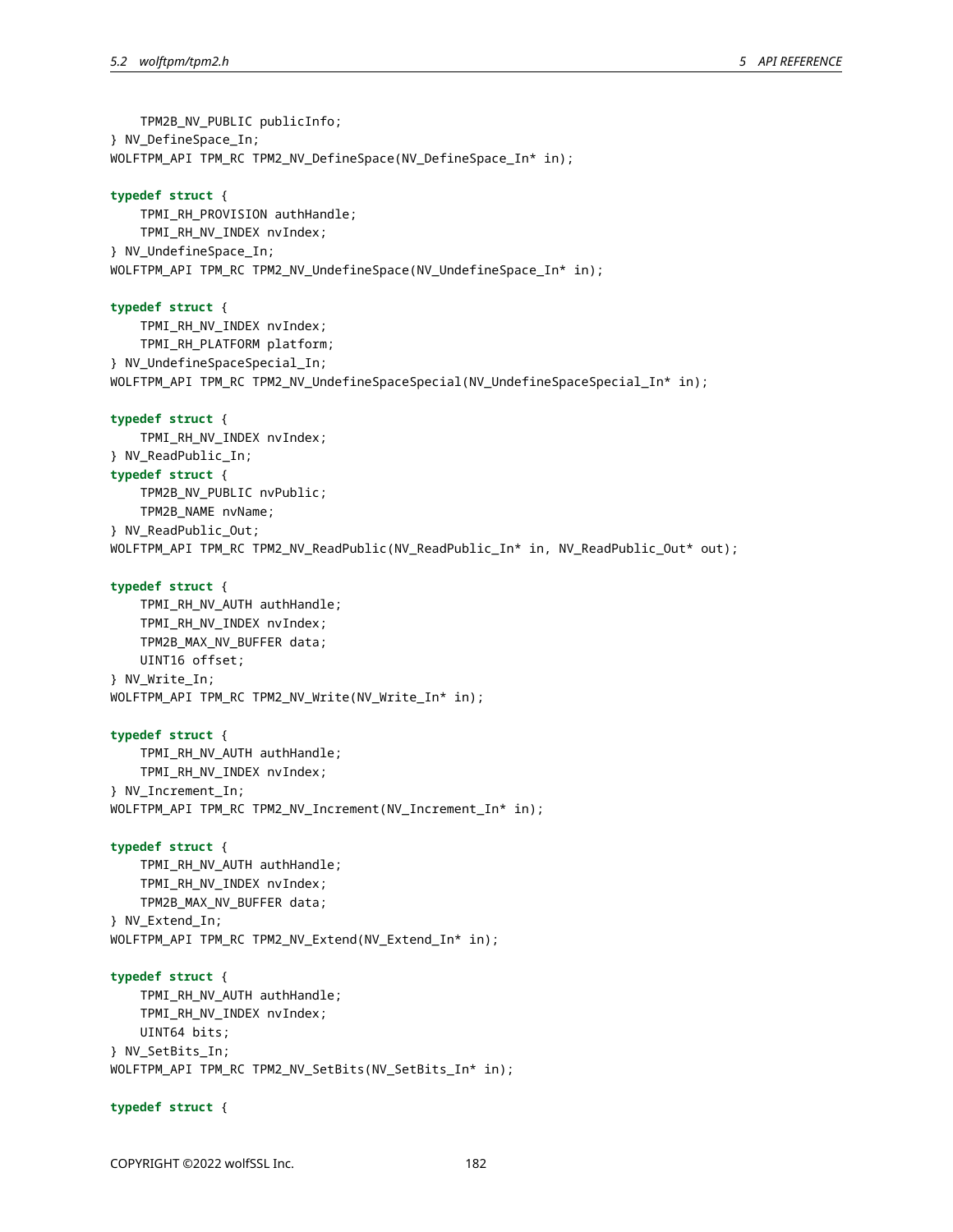```
    TPM2B_NV_PUBLIC publicInfo;
} NV_DefineSpace_In;
WOLFTPM_API TPM_RC TPM2_NV_DefineSpace(NV_DefineSpace_In* in);

typedef struct {
    TPMI_RH_PROVISION authHandle;
    TPMI_RH_NV_INDEX nvIndex;
} NV_UndefineSpace_In;
WOLFTPM_API TPM_RC TPM2_NV_UndefineSpace(NV_UndefineSpace_In* in);

typedef struct {
    TPMI_RH_NV_INDEX nvIndex;
    TPMI_RH_PLATFORM platform;
} NV_UndefineSpaceSpecial_In;
WOLFTPM_API TPM_RC TPM2_NV_UndefineSpaceSpecial(NV_UndefineSpaceSpecial_In* in);

typedef struct {
    TPMI_RH_NV_INDEX nvIndex;
} NV_ReadPublic_In;
typedef struct {
    TPM2B_NV_PUBLIC nvPublic;
    TPM2B_NAME nvName;
} NV_ReadPublic_Out;
WOLFTPM_API TPM_RC TPM2_NV_ReadPublic(NV_ReadPublic_In* in, NV_ReadPublic_Out* out);

typedef struct {
    TPMI_RH_NV_AUTH authHandle;
    TPMI_RH_NV_INDEX nvIndex;
    TPM2B_MAX_NV_BUFFER data;
    UINT16 offset;
} NV_Write_In;
WOLFTPM_API TPM_RC TPM2_NV_Write(NV_Write_In* in);

typedef struct {
    TPMI_RH_NV_AUTH authHandle;
    TPMI_RH_NV_INDEX nvIndex;
} NV_Increment_In;
WOLFTPM_API TPM_RC TPM2_NV_Increment(NV_Increment_In* in);

typedef struct {
    TPMI_RH_NV_AUTH authHandle;
    TPMI_RH_NV_INDEX nvIndex;
    TPM2B_MAX_NV_BUFFER data;
} NV_Extend_In;
WOLFTPM_API TPM_RC TPM2_NV_Extend(NV_Extend_In* in);

typedef struct {
    TPMI_RH_NV_AUTH authHandle;
    TPMI_RH_NV_INDEX nvIndex;
    UINT64 bits;
} NV_SetBits_In;
WOLFTPM_API TPM_RC TPM2_NV_SetBits(NV_SetBits_In* in);

typedef struct {
```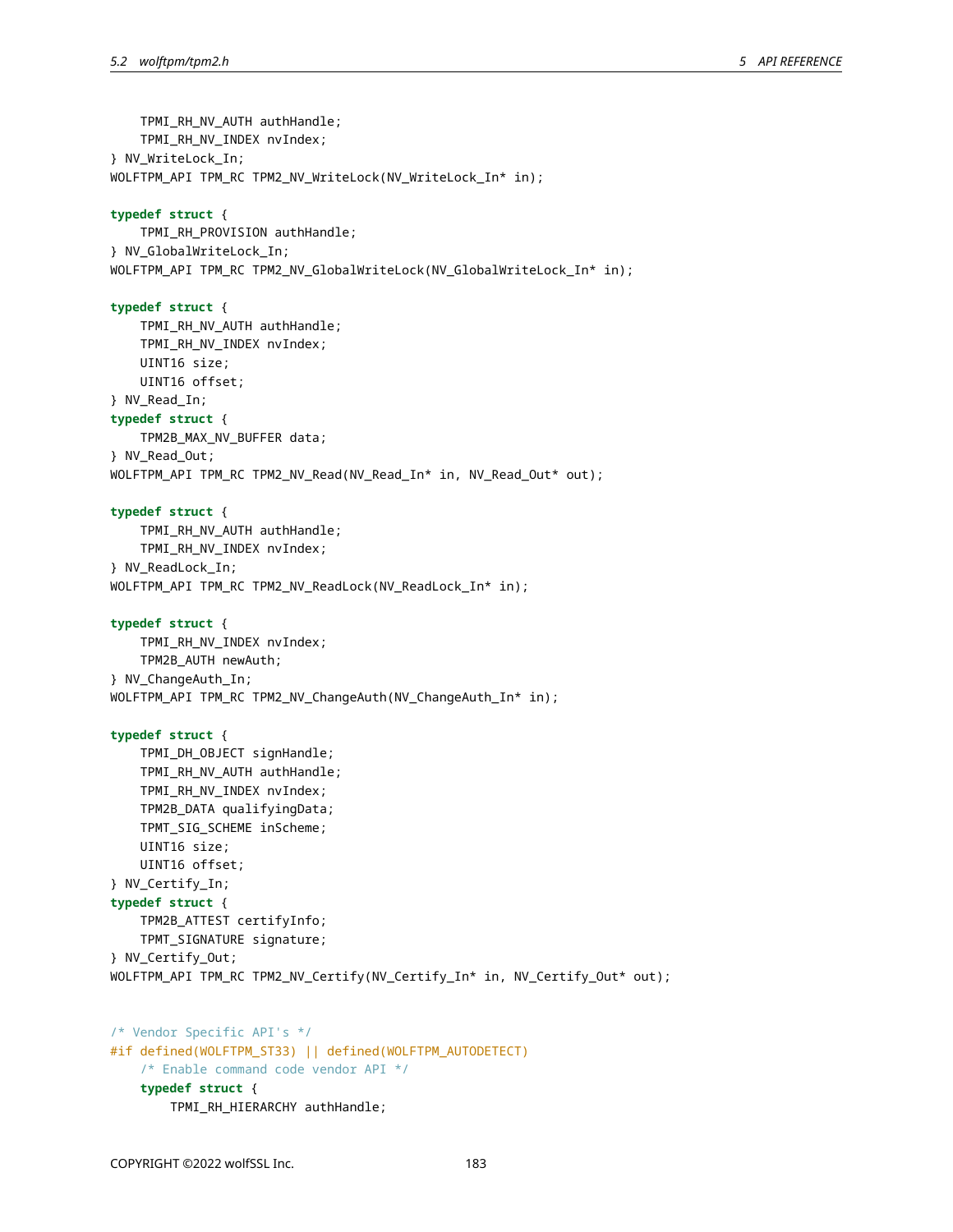```c
    TPMI_RH_NV_AUTH authHandle;
    TPMI_RH_NV_INDEX nvIndex;
} NV_WriteLock_In;
WOLFTPM_API TPM_RC TPM2_NV_WriteLock(NV_WriteLock_In* in);

typedef struct {
    TPMI_RH_PROVISION authHandle;
} NV_GlobalWriteLock_In;
WOLFTPM_API TPM_RC TPM2_NV_GlobalWriteLock(NV_GlobalWriteLock_In* in);

typedef struct {
    TPMI_RH_NV_AUTH authHandle;
    TPMI_RH_NV_INDEX nvIndex;
    UINT16 size;
    UINT16 offset;
} NV_Read_In;
typedef struct {
    TPM2B_MAX_NV_BUFFER data;
} NV_Read_Out;
WOLFTPM_API TPM_RC TPM2_NV_Read(NV_Read_In* in, NV_Read_Out* out);

typedef struct {
    TPMI_RH_NV_AUTH authHandle;
    TPMI_RH_NV_INDEX nvIndex;
} NV_ReadLock_In;
WOLFTPM_API TPM_RC TPM2_NV_ReadLock(NV_ReadLock_In* in);

typedef struct {
    TPMI_RH_NV_INDEX nvIndex;
    TPM2B_AUTH newAuth;
} NV_ChangeAuth_In;
WOLFTPM_API TPM_RC TPM2_NV_ChangeAuth(NV_ChangeAuth_In* in);

typedef struct {
    TPMI_DH_OBJECT signHandle;
    TPMI_RH_NV_AUTH authHandle;
    TPMI_RH_NV_INDEX nvIndex;
    TPM2B_DATA qualifyingData;
    TPMT_SIG_SCHEME inScheme;
    UINT16 size;
    UINT16 offset;
} NV_Certify_In;
typedef struct {
    TPM2B_ATTEST certifyInfo;
    TPMT_SIGNATURE signature;
} NV_Certify_Out;
WOLFTPM_API TPM_RC TPM2_NV_Certify(NV_Certify_In* in, NV_Certify_Out* out);


/* Vendor Specific API's */
#if defined(WOLFTPM_ST33) || defined(WOLFTPM_AUTODETECT)
    /* Enable command code vendor API */
    typedef struct {
        TPMI_RH_HIERARCHY authHandle;
```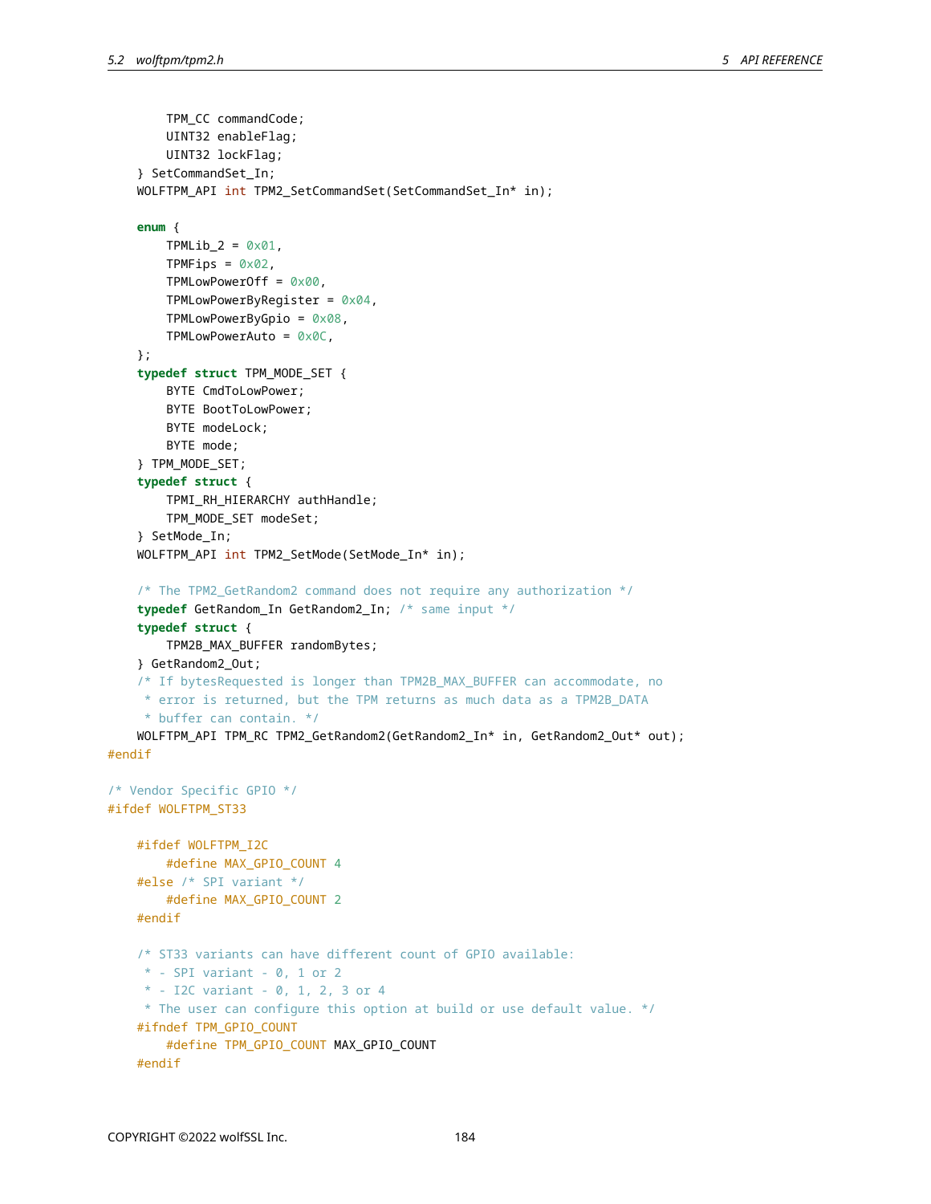```
        TPM_CC commandCode;
        UINT32 enableFlag;
        UINT32 lockFlag;
    } SetCommandSet_In;
    WOLFTPM_API int TPM2_SetCommandSet(SetCommandSet_In* in);

    enum {
        TPMLib_2 = 0x01,
        TPMFips = 0x02,
        TPMLowPowerOff = 0x00,
        TPMLowPowerByRegister = 0x04,
        TPMLowPowerByGpio = 0x08,
        TPMLowPowerAuto = 0x0C,
    };
    typedef struct TPM_MODE_SET {
        BYTE CmdToLowPower;
        BYTE BootToLowPower;
        BYTE modeLock;
        BYTE mode;
    } TPM_MODE_SET;
    typedef struct {
        TPMI_RH_HIERARCHY authHandle;
        TPM_MODE_SET modeSet;
    } SetMode_In;
    WOLFTPM_API int TPM2_SetMode(SetMode_In* in);

    /* The TPM2_GetRandom2 command does not require any authorization */
    typedef GetRandom_In GetRandom2_In; /* same input */
    typedef struct {
        TPM2B_MAX_BUFFER randomBytes;
    } GetRandom2_Out;
    /* If bytesRequested is longer than TPM2B_MAX_BUFFER can accommodate, no
     * error is returned, but the TPM returns as much data as a TPM2B_DATA
     * buffer can contain. */
    WOLFTPM_API TPM_RC TPM2_GetRandom2(GetRandom2_In* in, GetRandom2_Out* out);
#endif

/* Vendor Specific GPIO */
#ifdef WOLFTPM_ST33

    #ifdef WOLFTPM_I2C
        #define MAX_GPIO_COUNT 4
    #else /* SPI variant */
        #define MAX_GPIO_COUNT 2
    #endif

    /* ST33 variants can have different count of GPIO available:
     * - SPI variant - 0, 1 or 2
     * - I2C variant - 0, 1, 2, 3 or 4
     * The user can configure this option at build or use default value. */
    #ifndef TPM_GPIO_COUNT
        #define TPM_GPIO_COUNT MAX_GPIO_COUNT
    #endif
```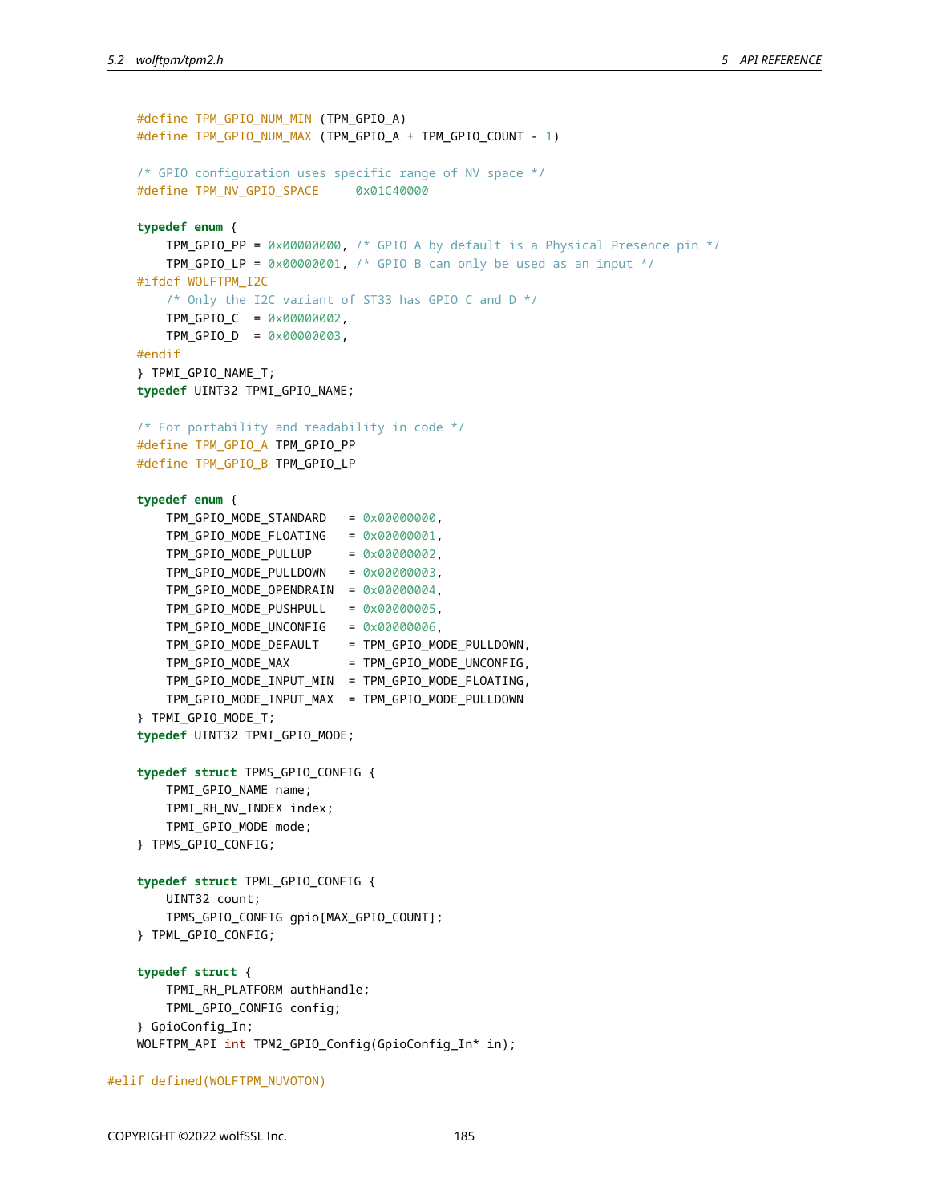```
    #define TPM_GPIO_NUM_MIN (TPM_GPIO_A)
    #define TPM_GPIO_NUM_MAX (TPM_GPIO_A + TPM_GPIO_COUNT - 1)

    /* GPIO configuration uses specific range of NV space */
    #define TPM_NV_GPIO_SPACE     0x01C40000

    typedef enum {
        TPM_GPIO_PP = 0x00000000, /* GPIO A by default is a Physical Presence pin */
        TPM_GPIO_LP = 0x00000001, /* GPIO B can only be used as an input */
    #ifdef WOLFTPM_I2C
        /* Only the I2C variant of ST33 has GPIO C and D */
        TPM_GPIO_C  = 0x00000002,
        TPM_GPIO_D  = 0x00000003,
    #endif
    } TPMI_GPIO_NAME_T;
    typedef UINT32 TPMI_GPIO_NAME;

    /* For portability and readability in code */
    #define TPM_GPIO_A TPM_GPIO_PP
    #define TPM_GPIO_B TPM_GPIO_LP

    typedef enum {
        TPM_GPIO_MODE_STANDARD   = 0x00000000,
        TPM_GPIO_MODE_FLOATING   = 0x00000001,
        TPM_GPIO_MODE_PULLUP     = 0x00000002,
        TPM_GPIO_MODE_PULLDOWN   = 0x00000003,
        TPM_GPIO_MODE_OPENDRAIN  = 0x00000004,
        TPM_GPIO_MODE_PUSHPULL   = 0x00000005,
        TPM_GPIO_MODE_UNCONFIG   = 0x00000006,
        TPM_GPIO_MODE_DEFAULT    = TPM_GPIO_MODE_PULLDOWN,
        TPM_GPIO_MODE_MAX        = TPM_GPIO_MODE_UNCONFIG,
        TPM_GPIO_MODE_INPUT_MIN  = TPM_GPIO_MODE_FLOATING,
        TPM_GPIO_MODE_INPUT_MAX  = TPM_GPIO_MODE_PULLDOWN
    } TPMI_GPIO_MODE_T;
    typedef UINT32 TPMI_GPIO_MODE;

    typedef struct TPMS_GPIO_CONFIG {
        TPMI_GPIO_NAME name;
        TPMI_RH_NV_INDEX index;
        TPMI_GPIO_MODE mode;
    } TPMS_GPIO_CONFIG;

    typedef struct TPML_GPIO_CONFIG {
        UINT32 count;
        TPMS_GPIO_CONFIG gpio[MAX_GPIO_COUNT];
    } TPML_GPIO_CONFIG;

    typedef struct {
        TPMI_RH_PLATFORM authHandle;
        TPML_GPIO_CONFIG config;
    } GpioConfig_In;
    WOLFTPM_API int TPM2_GPIO_Config(GpioConfig_In* in);

#elif defined(WOLFTPM_NUVOTON)
```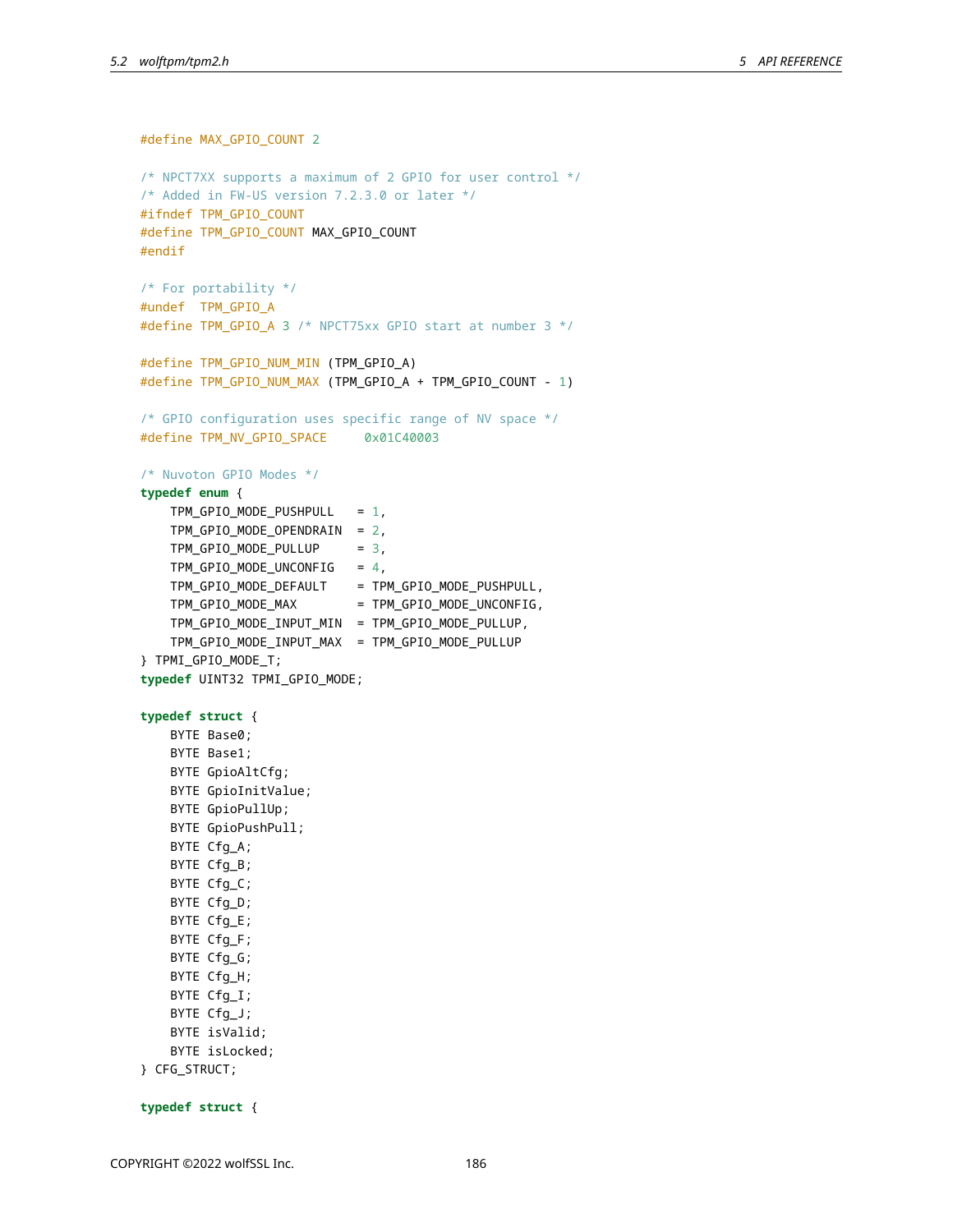```c
#define MAX_GPIO_COUNT 2

/* NPCT7XX supports a maximum of 2 GPIO for user control */
/* Added in FW-US version 7.2.3.0 or later */
#ifndef TPM_GPIO_COUNT
#define TPM_GPIO_COUNT MAX_GPIO_COUNT
#endif

/* For portability */
#undef  TPM_GPIO_A
#define TPM_GPIO_A 3 /* NPCT75xx GPIO start at number 3 */

#define TPM_GPIO_NUM_MIN (TPM_GPIO_A)
#define TPM_GPIO_NUM_MAX (TPM_GPIO_A + TPM_GPIO_COUNT - 1)

/* GPIO configuration uses specific range of NV space */
#define TPM_NV_GPIO_SPACE     0x01C40003

/* Nuvoton GPIO Modes */
typedef enum {
    TPM_GPIO_MODE_PUSHPULL   = 1,
    TPM_GPIO_MODE_OPENDRAIN  = 2,
    TPM_GPIO_MODE_PULLUP     = 3,
    TPM_GPIO_MODE_UNCONFIG   = 4,
    TPM_GPIO_MODE_DEFAULT    = TPM_GPIO_MODE_PUSHPULL,
    TPM_GPIO_MODE_MAX        = TPM_GPIO_MODE_UNCONFIG,
    TPM_GPIO_MODE_INPUT_MIN  = TPM_GPIO_MODE_PULLUP,
    TPM_GPIO_MODE_INPUT_MAX  = TPM_GPIO_MODE_PULLUP
} TPMI_GPIO_MODE_T;
typedef UINT32 TPMI_GPIO_MODE;

typedef struct {
    BYTE Base0;
    BYTE Base1;
    BYTE GpioAltCfg;
    BYTE GpioInitValue;
    BYTE GpioPullUp;
    BYTE GpioPushPull;
    BYTE Cfg_A;
    BYTE Cfg_B;
    BYTE Cfg_C;
    BYTE Cfg_D;
    BYTE Cfg_E;
    BYTE Cfg_F;
    BYTE Cfg_G;
    BYTE Cfg_H;
    BYTE Cfg_I;
    BYTE Cfg_J;
    BYTE isValid;
    BYTE isLocked;
} CFG_STRUCT;

typedef struct {
```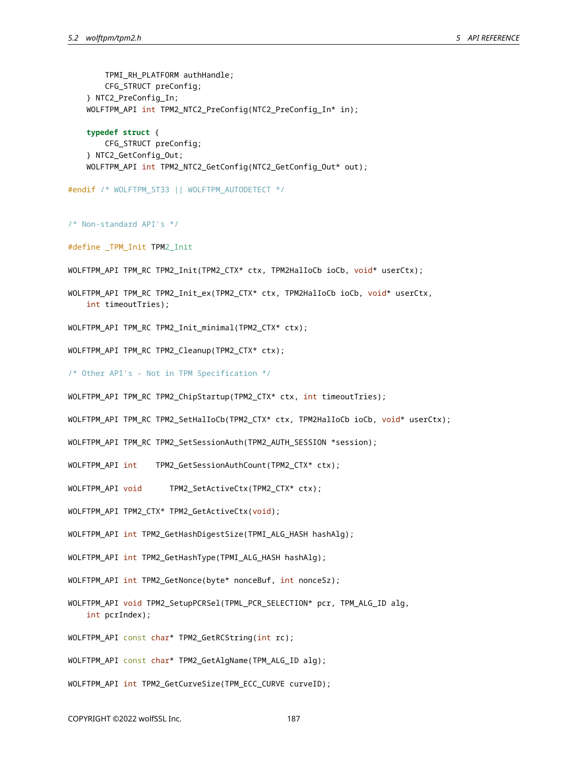```c
        TPMI_RH_PLATFORM authHandle;
        CFG_STRUCT preConfig;
    } NTC2_PreConfig_In;
    WOLFTPM_API int TPM2_NTC2_PreConfig(NTC2_PreConfig_In* in);

    typedef struct {
        CFG_STRUCT preConfig;
    } NTC2_GetConfig_Out;
    WOLFTPM_API int TPM2_NTC2_GetConfig(NTC2_GetConfig_Out* out);

#endif /* WOLFTPM_ST33 || WOLFTPM_AUTODETECT */


/* Non-standard API's */

#define _TPM_Init TPM2_Init

WOLFTPM_API TPM_RC TPM2_Init(TPM2_CTX* ctx, TPM2HalIoCb ioCb, void* userCtx);

WOLFTPM_API TPM_RC TPM2_Init_ex(TPM2_CTX* ctx, TPM2HalIoCb ioCb, void* userCtx,
    int timeoutTries);

WOLFTPM_API TPM_RC TPM2_Init_minimal(TPM2_CTX* ctx);

WOLFTPM_API TPM_RC TPM2_Cleanup(TPM2_CTX* ctx);

/* Other API's - Not in TPM Specification */

WOLFTPM_API TPM_RC TPM2_ChipStartup(TPM2_CTX* ctx, int timeoutTries);

WOLFTPM_API TPM_RC TPM2_SetHalIoCb(TPM2_CTX* ctx, TPM2HalIoCb ioCb, void* userCtx);

WOLFTPM_API TPM_RC TPM2_SetSessionAuth(TPM2_AUTH_SESSION *session);

WOLFTPM_API int    TPM2_GetSessionAuthCount(TPM2_CTX* ctx);

WOLFTPM_API void      TPM2_SetActiveCtx(TPM2_CTX* ctx);

WOLFTPM_API TPM2_CTX* TPM2_GetActiveCtx(void);

WOLFTPM_API int TPM2_GetHashDigestSize(TPMI_ALG_HASH hashAlg);

WOLFTPM_API int TPM2_GetHashType(TPMI_ALG_HASH hashAlg);

WOLFTPM_API int TPM2_GetNonce(byte* nonceBuf, int nonceSz);

WOLFTPM_API void TPM2_SetupPCRSel(TPML_PCR_SELECTION* pcr, TPM_ALG_ID alg,
    int pcrIndex);

WOLFTPM_API const char* TPM2_GetRCString(int rc);

WOLFTPM_API const char* TPM2_GetAlgName(TPM_ALG_ID alg);

WOLFTPM_API int TPM2_GetCurveSize(TPM_ECC_CURVE curveID);
```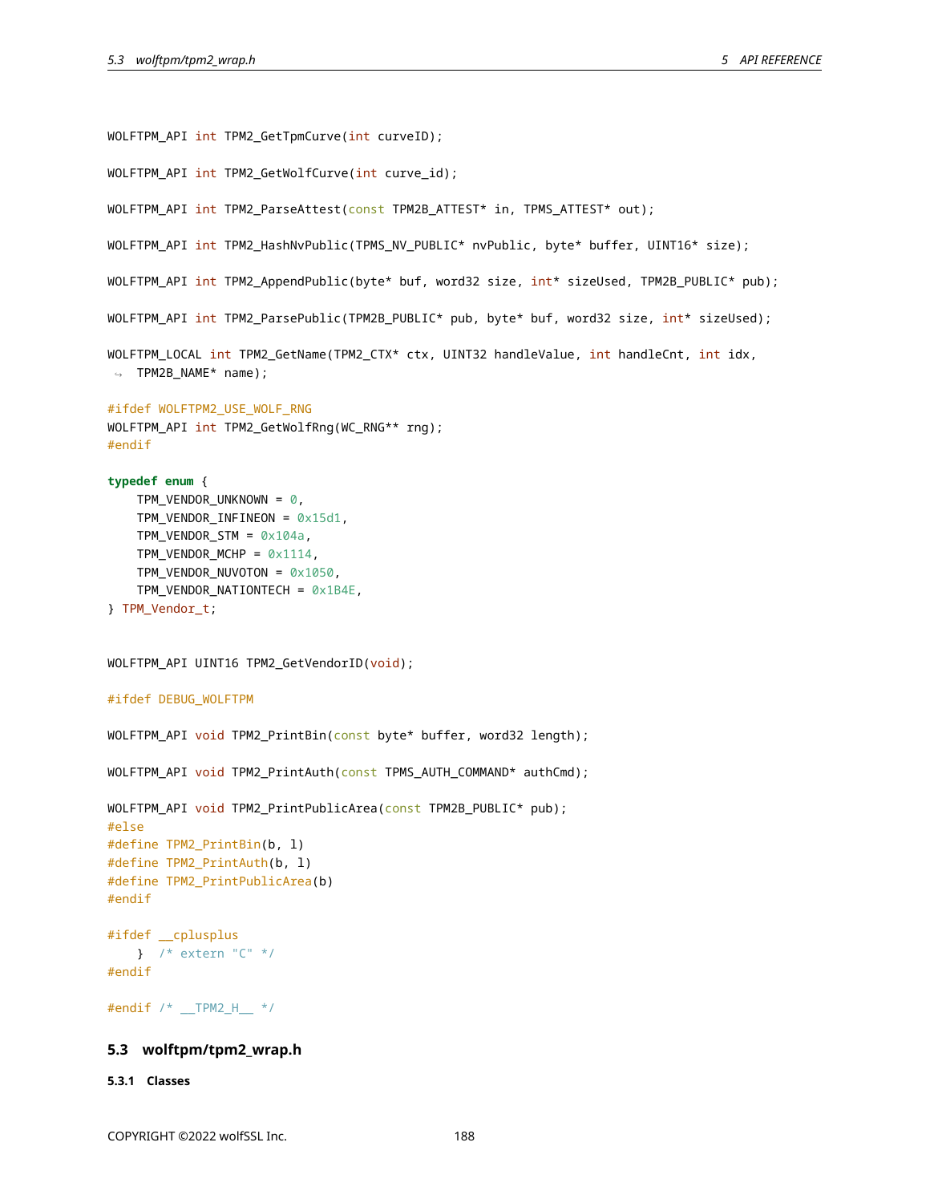```c
WOLFTPM_API int TPM2_GetTpmCurve(int curveID);

WOLFTPM_API int TPM2_GetWolfCurve(int curve_id);

WOLFTPM_API int TPM2_ParseAttest(const TPM2B_ATTEST* in, TPMS_ATTEST* out);

WOLFTPM_API int TPM2_HashNvPublic(TPMS_NV_PUBLIC* nvPublic, byte* buffer, UINT16* size);

WOLFTPM_API int TPM2_AppendPublic(byte* buf, word32 size, int* sizeUsed, TPM2B_PUBLIC* pub);

WOLFTPM_API int TPM2_ParsePublic(TPM2B_PUBLIC* pub, byte* buf, word32 size, int* sizeUsed);

WOLFTPM_LOCAL int TPM2_GetName(TPM2_CTX* ctx, UINT32 handleValue, int handleCnt, int idx,
    TPM2B_NAME* name);

#ifdef WOLFTPM2_USE_WOLF_RNG
WOLFTPM_API int TPM2_GetWolfRng(WC_RNG** rng);
#endif

typedef enum {
    TPM_VENDOR_UNKNOWN = 0,
    TPM_VENDOR_INFINEON = 0x15d1,
    TPM_VENDOR_STM = 0x104a,
    TPM_VENDOR_MCHP = 0x1114,
    TPM_VENDOR_NUVOTON = 0x1050,
    TPM_VENDOR_NATIONTECH = 0x1B4E,
} TPM_Vendor_t;


WOLFTPM_API UINT16 TPM2_GetVendorID(void);

#ifdef DEBUG_WOLFTPM

WOLFTPM_API void TPM2_PrintBin(const byte* buffer, word32 length);

WOLFTPM_API void TPM2_PrintAuth(const TPMS_AUTH_COMMAND* authCmd);

WOLFTPM_API void TPM2_PrintPublicArea(const TPM2B_PUBLIC* pub);
#else
#define TPM2_PrintBin(b, l)
#define TPM2_PrintAuth(b, l)
#define TPM2_PrintPublicArea(b)
#endif

#ifdef __cplusplus
    }  /* extern "C" */
#endif

#endif /* __TPM2_H__ */
```

## 5.3 wolftpm/tpm2_wrap.h

### 5.3.1 Classes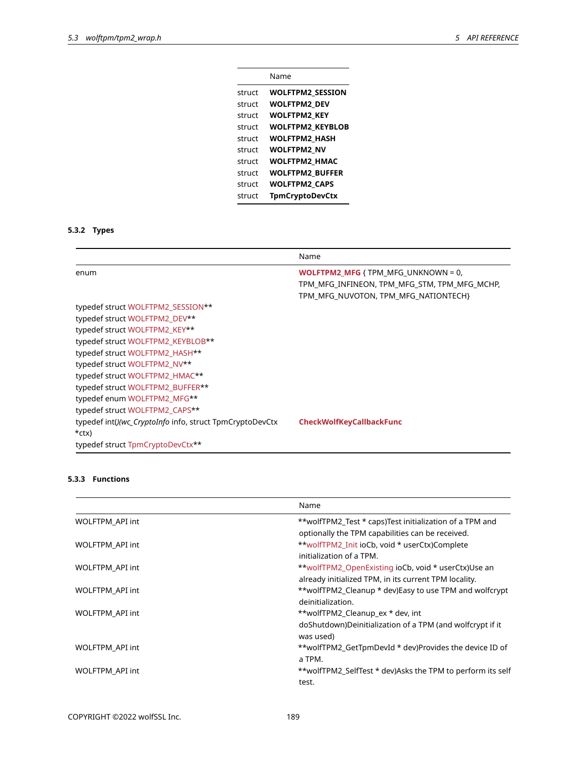| | Name |
|---|---|
| struct | **WOLFTPM2_SESSION** |
| struct | **WOLFTPM2_DEV** |
| struct | **WOLFTPM2_KEY** |
| struct | **WOLFTPM2_KEYBLOB** |
| struct | **WOLFTPM2_HASH** |
| struct | **WOLFTPM2_NV** |
| struct | **WOLFTPM2_HMAC** |
| struct | **WOLFTPM2_BUFFER** |
| struct | **WOLFTPM2_CAPS** |
| struct | **TpmCryptoDevCtx** |

### 5.3.2 Types

| | Name |
|---|---|
| enum | **WOLFTPM2_MFG** { TPM_MFG_UNKNOWN = 0, TPM_MFG_INFINEON, TPM_MFG_STM, TPM_MFG_MCHP, TPM_MFG_NUVOTON, TPM_MFG_NATIONTECH} |
| typedef struct WOLFTPM2_SESSION** | |
| typedef struct WOLFTPM2_DEV** | |
| typedef struct WOLFTPM2_KEY** | |
| typedef struct WOLFTPM2_KEYBLOB** | |
| typedef struct WOLFTPM2_HASH** | |
| typedef struct WOLFTPM2_NV** | |
| typedef struct WOLFTPM2_HMAC** | |
| typedef struct WOLFTPM2_BUFFER** | |
| typedef enum WOLFTPM2_MFG** | |
| typedef struct WOLFTPM2_CAPS** | |
| typedef int()(*wc_CryptoInfo* info, struct TpmCryptoDevCtx *ctx) | **CheckWolfKeyCallbackFunc** |
| typedef struct TpmCryptoDevCtx** | |

### 5.3.3 Functions

| | Name |
|---|---|
| WOLFTPM_API int | **wolfTPM2_Test * caps)Test initialization of a TPM and optionally the TPM capabilities can be received. |
| WOLFTPM_API int | **wolfTPM2_Init ioCb, void * userCtx)Complete initialization of a TPM. |
| WOLFTPM_API int | **wolfTPM2_OpenExisting ioCb, void * userCtx)Use an already initialized TPM, in its current TPM locality. |
| WOLFTPM_API int | **wolfTPM2_Cleanup * dev)Easy to use TPM and wolfcrypt deinitialization. |
| WOLFTPM_API int | **wolfTPM2_Cleanup_ex * dev, int doShutdown)Deinitialization of a TPM (and wolfcrypt if it was used) |
| WOLFTPM_API int | **wolfTPM2_GetTpmDevId * dev)Provides the device ID of a TPM. |
| WOLFTPM_API int | **wolfTPM2_SelfTest * dev)Asks the TPM to perform its self test. |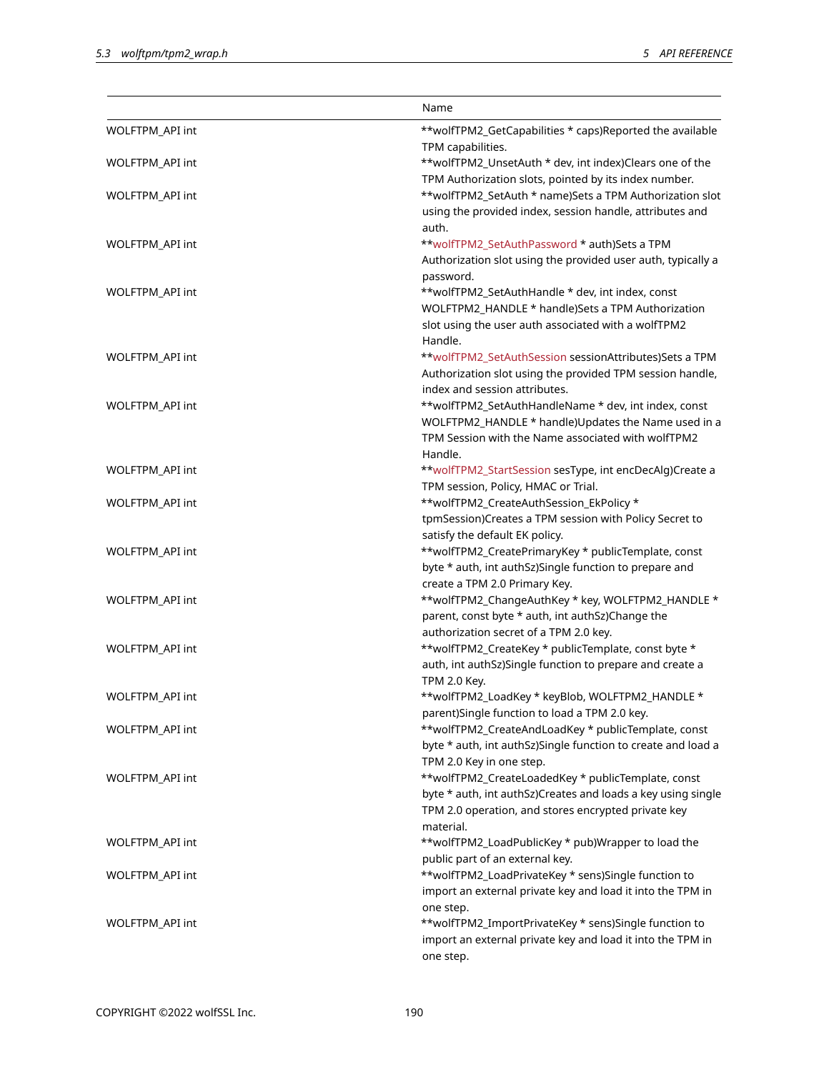| | Name |
|---|---|
| WOLFTPM_API int | **wolfTPM2_GetCapabilities * caps)Reported the available TPM capabilities. |
| WOLFTPM_API int | **wolfTPM2_UnsetAuth * dev, int index)Clears one of the TPM Authorization slots, pointed by its index number. |
| WOLFTPM_API int | **wolfTPM2_SetAuth * name)Sets a TPM Authorization slot using the provided index, session handle, attributes and auth. |
| WOLFTPM_API int | **wolfTPM2_SetAuthPassword * auth)Sets a TPM Authorization slot using the provided user auth, typically a password. |
| WOLFTPM_API int | **wolfTPM2_SetAuthHandle * dev, int index, const WOLFTPM2_HANDLE * handle)Sets a TPM Authorization slot using the user auth associated with a wolfTPM2 Handle. |
| WOLFTPM_API int | **wolfTPM2_SetAuthSession sessionAttributes)Sets a TPM Authorization slot using the provided TPM session handle, index and session attributes. |
| WOLFTPM_API int | **wolfTPM2_SetAuthHandleName * dev, int index, const WOLFTPM2_HANDLE * handle)Updates the Name used in a TPM Session with the Name associated with wolfTPM2 Handle. |
| WOLFTPM_API int | **wolfTPM2_StartSession sesType, int encDecAlg)Create a TPM session, Policy, HMAC or Trial. |
| WOLFTPM_API int | **wolfTPM2_CreateAuthSession_EkPolicy * tpmSession)Creates a TPM session with Policy Secret to satisfy the default EK policy. |
| WOLFTPM_API int | **wolfTPM2_CreatePrimaryKey * publicTemplate, const byte * auth, int authSz)Single function to prepare and create a TPM 2.0 Primary Key. |
| WOLFTPM_API int | **wolfTPM2_ChangeAuthKey * key, WOLFTPM2_HANDLE * parent, const byte * auth, int authSz)Change the authorization secret of a TPM 2.0 key. |
| WOLFTPM_API int | **wolfTPM2_CreateKey * publicTemplate, const byte * auth, int authSz)Single function to prepare and create a TPM 2.0 Key. |
| WOLFTPM_API int | **wolfTPM2_LoadKey * keyBlob, WOLFTPM2_HANDLE * parent)Single function to load a TPM 2.0 key. |
| WOLFTPM_API int | **wolfTPM2_CreateAndLoadKey * publicTemplate, const byte * auth, int authSz)Single function to create and load a TPM 2.0 Key in one step. |
| WOLFTPM_API int | **wolfTPM2_CreateLoadedKey * publicTemplate, const byte * auth, int authSz)Creates and loads a key using single TPM 2.0 operation, and stores encrypted private key material. |
| WOLFTPM_API int | **wolfTPM2_LoadPublicKey * pub)Wrapper to load the public part of an external key. |
| WOLFTPM_API int | **wolfTPM2_LoadPrivateKey * sens)Single function to import an external private key and load it into the TPM in one step. |
| WOLFTPM_API int | **wolfTPM2_ImportPrivateKey * sens)Single function to import an external private key and load it into the TPM in one step. |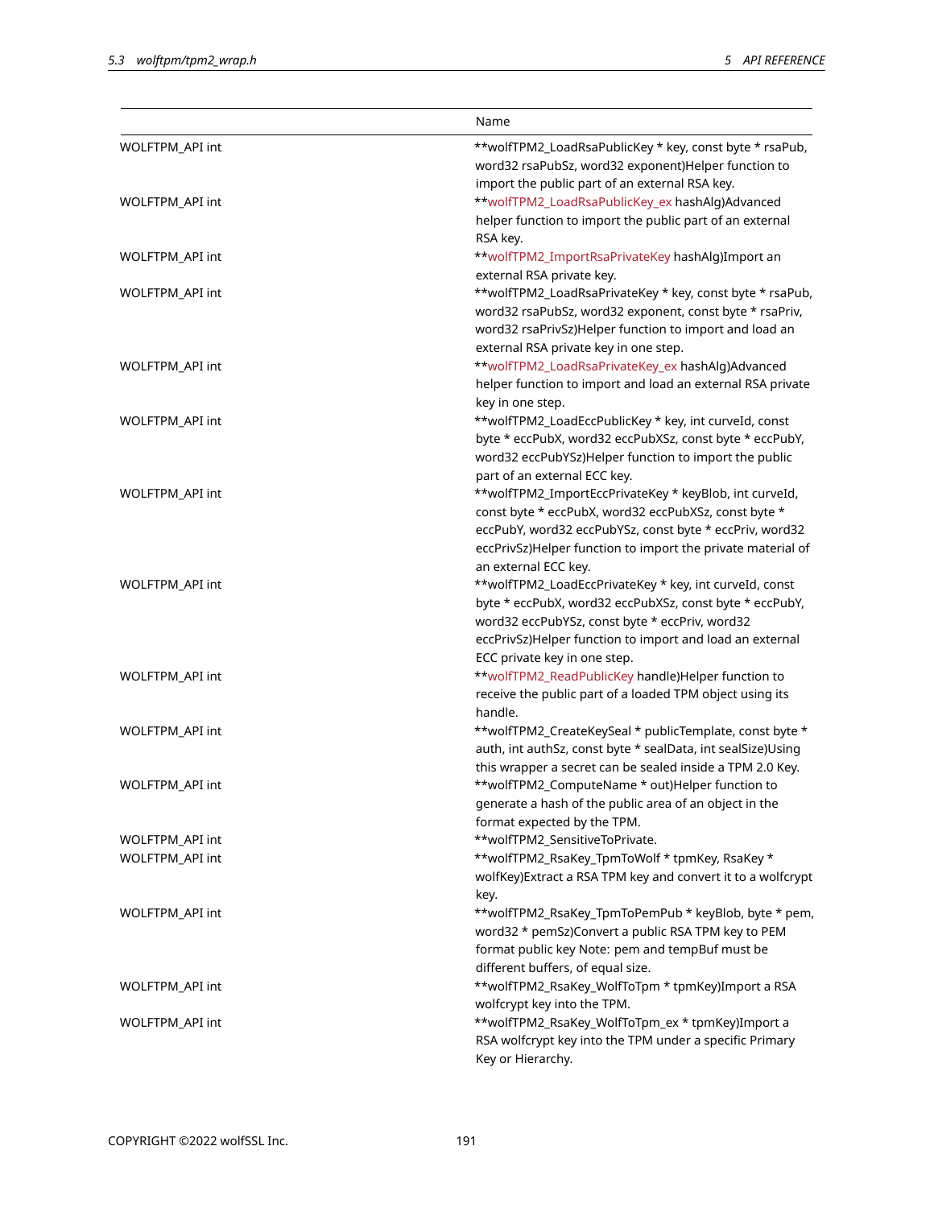| | Name |
|---|---|
| WOLFTPM_API int | **wolfTPM2_LoadRsaPublicKey * key, const byte * rsaPub, word32 rsaPubSz, word32 exponent)Helper function to import the public part of an external RSA key. |
| WOLFTPM_API int | **wolfTPM2_LoadRsaPublicKey_ex hashAlg)Advanced helper function to import the public part of an external RSA key. |
| WOLFTPM_API int | **wolfTPM2_ImportRsaPrivateKey hashAlg)Import an external RSA private key. |
| WOLFTPM_API int | **wolfTPM2_LoadRsaPrivateKey * key, const byte * rsaPub, word32 rsaPubSz, word32 exponent, const byte * rsaPriv, word32 rsaPrivSz)Helper function to import and load an external RSA private key in one step. |
| WOLFTPM_API int | **wolfTPM2_LoadRsaPrivateKey_ex hashAlg)Advanced helper function to import and load an external RSA private key in one step. |
| WOLFTPM_API int | **wolfTPM2_LoadEccPublicKey * key, int curveId, const byte * eccPubX, word32 eccPubXSz, const byte * eccPubY, word32 eccPubYSz)Helper function to import the public part of an external ECC key. |
| WOLFTPM_API int | **wolfTPM2_ImportEccPrivateKey * keyBlob, int curveId, const byte * eccPubX, word32 eccPubXSz, const byte * eccPubY, word32 eccPubYSz, const byte * eccPriv, word32 eccPrivSz)Helper function to import the private material of an external ECC key. |
| WOLFTPM_API int | **wolfTPM2_LoadEccPrivateKey * key, int curveId, const byte * eccPubX, word32 eccPubXSz, const byte * eccPubY, word32 eccPubYSz, const byte * eccPriv, word32 eccPrivSz)Helper function to import and load an external ECC private key in one step. |
| WOLFTPM_API int | **wolfTPM2_ReadPublicKey handle)Helper function to receive the public part of a loaded TPM object using its handle. |
| WOLFTPM_API int | **wolfTPM2_CreateKeySeal * publicTemplate, const byte * auth, int authSz, const byte * sealData, int sealSize)Using this wrapper a secret can be sealed inside a TPM 2.0 Key. |
| WOLFTPM_API int | **wolfTPM2_ComputeName * out)Helper function to generate a hash of the public area of an object in the format expected by the TPM. |
| WOLFTPM_API int | **wolfTPM2_SensitiveToPrivate. |
| WOLFTPM_API int | **wolfTPM2_RsaKey_TpmToWolf * tpmKey, RsaKey * wolfKey)Extract a RSA TPM key and convert it to a wolfcrypt key. |
| WOLFTPM_API int | **wolfTPM2_RsaKey_TpmToPemPub * keyBlob, byte * pem, word32 * pemSz)Convert a public RSA TPM key to PEM format public key Note: pem and tempBuf must be different buffers, of equal size. |
| WOLFTPM_API int | **wolfTPM2_RsaKey_WolfToTpm * tpmKey)Import a RSA wolfcrypt key into the TPM. |
| WOLFTPM_API int | **wolfTPM2_RsaKey_WolfToTpm_ex * tpmKey)Import a RSA wolfcrypt key into the TPM under a specific Primary Key or Hierarchy. |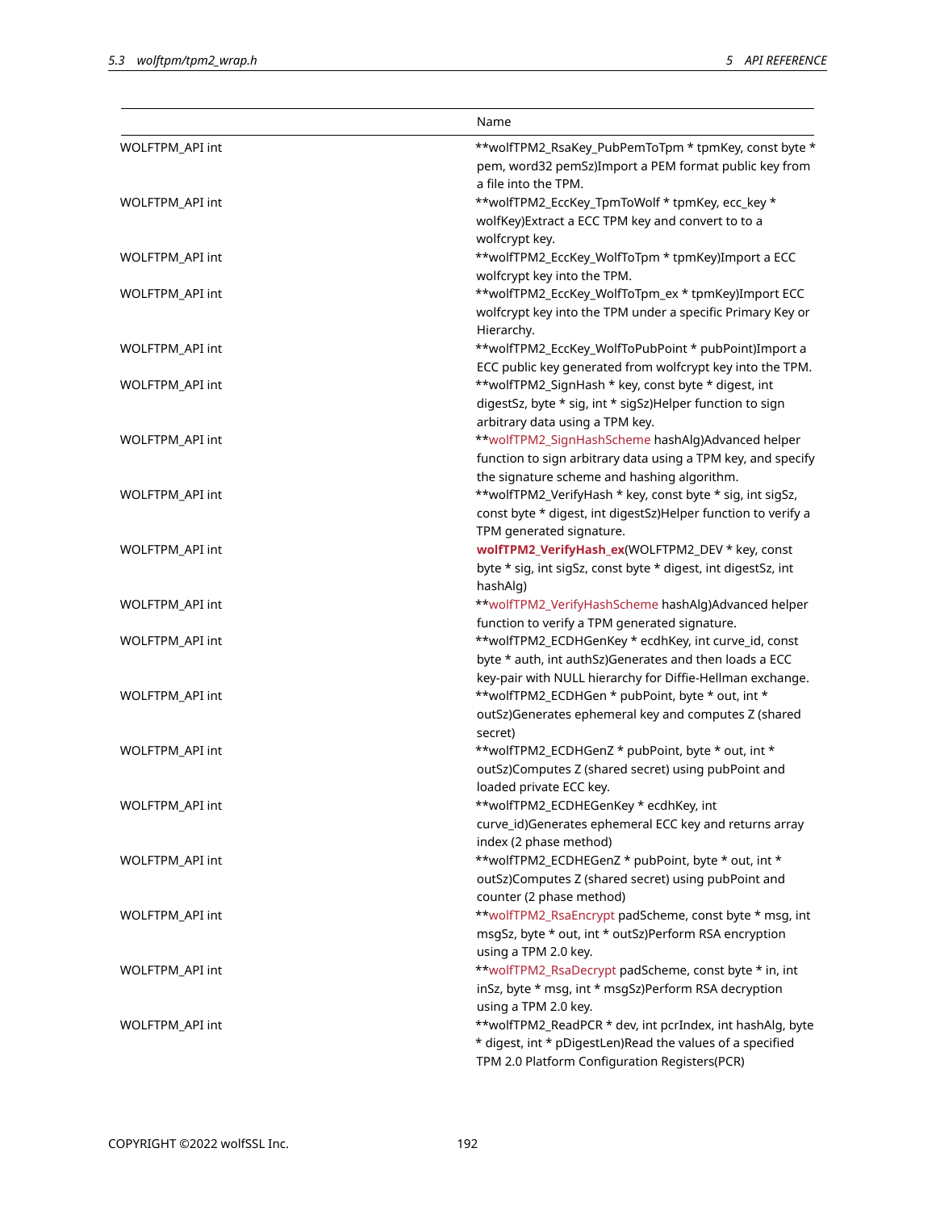| | Name |
|---|---|
| WOLFTPM_API int | **wolfTPM2_RsaKey_PubPemToTpm * tpmKey, const byte * pem, word32 pemSz)Import a PEM format public key from a file into the TPM. |
| WOLFTPM_API int | **wolfTPM2_EccKey_TpmToWolf * tpmKey, ecc_key * wolfKey)Extract a ECC TPM key and convert to to a wolfcrypt key. |
| WOLFTPM_API int | **wolfTPM2_EccKey_WolfToTpm * tpmKey)Import a ECC wolfcrypt key into the TPM. |
| WOLFTPM_API int | **wolfTPM2_EccKey_WolfToTpm_ex * tpmKey)Import ECC wolfcrypt key into the TPM under a specific Primary Key or Hierarchy. |
| WOLFTPM_API int | **wolfTPM2_EccKey_WolfToPubPoint * pubPoint)Import a ECC public key generated from wolfcrypt key into the TPM. |
| WOLFTPM_API int | **wolfTPM2_SignHash * key, const byte * digest, int digestSz, byte * sig, int * sigSz)Helper function to sign arbitrary data using a TPM key. |
| WOLFTPM_API int | **wolfTPM2_SignHashScheme hashAlg)Advanced helper function to sign arbitrary data using a TPM key, and specify the signature scheme and hashing algorithm. |
| WOLFTPM_API int | **wolfTPM2_VerifyHash * key, const byte * sig, int sigSz, const byte * digest, int digestSz)Helper function to verify a TPM generated signature. |
| WOLFTPM_API int | **wolfTPM2_VerifyHash_ex**(WOLFTPM2_DEV * key, const byte * sig, int sigSz, const byte * digest, int digestSz, int hashAlg) |
| WOLFTPM_API int | **wolfTPM2_VerifyHashScheme hashAlg)Advanced helper function to verify a TPM generated signature. |
| WOLFTPM_API int | **wolfTPM2_ECDHGenKey * ecdhKey, int curve_id, const byte * auth, int authSz)Generates and then loads a ECC key-pair with NULL hierarchy for Diffie-Hellman exchange. |
| WOLFTPM_API int | **wolfTPM2_ECDHGen * pubPoint, byte * out, int * outSz)Generates ephemeral key and computes Z (shared secret) |
| WOLFTPM_API int | **wolfTPM2_ECDHGenZ * pubPoint, byte * out, int * outSz)Computes Z (shared secret) using pubPoint and loaded private ECC key. |
| WOLFTPM_API int | **wolfTPM2_ECDHEGenKey * ecdhKey, int curve_id)Generates ephemeral ECC key and returns array index (2 phase method) |
| WOLFTPM_API int | **wolfTPM2_ECDHEGenZ * pubPoint, byte * out, int * outSz)Computes Z (shared secret) using pubPoint and counter (2 phase method) |
| WOLFTPM_API int | **wolfTPM2_RsaEncrypt padScheme, const byte * msg, int msgSz, byte * out, int * outSz)Perform RSA encryption using a TPM 2.0 key. |
| WOLFTPM_API int | **wolfTPM2_RsaDecrypt padScheme, const byte * in, int inSz, byte * msg, int * msgSz)Perform RSA decryption using a TPM 2.0 key. |
| WOLFTPM_API int | **wolfTPM2_ReadPCR * dev, int pcrIndex, int hashAlg, byte * digest, int * pDigestLen)Read the values of a specified TPM 2.0 Platform Configuration Registers(PCR) |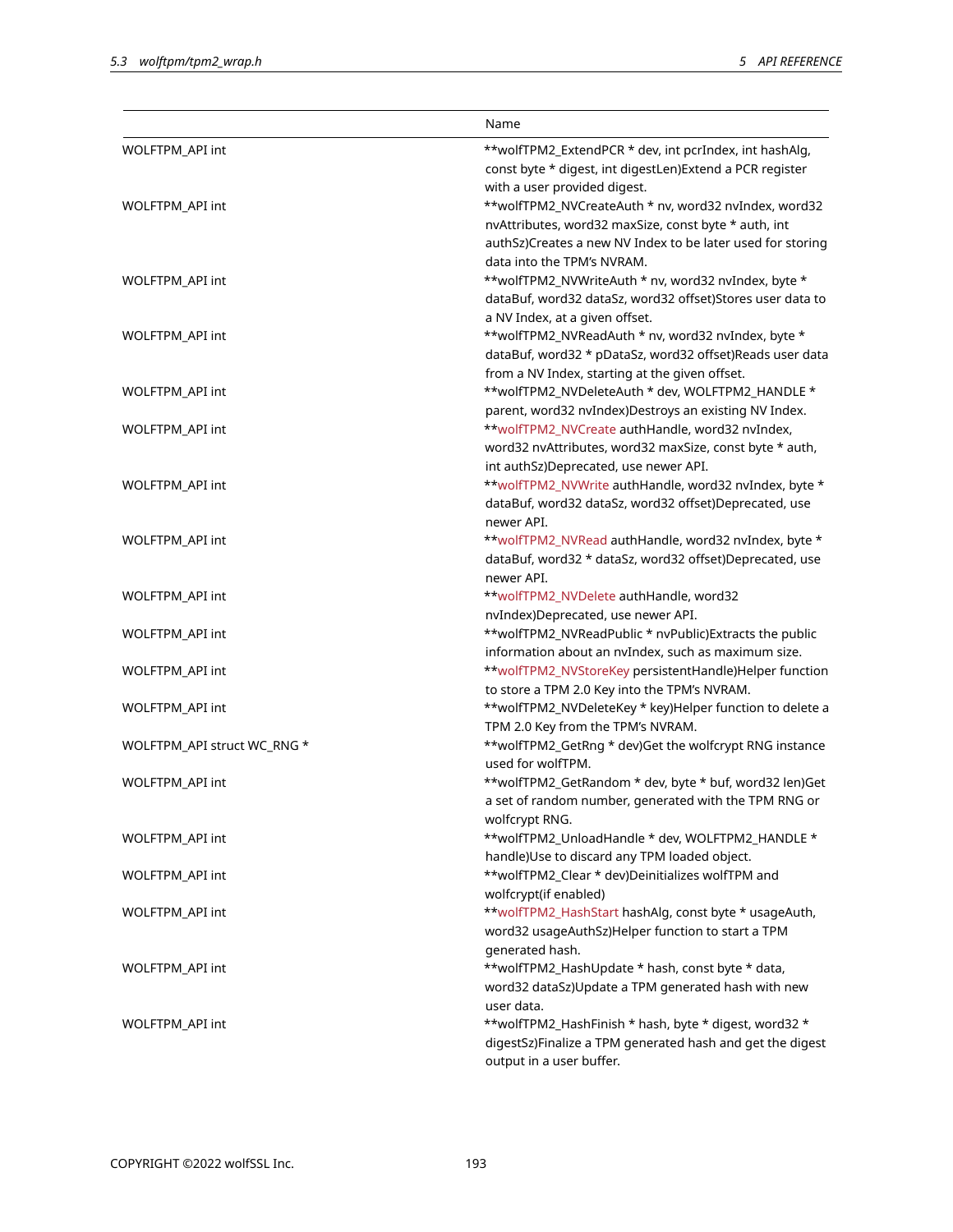| | Name |
|---|---|
| WOLFTPM_API int | **wolfTPM2_ExtendPCR * dev, int pcrIndex, int hashAlg, const byte * digest, int digestLen)Extend a PCR register with a user provided digest. |
| WOLFTPM_API int | **wolfTPM2_NVCreateAuth * nv, word32 nvIndex, word32 nvAttributes, word32 maxSize, const byte * auth, int authSz)Creates a new NV Index to be later used for storing data into the TPM's NVRAM. |
| WOLFTPM_API int | **wolfTPM2_NVWriteAuth * nv, word32 nvIndex, byte * dataBuf, word32 dataSz, word32 offset)Stores user data to a NV Index, at a given offset. |
| WOLFTPM_API int | **wolfTPM2_NVReadAuth * nv, word32 nvIndex, byte * dataBuf, word32 * pDataSz, word32 offset)Reads user data from a NV Index, starting at the given offset. |
| WOLFTPM_API int | **wolfTPM2_NVDeleteAuth * dev, WOLFTPM2_HANDLE * parent, word32 nvIndex)Destroys an existing NV Index. |
| WOLFTPM_API int | **wolfTPM2_NVCreate authHandle, word32 nvIndex, word32 nvAttributes, word32 maxSize, const byte * auth, int authSz)Deprecated, use newer API. |
| WOLFTPM_API int | **wolfTPM2_NVWrite authHandle, word32 nvIndex, byte * dataBuf, word32 dataSz, word32 offset)Deprecated, use newer API. |
| WOLFTPM_API int | **wolfTPM2_NVRead authHandle, word32 nvIndex, byte * dataBuf, word32 * dataSz, word32 offset)Deprecated, use newer API. |
| WOLFTPM_API int | **wolfTPM2_NVDelete authHandle, word32 nvIndex)Deprecated, use newer API. |
| WOLFTPM_API int | **wolfTPM2_NVReadPublic * nvPublic)Extracts the public information about an nvIndex, such as maximum size. |
| WOLFTPM_API int | **wolfTPM2_NVStoreKey persistentHandle)Helper function to store a TPM 2.0 Key into the TPM's NVRAM. |
| WOLFTPM_API int | **wolfTPM2_NVDeleteKey * key)Helper function to delete a TPM 2.0 Key from the TPM's NVRAM. |
| WOLFTPM_API struct WC_RNG * | **wolfTPM2_GetRng * dev)Get the wolfcrypt RNG instance used for wolfTPM. |
| WOLFTPM_API int | **wolfTPM2_GetRandom * dev, byte * buf, word32 len)Get a set of random number, generated with the TPM RNG or wolfcrypt RNG. |
| WOLFTPM_API int | **wolfTPM2_UnloadHandle * dev, WOLFTPM2_HANDLE * handle)Use to discard any TPM loaded object. |
| WOLFTPM_API int | **wolfTPM2_Clear * dev)Deinitializes wolfTPM and wolfcrypt(if enabled) |
| WOLFTPM_API int | **wolfTPM2_HashStart hashAlg, const byte * usageAuth, word32 usageAuthSz)Helper function to start a TPM generated hash. |
| WOLFTPM_API int | **wolfTPM2_HashUpdate * hash, const byte * data, word32 dataSz)Update a TPM generated hash with new user data. |
| WOLFTPM_API int | **wolfTPM2_HashFinish * hash, byte * digest, word32 * digestSz)Finalize a TPM generated hash and get the digest output in a user buffer. |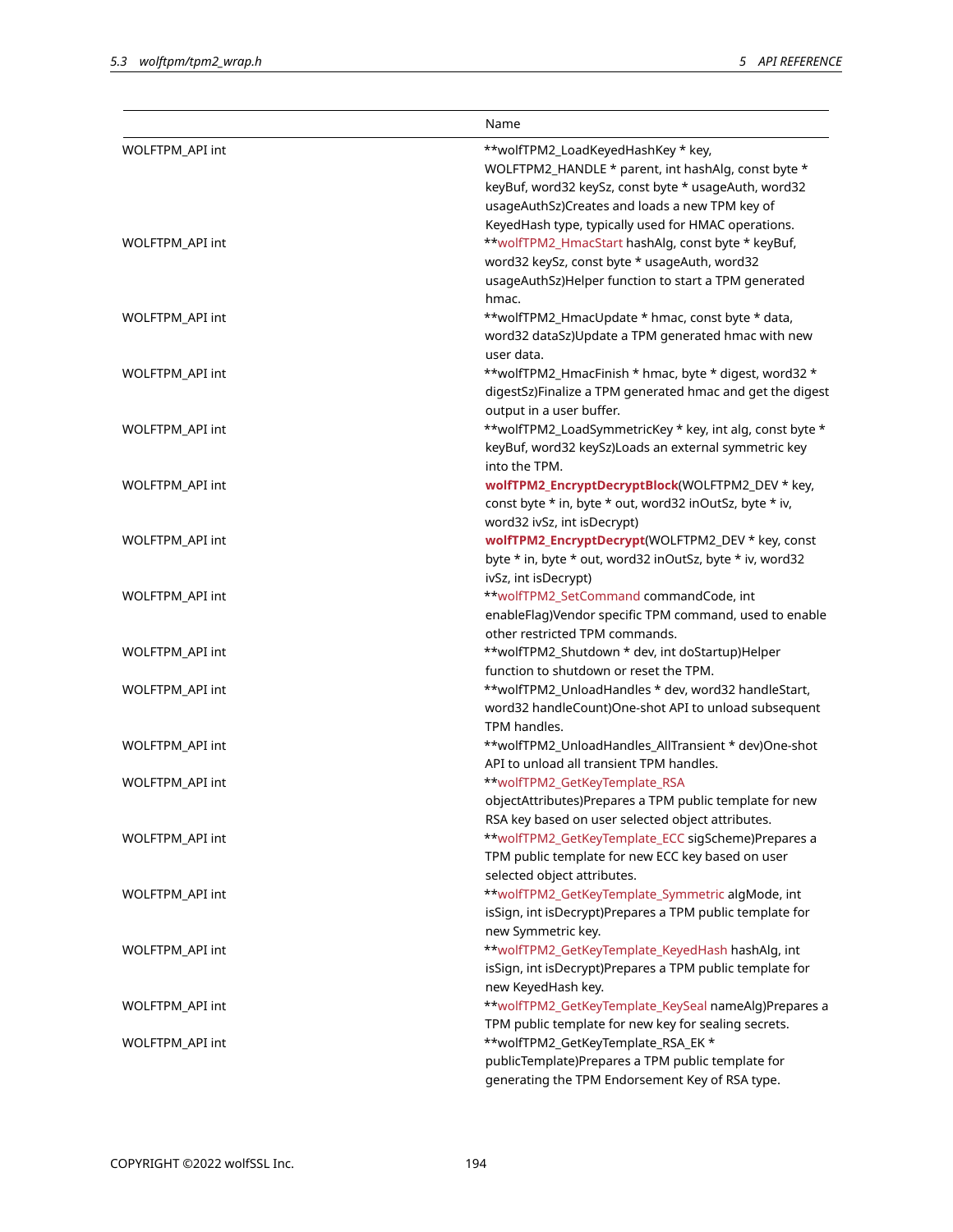| | Name |
|---|---|
| WOLFTPM_API int | **wolfTPM2_LoadKeyedHashKey * key, WOLFTPM2_HANDLE * parent, int hashAlg, const byte * keyBuf, word32 keySz, const byte * usageAuth, word32 usageAuthSz)Creates and loads a new TPM key of KeyedHash type, typically used for HMAC operations. |
| WOLFTPM_API int | **wolfTPM2_HmacStart hashAlg, const byte * keyBuf, word32 keySz, const byte * usageAuth, word32 usageAuthSz)Helper function to start a TPM generated hmac. |
| WOLFTPM_API int | **wolfTPM2_HmacUpdate * hmac, const byte * data, word32 dataSz)Update a TPM generated hmac with new user data. |
| WOLFTPM_API int | **wolfTPM2_HmacFinish * hmac, byte * digest, word32 * digestSz)Finalize a TPM generated hmac and get the digest output in a user buffer. |
| WOLFTPM_API int | **wolfTPM2_LoadSymmetricKey * key, int alg, const byte * keyBuf, word32 keySz)Loads an external symmetric key into the TPM. |
| WOLFTPM_API int | **wolfTPM2_EncryptDecryptBlock**(WOLFTPM2_DEV * key, const byte * in, byte * out, word32 inOutSz, byte * iv, word32 ivSz, int isDecrypt) |
| WOLFTPM_API int | **wolfTPM2_EncryptDecrypt**(WOLFTPM2_DEV * key, const byte * in, byte * out, word32 inOutSz, byte * iv, word32 ivSz, int isDecrypt) |
| WOLFTPM_API int | **wolfTPM2_SetCommand commandCode, int enableFlag)Vendor specific TPM command, used to enable other restricted TPM commands. |
| WOLFTPM_API int | **wolfTPM2_Shutdown * dev, int doStartup)Helper function to shutdown or reset the TPM. |
| WOLFTPM_API int | **wolfTPM2_UnloadHandles * dev, word32 handleStart, word32 handleCount)One-shot API to unload subsequent TPM handles. |
| WOLFTPM_API int | **wolfTPM2_UnloadHandles_AllTransient * dev)One-shot API to unload all transient TPM handles. |
| WOLFTPM_API int | **wolfTPM2_GetKeyTemplate_RSA objectAttributes)Prepares a TPM public template for new RSA key based on user selected object attributes. |
| WOLFTPM_API int | **wolfTPM2_GetKeyTemplate_ECC sigScheme)Prepares a TPM public template for new ECC key based on user selected object attributes. |
| WOLFTPM_API int | **wolfTPM2_GetKeyTemplate_Symmetric algMode, int isSign, int isDecrypt)Prepares a TPM public template for new Symmetric key. |
| WOLFTPM_API int | **wolfTPM2_GetKeyTemplate_KeyedHash hashAlg, int isSign, int isDecrypt)Prepares a TPM public template for new KeyedHash key. |
| WOLFTPM_API int | **wolfTPM2_GetKeyTemplate_KeySeal nameAlg)Prepares a TPM public template for new key for sealing secrets. |
| WOLFTPM_API int | **wolfTPM2_GetKeyTemplate_RSA_EK * publicTemplate)Prepares a TPM public template for generating the TPM Endorsement Key of RSA type. |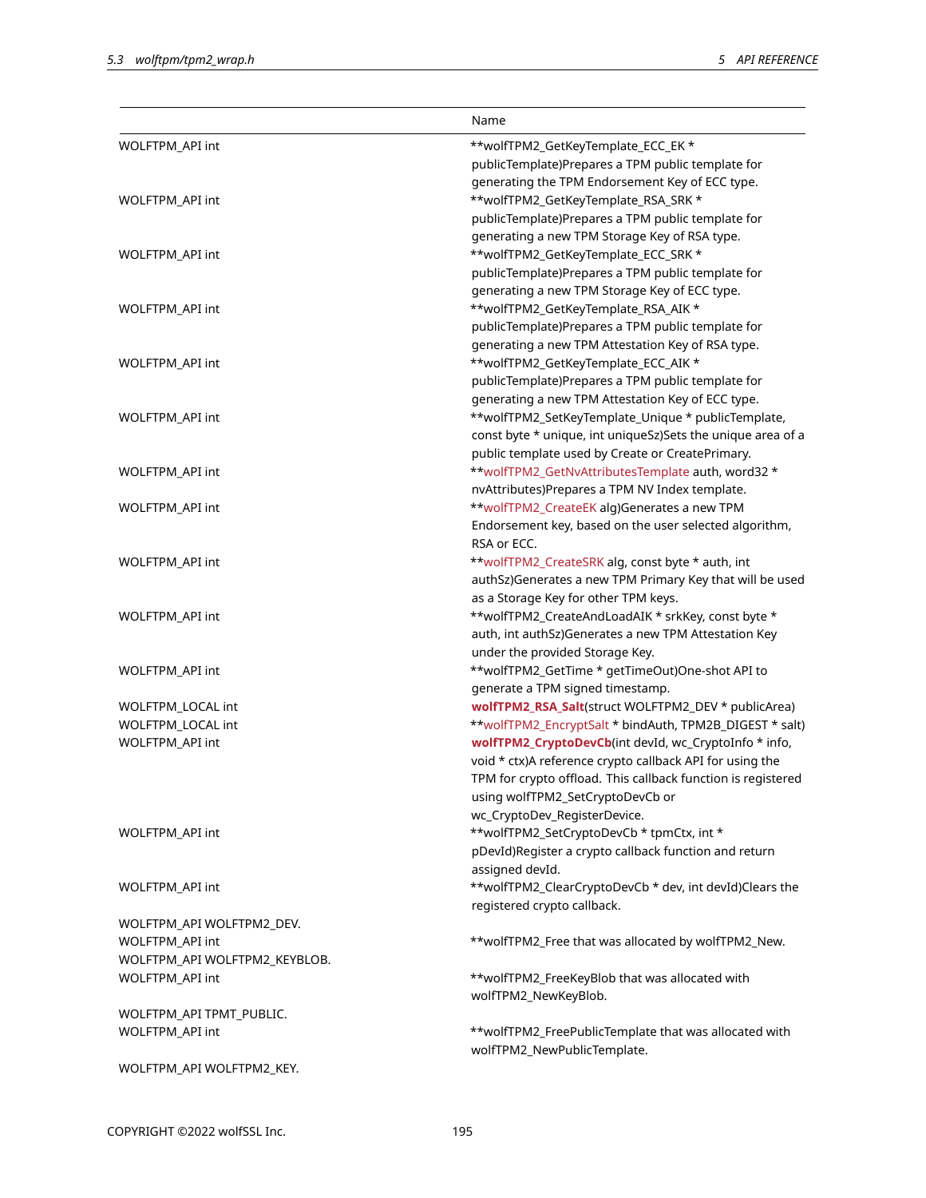| | Name |
|---|---|
| WOLFTPM_API int | **wolfTPM2_GetKeyTemplate_ECC_EK * publicTemplate)Prepares a TPM public template for generating the TPM Endorsement Key of ECC type. |
| WOLFTPM_API int | **wolfTPM2_GetKeyTemplate_RSA_SRK * publicTemplate)Prepares a TPM public template for generating a new TPM Storage Key of RSA type. |
| WOLFTPM_API int | **wolfTPM2_GetKeyTemplate_ECC_SRK * publicTemplate)Prepares a TPM public template for generating a new TPM Storage Key of ECC type. |
| WOLFTPM_API int | **wolfTPM2_GetKeyTemplate_RSA_AIK * publicTemplate)Prepares a TPM public template for generating a new TPM Attestation Key of RSA type. |
| WOLFTPM_API int | **wolfTPM2_GetKeyTemplate_ECC_AIK * publicTemplate)Prepares a TPM public template for generating a new TPM Attestation Key of ECC type. |
| WOLFTPM_API int | **wolfTPM2_SetKeyTemplate_Unique * publicTemplate, const byte * unique, int uniqueSz)Sets the unique area of a public template used by Create or CreatePrimary. |
| WOLFTPM_API int | **wolfTPM2_GetNvAttributesTemplate auth, word32 * nvAttributes)Prepares a TPM NV Index template. |
| WOLFTPM_API int | **wolfTPM2_CreateEK alg)Generates a new TPM Endorsement key, based on the user selected algorithm, RSA or ECC. |
| WOLFTPM_API int | **wolfTPM2_CreateSRK alg, const byte * auth, int authSz)Generates a new TPM Primary Key that will be used as a Storage Key for other TPM keys. |
| WOLFTPM_API int | **wolfTPM2_CreateAndLoadAIK * srkKey, const byte * auth, int authSz)Generates a new TPM Attestation Key under the provided Storage Key. |
| WOLFTPM_API int | **wolfTPM2_GetTime * getTimeOut)One-shot API to generate a TPM signed timestamp. |
| WOLFTPM_LOCAL int | **wolfTPM2_RSA_Salt**(struct WOLFTPM2_DEV * publicArea) |
| WOLFTPM_LOCAL int | **wolfTPM2_EncryptSalt * bindAuth, TPM2B_DIGEST * salt) |
| WOLFTPM_API int | **wolfTPM2_CryptoDevCb**(int devId, wc_CryptoInfo * info, void * ctx)A reference crypto callback API for using the TPM for crypto offload. This callback function is registered using wolfTPM2_SetCryptoDevCb or wc_CryptoDev_RegisterDevice. |
| WOLFTPM_API int | **wolfTPM2_SetCryptoDevCb * tpmCtx, int * pDevId)Register a crypto callback function and return assigned devId. |
| WOLFTPM_API int | **wolfTPM2_ClearCryptoDevCb * dev, int devId)Clears the registered crypto callback. |
| WOLFTPM_API WOLFTPM2_DEV. | |
| WOLFTPM_API int | **wolfTPM2_Free that was allocated by wolfTPM2_New. |
| WOLFTPM_API WOLFTPM2_KEYBLOB. | |
| WOLFTPM_API int | **wolfTPM2_FreeKeyBlob that was allocated with wolfTPM2_NewKeyBlob. |
| WOLFTPM_API TPMT_PUBLIC. | |
| WOLFTPM_API int | **wolfTPM2_FreePublicTemplate that was allocated with wolfTPM2_NewPublicTemplate. |
| WOLFTPM_API WOLFTPM2_KEY. | |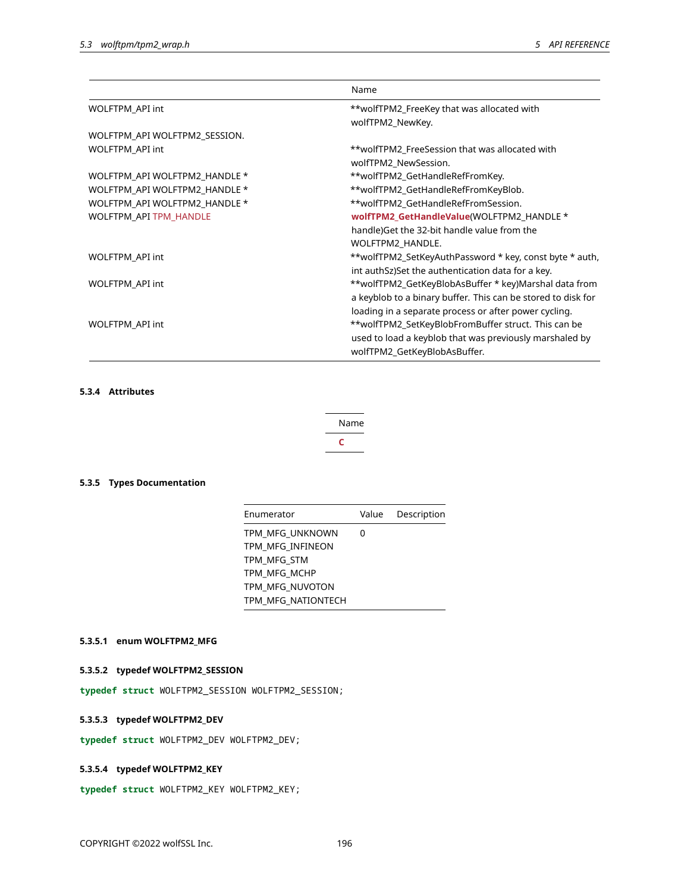| | Name |
|---|---|
| WOLFTPM_API int | **wolfTPM2_FreeKey that was allocated with wolfTPM2_NewKey. |
| WOLFTPM_API WOLFTPM2_SESSION. | |
| WOLFTPM_API int | **wolfTPM2_FreeSession that was allocated with wolfTPM2_NewSession. |
| WOLFTPM_API WOLFTPM2_HANDLE * | **wolfTPM2_GetHandleRefFromKey. |
| WOLFTPM_API WOLFTPM2_HANDLE * | **wolfTPM2_GetHandleRefFromKeyBlob. |
| WOLFTPM_API WOLFTPM2_HANDLE * | **wolfTPM2_GetHandleRefFromSession. |
| WOLFTPM_API TPM_HANDLE | **wolfTPM2_GetHandleValue**(WOLFTPM2_HANDLE * handle)Get the 32-bit handle value from the WOLFTPM2_HANDLE. |
| WOLFTPM_API int | **wolfTPM2_SetKeyAuthPassword * key, const byte * auth, int authSz)Set the authentication data for a key. |
| WOLFTPM_API int | **wolfTPM2_GetKeyBlobAsBuffer * key)Marshal data from a keyblob to a binary buffer. This can be stored to disk for loading in a separate process or after power cycling. |
| WOLFTPM_API int | **wolfTPM2_SetKeyBlobFromBuffer struct. This can be used to load a keyblob that was previously marshaled by wolfTPM2_GetKeyBlobAsBuffer. |

#### 5.3.4 Attributes

| Name |
|---|
| **C** |

#### 5.3.5 Types Documentation

| Enumerator | Value | Description |
|---|---|---|
| TPM_MFG_UNKNOWN | 0 | |
| TPM_MFG_INFINEON | | |
| TPM_MFG_STM | | |
| TPM_MFG_MCHP | | |
| TPM_MFG_NUVOTON | | |
| TPM_MFG_NATIONTECH | | |

##### 5.3.5.1 enum WOLFTPM2_MFG

##### 5.3.5.2 typedef WOLFTPM2_SESSION

```
typedef struct WOLFTPM2_SESSION WOLFTPM2_SESSION;
```

##### 5.3.5.3 typedef WOLFTPM2_DEV

```
typedef struct WOLFTPM2_DEV WOLFTPM2_DEV;
```

##### 5.3.5.4 typedef WOLFTPM2_KEY

```
typedef struct WOLFTPM2_KEY WOLFTPM2_KEY;
```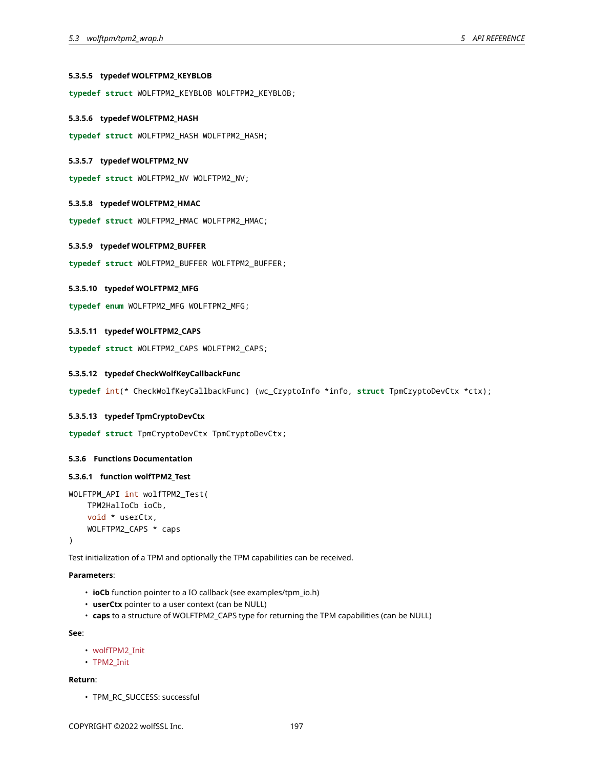#### 5.3.5.5 typedef WOLFTPM2_KEYBLOB

```
typedef struct WOLFTPM2_KEYBLOB WOLFTPM2_KEYBLOB;
```

#### 5.3.5.6 typedef WOLFTPM2_HASH

```
typedef struct WOLFTPM2_HASH WOLFTPM2_HASH;
```

#### 5.3.5.7 typedef WOLFTPM2_NV

```
typedef struct WOLFTPM2_NV WOLFTPM2_NV;
```

#### 5.3.5.8 typedef WOLFTPM2_HMAC

```
typedef struct WOLFTPM2_HMAC WOLFTPM2_HMAC;
```

#### 5.3.5.9 typedef WOLFTPM2_BUFFER

```
typedef struct WOLFTPM2_BUFFER WOLFTPM2_BUFFER;
```

#### 5.3.5.10 typedef WOLFTPM2_MFG

```
typedef enum WOLFTPM2_MFG WOLFTPM2_MFG;
```

#### 5.3.5.11 typedef WOLFTPM2_CAPS

```
typedef struct WOLFTPM2_CAPS WOLFTPM2_CAPS;
```

#### 5.3.5.12 typedef CheckWolfKeyCallbackFunc

```
typedef int(* CheckWolfKeyCallbackFunc) (wc_CryptoInfo *info, struct TpmCryptoDevCtx *ctx);
```

#### 5.3.5.13 typedef TpmCryptoDevCtx

```
typedef struct TpmCryptoDevCtx TpmCryptoDevCtx;
```

### 5.3.6 Functions Documentation

#### 5.3.6.1 function wolfTPM2_Test

```
WOLFTPM_API int wolfTPM2_Test(
    TPM2HalIoCb ioCb,
    void * userCtx,
    WOLFTPM2_CAPS * caps
)
```

Test initialization of a TPM and optionally the TPM capabilities can be received.

**Parameters**:

- **ioCb** function pointer to a IO callback (see examples/tpm_io.h)
- **userCtx** pointer to a user context (can be NULL)
- **caps** to a structure of WOLFTPM2_CAPS type for returning the TPM capabilities (can be NULL)

**See**:

- wolfTPM2_Init
- TPM2_Init

**Return**:

- TPM_RC_SUCCESS: successful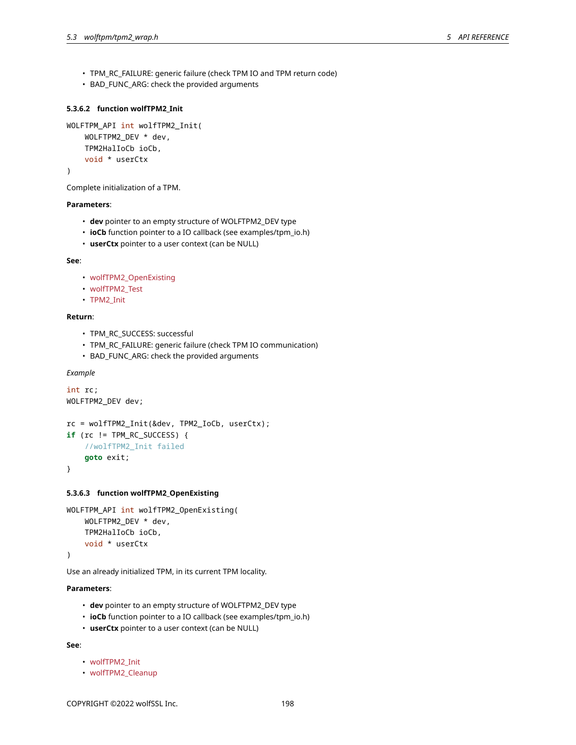- TPM_RC_FAILURE: generic failure (check TPM IO and TPM return code)
- BAD_FUNC_ARG: check the provided arguments

#### 5.3.6.2 function wolfTPM2_Init

```
WOLFTPM_API int wolfTPM2_Init(
    WOLFTPM2_DEV * dev,
    TPM2HalIoCb ioCb,
    void * userCtx
)
```

Complete initialization of a TPM.

**Parameters**:

- **dev** pointer to an empty structure of WOLFTPM2_DEV type
- **ioCb** function pointer to a IO callback (see examples/tpm_io.h)
- **userCtx** pointer to a user context (can be NULL)

**See**:

- wolfTPM2_OpenExisting
- wolfTPM2_Test
- TPM2_Init

**Return**:

- TPM_RC_SUCCESS: successful
- TPM_RC_FAILURE: generic failure (check TPM IO communication)
- BAD_FUNC_ARG: check the provided arguments

*Example*

```
int rc;
WOLFTPM2_DEV dev;

rc = wolfTPM2_Init(&dev, TPM2_IoCb, userCtx);
if (rc != TPM_RC_SUCCESS) {
    //wolfTPM2_Init failed
    goto exit;
}
```

#### 5.3.6.3 function wolfTPM2_OpenExisting

```
WOLFTPM_API int wolfTPM2_OpenExisting(
    WOLFTPM2_DEV * dev,
    TPM2HalIoCb ioCb,
    void * userCtx
)
```

Use an already initialized TPM, in its current TPM locality.

**Parameters**:

- **dev** pointer to an empty structure of WOLFTPM2_DEV type
- **ioCb** function pointer to a IO callback (see examples/tpm_io.h)
- **userCtx** pointer to a user context (can be NULL)

**See**:

- wolfTPM2_Init
- wolfTPM2_Cleanup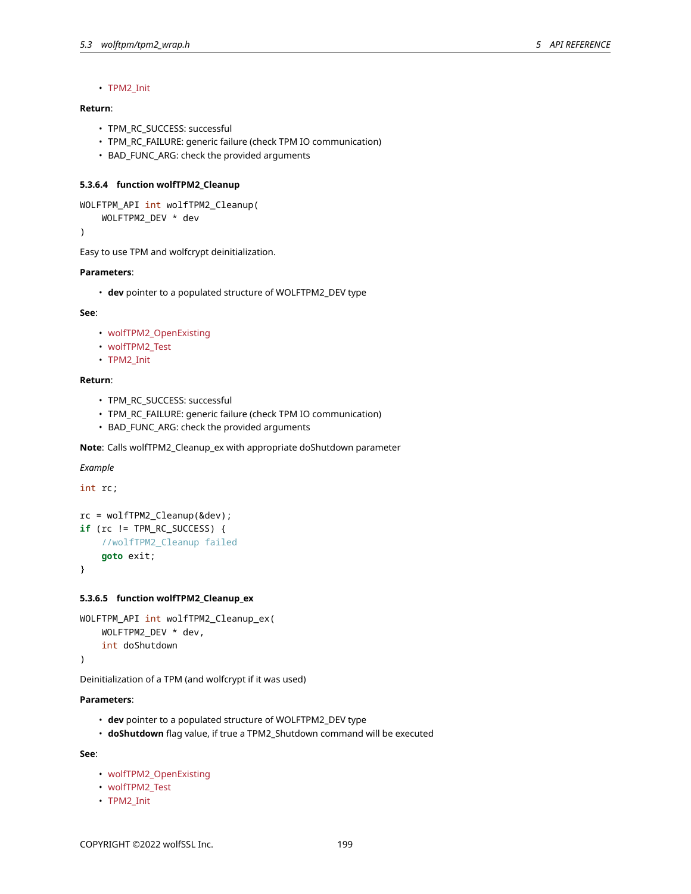- TPM2_Init

**Return**:

- TPM_RC_SUCCESS: successful
- TPM_RC_FAILURE: generic failure (check TPM IO communication)
- BAD_FUNC_ARG: check the provided arguments

#### 5.3.6.4 function wolfTPM2_Cleanup

```
WOLFTPM_API int wolfTPM2_Cleanup(
    WOLFTPM2_DEV * dev
)
```

Easy to use TPM and wolfcrypt deinitialization.

**Parameters**:

- **dev** pointer to a populated structure of WOLFTPM2_DEV type

**See**:

- wolfTPM2_OpenExisting
- wolfTPM2_Test
- TPM2_Init

**Return**:

- TPM_RC_SUCCESS: successful
- TPM_RC_FAILURE: generic failure (check TPM IO communication)
- BAD_FUNC_ARG: check the provided arguments

**Note**: Calls wolfTPM2_Cleanup_ex with appropriate doShutdown parameter

*Example*

```
int rc;

rc = wolfTPM2_Cleanup(&dev);
if (rc != TPM_RC_SUCCESS) {
    //wolfTPM2_Cleanup failed
    goto exit;
}
```

#### 5.3.6.5 function wolfTPM2_Cleanup_ex

```
WOLFTPM_API int wolfTPM2_Cleanup_ex(
    WOLFTPM2_DEV * dev,
    int doShutdown
)
```

Deinitialization of a TPM (and wolfcrypt if it was used)

**Parameters**:

- **dev** pointer to a populated structure of WOLFTPM2_DEV type
- **doShutdown** flag value, if true a TPM2_Shutdown command will be executed

**See**:

- wolfTPM2_OpenExisting
- wolfTPM2_Test
- TPM2_Init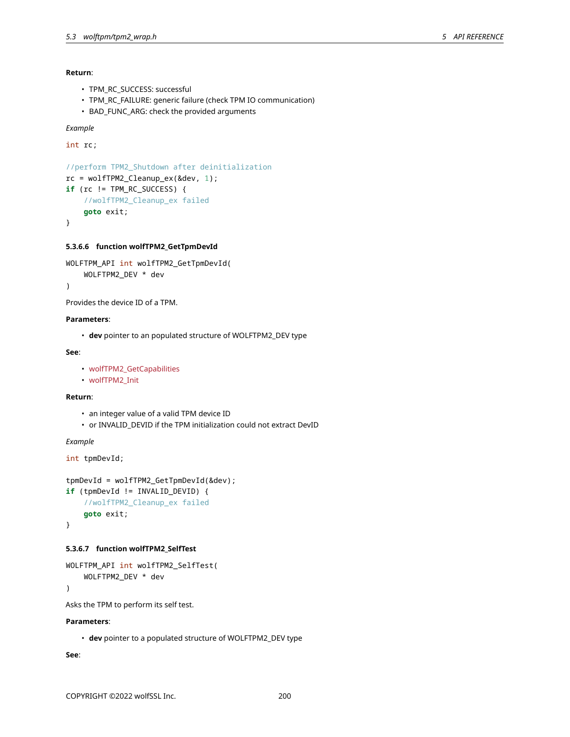**Return**:

- TPM_RC_SUCCESS: successful
- TPM_RC_FAILURE: generic failure (check TPM IO communication)
- BAD_FUNC_ARG: check the provided arguments

*Example*

```
int rc;

//perform TPM2_Shutdown after deinitialization
rc = wolfTPM2_Cleanup_ex(&dev, 1);
if (rc != TPM_RC_SUCCESS) {
    //wolfTPM2_Cleanup_ex failed
    goto exit;
}
```

#### 5.3.6.6 function wolfTPM2_GetTpmDevId

```
WOLFTPM_API int wolfTPM2_GetTpmDevId(
    WOLFTPM2_DEV * dev
)
```

Provides the device ID of a TPM.

**Parameters**:

- **dev** pointer to an populated structure of WOLFTPM2_DEV type

**See**:

- wolfTPM2_GetCapabilities
- wolfTPM2_Init

**Return**:

- an integer value of a valid TPM device ID
- or INVALID_DEVID if the TPM initialization could not extract DevID

*Example*

```
int tpmDevId;

tpmDevId = wolfTPM2_GetTpmDevId(&dev);
if (tpmDevId != INVALID_DEVID) {
    //wolfTPM2_Cleanup_ex failed
    goto exit;
}
```

#### 5.3.6.7 function wolfTPM2_SelfTest

```
WOLFTPM_API int wolfTPM2_SelfTest(
    WOLFTPM2_DEV * dev
)
```

Asks the TPM to perform its self test.

**Parameters**:

- **dev** pointer to a populated structure of WOLFTPM2_DEV type

**See**: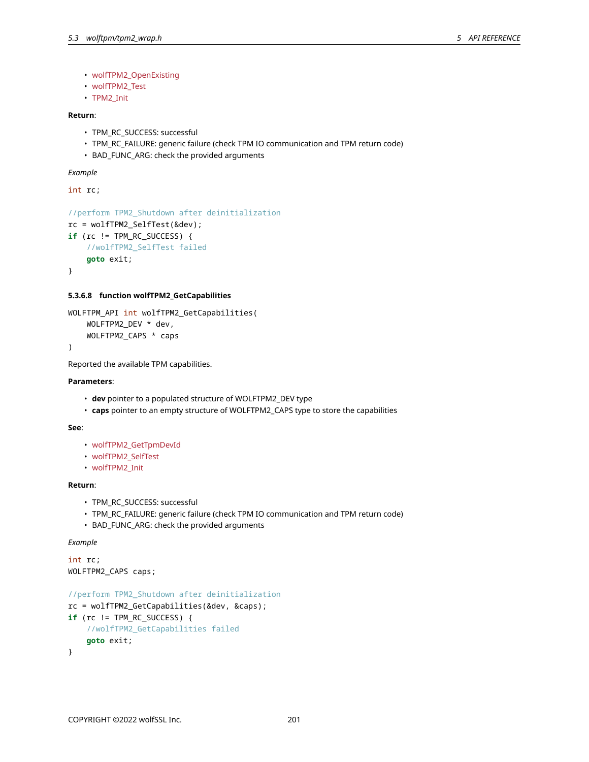- wolfTPM2_OpenExisting
- wolfTPM2_Test
- TPM2_Init

**Return**:

- TPM_RC_SUCCESS: successful
- TPM_RC_FAILURE: generic failure (check TPM IO communication and TPM return code)
- BAD_FUNC_ARG: check the provided arguments

*Example*

```
int rc;

//perform TPM2_Shutdown after deinitialization
rc = wolfTPM2_SelfTest(&dev);
if (rc != TPM_RC_SUCCESS) {
    //wolfTPM2_SelfTest failed
    goto exit;
}
```

#### 5.3.6.8 function wolfTPM2_GetCapabilities

```
WOLFTPM_API int wolfTPM2_GetCapabilities(
    WOLFTPM2_DEV * dev,
    WOLFTPM2_CAPS * caps
)
```

Reported the available TPM capabilities.

**Parameters**:

- **dev** pointer to a populated structure of WOLFTPM2_DEV type
- **caps** pointer to an empty structure of WOLFTPM2_CAPS type to store the capabilities

**See**:

- wolfTPM2_GetTpmDevId
- wolfTPM2_SelfTest
- wolfTPM2_Init

**Return**:

- TPM_RC_SUCCESS: successful
- TPM_RC_FAILURE: generic failure (check TPM IO communication and TPM return code)
- BAD_FUNC_ARG: check the provided arguments

*Example*

```
int rc;
WOLFTPM2_CAPS caps;

//perform TPM2_Shutdown after deinitialization
rc = wolfTPM2_GetCapabilities(&dev, &caps);
if (rc != TPM_RC_SUCCESS) {
    //wolfTPM2_GetCapabilities failed
    goto exit;
}
```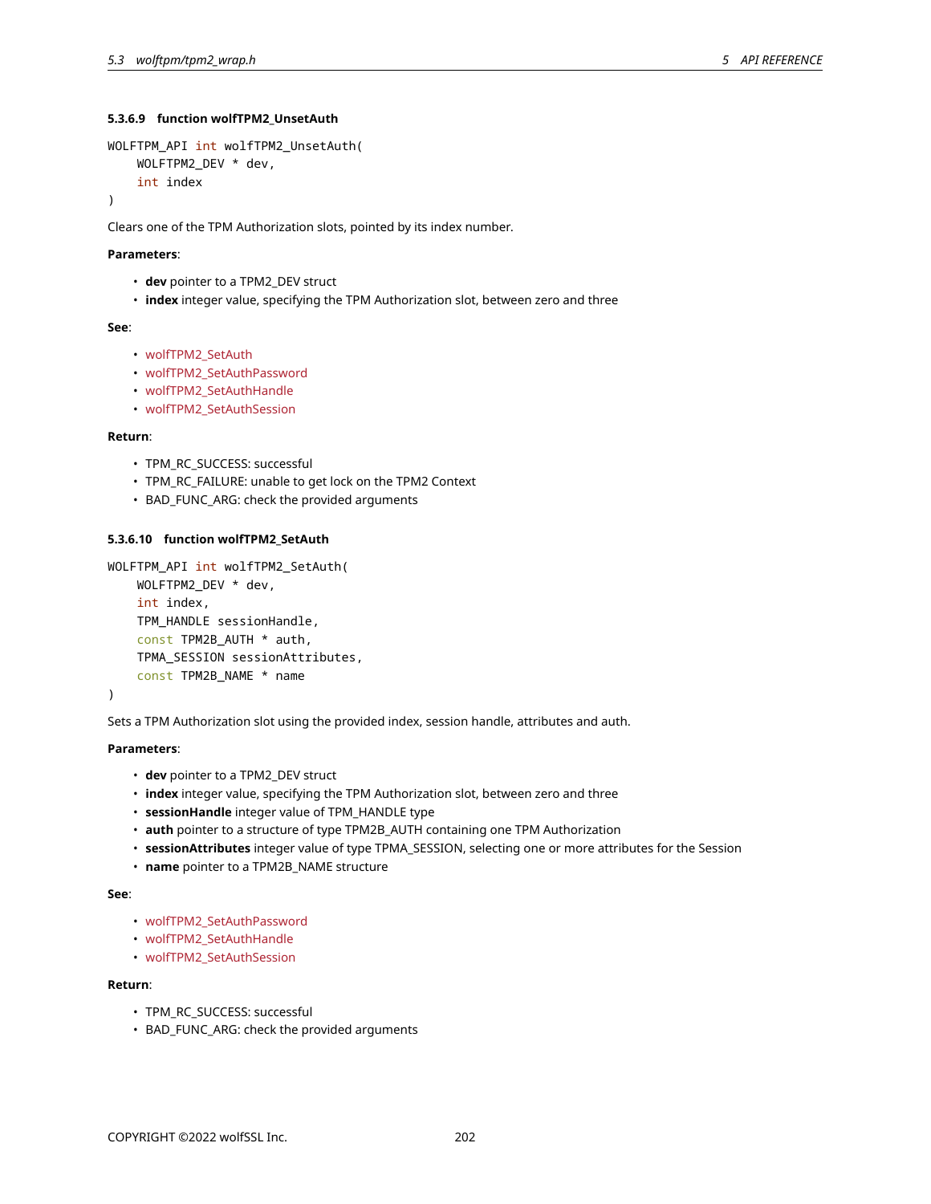#### 5.3.6.9 function wolfTPM2_UnsetAuth

```
WOLFTPM_API int wolfTPM2_UnsetAuth(
    WOLFTPM2_DEV * dev,
    int index
)
```

Clears one of the TPM Authorization slots, pointed by its index number.

**Parameters**:

- **dev** pointer to a TPM2_DEV struct
- **index** integer value, specifying the TPM Authorization slot, between zero and three

**See**:

- wolfTPM2_SetAuth
- wolfTPM2_SetAuthPassword
- wolfTPM2_SetAuthHandle
- wolfTPM2_SetAuthSession

**Return**:

- TPM_RC_SUCCESS: successful
- TPM_RC_FAILURE: unable to get lock on the TPM2 Context
- BAD_FUNC_ARG: check the provided arguments

#### 5.3.6.10 function wolfTPM2_SetAuth

```
WOLFTPM_API int wolfTPM2_SetAuth(
    WOLFTPM2_DEV * dev,
    int index,
    TPM_HANDLE sessionHandle,
    const TPM2B_AUTH * auth,
    TPMA_SESSION sessionAttributes,
    const TPM2B_NAME * name
)
```

Sets a TPM Authorization slot using the provided index, session handle, attributes and auth.

**Parameters**:

- **dev** pointer to a TPM2_DEV struct
- **index** integer value, specifying the TPM Authorization slot, between zero and three
- **sessionHandle** integer value of TPM_HANDLE type
- **auth** pointer to a structure of type TPM2B_AUTH containing one TPM Authorization
- **sessionAttributes** integer value of type TPMA_SESSION, selecting one or more attributes for the Session
- **name** pointer to a TPM2B_NAME structure

**See**:

- wolfTPM2_SetAuthPassword
- wolfTPM2_SetAuthHandle
- wolfTPM2_SetAuthSession

**Return**:

- TPM_RC_SUCCESS: successful
- BAD_FUNC_ARG: check the provided arguments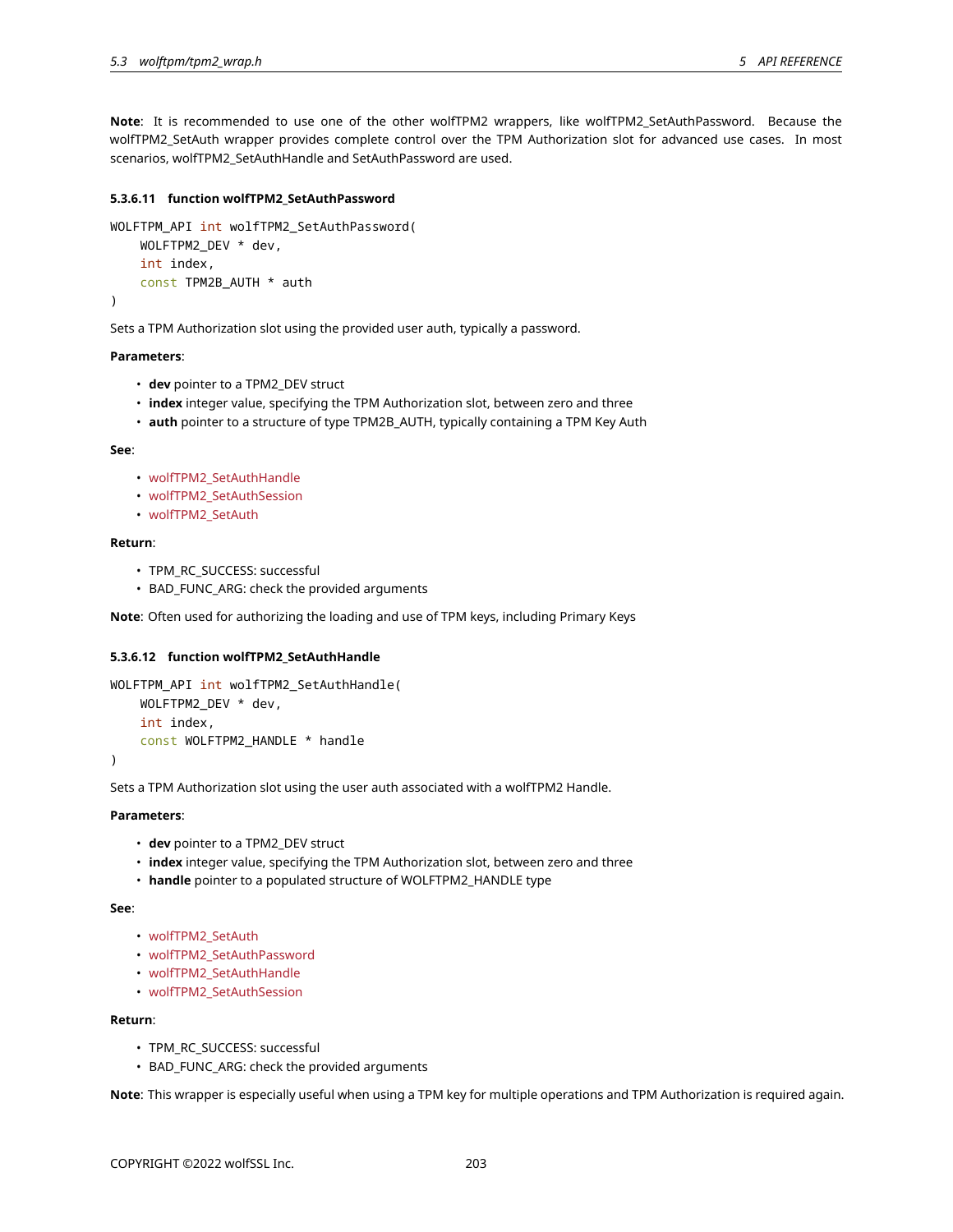**Note**: It is recommended to use one of the other wolfTPM2 wrappers, like wolfTPM2_SetAuthPassword. Because the wolfTPM2_SetAuth wrapper provides complete control over the TPM Authorization slot for advanced use cases. In most scenarios, wolfTPM2_SetAuthHandle and SetAuthPassword are used.

#### 5.3.6.11 function wolfTPM2_SetAuthPassword

```
WOLFTPM_API int wolfTPM2_SetAuthPassword(
    WOLFTPM2_DEV * dev,
    int index,
    const TPM2B_AUTH * auth
)
```

Sets a TPM Authorization slot using the provided user auth, typically a password.

**Parameters**:

- **dev** pointer to a TPM2_DEV struct
- **index** integer value, specifying the TPM Authorization slot, between zero and three
- **auth** pointer to a structure of type TPM2B_AUTH, typically containing a TPM Key Auth

**See**:

- wolfTPM2_SetAuthHandle
- wolfTPM2_SetAuthSession
- wolfTPM2_SetAuth

**Return**:

- TPM_RC_SUCCESS: successful
- BAD_FUNC_ARG: check the provided arguments

**Note**: Often used for authorizing the loading and use of TPM keys, including Primary Keys

#### 5.3.6.12 function wolfTPM2_SetAuthHandle

```
WOLFTPM_API int wolfTPM2_SetAuthHandle(
    WOLFTPM2_DEV * dev,
    int index,
    const WOLFTPM2_HANDLE * handle
)
```

Sets a TPM Authorization slot using the user auth associated with a wolfTPM2 Handle.

**Parameters**:

- **dev** pointer to a TPM2_DEV struct
- **index** integer value, specifying the TPM Authorization slot, between zero and three
- **handle** pointer to a populated structure of WOLFTPM2_HANDLE type

**See**:

- wolfTPM2_SetAuth
- wolfTPM2_SetAuthPassword
- wolfTPM2_SetAuthHandle
- wolfTPM2_SetAuthSession

**Return**:

- TPM_RC_SUCCESS: successful
- BAD_FUNC_ARG: check the provided arguments

**Note**: This wrapper is especially useful when using a TPM key for multiple operations and TPM Authorization is required again.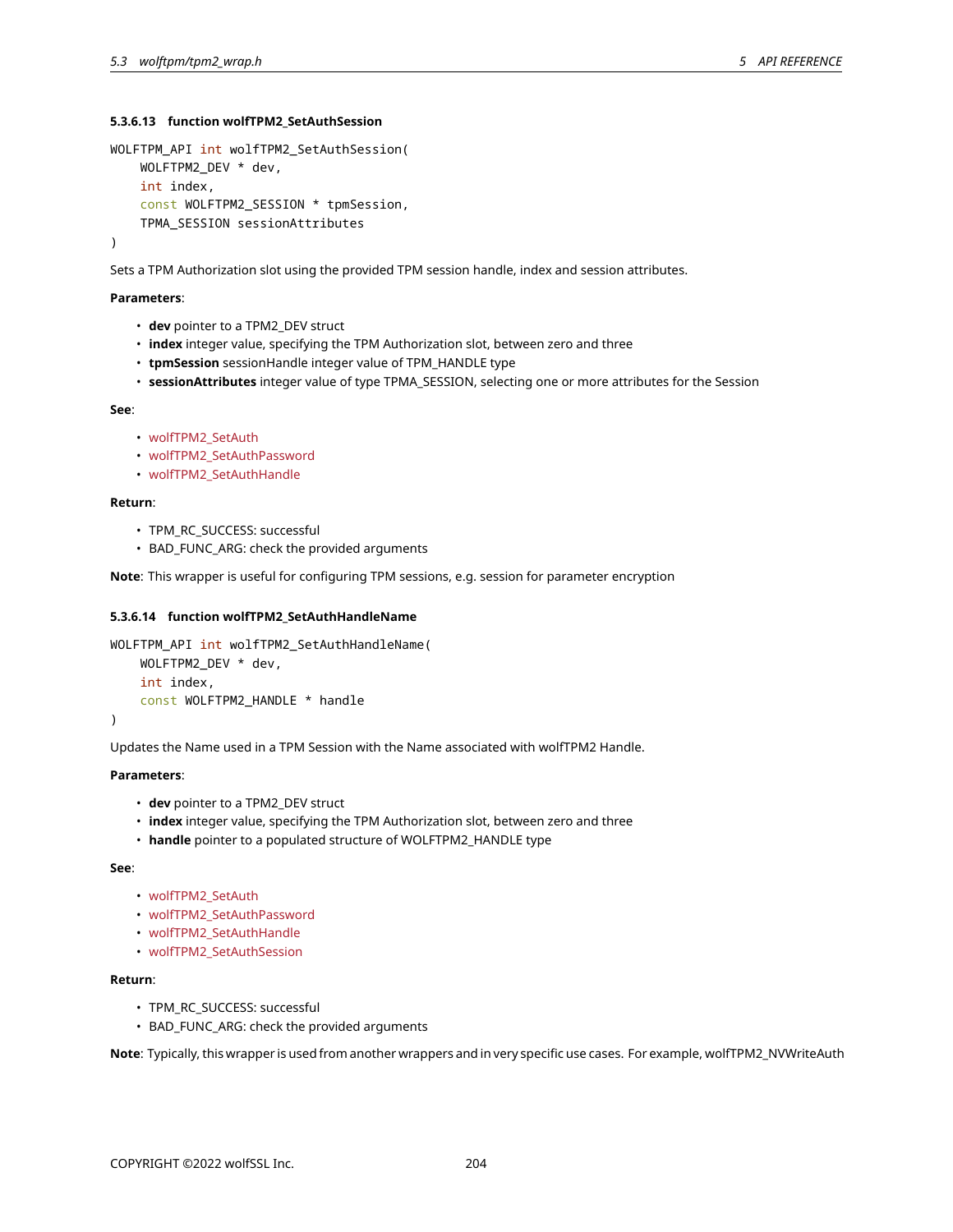#### 5.3.6.13 function wolfTPM2_SetAuthSession

```
WOLFTPM_API int wolfTPM2_SetAuthSession(
    WOLFTPM2_DEV * dev,
    int index,
    const WOLFTPM2_SESSION * tpmSession,
    TPMA_SESSION sessionAttributes
)
```

Sets a TPM Authorization slot using the provided TPM session handle, index and session attributes.

**Parameters**:

- **dev** pointer to a TPM2_DEV struct
- **index** integer value, specifying the TPM Authorization slot, between zero and three
- **tpmSession** sessionHandle integer value of TPM_HANDLE type
- **sessionAttributes** integer value of type TPMA_SESSION, selecting one or more attributes for the Session

**See**:

- wolfTPM2_SetAuth
- wolfTPM2_SetAuthPassword
- wolfTPM2_SetAuthHandle

**Return**:

- TPM_RC_SUCCESS: successful
- BAD_FUNC_ARG: check the provided arguments

**Note**: This wrapper is useful for configuring TPM sessions, e.g. session for parameter encryption

#### 5.3.6.14 function wolfTPM2_SetAuthHandleName

```
WOLFTPM_API int wolfTPM2_SetAuthHandleName(
    WOLFTPM2_DEV * dev,
    int index,
    const WOLFTPM2_HANDLE * handle
)
```

Updates the Name used in a TPM Session with the Name associated with wolfTPM2 Handle.

**Parameters**:

- **dev** pointer to a TPM2_DEV struct
- **index** integer value, specifying the TPM Authorization slot, between zero and three
- **handle** pointer to a populated structure of WOLFTPM2_HANDLE type

**See**:

- wolfTPM2_SetAuth
- wolfTPM2_SetAuthPassword
- wolfTPM2_SetAuthHandle
- wolfTPM2_SetAuthSession

**Return**:

- TPM_RC_SUCCESS: successful
- BAD_FUNC_ARG: check the provided arguments

**Note**: Typically, this wrapper is used from another wrappers and in very specific use cases. For example, wolfTPM2_NVWriteAuth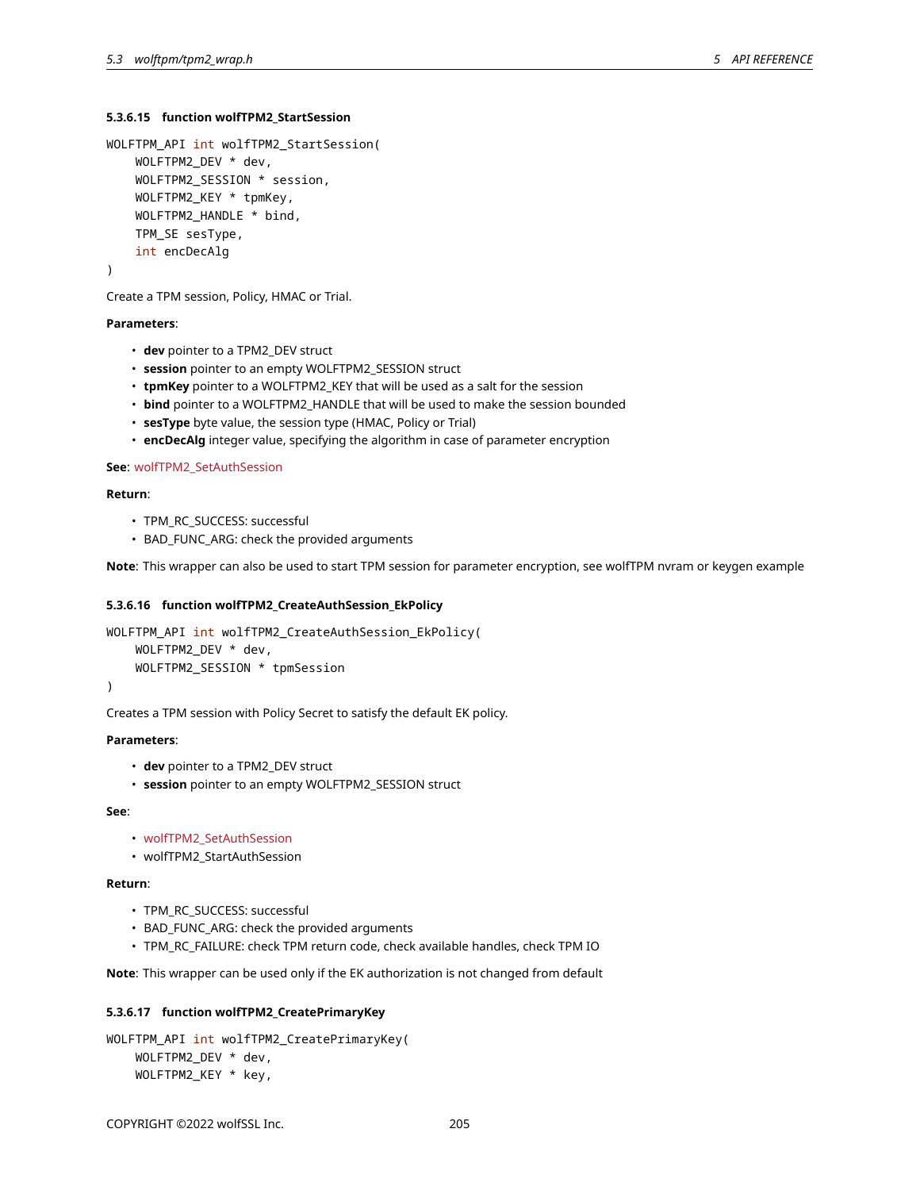#### 5.3.6.15 function wolfTPM2_StartSession

```
WOLFTPM_API int wolfTPM2_StartSession(
    WOLFTPM2_DEV * dev,
    WOLFTPM2_SESSION * session,
    WOLFTPM2_KEY * tpmKey,
    WOLFTPM2_HANDLE * bind,
    TPM_SE sesType,
    int encDecAlg
)
```

Create a TPM session, Policy, HMAC or Trial.

**Parameters**:

- **dev** pointer to a TPM2_DEV struct
- **session** pointer to an empty WOLFTPM2_SESSION struct
- **tpmKey** pointer to a WOLFTPM2_KEY that will be used as a salt for the session
- **bind** pointer to a WOLFTPM2_HANDLE that will be used to make the session bounded
- **sesType** byte value, the session type (HMAC, Policy or Trial)
- **encDecAlg** integer value, specifying the algorithm in case of parameter encryption

**See**: wolfTPM2_SetAuthSession

**Return**:

- TPM_RC_SUCCESS: successful
- BAD_FUNC_ARG: check the provided arguments

**Note**: This wrapper can also be used to start TPM session for parameter encryption, see wolfTPM nvram or keygen example

#### 5.3.6.16 function wolfTPM2_CreateAuthSession_EkPolicy

```
WOLFTPM_API int wolfTPM2_CreateAuthSession_EkPolicy(
    WOLFTPM2_DEV * dev,
    WOLFTPM2_SESSION * tpmSession
)
```

Creates a TPM session with Policy Secret to satisfy the default EK policy.

**Parameters**:

- **dev** pointer to a TPM2_DEV struct
- **session** pointer to an empty WOLFTPM2_SESSION struct

**See**:

- wolfTPM2_SetAuthSession
- wolfTPM2_StartAuthSession

**Return**:

- TPM_RC_SUCCESS: successful
- BAD_FUNC_ARG: check the provided arguments
- TPM_RC_FAILURE: check TPM return code, check available handles, check TPM IO

**Note**: This wrapper can be used only if the EK authorization is not changed from default

#### 5.3.6.17 function wolfTPM2_CreatePrimaryKey

```
WOLFTPM_API int wolfTPM2_CreatePrimaryKey(
    WOLFTPM2_DEV * dev,
    WOLFTPM2_KEY * key,
```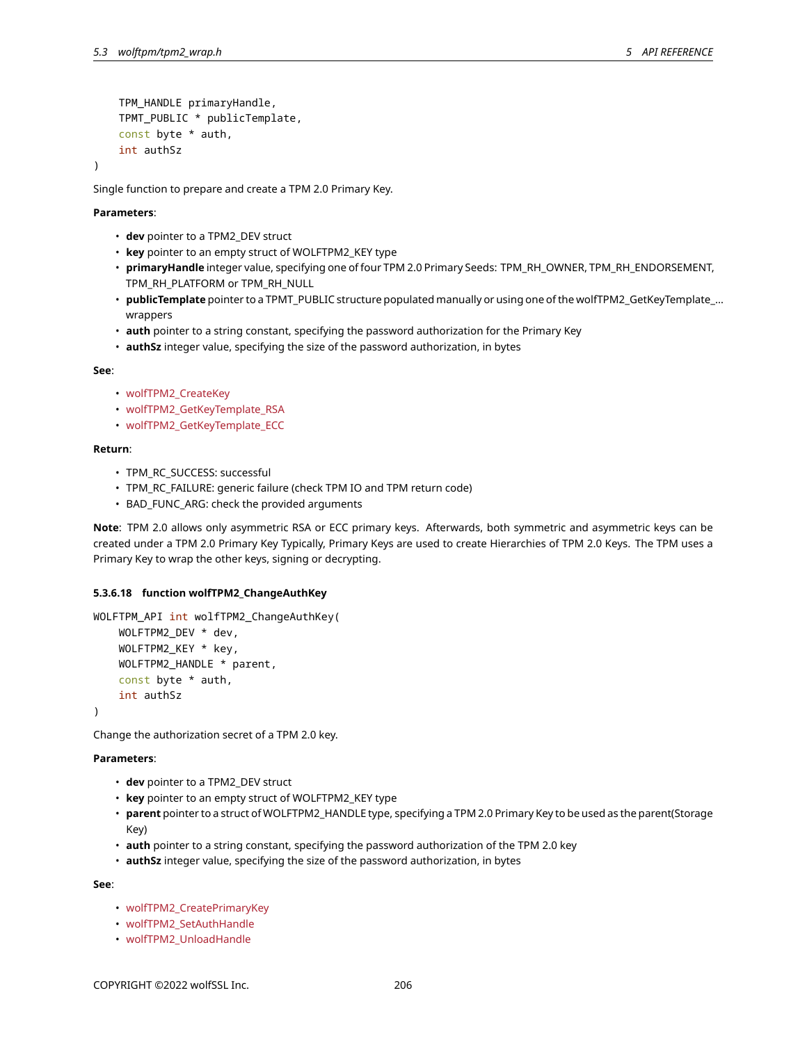```
    TPM_HANDLE primaryHandle,
    TPMT_PUBLIC * publicTemplate,
    const byte * auth,
    int authSz
)
```

Single function to prepare and create a TPM 2.0 Primary Key.

**Parameters**:

- **dev** pointer to a TPM2_DEV struct
- **key** pointer to an empty struct of WOLFTPM2_KEY type
- **primaryHandle** integer value, specifying one of four TPM 2.0 Primary Seeds: TPM_RH_OWNER, TPM_RH_ENDORSEMENT, TPM_RH_PLATFORM or TPM_RH_NULL
- **publicTemplate** pointer to a TPMT_PUBLIC structure populated manually or using one of the wolfTPM2_GetKeyTemplate_... wrappers
- **auth** pointer to a string constant, specifying the password authorization for the Primary Key
- **authSz** integer value, specifying the size of the password authorization, in bytes

**See**:

- wolfTPM2_CreateKey
- wolfTPM2_GetKeyTemplate_RSA
- wolfTPM2_GetKeyTemplate_ECC

**Return**:

- TPM_RC_SUCCESS: successful
- TPM_RC_FAILURE: generic failure (check TPM IO and TPM return code)
- BAD_FUNC_ARG: check the provided arguments

**Note**: TPM 2.0 allows only asymmetric RSA or ECC primary keys. Afterwards, both symmetric and asymmetric keys can be created under a TPM 2.0 Primary Key Typically, Primary Keys are used to create Hierarchies of TPM 2.0 Keys. The TPM uses a Primary Key to wrap the other keys, signing or decrypting.

#### 5.3.6.18 function wolfTPM2_ChangeAuthKey

```
WOLFTPM_API int wolfTPM2_ChangeAuthKey(
    WOLFTPM2_DEV * dev,
    WOLFTPM2_KEY * key,
    WOLFTPM2_HANDLE * parent,
    const byte * auth,
    int authSz
)
```

Change the authorization secret of a TPM 2.0 key.

**Parameters**:

- **dev** pointer to a TPM2_DEV struct
- **key** pointer to an empty struct of WOLFTPM2_KEY type
- **parent** pointer to a struct of WOLFTPM2_HANDLE type, specifying a TPM 2.0 Primary Key to be used as the parent(Storage Key)
- **auth** pointer to a string constant, specifying the password authorization of the TPM 2.0 key
- **authSz** integer value, specifying the size of the password authorization, in bytes

**See**:

- wolfTPM2_CreatePrimaryKey
- wolfTPM2_SetAuthHandle
- wolfTPM2_UnloadHandle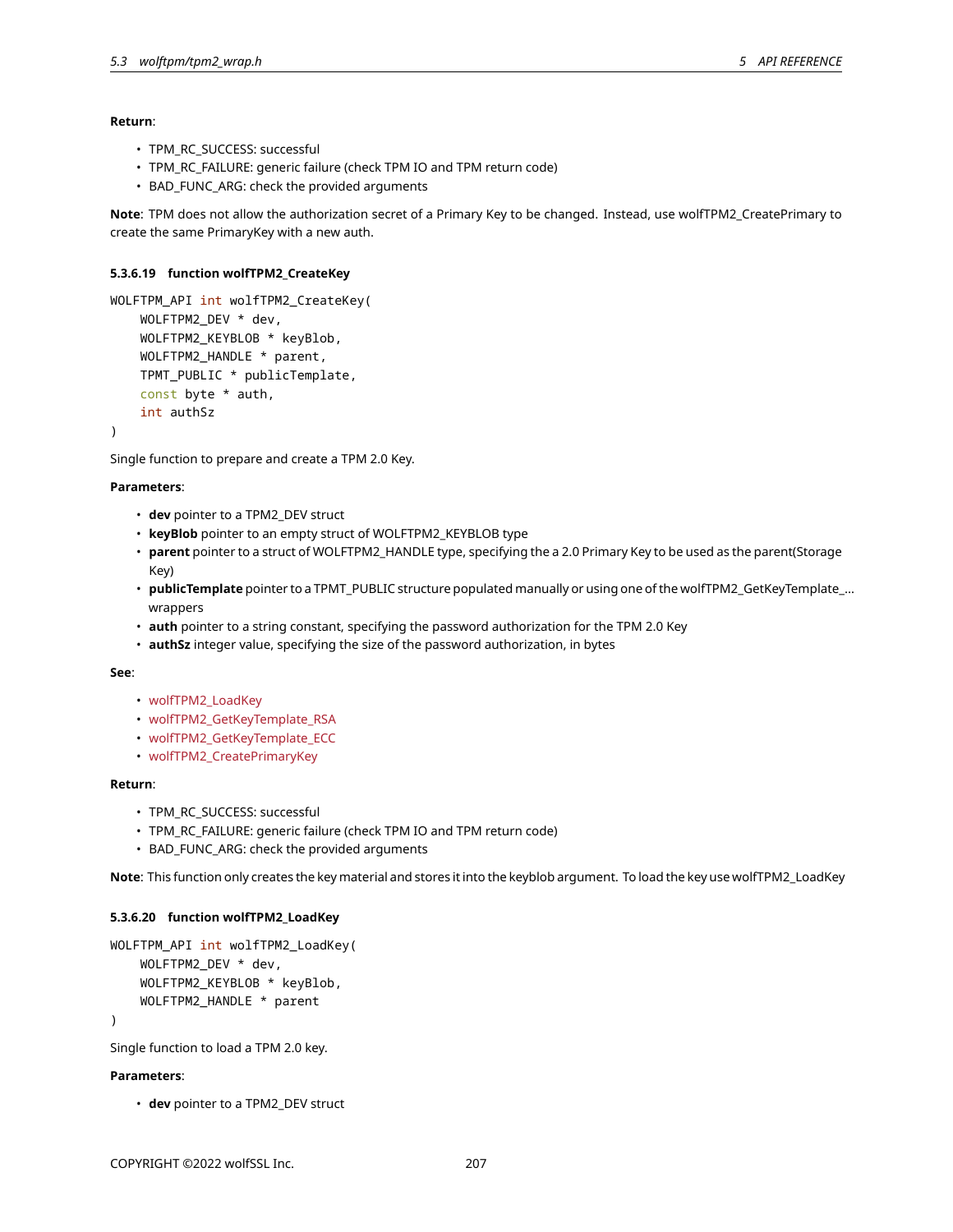**Return**:

- TPM_RC_SUCCESS: successful
- TPM_RC_FAILURE: generic failure (check TPM IO and TPM return code)
- BAD_FUNC_ARG: check the provided arguments

**Note**: TPM does not allow the authorization secret of a Primary Key to be changed. Instead, use wolfTPM2_CreatePrimary to create the same PrimaryKey with a new auth.

#### 5.3.6.19 function wolfTPM2_CreateKey

```
WOLFTPM_API int wolfTPM2_CreateKey(
    WOLFTPM2_DEV * dev,
    WOLFTPM2_KEYBLOB * keyBlob,
    WOLFTPM2_HANDLE * parent,
    TPMT_PUBLIC * publicTemplate,
    const byte * auth,
    int authSz
)
```

Single function to prepare and create a TPM 2.0 Key.

**Parameters**:

- **dev** pointer to a TPM2_DEV struct
- **keyBlob** pointer to an empty struct of WOLFTPM2_KEYBLOB type
- **parent** pointer to a struct of WOLFTPM2_HANDLE type, specifying the a 2.0 Primary Key to be used as the parent(Storage Key)
- **publicTemplate** pointer to a TPMT_PUBLIC structure populated manually or using one of the wolfTPM2_GetKeyTemplate_... wrappers
- **auth** pointer to a string constant, specifying the password authorization for the TPM 2.0 Key
- **authSz** integer value, specifying the size of the password authorization, in bytes

**See**:

- wolfTPM2_LoadKey
- wolfTPM2_GetKeyTemplate_RSA
- wolfTPM2_GetKeyTemplate_ECC
- wolfTPM2_CreatePrimaryKey

**Return**:

- TPM_RC_SUCCESS: successful
- TPM_RC_FAILURE: generic failure (check TPM IO and TPM return code)
- BAD_FUNC_ARG: check the provided arguments

**Note**: This function only creates the key material and stores it into the keyblob argument. To load the key use wolfTPM2_LoadKey

#### 5.3.6.20 function wolfTPM2_LoadKey

```
WOLFTPM_API int wolfTPM2_LoadKey(
    WOLFTPM2_DEV * dev,
    WOLFTPM2_KEYBLOB * keyBlob,
    WOLFTPM2_HANDLE * parent
)
```

Single function to load a TPM 2.0 key.

**Parameters**:

- **dev** pointer to a TPM2_DEV struct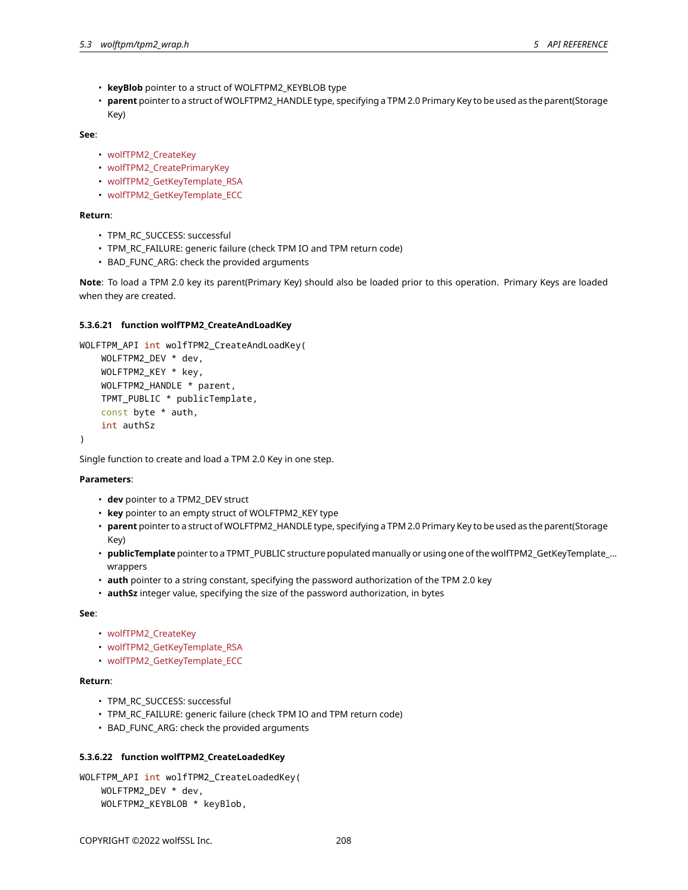- **keyBlob** pointer to a struct of WOLFTPM2_KEYBLOB type
- **parent** pointer to a struct of WOLFTPM2_HANDLE type, specifying a TPM 2.0 Primary Key to be used as the parent(Storage Key)

**See**:

- wolfTPM2_CreateKey
- wolfTPM2_CreatePrimaryKey
- wolfTPM2_GetKeyTemplate_RSA
- wolfTPM2_GetKeyTemplate_ECC

**Return**:

- TPM_RC_SUCCESS: successful
- TPM_RC_FAILURE: generic failure (check TPM IO and TPM return code)
- BAD_FUNC_ARG: check the provided arguments

**Note**: To load a TPM 2.0 key its parent(Primary Key) should also be loaded prior to this operation. Primary Keys are loaded when they are created.

#### 5.3.6.21 function wolfTPM2_CreateAndLoadKey

```
WOLFTPM_API int wolfTPM2_CreateAndLoadKey(
    WOLFTPM2_DEV * dev,
    WOLFTPM2_KEY * key,
    WOLFTPM2_HANDLE * parent,
    TPMT_PUBLIC * publicTemplate,
    const byte * auth,
    int authSz
)
```

Single function to create and load a TPM 2.0 Key in one step.

**Parameters**:

- **dev** pointer to a TPM2_DEV struct
- **key** pointer to an empty struct of WOLFTPM2_KEY type
- **parent** pointer to a struct of WOLFTPM2_HANDLE type, specifying a TPM 2.0 Primary Key to be used as the parent(Storage Key)
- **publicTemplate** pointer to a TPMT_PUBLIC structure populated manually or using one of the wolfTPM2_GetKeyTemplate_... wrappers
- **auth** pointer to a string constant, specifying the password authorization of the TPM 2.0 key
- **authSz** integer value, specifying the size of the password authorization, in bytes

**See**:

- wolfTPM2_CreateKey
- wolfTPM2_GetKeyTemplate_RSA
- wolfTPM2_GetKeyTemplate_ECC

**Return**:

- TPM_RC_SUCCESS: successful
- TPM_RC_FAILURE: generic failure (check TPM IO and TPM return code)
- BAD_FUNC_ARG: check the provided arguments

#### 5.3.6.22 function wolfTPM2_CreateLoadedKey

```
WOLFTPM_API int wolfTPM2_CreateLoadedKey(
    WOLFTPM2_DEV * dev,
    WOLFTPM2_KEYBLOB * keyBlob,
```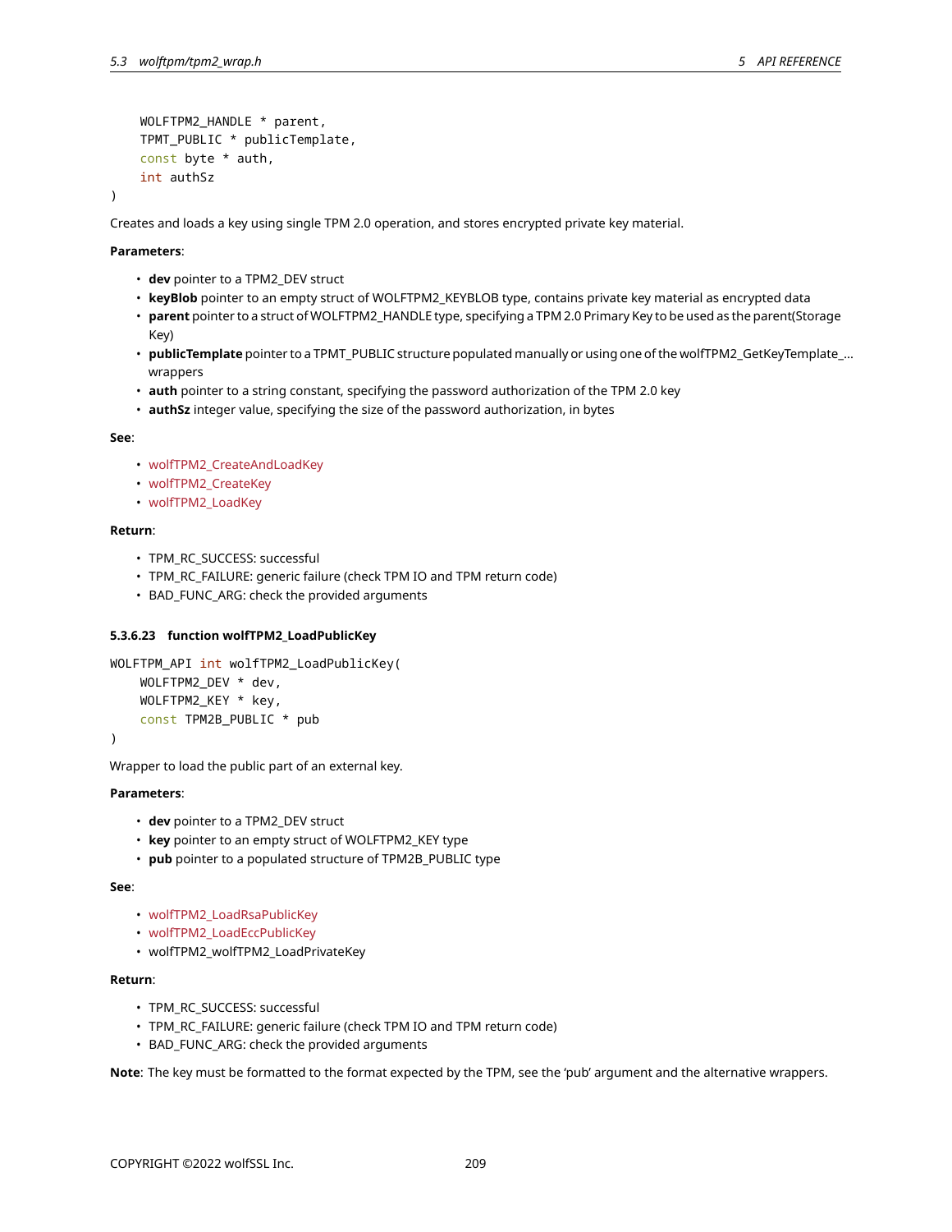```
    WOLFTPM2_HANDLE * parent,
    TPMT_PUBLIC * publicTemplate,
    const byte * auth,
    int authSz
)
```

Creates and loads a key using single TPM 2.0 operation, and stores encrypted private key material.

**Parameters**:

- **dev** pointer to a TPM2_DEV struct
- **keyBlob** pointer to an empty struct of WOLFTPM2_KEYBLOB type, contains private key material as encrypted data
- **parent** pointer to a struct of WOLFTPM2_HANDLE type, specifying a TPM 2.0 Primary Key to be used as the parent(Storage Key)
- **publicTemplate** pointer to a TPMT_PUBLIC structure populated manually or using one of the wolfTPM2_GetKeyTemplate_... wrappers
- **auth** pointer to a string constant, specifying the password authorization of the TPM 2.0 key
- **authSz** integer value, specifying the size of the password authorization, in bytes

**See**:

- wolfTPM2_CreateAndLoadKey
- wolfTPM2_CreateKey
- wolfTPM2_LoadKey

**Return**:

- TPM_RC_SUCCESS: successful
- TPM_RC_FAILURE: generic failure (check TPM IO and TPM return code)
- BAD_FUNC_ARG: check the provided arguments

#### 5.3.6.23 function wolfTPM2_LoadPublicKey

```
WOLFTPM_API int wolfTPM2_LoadPublicKey(
    WOLFTPM2_DEV * dev,
    WOLFTPM2_KEY * key,
    const TPM2B_PUBLIC * pub
)
```

Wrapper to load the public part of an external key.

**Parameters**:

- **dev** pointer to a TPM2_DEV struct
- **key** pointer to an empty struct of WOLFTPM2_KEY type
- **pub** pointer to a populated structure of TPM2B_PUBLIC type

**See**:

- wolfTPM2_LoadRsaPublicKey
- wolfTPM2_LoadEccPublicKey
- wolfTPM2_wolfTPM2_LoadPrivateKey

**Return**:

- TPM_RC_SUCCESS: successful
- TPM_RC_FAILURE: generic failure (check TPM IO and TPM return code)
- BAD_FUNC_ARG: check the provided arguments

**Note**: The key must be formatted to the format expected by the TPM, see the 'pub' argument and the alternative wrappers.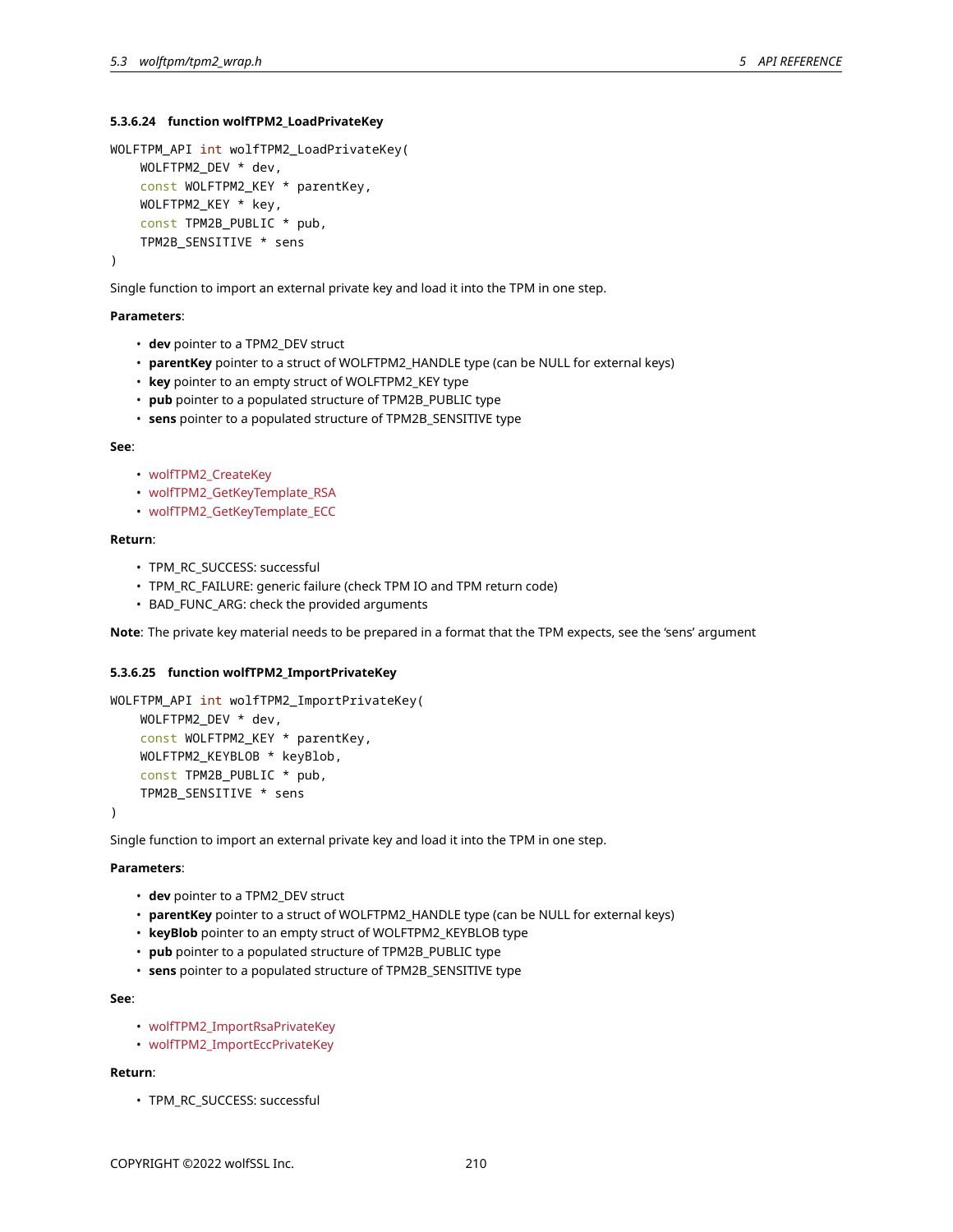#### 5.3.6.24 function wolfTPM2_LoadPrivateKey

```
WOLFTPM_API int wolfTPM2_LoadPrivateKey(
    WOLFTPM2_DEV * dev,
    const WOLFTPM2_KEY * parentKey,
    WOLFTPM2_KEY * key,
    const TPM2B_PUBLIC * pub,
    TPM2B_SENSITIVE * sens
)
```

Single function to import an external private key and load it into the TPM in one step.

**Parameters**:

- **dev** pointer to a TPM2_DEV struct
- **parentKey** pointer to a struct of WOLFTPM2_HANDLE type (can be NULL for external keys)
- **key** pointer to an empty struct of WOLFTPM2_KEY type
- **pub** pointer to a populated structure of TPM2B_PUBLIC type
- **sens** pointer to a populated structure of TPM2B_SENSITIVE type

**See**:

- wolfTPM2_CreateKey
- wolfTPM2_GetKeyTemplate_RSA
- wolfTPM2_GetKeyTemplate_ECC

**Return**:

- TPM_RC_SUCCESS: successful
- TPM_RC_FAILURE: generic failure (check TPM IO and TPM return code)
- BAD_FUNC_ARG: check the provided arguments

**Note**: The private key material needs to be prepared in a format that the TPM expects, see the 'sens' argument

#### 5.3.6.25 function wolfTPM2_ImportPrivateKey

```
WOLFTPM_API int wolfTPM2_ImportPrivateKey(
    WOLFTPM2_DEV * dev,
    const WOLFTPM2_KEY * parentKey,
    WOLFTPM2_KEYBLOB * keyBlob,
    const TPM2B_PUBLIC * pub,
    TPM2B_SENSITIVE * sens
)
```

Single function to import an external private key and load it into the TPM in one step.

**Parameters**:

- **dev** pointer to a TPM2_DEV struct
- **parentKey** pointer to a struct of WOLFTPM2_HANDLE type (can be NULL for external keys)
- **keyBlob** pointer to an empty struct of WOLFTPM2_KEYBLOB type
- **pub** pointer to a populated structure of TPM2B_PUBLIC type
- **sens** pointer to a populated structure of TPM2B_SENSITIVE type

**See**:

- wolfTPM2_ImportRsaPrivateKey
- wolfTPM2_ImportEccPrivateKey

**Return**:

- TPM_RC_SUCCESS: successful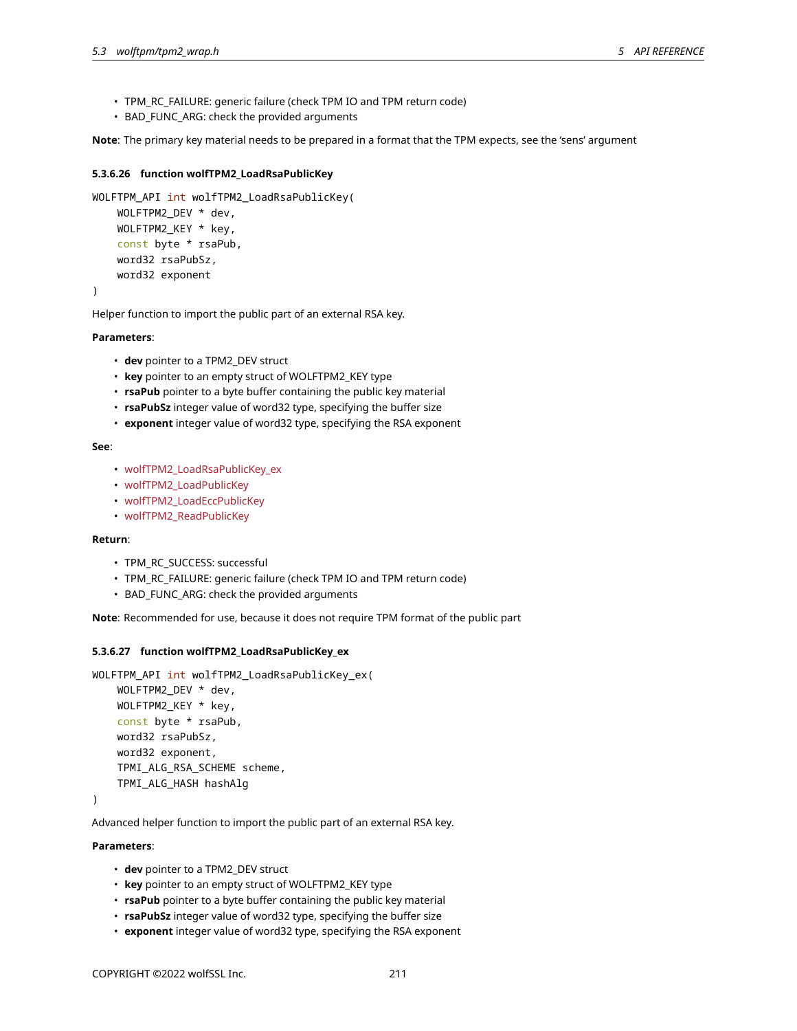- TPM_RC_FAILURE: generic failure (check TPM IO and TPM return code)
- BAD_FUNC_ARG: check the provided arguments

**Note**: The primary key material needs to be prepared in a format that the TPM expects, see the 'sens' argument

#### 5.3.6.26 function wolfTPM2_LoadRsaPublicKey

```
WOLFTPM_API int wolfTPM2_LoadRsaPublicKey(
    WOLFTPM2_DEV * dev,
    WOLFTPM2_KEY * key,
    const byte * rsaPub,
    word32 rsaPubSz,
    word32 exponent
)
```

Helper function to import the public part of an external RSA key.

**Parameters**:

- **dev** pointer to a TPM2_DEV struct
- **key** pointer to an empty struct of WOLFTPM2_KEY type
- **rsaPub** pointer to a byte buffer containing the public key material
- **rsaPubSz** integer value of word32 type, specifying the buffer size
- **exponent** integer value of word32 type, specifying the RSA exponent

**See**:

- wolfTPM2_LoadRsaPublicKey_ex
- wolfTPM2_LoadPublicKey
- wolfTPM2_LoadEccPublicKey
- wolfTPM2_ReadPublicKey

**Return**:

- TPM_RC_SUCCESS: successful
- TPM_RC_FAILURE: generic failure (check TPM IO and TPM return code)
- BAD_FUNC_ARG: check the provided arguments

**Note**: Recommended for use, because it does not require TPM format of the public part

#### 5.3.6.27 function wolfTPM2_LoadRsaPublicKey_ex

```
WOLFTPM_API int wolfTPM2_LoadRsaPublicKey_ex(
    WOLFTPM2_DEV * dev,
    WOLFTPM2_KEY * key,
    const byte * rsaPub,
    word32 rsaPubSz,
    word32 exponent,
    TPMI_ALG_RSA_SCHEME scheme,
    TPMI_ALG_HASH hashAlg
)
```

Advanced helper function to import the public part of an external RSA key.

**Parameters**:

- **dev** pointer to a TPM2_DEV struct
- **key** pointer to an empty struct of WOLFTPM2_KEY type
- **rsaPub** pointer to a byte buffer containing the public key material
- **rsaPubSz** integer value of word32 type, specifying the buffer size
- **exponent** integer value of word32 type, specifying the RSA exponent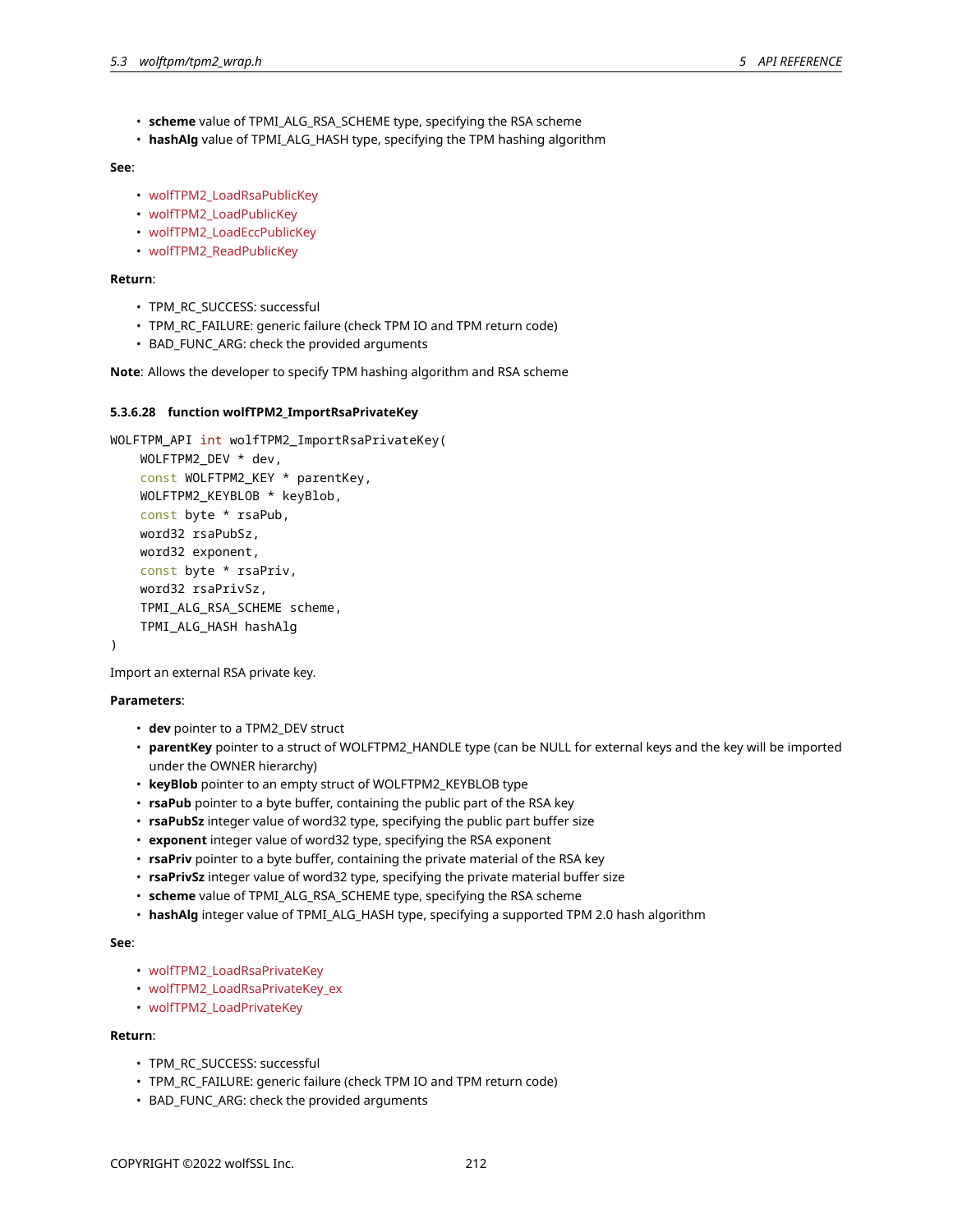- **scheme** value of TPMI_ALG_RSA_SCHEME type, specifying the RSA scheme
- **hashAlg** value of TPMI_ALG_HASH type, specifying the TPM hashing algorithm

**See**:

- wolfTPM2_LoadRsaPublicKey
- wolfTPM2_LoadPublicKey
- wolfTPM2_LoadEccPublicKey
- wolfTPM2_ReadPublicKey

**Return**:

- TPM_RC_SUCCESS: successful
- TPM_RC_FAILURE: generic failure (check TPM IO and TPM return code)
- BAD_FUNC_ARG: check the provided arguments

**Note**: Allows the developer to specify TPM hashing algorithm and RSA scheme

#### 5.3.6.28 function wolfTPM2_ImportRsaPrivateKey

```
WOLFTPM_API int wolfTPM2_ImportRsaPrivateKey(
    WOLFTPM2_DEV * dev,
    const WOLFTPM2_KEY * parentKey,
    WOLFTPM2_KEYBLOB * keyBlob,
    const byte * rsaPub,
    word32 rsaPubSz,
    word32 exponent,
    const byte * rsaPriv,
    word32 rsaPrivSz,
    TPMI_ALG_RSA_SCHEME scheme,
    TPMI_ALG_HASH hashAlg
)
```

Import an external RSA private key.

**Parameters**:

- **dev** pointer to a TPM2_DEV struct
- **parentKey** pointer to a struct of WOLFTPM2_HANDLE type (can be NULL for external keys and the key will be imported under the OWNER hierarchy)
- **keyBlob** pointer to an empty struct of WOLFTPM2_KEYBLOB type
- **rsaPub** pointer to a byte buffer, containing the public part of the RSA key
- **rsaPubSz** integer value of word32 type, specifying the public part buffer size
- **exponent** integer value of word32 type, specifying the RSA exponent
- **rsaPriv** pointer to a byte buffer, containing the private material of the RSA key
- **rsaPrivSz** integer value of word32 type, specifying the private material buffer size
- **scheme** value of TPMI_ALG_RSA_SCHEME type, specifying the RSA scheme
- **hashAlg** integer value of TPMI_ALG_HASH type, specifying a supported TPM 2.0 hash algorithm

**See**:

- wolfTPM2_LoadRsaPrivateKey
- wolfTPM2_LoadRsaPrivateKey_ex
- wolfTPM2_LoadPrivateKey

**Return**:

- TPM_RC_SUCCESS: successful
- TPM_RC_FAILURE: generic failure (check TPM IO and TPM return code)
- BAD_FUNC_ARG: check the provided arguments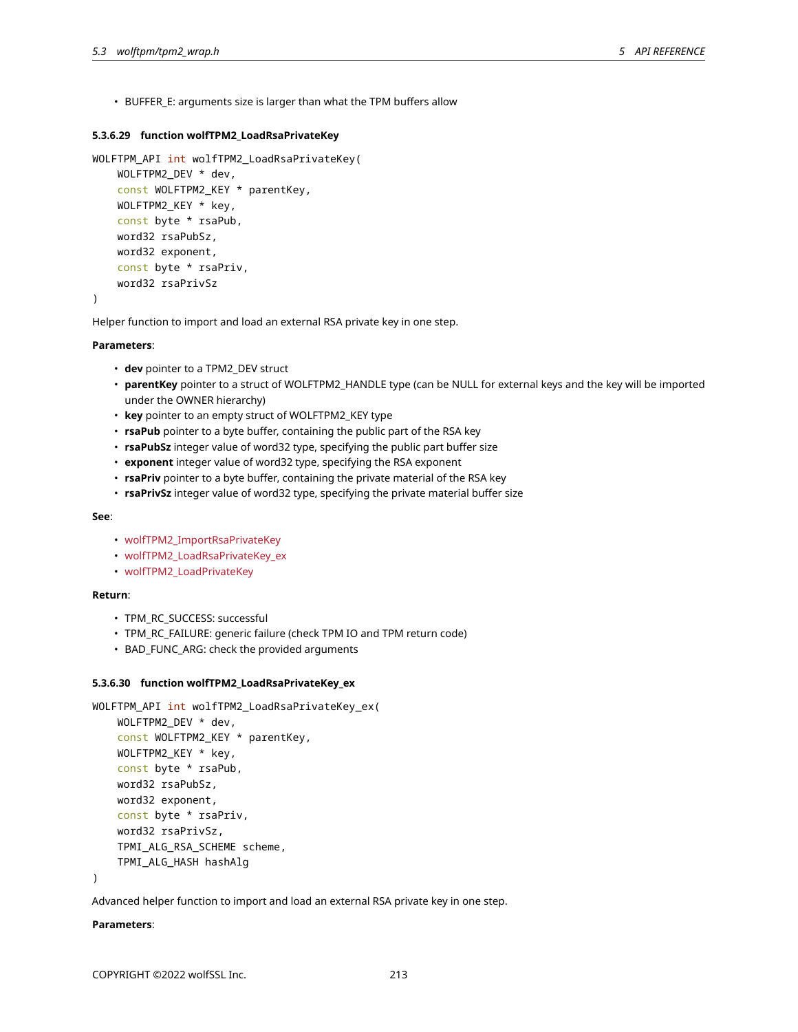- BUFFER_E: arguments size is larger than what the TPM buffers allow

#### 5.3.6.29 function wolfTPM2_LoadRsaPrivateKey

```
WOLFTPM_API int wolfTPM2_LoadRsaPrivateKey(
    WOLFTPM2_DEV * dev,
    const WOLFTPM2_KEY * parentKey,
    WOLFTPM2_KEY * key,
    const byte * rsaPub,
    word32 rsaPubSz,
    word32 exponent,
    const byte * rsaPriv,
    word32 rsaPrivSz
)
```

Helper function to import and load an external RSA private key in one step.

**Parameters**:

- **dev** pointer to a TPM2_DEV struct
- **parentKey** pointer to a struct of WOLFTPM2_HANDLE type (can be NULL for external keys and the key will be imported under the OWNER hierarchy)
- **key** pointer to an empty struct of WOLFTPM2_KEY type
- **rsaPub** pointer to a byte buffer, containing the public part of the RSA key
- **rsaPubSz** integer value of word32 type, specifying the public part buffer size
- **exponent** integer value of word32 type, specifying the RSA exponent
- **rsaPriv** pointer to a byte buffer, containing the private material of the RSA key
- **rsaPrivSz** integer value of word32 type, specifying the private material buffer size

**See**:

- wolfTPM2_ImportRsaPrivateKey
- wolfTPM2_LoadRsaPrivateKey_ex
- wolfTPM2_LoadPrivateKey

**Return**:

- TPM_RC_SUCCESS: successful
- TPM_RC_FAILURE: generic failure (check TPM IO and TPM return code)
- BAD_FUNC_ARG: check the provided arguments

#### 5.3.6.30 function wolfTPM2_LoadRsaPrivateKey_ex

```
WOLFTPM_API int wolfTPM2_LoadRsaPrivateKey_ex(
    WOLFTPM2_DEV * dev,
    const WOLFTPM2_KEY * parentKey,
    WOLFTPM2_KEY * key,
    const byte * rsaPub,
    word32 rsaPubSz,
    word32 exponent,
    const byte * rsaPriv,
    word32 rsaPrivSz,
    TPMI_ALG_RSA_SCHEME scheme,
    TPMI_ALG_HASH hashAlg
)
```

Advanced helper function to import and load an external RSA private key in one step.

**Parameters**: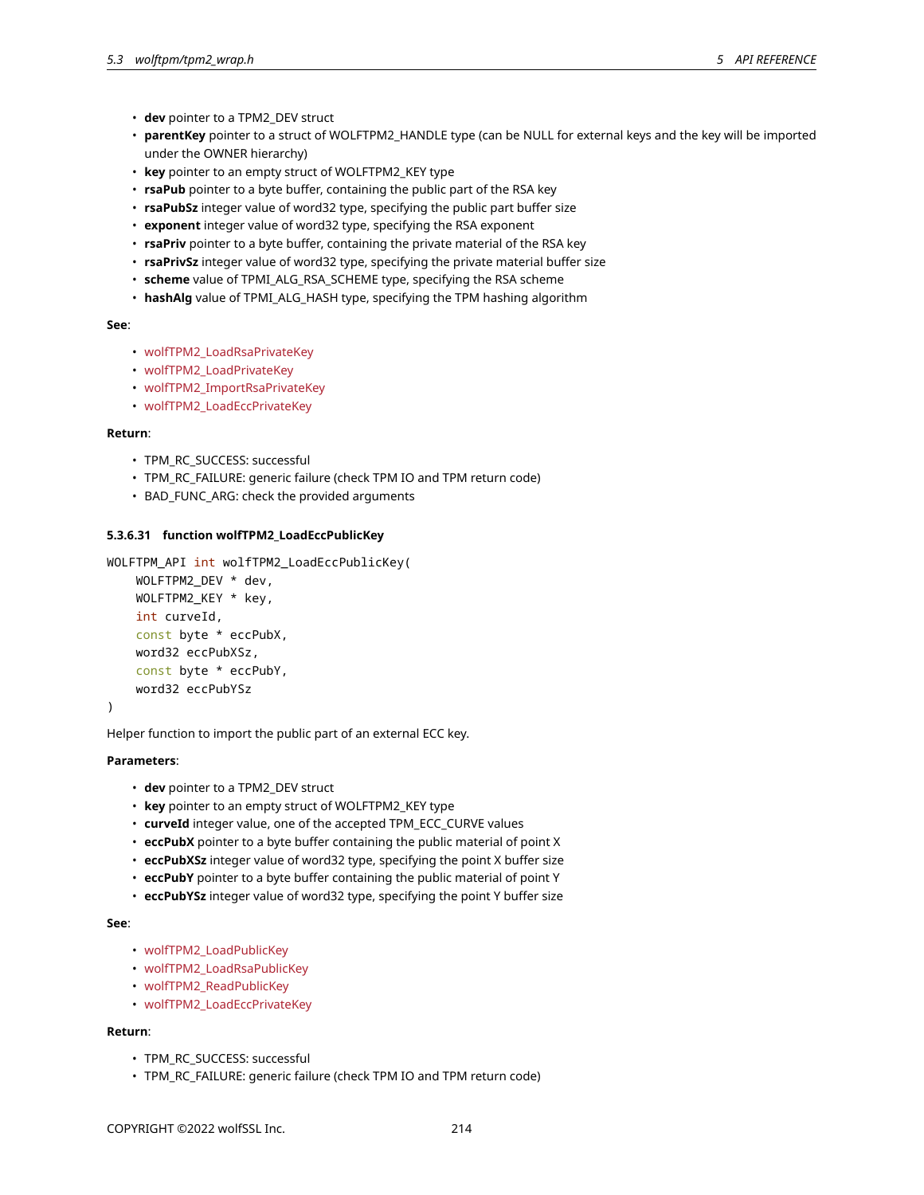- **dev** pointer to a TPM2_DEV struct
- **parentKey** pointer to a struct of WOLFTPM2_HANDLE type (can be NULL for external keys and the key will be imported under the OWNER hierarchy)
- **key** pointer to an empty struct of WOLFTPM2_KEY type
- **rsaPub** pointer to a byte buffer, containing the public part of the RSA key
- **rsaPubSz** integer value of word32 type, specifying the public part buffer size
- **exponent** integer value of word32 type, specifying the RSA exponent
- **rsaPriv** pointer to a byte buffer, containing the private material of the RSA key
- **rsaPrivSz** integer value of word32 type, specifying the private material buffer size
- **scheme** value of TPMI_ALG_RSA_SCHEME type, specifying the RSA scheme
- **hashAlg** value of TPMI_ALG_HASH type, specifying the TPM hashing algorithm

**See**:

- wolfTPM2_LoadRsaPrivateKey
- wolfTPM2_LoadPrivateKey
- wolfTPM2_ImportRsaPrivateKey
- wolfTPM2_LoadEccPrivateKey

**Return**:

- TPM_RC_SUCCESS: successful
- TPM_RC_FAILURE: generic failure (check TPM IO and TPM return code)
- BAD_FUNC_ARG: check the provided arguments

#### 5.3.6.31 function wolfTPM2_LoadEccPublicKey

```
WOLFTPM_API int wolfTPM2_LoadEccPublicKey(
    WOLFTPM2_DEV * dev,
    WOLFTPM2_KEY * key,
    int curveId,
    const byte * eccPubX,
    word32 eccPubXSz,
    const byte * eccPubY,
    word32 eccPubYSz
)
```

Helper function to import the public part of an external ECC key.

**Parameters**:

- **dev** pointer to a TPM2_DEV struct
- **key** pointer to an empty struct of WOLFTPM2_KEY type
- **curveId** integer value, one of the accepted TPM_ECC_CURVE values
- **eccPubX** pointer to a byte buffer containing the public material of point X
- **eccPubXSz** integer value of word32 type, specifying the point X buffer size
- **eccPubY** pointer to a byte buffer containing the public material of point Y
- **eccPubYSz** integer value of word32 type, specifying the point Y buffer size

**See**:

- wolfTPM2_LoadPublicKey
- wolfTPM2_LoadRsaPublicKey
- wolfTPM2_ReadPublicKey
- wolfTPM2_LoadEccPrivateKey

**Return**:

- TPM_RC_SUCCESS: successful
- TPM_RC_FAILURE: generic failure (check TPM IO and TPM return code)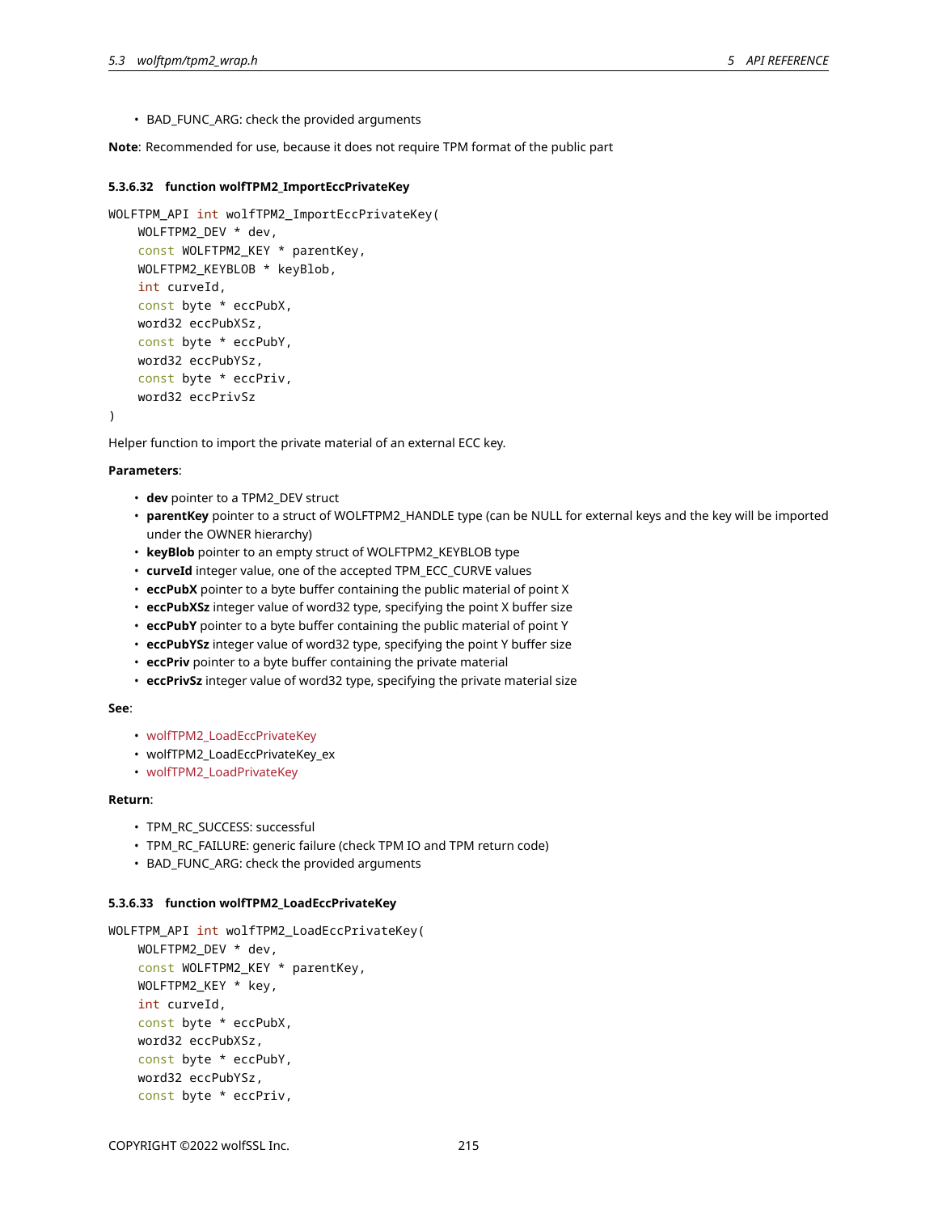- BAD_FUNC_ARG: check the provided arguments

**Note**: Recommended for use, because it does not require TPM format of the public part

#### 5.3.6.32 function wolfTPM2_ImportEccPrivateKey

```
WOLFTPM_API int wolfTPM2_ImportEccPrivateKey(
    WOLFTPM2_DEV * dev,
    const WOLFTPM2_KEY * parentKey,
    WOLFTPM2_KEYBLOB * keyBlob,
    int curveId,
    const byte * eccPubX,
    word32 eccPubXSz,
    const byte * eccPubY,
    word32 eccPubYSz,
    const byte * eccPriv,
    word32 eccPrivSz
)
```

Helper function to import the private material of an external ECC key.

**Parameters**:

- **dev** pointer to a TPM2_DEV struct
- **parentKey** pointer to a struct of WOLFTPM2_HANDLE type (can be NULL for external keys and the key will be imported under the OWNER hierarchy)
- **keyBlob** pointer to an empty struct of WOLFTPM2_KEYBLOB type
- **curveId** integer value, one of the accepted TPM_ECC_CURVE values
- **eccPubX** pointer to a byte buffer containing the public material of point X
- **eccPubXSz** integer value of word32 type, specifying the point X buffer size
- **eccPubY** pointer to a byte buffer containing the public material of point Y
- **eccPubYSz** integer value of word32 type, specifying the point Y buffer size
- **eccPriv** pointer to a byte buffer containing the private material
- **eccPrivSz** integer value of word32 type, specifying the private material size

**See**:

- wolfTPM2_LoadEccPrivateKey
- wolfTPM2_LoadEccPrivateKey_ex
- wolfTPM2_LoadPrivateKey

**Return**:

- TPM_RC_SUCCESS: successful
- TPM_RC_FAILURE: generic failure (check TPM IO and TPM return code)
- BAD_FUNC_ARG: check the provided arguments

#### 5.3.6.33 function wolfTPM2_LoadEccPrivateKey

```
WOLFTPM_API int wolfTPM2_LoadEccPrivateKey(
    WOLFTPM2_DEV * dev,
    const WOLFTPM2_KEY * parentKey,
    WOLFTPM2_KEY * key,
    int curveId,
    const byte * eccPubX,
    word32 eccPubXSz,
    const byte * eccPubY,
    word32 eccPubYSz,
    const byte * eccPriv,
```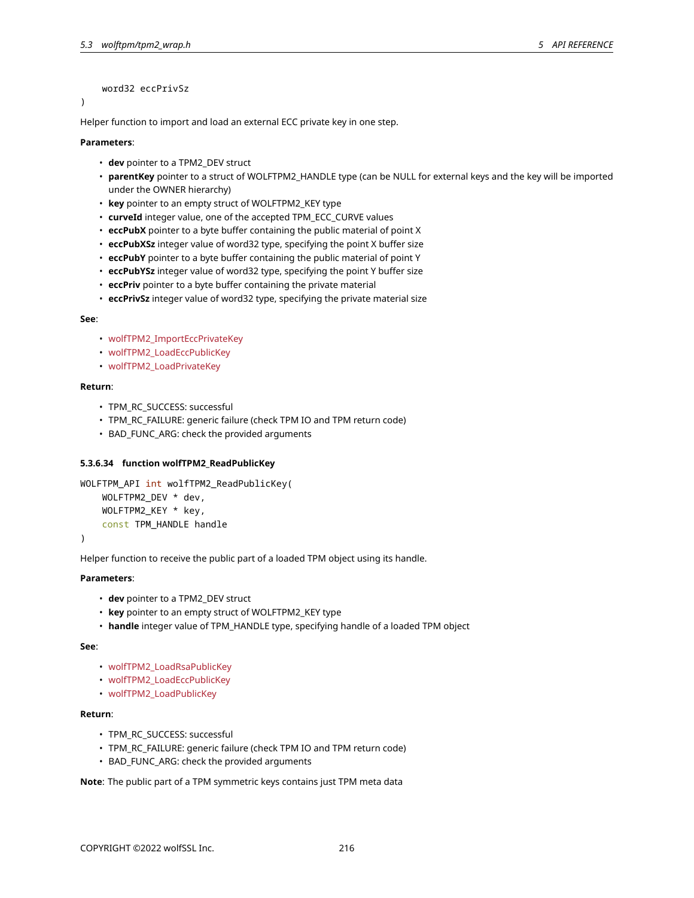```
    word32 eccPrivSz
)
```

Helper function to import and load an external ECC private key in one step.

**Parameters**:

- **dev** pointer to a TPM2_DEV struct
- **parentKey** pointer to a struct of WOLFTPM2_HANDLE type (can be NULL for external keys and the key will be imported under the OWNER hierarchy)
- **key** pointer to an empty struct of WOLFTPM2_KEY type
- **curveId** integer value, one of the accepted TPM_ECC_CURVE values
- **eccPubX** pointer to a byte buffer containing the public material of point X
- **eccPubXSz** integer value of word32 type, specifying the point X buffer size
- **eccPubY** pointer to a byte buffer containing the public material of point Y
- **eccPubYSz** integer value of word32 type, specifying the point Y buffer size
- **eccPriv** pointer to a byte buffer containing the private material
- **eccPrivSz** integer value of word32 type, specifying the private material size

**See**:

- wolfTPM2_ImportEccPrivateKey
- wolfTPM2_LoadEccPublicKey
- wolfTPM2_LoadPrivateKey

**Return**:

- TPM_RC_SUCCESS: successful
- TPM_RC_FAILURE: generic failure (check TPM IO and TPM return code)
- BAD_FUNC_ARG: check the provided arguments

#### 5.3.6.34 function wolfTPM2_ReadPublicKey

```
WOLFTPM_API int wolfTPM2_ReadPublicKey(
    WOLFTPM2_DEV * dev,
    WOLFTPM2_KEY * key,
    const TPM_HANDLE handle
)
```

Helper function to receive the public part of a loaded TPM object using its handle.

**Parameters**:

- **dev** pointer to a TPM2_DEV struct
- **key** pointer to an empty struct of WOLFTPM2_KEY type
- **handle** integer value of TPM_HANDLE type, specifying handle of a loaded TPM object

**See**:

- wolfTPM2_LoadRsaPublicKey
- wolfTPM2_LoadEccPublicKey
- wolfTPM2_LoadPublicKey

**Return**:

- TPM_RC_SUCCESS: successful
- TPM_RC_FAILURE: generic failure (check TPM IO and TPM return code)
- BAD_FUNC_ARG: check the provided arguments

**Note**: The public part of a TPM symmetric keys contains just TPM meta data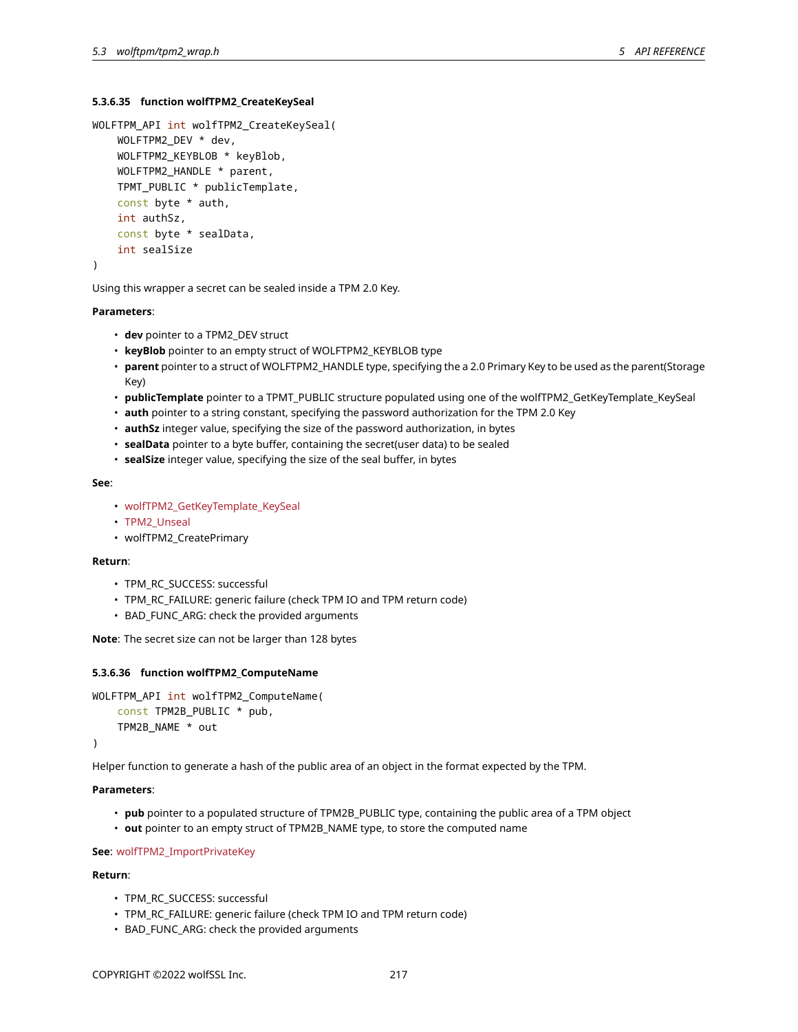#### 5.3.6.35 function wolfTPM2_CreateKeySeal

```
WOLFTPM_API int wolfTPM2_CreateKeySeal(
    WOLFTPM2_DEV * dev,
    WOLFTPM2_KEYBLOB * keyBlob,
    WOLFTPM2_HANDLE * parent,
    TPMT_PUBLIC * publicTemplate,
    const byte * auth,
    int authSz,
    const byte * sealData,
    int sealSize
)
```

Using this wrapper a secret can be sealed inside a TPM 2.0 Key.

**Parameters**:

- **dev** pointer to a TPM2_DEV struct
- **keyBlob** pointer to an empty struct of WOLFTPM2_KEYBLOB type
- **parent** pointer to a struct of WOLFTPM2_HANDLE type, specifying the a 2.0 Primary Key to be used as the parent(Storage Key)
- **publicTemplate** pointer to a TPMT_PUBLIC structure populated using one of the wolfTPM2_GetKeyTemplate_KeySeal
- **auth** pointer to a string constant, specifying the password authorization for the TPM 2.0 Key
- **authSz** integer value, specifying the size of the password authorization, in bytes
- **sealData** pointer to a byte buffer, containing the secret(user data) to be sealed
- **sealSize** integer value, specifying the size of the seal buffer, in bytes

**See**:

- wolfTPM2_GetKeyTemplate_KeySeal
- TPM2_Unseal
- wolfTPM2_CreatePrimary

**Return**:

- TPM_RC_SUCCESS: successful
- TPM_RC_FAILURE: generic failure (check TPM IO and TPM return code)
- BAD_FUNC_ARG: check the provided arguments

**Note**: The secret size can not be larger than 128 bytes

#### 5.3.6.36 function wolfTPM2_ComputeName

```
WOLFTPM_API int wolfTPM2_ComputeName(
    const TPM2B_PUBLIC * pub,
    TPM2B_NAME * out
)
```

Helper function to generate a hash of the public area of an object in the format expected by the TPM.

**Parameters**:

- **pub** pointer to a populated structure of TPM2B_PUBLIC type, containing the public area of a TPM object
- **out** pointer to an empty struct of TPM2B_NAME type, to store the computed name

**See**: wolfTPM2_ImportPrivateKey

**Return**:

- TPM_RC_SUCCESS: successful
- TPM_RC_FAILURE: generic failure (check TPM IO and TPM return code)
- BAD_FUNC_ARG: check the provided arguments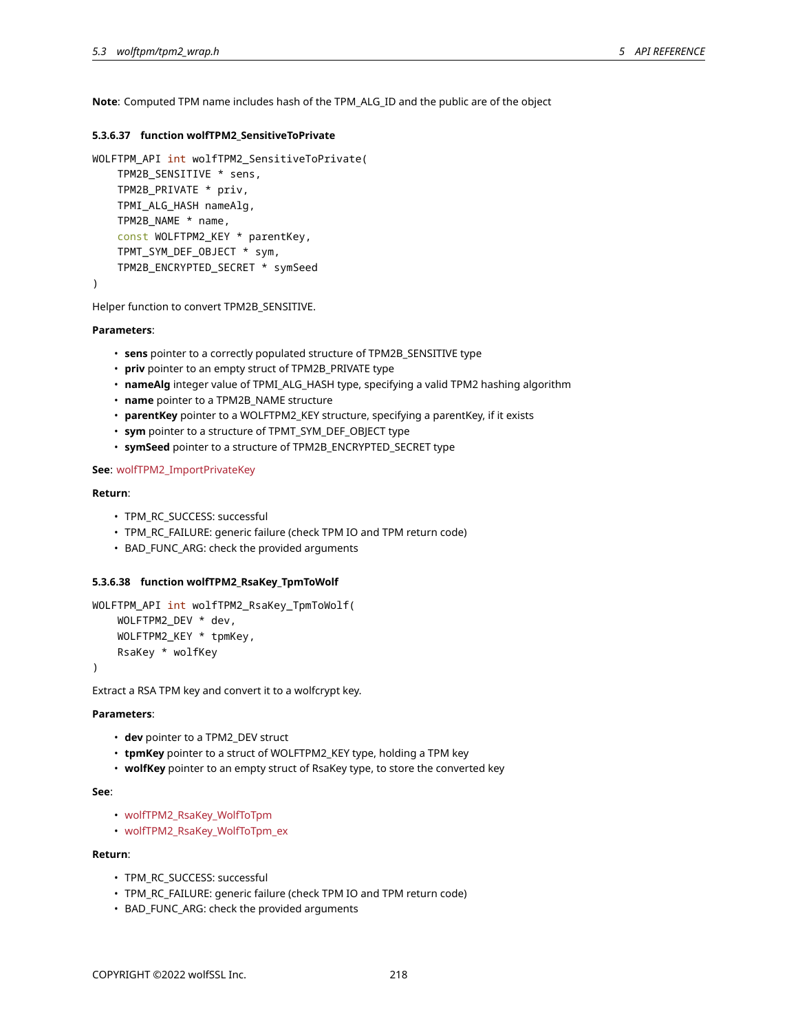**Note**: Computed TPM name includes hash of the TPM_ALG_ID and the public are of the object

#### 5.3.6.37 function wolfTPM2_SensitiveToPrivate

```
WOLFTPM_API int wolfTPM2_SensitiveToPrivate(
    TPM2B_SENSITIVE * sens,
    TPM2B_PRIVATE * priv,
    TPMI_ALG_HASH nameAlg,
    TPM2B_NAME * name,
    const WOLFTPM2_KEY * parentKey,
    TPMT_SYM_DEF_OBJECT * sym,
    TPM2B_ENCRYPTED_SECRET * symSeed
)
```

Helper function to convert TPM2B_SENSITIVE.

**Parameters**:

- **sens** pointer to a correctly populated structure of TPM2B_SENSITIVE type
- **priv** pointer to an empty struct of TPM2B_PRIVATE type
- **nameAlg** integer value of TPMI_ALG_HASH type, specifying a valid TPM2 hashing algorithm
- **name** pointer to a TPM2B_NAME structure
- **parentKey** pointer to a WOLFTPM2_KEY structure, specifying a parentKey, if it exists
- **sym** pointer to a structure of TPMT_SYM_DEF_OBJECT type
- **symSeed** pointer to a structure of TPM2B_ENCRYPTED_SECRET type

**See**: wolfTPM2_ImportPrivateKey

**Return**:

- TPM_RC_SUCCESS: successful
- TPM_RC_FAILURE: generic failure (check TPM IO and TPM return code)
- BAD_FUNC_ARG: check the provided arguments

#### 5.3.6.38 function wolfTPM2_RsaKey_TpmToWolf

```
WOLFTPM_API int wolfTPM2_RsaKey_TpmToWolf(
    WOLFTPM2_DEV * dev,
    WOLFTPM2_KEY * tpmKey,
    RsaKey * wolfKey
)
```

Extract a RSA TPM key and convert it to a wolfcrypt key.

**Parameters**:

- **dev** pointer to a TPM2_DEV struct
- **tpmKey** pointer to a struct of WOLFTPM2_KEY type, holding a TPM key
- **wolfKey** pointer to an empty struct of RsaKey type, to store the converted key

**See**:

- wolfTPM2_RsaKey_WolfToTpm
- wolfTPM2_RsaKey_WolfToTpm_ex

**Return**:

- TPM_RC_SUCCESS: successful
- TPM_RC_FAILURE: generic failure (check TPM IO and TPM return code)
- BAD_FUNC_ARG: check the provided arguments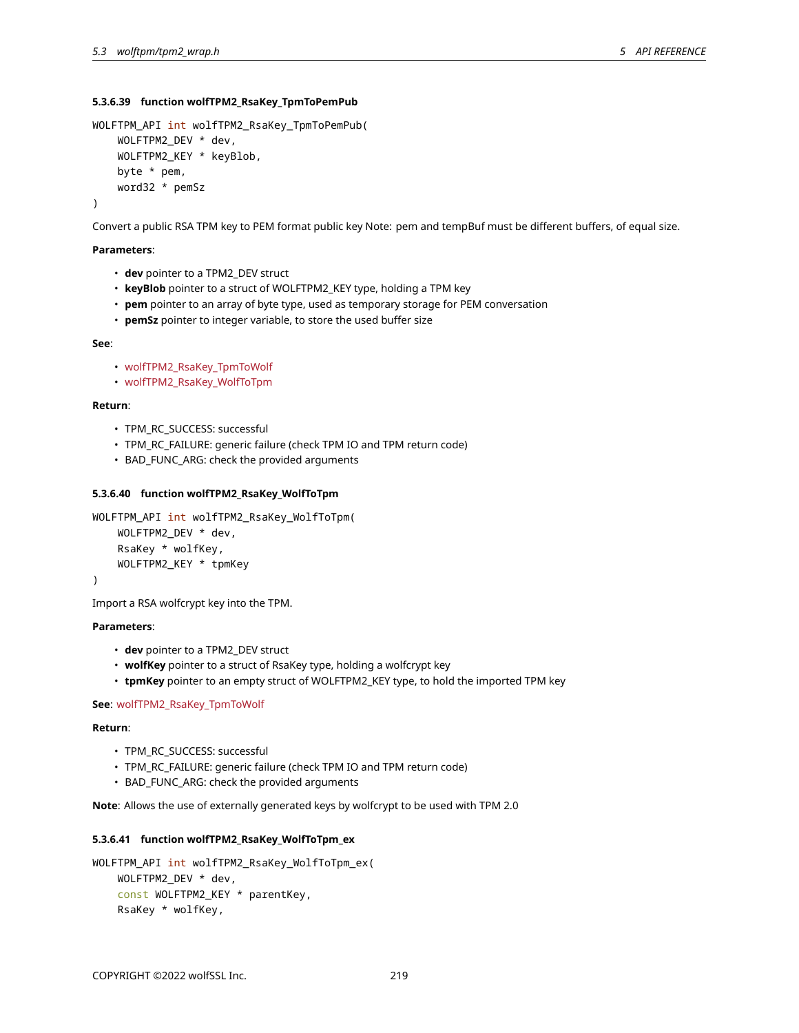#### 5.3.6.39 function wolfTPM2_RsaKey_TpmToPemPub

```
WOLFTPM_API int wolfTPM2_RsaKey_TpmToPemPub(
    WOLFTPM2_DEV * dev,
    WOLFTPM2_KEY * keyBlob,
    byte * pem,
    word32 * pemSz
)
```

Convert a public RSA TPM key to PEM format public key Note: pem and tempBuf must be different buffers, of equal size.

**Parameters**:

- **dev** pointer to a TPM2_DEV struct
- **keyBlob** pointer to a struct of WOLFTPM2_KEY type, holding a TPM key
- **pem** pointer to an array of byte type, used as temporary storage for PEM conversation
- **pemSz** pointer to integer variable, to store the used buffer size

**See**:

- wolfTPM2_RsaKey_TpmToWolf
- wolfTPM2_RsaKey_WolfToTpm

**Return**:

- TPM_RC_SUCCESS: successful
- TPM_RC_FAILURE: generic failure (check TPM IO and TPM return code)
- BAD_FUNC_ARG: check the provided arguments

#### 5.3.6.40 function wolfTPM2_RsaKey_WolfToTpm

```
WOLFTPM_API int wolfTPM2_RsaKey_WolfToTpm(
    WOLFTPM2_DEV * dev,
    RsaKey * wolfKey,
    WOLFTPM2_KEY * tpmKey
)
```

Import a RSA wolfcrypt key into the TPM.

**Parameters**:

- **dev** pointer to a TPM2_DEV struct
- **wolfKey** pointer to a struct of RsaKey type, holding a wolfcrypt key
- **tpmKey** pointer to an empty struct of WOLFTPM2_KEY type, to hold the imported TPM key

**See**: wolfTPM2_RsaKey_TpmToWolf

**Return**:

- TPM_RC_SUCCESS: successful
- TPM_RC_FAILURE: generic failure (check TPM IO and TPM return code)
- BAD_FUNC_ARG: check the provided arguments

**Note**: Allows the use of externally generated keys by wolfcrypt to be used with TPM 2.0

#### 5.3.6.41 function wolfTPM2_RsaKey_WolfToTpm_ex

```
WOLFTPM_API int wolfTPM2_RsaKey_WolfToTpm_ex(
    WOLFTPM2_DEV * dev,
    const WOLFTPM2_KEY * parentKey,
    RsaKey * wolfKey,
```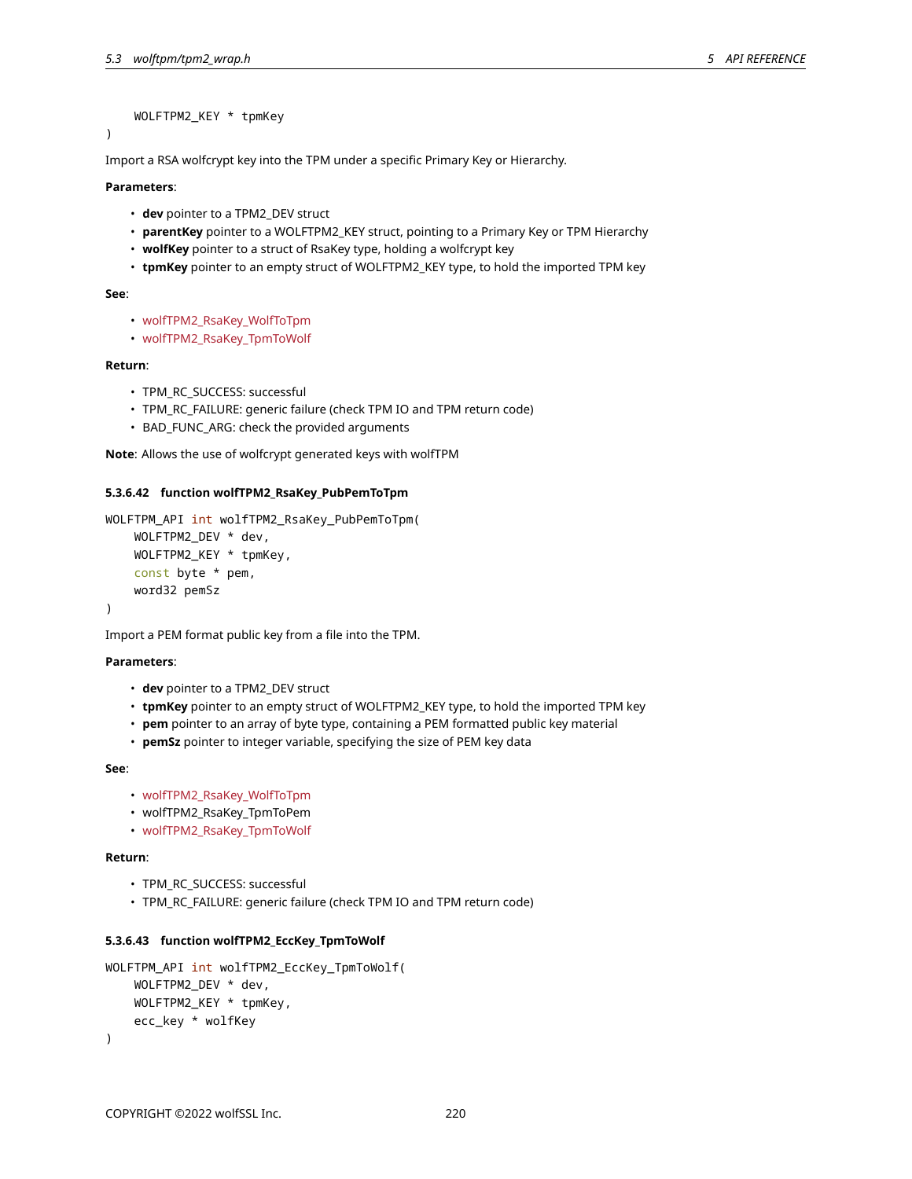```
    WOLFTPM2_KEY * tpmKey
)
```

Import a RSA wolfcrypt key into the TPM under a specific Primary Key or Hierarchy.

**Parameters**:

- **dev** pointer to a TPM2_DEV struct
- **parentKey** pointer to a WOLFTPM2_KEY struct, pointing to a Primary Key or TPM Hierarchy
- **wolfKey** pointer to a struct of RsaKey type, holding a wolfcrypt key
- **tpmKey** pointer to an empty struct of WOLFTPM2_KEY type, to hold the imported TPM key

**See**:

- wolfTPM2_RsaKey_WolfToTpm
- wolfTPM2_RsaKey_TpmToWolf

**Return**:

- TPM_RC_SUCCESS: successful
- TPM_RC_FAILURE: generic failure (check TPM IO and TPM return code)
- BAD_FUNC_ARG: check the provided arguments

**Note**: Allows the use of wolfcrypt generated keys with wolfTPM

#### 5.3.6.42 function wolfTPM2_RsaKey_PubPemToTpm

```
WOLFTPM_API int wolfTPM2_RsaKey_PubPemToTpm(
    WOLFTPM2_DEV * dev,
    WOLFTPM2_KEY * tpmKey,
    const byte * pem,
    word32 pemSz
)
```

Import a PEM format public key from a file into the TPM.

**Parameters**:

- **dev** pointer to a TPM2_DEV struct
- **tpmKey** pointer to an empty struct of WOLFTPM2_KEY type, to hold the imported TPM key
- **pem** pointer to an array of byte type, containing a PEM formatted public key material
- **pemSz** pointer to integer variable, specifying the size of PEM key data

**See**:

- wolfTPM2_RsaKey_WolfToTpm
- wolfTPM2_RsaKey_TpmToPem
- wolfTPM2_RsaKey_TpmToWolf

**Return**:

- TPM_RC_SUCCESS: successful
- TPM_RC_FAILURE: generic failure (check TPM IO and TPM return code)

#### 5.3.6.43 function wolfTPM2_EccKey_TpmToWolf

```
WOLFTPM_API int wolfTPM2_EccKey_TpmToWolf(
    WOLFTPM2_DEV * dev,
    WOLFTPM2_KEY * tpmKey,
    ecc_key * wolfKey
)
```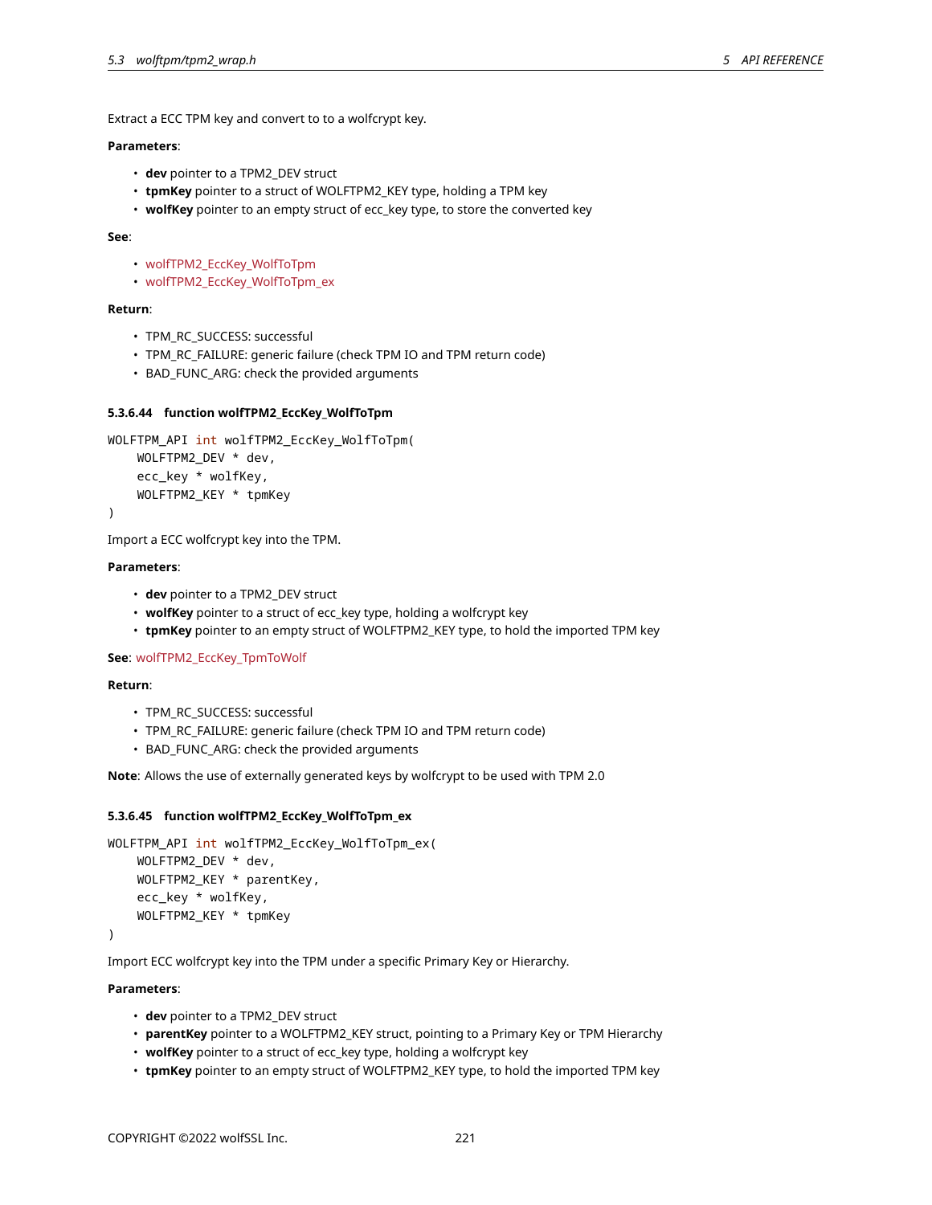Extract a ECC TPM key and convert to to a wolfcrypt key.

**Parameters**:

- **dev** pointer to a TPM2_DEV struct
- **tpmKey** pointer to a struct of WOLFTPM2_KEY type, holding a TPM key
- **wolfKey** pointer to an empty struct of ecc_key type, to store the converted key

**See**:

- wolfTPM2_EccKey_WolfToTpm
- wolfTPM2_EccKey_WolfToTpm_ex

**Return**:

- TPM_RC_SUCCESS: successful
- TPM_RC_FAILURE: generic failure (check TPM IO and TPM return code)
- BAD_FUNC_ARG: check the provided arguments

#### 5.3.6.44 function wolfTPM2_EccKey_WolfToTpm

```
WOLFTPM_API int wolfTPM2_EccKey_WolfToTpm(
    WOLFTPM2_DEV * dev,
    ecc_key * wolfKey,
    WOLFTPM2_KEY * tpmKey
)
```

Import a ECC wolfcrypt key into the TPM.

**Parameters**:

- **dev** pointer to a TPM2_DEV struct
- **wolfKey** pointer to a struct of ecc_key type, holding a wolfcrypt key
- **tpmKey** pointer to an empty struct of WOLFTPM2_KEY type, to hold the imported TPM key

**See**: wolfTPM2_EccKey_TpmToWolf

**Return**:

- TPM_RC_SUCCESS: successful
- TPM_RC_FAILURE: generic failure (check TPM IO and TPM return code)
- BAD_FUNC_ARG: check the provided arguments

**Note**: Allows the use of externally generated keys by wolfcrypt to be used with TPM 2.0

#### 5.3.6.45 function wolfTPM2_EccKey_WolfToTpm_ex

```
WOLFTPM_API int wolfTPM2_EccKey_WolfToTpm_ex(
    WOLFTPM2_DEV * dev,
    WOLFTPM2_KEY * parentKey,
    ecc_key * wolfKey,
    WOLFTPM2_KEY * tpmKey
)
```

Import ECC wolfcrypt key into the TPM under a specific Primary Key or Hierarchy.

**Parameters**:

- **dev** pointer to a TPM2_DEV struct
- **parentKey** pointer to a WOLFTPM2_KEY struct, pointing to a Primary Key or TPM Hierarchy
- **wolfKey** pointer to a struct of ecc_key type, holding a wolfcrypt key
- **tpmKey** pointer to an empty struct of WOLFTPM2_KEY type, to hold the imported TPM key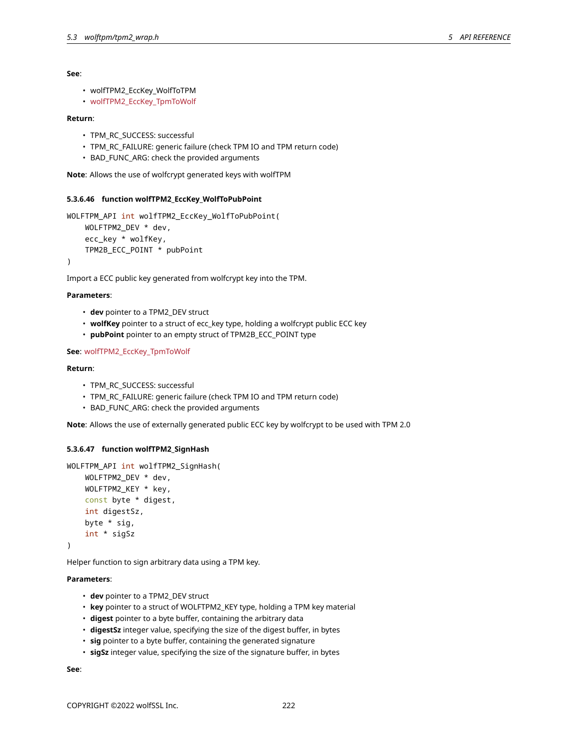**See**:

- wolfTPM2_EccKey_WolfToTPM
- wolfTPM2_EccKey_TpmToWolf

**Return**:

- TPM_RC_SUCCESS: successful
- TPM_RC_FAILURE: generic failure (check TPM IO and TPM return code)
- BAD_FUNC_ARG: check the provided arguments

**Note**: Allows the use of wolfcrypt generated keys with wolfTPM

#### 5.3.6.46 function wolfTPM2_EccKey_WolfToPubPoint

```
WOLFTPM_API int wolfTPM2_EccKey_WolfToPubPoint(
    WOLFTPM2_DEV * dev,
    ecc_key * wolfKey,
    TPM2B_ECC_POINT * pubPoint
)
```

Import a ECC public key generated from wolfcrypt key into the TPM.

**Parameters**:

- **dev** pointer to a TPM2_DEV struct
- **wolfKey** pointer to a struct of ecc_key type, holding a wolfcrypt public ECC key
- **pubPoint** pointer to an empty struct of TPM2B_ECC_POINT type

**See**: wolfTPM2_EccKey_TpmToWolf

**Return**:

- TPM_RC_SUCCESS: successful
- TPM_RC_FAILURE: generic failure (check TPM IO and TPM return code)
- BAD_FUNC_ARG: check the provided arguments

**Note**: Allows the use of externally generated public ECC key by wolfcrypt to be used with TPM 2.0

#### 5.3.6.47 function wolfTPM2_SignHash

```
WOLFTPM_API int wolfTPM2_SignHash(
    WOLFTPM2_DEV * dev,
    WOLFTPM2_KEY * key,
    const byte * digest,
    int digestSz,
    byte * sig,
    int * sigSz
)
```

Helper function to sign arbitrary data using a TPM key.

**Parameters**:

- **dev** pointer to a TPM2_DEV struct
- **key** pointer to a struct of WOLFTPM2_KEY type, holding a TPM key material
- **digest** pointer to a byte buffer, containing the arbitrary data
- **digestSz** integer value, specifying the size of the digest buffer, in bytes
- **sig** pointer to a byte buffer, containing the generated signature
- **sigSz** integer value, specifying the size of the signature buffer, in bytes

**See**: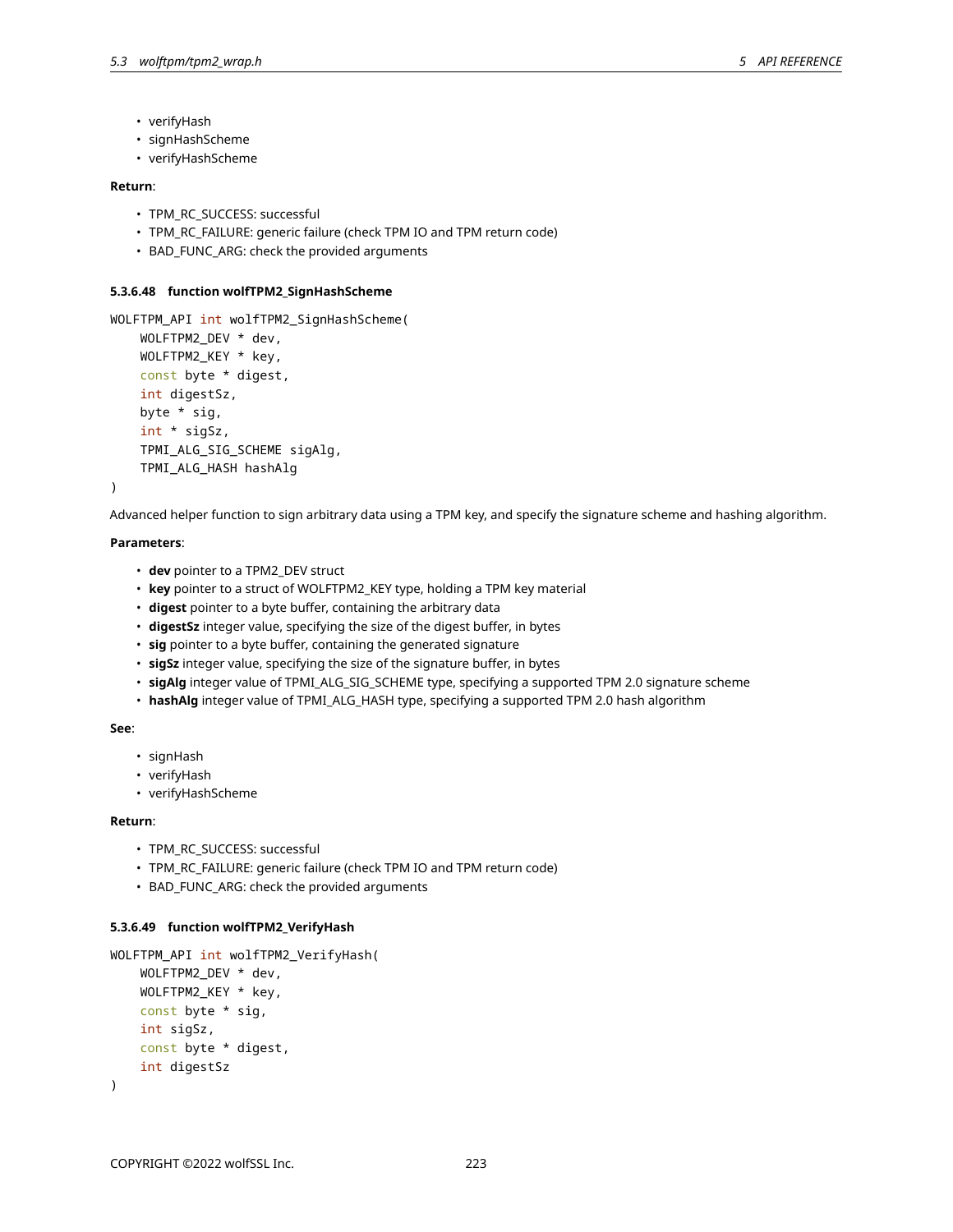- verifyHash
- signHashScheme
- verifyHashScheme

**Return**:

- TPM_RC_SUCCESS: successful
- TPM_RC_FAILURE: generic failure (check TPM IO and TPM return code)
- BAD_FUNC_ARG: check the provided arguments

#### 5.3.6.48 function wolfTPM2_SignHashScheme

```
WOLFTPM_API int wolfTPM2_SignHashScheme(
    WOLFTPM2_DEV * dev,
    WOLFTPM2_KEY * key,
    const byte * digest,
    int digestSz,
    byte * sig,
    int * sigSz,
    TPMI_ALG_SIG_SCHEME sigAlg,
    TPMI_ALG_HASH hashAlg
)
```

Advanced helper function to sign arbitrary data using a TPM key, and specify the signature scheme and hashing algorithm.

**Parameters**:

- **dev** pointer to a TPM2_DEV struct
- **key** pointer to a struct of WOLFTPM2_KEY type, holding a TPM key material
- **digest** pointer to a byte buffer, containing the arbitrary data
- **digestSz** integer value, specifying the size of the digest buffer, in bytes
- **sig** pointer to a byte buffer, containing the generated signature
- **sigSz** integer value, specifying the size of the signature buffer, in bytes
- **sigAlg** integer value of TPMI_ALG_SIG_SCHEME type, specifying a supported TPM 2.0 signature scheme
- **hashAlg** integer value of TPMI_ALG_HASH type, specifying a supported TPM 2.0 hash algorithm

**See**:

- signHash
- verifyHash
- verifyHashScheme

**Return**:

- TPM_RC_SUCCESS: successful
- TPM_RC_FAILURE: generic failure (check TPM IO and TPM return code)
- BAD_FUNC_ARG: check the provided arguments

#### 5.3.6.49 function wolfTPM2_VerifyHash

```
WOLFTPM_API int wolfTPM2_VerifyHash(
    WOLFTPM2_DEV * dev,
    WOLFTPM2_KEY * key,
    const byte * sig,
    int sigSz,
    const byte * digest,
    int digestSz
)
```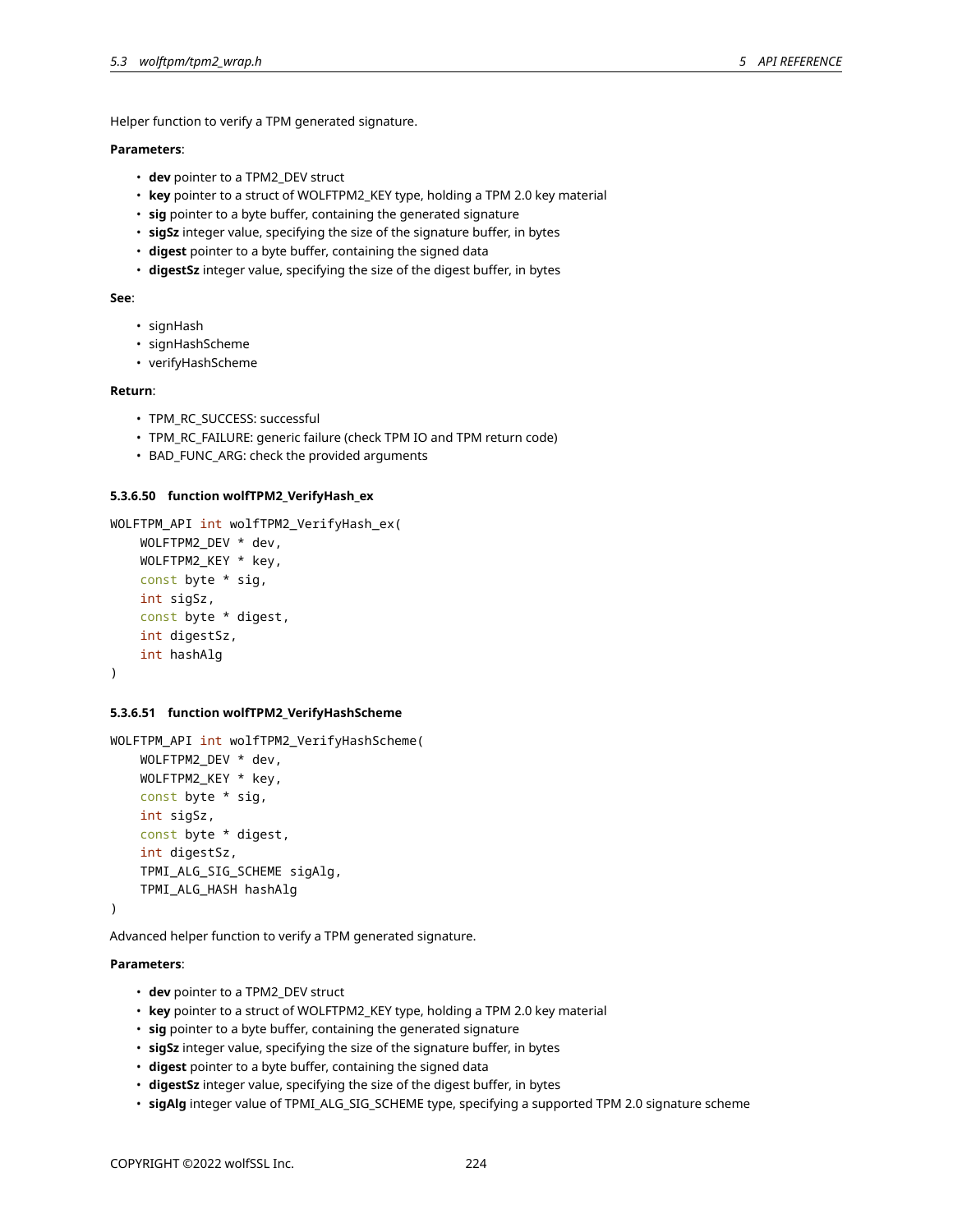Helper function to verify a TPM generated signature.

**Parameters**:

- **dev** pointer to a TPM2_DEV struct
- **key** pointer to a struct of WOLFTPM2_KEY type, holding a TPM 2.0 key material
- **sig** pointer to a byte buffer, containing the generated signature
- **sigSz** integer value, specifying the size of the signature buffer, in bytes
- **digest** pointer to a byte buffer, containing the signed data
- **digestSz** integer value, specifying the size of the digest buffer, in bytes

**See**:

- signHash
- signHashScheme
- verifyHashScheme

**Return**:

- TPM_RC_SUCCESS: successful
- TPM_RC_FAILURE: generic failure (check TPM IO and TPM return code)
- BAD_FUNC_ARG: check the provided arguments

#### 5.3.6.50 function wolfTPM2_VerifyHash_ex

```
WOLFTPM_API int wolfTPM2_VerifyHash_ex(
    WOLFTPM2_DEV * dev,
    WOLFTPM2_KEY * key,
    const byte * sig,
    int sigSz,
    const byte * digest,
    int digestSz,
    int hashAlg
)
```

#### 5.3.6.51 function wolfTPM2_VerifyHashScheme

```
WOLFTPM_API int wolfTPM2_VerifyHashScheme(
    WOLFTPM2_DEV * dev,
    WOLFTPM2_KEY * key,
    const byte * sig,
    int sigSz,
    const byte * digest,
    int digestSz,
    TPMI_ALG_SIG_SCHEME sigAlg,
    TPMI_ALG_HASH hashAlg
)
```

Advanced helper function to verify a TPM generated signature.

**Parameters**:

- **dev** pointer to a TPM2_DEV struct
- **key** pointer to a struct of WOLFTPM2_KEY type, holding a TPM 2.0 key material
- **sig** pointer to a byte buffer, containing the generated signature
- **sigSz** integer value, specifying the size of the signature buffer, in bytes
- **digest** pointer to a byte buffer, containing the signed data
- **digestSz** integer value, specifying the size of the digest buffer, in bytes
- **sigAlg** integer value of TPMI_ALG_SIG_SCHEME type, specifying a supported TPM 2.0 signature scheme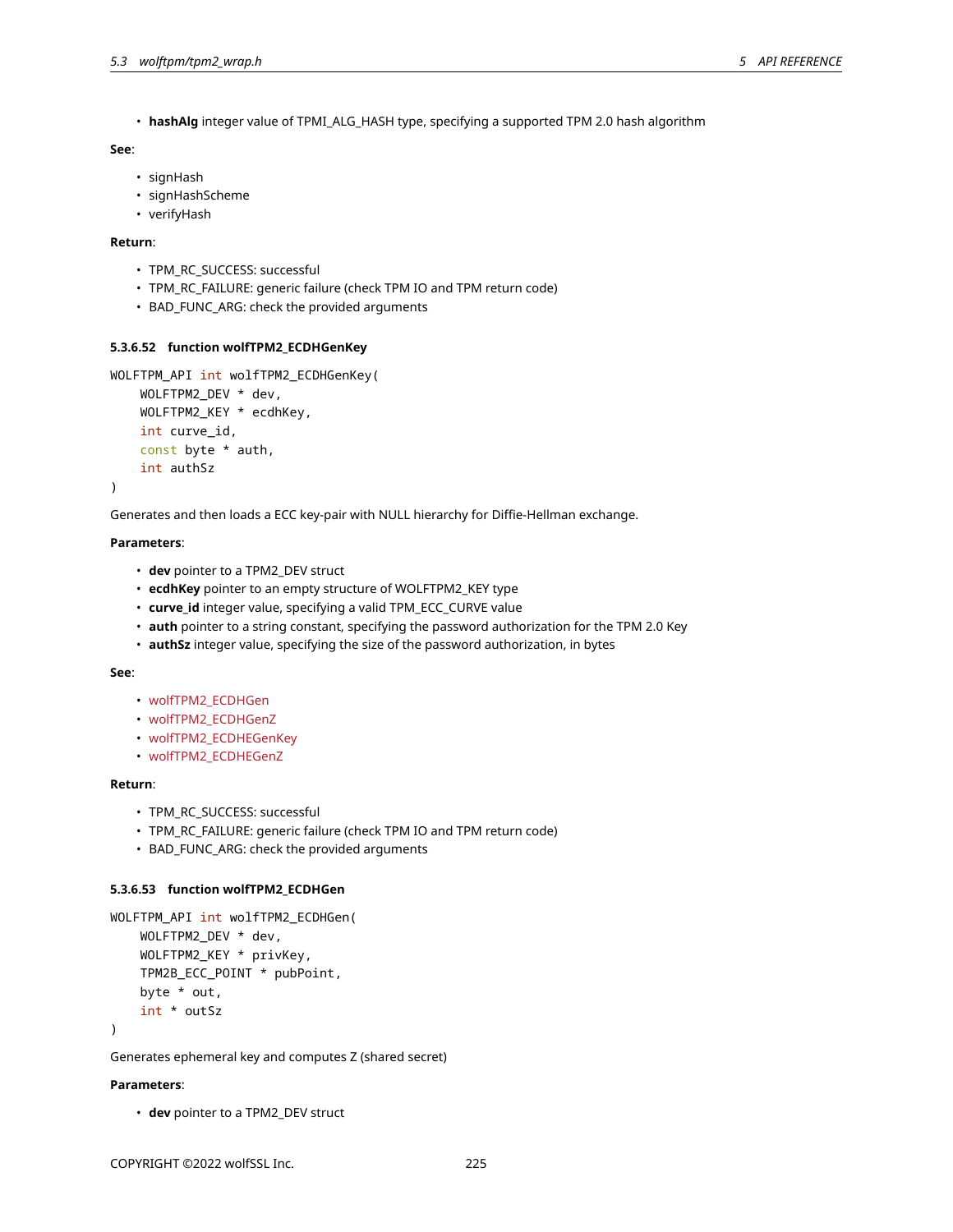- **hashAlg** integer value of TPMI_ALG_HASH type, specifying a supported TPM 2.0 hash algorithm

**See**:

- signHash
- signHashScheme
- verifyHash

**Return**:

- TPM_RC_SUCCESS: successful
- TPM_RC_FAILURE: generic failure (check TPM IO and TPM return code)
- BAD_FUNC_ARG: check the provided arguments

#### 5.3.6.52 function wolfTPM2_ECDHGenKey

```
WOLFTPM_API int wolfTPM2_ECDHGenKey(
    WOLFTPM2_DEV * dev,
    WOLFTPM2_KEY * ecdhKey,
    int curve_id,
    const byte * auth,
    int authSz
)
```

Generates and then loads a ECC key-pair with NULL hierarchy for Diffie-Hellman exchange.

**Parameters**:

- **dev** pointer to a TPM2_DEV struct
- **ecdhKey** pointer to an empty structure of WOLFTPM2_KEY type
- **curve_id** integer value, specifying a valid TPM_ECC_CURVE value
- **auth** pointer to a string constant, specifying the password authorization for the TPM 2.0 Key
- **authSz** integer value, specifying the size of the password authorization, in bytes

**See**:

- wolfTPM2_ECDHGen
- wolfTPM2_ECDHGenZ
- wolfTPM2_ECDHEGenKey
- wolfTPM2_ECDHEGenZ

**Return**:

- TPM_RC_SUCCESS: successful
- TPM_RC_FAILURE: generic failure (check TPM IO and TPM return code)
- BAD_FUNC_ARG: check the provided arguments

#### 5.3.6.53 function wolfTPM2_ECDHGen

```
WOLFTPM_API int wolfTPM2_ECDHGen(
    WOLFTPM2_DEV * dev,
    WOLFTPM2_KEY * privKey,
    TPM2B_ECC_POINT * pubPoint,
    byte * out,
    int * outSz
)
```

Generates ephemeral key and computes Z (shared secret)

**Parameters**:

- **dev** pointer to a TPM2_DEV struct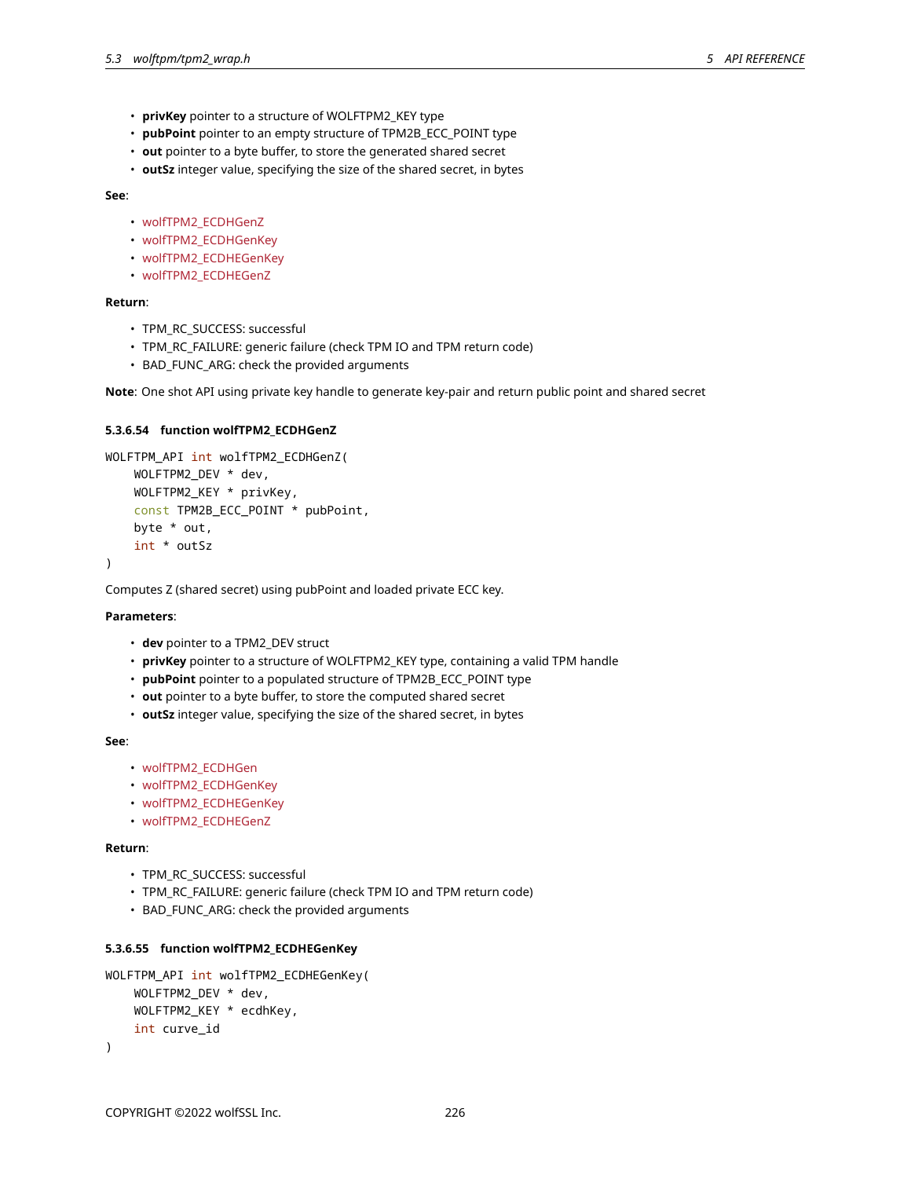- **privKey** pointer to a structure of WOLFTPM2_KEY type
- **pubPoint** pointer to an empty structure of TPM2B_ECC_POINT type
- **out** pointer to a byte buffer, to store the generated shared secret
- **outSz** integer value, specifying the size of the shared secret, in bytes

**See**:

- wolfTPM2_ECDHGenZ
- wolfTPM2_ECDHGenKey
- wolfTPM2_ECDHEGenKey
- wolfTPM2_ECDHEGenZ

**Return**:

- TPM_RC_SUCCESS: successful
- TPM_RC_FAILURE: generic failure (check TPM IO and TPM return code)
- BAD_FUNC_ARG: check the provided arguments

**Note**: One shot API using private key handle to generate key-pair and return public point and shared secret

#### 5.3.6.54 function wolfTPM2_ECDHGenZ

```
WOLFTPM_API int wolfTPM2_ECDHGenZ(
    WOLFTPM2_DEV * dev,
    WOLFTPM2_KEY * privKey,
    const TPM2B_ECC_POINT * pubPoint,
    byte * out,
    int * outSz
)
```

Computes Z (shared secret) using pubPoint and loaded private ECC key.

**Parameters**:

- **dev** pointer to a TPM2_DEV struct
- **privKey** pointer to a structure of WOLFTPM2_KEY type, containing a valid TPM handle
- **pubPoint** pointer to a populated structure of TPM2B_ECC_POINT type
- **out** pointer to a byte buffer, to store the computed shared secret
- **outSz** integer value, specifying the size of the shared secret, in bytes

**See**:

- wolfTPM2_ECDHGen
- wolfTPM2_ECDHGenKey
- wolfTPM2_ECDHEGenKey
- wolfTPM2_ECDHEGenZ

**Return**:

- TPM_RC_SUCCESS: successful
- TPM_RC_FAILURE: generic failure (check TPM IO and TPM return code)
- BAD_FUNC_ARG: check the provided arguments

#### 5.3.6.55 function wolfTPM2_ECDHEGenKey

```
WOLFTPM_API int wolfTPM2_ECDHEGenKey(
    WOLFTPM2_DEV * dev,
    WOLFTPM2_KEY * ecdhKey,
    int curve_id
)
```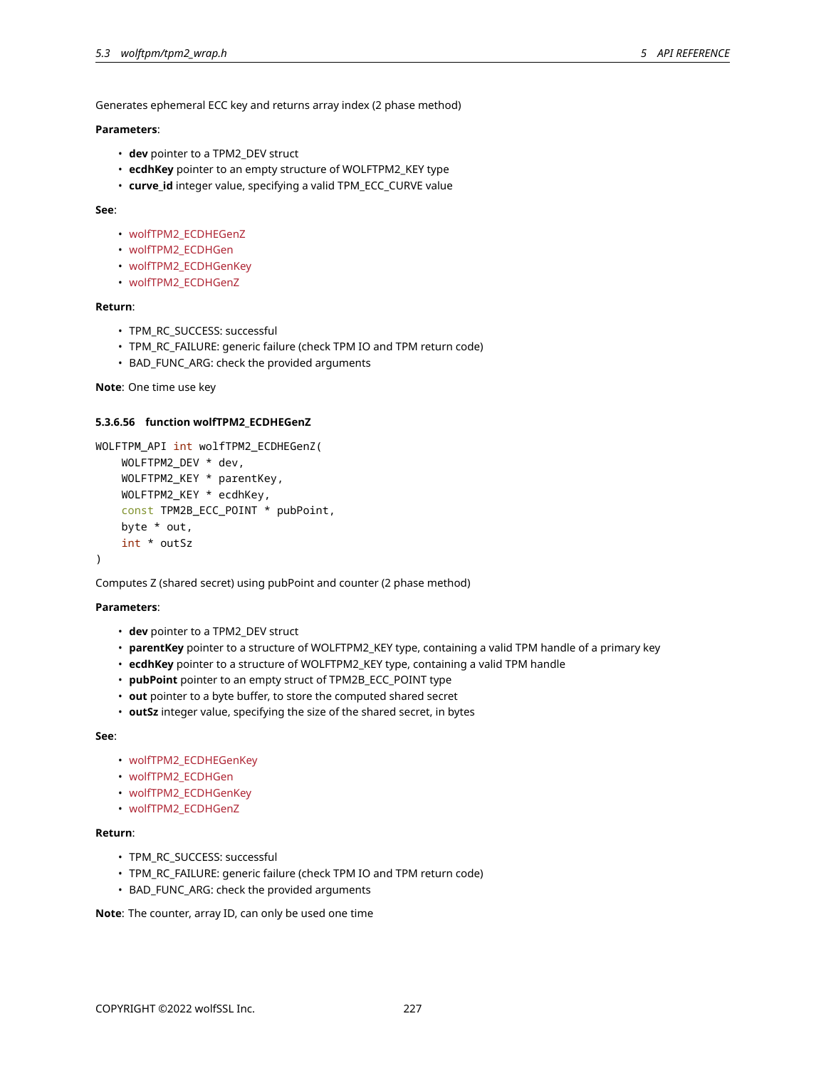Generates ephemeral ECC key and returns array index (2 phase method)

**Parameters**:

- **dev** pointer to a TPM2_DEV struct
- **ecdhKey** pointer to an empty structure of WOLFTPM2_KEY type
- **curve_id** integer value, specifying a valid TPM_ECC_CURVE value

**See**:

- wolfTPM2_ECDHEGenZ
- wolfTPM2_ECDHGen
- wolfTPM2_ECDHGenKey
- wolfTPM2_ECDHGenZ

**Return**:

- TPM_RC_SUCCESS: successful
- TPM_RC_FAILURE: generic failure (check TPM IO and TPM return code)
- BAD_FUNC_ARG: check the provided arguments

**Note**: One time use key

#### 5.3.6.56 function wolfTPM2_ECDHEGenZ

```
WOLFTPM_API int wolfTPM2_ECDHEGenZ(
    WOLFTPM2_DEV * dev,
    WOLFTPM2_KEY * parentKey,
    WOLFTPM2_KEY * ecdhKey,
    const TPM2B_ECC_POINT * pubPoint,
    byte * out,
    int * outSz
)
```

Computes Z (shared secret) using pubPoint and counter (2 phase method)

**Parameters**:

- **dev** pointer to a TPM2_DEV struct
- **parentKey** pointer to a structure of WOLFTPM2_KEY type, containing a valid TPM handle of a primary key
- **ecdhKey** pointer to a structure of WOLFTPM2_KEY type, containing a valid TPM handle
- **pubPoint** pointer to an empty struct of TPM2B_ECC_POINT type
- **out** pointer to a byte buffer, to store the computed shared secret
- **outSz** integer value, specifying the size of the shared secret, in bytes

**See**:

- wolfTPM2_ECDHEGenKey
- wolfTPM2_ECDHGen
- wolfTPM2_ECDHGenKey
- wolfTPM2_ECDHGenZ

**Return**:

- TPM_RC_SUCCESS: successful
- TPM_RC_FAILURE: generic failure (check TPM IO and TPM return code)
- BAD_FUNC_ARG: check the provided arguments

**Note**: The counter, array ID, can only be used one time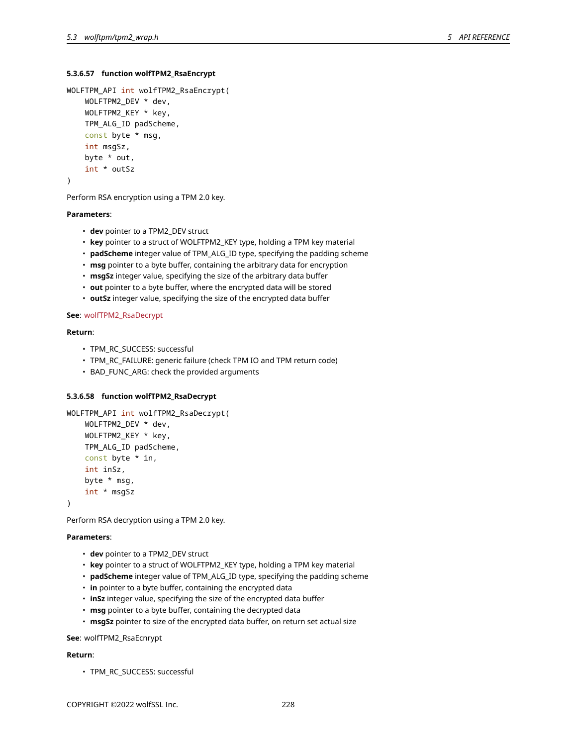#### 5.3.6.57 function wolfTPM2_RsaEncrypt

```
WOLFTPM_API int wolfTPM2_RsaEncrypt(
    WOLFTPM2_DEV * dev,
    WOLFTPM2_KEY * key,
    TPM_ALG_ID padScheme,
    const byte * msg,
    int msgSz,
    byte * out,
    int * outSz
)
```

Perform RSA encryption using a TPM 2.0 key.

**Parameters**:

- **dev** pointer to a TPM2_DEV struct
- **key** pointer to a struct of WOLFTPM2_KEY type, holding a TPM key material
- **padScheme** integer value of TPM_ALG_ID type, specifying the padding scheme
- **msg** pointer to a byte buffer, containing the arbitrary data for encryption
- **msgSz** integer value, specifying the size of the arbitrary data buffer
- **out** pointer to a byte buffer, where the encrypted data will be stored
- **outSz** integer value, specifying the size of the encrypted data buffer

**See**: wolfTPM2_RsaDecrypt

**Return**:

- TPM_RC_SUCCESS: successful
- TPM_RC_FAILURE: generic failure (check TPM IO and TPM return code)
- BAD_FUNC_ARG: check the provided arguments

#### 5.3.6.58 function wolfTPM2_RsaDecrypt

```
WOLFTPM_API int wolfTPM2_RsaDecrypt(
    WOLFTPM2_DEV * dev,
    WOLFTPM2_KEY * key,
    TPM_ALG_ID padScheme,
    const byte * in,
    int inSz,
    byte * msg,
    int * msgSz
)
```

Perform RSA decryption using a TPM 2.0 key.

**Parameters**:

- **dev** pointer to a TPM2_DEV struct
- **key** pointer to a struct of WOLFTPM2_KEY type, holding a TPM key material
- **padScheme** integer value of TPM_ALG_ID type, specifying the padding scheme
- **in** pointer to a byte buffer, containing the encrypted data
- **inSz** integer value, specifying the size of the encrypted data buffer
- **msg** pointer to a byte buffer, containing the decrypted data
- **msgSz** pointer to size of the encrypted data buffer, on return set actual size

**See**: wolfTPM2_RsaEcnrypt

**Return**:

- TPM_RC_SUCCESS: successful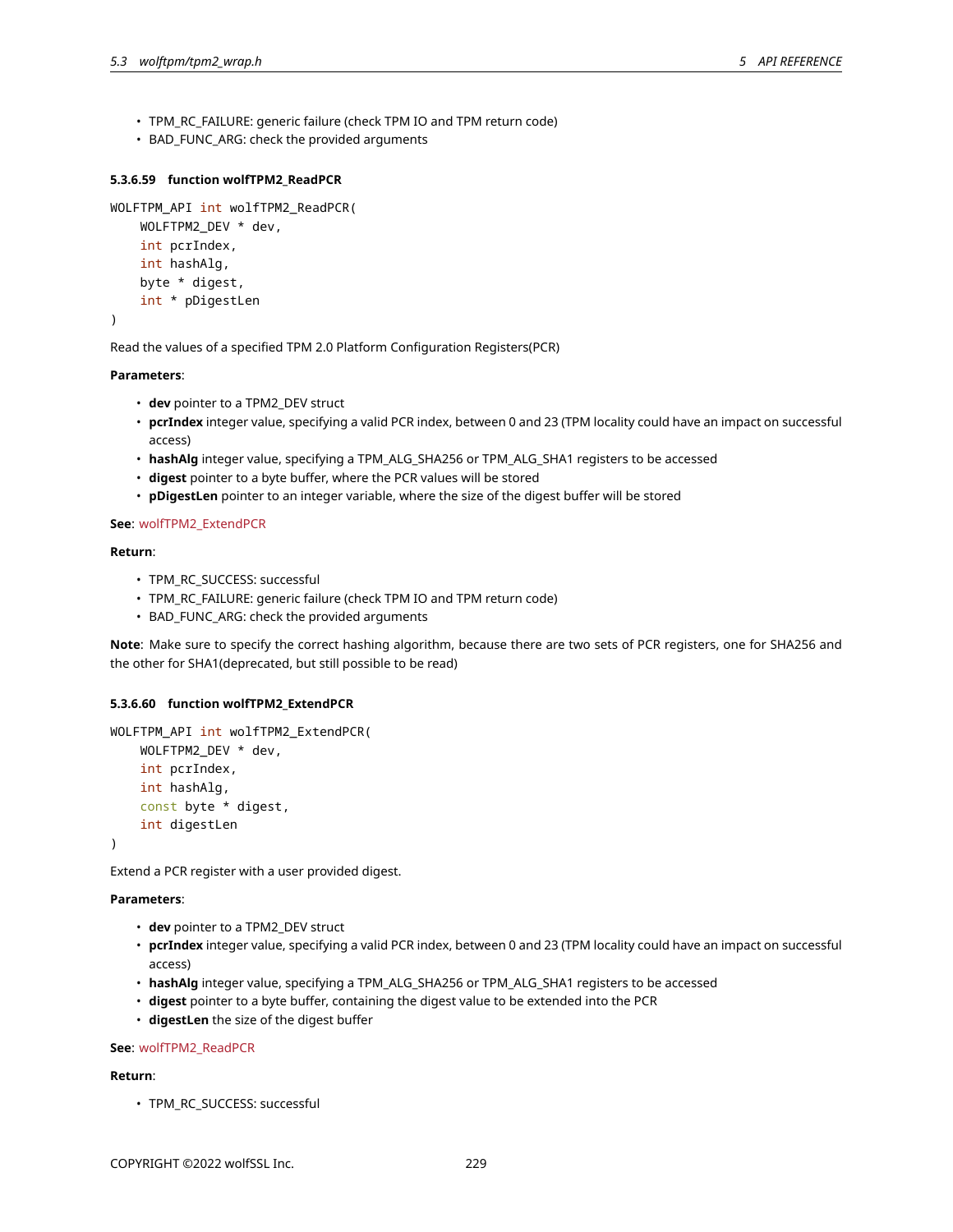- TPM_RC_FAILURE: generic failure (check TPM IO and TPM return code)
- BAD_FUNC_ARG: check the provided arguments

#### 5.3.6.59 function wolfTPM2_ReadPCR

```
WOLFTPM_API int wolfTPM2_ReadPCR(
    WOLFTPM2_DEV * dev,
    int pcrIndex,
    int hashAlg,
    byte * digest,
    int * pDigestLen
)
```

Read the values of a specified TPM 2.0 Platform Configuration Registers(PCR)

**Parameters**:

- **dev** pointer to a TPM2_DEV struct
- **pcrIndex** integer value, specifying a valid PCR index, between 0 and 23 (TPM locality could have an impact on successful access)
- **hashAlg** integer value, specifying a TPM_ALG_SHA256 or TPM_ALG_SHA1 registers to be accessed
- **digest** pointer to a byte buffer, where the PCR values will be stored
- **pDigestLen** pointer to an integer variable, where the size of the digest buffer will be stored

**See**: wolfTPM2_ExtendPCR

**Return**:

- TPM_RC_SUCCESS: successful
- TPM_RC_FAILURE: generic failure (check TPM IO and TPM return code)
- BAD_FUNC_ARG: check the provided arguments

**Note**: Make sure to specify the correct hashing algorithm, because there are two sets of PCR registers, one for SHA256 and the other for SHA1(deprecated, but still possible to be read)

#### 5.3.6.60 function wolfTPM2_ExtendPCR

```
WOLFTPM_API int wolfTPM2_ExtendPCR(
    WOLFTPM2_DEV * dev,
    int pcrIndex,
    int hashAlg,
    const byte * digest,
    int digestLen
)
```

Extend a PCR register with a user provided digest.

**Parameters**:

- **dev** pointer to a TPM2_DEV struct
- **pcrIndex** integer value, specifying a valid PCR index, between 0 and 23 (TPM locality could have an impact on successful access)
- **hashAlg** integer value, specifying a TPM_ALG_SHA256 or TPM_ALG_SHA1 registers to be accessed
- **digest** pointer to a byte buffer, containing the digest value to be extended into the PCR
- **digestLen** the size of the digest buffer

**See**: wolfTPM2_ReadPCR

**Return**:

- TPM_RC_SUCCESS: successful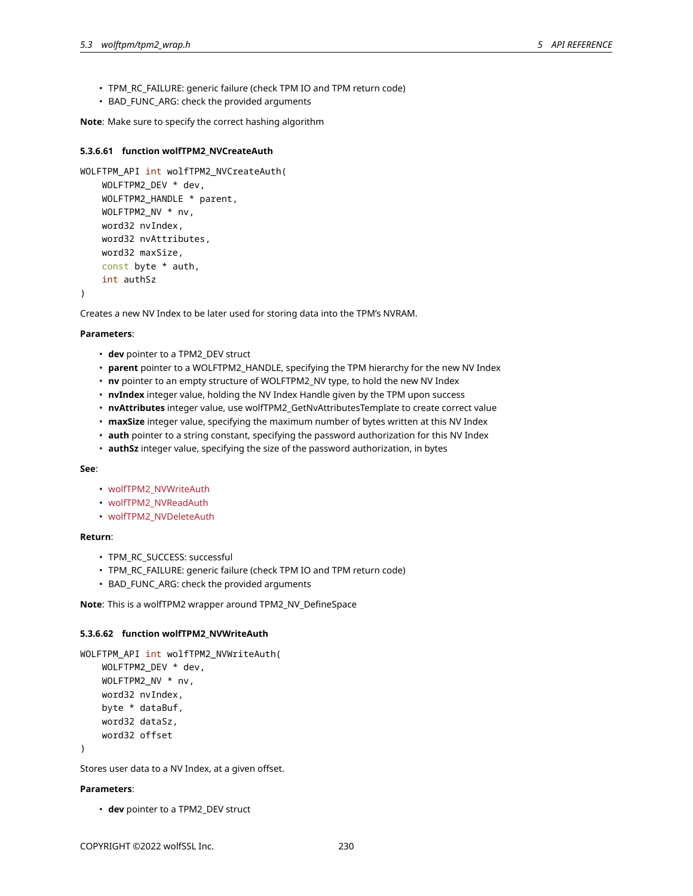- TPM_RC_FAILURE: generic failure (check TPM IO and TPM return code)
- BAD_FUNC_ARG: check the provided arguments

**Note**: Make sure to specify the correct hashing algorithm

#### 5.3.6.61 function wolfTPM2_NVCreateAuth

```
WOLFTPM_API int wolfTPM2_NVCreateAuth(
    WOLFTPM2_DEV * dev,
    WOLFTPM2_HANDLE * parent,
    WOLFTPM2_NV * nv,
    word32 nvIndex,
    word32 nvAttributes,
    word32 maxSize,
    const byte * auth,
    int authSz
)
```

Creates a new NV Index to be later used for storing data into the TPM's NVRAM.

**Parameters**:

- **dev** pointer to a TPM2_DEV struct
- **parent** pointer to a WOLFTPM2_HANDLE, specifying the TPM hierarchy for the new NV Index
- **nv** pointer to an empty structure of WOLFTPM2_NV type, to hold the new NV Index
- **nvIndex** integer value, holding the NV Index Handle given by the TPM upon success
- **nvAttributes** integer value, use wolfTPM2_GetNvAttributesTemplate to create correct value
- **maxSize** integer value, specifying the maximum number of bytes written at this NV Index
- **auth** pointer to a string constant, specifying the password authorization for this NV Index
- **authSz** integer value, specifying the size of the password authorization, in bytes

**See**:

- wolfTPM2_NVWriteAuth
- wolfTPM2_NVReadAuth
- wolfTPM2_NVDeleteAuth

**Return**:

- TPM_RC_SUCCESS: successful
- TPM_RC_FAILURE: generic failure (check TPM IO and TPM return code)
- BAD_FUNC_ARG: check the provided arguments

**Note**: This is a wolfTPM2 wrapper around TPM2_NV_DefineSpace

#### 5.3.6.62 function wolfTPM2_NVWriteAuth

```
WOLFTPM_API int wolfTPM2_NVWriteAuth(
    WOLFTPM2_DEV * dev,
    WOLFTPM2_NV * nv,
    word32 nvIndex,
    byte * dataBuf,
    word32 dataSz,
    word32 offset
)
```

Stores user data to a NV Index, at a given offset.

**Parameters**:

- **dev** pointer to a TPM2_DEV struct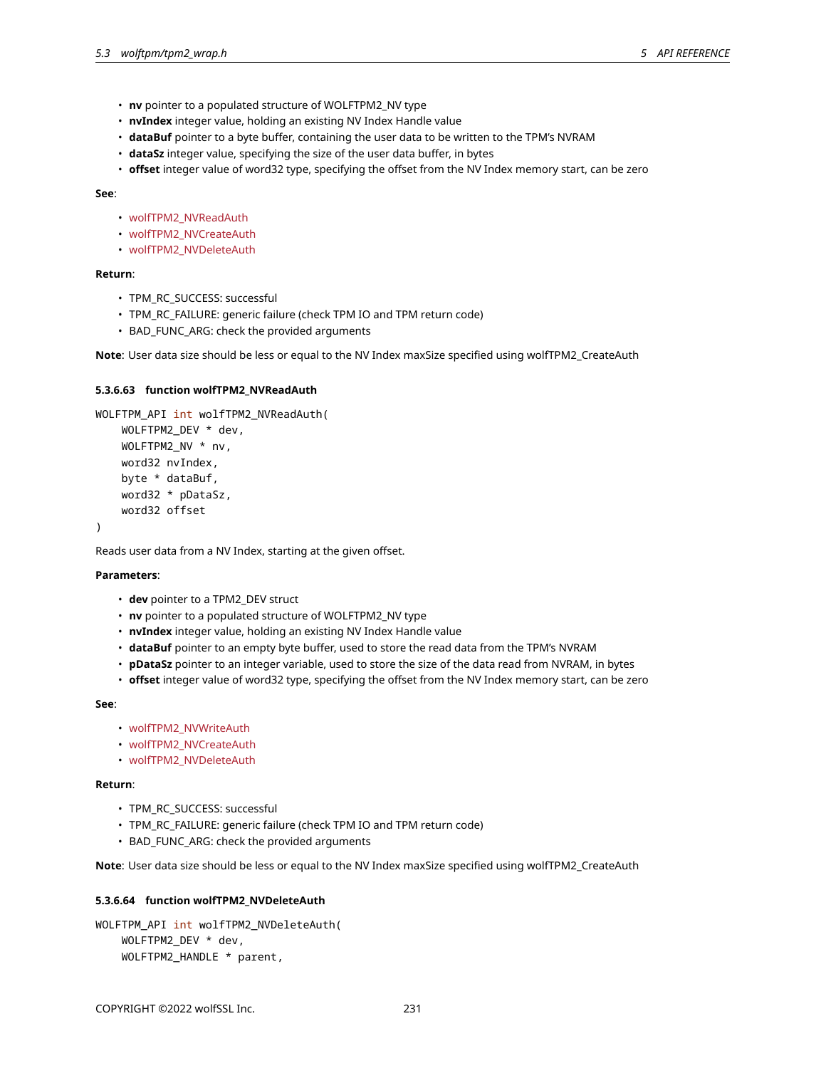- **nv** pointer to a populated structure of WOLFTPM2_NV type
- **nvIndex** integer value, holding an existing NV Index Handle value
- **dataBuf** pointer to a byte buffer, containing the user data to be written to the TPM's NVRAM
- **dataSz** integer value, specifying the size of the user data buffer, in bytes
- **offset** integer value of word32 type, specifying the offset from the NV Index memory start, can be zero

**See**:

- wolfTPM2_NVReadAuth
- wolfTPM2_NVCreateAuth
- wolfTPM2_NVDeleteAuth

**Return**:

- TPM_RC_SUCCESS: successful
- TPM_RC_FAILURE: generic failure (check TPM IO and TPM return code)
- BAD_FUNC_ARG: check the provided arguments

**Note**: User data size should be less or equal to the NV Index maxSize specified using wolfTPM2_CreateAuth

#### 5.3.6.63 function wolfTPM2_NVReadAuth

```
WOLFTPM_API int wolfTPM2_NVReadAuth(
    WOLFTPM2_DEV * dev,
    WOLFTPM2_NV * nv,
    word32 nvIndex,
    byte * dataBuf,
    word32 * pDataSz,
    word32 offset
)
```

Reads user data from a NV Index, starting at the given offset.

**Parameters**:

- **dev** pointer to a TPM2_DEV struct
- **nv** pointer to a populated structure of WOLFTPM2_NV type
- **nvIndex** integer value, holding an existing NV Index Handle value
- **dataBuf** pointer to an empty byte buffer, used to store the read data from the TPM's NVRAM
- **pDataSz** pointer to an integer variable, used to store the size of the data read from NVRAM, in bytes
- **offset** integer value of word32 type, specifying the offset from the NV Index memory start, can be zero

**See**:

- wolfTPM2_NVWriteAuth
- wolfTPM2_NVCreateAuth
- wolfTPM2_NVDeleteAuth

**Return**:

- TPM_RC_SUCCESS: successful
- TPM_RC_FAILURE: generic failure (check TPM IO and TPM return code)
- BAD_FUNC_ARG: check the provided arguments

**Note**: User data size should be less or equal to the NV Index maxSize specified using wolfTPM2_CreateAuth

#### 5.3.6.64 function wolfTPM2_NVDeleteAuth

```
WOLFTPM_API int wolfTPM2_NVDeleteAuth(
    WOLFTPM2_DEV * dev,
    WOLFTPM2_HANDLE * parent,
```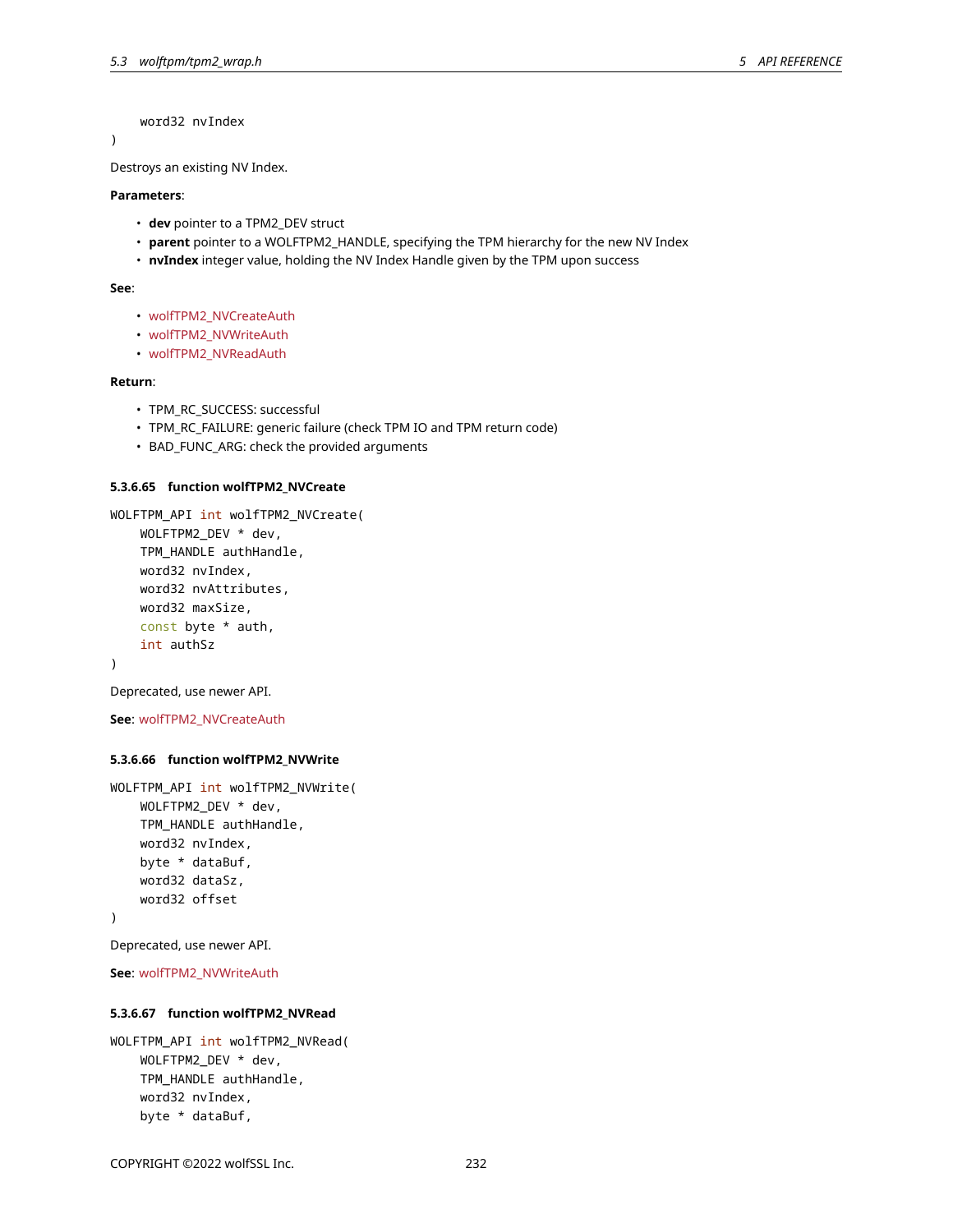```
    word32 nvIndex
)
```

Destroys an existing NV Index.

**Parameters**:

- **dev** pointer to a TPM2_DEV struct
- **parent** pointer to a WOLFTPM2_HANDLE, specifying the TPM hierarchy for the new NV Index
- **nvIndex** integer value, holding the NV Index Handle given by the TPM upon success

**See**:

- wolfTPM2_NVCreateAuth
- wolfTPM2_NVWriteAuth
- wolfTPM2_NVReadAuth

**Return**:

- TPM_RC_SUCCESS: successful
- TPM_RC_FAILURE: generic failure (check TPM IO and TPM return code)
- BAD_FUNC_ARG: check the provided arguments

#### 5.3.6.65 function wolfTPM2_NVCreate

```
WOLFTPM_API int wolfTPM2_NVCreate(
    WOLFTPM2_DEV * dev,
    TPM_HANDLE authHandle,
    word32 nvIndex,
    word32 nvAttributes,
    word32 maxSize,
    const byte * auth,
    int authSz
)
```

Deprecated, use newer API.

**See**: wolfTPM2_NVCreateAuth

#### 5.3.6.66 function wolfTPM2_NVWrite

```
WOLFTPM_API int wolfTPM2_NVWrite(
    WOLFTPM2_DEV * dev,
    TPM_HANDLE authHandle,
    word32 nvIndex,
    byte * dataBuf,
    word32 dataSz,
    word32 offset
)
```

Deprecated, use newer API.

**See**: wolfTPM2_NVWriteAuth

#### 5.3.6.67 function wolfTPM2_NVRead

```
WOLFTPM_API int wolfTPM2_NVRead(
    WOLFTPM2_DEV * dev,
    TPM_HANDLE authHandle,
    word32 nvIndex,
    byte * dataBuf,
```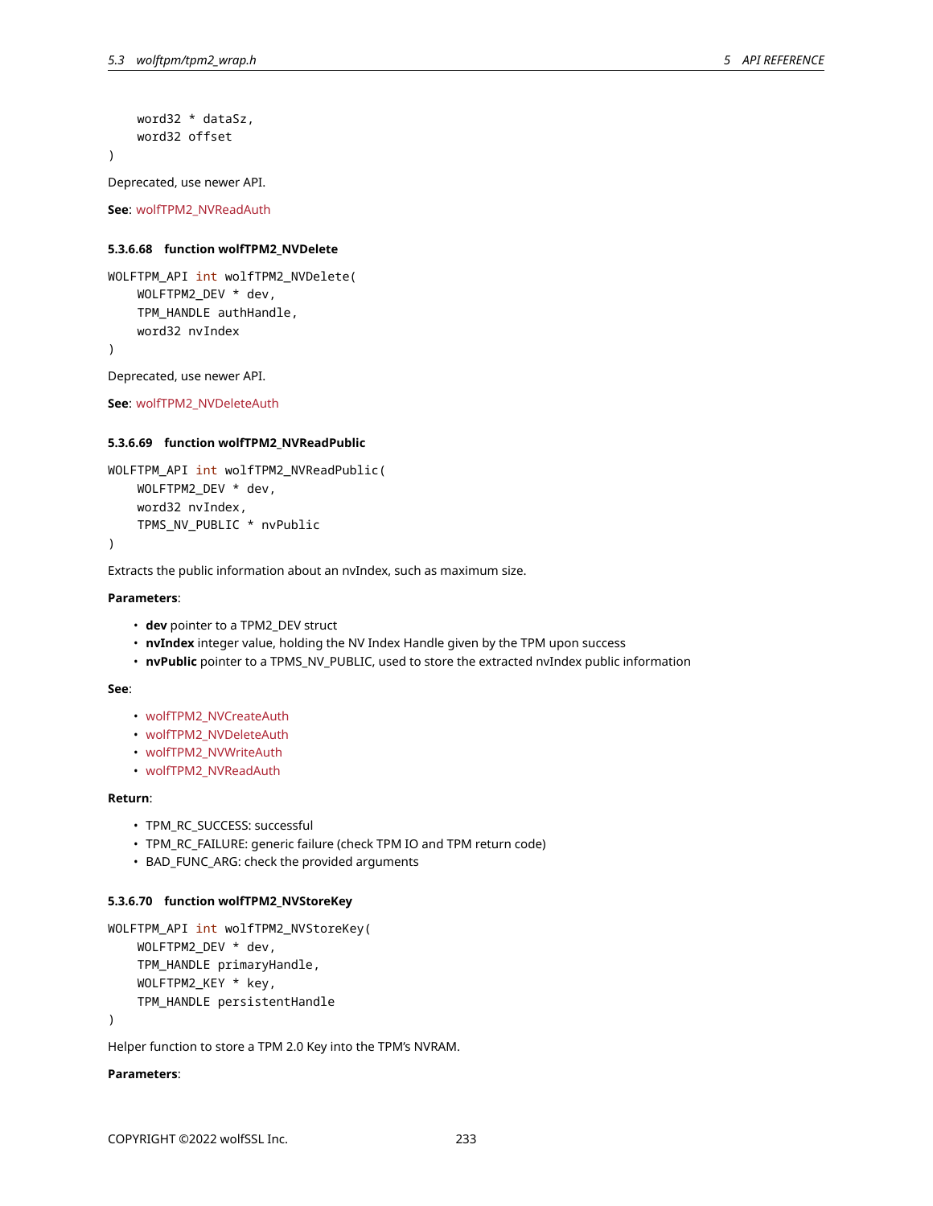```
    word32 * dataSz,
    word32 offset
)
```

Deprecated, use newer API.

**See**: wolfTPM2_NVReadAuth

#### 5.3.6.68 function wolfTPM2_NVDelete

```
WOLFTPM_API int wolfTPM2_NVDelete(
    WOLFTPM2_DEV * dev,
    TPM_HANDLE authHandle,
    word32 nvIndex
)
```

Deprecated, use newer API.

**See**: wolfTPM2_NVDeleteAuth

#### 5.3.6.69 function wolfTPM2_NVReadPublic

```
WOLFTPM_API int wolfTPM2_NVReadPublic(
    WOLFTPM2_DEV * dev,
    word32 nvIndex,
    TPMS_NV_PUBLIC * nvPublic
)
```

Extracts the public information about an nvIndex, such as maximum size.

**Parameters**:

- **dev** pointer to a TPM2_DEV struct
- **nvIndex** integer value, holding the NV Index Handle given by the TPM upon success
- **nvPublic** pointer to a TPMS_NV_PUBLIC, used to store the extracted nvIndex public information

**See**:

- wolfTPM2_NVCreateAuth
- wolfTPM2_NVDeleteAuth
- wolfTPM2_NVWriteAuth
- wolfTPM2_NVReadAuth

**Return**:

- TPM_RC_SUCCESS: successful
- TPM_RC_FAILURE: generic failure (check TPM IO and TPM return code)
- BAD_FUNC_ARG: check the provided arguments

#### 5.3.6.70 function wolfTPM2_NVStoreKey

```
WOLFTPM_API int wolfTPM2_NVStoreKey(
    WOLFTPM2_DEV * dev,
    TPM_HANDLE primaryHandle,
    WOLFTPM2_KEY * key,
    TPM_HANDLE persistentHandle
)
```

Helper function to store a TPM 2.0 Key into the TPM's NVRAM.

**Parameters**: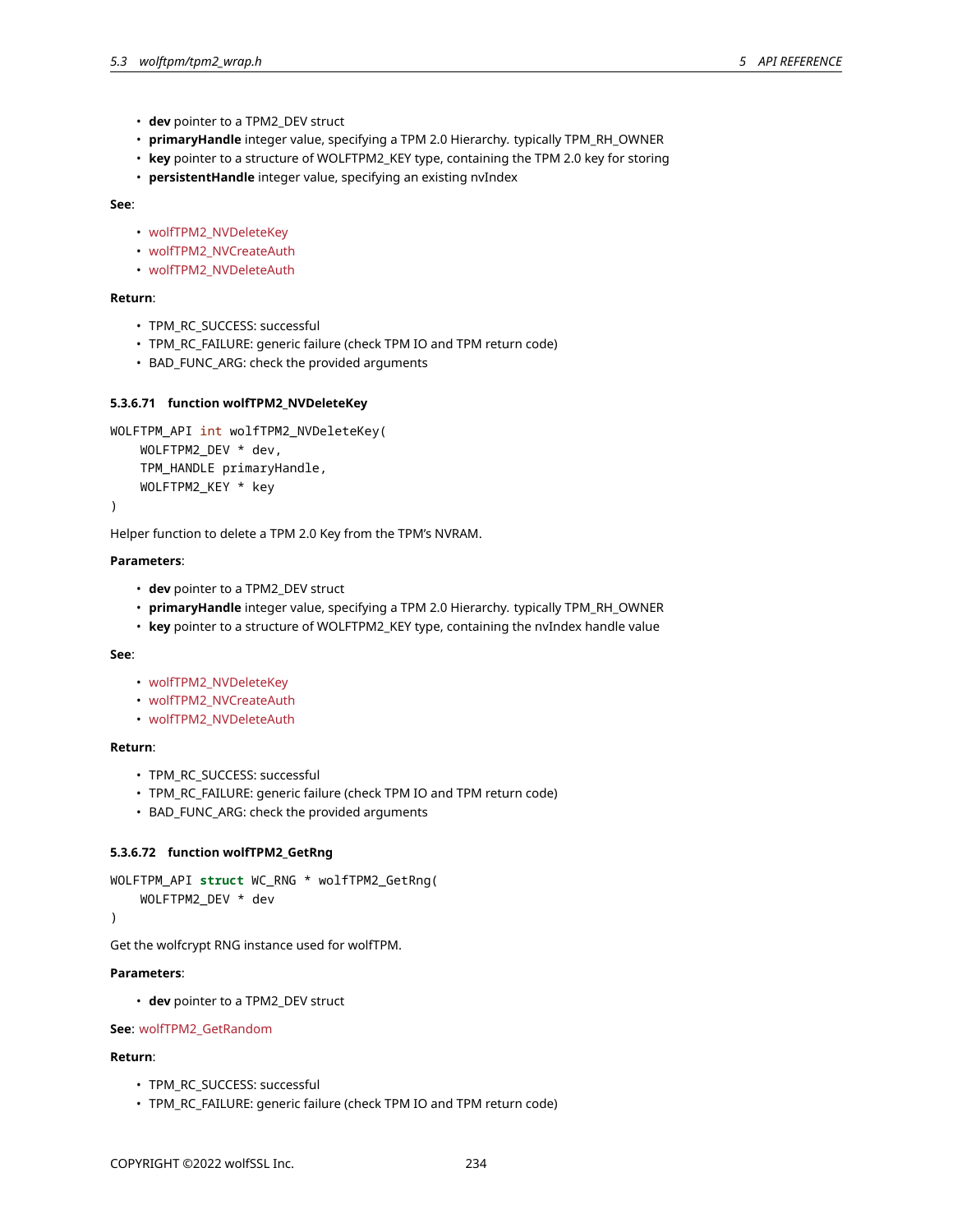- **dev** pointer to a TPM2_DEV struct
- **primaryHandle** integer value, specifying a TPM 2.0 Hierarchy. typically TPM_RH_OWNER
- **key** pointer to a structure of WOLFTPM2_KEY type, containing the TPM 2.0 key for storing
- **persistentHandle** integer value, specifying an existing nvIndex

**See**:

- wolfTPM2_NVDeleteKey
- wolfTPM2_NVCreateAuth
- wolfTPM2_NVDeleteAuth

**Return**:

- TPM_RC_SUCCESS: successful
- TPM_RC_FAILURE: generic failure (check TPM IO and TPM return code)
- BAD_FUNC_ARG: check the provided arguments

#### 5.3.6.71 function wolfTPM2_NVDeleteKey

```
WOLFTPM_API int wolfTPM2_NVDeleteKey(
    WOLFTPM2_DEV * dev,
    TPM_HANDLE primaryHandle,
    WOLFTPM2_KEY * key
)
```

Helper function to delete a TPM 2.0 Key from the TPM's NVRAM.

**Parameters**:

- **dev** pointer to a TPM2_DEV struct
- **primaryHandle** integer value, specifying a TPM 2.0 Hierarchy. typically TPM_RH_OWNER
- **key** pointer to a structure of WOLFTPM2_KEY type, containing the nvIndex handle value

**See**:

- wolfTPM2_NVDeleteKey
- wolfTPM2_NVCreateAuth
- wolfTPM2_NVDeleteAuth

**Return**:

- TPM_RC_SUCCESS: successful
- TPM_RC_FAILURE: generic failure (check TPM IO and TPM return code)
- BAD_FUNC_ARG: check the provided arguments

#### 5.3.6.72 function wolfTPM2_GetRng

```
WOLFTPM_API struct WC_RNG * wolfTPM2_GetRng(
    WOLFTPM2_DEV * dev
)
```

Get the wolfcrypt RNG instance used for wolfTPM.

**Parameters**:

- **dev** pointer to a TPM2_DEV struct

**See**: wolfTPM2_GetRandom

**Return**:

- TPM_RC_SUCCESS: successful
- TPM_RC_FAILURE: generic failure (check TPM IO and TPM return code)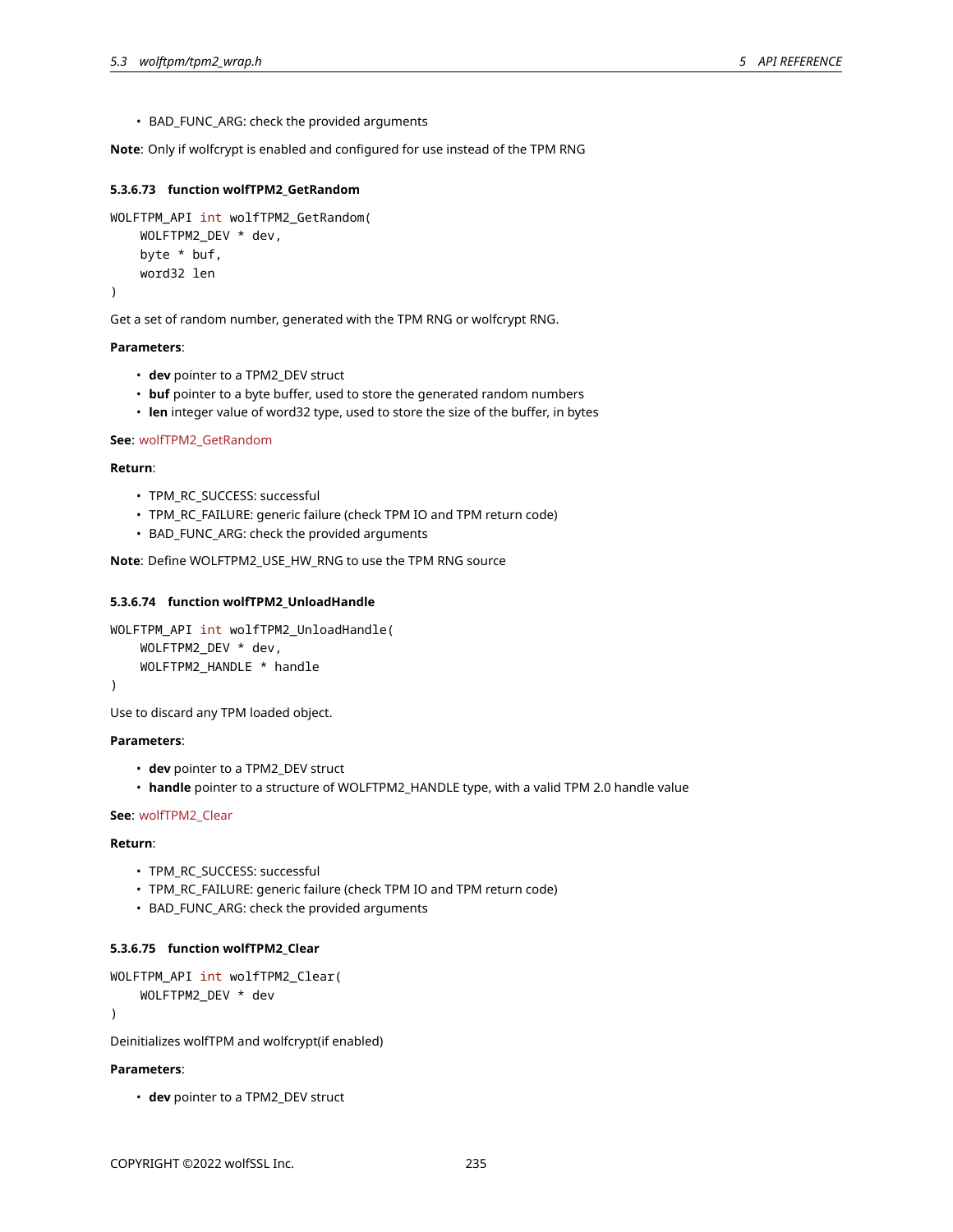- BAD_FUNC_ARG: check the provided arguments

**Note**: Only if wolfcrypt is enabled and configured for use instead of the TPM RNG

#### 5.3.6.73 function wolfTPM2_GetRandom

```
WOLFTPM_API int wolfTPM2_GetRandom(
    WOLFTPM2_DEV * dev,
    byte * buf,
    word32 len
)
```

Get a set of random number, generated with the TPM RNG or wolfcrypt RNG.

**Parameters**:

- **dev** pointer to a TPM2_DEV struct
- **buf** pointer to a byte buffer, used to store the generated random numbers
- **len** integer value of word32 type, used to store the size of the buffer, in bytes

**See**: wolfTPM2_GetRandom

**Return**:

- TPM_RC_SUCCESS: successful
- TPM_RC_FAILURE: generic failure (check TPM IO and TPM return code)
- BAD_FUNC_ARG: check the provided arguments

**Note**: Define WOLFTPM2_USE_HW_RNG to use the TPM RNG source

#### 5.3.6.74 function wolfTPM2_UnloadHandle

```
WOLFTPM_API int wolfTPM2_UnloadHandle(
    WOLFTPM2_DEV * dev,
    WOLFTPM2_HANDLE * handle
)
```

Use to discard any TPM loaded object.

**Parameters**:

- **dev** pointer to a TPM2_DEV struct
- **handle** pointer to a structure of WOLFTPM2_HANDLE type, with a valid TPM 2.0 handle value

**See**: wolfTPM2_Clear

**Return**:

- TPM_RC_SUCCESS: successful
- TPM_RC_FAILURE: generic failure (check TPM IO and TPM return code)
- BAD_FUNC_ARG: check the provided arguments

#### 5.3.6.75 function wolfTPM2_Clear

```
WOLFTPM_API int wolfTPM2_Clear(
    WOLFTPM2_DEV * dev
)
```

Deinitializes wolfTPM and wolfcrypt(if enabled)

**Parameters**:

- **dev** pointer to a TPM2_DEV struct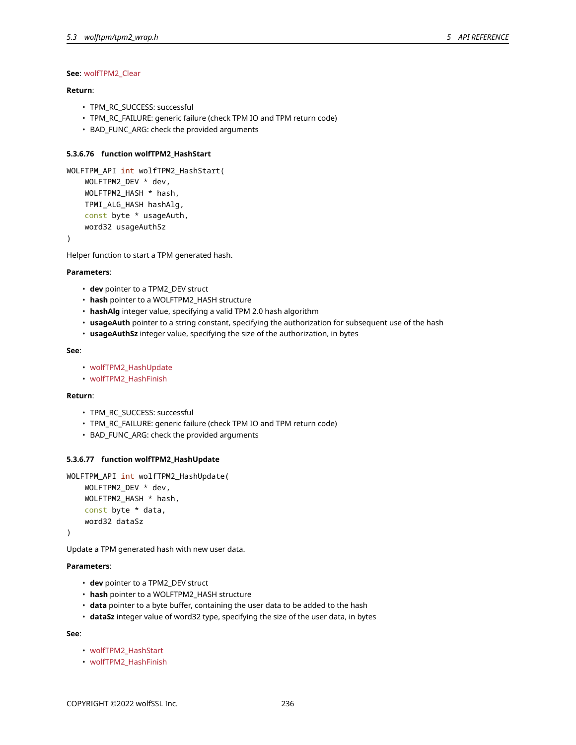**See**: wolfTPM2_Clear

**Return**:

- TPM_RC_SUCCESS: successful
- TPM_RC_FAILURE: generic failure (check TPM IO and TPM return code)
- BAD_FUNC_ARG: check the provided arguments

#### 5.3.6.76 function wolfTPM2_HashStart

```
WOLFTPM_API int wolfTPM2_HashStart(
    WOLFTPM2_DEV * dev,
    WOLFTPM2_HASH * hash,
    TPMI_ALG_HASH hashAlg,
    const byte * usageAuth,
    word32 usageAuthSz
)
```

Helper function to start a TPM generated hash.

**Parameters**:

- **dev** pointer to a TPM2_DEV struct
- **hash** pointer to a WOLFTPM2_HASH structure
- **hashAlg** integer value, specifying a valid TPM 2.0 hash algorithm
- **usageAuth** pointer to a string constant, specifying the authorization for subsequent use of the hash
- **usageAuthSz** integer value, specifying the size of the authorization, in bytes

**See**:

- wolfTPM2_HashUpdate
- wolfTPM2_HashFinish

**Return**:

- TPM_RC_SUCCESS: successful
- TPM_RC_FAILURE: generic failure (check TPM IO and TPM return code)
- BAD_FUNC_ARG: check the provided arguments

#### 5.3.6.77 function wolfTPM2_HashUpdate

```
WOLFTPM_API int wolfTPM2_HashUpdate(
    WOLFTPM2_DEV * dev,
    WOLFTPM2_HASH * hash,
    const byte * data,
    word32 dataSz
)
```

Update a TPM generated hash with new user data.

**Parameters**:

- **dev** pointer to a TPM2_DEV struct
- **hash** pointer to a WOLFTPM2_HASH structure
- **data** pointer to a byte buffer, containing the user data to be added to the hash
- **dataSz** integer value of word32 type, specifying the size of the user data, in bytes

**See**:

- wolfTPM2_HashStart
- wolfTPM2_HashFinish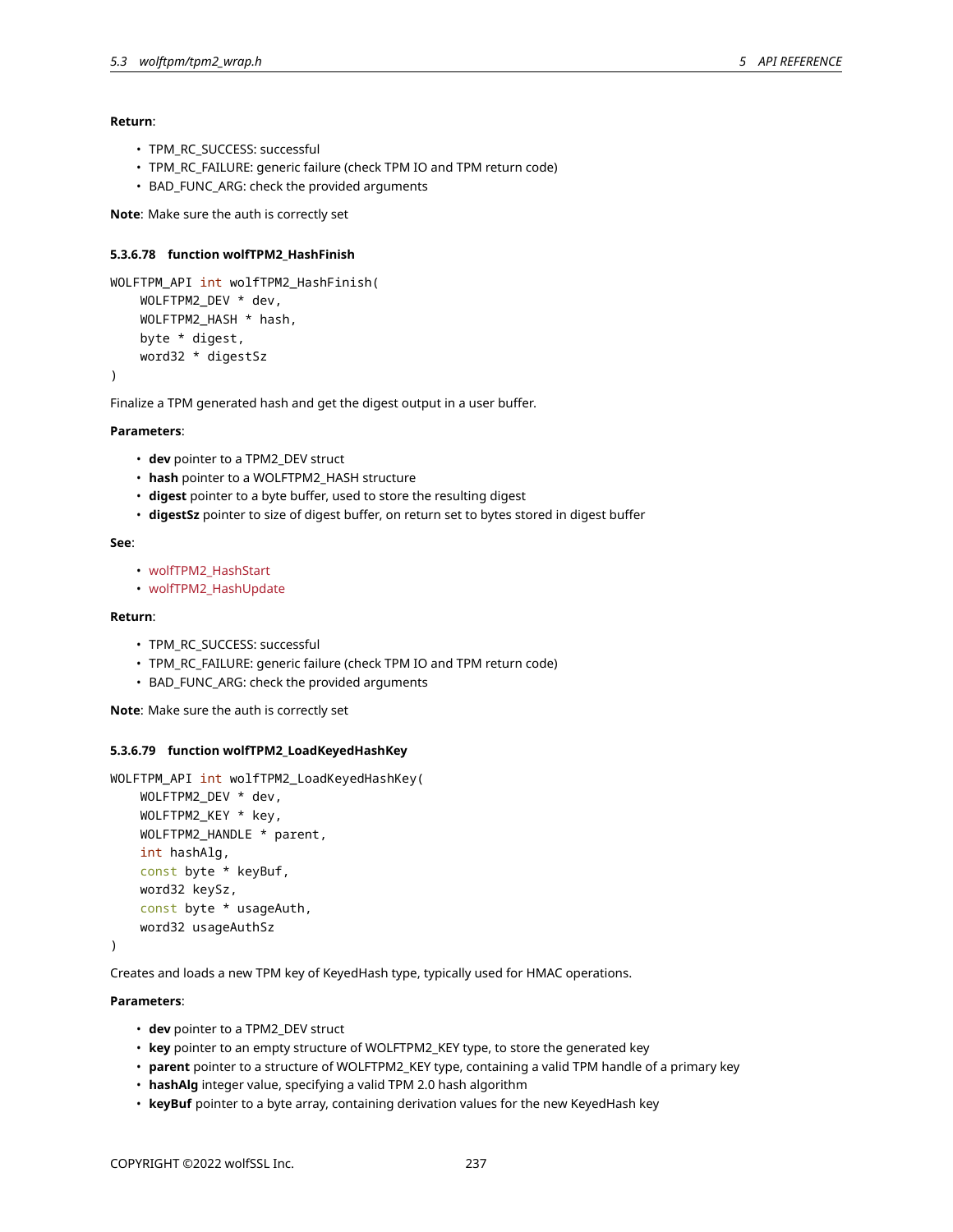**Return**:

- TPM_RC_SUCCESS: successful
- TPM_RC_FAILURE: generic failure (check TPM IO and TPM return code)
- BAD_FUNC_ARG: check the provided arguments

**Note**: Make sure the auth is correctly set

#### 5.3.6.78 function wolfTPM2_HashFinish

```
WOLFTPM_API int wolfTPM2_HashFinish(
    WOLFTPM2_DEV * dev,
    WOLFTPM2_HASH * hash,
    byte * digest,
    word32 * digestSz
)
```

Finalize a TPM generated hash and get the digest output in a user buffer.

**Parameters**:

- **dev** pointer to a TPM2_DEV struct
- **hash** pointer to a WOLFTPM2_HASH structure
- **digest** pointer to a byte buffer, used to store the resulting digest
- **digestSz** pointer to size of digest buffer, on return set to bytes stored in digest buffer

**See**:

- wolfTPM2_HashStart
- wolfTPM2_HashUpdate

**Return**:

- TPM_RC_SUCCESS: successful
- TPM_RC_FAILURE: generic failure (check TPM IO and TPM return code)
- BAD_FUNC_ARG: check the provided arguments

**Note**: Make sure the auth is correctly set

#### 5.3.6.79 function wolfTPM2_LoadKeyedHashKey

```
WOLFTPM_API int wolfTPM2_LoadKeyedHashKey(
    WOLFTPM2_DEV * dev,
    WOLFTPM2_KEY * key,
    WOLFTPM2_HANDLE * parent,
    int hashAlg,
    const byte * keyBuf,
    word32 keySz,
    const byte * usageAuth,
    word32 usageAuthSz
)
```

Creates and loads a new TPM key of KeyedHash type, typically used for HMAC operations.

**Parameters**:

- **dev** pointer to a TPM2_DEV struct
- **key** pointer to an empty structure of WOLFTPM2_KEY type, to store the generated key
- **parent** pointer to a structure of WOLFTPM2_KEY type, containing a valid TPM handle of a primary key
- **hashAlg** integer value, specifying a valid TPM 2.0 hash algorithm
- **keyBuf** pointer to a byte array, containing derivation values for the new KeyedHash key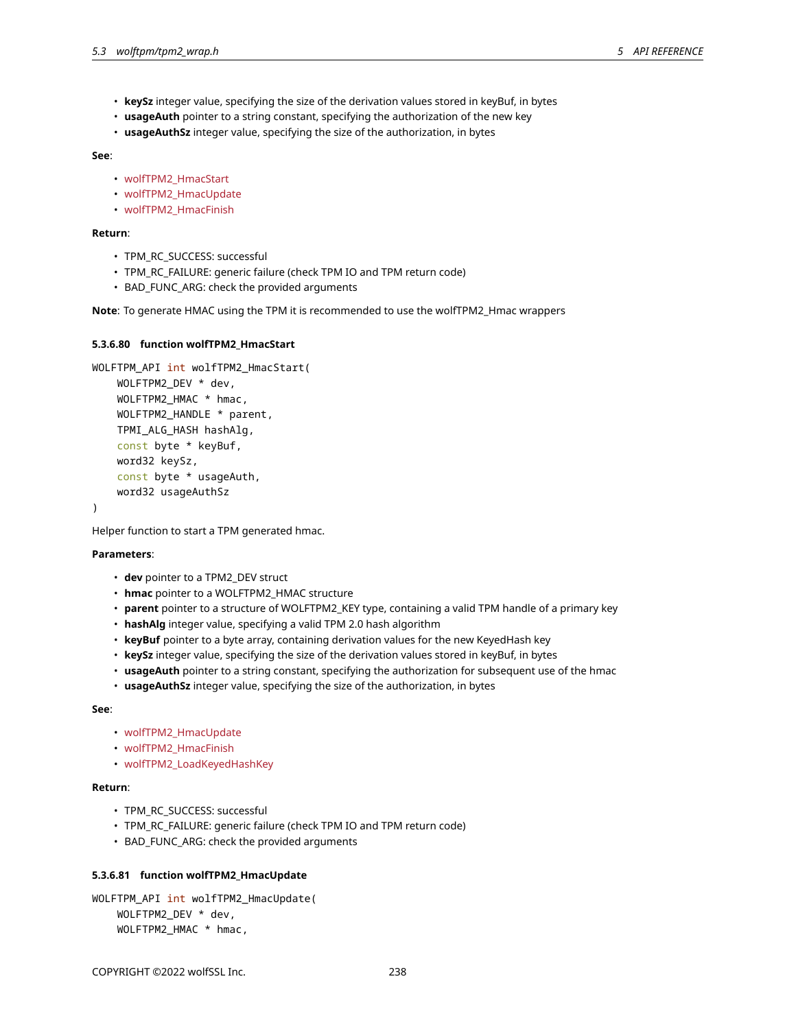- **keySz** integer value, specifying the size of the derivation values stored in keyBuf, in bytes
- **usageAuth** pointer to a string constant, specifying the authorization of the new key
- **usageAuthSz** integer value, specifying the size of the authorization, in bytes

**See**:

- wolfTPM2_HmacStart
- wolfTPM2_HmacUpdate
- wolfTPM2_HmacFinish

**Return**:

- TPM_RC_SUCCESS: successful
- TPM_RC_FAILURE: generic failure (check TPM IO and TPM return code)
- BAD_FUNC_ARG: check the provided arguments

**Note**: To generate HMAC using the TPM it is recommended to use the wolfTPM2_Hmac wrappers

#### 5.3.6.80 function wolfTPM2_HmacStart

```
WOLFTPM_API int wolfTPM2_HmacStart(
    WOLFTPM2_DEV * dev,
    WOLFTPM2_HMAC * hmac,
    WOLFTPM2_HANDLE * parent,
    TPMI_ALG_HASH hashAlg,
    const byte * keyBuf,
    word32 keySz,
    const byte * usageAuth,
    word32 usageAuthSz
)
```

Helper function to start a TPM generated hmac.

**Parameters**:

- **dev** pointer to a TPM2_DEV struct
- **hmac** pointer to a WOLFTPM2_HMAC structure
- **parent** pointer to a structure of WOLFTPM2_KEY type, containing a valid TPM handle of a primary key
- **hashAlg** integer value, specifying a valid TPM 2.0 hash algorithm
- **keyBuf** pointer to a byte array, containing derivation values for the new KeyedHash key
- **keySz** integer value, specifying the size of the derivation values stored in keyBuf, in bytes
- **usageAuth** pointer to a string constant, specifying the authorization for subsequent use of the hmac
- **usageAuthSz** integer value, specifying the size of the authorization, in bytes

**See**:

- wolfTPM2_HmacUpdate
- wolfTPM2_HmacFinish
- wolfTPM2_LoadKeyedHashKey

**Return**:

- TPM_RC_SUCCESS: successful
- TPM_RC_FAILURE: generic failure (check TPM IO and TPM return code)
- BAD_FUNC_ARG: check the provided arguments

#### 5.3.6.81 function wolfTPM2_HmacUpdate

```
WOLFTPM_API int wolfTPM2_HmacUpdate(
    WOLFTPM2_DEV * dev,
    WOLFTPM2_HMAC * hmac,
```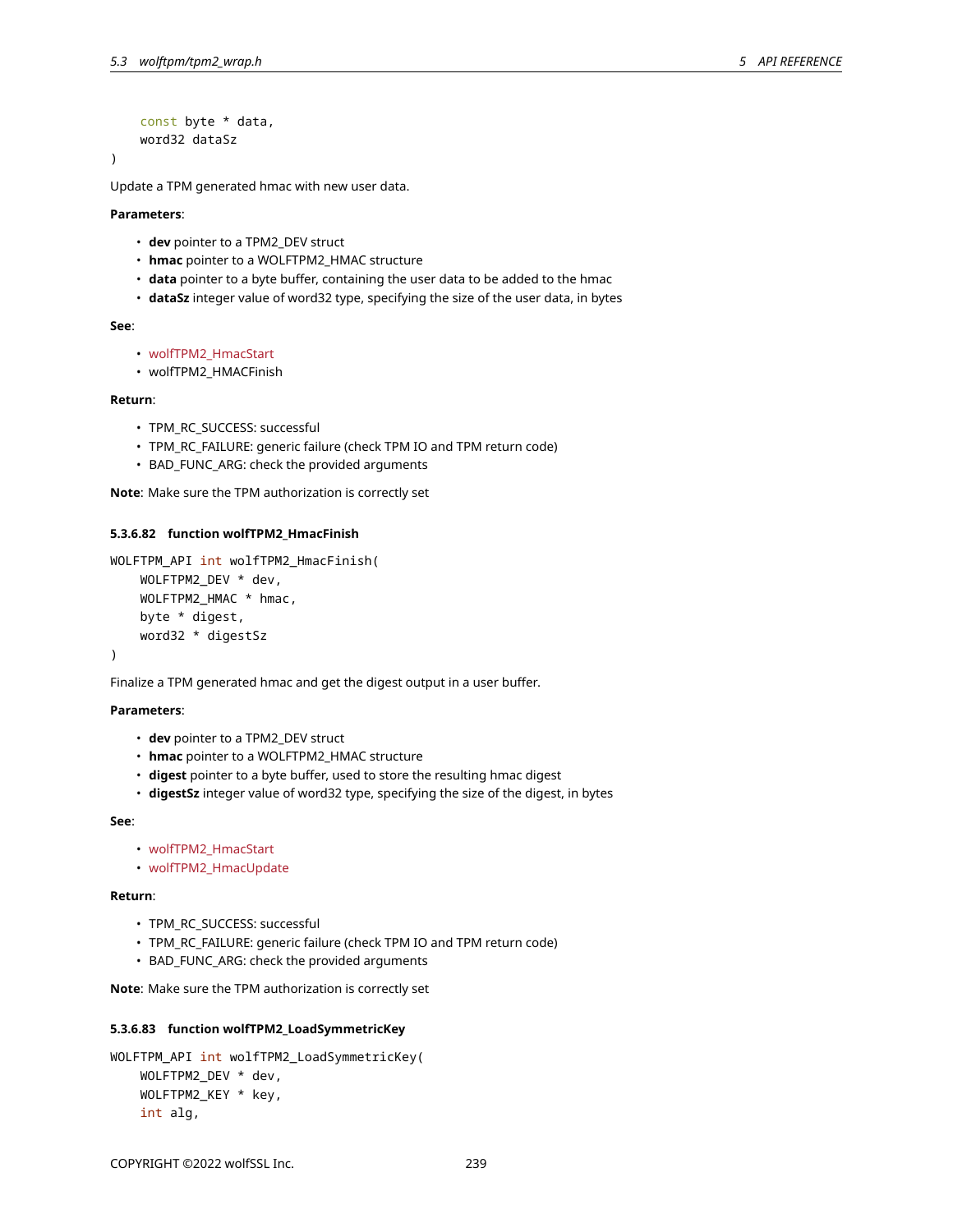```
    const byte * data,
    word32 dataSz
)
```

Update a TPM generated hmac with new user data.

**Parameters**:

- **dev** pointer to a TPM2_DEV struct
- **hmac** pointer to a WOLFTPM2_HMAC structure
- **data** pointer to a byte buffer, containing the user data to be added to the hmac
- **dataSz** integer value of word32 type, specifying the size of the user data, in bytes

**See**:

- wolfTPM2_HmacStart
- wolfTPM2_HMACFinish

**Return**:

- TPM_RC_SUCCESS: successful
- TPM_RC_FAILURE: generic failure (check TPM IO and TPM return code)
- BAD_FUNC_ARG: check the provided arguments

**Note**: Make sure the TPM authorization is correctly set

#### 5.3.6.82 function wolfTPM2_HmacFinish

```
WOLFTPM_API int wolfTPM2_HmacFinish(
    WOLFTPM2_DEV * dev,
    WOLFTPM2_HMAC * hmac,
    byte * digest,
    word32 * digestSz
)
```

Finalize a TPM generated hmac and get the digest output in a user buffer.

**Parameters**:

- **dev** pointer to a TPM2_DEV struct
- **hmac** pointer to a WOLFTPM2_HMAC structure
- **digest** pointer to a byte buffer, used to store the resulting hmac digest
- **digestSz** integer value of word32 type, specifying the size of the digest, in bytes

**See**:

- wolfTPM2_HmacStart
- wolfTPM2_HmacUpdate

**Return**:

- TPM_RC_SUCCESS: successful
- TPM_RC_FAILURE: generic failure (check TPM IO and TPM return code)
- BAD_FUNC_ARG: check the provided arguments

**Note**: Make sure the TPM authorization is correctly set

#### 5.3.6.83 function wolfTPM2_LoadSymmetricKey

```
WOLFTPM_API int wolfTPM2_LoadSymmetricKey(
    WOLFTPM2_DEV * dev,
    WOLFTPM2_KEY * key,
    int alg,
```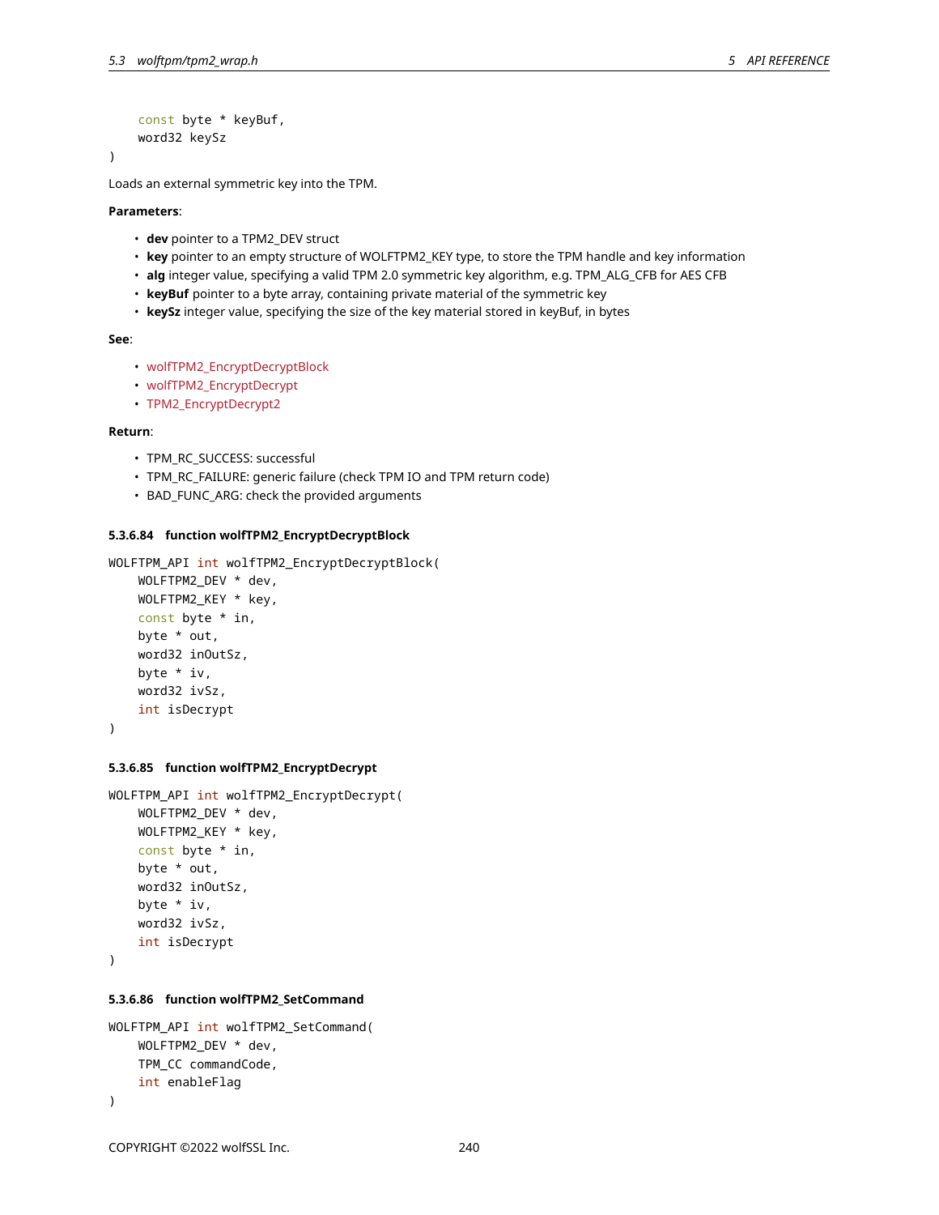```
    const byte * keyBuf,
    word32 keySz
)
```

Loads an external symmetric key into the TPM.

**Parameters**:

- **dev** pointer to a TPM2_DEV struct
- **key** pointer to an empty structure of WOLFTPM2_KEY type, to store the TPM handle and key information
- **alg** integer value, specifying a valid TPM 2.0 symmetric key algorithm, e.g. TPM_ALG_CFB for AES CFB
- **keyBuf** pointer to a byte array, containing private material of the symmetric key
- **keySz** integer value, specifying the size of the key material stored in keyBuf, in bytes

**See**:

- wolfTPM2_EncryptDecryptBlock
- wolfTPM2_EncryptDecrypt
- TPM2_EncryptDecrypt2

**Return**:

- TPM_RC_SUCCESS: successful
- TPM_RC_FAILURE: generic failure (check TPM IO and TPM return code)
- BAD_FUNC_ARG: check the provided arguments

#### 5.3.6.84 function wolfTPM2_EncryptDecryptBlock

```
WOLFTPM_API int wolfTPM2_EncryptDecryptBlock(
    WOLFTPM2_DEV * dev,
    WOLFTPM2_KEY * key,
    const byte * in,
    byte * out,
    word32 inOutSz,
    byte * iv,
    word32 ivSz,
    int isDecrypt
)
```

#### 5.3.6.85 function wolfTPM2_EncryptDecrypt

```
WOLFTPM_API int wolfTPM2_EncryptDecrypt(
    WOLFTPM2_DEV * dev,
    WOLFTPM2_KEY * key,
    const byte * in,
    byte * out,
    word32 inOutSz,
    byte * iv,
    word32 ivSz,
    int isDecrypt
)
```

#### 5.3.6.86 function wolfTPM2_SetCommand

```
WOLFTPM_API int wolfTPM2_SetCommand(
    WOLFTPM2_DEV * dev,
    TPM_CC commandCode,
    int enableFlag
)
```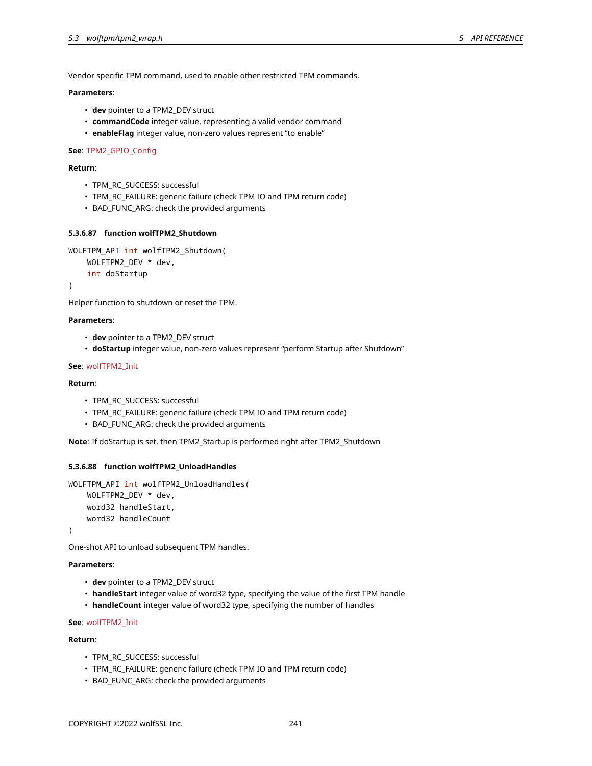Vendor specific TPM command, used to enable other restricted TPM commands.

**Parameters**:

- **dev** pointer to a TPM2_DEV struct
- **commandCode** integer value, representing a valid vendor command
- **enableFlag** integer value, non-zero values represent "to enable"

**See**: TPM2_GPIO_Config

**Return**:

- TPM_RC_SUCCESS: successful
- TPM_RC_FAILURE: generic failure (check TPM IO and TPM return code)
- BAD_FUNC_ARG: check the provided arguments

#### 5.3.6.87 function wolfTPM2_Shutdown

```
WOLFTPM_API int wolfTPM2_Shutdown(
    WOLFTPM2_DEV * dev,
    int doStartup
)
```

Helper function to shutdown or reset the TPM.

**Parameters**:

- **dev** pointer to a TPM2_DEV struct
- **doStartup** integer value, non-zero values represent "perform Startup after Shutdown"

**See**: wolfTPM2_Init

**Return**:

- TPM_RC_SUCCESS: successful
- TPM_RC_FAILURE: generic failure (check TPM IO and TPM return code)
- BAD_FUNC_ARG: check the provided arguments

**Note**: If doStartup is set, then TPM2_Startup is performed right after TPM2_Shutdown

#### 5.3.6.88 function wolfTPM2_UnloadHandles

```
WOLFTPM_API int wolfTPM2_UnloadHandles(
    WOLFTPM2_DEV * dev,
    word32 handleStart,
    word32 handleCount
)
```

One-shot API to unload subsequent TPM handles.

**Parameters**:

- **dev** pointer to a TPM2_DEV struct
- **handleStart** integer value of word32 type, specifying the value of the first TPM handle
- **handleCount** integer value of word32 type, specifying the number of handles

**See**: wolfTPM2_Init

**Return**:

- TPM_RC_SUCCESS: successful
- TPM_RC_FAILURE: generic failure (check TPM IO and TPM return code)
- BAD_FUNC_ARG: check the provided arguments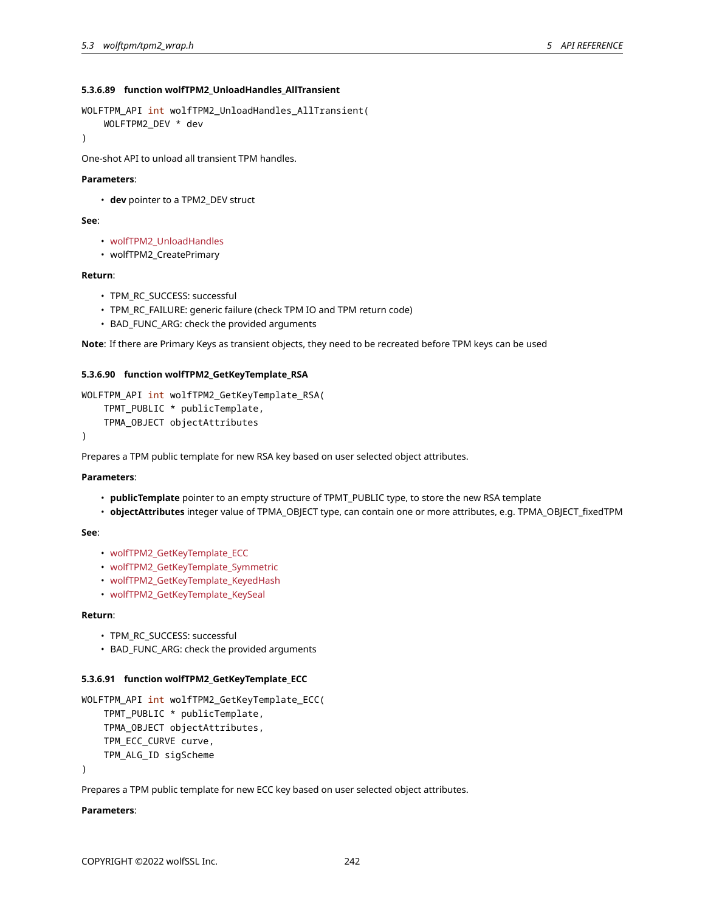#### 5.3.6.89 function wolfTPM2_UnloadHandles_AllTransient

```
WOLFTPM_API int wolfTPM2_UnloadHandles_AllTransient(
    WOLFTPM2_DEV * dev
)
```

One-shot API to unload all transient TPM handles.

**Parameters**:

- **dev** pointer to a TPM2_DEV struct

**See**:

- wolfTPM2_UnloadHandles
- wolfTPM2_CreatePrimary

**Return**:

- TPM_RC_SUCCESS: successful
- TPM_RC_FAILURE: generic failure (check TPM IO and TPM return code)
- BAD_FUNC_ARG: check the provided arguments

**Note**: If there are Primary Keys as transient objects, they need to be recreated before TPM keys can be used

#### 5.3.6.90 function wolfTPM2_GetKeyTemplate_RSA

```
WOLFTPM_API int wolfTPM2_GetKeyTemplate_RSA(
    TPMT_PUBLIC * publicTemplate,
    TPMA_OBJECT objectAttributes
)
```

Prepares a TPM public template for new RSA key based on user selected object attributes.

**Parameters**:

- **publicTemplate** pointer to an empty structure of TPMT_PUBLIC type, to store the new RSA template
- **objectAttributes** integer value of TPMA_OBJECT type, can contain one or more attributes, e.g. TPMA_OBJECT_fixedTPM

**See**:

- wolfTPM2_GetKeyTemplate_ECC
- wolfTPM2_GetKeyTemplate_Symmetric
- wolfTPM2_GetKeyTemplate_KeyedHash
- wolfTPM2_GetKeyTemplate_KeySeal

**Return**:

- TPM_RC_SUCCESS: successful
- BAD_FUNC_ARG: check the provided arguments

#### 5.3.6.91 function wolfTPM2_GetKeyTemplate_ECC

```
WOLFTPM_API int wolfTPM2_GetKeyTemplate_ECC(
    TPMT_PUBLIC * publicTemplate,
    TPMA_OBJECT objectAttributes,
    TPM_ECC_CURVE curve,
    TPM_ALG_ID sigScheme
)
```

Prepares a TPM public template for new ECC key based on user selected object attributes.

**Parameters**: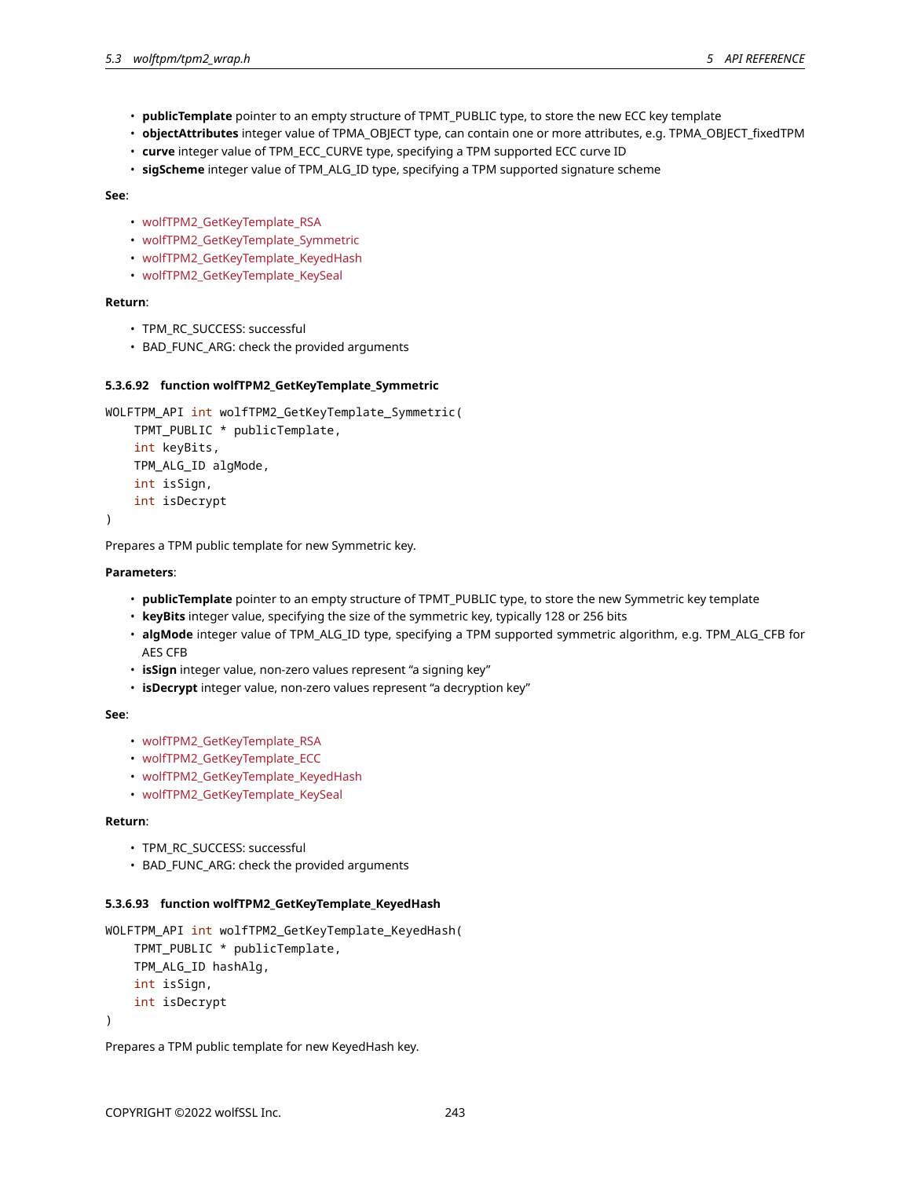- **publicTemplate** pointer to an empty structure of TPMT_PUBLIC type, to store the new ECC key template
- **objectAttributes** integer value of TPMA_OBJECT type, can contain one or more attributes, e.g. TPMA_OBJECT_fixedTPM
- **curve** integer value of TPM_ECC_CURVE type, specifying a TPM supported ECC curve ID
- **sigScheme** integer value of TPM_ALG_ID type, specifying a TPM supported signature scheme

**See**:

- wolfTPM2_GetKeyTemplate_RSA
- wolfTPM2_GetKeyTemplate_Symmetric
- wolfTPM2_GetKeyTemplate_KeyedHash
- wolfTPM2_GetKeyTemplate_KeySeal

**Return**:

- TPM_RC_SUCCESS: successful
- BAD_FUNC_ARG: check the provided arguments

#### 5.3.6.92 function wolfTPM2_GetKeyTemplate_Symmetric

```
WOLFTPM_API int wolfTPM2_GetKeyTemplate_Symmetric(
    TPMT_PUBLIC * publicTemplate,
    int keyBits,
    TPM_ALG_ID algMode,
    int isSign,
    int isDecrypt
)
```

Prepares a TPM public template for new Symmetric key.

**Parameters**:

- **publicTemplate** pointer to an empty structure of TPMT_PUBLIC type, to store the new Symmetric key template
- **keyBits** integer value, specifying the size of the symmetric key, typically 128 or 256 bits
- **algMode** integer value of TPM_ALG_ID type, specifying a TPM supported symmetric algorithm, e.g. TPM_ALG_CFB for AES CFB
- **isSign** integer value, non-zero values represent "a signing key"
- **isDecrypt** integer value, non-zero values represent "a decryption key"

**See**:

- wolfTPM2_GetKeyTemplate_RSA
- wolfTPM2_GetKeyTemplate_ECC
- wolfTPM2_GetKeyTemplate_KeyedHash
- wolfTPM2_GetKeyTemplate_KeySeal

**Return**:

- TPM_RC_SUCCESS: successful
- BAD_FUNC_ARG: check the provided arguments

#### 5.3.6.93 function wolfTPM2_GetKeyTemplate_KeyedHash

```
WOLFTPM_API int wolfTPM2_GetKeyTemplate_KeyedHash(
    TPMT_PUBLIC * publicTemplate,
    TPM_ALG_ID hashAlg,
    int isSign,
    int isDecrypt
)
```

Prepares a TPM public template for new KeyedHash key.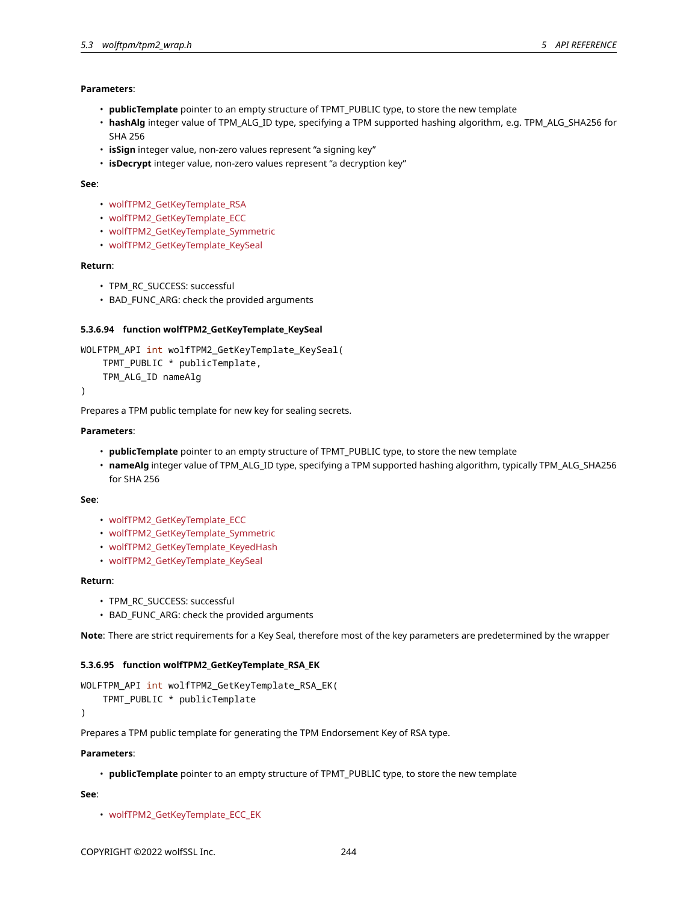**Parameters**:

- **publicTemplate** pointer to an empty structure of TPMT_PUBLIC type, to store the new template
- **hashAlg** integer value of TPM_ALG_ID type, specifying a TPM supported hashing algorithm, e.g. TPM_ALG_SHA256 for SHA 256
- **isSign** integer value, non-zero values represent "a signing key"
- **isDecrypt** integer value, non-zero values represent "a decryption key"

**See**:

- wolfTPM2_GetKeyTemplate_RSA
- wolfTPM2_GetKeyTemplate_ECC
- wolfTPM2_GetKeyTemplate_Symmetric
- wolfTPM2_GetKeyTemplate_KeySeal

**Return**:

- TPM_RC_SUCCESS: successful
- BAD_FUNC_ARG: check the provided arguments

#### 5.3.6.94 function wolfTPM2_GetKeyTemplate_KeySeal

```
WOLFTPM_API int wolfTPM2_GetKeyTemplate_KeySeal(
    TPMT_PUBLIC * publicTemplate,
    TPM_ALG_ID nameAlg
)
```

Prepares a TPM public template for new key for sealing secrets.

**Parameters**:

- **publicTemplate** pointer to an empty structure of TPMT_PUBLIC type, to store the new template
- **nameAlg** integer value of TPM_ALG_ID type, specifying a TPM supported hashing algorithm, typically TPM_ALG_SHA256 for SHA 256

**See**:

- wolfTPM2_GetKeyTemplate_ECC
- wolfTPM2_GetKeyTemplate_Symmetric
- wolfTPM2_GetKeyTemplate_KeyedHash
- wolfTPM2_GetKeyTemplate_KeySeal

**Return**:

- TPM_RC_SUCCESS: successful
- BAD_FUNC_ARG: check the provided arguments

**Note**: There are strict requirements for a Key Seal, therefore most of the key parameters are predetermined by the wrapper

#### 5.3.6.95 function wolfTPM2_GetKeyTemplate_RSA_EK

```
WOLFTPM_API int wolfTPM2_GetKeyTemplate_RSA_EK(
    TPMT_PUBLIC * publicTemplate
)
```

Prepares a TPM public template for generating the TPM Endorsement Key of RSA type.

**Parameters**:

- **publicTemplate** pointer to an empty structure of TPMT_PUBLIC type, to store the new template

**See**:

- wolfTPM2_GetKeyTemplate_ECC_EK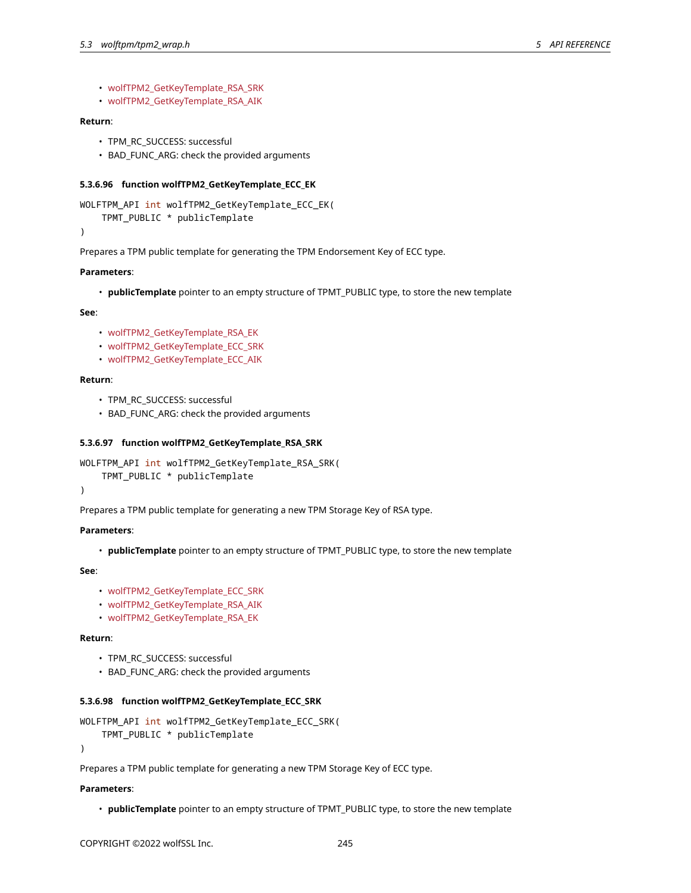- wolfTPM2_GetKeyTemplate_RSA_SRK
- wolfTPM2_GetKeyTemplate_RSA_AIK

**Return**:

- TPM_RC_SUCCESS: successful
- BAD_FUNC_ARG: check the provided arguments

#### 5.3.6.96 function wolfTPM2_GetKeyTemplate_ECC_EK

```
WOLFTPM_API int wolfTPM2_GetKeyTemplate_ECC_EK(
    TPMT_PUBLIC * publicTemplate
)
```

Prepares a TPM public template for generating the TPM Endorsement Key of ECC type.

**Parameters**:

- **publicTemplate** pointer to an empty structure of TPMT_PUBLIC type, to store the new template

**See**:

- wolfTPM2_GetKeyTemplate_RSA_EK
- wolfTPM2_GetKeyTemplate_ECC_SRK
- wolfTPM2_GetKeyTemplate_ECC_AIK

**Return**:

- TPM_RC_SUCCESS: successful
- BAD_FUNC_ARG: check the provided arguments

#### 5.3.6.97 function wolfTPM2_GetKeyTemplate_RSA_SRK

```
WOLFTPM_API int wolfTPM2_GetKeyTemplate_RSA_SRK(
    TPMT_PUBLIC * publicTemplate
)
```

Prepares a TPM public template for generating a new TPM Storage Key of RSA type.

**Parameters**:

- **publicTemplate** pointer to an empty structure of TPMT_PUBLIC type, to store the new template

**See**:

- wolfTPM2_GetKeyTemplate_ECC_SRK
- wolfTPM2_GetKeyTemplate_RSA_AIK
- wolfTPM2_GetKeyTemplate_RSA_EK

**Return**:

- TPM_RC_SUCCESS: successful
- BAD_FUNC_ARG: check the provided arguments

#### 5.3.6.98 function wolfTPM2_GetKeyTemplate_ECC_SRK

```
WOLFTPM_API int wolfTPM2_GetKeyTemplate_ECC_SRK(
    TPMT_PUBLIC * publicTemplate
)
```

Prepares a TPM public template for generating a new TPM Storage Key of ECC type.

**Parameters**:

- **publicTemplate** pointer to an empty structure of TPMT_PUBLIC type, to store the new template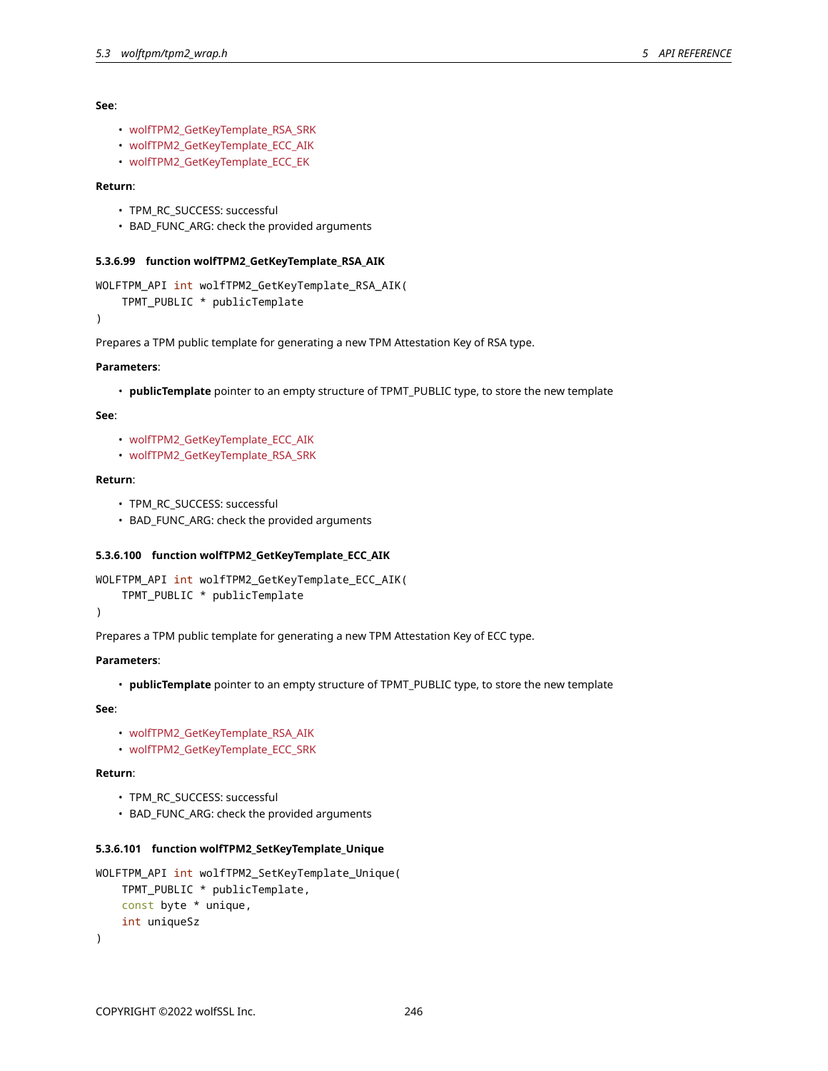**See**:

- wolfTPM2_GetKeyTemplate_RSA_SRK
- wolfTPM2_GetKeyTemplate_ECC_AIK
- wolfTPM2_GetKeyTemplate_ECC_EK

**Return**:

- TPM_RC_SUCCESS: successful
- BAD_FUNC_ARG: check the provided arguments

#### 5.3.6.99 function wolfTPM2_GetKeyTemplate_RSA_AIK

```
WOLFTPM_API int wolfTPM2_GetKeyTemplate_RSA_AIK(
    TPMT_PUBLIC * publicTemplate
)
```

Prepares a TPM public template for generating a new TPM Attestation Key of RSA type.

**Parameters**:

- **publicTemplate** pointer to an empty structure of TPMT_PUBLIC type, to store the new template

**See**:

- wolfTPM2_GetKeyTemplate_ECC_AIK
- wolfTPM2_GetKeyTemplate_RSA_SRK

**Return**:

- TPM_RC_SUCCESS: successful
- BAD_FUNC_ARG: check the provided arguments

#### 5.3.6.100 function wolfTPM2_GetKeyTemplate_ECC_AIK

```
WOLFTPM_API int wolfTPM2_GetKeyTemplate_ECC_AIK(
    TPMT_PUBLIC * publicTemplate
)
```

Prepares a TPM public template for generating a new TPM Attestation Key of ECC type.

**Parameters**:

- **publicTemplate** pointer to an empty structure of TPMT_PUBLIC type, to store the new template

**See**:

- wolfTPM2_GetKeyTemplate_RSA_AIK
- wolfTPM2_GetKeyTemplate_ECC_SRK

**Return**:

- TPM_RC_SUCCESS: successful
- BAD_FUNC_ARG: check the provided arguments

#### 5.3.6.101 function wolfTPM2_SetKeyTemplate_Unique

```
WOLFTPM_API int wolfTPM2_SetKeyTemplate_Unique(
    TPMT_PUBLIC * publicTemplate,
    const byte * unique,
    int uniqueSz
)
```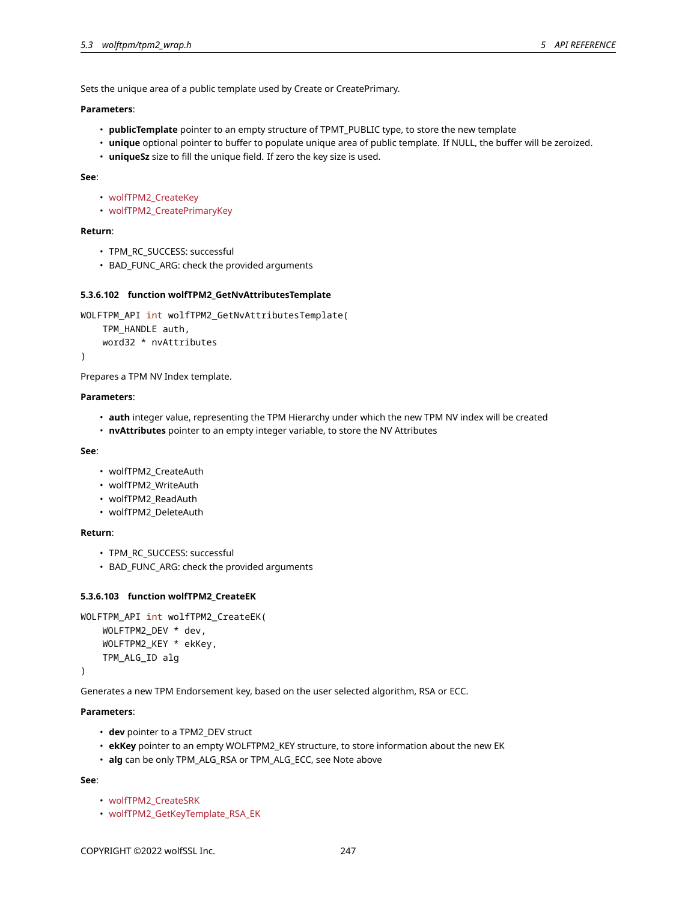Sets the unique area of a public template used by Create or CreatePrimary.

**Parameters**:

- **publicTemplate** pointer to an empty structure of TPMT_PUBLIC type, to store the new template
- **unique** optional pointer to buffer to populate unique area of public template. If NULL, the buffer will be zeroized.
- **uniqueSz** size to fill the unique field. If zero the key size is used.

**See**:

- wolfTPM2_CreateKey
- wolfTPM2_CreatePrimaryKey

**Return**:

- TPM_RC_SUCCESS: successful
- BAD_FUNC_ARG: check the provided arguments

#### 5.3.6.102 function wolfTPM2_GetNvAttributesTemplate

```
WOLFTPM_API int wolfTPM2_GetNvAttributesTemplate(
    TPM_HANDLE auth,
    word32 * nvAttributes
)
```

Prepares a TPM NV Index template.

**Parameters**:

- **auth** integer value, representing the TPM Hierarchy under which the new TPM NV index will be created
- **nvAttributes** pointer to an empty integer variable, to store the NV Attributes

**See**:

- wolfTPM2_CreateAuth
- wolfTPM2_WriteAuth
- wolfTPM2_ReadAuth
- wolfTPM2_DeleteAuth

**Return**:

- TPM_RC_SUCCESS: successful
- BAD_FUNC_ARG: check the provided arguments

#### 5.3.6.103 function wolfTPM2_CreateEK

```
WOLFTPM_API int wolfTPM2_CreateEK(
    WOLFTPM2_DEV * dev,
    WOLFTPM2_KEY * ekKey,
    TPM_ALG_ID alg
)
```

Generates a new TPM Endorsement key, based on the user selected algorithm, RSA or ECC.

**Parameters**:

- **dev** pointer to a TPM2_DEV struct
- **ekKey** pointer to an empty WOLFTPM2_KEY structure, to store information about the new EK
- **alg** can be only TPM_ALG_RSA or TPM_ALG_ECC, see Note above

**See**:

- wolfTPM2_CreateSRK
- wolfTPM2_GetKeyTemplate_RSA_EK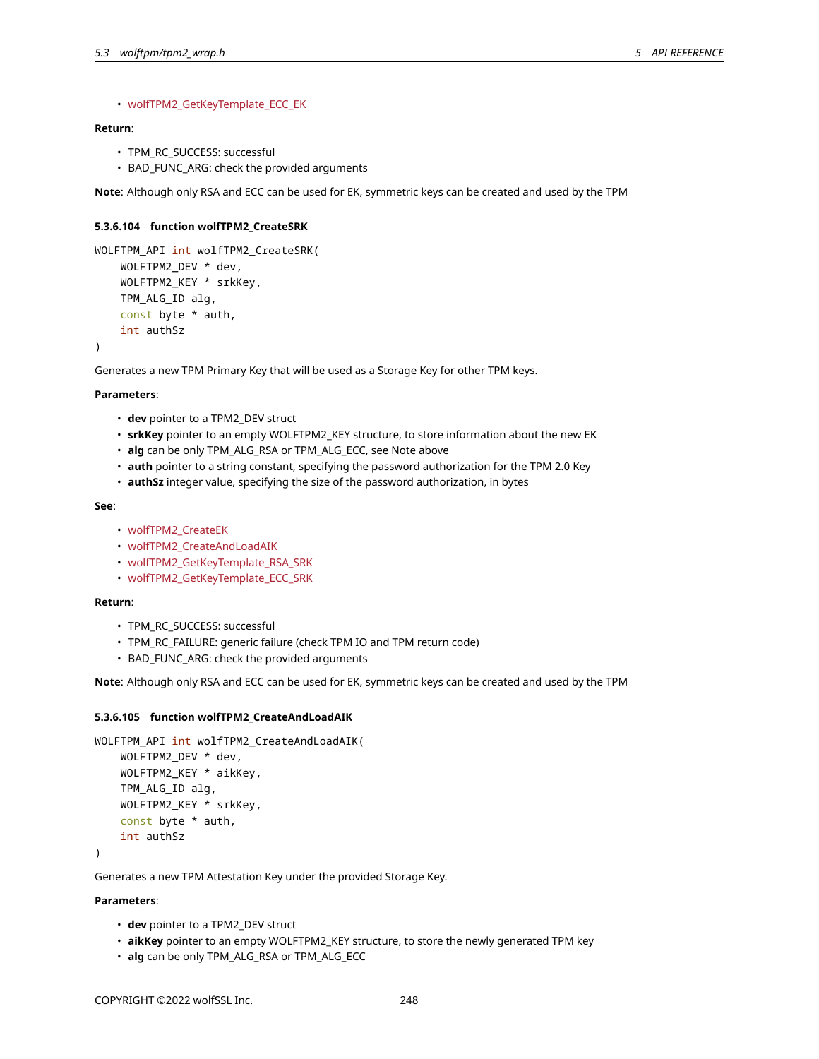- wolfTPM2_GetKeyTemplate_ECC_EK

**Return**:

- TPM_RC_SUCCESS: successful
- BAD_FUNC_ARG: check the provided arguments

**Note**: Although only RSA and ECC can be used for EK, symmetric keys can be created and used by the TPM

#### 5.3.6.104 function wolfTPM2_CreateSRK

```
WOLFTPM_API int wolfTPM2_CreateSRK(
    WOLFTPM2_DEV * dev,
    WOLFTPM2_KEY * srkKey,
    TPM_ALG_ID alg,
    const byte * auth,
    int authSz
)
```

Generates a new TPM Primary Key that will be used as a Storage Key for other TPM keys.

**Parameters**:

- **dev** pointer to a TPM2_DEV struct
- **srkKey** pointer to an empty WOLFTPM2_KEY structure, to store information about the new EK
- **alg** can be only TPM_ALG_RSA or TPM_ALG_ECC, see Note above
- **auth** pointer to a string constant, specifying the password authorization for the TPM 2.0 Key
- **authSz** integer value, specifying the size of the password authorization, in bytes

**See**:

- wolfTPM2_CreateEK
- wolfTPM2_CreateAndLoadAIK
- wolfTPM2_GetKeyTemplate_RSA_SRK
- wolfTPM2_GetKeyTemplate_ECC_SRK

**Return**:

- TPM_RC_SUCCESS: successful
- TPM_RC_FAILURE: generic failure (check TPM IO and TPM return code)
- BAD_FUNC_ARG: check the provided arguments

**Note**: Although only RSA and ECC can be used for EK, symmetric keys can be created and used by the TPM

#### 5.3.6.105 function wolfTPM2_CreateAndLoadAIK

```
WOLFTPM_API int wolfTPM2_CreateAndLoadAIK(
    WOLFTPM2_DEV * dev,
    WOLFTPM2_KEY * aikKey,
    TPM_ALG_ID alg,
    WOLFTPM2_KEY * srkKey,
    const byte * auth,
    int authSz
)
```

Generates a new TPM Attestation Key under the provided Storage Key.

**Parameters**:

- **dev** pointer to a TPM2_DEV struct
- **aikKey** pointer to an empty WOLFTPM2_KEY structure, to store the newly generated TPM key
- **alg** can be only TPM_ALG_RSA or TPM_ALG_ECC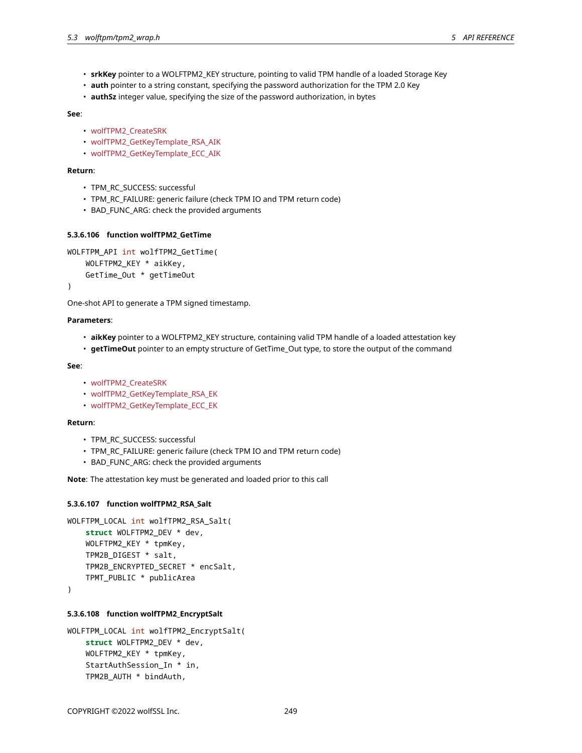- **srkKey** pointer to a WOLFTPM2_KEY structure, pointing to valid TPM handle of a loaded Storage Key
- **auth** pointer to a string constant, specifying the password authorization for the TPM 2.0 Key
- **authSz** integer value, specifying the size of the password authorization, in bytes

**See**:

- wolfTPM2_CreateSRK
- wolfTPM2_GetKeyTemplate_RSA_AIK
- wolfTPM2_GetKeyTemplate_ECC_AIK

**Return**:

- TPM_RC_SUCCESS: successful
- TPM_RC_FAILURE: generic failure (check TPM IO and TPM return code)
- BAD_FUNC_ARG: check the provided arguments

#### 5.3.6.106 function wolfTPM2_GetTime

```
WOLFTPM_API int wolfTPM2_GetTime(
    WOLFTPM2_KEY * aikKey,
    GetTime_Out * getTimeOut
)
```

One-shot API to generate a TPM signed timestamp.

**Parameters**:

- **aikKey** pointer to a WOLFTPM2_KEY structure, containing valid TPM handle of a loaded attestation key
- **getTimeOut** pointer to an empty structure of GetTime_Out type, to store the output of the command

**See**:

- wolfTPM2_CreateSRK
- wolfTPM2_GetKeyTemplate_RSA_EK
- wolfTPM2_GetKeyTemplate_ECC_EK

**Return**:

- TPM_RC_SUCCESS: successful
- TPM_RC_FAILURE: generic failure (check TPM IO and TPM return code)
- BAD_FUNC_ARG: check the provided arguments

**Note**: The attestation key must be generated and loaded prior to this call

#### 5.3.6.107 function wolfTPM2_RSA_Salt

```
WOLFTPM_LOCAL int wolfTPM2_RSA_Salt(
    struct WOLFTPM2_DEV * dev,
    WOLFTPM2_KEY * tpmKey,
    TPM2B_DIGEST * salt,
    TPM2B_ENCRYPTED_SECRET * encSalt,
    TPMT_PUBLIC * publicArea
)
```

#### 5.3.6.108 function wolfTPM2_EncryptSalt

```
WOLFTPM_LOCAL int wolfTPM2_EncryptSalt(
    struct WOLFTPM2_DEV * dev,
    WOLFTPM2_KEY * tpmKey,
    StartAuthSession_In * in,
    TPM2B_AUTH * bindAuth,
```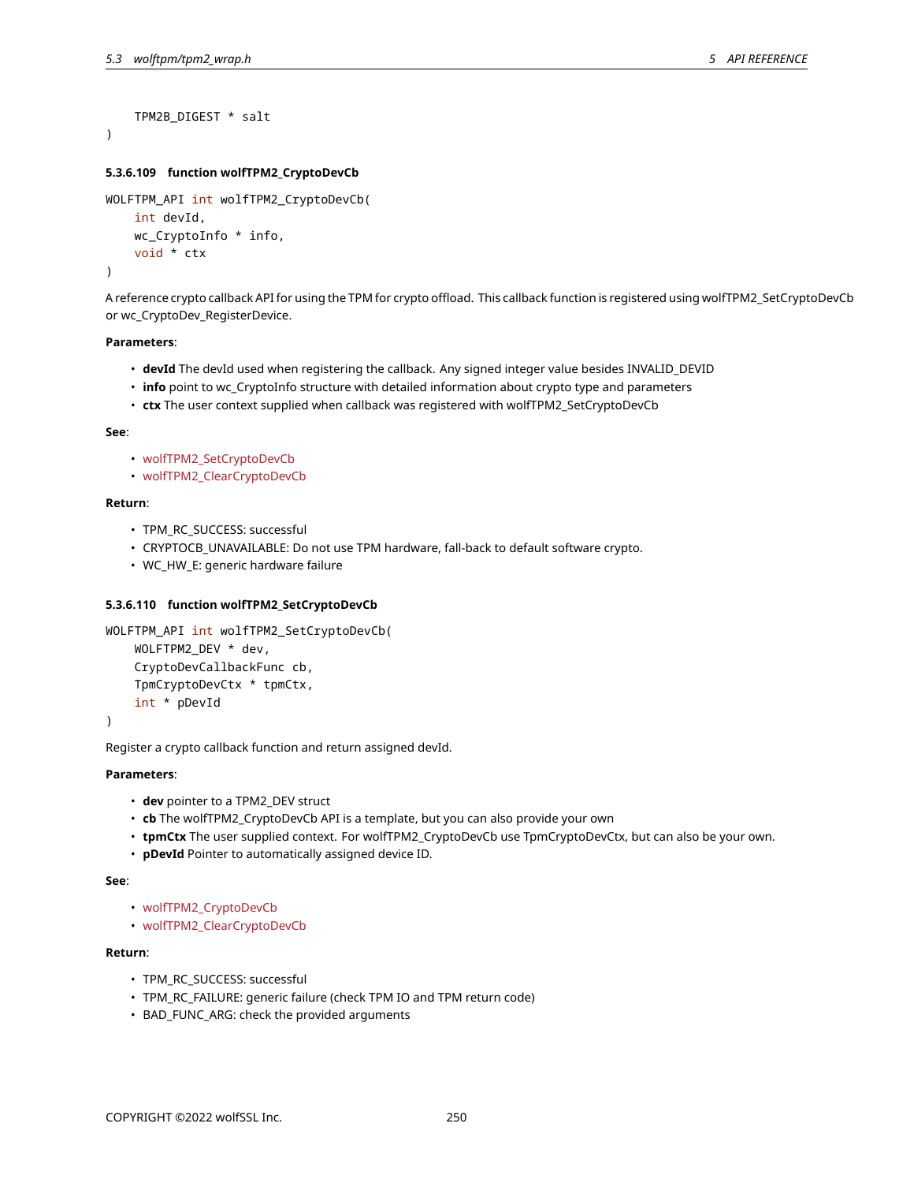```
    TPM2B_DIGEST * salt
)
```

#### 5.3.6.109 function wolfTPM2_CryptoDevCb

```
WOLFTPM_API int wolfTPM2_CryptoDevCb(
    int devId,
    wc_CryptoInfo * info,
    void * ctx
)
```

A reference crypto callback API for using the TPM for crypto offload. This callback function is registered using wolfTPM2_SetCryptoDevCb or wc_CryptoDev_RegisterDevice.

**Parameters**:

- **devId** The devId used when registering the callback. Any signed integer value besides INVALID_DEVID
- **info** point to wc_CryptoInfo structure with detailed information about crypto type and parameters
- **ctx** The user context supplied when callback was registered with wolfTPM2_SetCryptoDevCb

**See**:

- wolfTPM2_SetCryptoDevCb
- wolfTPM2_ClearCryptoDevCb

**Return**:

- TPM_RC_SUCCESS: successful
- CRYPTOCB_UNAVAILABLE: Do not use TPM hardware, fall-back to default software crypto.
- WC_HW_E: generic hardware failure

#### 5.3.6.110 function wolfTPM2_SetCryptoDevCb

```
WOLFTPM_API int wolfTPM2_SetCryptoDevCb(
    WOLFTPM2_DEV * dev,
    CryptoDevCallbackFunc cb,
    TpmCryptoDevCtx * tpmCtx,
    int * pDevId
)
```

Register a crypto callback function and return assigned devId.

**Parameters**:

- **dev** pointer to a TPM2_DEV struct
- **cb** The wolfTPM2_CryptoDevCb API is a template, but you can also provide your own
- **tpmCtx** The user supplied context. For wolfTPM2_CryptoDevCb use TpmCryptoDevCtx, but can also be your own.
- **pDevId** Pointer to automatically assigned device ID.

**See**:

- wolfTPM2_CryptoDevCb
- wolfTPM2_ClearCryptoDevCb

**Return**:

- TPM_RC_SUCCESS: successful
- TPM_RC_FAILURE: generic failure (check TPM IO and TPM return code)
- BAD_FUNC_ARG: check the provided arguments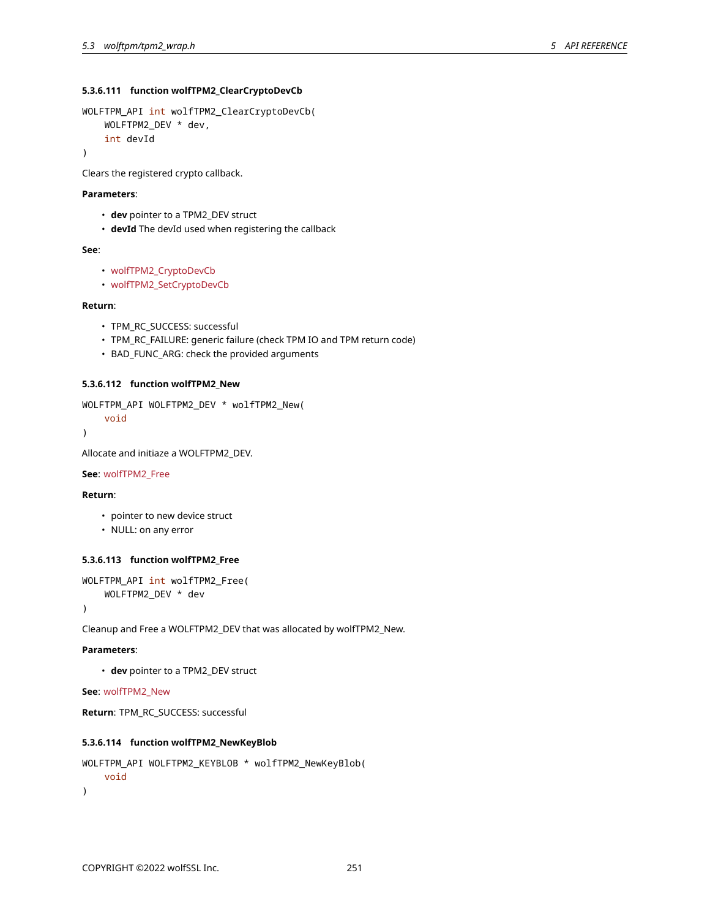#### 5.3.6.111 function wolfTPM2_ClearCryptoDevCb

```
WOLFTPM_API int wolfTPM2_ClearCryptoDevCb(
    WOLFTPM2_DEV * dev,
    int devId
)
```

Clears the registered crypto callback.

**Parameters**:

- **dev** pointer to a TPM2_DEV struct
- **devId** The devId used when registering the callback

**See**:

- wolfTPM2_CryptoDevCb
- wolfTPM2_SetCryptoDevCb

**Return**:

- TPM_RC_SUCCESS: successful
- TPM_RC_FAILURE: generic failure (check TPM IO and TPM return code)
- BAD_FUNC_ARG: check the provided arguments

#### 5.3.6.112 function wolfTPM2_New

```
WOLFTPM_API WOLFTPM2_DEV * wolfTPM2_New(
    void
)
```

Allocate and initiaze a WOLFTPM2_DEV.

**See**: wolfTPM2_Free

**Return**:

- pointer to new device struct
- NULL: on any error

#### 5.3.6.113 function wolfTPM2_Free

```
WOLFTPM_API int wolfTPM2_Free(
    WOLFTPM2_DEV * dev
)
```

Cleanup and Free a WOLFTPM2_DEV that was allocated by wolfTPM2_New.

**Parameters**:

- **dev** pointer to a TPM2_DEV struct

**See**: wolfTPM2_New

**Return**: TPM_RC_SUCCESS: successful

#### 5.3.6.114 function wolfTPM2_NewKeyBlob

```
WOLFTPM_API WOLFTPM2_KEYBLOB * wolfTPM2_NewKeyBlob(
    void
)
```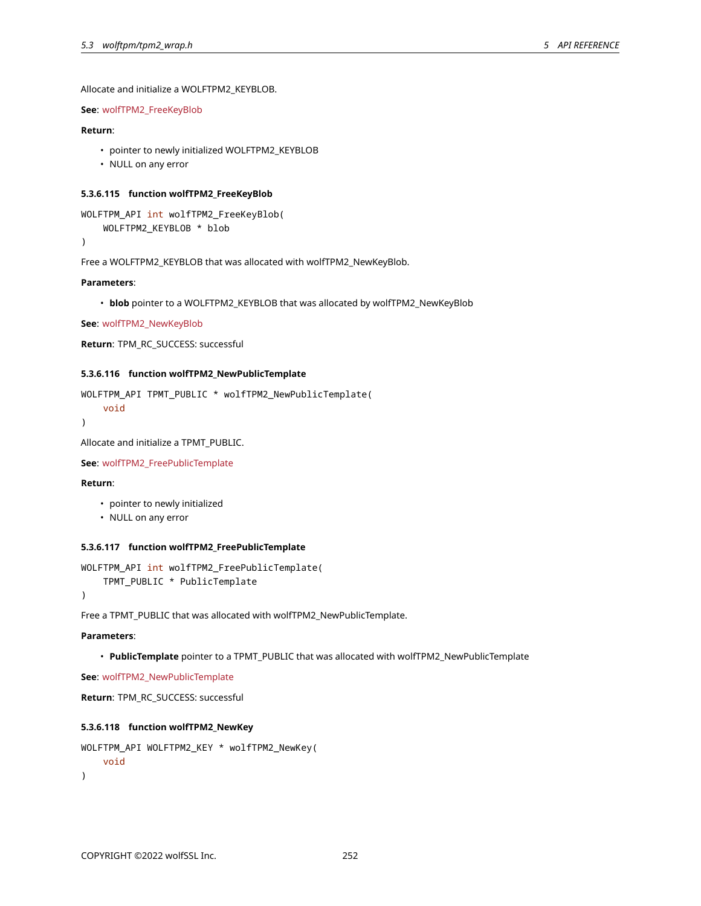Allocate and initialize a WOLFTPM2_KEYBLOB.

**See**: wolfTPM2_FreeKeyBlob

**Return**:

- pointer to newly initialized WOLFTPM2_KEYBLOB
- NULL on any error

#### 5.3.6.115 function wolfTPM2_FreeKeyBlob

```
WOLFTPM_API int wolfTPM2_FreeKeyBlob(
    WOLFTPM2_KEYBLOB * blob
)
```

Free a WOLFTPM2_KEYBLOB that was allocated with wolfTPM2_NewKeyBlob.

**Parameters**:

- **blob** pointer to a WOLFTPM2_KEYBLOB that was allocated by wolfTPM2_NewKeyBlob

**See**: wolfTPM2_NewKeyBlob

**Return**: TPM_RC_SUCCESS: successful

#### 5.3.6.116 function wolfTPM2_NewPublicTemplate

```
WOLFTPM_API TPMT_PUBLIC * wolfTPM2_NewPublicTemplate(
    void
)
```

Allocate and initialize a TPMT_PUBLIC.

**See**: wolfTPM2_FreePublicTemplate

**Return**:

- pointer to newly initialized
- NULL on any error

#### 5.3.6.117 function wolfTPM2_FreePublicTemplate

```
WOLFTPM_API int wolfTPM2_FreePublicTemplate(
    TPMT_PUBLIC * PublicTemplate
)
```

Free a TPMT_PUBLIC that was allocated with wolfTPM2_NewPublicTemplate.

**Parameters**:

- **PublicTemplate** pointer to a TPMT_PUBLIC that was allocated with wolfTPM2_NewPublicTemplate

**See**: wolfTPM2_NewPublicTemplate

**Return**: TPM_RC_SUCCESS: successful

#### 5.3.6.118 function wolfTPM2_NewKey

```
WOLFTPM_API WOLFTPM2_KEY * wolfTPM2_NewKey(
    void
)
```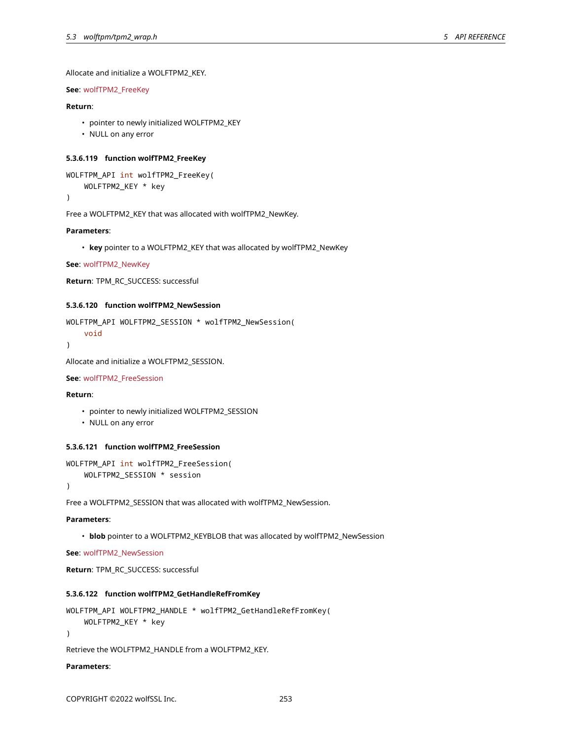Allocate and initialize a WOLFTPM2_KEY.

**See**: wolfTPM2_FreeKey

**Return**:

- pointer to newly initialized WOLFTPM2_KEY
- NULL on any error

#### 5.3.6.119 function wolfTPM2_FreeKey

```
WOLFTPM_API int wolfTPM2_FreeKey(
    WOLFTPM2_KEY * key
)
```

Free a WOLFTPM2_KEY that was allocated with wolfTPM2_NewKey.

**Parameters**:

- **key** pointer to a WOLFTPM2_KEY that was allocated by wolfTPM2_NewKey

**See**: wolfTPM2_NewKey

**Return**: TPM_RC_SUCCESS: successful

#### 5.3.6.120 function wolfTPM2_NewSession

```
WOLFTPM_API WOLFTPM2_SESSION * wolfTPM2_NewSession(
    void
)
```

Allocate and initialize a WOLFTPM2_SESSION.

**See**: wolfTPM2_FreeSession

**Return**:

- pointer to newly initialized WOLFTPM2_SESSION
- NULL on any error

#### 5.3.6.121 function wolfTPM2_FreeSession

```
WOLFTPM_API int wolfTPM2_FreeSession(
    WOLFTPM2_SESSION * session
)
```

Free a WOLFTPM2_SESSION that was allocated with wolfTPM2_NewSession.

**Parameters**:

- **blob** pointer to a WOLFTPM2_KEYBLOB that was allocated by wolfTPM2_NewSession

**See**: wolfTPM2_NewSession

**Return**: TPM_RC_SUCCESS: successful

#### 5.3.6.122 function wolfTPM2_GetHandleRefFromKey

```
WOLFTPM_API WOLFTPM2_HANDLE * wolfTPM2_GetHandleRefFromKey(
    WOLFTPM2_KEY * key
)
```

Retrieve the WOLFTPM2_HANDLE from a WOLFTPM2_KEY.

**Parameters**: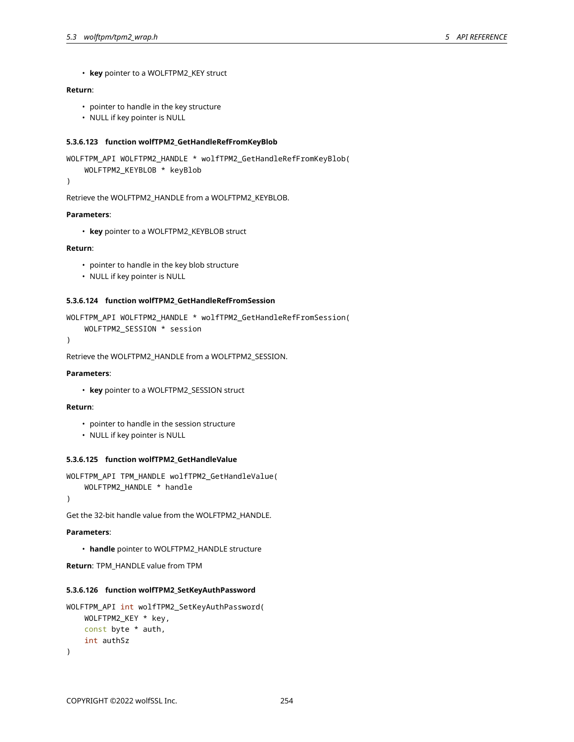- **key** pointer to a WOLFTPM2_KEY struct

**Return**:

- pointer to handle in the key structure
- NULL if key pointer is NULL

#### 5.3.6.123 function wolfTPM2_GetHandleRefFromKeyBlob

```
WOLFTPM_API WOLFTPM2_HANDLE * wolfTPM2_GetHandleRefFromKeyBlob(
    WOLFTPM2_KEYBLOB * keyBlob
)
```

Retrieve the WOLFTPM2_HANDLE from a WOLFTPM2_KEYBLOB.

**Parameters**:

- **key** pointer to a WOLFTPM2_KEYBLOB struct

**Return**:

- pointer to handle in the key blob structure
- NULL if key pointer is NULL

#### 5.3.6.124 function wolfTPM2_GetHandleRefFromSession

```
WOLFTPM_API WOLFTPM2_HANDLE * wolfTPM2_GetHandleRefFromSession(
    WOLFTPM2_SESSION * session
)
```

Retrieve the WOLFTPM2_HANDLE from a WOLFTPM2_SESSION.

**Parameters**:

- **key** pointer to a WOLFTPM2_SESSION struct

**Return**:

- pointer to handle in the session structure
- NULL if key pointer is NULL

#### 5.3.6.125 function wolfTPM2_GetHandleValue

```
WOLFTPM_API TPM_HANDLE wolfTPM2_GetHandleValue(
    WOLFTPM2_HANDLE * handle
)
```

Get the 32-bit handle value from the WOLFTPM2_HANDLE.

**Parameters**:

- **handle** pointer to WOLFTPM2_HANDLE structure

**Return**: TPM_HANDLE value from TPM

#### 5.3.6.126 function wolfTPM2_SetKeyAuthPassword

```
WOLFTPM_API int wolfTPM2_SetKeyAuthPassword(
    WOLFTPM2_KEY * key,
    const byte * auth,
    int authSz
)
```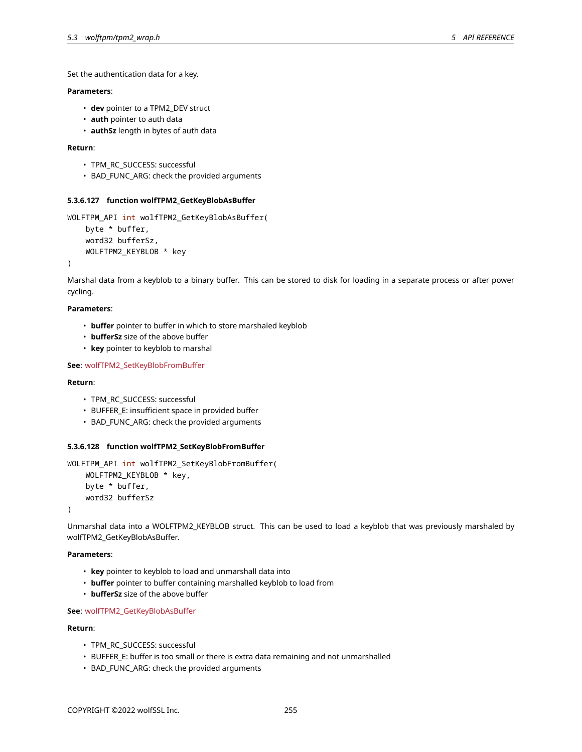Set the authentication data for a key.

**Parameters**:

- **dev** pointer to a TPM2_DEV struct
- **auth** pointer to auth data
- **authSz** length in bytes of auth data

**Return**:

- TPM_RC_SUCCESS: successful
- BAD_FUNC_ARG: check the provided arguments

#### 5.3.6.127 function wolfTPM2_GetKeyBlobAsBuffer

```
WOLFTPM_API int wolfTPM2_GetKeyBlobAsBuffer(
    byte * buffer,
    word32 bufferSz,
    WOLFTPM2_KEYBLOB * key
)
```

Marshal data from a keyblob to a binary buffer. This can be stored to disk for loading in a separate process or after power cycling.

**Parameters**:

- **buffer** pointer to buffer in which to store marshaled keyblob
- **bufferSz** size of the above buffer
- **key** pointer to keyblob to marshal

**See**: wolfTPM2_SetKeyBlobFromBuffer

**Return**:

- TPM_RC_SUCCESS: successful
- BUFFER_E: insufficient space in provided buffer
- BAD_FUNC_ARG: check the provided arguments

#### 5.3.6.128 function wolfTPM2_SetKeyBlobFromBuffer

```
WOLFTPM_API int wolfTPM2_SetKeyBlobFromBuffer(
    WOLFTPM2_KEYBLOB * key,
    byte * buffer,
    word32 bufferSz
)
```

Unmarshal data into a WOLFTPM2_KEYBLOB struct. This can be used to load a keyblob that was previously marshaled by wolfTPM2_GetKeyBlobAsBuffer.

**Parameters**:

- **key** pointer to keyblob to load and unmarshall data into
- **buffer** pointer to buffer containing marshalled keyblob to load from
- **bufferSz** size of the above buffer

**See**: wolfTPM2_GetKeyBlobAsBuffer

**Return**:

- TPM_RC_SUCCESS: successful
- BUFFER_E: buffer is too small or there is extra data remaining and not unmarshalled
- BAD_FUNC_ARG: check the provided arguments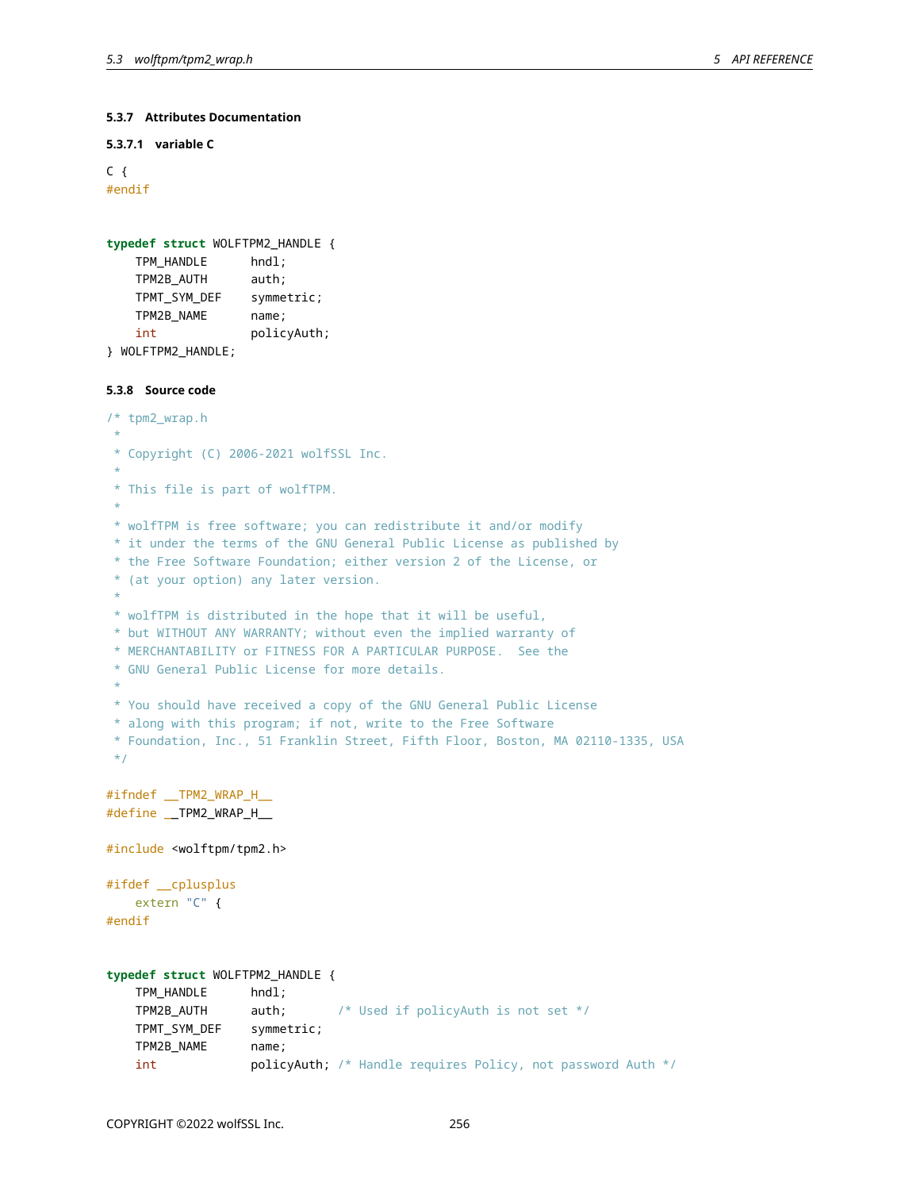### 5.3.7 Attributes Documentation

#### 5.3.7.1 variable C

```
C {
#endif


typedef struct WOLFTPM2_HANDLE {
    TPM_HANDLE      hndl;
    TPM2B_AUTH      auth;
    TPMT_SYM_DEF    symmetric;
    TPM2B_NAME      name;
    int             policyAuth;
} WOLFTPM2_HANDLE;
```

### 5.3.8 Source code

```
/* tpm2_wrap.h
 *
 * Copyright (C) 2006-2021 wolfSSL Inc.
 *
 * This file is part of wolfTPM.
 *
 * wolfTPM is free software; you can redistribute it and/or modify
 * it under the terms of the GNU General Public License as published by
 * the Free Software Foundation; either version 2 of the License, or
 * (at your option) any later version.
 *
 * wolfTPM is distributed in the hope that it will be useful,
 * but WITHOUT ANY WARRANTY; without even the implied warranty of
 * MERCHANTABILITY or FITNESS FOR A PARTICULAR PURPOSE.  See the
 * GNU General Public License for more details.
 *
 * You should have received a copy of the GNU General Public License
 * along with this program; if not, write to the Free Software
 * Foundation, Inc., 51 Franklin Street, Fifth Floor, Boston, MA 02110-1335, USA
 */

#ifndef __TPM2_WRAP_H__
#define __TPM2_WRAP_H__

#include <wolftpm/tpm2.h>

#ifdef __cplusplus
    extern "C" {
#endif


typedef struct WOLFTPM2_HANDLE {
    TPM_HANDLE      hndl;
    TPM2B_AUTH      auth;       /* Used if policyAuth is not set */
    TPMT_SYM_DEF    symmetric;
    TPM2B_NAME      name;
    int             policyAuth; /* Handle requires Policy, not password Auth */
```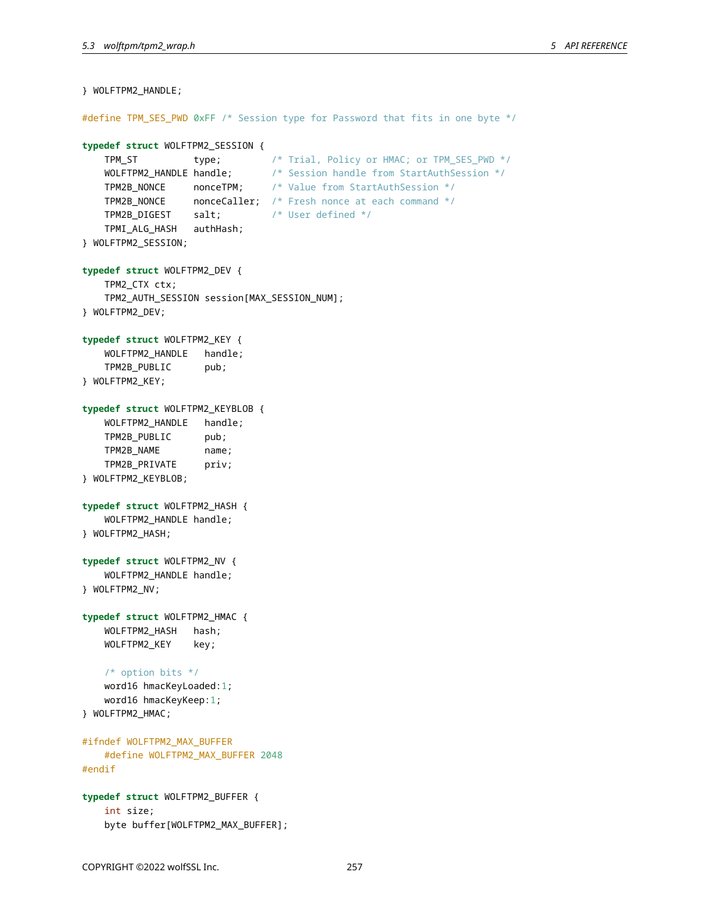```
} WOLFTPM2_HANDLE;

#define TPM_SES_PWD 0xFF /* Session type for Password that fits in one byte */

typedef struct WOLFTPM2_SESSION {
    TPM_ST          type;         /* Trial, Policy or HMAC; or TPM_SES_PWD */
    WOLFTPM2_HANDLE handle;       /* Session handle from StartAuthSession */
    TPM2B_NONCE     nonceTPM;     /* Value from StartAuthSession */
    TPM2B_NONCE     nonceCaller;  /* Fresh nonce at each command */
    TPM2B_DIGEST    salt;         /* User defined */
    TPMI_ALG_HASH   authHash;
} WOLFTPM2_SESSION;

typedef struct WOLFTPM2_DEV {
    TPM2_CTX ctx;
    TPM2_AUTH_SESSION session[MAX_SESSION_NUM];
} WOLFTPM2_DEV;

typedef struct WOLFTPM2_KEY {
    WOLFTPM2_HANDLE   handle;
    TPM2B_PUBLIC      pub;
} WOLFTPM2_KEY;

typedef struct WOLFTPM2_KEYBLOB {
    WOLFTPM2_HANDLE   handle;
    TPM2B_PUBLIC      pub;
    TPM2B_NAME        name;
    TPM2B_PRIVATE     priv;
} WOLFTPM2_KEYBLOB;

typedef struct WOLFTPM2_HASH {
    WOLFTPM2_HANDLE handle;
} WOLFTPM2_HASH;

typedef struct WOLFTPM2_NV {
    WOLFTPM2_HANDLE handle;
} WOLFTPM2_NV;

typedef struct WOLFTPM2_HMAC {
    WOLFTPM2_HASH   hash;
    WOLFTPM2_KEY    key;

    /* option bits */
    word16 hmacKeyLoaded:1;
    word16 hmacKeyKeep:1;
} WOLFTPM2_HMAC;

#ifndef WOLFTPM2_MAX_BUFFER
    #define WOLFTPM2_MAX_BUFFER 2048
#endif

typedef struct WOLFTPM2_BUFFER {
    int size;
    byte buffer[WOLFTPM2_MAX_BUFFER];
```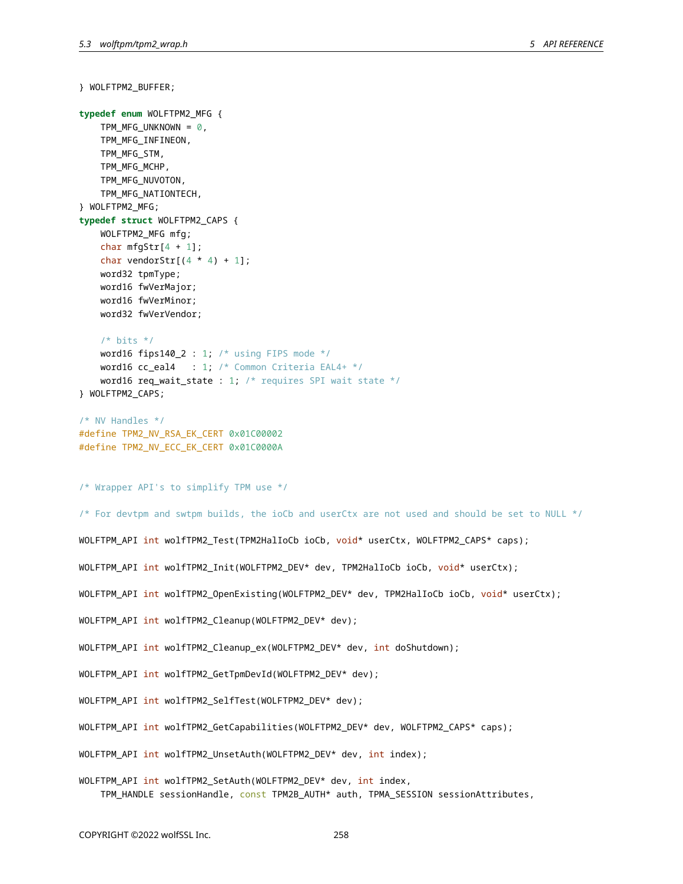```c
} WOLFTPM2_BUFFER;

typedef enum WOLFTPM2_MFG {
    TPM_MFG_UNKNOWN = 0,
    TPM_MFG_INFINEON,
    TPM_MFG_STM,
    TPM_MFG_MCHP,
    TPM_MFG_NUVOTON,
    TPM_MFG_NATIONTECH,
} WOLFTPM2_MFG;
typedef struct WOLFTPM2_CAPS {
    WOLFTPM2_MFG mfg;
    char mfgStr[4 + 1];
    char vendorStr[(4 * 4) + 1];
    word32 tpmType;
    word16 fwVerMajor;
    word16 fwVerMinor;
    word32 fwVerVendor;

    /* bits */
    word16 fips140_2 : 1; /* using FIPS mode */
    word16 cc_eal4   : 1; /* Common Criteria EAL4+ */
    word16 req_wait_state : 1; /* requires SPI wait state */
} WOLFTPM2_CAPS;

/* NV Handles */
#define TPM2_NV_RSA_EK_CERT 0x01C00002
#define TPM2_NV_ECC_EK_CERT 0x01C0000A


/* Wrapper API's to simplify TPM use */

/* For devtpm and swtpm builds, the ioCb and userCtx are not used and should be set to NULL */

WOLFTPM_API int wolfTPM2_Test(TPM2HalIoCb ioCb, void* userCtx, WOLFTPM2_CAPS* caps);

WOLFTPM_API int wolfTPM2_Init(WOLFTPM2_DEV* dev, TPM2HalIoCb ioCb, void* userCtx);

WOLFTPM_API int wolfTPM2_OpenExisting(WOLFTPM2_DEV* dev, TPM2HalIoCb ioCb, void* userCtx);

WOLFTPM_API int wolfTPM2_Cleanup(WOLFTPM2_DEV* dev);

WOLFTPM_API int wolfTPM2_Cleanup_ex(WOLFTPM2_DEV* dev, int doShutdown);

WOLFTPM_API int wolfTPM2_GetTpmDevId(WOLFTPM2_DEV* dev);

WOLFTPM_API int wolfTPM2_SelfTest(WOLFTPM2_DEV* dev);

WOLFTPM_API int wolfTPM2_GetCapabilities(WOLFTPM2_DEV* dev, WOLFTPM2_CAPS* caps);

WOLFTPM_API int wolfTPM2_UnsetAuth(WOLFTPM2_DEV* dev, int index);

WOLFTPM_API int wolfTPM2_SetAuth(WOLFTPM2_DEV* dev, int index,
    TPM_HANDLE sessionHandle, const TPM2B_AUTH* auth, TPMA_SESSION sessionAttributes,
```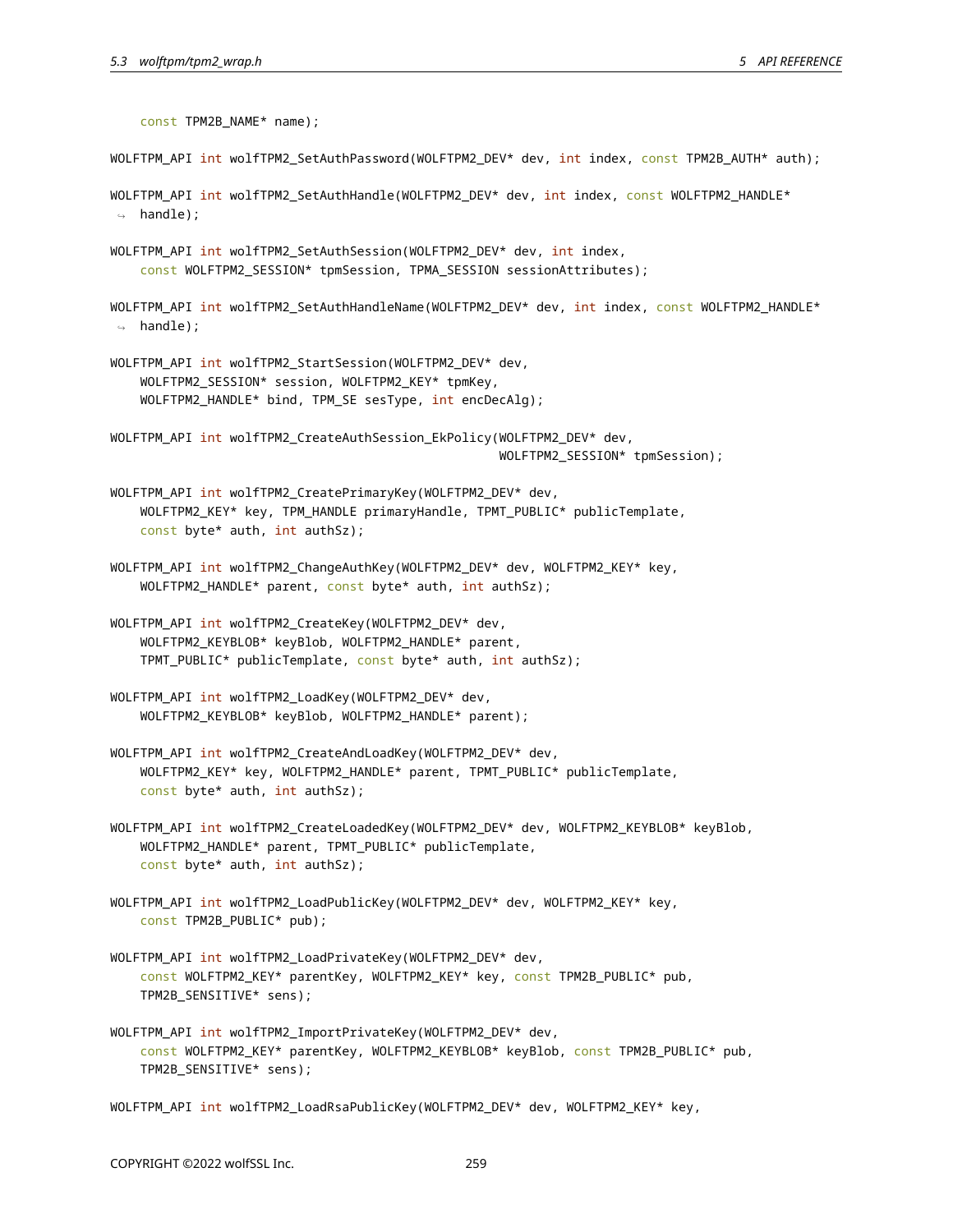```
    const TPM2B_NAME* name);

WOLFTPM_API int wolfTPM2_SetAuthPassword(WOLFTPM2_DEV* dev, int index, const TPM2B_AUTH* auth);

WOLFTPM_API int wolfTPM2_SetAuthHandle(WOLFTPM2_DEV* dev, int index, const WOLFTPM2_HANDLE*
    handle);

WOLFTPM_API int wolfTPM2_SetAuthSession(WOLFTPM2_DEV* dev, int index,
    const WOLFTPM2_SESSION* tpmSession, TPMA_SESSION sessionAttributes);

WOLFTPM_API int wolfTPM2_SetAuthHandleName(WOLFTPM2_DEV* dev, int index, const WOLFTPM2_HANDLE*
    handle);

WOLFTPM_API int wolfTPM2_StartSession(WOLFTPM2_DEV* dev,
    WOLFTPM2_SESSION* session, WOLFTPM2_KEY* tpmKey,
    WOLFTPM2_HANDLE* bind, TPM_SE sesType, int encDecAlg);

WOLFTPM_API int wolfTPM2_CreateAuthSession_EkPolicy(WOLFTPM2_DEV* dev,
                                                    WOLFTPM2_SESSION* tpmSession);

WOLFTPM_API int wolfTPM2_CreatePrimaryKey(WOLFTPM2_DEV* dev,
    WOLFTPM2_KEY* key, TPM_HANDLE primaryHandle, TPMT_PUBLIC* publicTemplate,
    const byte* auth, int authSz);

WOLFTPM_API int wolfTPM2_ChangeAuthKey(WOLFTPM2_DEV* dev, WOLFTPM2_KEY* key,
    WOLFTPM2_HANDLE* parent, const byte* auth, int authSz);

WOLFTPM_API int wolfTPM2_CreateKey(WOLFTPM2_DEV* dev,
    WOLFTPM2_KEYBLOB* keyBlob, WOLFTPM2_HANDLE* parent,
    TPMT_PUBLIC* publicTemplate, const byte* auth, int authSz);

WOLFTPM_API int wolfTPM2_LoadKey(WOLFTPM2_DEV* dev,
    WOLFTPM2_KEYBLOB* keyBlob, WOLFTPM2_HANDLE* parent);

WOLFTPM_API int wolfTPM2_CreateAndLoadKey(WOLFTPM2_DEV* dev,
    WOLFTPM2_KEY* key, WOLFTPM2_HANDLE* parent, TPMT_PUBLIC* publicTemplate,
    const byte* auth, int authSz);

WOLFTPM_API int wolfTPM2_CreateLoadedKey(WOLFTPM2_DEV* dev, WOLFTPM2_KEYBLOB* keyBlob,
    WOLFTPM2_HANDLE* parent, TPMT_PUBLIC* publicTemplate,
    const byte* auth, int authSz);

WOLFTPM_API int wolfTPM2_LoadPublicKey(WOLFTPM2_DEV* dev, WOLFTPM2_KEY* key,
    const TPM2B_PUBLIC* pub);

WOLFTPM_API int wolfTPM2_LoadPrivateKey(WOLFTPM2_DEV* dev,
    const WOLFTPM2_KEY* parentKey, WOLFTPM2_KEY* key, const TPM2B_PUBLIC* pub,
    TPM2B_SENSITIVE* sens);

WOLFTPM_API int wolfTPM2_ImportPrivateKey(WOLFTPM2_DEV* dev,
    const WOLFTPM2_KEY* parentKey, WOLFTPM2_KEYBLOB* keyBlob, const TPM2B_PUBLIC* pub,
    TPM2B_SENSITIVE* sens);

WOLFTPM_API int wolfTPM2_LoadRsaPublicKey(WOLFTPM2_DEV* dev, WOLFTPM2_KEY* key,
```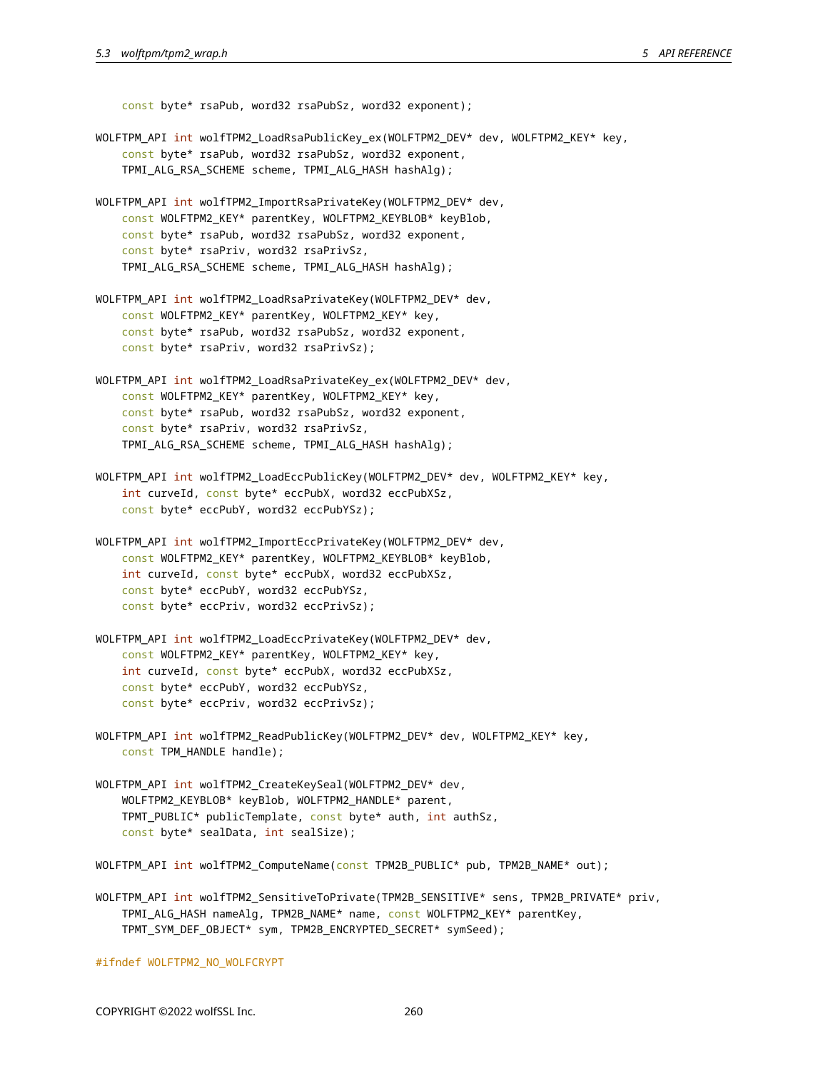```
    const byte* rsaPub, word32 rsaPubSz, word32 exponent);

WOLFTPM_API int wolfTPM2_LoadRsaPublicKey_ex(WOLFTPM2_DEV* dev, WOLFTPM2_KEY* key,
    const byte* rsaPub, word32 rsaPubSz, word32 exponent,
    TPMI_ALG_RSA_SCHEME scheme, TPMI_ALG_HASH hashAlg);

WOLFTPM_API int wolfTPM2_ImportRsaPrivateKey(WOLFTPM2_DEV* dev,
    const WOLFTPM2_KEY* parentKey, WOLFTPM2_KEYBLOB* keyBlob,
    const byte* rsaPub, word32 rsaPubSz, word32 exponent,
    const byte* rsaPriv, word32 rsaPrivSz,
    TPMI_ALG_RSA_SCHEME scheme, TPMI_ALG_HASH hashAlg);

WOLFTPM_API int wolfTPM2_LoadRsaPrivateKey(WOLFTPM2_DEV* dev,
    const WOLFTPM2_KEY* parentKey, WOLFTPM2_KEY* key,
    const byte* rsaPub, word32 rsaPubSz, word32 exponent,
    const byte* rsaPriv, word32 rsaPrivSz);

WOLFTPM_API int wolfTPM2_LoadRsaPrivateKey_ex(WOLFTPM2_DEV* dev,
    const WOLFTPM2_KEY* parentKey, WOLFTPM2_KEY* key,
    const byte* rsaPub, word32 rsaPubSz, word32 exponent,
    const byte* rsaPriv, word32 rsaPrivSz,
    TPMI_ALG_RSA_SCHEME scheme, TPMI_ALG_HASH hashAlg);

WOLFTPM_API int wolfTPM2_LoadEccPublicKey(WOLFTPM2_DEV* dev, WOLFTPM2_KEY* key,
    int curveId, const byte* eccPubX, word32 eccPubXSz,
    const byte* eccPubY, word32 eccPubYSz);

WOLFTPM_API int wolfTPM2_ImportEccPrivateKey(WOLFTPM2_DEV* dev,
    const WOLFTPM2_KEY* parentKey, WOLFTPM2_KEYBLOB* keyBlob,
    int curveId, const byte* eccPubX, word32 eccPubXSz,
    const byte* eccPubY, word32 eccPubYSz,
    const byte* eccPriv, word32 eccPrivSz);

WOLFTPM_API int wolfTPM2_LoadEccPrivateKey(WOLFTPM2_DEV* dev,
    const WOLFTPM2_KEY* parentKey, WOLFTPM2_KEY* key,
    int curveId, const byte* eccPubX, word32 eccPubXSz,
    const byte* eccPubY, word32 eccPubYSz,
    const byte* eccPriv, word32 eccPrivSz);

WOLFTPM_API int wolfTPM2_ReadPublicKey(WOLFTPM2_DEV* dev, WOLFTPM2_KEY* key,
    const TPM_HANDLE handle);

WOLFTPM_API int wolfTPM2_CreateKeySeal(WOLFTPM2_DEV* dev,
    WOLFTPM2_KEYBLOB* keyBlob, WOLFTPM2_HANDLE* parent,
    TPMT_PUBLIC* publicTemplate, const byte* auth, int authSz,
    const byte* sealData, int sealSize);

WOLFTPM_API int wolfTPM2_ComputeName(const TPM2B_PUBLIC* pub, TPM2B_NAME* out);

WOLFTPM_API int wolfTPM2_SensitiveToPrivate(TPM2B_SENSITIVE* sens, TPM2B_PRIVATE* priv,
    TPMI_ALG_HASH nameAlg, TPM2B_NAME* name, const WOLFTPM2_KEY* parentKey,
    TPMT_SYM_DEF_OBJECT* sym, TPM2B_ENCRYPTED_SECRET* symSeed);

#ifndef WOLFTPM2_NO_WOLFCRYPT
```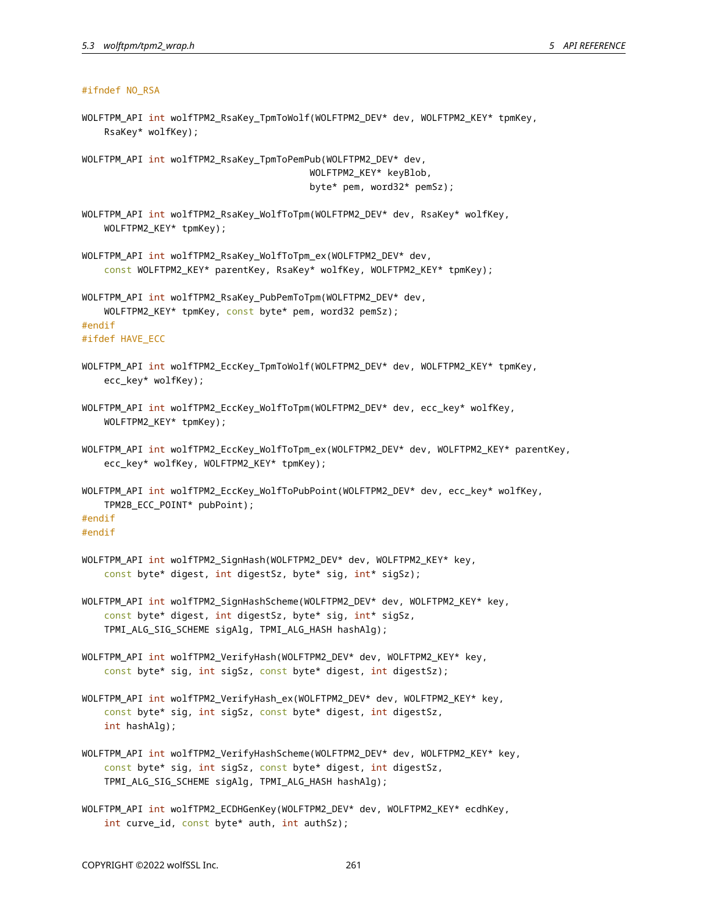```
#ifndef NO_RSA

WOLFTPM_API int wolfTPM2_RsaKey_TpmToWolf(WOLFTPM2_DEV* dev, WOLFTPM2_KEY* tpmKey,
    RsaKey* wolfKey);

WOLFTPM_API int wolfTPM2_RsaKey_TpmToPemPub(WOLFTPM2_DEV* dev,
                                          WOLFTPM2_KEY* keyBlob,
                                          byte* pem, word32* pemSz);

WOLFTPM_API int wolfTPM2_RsaKey_WolfToTpm(WOLFTPM2_DEV* dev, RsaKey* wolfKey,
    WOLFTPM2_KEY* tpmKey);

WOLFTPM_API int wolfTPM2_RsaKey_WolfToTpm_ex(WOLFTPM2_DEV* dev,
    const WOLFTPM2_KEY* parentKey, RsaKey* wolfKey, WOLFTPM2_KEY* tpmKey);

WOLFTPM_API int wolfTPM2_RsaKey_PubPemToTpm(WOLFTPM2_DEV* dev,
    WOLFTPM2_KEY* tpmKey, const byte* pem, word32 pemSz);
#endif
#ifdef HAVE_ECC

WOLFTPM_API int wolfTPM2_EccKey_TpmToWolf(WOLFTPM2_DEV* dev, WOLFTPM2_KEY* tpmKey,
    ecc_key* wolfKey);

WOLFTPM_API int wolfTPM2_EccKey_WolfToTpm(WOLFTPM2_DEV* dev, ecc_key* wolfKey,
    WOLFTPM2_KEY* tpmKey);

WOLFTPM_API int wolfTPM2_EccKey_WolfToTpm_ex(WOLFTPM2_DEV* dev, WOLFTPM2_KEY* parentKey,
    ecc_key* wolfKey, WOLFTPM2_KEY* tpmKey);

WOLFTPM_API int wolfTPM2_EccKey_WolfToPubPoint(WOLFTPM2_DEV* dev, ecc_key* wolfKey,
    TPM2B_ECC_POINT* pubPoint);
#endif
#endif

WOLFTPM_API int wolfTPM2_SignHash(WOLFTPM2_DEV* dev, WOLFTPM2_KEY* key,
    const byte* digest, int digestSz, byte* sig, int* sigSz);

WOLFTPM_API int wolfTPM2_SignHashScheme(WOLFTPM2_DEV* dev, WOLFTPM2_KEY* key,
    const byte* digest, int digestSz, byte* sig, int* sigSz,
    TPMI_ALG_SIG_SCHEME sigAlg, TPMI_ALG_HASH hashAlg);

WOLFTPM_API int wolfTPM2_VerifyHash(WOLFTPM2_DEV* dev, WOLFTPM2_KEY* key,
    const byte* sig, int sigSz, const byte* digest, int digestSz);

WOLFTPM_API int wolfTPM2_VerifyHash_ex(WOLFTPM2_DEV* dev, WOLFTPM2_KEY* key,
    const byte* sig, int sigSz, const byte* digest, int digestSz,
    int hashAlg);

WOLFTPM_API int wolfTPM2_VerifyHashScheme(WOLFTPM2_DEV* dev, WOLFTPM2_KEY* key,
    const byte* sig, int sigSz, const byte* digest, int digestSz,
    TPMI_ALG_SIG_SCHEME sigAlg, TPMI_ALG_HASH hashAlg);

WOLFTPM_API int wolfTPM2_ECDHGenKey(WOLFTPM2_DEV* dev, WOLFTPM2_KEY* ecdhKey,
    int curve_id, const byte* auth, int authSz);
```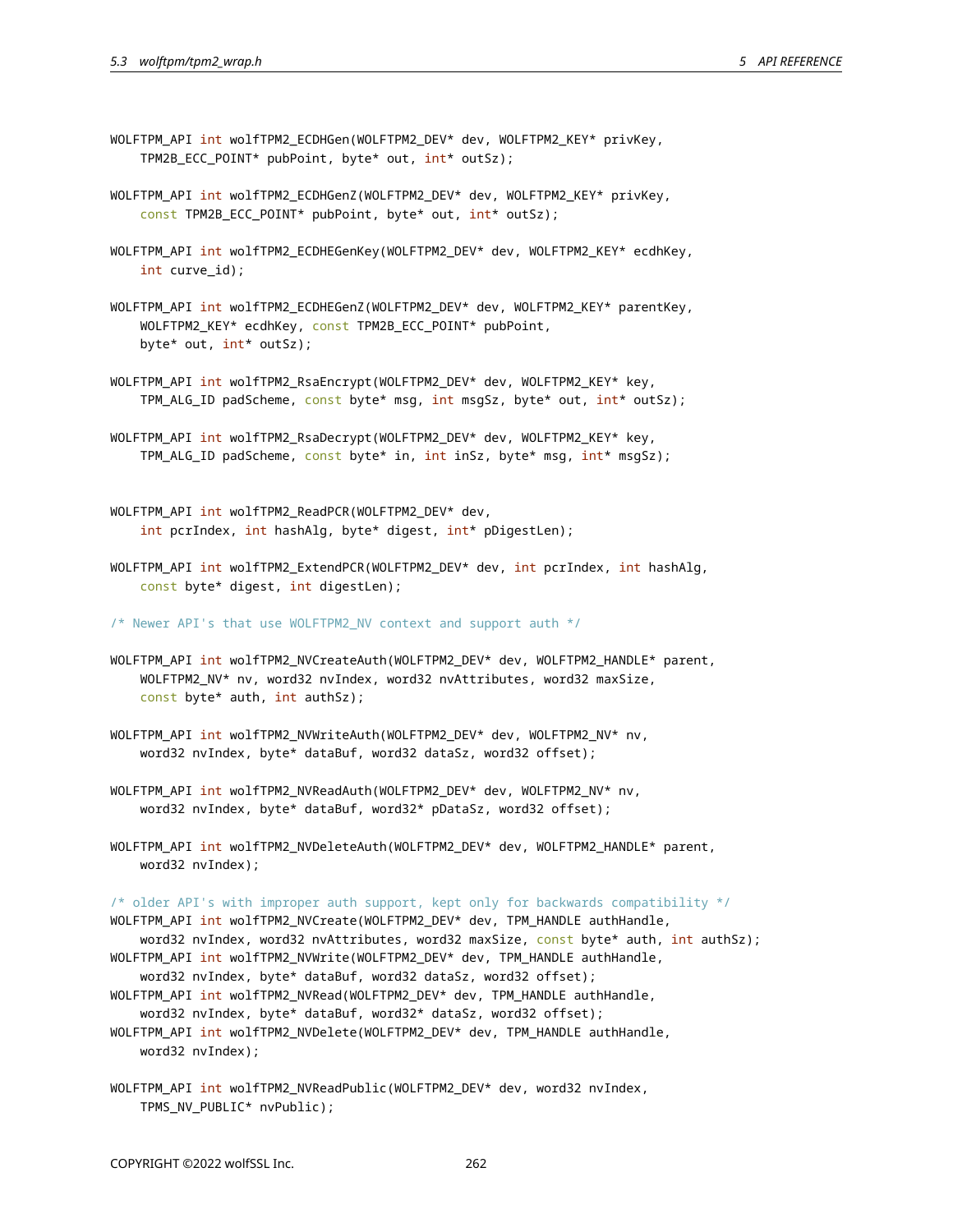```c
WOLFTPM_API int wolfTPM2_ECDHGen(WOLFTPM2_DEV* dev, WOLFTPM2_KEY* privKey,
    TPM2B_ECC_POINT* pubPoint, byte* out, int* outSz);

WOLFTPM_API int wolfTPM2_ECDHGenZ(WOLFTPM2_DEV* dev, WOLFTPM2_KEY* privKey,
    const TPM2B_ECC_POINT* pubPoint, byte* out, int* outSz);

WOLFTPM_API int wolfTPM2_ECDHEGenKey(WOLFTPM2_DEV* dev, WOLFTPM2_KEY* ecdhKey,
    int curve_id);

WOLFTPM_API int wolfTPM2_ECDHEGenZ(WOLFTPM2_DEV* dev, WOLFTPM2_KEY* parentKey,
    WOLFTPM2_KEY* ecdhKey, const TPM2B_ECC_POINT* pubPoint,
    byte* out, int* outSz);

WOLFTPM_API int wolfTPM2_RsaEncrypt(WOLFTPM2_DEV* dev, WOLFTPM2_KEY* key,
    TPM_ALG_ID padScheme, const byte* msg, int msgSz, byte* out, int* outSz);

WOLFTPM_API int wolfTPM2_RsaDecrypt(WOLFTPM2_DEV* dev, WOLFTPM2_KEY* key,
    TPM_ALG_ID padScheme, const byte* in, int inSz, byte* msg, int* msgSz);


WOLFTPM_API int wolfTPM2_ReadPCR(WOLFTPM2_DEV* dev,
    int pcrIndex, int hashAlg, byte* digest, int* pDigestLen);

WOLFTPM_API int wolfTPM2_ExtendPCR(WOLFTPM2_DEV* dev, int pcrIndex, int hashAlg,
    const byte* digest, int digestLen);

/* Newer API's that use WOLFTPM2_NV context and support auth */

WOLFTPM_API int wolfTPM2_NVCreateAuth(WOLFTPM2_DEV* dev, WOLFTPM2_HANDLE* parent,
    WOLFTPM2_NV* nv, word32 nvIndex, word32 nvAttributes, word32 maxSize,
    const byte* auth, int authSz);

WOLFTPM_API int wolfTPM2_NVWriteAuth(WOLFTPM2_DEV* dev, WOLFTPM2_NV* nv,
    word32 nvIndex, byte* dataBuf, word32 dataSz, word32 offset);

WOLFTPM_API int wolfTPM2_NVReadAuth(WOLFTPM2_DEV* dev, WOLFTPM2_NV* nv,
    word32 nvIndex, byte* dataBuf, word32* pDataSz, word32 offset);

WOLFTPM_API int wolfTPM2_NVDeleteAuth(WOLFTPM2_DEV* dev, WOLFTPM2_HANDLE* parent,
    word32 nvIndex);

/* older API's with improper auth support, kept only for backwards compatibility */
WOLFTPM_API int wolfTPM2_NVCreate(WOLFTPM2_DEV* dev, TPM_HANDLE authHandle,
    word32 nvIndex, word32 nvAttributes, word32 maxSize, const byte* auth, int authSz);
WOLFTPM_API int wolfTPM2_NVWrite(WOLFTPM2_DEV* dev, TPM_HANDLE authHandle,
    word32 nvIndex, byte* dataBuf, word32 dataSz, word32 offset);
WOLFTPM_API int wolfTPM2_NVRead(WOLFTPM2_DEV* dev, TPM_HANDLE authHandle,
    word32 nvIndex, byte* dataBuf, word32* dataSz, word32 offset);
WOLFTPM_API int wolfTPM2_NVDelete(WOLFTPM2_DEV* dev, TPM_HANDLE authHandle,
    word32 nvIndex);

WOLFTPM_API int wolfTPM2_NVReadPublic(WOLFTPM2_DEV* dev, word32 nvIndex,
    TPMS_NV_PUBLIC* nvPublic);
```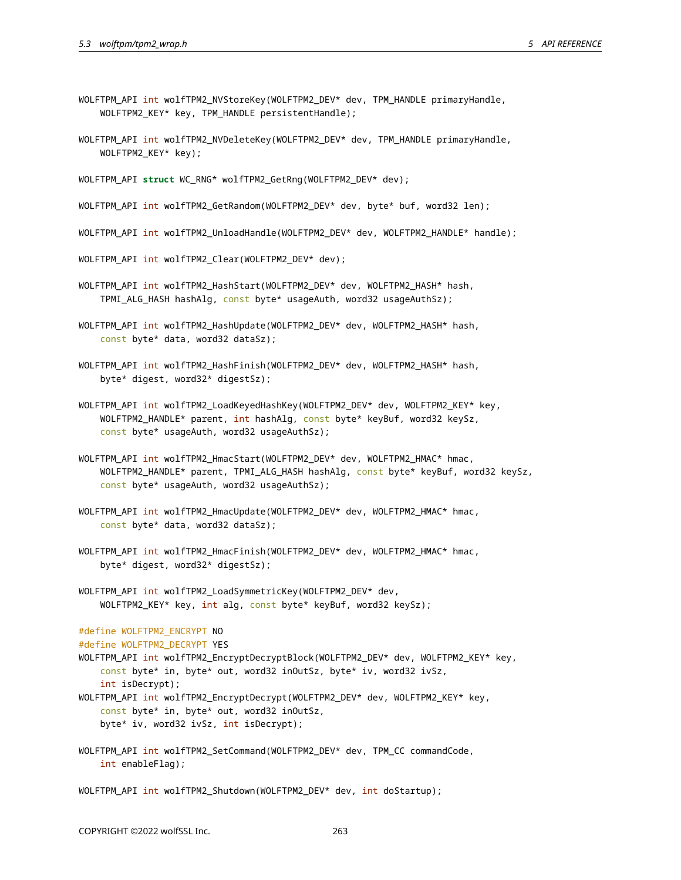```
WOLFTPM_API int wolfTPM2_NVStoreKey(WOLFTPM2_DEV* dev, TPM_HANDLE primaryHandle,
    WOLFTPM2_KEY* key, TPM_HANDLE persistentHandle);

WOLFTPM_API int wolfTPM2_NVDeleteKey(WOLFTPM2_DEV* dev, TPM_HANDLE primaryHandle,
    WOLFTPM2_KEY* key);

WOLFTPM_API struct WC_RNG* wolfTPM2_GetRng(WOLFTPM2_DEV* dev);

WOLFTPM_API int wolfTPM2_GetRandom(WOLFTPM2_DEV* dev, byte* buf, word32 len);

WOLFTPM_API int wolfTPM2_UnloadHandle(WOLFTPM2_DEV* dev, WOLFTPM2_HANDLE* handle);

WOLFTPM_API int wolfTPM2_Clear(WOLFTPM2_DEV* dev);

WOLFTPM_API int wolfTPM2_HashStart(WOLFTPM2_DEV* dev, WOLFTPM2_HASH* hash,
    TPMI_ALG_HASH hashAlg, const byte* usageAuth, word32 usageAuthSz);

WOLFTPM_API int wolfTPM2_HashUpdate(WOLFTPM2_DEV* dev, WOLFTPM2_HASH* hash,
    const byte* data, word32 dataSz);

WOLFTPM_API int wolfTPM2_HashFinish(WOLFTPM2_DEV* dev, WOLFTPM2_HASH* hash,
    byte* digest, word32* digestSz);

WOLFTPM_API int wolfTPM2_LoadKeyedHashKey(WOLFTPM2_DEV* dev, WOLFTPM2_KEY* key,
    WOLFTPM2_HANDLE* parent, int hashAlg, const byte* keyBuf, word32 keySz,
    const byte* usageAuth, word32 usageAuthSz);

WOLFTPM_API int wolfTPM2_HmacStart(WOLFTPM2_DEV* dev, WOLFTPM2_HMAC* hmac,
    WOLFTPM2_HANDLE* parent, TPMI_ALG_HASH hashAlg, const byte* keyBuf, word32 keySz,
    const byte* usageAuth, word32 usageAuthSz);

WOLFTPM_API int wolfTPM2_HmacUpdate(WOLFTPM2_DEV* dev, WOLFTPM2_HMAC* hmac,
    const byte* data, word32 dataSz);

WOLFTPM_API int wolfTPM2_HmacFinish(WOLFTPM2_DEV* dev, WOLFTPM2_HMAC* hmac,
    byte* digest, word32* digestSz);

WOLFTPM_API int wolfTPM2_LoadSymmetricKey(WOLFTPM2_DEV* dev,
    WOLFTPM2_KEY* key, int alg, const byte* keyBuf, word32 keySz);

#define WOLFTPM2_ENCRYPT NO
#define WOLFTPM2_DECRYPT YES
WOLFTPM_API int wolfTPM2_EncryptDecryptBlock(WOLFTPM2_DEV* dev, WOLFTPM2_KEY* key,
    const byte* in, byte* out, word32 inOutSz, byte* iv, word32 ivSz,
    int isDecrypt);
WOLFTPM_API int wolfTPM2_EncryptDecrypt(WOLFTPM2_DEV* dev, WOLFTPM2_KEY* key,
    const byte* in, byte* out, word32 inOutSz,
    byte* iv, word32 ivSz, int isDecrypt);

WOLFTPM_API int wolfTPM2_SetCommand(WOLFTPM2_DEV* dev, TPM_CC commandCode,
    int enableFlag);

WOLFTPM_API int wolfTPM2_Shutdown(WOLFTPM2_DEV* dev, int doStartup);
```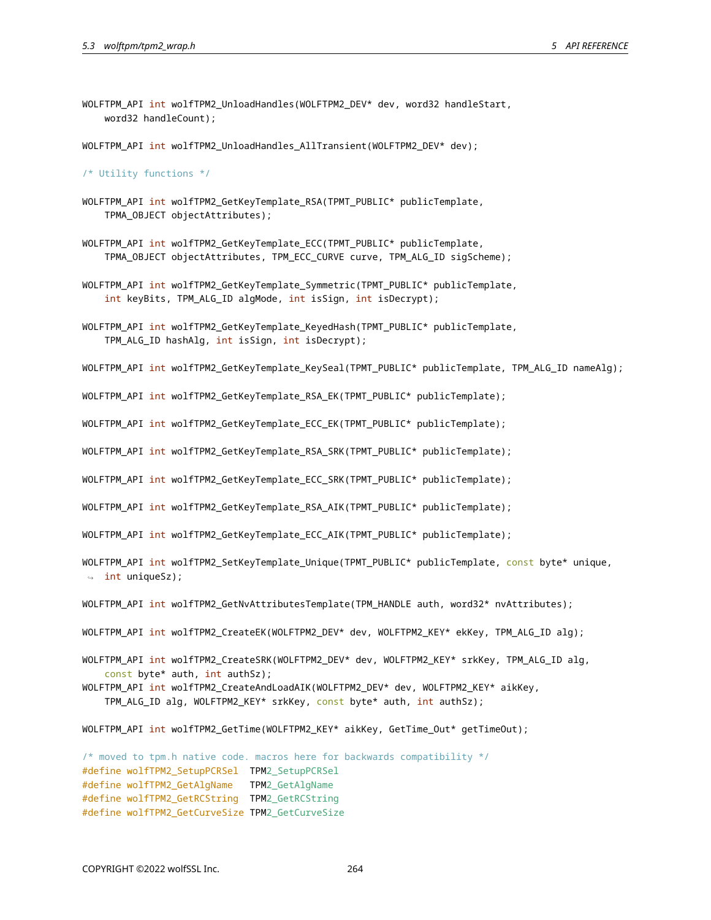```c
WOLFTPM_API int wolfTPM2_UnloadHandles(WOLFTPM2_DEV* dev, word32 handleStart,
    word32 handleCount);

WOLFTPM_API int wolfTPM2_UnloadHandles_AllTransient(WOLFTPM2_DEV* dev);

/* Utility functions */

WOLFTPM_API int wolfTPM2_GetKeyTemplate_RSA(TPMT_PUBLIC* publicTemplate,
    TPMA_OBJECT objectAttributes);

WOLFTPM_API int wolfTPM2_GetKeyTemplate_ECC(TPMT_PUBLIC* publicTemplate,
    TPMA_OBJECT objectAttributes, TPM_ECC_CURVE curve, TPM_ALG_ID sigScheme);

WOLFTPM_API int wolfTPM2_GetKeyTemplate_Symmetric(TPMT_PUBLIC* publicTemplate,
    int keyBits, TPM_ALG_ID algMode, int isSign, int isDecrypt);

WOLFTPM_API int wolfTPM2_GetKeyTemplate_KeyedHash(TPMT_PUBLIC* publicTemplate,
    TPM_ALG_ID hashAlg, int isSign, int isDecrypt);

WOLFTPM_API int wolfTPM2_GetKeyTemplate_KeySeal(TPMT_PUBLIC* publicTemplate, TPM_ALG_ID nameAlg);

WOLFTPM_API int wolfTPM2_GetKeyTemplate_RSA_EK(TPMT_PUBLIC* publicTemplate);

WOLFTPM_API int wolfTPM2_GetKeyTemplate_ECC_EK(TPMT_PUBLIC* publicTemplate);

WOLFTPM_API int wolfTPM2_GetKeyTemplate_RSA_SRK(TPMT_PUBLIC* publicTemplate);

WOLFTPM_API int wolfTPM2_GetKeyTemplate_ECC_SRK(TPMT_PUBLIC* publicTemplate);

WOLFTPM_API int wolfTPM2_GetKeyTemplate_RSA_AIK(TPMT_PUBLIC* publicTemplate);

WOLFTPM_API int wolfTPM2_GetKeyTemplate_ECC_AIK(TPMT_PUBLIC* publicTemplate);

WOLFTPM_API int wolfTPM2_SetKeyTemplate_Unique(TPMT_PUBLIC* publicTemplate, const byte* unique,
 ↪  int uniqueSz);

WOLFTPM_API int wolfTPM2_GetNvAttributesTemplate(TPM_HANDLE auth, word32* nvAttributes);

WOLFTPM_API int wolfTPM2_CreateEK(WOLFTPM2_DEV* dev, WOLFTPM2_KEY* ekKey, TPM_ALG_ID alg);

WOLFTPM_API int wolfTPM2_CreateSRK(WOLFTPM2_DEV* dev, WOLFTPM2_KEY* srkKey, TPM_ALG_ID alg,
    const byte* auth, int authSz);
WOLFTPM_API int wolfTPM2_CreateAndLoadAIK(WOLFTPM2_DEV* dev, WOLFTPM2_KEY* aikKey,
    TPM_ALG_ID alg, WOLFTPM2_KEY* srkKey, const byte* auth, int authSz);

WOLFTPM_API int wolfTPM2_GetTime(WOLFTPM2_KEY* aikKey, GetTime_Out* getTimeOut);

/* moved to tpm.h native code. macros here for backwards compatibility */
#define wolfTPM2_SetupPCRSel  TPM2_SetupPCRSel
#define wolfTPM2_GetAlgName   TPM2_GetAlgName
#define wolfTPM2_GetRCString  TPM2_GetRCString
#define wolfTPM2_GetCurveSize TPM2_GetCurveSize
```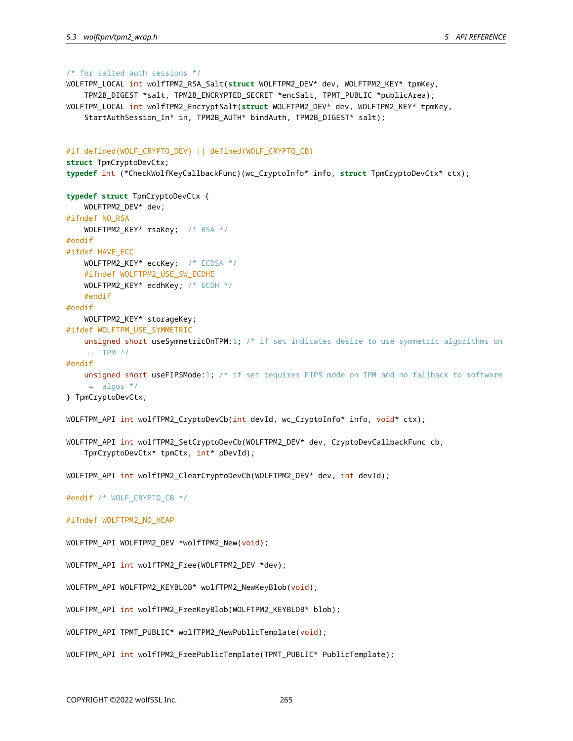```c
/* for salted auth sessions */
WOLFTPM_LOCAL int wolfTPM2_RSA_Salt(struct WOLFTPM2_DEV* dev, WOLFTPM2_KEY* tpmKey,
    TPM2B_DIGEST *salt, TPM2B_ENCRYPTED_SECRET *encSalt, TPMT_PUBLIC *publicArea);
WOLFTPM_LOCAL int wolfTPM2_EncryptSalt(struct WOLFTPM2_DEV* dev, WOLFTPM2_KEY* tpmKey,
    StartAuthSession_In* in, TPM2B_AUTH* bindAuth, TPM2B_DIGEST* salt);


#if defined(WOLF_CRYPTO_DEV) || defined(WOLF_CRYPTO_CB)
struct TpmCryptoDevCtx;
typedef int (*CheckWolfKeyCallbackFunc)(wc_CryptoInfo* info, struct TpmCryptoDevCtx* ctx);

typedef struct TpmCryptoDevCtx {
    WOLFTPM2_DEV* dev;
#ifndef NO_RSA
    WOLFTPM2_KEY* rsaKey;  /* RSA */
#endif
#ifdef HAVE_ECC
    WOLFTPM2_KEY* eccKey;  /* ECDSA */
    #ifndef WOLFTPM2_USE_SW_ECDHE
    WOLFTPM2_KEY* ecdhKey; /* ECDH */
    #endif
#endif
    WOLFTPM2_KEY* storageKey;
#ifdef WOLFTPM_USE_SYMMETRIC
    unsigned short useSymmetricOnTPM:1; /* if set indicates desire to use symmetric algorithms on
     TPM */
#endif
    unsigned short useFIPSMode:1; /* if set requires FIPS mode on TPM and no fallback to software
     algos */
} TpmCryptoDevCtx;

WOLFTPM_API int wolfTPM2_CryptoDevCb(int devId, wc_CryptoInfo* info, void* ctx);

WOLFTPM_API int wolfTPM2_SetCryptoDevCb(WOLFTPM2_DEV* dev, CryptoDevCallbackFunc cb,
    TpmCryptoDevCtx* tpmCtx, int* pDevId);

WOLFTPM_API int wolfTPM2_ClearCryptoDevCb(WOLFTPM2_DEV* dev, int devId);

#endif /* WOLF_CRYPTO_CB */

#ifndef WOLFTPM2_NO_HEAP

WOLFTPM_API WOLFTPM2_DEV *wolfTPM2_New(void);

WOLFTPM_API int wolfTPM2_Free(WOLFTPM2_DEV *dev);

WOLFTPM_API WOLFTPM2_KEYBLOB* wolfTPM2_NewKeyBlob(void);

WOLFTPM_API int wolfTPM2_FreeKeyBlob(WOLFTPM2_KEYBLOB* blob);

WOLFTPM_API TPMT_PUBLIC* wolfTPM2_NewPublicTemplate(void);

WOLFTPM_API int wolfTPM2_FreePublicTemplate(TPMT_PUBLIC* PublicTemplate);
```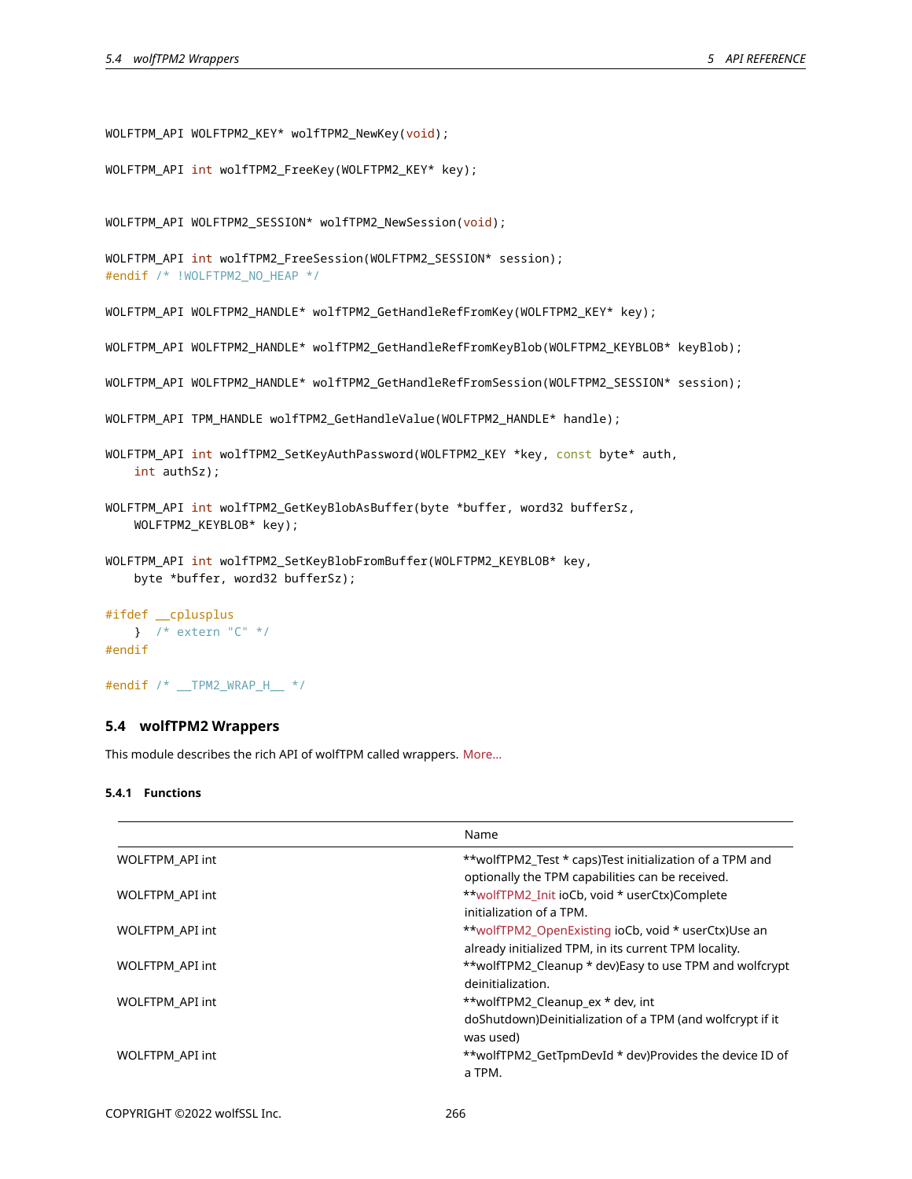```
WOLFTPM_API WOLFTPM2_KEY* wolfTPM2_NewKey(void);

WOLFTPM_API int wolfTPM2_FreeKey(WOLFTPM2_KEY* key);


WOLFTPM_API WOLFTPM2_SESSION* wolfTPM2_NewSession(void);

WOLFTPM_API int wolfTPM2_FreeSession(WOLFTPM2_SESSION* session);
#endif /* !WOLFTPM2_NO_HEAP */

WOLFTPM_API WOLFTPM2_HANDLE* wolfTPM2_GetHandleRefFromKey(WOLFTPM2_KEY* key);

WOLFTPM_API WOLFTPM2_HANDLE* wolfTPM2_GetHandleRefFromKeyBlob(WOLFTPM2_KEYBLOB* keyBlob);

WOLFTPM_API WOLFTPM2_HANDLE* wolfTPM2_GetHandleRefFromSession(WOLFTPM2_SESSION* session);

WOLFTPM_API TPM_HANDLE wolfTPM2_GetHandleValue(WOLFTPM2_HANDLE* handle);

WOLFTPM_API int wolfTPM2_SetKeyAuthPassword(WOLFTPM2_KEY *key, const byte* auth,
    int authSz);

WOLFTPM_API int wolfTPM2_GetKeyBlobAsBuffer(byte *buffer, word32 bufferSz,
    WOLFTPM2_KEYBLOB* key);

WOLFTPM_API int wolfTPM2_SetKeyBlobFromBuffer(WOLFTPM2_KEYBLOB* key,
    byte *buffer, word32 bufferSz);

#ifdef __cplusplus
    }  /* extern "C" */
#endif

#endif /* __TPM2_WRAP_H__ */
```

## 5.4 wolfTPM2 Wrappers

This module describes the rich API of wolfTPM called wrappers. More...

### 5.4.1 Functions

| | Name |
|---|---|
| WOLFTPM_API int | **wolfTPM2_Test * caps)Test initialization of a TPM and optionally the TPM capabilities can be received. |
| WOLFTPM_API int | **wolfTPM2_Init ioCb, void * userCtx)Complete initialization of a TPM. |
| WOLFTPM_API int | **wolfTPM2_OpenExisting ioCb, void * userCtx)Use an already initialized TPM, in its current TPM locality. |
| WOLFTPM_API int | **wolfTPM2_Cleanup * dev)Easy to use TPM and wolfcrypt deinitialization. |
| WOLFTPM_API int | **wolfTPM2_Cleanup_ex * dev, int doShutdown)Deinitialization of a TPM (and wolfcrypt if it was used) |
| WOLFTPM_API int | **wolfTPM2_GetTpmDevId * dev)Provides the device ID of a TPM. |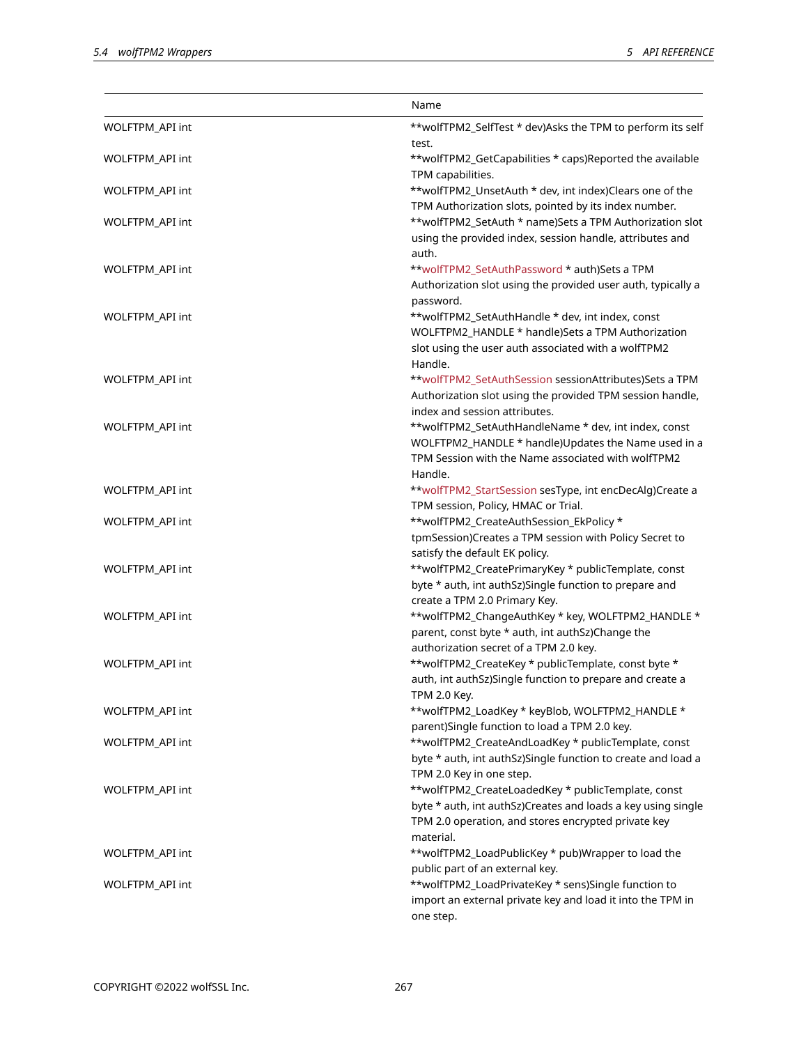| | Name |
|---|---|
| WOLFTPM_API int | **wolfTPM2_SelfTest * dev)Asks the TPM to perform its self test. |
| WOLFTPM_API int | **wolfTPM2_GetCapabilities * caps)Reported the available TPM capabilities. |
| WOLFTPM_API int | **wolfTPM2_UnsetAuth * dev, int index)Clears one of the TPM Authorization slots, pointed by its index number. |
| WOLFTPM_API int | **wolfTPM2_SetAuth * name)Sets a TPM Authorization slot using the provided index, session handle, attributes and auth. |
| WOLFTPM_API int | **wolfTPM2_SetAuthPassword * auth)Sets a TPM Authorization slot using the provided user auth, typically a password. |
| WOLFTPM_API int | **wolfTPM2_SetAuthHandle * dev, int index, const WOLFTPM2_HANDLE * handle)Sets a TPM Authorization slot using the user auth associated with a wolfTPM2 Handle. |
| WOLFTPM_API int | **wolfTPM2_SetAuthSession sessionAttributes)Sets a TPM Authorization slot using the provided TPM session handle, index and session attributes. |
| WOLFTPM_API int | **wolfTPM2_SetAuthHandleName * dev, int index, const WOLFTPM2_HANDLE * handle)Updates the Name used in a TPM Session with the Name associated with wolfTPM2 Handle. |
| WOLFTPM_API int | **wolfTPM2_StartSession sesType, int encDecAlg)Create a TPM session, Policy, HMAC or Trial. |
| WOLFTPM_API int | **wolfTPM2_CreateAuthSession_EkPolicy * tpmSession)Creates a TPM session with Policy Secret to satisfy the default EK policy. |
| WOLFTPM_API int | **wolfTPM2_CreatePrimaryKey * publicTemplate, const byte * auth, int authSz)Single function to prepare and create a TPM 2.0 Primary Key. |
| WOLFTPM_API int | **wolfTPM2_ChangeAuthKey * key, WOLFTPM2_HANDLE * parent, const byte * auth, int authSz)Change the authorization secret of a TPM 2.0 key. |
| WOLFTPM_API int | **wolfTPM2_CreateKey * publicTemplate, const byte * auth, int authSz)Single function to prepare and create a TPM 2.0 Key. |
| WOLFTPM_API int | **wolfTPM2_LoadKey * keyBlob, WOLFTPM2_HANDLE * parent)Single function to load a TPM 2.0 key. |
| WOLFTPM_API int | **wolfTPM2_CreateAndLoadKey * publicTemplate, const byte * auth, int authSz)Single function to create and load a TPM 2.0 Key in one step. |
| WOLFTPM_API int | **wolfTPM2_CreateLoadedKey * publicTemplate, const byte * auth, int authSz)Creates and loads a key using single TPM 2.0 operation, and stores encrypted private key material. |
| WOLFTPM_API int | **wolfTPM2_LoadPublicKey * pub)Wrapper to load the public part of an external key. |
| WOLFTPM_API int | **wolfTPM2_LoadPrivateKey * sens)Single function to import an external private key and load it into the TPM in one step. |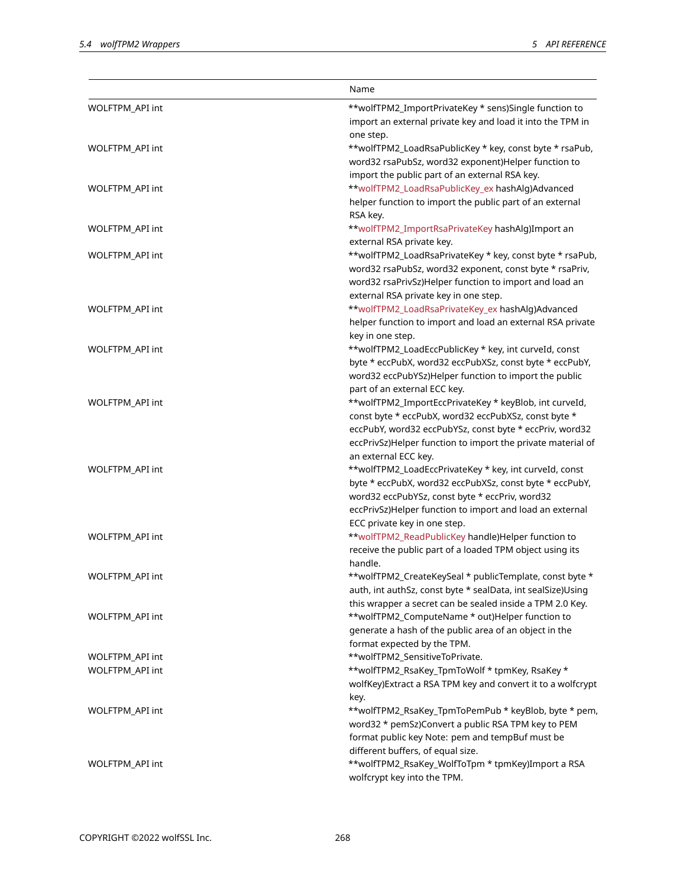| | Name |
|---|---|
| WOLFTPM_API int | **wolfTPM2_ImportPrivateKey * sens)Single function to import an external private key and load it into the TPM in one step. |
| WOLFTPM_API int | **wolfTPM2_LoadRsaPublicKey * key, const byte * rsaPub, word32 rsaPubSz, word32 exponent)Helper function to import the public part of an external RSA key. |
| WOLFTPM_API int | **wolfTPM2_LoadRsaPublicKey_ex hashAlg)Advanced helper function to import the public part of an external RSA key. |
| WOLFTPM_API int | **wolfTPM2_ImportRsaPrivateKey hashAlg)Import an external RSA private key. |
| WOLFTPM_API int | **wolfTPM2_LoadRsaPrivateKey * key, const byte * rsaPub, word32 rsaPubSz, word32 exponent, const byte * rsaPriv, word32 rsaPrivSz)Helper function to import and load an external RSA private key in one step. |
| WOLFTPM_API int | **wolfTPM2_LoadRsaPrivateKey_ex hashAlg)Advanced helper function to import and load an external RSA private key in one step. |
| WOLFTPM_API int | **wolfTPM2_LoadEccPublicKey * key, int curveId, const byte * eccPubX, word32 eccPubXSz, const byte * eccPubY, word32 eccPubYSz)Helper function to import the public part of an external ECC key. |
| WOLFTPM_API int | **wolfTPM2_ImportEccPrivateKey * keyBlob, int curveId, const byte * eccPubX, word32 eccPubXSz, const byte * eccPubY, word32 eccPubYSz, const byte * eccPriv, word32 eccPrivSz)Helper function to import the private material of an external ECC key. |
| WOLFTPM_API int | **wolfTPM2_LoadEccPrivateKey * key, int curveId, const byte * eccPubX, word32 eccPubXSz, const byte * eccPubY, word32 eccPubYSz, const byte * eccPriv, word32 eccPrivSz)Helper function to import and load an external ECC private key in one step. |
| WOLFTPM_API int | **wolfTPM2_ReadPublicKey handle)Helper function to receive the public part of a loaded TPM object using its handle. |
| WOLFTPM_API int | **wolfTPM2_CreateKeySeal * publicTemplate, const byte * auth, int authSz, const byte * sealData, int sealSize)Using this wrapper a secret can be sealed inside a TPM 2.0 Key. |
| WOLFTPM_API int | **wolfTPM2_ComputeName * out)Helper function to generate a hash of the public area of an object in the format expected by the TPM. |
| WOLFTPM_API int | **wolfTPM2_SensitiveToPrivate. |
| WOLFTPM_API int | **wolfTPM2_RsaKey_TpmToWolf * tpmKey, RsaKey * wolfKey)Extract a RSA TPM key and convert it to a wolfcrypt key. |
| WOLFTPM_API int | **wolfTPM2_RsaKey_TpmToPemPub * keyBlob, byte * pem, word32 * pemSz)Convert a public RSA TPM key to PEM format public key Note: pem and tempBuf must be different buffers, of equal size. |
| WOLFTPM_API int | **wolfTPM2_RsaKey_WolfToTpm * tpmKey)Import a RSA wolfcrypt key into the TPM. |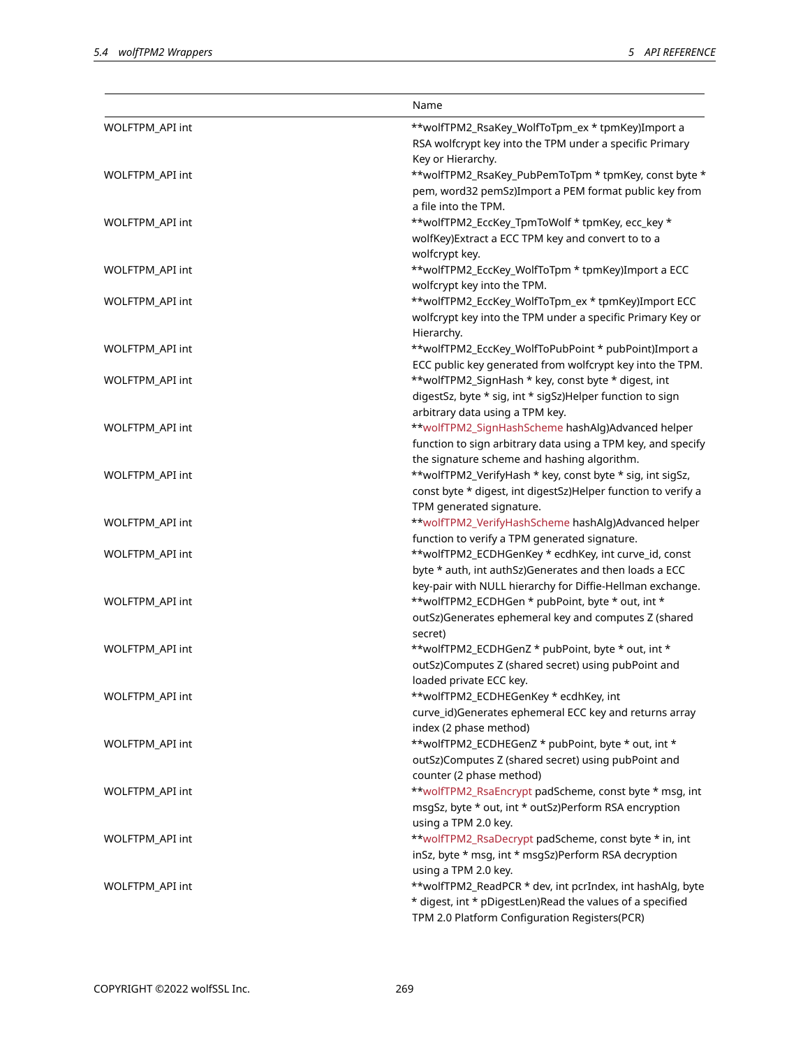| | Name |
|---|---|
| WOLFTPM_API int | **wolfTPM2_RsaKey_WolfToTpm_ex * tpmKey)Import a RSA wolfcrypt key into the TPM under a specific Primary Key or Hierarchy. |
| WOLFTPM_API int | **wolfTPM2_RsaKey_PubPemToTpm * tpmKey, const byte * pem, word32 pemSz)Import a PEM format public key from a file into the TPM. |
| WOLFTPM_API int | **wolfTPM2_EccKey_TpmToWolf * tpmKey, ecc_key * wolfKey)Extract a ECC TPM key and convert to to a wolfcrypt key. |
| WOLFTPM_API int | **wolfTPM2_EccKey_WolfToTpm * tpmKey)Import a ECC wolfcrypt key into the TPM. |
| WOLFTPM_API int | **wolfTPM2_EccKey_WolfToTpm_ex * tpmKey)Import ECC wolfcrypt key into the TPM under a specific Primary Key or Hierarchy. |
| WOLFTPM_API int | **wolfTPM2_EccKey_WolfToPubPoint * pubPoint)Import a ECC public key generated from wolfcrypt key into the TPM. |
| WOLFTPM_API int | **wolfTPM2_SignHash * key, const byte * digest, int digestSz, byte * sig, int * sigSz)Helper function to sign arbitrary data using a TPM key. |
| WOLFTPM_API int | **wolfTPM2_SignHashScheme hashAlg)Advanced helper function to sign arbitrary data using a TPM key, and specify the signature scheme and hashing algorithm. |
| WOLFTPM_API int | **wolfTPM2_VerifyHash * key, const byte * sig, int sigSz, const byte * digest, int digestSz)Helper function to verify a TPM generated signature. |
| WOLFTPM_API int | **wolfTPM2_VerifyHashScheme hashAlg)Advanced helper function to verify a TPM generated signature. |
| WOLFTPM_API int | **wolfTPM2_ECDHGenKey * ecdhKey, int curve_id, const byte * auth, int authSz)Generates and then loads a ECC key-pair with NULL hierarchy for Diffie-Hellman exchange. |
| WOLFTPM_API int | **wolfTPM2_ECDHGen * pubPoint, byte * out, int * outSz)Generates ephemeral key and computes Z (shared secret) |
| WOLFTPM_API int | **wolfTPM2_ECDHGenZ * pubPoint, byte * out, int * outSz)Computes Z (shared secret) using pubPoint and loaded private ECC key. |
| WOLFTPM_API int | **wolfTPM2_ECDHEGenKey * ecdhKey, int curve_id)Generates ephemeral ECC key and returns array index (2 phase method) |
| WOLFTPM_API int | **wolfTPM2_ECDHEGenZ * pubPoint, byte * out, int * outSz)Computes Z (shared secret) using pubPoint and counter (2 phase method) |
| WOLFTPM_API int | **wolfTPM2_RsaEncrypt padScheme, const byte * msg, int msgSz, byte * out, int * outSz)Perform RSA encryption using a TPM 2.0 key. |
| WOLFTPM_API int | **wolfTPM2_RsaDecrypt padScheme, const byte * in, int inSz, byte * msg, int * msgSz)Perform RSA decryption using a TPM 2.0 key. |
| WOLFTPM_API int | **wolfTPM2_ReadPCR * dev, int pcrIndex, int hashAlg, byte * digest, int * pDigestLen)Read the values of a specified TPM 2.0 Platform Configuration Registers(PCR) |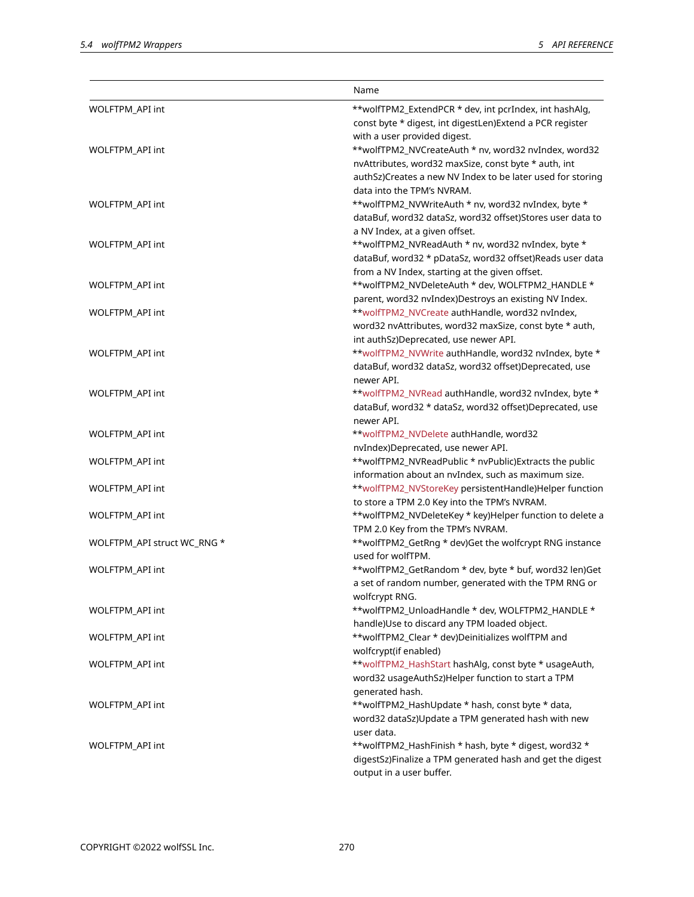| | Name |
|---|---|
| WOLFTPM_API int | **wolfTPM2_ExtendPCR * dev, int pcrIndex, int hashAlg, const byte * digest, int digestLen)Extend a PCR register with a user provided digest. |
| WOLFTPM_API int | **wolfTPM2_NVCreateAuth * nv, word32 nvIndex, word32 nvAttributes, word32 maxSize, const byte * auth, int authSz)Creates a new NV Index to be later used for storing data into the TPM's NVRAM. |
| WOLFTPM_API int | **wolfTPM2_NVWriteAuth * nv, word32 nvIndex, byte * dataBuf, word32 dataSz, word32 offset)Stores user data to a NV Index, at a given offset. |
| WOLFTPM_API int | **wolfTPM2_NVReadAuth * nv, word32 nvIndex, byte * dataBuf, word32 * pDataSz, word32 offset)Reads user data from a NV Index, starting at the given offset. |
| WOLFTPM_API int | **wolfTPM2_NVDeleteAuth * dev, WOLFTPM2_HANDLE * parent, word32 nvIndex)Destroys an existing NV Index. |
| WOLFTPM_API int | **wolfTPM2_NVCreate authHandle, word32 nvIndex, word32 nvAttributes, word32 maxSize, const byte * auth, int authSz)Deprecated, use newer API. |
| WOLFTPM_API int | **wolfTPM2_NVWrite authHandle, word32 nvIndex, byte * dataBuf, word32 dataSz, word32 offset)Deprecated, use newer API. |
| WOLFTPM_API int | **wolfTPM2_NVRead authHandle, word32 nvIndex, byte * dataBuf, word32 * dataSz, word32 offset)Deprecated, use newer API. |
| WOLFTPM_API int | **wolfTPM2_NVDelete authHandle, word32 nvIndex)Deprecated, use newer API. |
| WOLFTPM_API int | **wolfTPM2_NVReadPublic * nvPublic)Extracts the public information about an nvIndex, such as maximum size. |
| WOLFTPM_API int | **wolfTPM2_NVStoreKey persistentHandle)Helper function to store a TPM 2.0 Key into the TPM's NVRAM. |
| WOLFTPM_API int | **wolfTPM2_NVDeleteKey * key)Helper function to delete a TPM 2.0 Key from the TPM's NVRAM. |
| WOLFTPM_API struct WC_RNG * | **wolfTPM2_GetRng * dev)Get the wolfcrypt RNG instance used for wolfTPM. |
| WOLFTPM_API int | **wolfTPM2_GetRandom * dev, byte * buf, word32 len)Get a set of random number, generated with the TPM RNG or wolfcrypt RNG. |
| WOLFTPM_API int | **wolfTPM2_UnloadHandle * dev, WOLFTPM2_HANDLE * handle)Use to discard any TPM loaded object. |
| WOLFTPM_API int | **wolfTPM2_Clear * dev)Deinitializes wolfTPM and wolfcrypt(if enabled) |
| WOLFTPM_API int | **wolfTPM2_HashStart hashAlg, const byte * usageAuth, word32 usageAuthSz)Helper function to start a TPM generated hash. |
| WOLFTPM_API int | **wolfTPM2_HashUpdate * hash, const byte * data, word32 dataSz)Update a TPM generated hash with new user data. |
| WOLFTPM_API int | **wolfTPM2_HashFinish * hash, byte * digest, word32 * digestSz)Finalize a TPM generated hash and get the digest output in a user buffer. |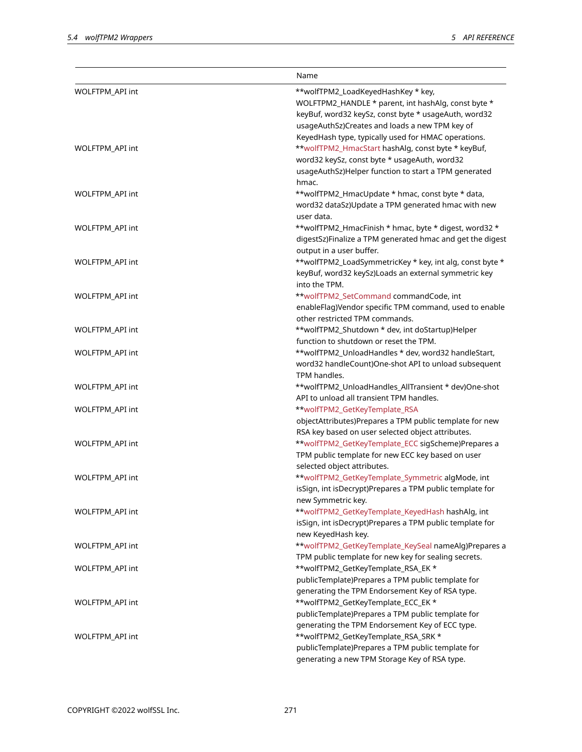| | Name |
|---|---|
| WOLFTPM_API int | **wolfTPM2_LoadKeyedHashKey * key, WOLFTPM2_HANDLE * parent, int hashAlg, const byte * keyBuf, word32 keySz, const byte * usageAuth, word32 usageAuthSz)Creates and loads a new TPM key of KeyedHash type, typically used for HMAC operations. |
| WOLFTPM_API int | **wolfTPM2_HmacStart hashAlg, const byte * keyBuf, word32 keySz, const byte * usageAuth, word32 usageAuthSz)Helper function to start a TPM generated hmac. |
| WOLFTPM_API int | **wolfTPM2_HmacUpdate * hmac, const byte * data, word32 dataSz)Update a TPM generated hmac with new user data. |
| WOLFTPM_API int | **wolfTPM2_HmacFinish * hmac, byte * digest, word32 * digestSz)Finalize a TPM generated hmac and get the digest output in a user buffer. |
| WOLFTPM_API int | **wolfTPM2_LoadSymmetricKey * key, int alg, const byte * keyBuf, word32 keySz)Loads an external symmetric key into the TPM. |
| WOLFTPM_API int | **wolfTPM2_SetCommand commandCode, int enableFlag)Vendor specific TPM command, used to enable other restricted TPM commands. |
| WOLFTPM_API int | **wolfTPM2_Shutdown * dev, int doStartup)Helper function to shutdown or reset the TPM. |
| WOLFTPM_API int | **wolfTPM2_UnloadHandles * dev, word32 handleStart, word32 handleCount)One-shot API to unload subsequent TPM handles. |
| WOLFTPM_API int | **wolfTPM2_UnloadHandles_AllTransient * dev)One-shot API to unload all transient TPM handles. |
| WOLFTPM_API int | **wolfTPM2_GetKeyTemplate_RSA objectAttributes)Prepares a TPM public template for new RSA key based on user selected object attributes. |
| WOLFTPM_API int | **wolfTPM2_GetKeyTemplate_ECC sigScheme)Prepares a TPM public template for new ECC key based on user selected object attributes. |
| WOLFTPM_API int | **wolfTPM2_GetKeyTemplate_Symmetric algMode, int isSign, int isDecrypt)Prepares a TPM public template for new Symmetric key. |
| WOLFTPM_API int | **wolfTPM2_GetKeyTemplate_KeyedHash hashAlg, int isSign, int isDecrypt)Prepares a TPM public template for new KeyedHash key. |
| WOLFTPM_API int | **wolfTPM2_GetKeyTemplate_KeySeal nameAlg)Prepares a TPM public template for new key for sealing secrets. |
| WOLFTPM_API int | **wolfTPM2_GetKeyTemplate_RSA_EK * publicTemplate)Prepares a TPM public template for generating the TPM Endorsement Key of RSA type. |
| WOLFTPM_API int | **wolfTPM2_GetKeyTemplate_ECC_EK * publicTemplate)Prepares a TPM public template for generating the TPM Endorsement Key of ECC type. |
| WOLFTPM_API int | **wolfTPM2_GetKeyTemplate_RSA_SRK * publicTemplate)Prepares a TPM public template for generating a new TPM Storage Key of RSA type. |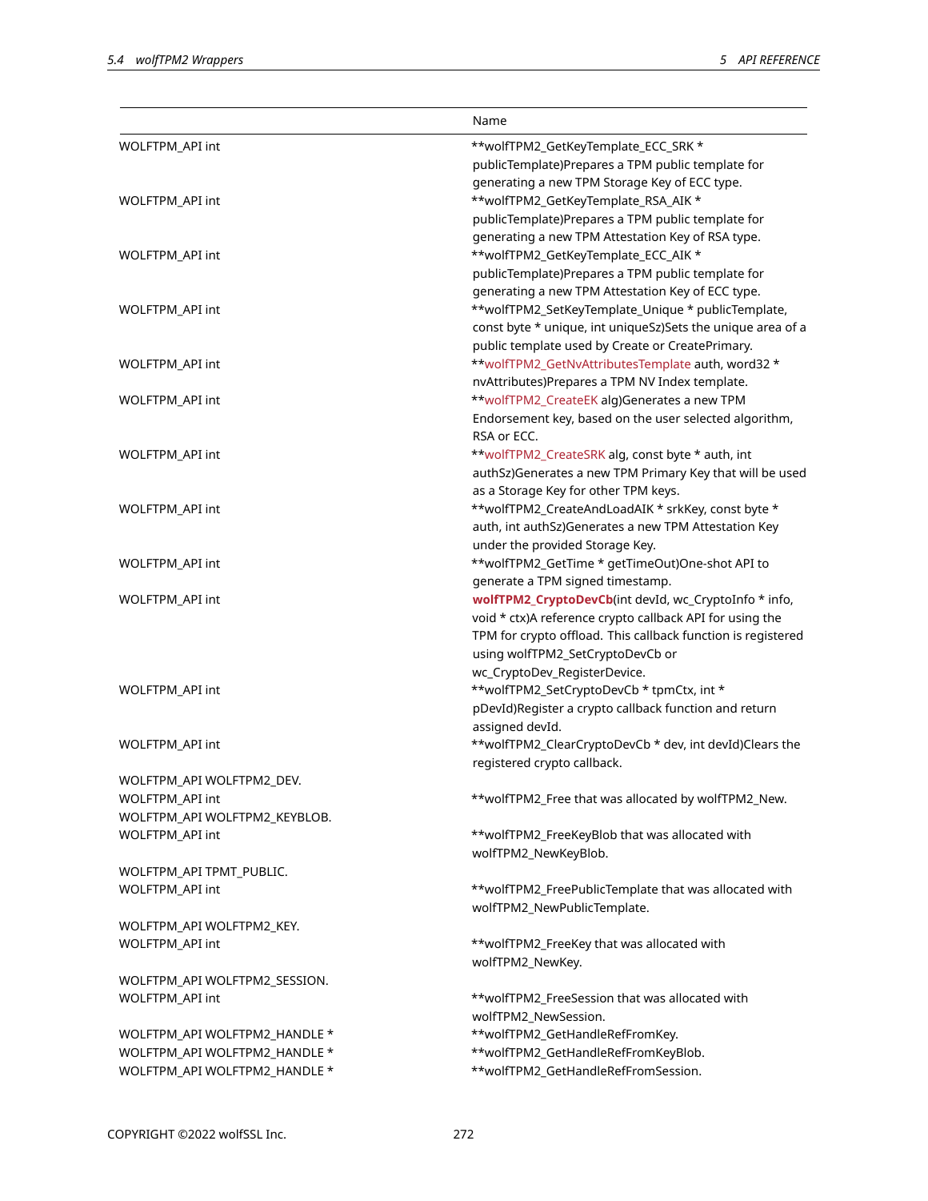| | Name |
|---|---|
| WOLFTPM_API int | **wolfTPM2_GetKeyTemplate_ECC_SRK * publicTemplate)Prepares a TPM public template for generating a new TPM Storage Key of ECC type. |
| WOLFTPM_API int | **wolfTPM2_GetKeyTemplate_RSA_AIK * publicTemplate)Prepares a TPM public template for generating a new TPM Attestation Key of RSA type. |
| WOLFTPM_API int | **wolfTPM2_GetKeyTemplate_ECC_AIK * publicTemplate)Prepares a TPM public template for generating a new TPM Attestation Key of ECC type. |
| WOLFTPM_API int | **wolfTPM2_SetKeyTemplate_Unique * publicTemplate, const byte * unique, int uniqueSz)Sets the unique area of a public template used by Create or CreatePrimary. |
| WOLFTPM_API int | **wolfTPM2_GetNvAttributesTemplate auth, word32 * nvAttributes)Prepares a TPM NV Index template. |
| WOLFTPM_API int | **wolfTPM2_CreateEK alg)Generates a new TPM Endorsement key, based on the user selected algorithm, RSA or ECC. |
| WOLFTPM_API int | **wolfTPM2_CreateSRK alg, const byte * auth, int authSz)Generates a new TPM Primary Key that will be used as a Storage Key for other TPM keys. |
| WOLFTPM_API int | **wolfTPM2_CreateAndLoadAIK * srkKey, const byte * auth, int authSz)Generates a new TPM Attestation Key under the provided Storage Key. |
| WOLFTPM_API int | **wolfTPM2_GetTime * getTimeOut)One-shot API to generate a TPM signed timestamp. |
| WOLFTPM_API int | **wolfTPM2_CryptoDevCb**(int devId, wc_CryptoInfo * info, void * ctx)A reference crypto callback API for using the TPM for crypto offload. This callback function is registered using wolfTPM2_SetCryptoDevCb or wc_CryptoDev_RegisterDevice. |
| WOLFTPM_API int | **wolfTPM2_SetCryptoDevCb * tpmCtx, int * pDevId)Register a crypto callback function and return assigned devId. |
| WOLFTPM_API int | **wolfTPM2_ClearCryptoDevCb * dev, int devId)Clears the registered crypto callback. |
| WOLFTPM_API WOLFTPM2_DEV. | |
| WOLFTPM_API int | **wolfTPM2_Free that was allocated by wolfTPM2_New. |
| WOLFTPM_API WOLFTPM2_KEYBLOB. | |
| WOLFTPM_API int | **wolfTPM2_FreeKeyBlob that was allocated with wolfTPM2_NewKeyBlob. |
| WOLFTPM_API TPMT_PUBLIC. | |
| WOLFTPM_API int | **wolfTPM2_FreePublicTemplate that was allocated with wolfTPM2_NewPublicTemplate. |
| WOLFTPM_API WOLFTPM2_KEY. | |
| WOLFTPM_API int | **wolfTPM2_FreeKey that was allocated with wolfTPM2_NewKey. |
| WOLFTPM_API WOLFTPM2_SESSION. | |
| WOLFTPM_API int | **wolfTPM2_FreeSession that was allocated with wolfTPM2_NewSession. |
| WOLFTPM_API WOLFTPM2_HANDLE * | **wolfTPM2_GetHandleRefFromKey. |
| WOLFTPM_API WOLFTPM2_HANDLE * | **wolfTPM2_GetHandleRefFromKeyBlob. |
| WOLFTPM_API WOLFTPM2_HANDLE * | **wolfTPM2_GetHandleRefFromSession. |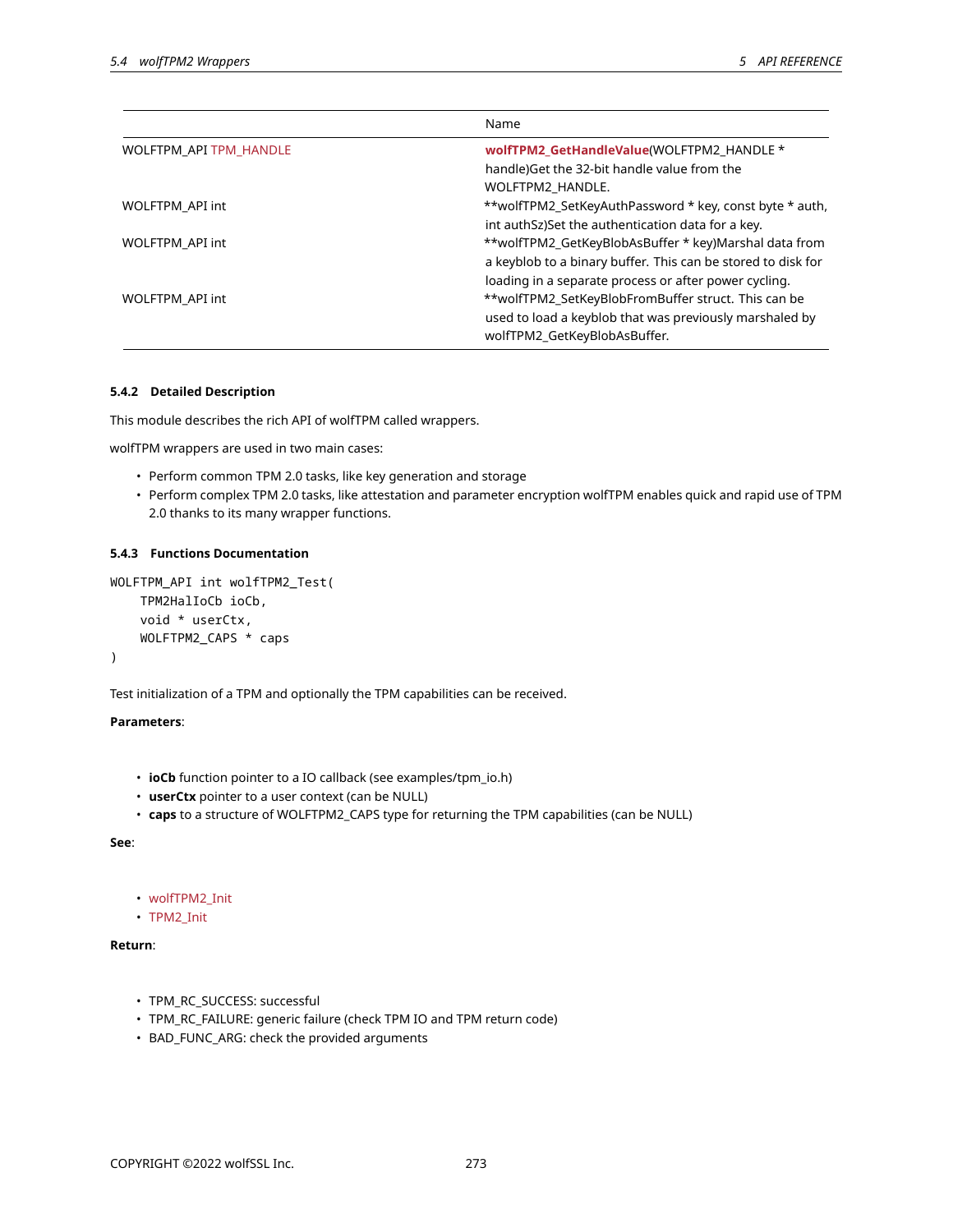| | Name |
|---|---|
| WOLFTPM_API TPM_HANDLE | **wolfTPM2_GetHandleValue**(WOLFTPM2_HANDLE * handle)Get the 32-bit handle value from the WOLFTPM2_HANDLE. |
| WOLFTPM_API int | **wolfTPM2_SetKeyAuthPassword * key, const byte * auth, int authSz)Set the authentication data for a key. |
| WOLFTPM_API int | **wolfTPM2_GetKeyBlobAsBuffer * key)Marshal data from a keyblob to a binary buffer. This can be stored to disk for loading in a separate process or after power cycling. |
| WOLFTPM_API int | **wolfTPM2_SetKeyBlobFromBuffer struct. This can be used to load a keyblob that was previously marshaled by wolfTPM2_GetKeyBlobAsBuffer. |

### 5.4.2 Detailed Description

This module describes the rich API of wolfTPM called wrappers.

wolfTPM wrappers are used in two main cases:

- Perform common TPM 2.0 tasks, like key generation and storage
- Perform complex TPM 2.0 tasks, like attestation and parameter encryption wolfTPM enables quick and rapid use of TPM 2.0 thanks to its many wrapper functions.

### 5.4.3 Functions Documentation

```
WOLFTPM_API int wolfTPM2_Test(
    TPM2HalIoCb ioCb,
    void * userCtx,
    WOLFTPM2_CAPS * caps
)
```

Test initialization of a TPM and optionally the TPM capabilities can be received.

**Parameters**:

- **ioCb** function pointer to a IO callback (see examples/tpm_io.h)
- **userCtx** pointer to a user context (can be NULL)
- **caps** to a structure of WOLFTPM2_CAPS type for returning the TPM capabilities (can be NULL)

**See**:

- wolfTPM2_Init
- TPM2_Init

**Return**:

- TPM_RC_SUCCESS: successful
- TPM_RC_FAILURE: generic failure (check TPM IO and TPM return code)
- BAD_FUNC_ARG: check the provided arguments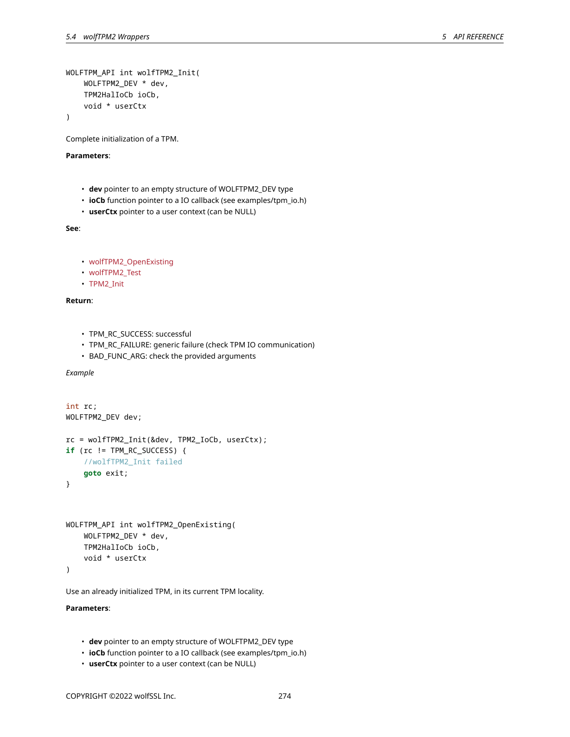```
WOLFTPM_API int wolfTPM2_Init(
    WOLFTPM2_DEV * dev,
    TPM2HalIoCb ioCb,
    void * userCtx
)
```

Complete initialization of a TPM.

**Parameters**:

- **dev** pointer to an empty structure of WOLFTPM2_DEV type
- **ioCb** function pointer to a IO callback (see examples/tpm_io.h)
- **userCtx** pointer to a user context (can be NULL)

**See**:

- wolfTPM2_OpenExisting
- wolfTPM2_Test
- TPM2_Init

**Return**:

- TPM_RC_SUCCESS: successful
- TPM_RC_FAILURE: generic failure (check TPM IO communication)
- BAD_FUNC_ARG: check the provided arguments

*Example*

```
int rc;
WOLFTPM2_DEV dev;

rc = wolfTPM2_Init(&dev, TPM2_IoCb, userCtx);
if (rc != TPM_RC_SUCCESS) {
    //wolfTPM2_Init failed
    goto exit;
}
```

```
WOLFTPM_API int wolfTPM2_OpenExisting(
    WOLFTPM2_DEV * dev,
    TPM2HalIoCb ioCb,
    void * userCtx
)
```

Use an already initialized TPM, in its current TPM locality.

**Parameters**:

- **dev** pointer to an empty structure of WOLFTPM2_DEV type
- **ioCb** function pointer to a IO callback (see examples/tpm_io.h)
- **userCtx** pointer to a user context (can be NULL)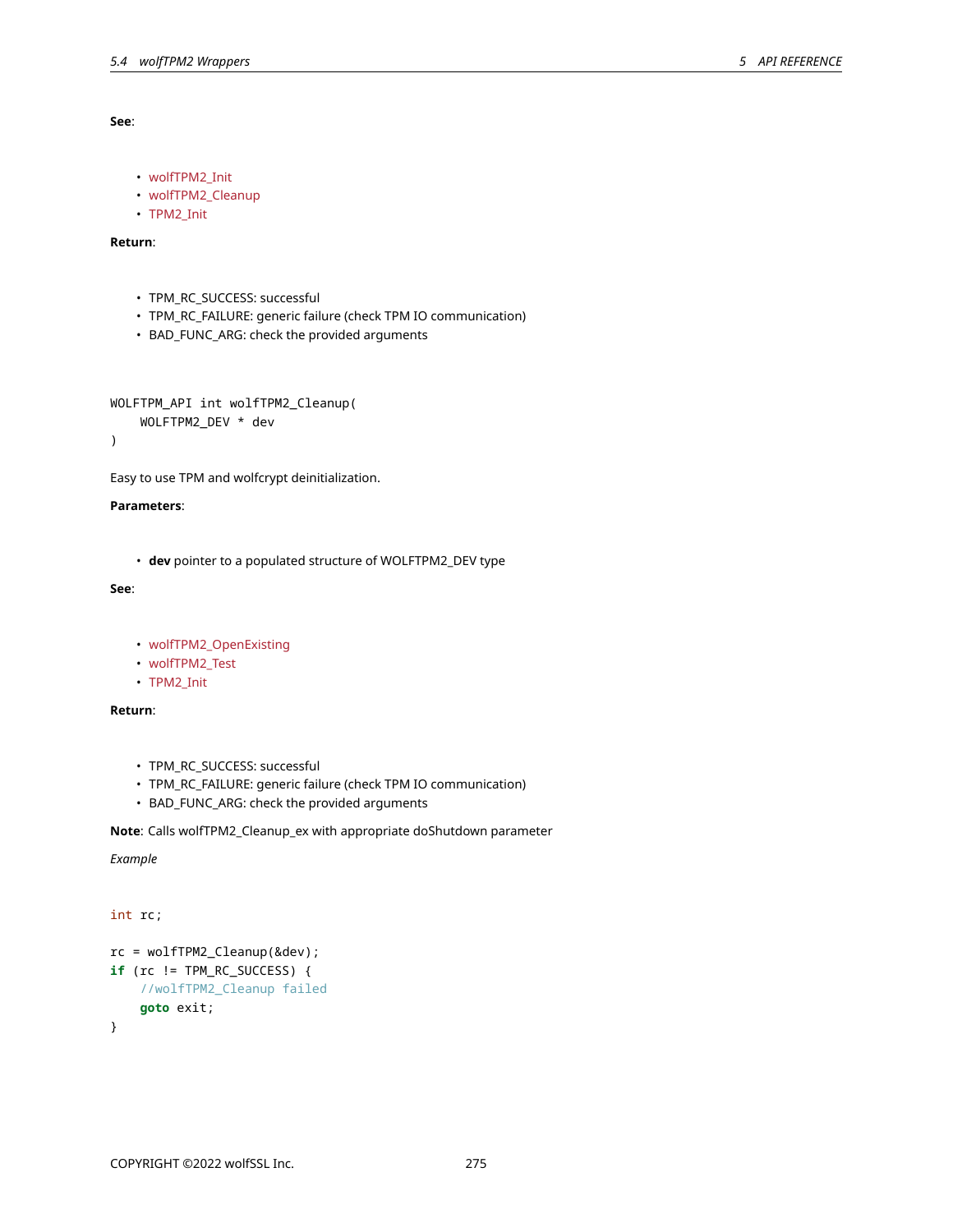**See**:

- wolfTPM2_Init
- wolfTPM2_Cleanup
- TPM2_Init

**Return**:

- TPM_RC_SUCCESS: successful
- TPM_RC_FAILURE: generic failure (check TPM IO communication)
- BAD_FUNC_ARG: check the provided arguments

```
WOLFTPM_API int wolfTPM2_Cleanup(
    WOLFTPM2_DEV * dev
)
```

Easy to use TPM and wolfcrypt deinitialization.

**Parameters**:

- **dev** pointer to a populated structure of WOLFTPM2_DEV type

**See**:

- wolfTPM2_OpenExisting
- wolfTPM2_Test
- TPM2_Init

**Return**:

- TPM_RC_SUCCESS: successful
- TPM_RC_FAILURE: generic failure (check TPM IO communication)
- BAD_FUNC_ARG: check the provided arguments

**Note**: Calls wolfTPM2_Cleanup_ex with appropriate doShutdown parameter

*Example*

```
int rc;

rc = wolfTPM2_Cleanup(&dev);
if (rc != TPM_RC_SUCCESS) {
    //wolfTPM2_Cleanup failed
    goto exit;
}
```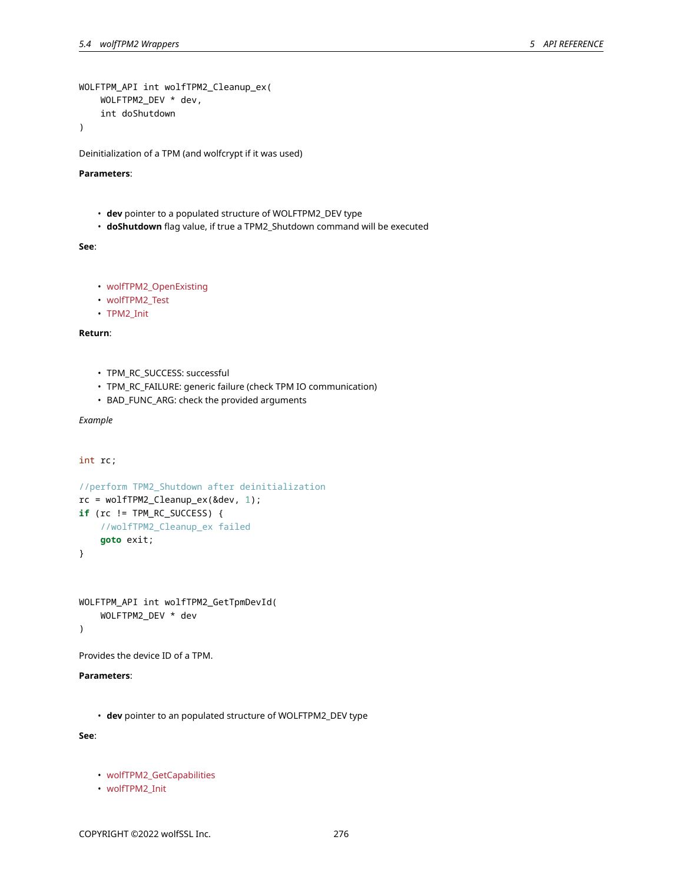```
WOLFTPM_API int wolfTPM2_Cleanup_ex(
    WOLFTPM2_DEV * dev,
    int doShutdown
)
```

Deinitialization of a TPM (and wolfcrypt if it was used)

**Parameters**:

- **dev** pointer to a populated structure of WOLFTPM2_DEV type
- **doShutdown** flag value, if true a TPM2_Shutdown command will be executed

**See**:

- wolfTPM2_OpenExisting
- wolfTPM2_Test
- TPM2_Init

**Return**:

- TPM_RC_SUCCESS: successful
- TPM_RC_FAILURE: generic failure (check TPM IO communication)
- BAD_FUNC_ARG: check the provided arguments

*Example*

```
int rc;

//perform TPM2_Shutdown after deinitialization
rc = wolfTPM2_Cleanup_ex(&dev, 1);
if (rc != TPM_RC_SUCCESS) {
    //wolfTPM2_Cleanup_ex failed
    goto exit;
}
```

```
WOLFTPM_API int wolfTPM2_GetTpmDevId(
    WOLFTPM2_DEV * dev
)
```

Provides the device ID of a TPM.

**Parameters**:

- **dev** pointer to an populated structure of WOLFTPM2_DEV type

**See**:

- wolfTPM2_GetCapabilities
- wolfTPM2_Init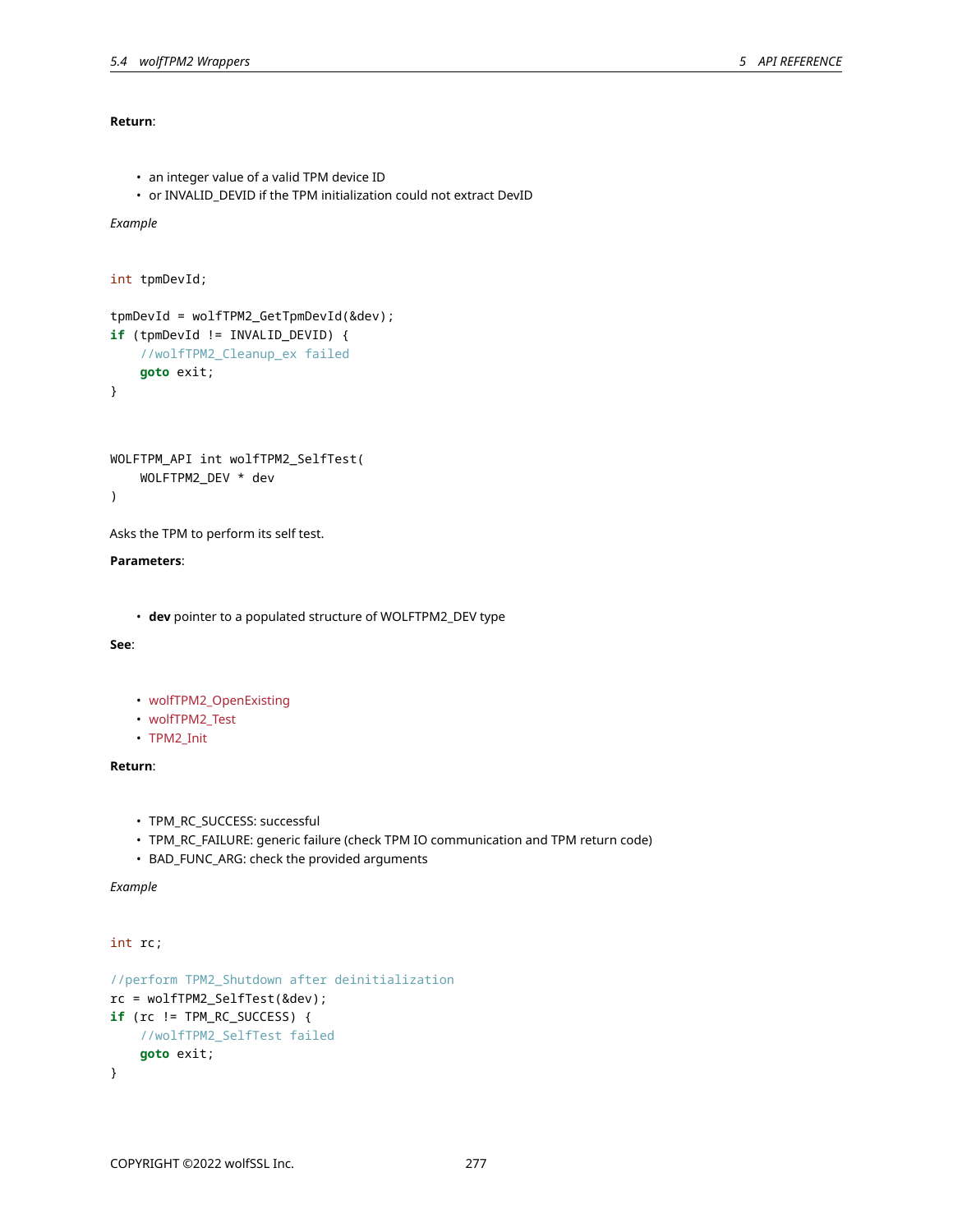**Return**:

- an integer value of a valid TPM device ID
- or INVALID_DEVID if the TPM initialization could not extract DevID

*Example*

```
int tpmDevId;

tpmDevId = wolfTPM2_GetTpmDevId(&dev);
if (tpmDevId != INVALID_DEVID) {
    //wolfTPM2_Cleanup_ex failed
    goto exit;
}
```

```
WOLFTPM_API int wolfTPM2_SelfTest(
    WOLFTPM2_DEV * dev
)
```

Asks the TPM to perform its self test.

**Parameters**:

- **dev** pointer to a populated structure of WOLFTPM2_DEV type

**See**:

- wolfTPM2_OpenExisting
- wolfTPM2_Test
- TPM2_Init

**Return**:

- TPM_RC_SUCCESS: successful
- TPM_RC_FAILURE: generic failure (check TPM IO communication and TPM return code)
- BAD_FUNC_ARG: check the provided arguments

*Example*

```
int rc;

//perform TPM2_Shutdown after deinitialization
rc = wolfTPM2_SelfTest(&dev);
if (rc != TPM_RC_SUCCESS) {
    //wolfTPM2_SelfTest failed
    goto exit;
}
```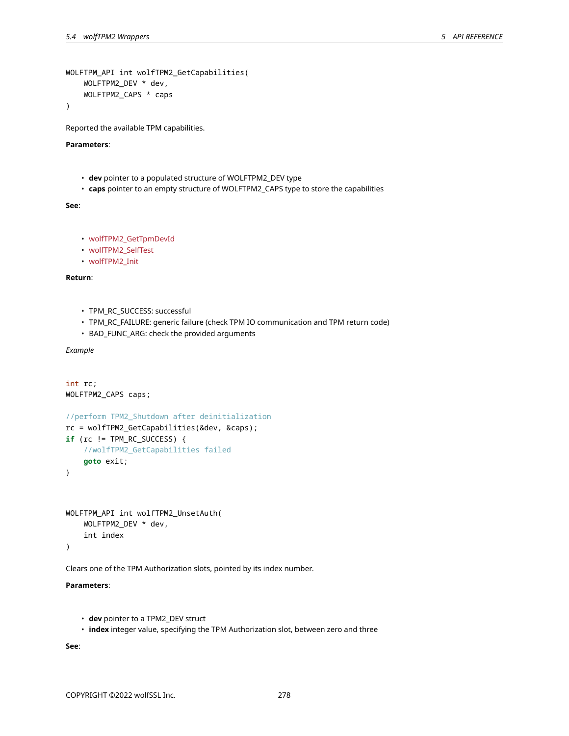```
WOLFTPM_API int wolfTPM2_GetCapabilities(
    WOLFTPM2_DEV * dev,
    WOLFTPM2_CAPS * caps
)
```

Reported the available TPM capabilities.

**Parameters**:

- **dev** pointer to a populated structure of WOLFTPM2_DEV type
- **caps** pointer to an empty structure of WOLFTPM2_CAPS type to store the capabilities

**See**:

- wolfTPM2_GetTpmDevId
- wolfTPM2_SelfTest
- wolfTPM2_Init

**Return**:

- TPM_RC_SUCCESS: successful
- TPM_RC_FAILURE: generic failure (check TPM IO communication and TPM return code)
- BAD_FUNC_ARG: check the provided arguments

*Example*

```
int rc;
WOLFTPM2_CAPS caps;

//perform TPM2_Shutdown after deinitialization
rc = wolfTPM2_GetCapabilities(&dev, &caps);
if (rc != TPM_RC_SUCCESS) {
    //wolfTPM2_GetCapabilities failed
    goto exit;
}
```

```
WOLFTPM_API int wolfTPM2_UnsetAuth(
    WOLFTPM2_DEV * dev,
    int index
)
```

Clears one of the TPM Authorization slots, pointed by its index number.

**Parameters**:

- **dev** pointer to a TPM2_DEV struct
- **index** integer value, specifying the TPM Authorization slot, between zero and three

**See**: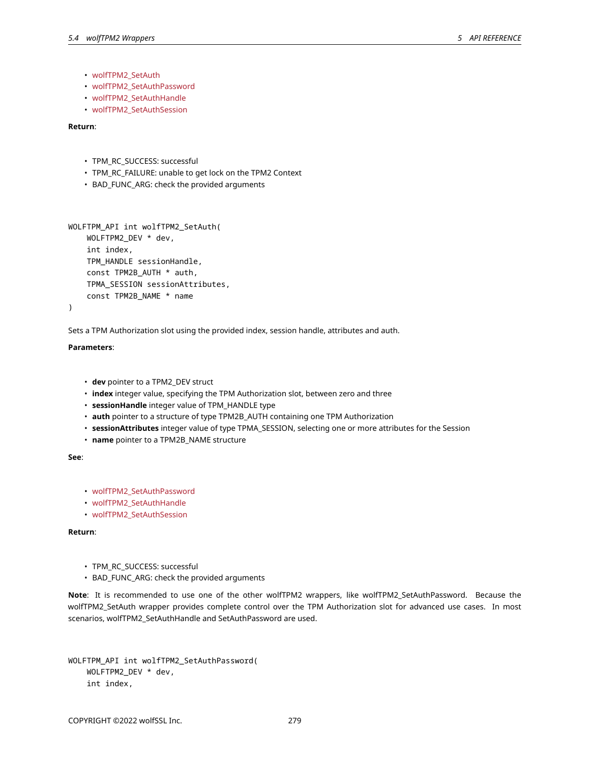- wolfTPM2_SetAuth
- wolfTPM2_SetAuthPassword
- wolfTPM2_SetAuthHandle
- wolfTPM2_SetAuthSession

**Return**:

- TPM_RC_SUCCESS: successful
- TPM_RC_FAILURE: unable to get lock on the TPM2 Context
- BAD_FUNC_ARG: check the provided arguments

```
WOLFTPM_API int wolfTPM2_SetAuth(
    WOLFTPM2_DEV * dev,
    int index,
    TPM_HANDLE sessionHandle,
    const TPM2B_AUTH * auth,
    TPMA_SESSION sessionAttributes,
    const TPM2B_NAME * name
)
```

Sets a TPM Authorization slot using the provided index, session handle, attributes and auth.

**Parameters**:

- **dev** pointer to a TPM2_DEV struct
- **index** integer value, specifying the TPM Authorization slot, between zero and three
- **sessionHandle** integer value of TPM_HANDLE type
- **auth** pointer to a structure of type TPM2B_AUTH containing one TPM Authorization
- **sessionAttributes** integer value of type TPMA_SESSION, selecting one or more attributes for the Session
- **name** pointer to a TPM2B_NAME structure

**See**:

- wolfTPM2_SetAuthPassword
- wolfTPM2_SetAuthHandle
- wolfTPM2_SetAuthSession

**Return**:

- TPM_RC_SUCCESS: successful
- BAD_FUNC_ARG: check the provided arguments

**Note**: It is recommended to use one of the other wolfTPM2 wrappers, like wolfTPM2_SetAuthPassword. Because the wolfTPM2_SetAuth wrapper provides complete control over the TPM Authorization slot for advanced use cases. In most scenarios, wolfTPM2_SetAuthHandle and SetAuthPassword are used.

```
WOLFTPM_API int wolfTPM2_SetAuthPassword(
    WOLFTPM2_DEV * dev,
    int index,
```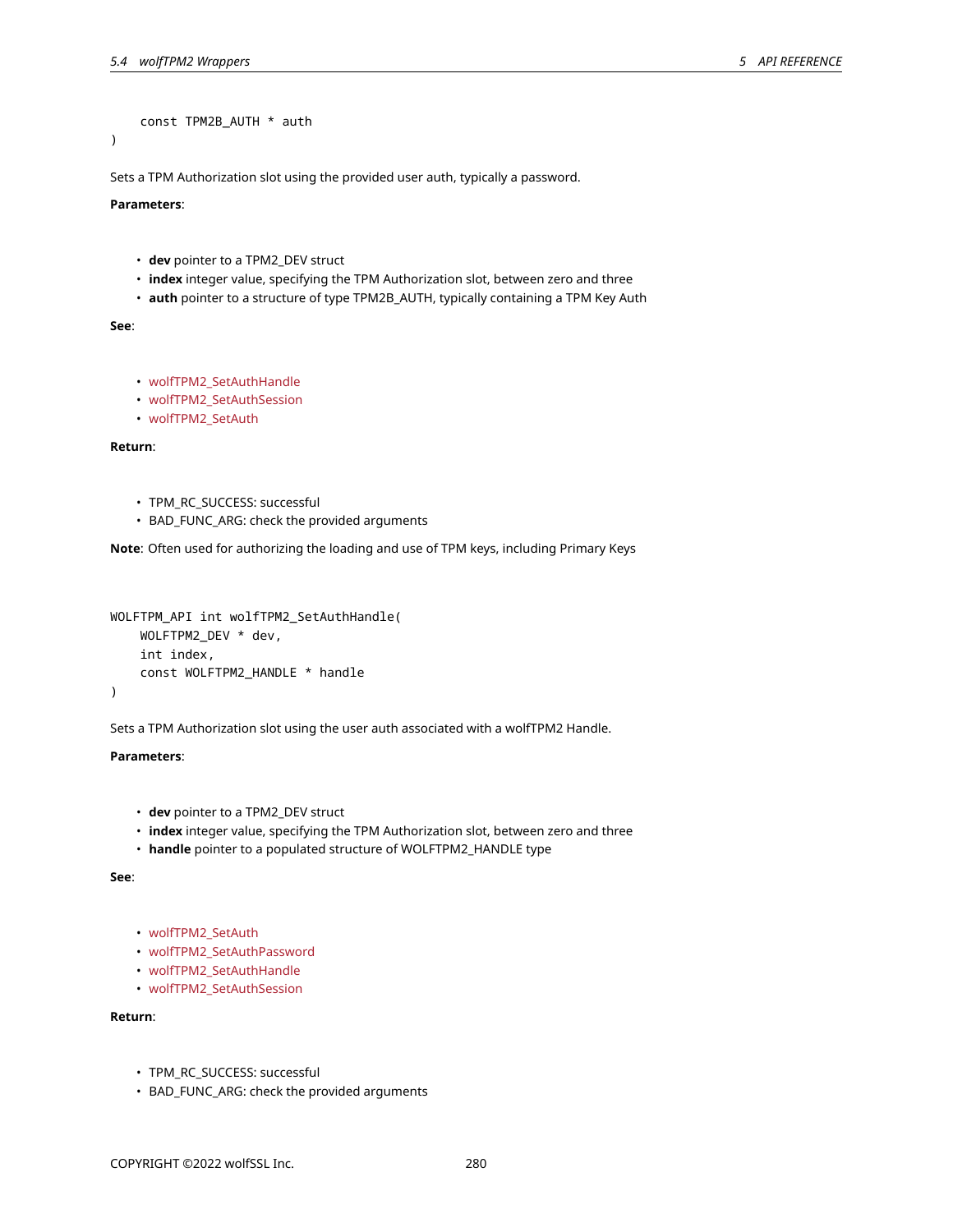```
    const TPM2B_AUTH * auth
)
```

Sets a TPM Authorization slot using the provided user auth, typically a password.

**Parameters**:

- **dev** pointer to a TPM2_DEV struct
- **index** integer value, specifying the TPM Authorization slot, between zero and three
- **auth** pointer to a structure of type TPM2B_AUTH, typically containing a TPM Key Auth

**See**:

- wolfTPM2_SetAuthHandle
- wolfTPM2_SetAuthSession
- wolfTPM2_SetAuth

**Return**:

- TPM_RC_SUCCESS: successful
- BAD_FUNC_ARG: check the provided arguments

**Note**: Often used for authorizing the loading and use of TPM keys, including Primary Keys

```
WOLFTPM_API int wolfTPM2_SetAuthHandle(
    WOLFTPM2_DEV * dev,
    int index,
    const WOLFTPM2_HANDLE * handle
)
```

Sets a TPM Authorization slot using the user auth associated with a wolfTPM2 Handle.

**Parameters**:

- **dev** pointer to a TPM2_DEV struct
- **index** integer value, specifying the TPM Authorization slot, between zero and three
- **handle** pointer to a populated structure of WOLFTPM2_HANDLE type

**See**:

- wolfTPM2_SetAuth
- wolfTPM2_SetAuthPassword
- wolfTPM2_SetAuthHandle
- wolfTPM2_SetAuthSession

**Return**:

- TPM_RC_SUCCESS: successful
- BAD_FUNC_ARG: check the provided arguments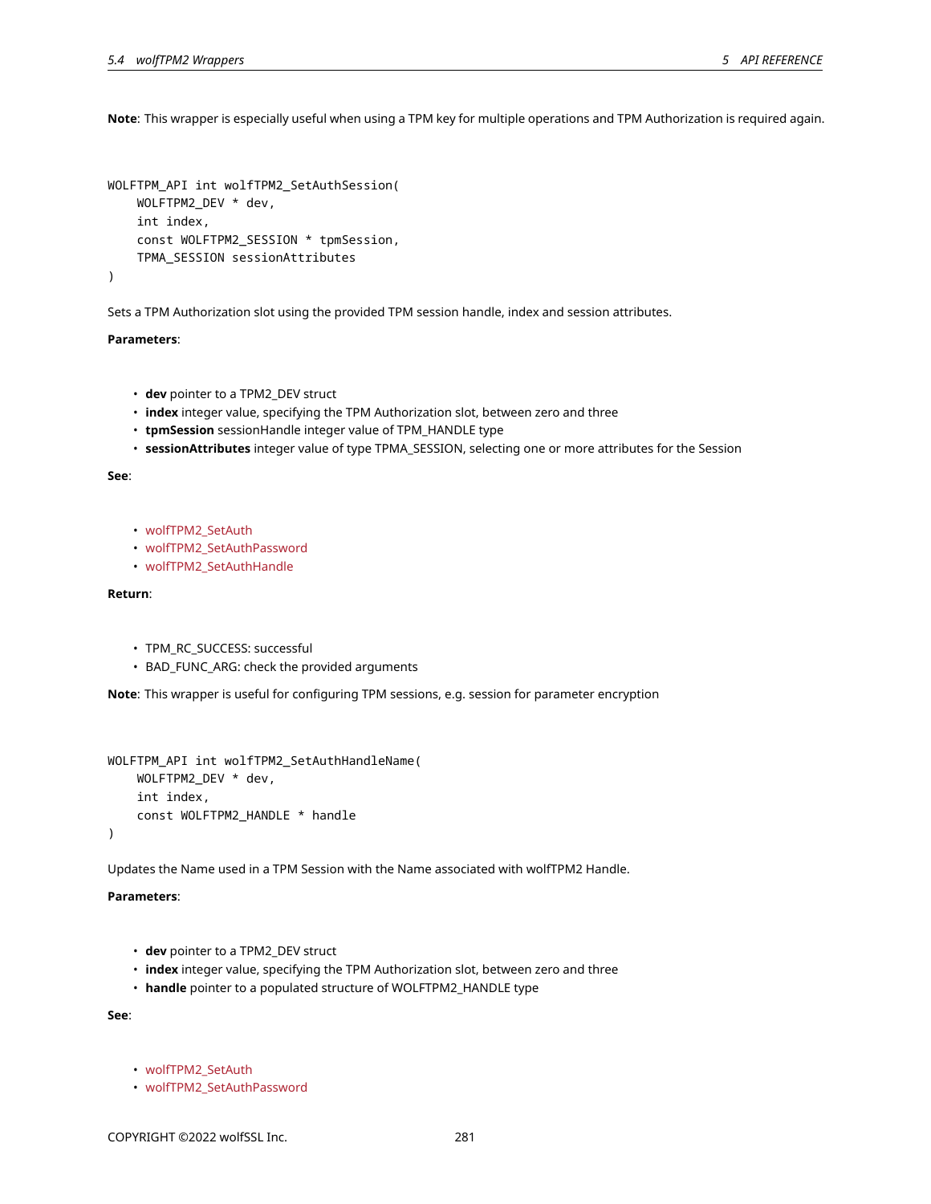**Note**: This wrapper is especially useful when using a TPM key for multiple operations and TPM Authorization is required again.

```
WOLFTPM_API int wolfTPM2_SetAuthSession(
    WOLFTPM2_DEV * dev,
    int index,
    const WOLFTPM2_SESSION * tpmSession,
    TPMA_SESSION sessionAttributes
)
```

Sets a TPM Authorization slot using the provided TPM session handle, index and session attributes.

**Parameters**:

- **dev** pointer to a TPM2_DEV struct
- **index** integer value, specifying the TPM Authorization slot, between zero and three
- **tpmSession** sessionHandle integer value of TPM_HANDLE type
- **sessionAttributes** integer value of type TPMA_SESSION, selecting one or more attributes for the Session

**See**:

- wolfTPM2_SetAuth
- wolfTPM2_SetAuthPassword
- wolfTPM2_SetAuthHandle

**Return**:

- TPM_RC_SUCCESS: successful
- BAD_FUNC_ARG: check the provided arguments

**Note**: This wrapper is useful for configuring TPM sessions, e.g. session for parameter encryption

```
WOLFTPM_API int wolfTPM2_SetAuthHandleName(
    WOLFTPM2_DEV * dev,
    int index,
    const WOLFTPM2_HANDLE * handle
)
```

Updates the Name used in a TPM Session with the Name associated with wolfTPM2 Handle.

**Parameters**:

- **dev** pointer to a TPM2_DEV struct
- **index** integer value, specifying the TPM Authorization slot, between zero and three
- **handle** pointer to a populated structure of WOLFTPM2_HANDLE type

**See**:

- wolfTPM2_SetAuth
- wolfTPM2_SetAuthPassword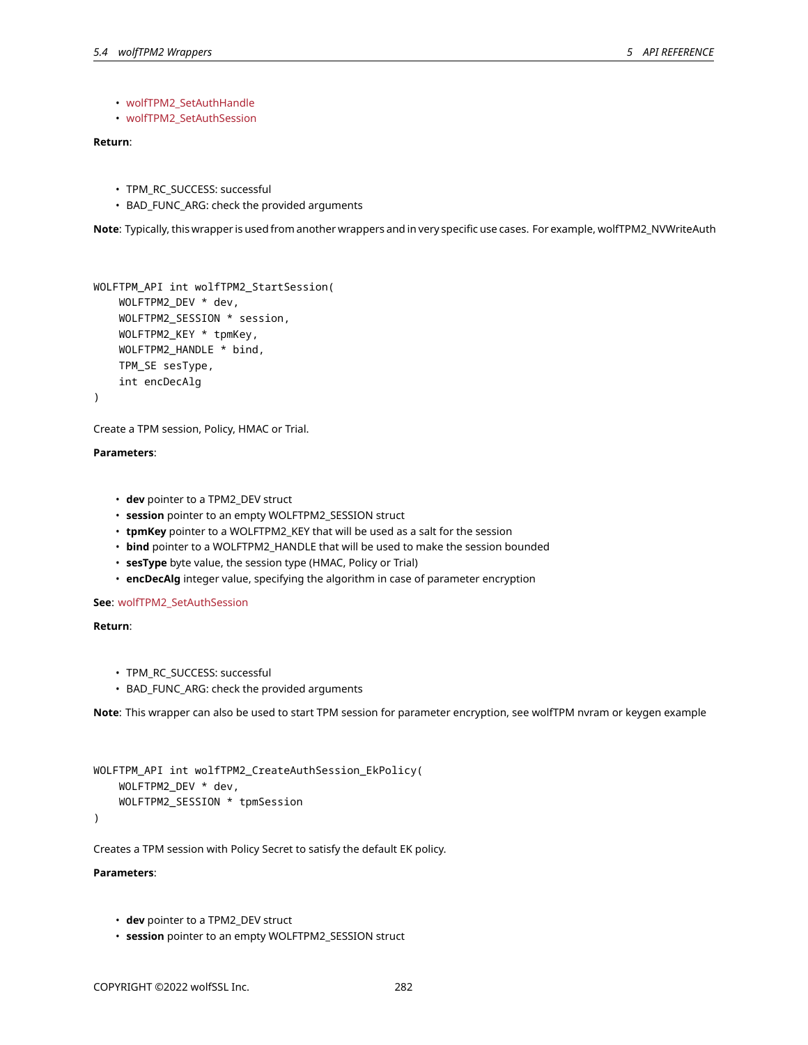- wolfTPM2_SetAuthHandle
- wolfTPM2_SetAuthSession

**Return**:

- TPM_RC_SUCCESS: successful
- BAD_FUNC_ARG: check the provided arguments

**Note**: Typically, this wrapper is used from another wrappers and in very specific use cases. For example, wolfTPM2_NVWriteAuth

```
WOLFTPM_API int wolfTPM2_StartSession(
    WOLFTPM2_DEV * dev,
    WOLFTPM2_SESSION * session,
    WOLFTPM2_KEY * tpmKey,
    WOLFTPM2_HANDLE * bind,
    TPM_SE sesType,
    int encDecAlg
)
```

Create a TPM session, Policy, HMAC or Trial.

**Parameters**:

- **dev** pointer to a TPM2_DEV struct
- **session** pointer to an empty WOLFTPM2_SESSION struct
- **tpmKey** pointer to a WOLFTPM2_KEY that will be used as a salt for the session
- **bind** pointer to a WOLFTPM2_HANDLE that will be used to make the session bounded
- **sesType** byte value, the session type (HMAC, Policy or Trial)
- **encDecAlg** integer value, specifying the algorithm in case of parameter encryption

**See**: wolfTPM2_SetAuthSession

**Return**:

- TPM_RC_SUCCESS: successful
- BAD_FUNC_ARG: check the provided arguments

**Note**: This wrapper can also be used to start TPM session for parameter encryption, see wolfTPM nvram or keygen example

```
WOLFTPM_API int wolfTPM2_CreateAuthSession_EkPolicy(
    WOLFTPM2_DEV * dev,
    WOLFTPM2_SESSION * tpmSession
)
```

Creates a TPM session with Policy Secret to satisfy the default EK policy.

**Parameters**:

- **dev** pointer to a TPM2_DEV struct
- **session** pointer to an empty WOLFTPM2_SESSION struct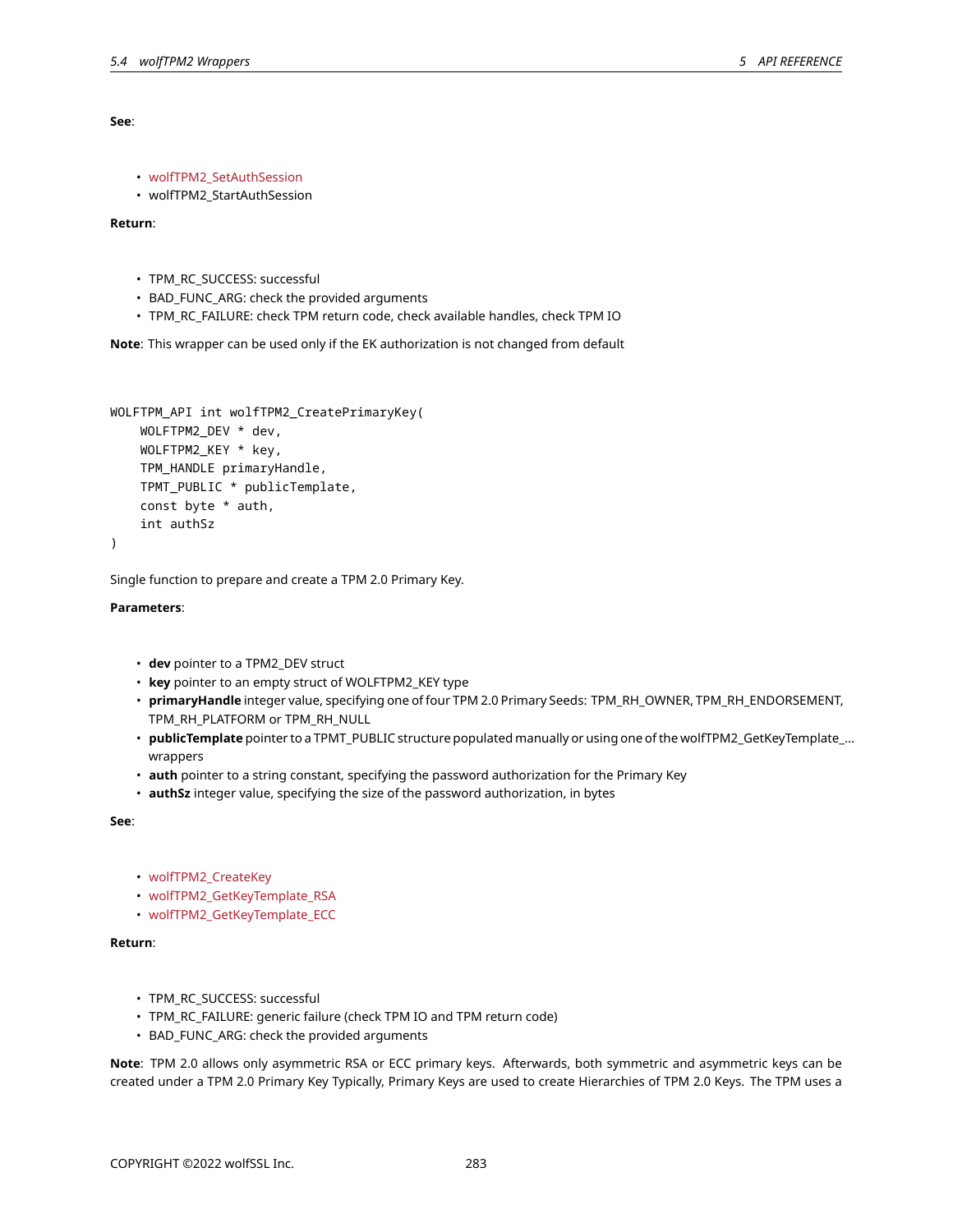**See**:

- wolfTPM2_SetAuthSession
- wolfTPM2_StartAuthSession

**Return**:

- TPM_RC_SUCCESS: successful
- BAD_FUNC_ARG: check the provided arguments
- TPM_RC_FAILURE: check TPM return code, check available handles, check TPM IO

**Note**: This wrapper can be used only if the EK authorization is not changed from default

```
WOLFTPM_API int wolfTPM2_CreatePrimaryKey(
    WOLFTPM2_DEV * dev,
    WOLFTPM2_KEY * key,
    TPM_HANDLE primaryHandle,
    TPMT_PUBLIC * publicTemplate,
    const byte * auth,
    int authSz
)
```

Single function to prepare and create a TPM 2.0 Primary Key.

**Parameters**:

- **dev** pointer to a TPM2_DEV struct
- **key** pointer to an empty struct of WOLFTPM2_KEY type
- **primaryHandle** integer value, specifying one of four TPM 2.0 Primary Seeds: TPM_RH_OWNER, TPM_RH_ENDORSEMENT, TPM_RH_PLATFORM or TPM_RH_NULL
- **publicTemplate** pointer to a TPMT_PUBLIC structure populated manually or using one of the wolfTPM2_GetKeyTemplate_... wrappers
- **auth** pointer to a string constant, specifying the password authorization for the Primary Key
- **authSz** integer value, specifying the size of the password authorization, in bytes

**See**:

- wolfTPM2_CreateKey
- wolfTPM2_GetKeyTemplate_RSA
- wolfTPM2_GetKeyTemplate_ECC

**Return**:

- TPM_RC_SUCCESS: successful
- TPM_RC_FAILURE: generic failure (check TPM IO and TPM return code)
- BAD_FUNC_ARG: check the provided arguments

**Note**: TPM 2.0 allows only asymmetric RSA or ECC primary keys. Afterwards, both symmetric and asymmetric keys can be created under a TPM 2.0 Primary Key Typically, Primary Keys are used to create Hierarchies of TPM 2.0 Keys. The TPM uses a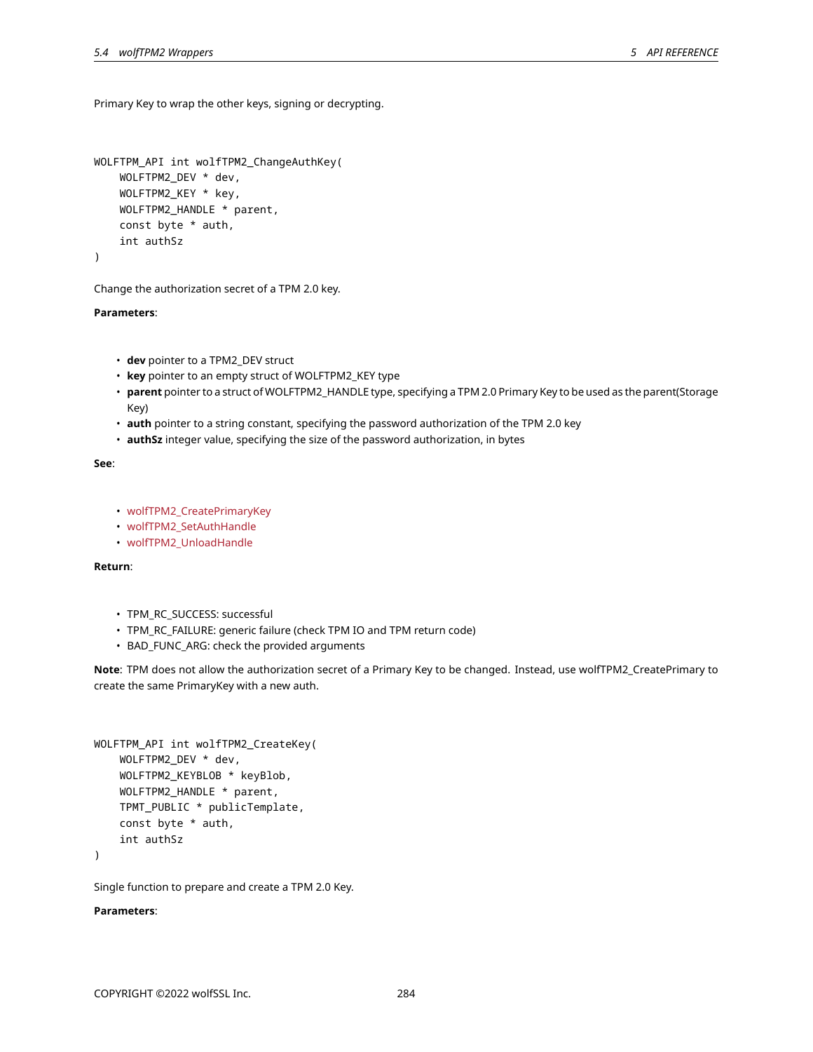Primary Key to wrap the other keys, signing or decrypting.

```
WOLFTPM_API int wolfTPM2_ChangeAuthKey(
    WOLFTPM2_DEV * dev,
    WOLFTPM2_KEY * key,
    WOLFTPM2_HANDLE * parent,
    const byte * auth,
    int authSz
)
```

Change the authorization secret of a TPM 2.0 key.

**Parameters**:

- **dev** pointer to a TPM2_DEV struct
- **key** pointer to an empty struct of WOLFTPM2_KEY type
- **parent** pointer to a struct of WOLFTPM2_HANDLE type, specifying a TPM 2.0 Primary Key to be used as the parent(Storage Key)
- **auth** pointer to a string constant, specifying the password authorization of the TPM 2.0 key
- **authSz** integer value, specifying the size of the password authorization, in bytes

**See**:

- wolfTPM2_CreatePrimaryKey
- wolfTPM2_SetAuthHandle
- wolfTPM2_UnloadHandle

**Return**:

- TPM_RC_SUCCESS: successful
- TPM_RC_FAILURE: generic failure (check TPM IO and TPM return code)
- BAD_FUNC_ARG: check the provided arguments

**Note**: TPM does not allow the authorization secret of a Primary Key to be changed. Instead, use wolfTPM2_CreatePrimary to create the same PrimaryKey with a new auth.

```
WOLFTPM_API int wolfTPM2_CreateKey(
    WOLFTPM2_DEV * dev,
    WOLFTPM2_KEYBLOB * keyBlob,
    WOLFTPM2_HANDLE * parent,
    TPMT_PUBLIC * publicTemplate,
    const byte * auth,
    int authSz
)
```

Single function to prepare and create a TPM 2.0 Key.

**Parameters**: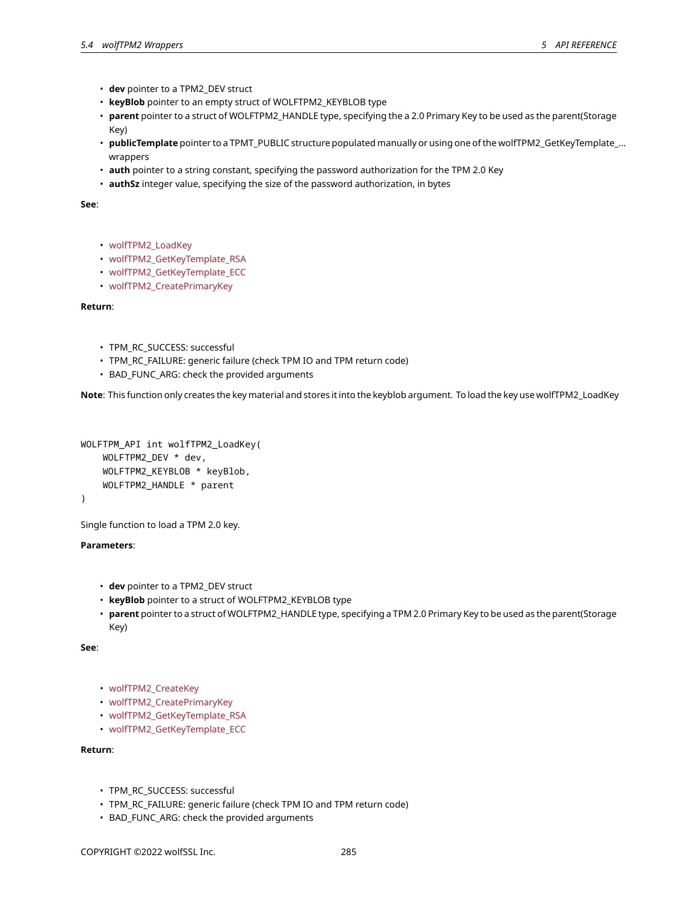- **dev** pointer to a TPM2_DEV struct
- **keyBlob** pointer to an empty struct of WOLFTPM2_KEYBLOB type
- **parent** pointer to a struct of WOLFTPM2_HANDLE type, specifying the a 2.0 Primary Key to be used as the parent(Storage Key)
- **publicTemplate** pointer to a TPMT_PUBLIC structure populated manually or using one of the wolfTPM2_GetKeyTemplate_... wrappers
- **auth** pointer to a string constant, specifying the password authorization for the TPM 2.0 Key
- **authSz** integer value, specifying the size of the password authorization, in bytes

**See**:

- wolfTPM2_LoadKey
- wolfTPM2_GetKeyTemplate_RSA
- wolfTPM2_GetKeyTemplate_ECC
- wolfTPM2_CreatePrimaryKey

**Return**:

- TPM_RC_SUCCESS: successful
- TPM_RC_FAILURE: generic failure (check TPM IO and TPM return code)
- BAD_FUNC_ARG: check the provided arguments

**Note**: This function only creates the key material and stores it into the keyblob argument. To load the key use wolfTPM2_LoadKey

```
WOLFTPM_API int wolfTPM2_LoadKey(
    WOLFTPM2_DEV * dev,
    WOLFTPM2_KEYBLOB * keyBlob,
    WOLFTPM2_HANDLE * parent
)
```

Single function to load a TPM 2.0 key.

**Parameters**:

- **dev** pointer to a TPM2_DEV struct
- **keyBlob** pointer to a struct of WOLFTPM2_KEYBLOB type
- **parent** pointer to a struct of WOLFTPM2_HANDLE type, specifying a TPM 2.0 Primary Key to be used as the parent(Storage Key)

**See**:

- wolfTPM2_CreateKey
- wolfTPM2_CreatePrimaryKey
- wolfTPM2_GetKeyTemplate_RSA
- wolfTPM2_GetKeyTemplate_ECC

**Return**:

- TPM_RC_SUCCESS: successful
- TPM_RC_FAILURE: generic failure (check TPM IO and TPM return code)
- BAD_FUNC_ARG: check the provided arguments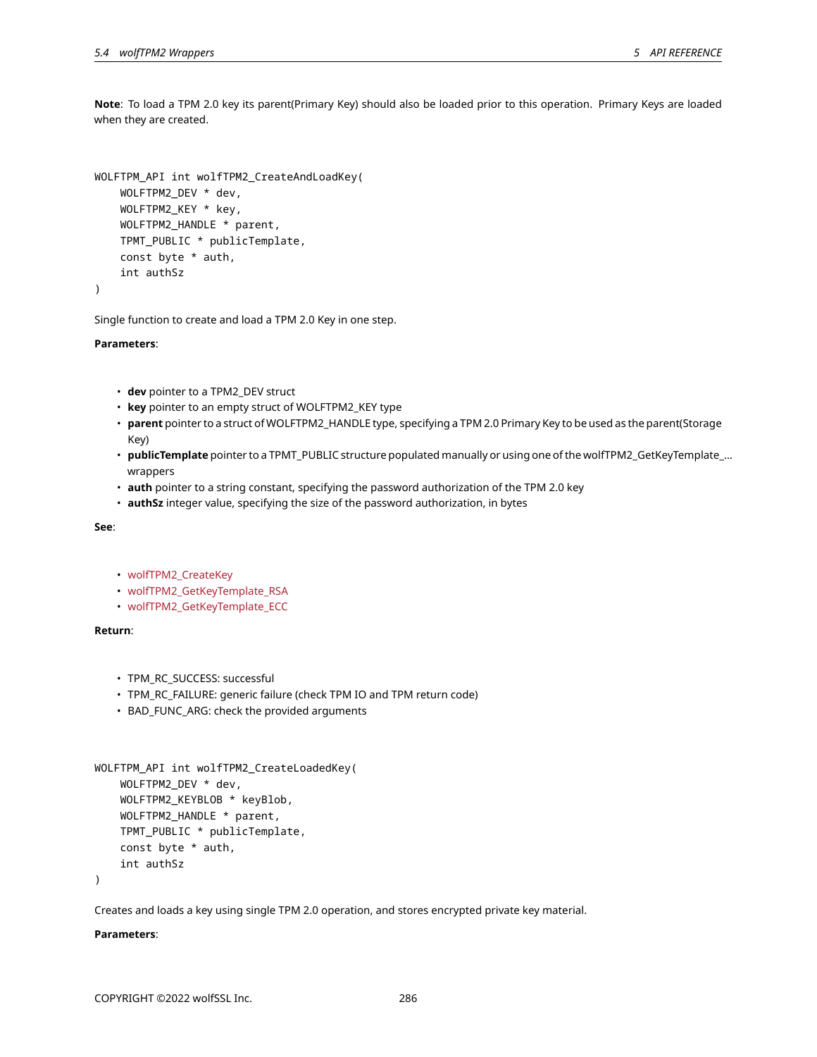**Note**: To load a TPM 2.0 key its parent(Primary Key) should also be loaded prior to this operation. Primary Keys are loaded when they are created.

```
WOLFTPM_API int wolfTPM2_CreateAndLoadKey(
    WOLFTPM2_DEV * dev,
    WOLFTPM2_KEY * key,
    WOLFTPM2_HANDLE * parent,
    TPMT_PUBLIC * publicTemplate,
    const byte * auth,
    int authSz
)
```

Single function to create and load a TPM 2.0 Key in one step.

**Parameters**:

- **dev** pointer to a TPM2_DEV struct
- **key** pointer to an empty struct of WOLFTPM2_KEY type
- **parent** pointer to a struct of WOLFTPM2_HANDLE type, specifying a TPM 2.0 Primary Key to be used as the parent(Storage Key)
- **publicTemplate** pointer to a TPMT_PUBLIC structure populated manually or using one of the wolfTPM2_GetKeyTemplate_... wrappers
- **auth** pointer to a string constant, specifying the password authorization of the TPM 2.0 key
- **authSz** integer value, specifying the size of the password authorization, in bytes

**See**:

- wolfTPM2_CreateKey
- wolfTPM2_GetKeyTemplate_RSA
- wolfTPM2_GetKeyTemplate_ECC

**Return**:

- TPM_RC_SUCCESS: successful
- TPM_RC_FAILURE: generic failure (check TPM IO and TPM return code)
- BAD_FUNC_ARG: check the provided arguments

```
WOLFTPM_API int wolfTPM2_CreateLoadedKey(
    WOLFTPM2_DEV * dev,
    WOLFTPM2_KEYBLOB * keyBlob,
    WOLFTPM2_HANDLE * parent,
    TPMT_PUBLIC * publicTemplate,
    const byte * auth,
    int authSz
)
```

Creates and loads a key using single TPM 2.0 operation, and stores encrypted private key material.

**Parameters**: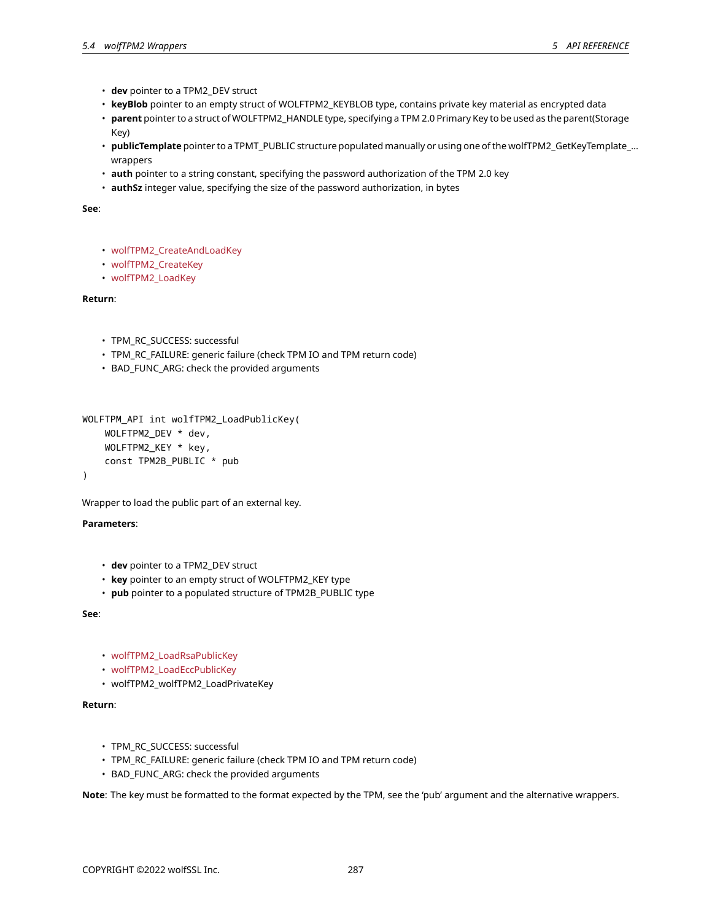- **dev** pointer to a TPM2_DEV struct
- **keyBlob** pointer to an empty struct of WOLFTPM2_KEYBLOB type, contains private key material as encrypted data
- **parent** pointer to a struct of WOLFTPM2_HANDLE type, specifying a TPM 2.0 Primary Key to be used as the parent(Storage Key)
- **publicTemplate** pointer to a TPMT_PUBLIC structure populated manually or using one of the wolfTPM2_GetKeyTemplate_... wrappers
- **auth** pointer to a string constant, specifying the password authorization of the TPM 2.0 key
- **authSz** integer value, specifying the size of the password authorization, in bytes

**See**:

- wolfTPM2_CreateAndLoadKey
- wolfTPM2_CreateKey
- wolfTPM2_LoadKey

**Return**:

- TPM_RC_SUCCESS: successful
- TPM_RC_FAILURE: generic failure (check TPM IO and TPM return code)
- BAD_FUNC_ARG: check the provided arguments

```
WOLFTPM_API int wolfTPM2_LoadPublicKey(
    WOLFTPM2_DEV * dev,
    WOLFTPM2_KEY * key,
    const TPM2B_PUBLIC * pub
)
```

Wrapper to load the public part of an external key.

**Parameters**:

- **dev** pointer to a TPM2_DEV struct
- **key** pointer to an empty struct of WOLFTPM2_KEY type
- **pub** pointer to a populated structure of TPM2B_PUBLIC type

**See**:

- wolfTPM2_LoadRsaPublicKey
- wolfTPM2_LoadEccPublicKey
- wolfTPM2_wolfTPM2_LoadPrivateKey

**Return**:

- TPM_RC_SUCCESS: successful
- TPM_RC_FAILURE: generic failure (check TPM IO and TPM return code)
- BAD_FUNC_ARG: check the provided arguments

**Note**: The key must be formatted to the format expected by the TPM, see the 'pub' argument and the alternative wrappers.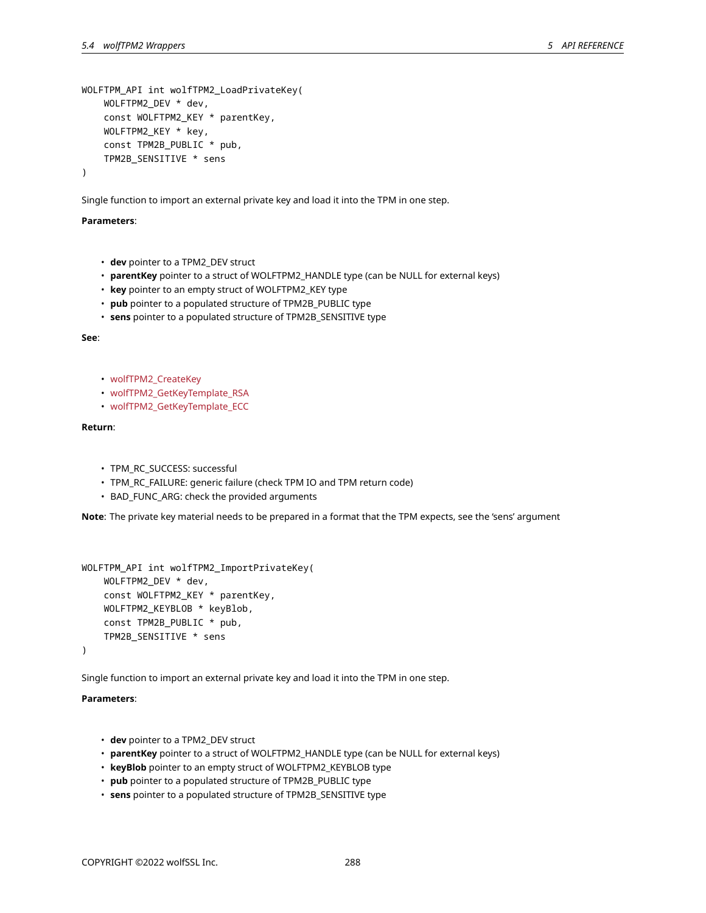```
WOLFTPM_API int wolfTPM2_LoadPrivateKey(
    WOLFTPM2_DEV * dev,
    const WOLFTPM2_KEY * parentKey,
    WOLFTPM2_KEY * key,
    const TPM2B_PUBLIC * pub,
    TPM2B_SENSITIVE * sens
)
```

Single function to import an external private key and load it into the TPM in one step.

**Parameters**:

- **dev** pointer to a TPM2_DEV struct
- **parentKey** pointer to a struct of WOLFTPM2_HANDLE type (can be NULL for external keys)
- **key** pointer to an empty struct of WOLFTPM2_KEY type
- **pub** pointer to a populated structure of TPM2B_PUBLIC type
- **sens** pointer to a populated structure of TPM2B_SENSITIVE type

**See**:

- wolfTPM2_CreateKey
- wolfTPM2_GetKeyTemplate_RSA
- wolfTPM2_GetKeyTemplate_ECC

**Return**:

- TPM_RC_SUCCESS: successful
- TPM_RC_FAILURE: generic failure (check TPM IO and TPM return code)
- BAD_FUNC_ARG: check the provided arguments

**Note**: The private key material needs to be prepared in a format that the TPM expects, see the 'sens' argument

```
WOLFTPM_API int wolfTPM2_ImportPrivateKey(
    WOLFTPM2_DEV * dev,
    const WOLFTPM2_KEY * parentKey,
    WOLFTPM2_KEYBLOB * keyBlob,
    const TPM2B_PUBLIC * pub,
    TPM2B_SENSITIVE * sens
)
```

Single function to import an external private key and load it into the TPM in one step.

**Parameters**:

- **dev** pointer to a TPM2_DEV struct
- **parentKey** pointer to a struct of WOLFTPM2_HANDLE type (can be NULL for external keys)
- **keyBlob** pointer to an empty struct of WOLFTPM2_KEYBLOB type
- **pub** pointer to a populated structure of TPM2B_PUBLIC type
- **sens** pointer to a populated structure of TPM2B_SENSITIVE type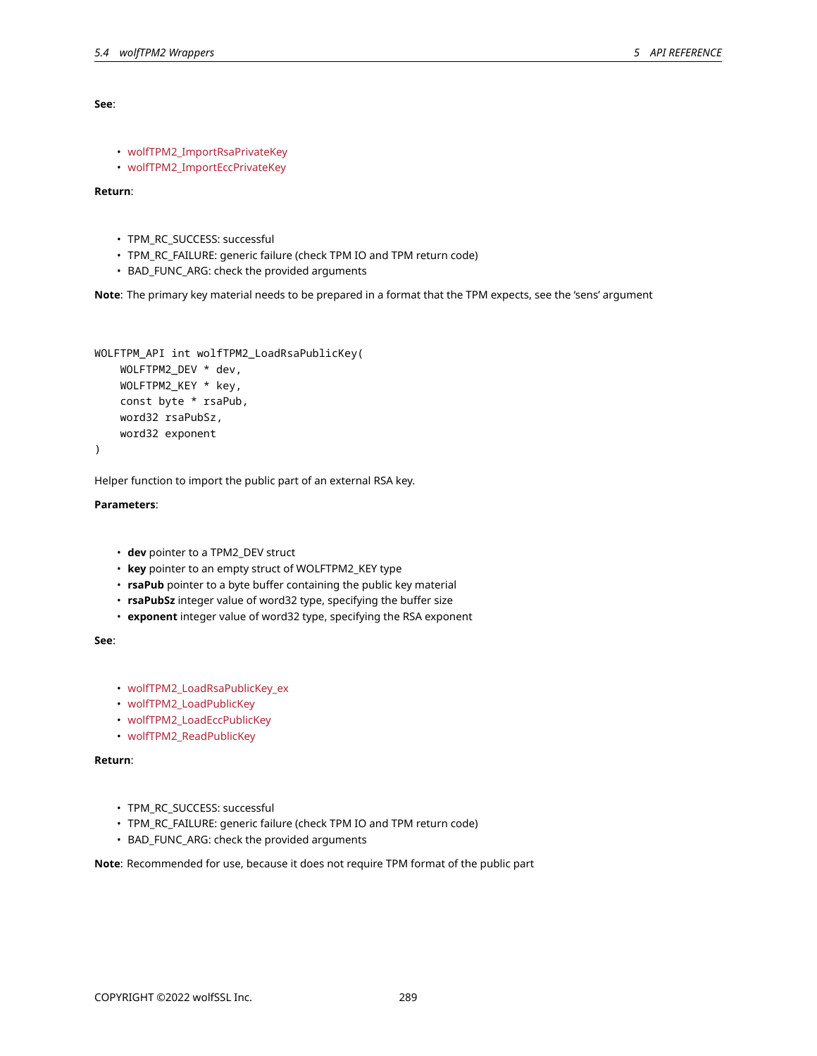**See**:

- wolfTPM2_ImportRsaPrivateKey
- wolfTPM2_ImportEccPrivateKey

**Return**:

- TPM_RC_SUCCESS: successful
- TPM_RC_FAILURE: generic failure (check TPM IO and TPM return code)
- BAD_FUNC_ARG: check the provided arguments

**Note**: The primary key material needs to be prepared in a format that the TPM expects, see the 'sens' argument

```
WOLFTPM_API int wolfTPM2_LoadRsaPublicKey(
    WOLFTPM2_DEV * dev,
    WOLFTPM2_KEY * key,
    const byte * rsaPub,
    word32 rsaPubSz,
    word32 exponent
)
```

Helper function to import the public part of an external RSA key.

**Parameters**:

- **dev** pointer to a TPM2_DEV struct
- **key** pointer to an empty struct of WOLFTPM2_KEY type
- **rsaPub** pointer to a byte buffer containing the public key material
- **rsaPubSz** integer value of word32 type, specifying the buffer size
- **exponent** integer value of word32 type, specifying the RSA exponent

**See**:

- wolfTPM2_LoadRsaPublicKey_ex
- wolfTPM2_LoadPublicKey
- wolfTPM2_LoadEccPublicKey
- wolfTPM2_ReadPublicKey

**Return**:

- TPM_RC_SUCCESS: successful
- TPM_RC_FAILURE: generic failure (check TPM IO and TPM return code)
- BAD_FUNC_ARG: check the provided arguments

**Note**: Recommended for use, because it does not require TPM format of the public part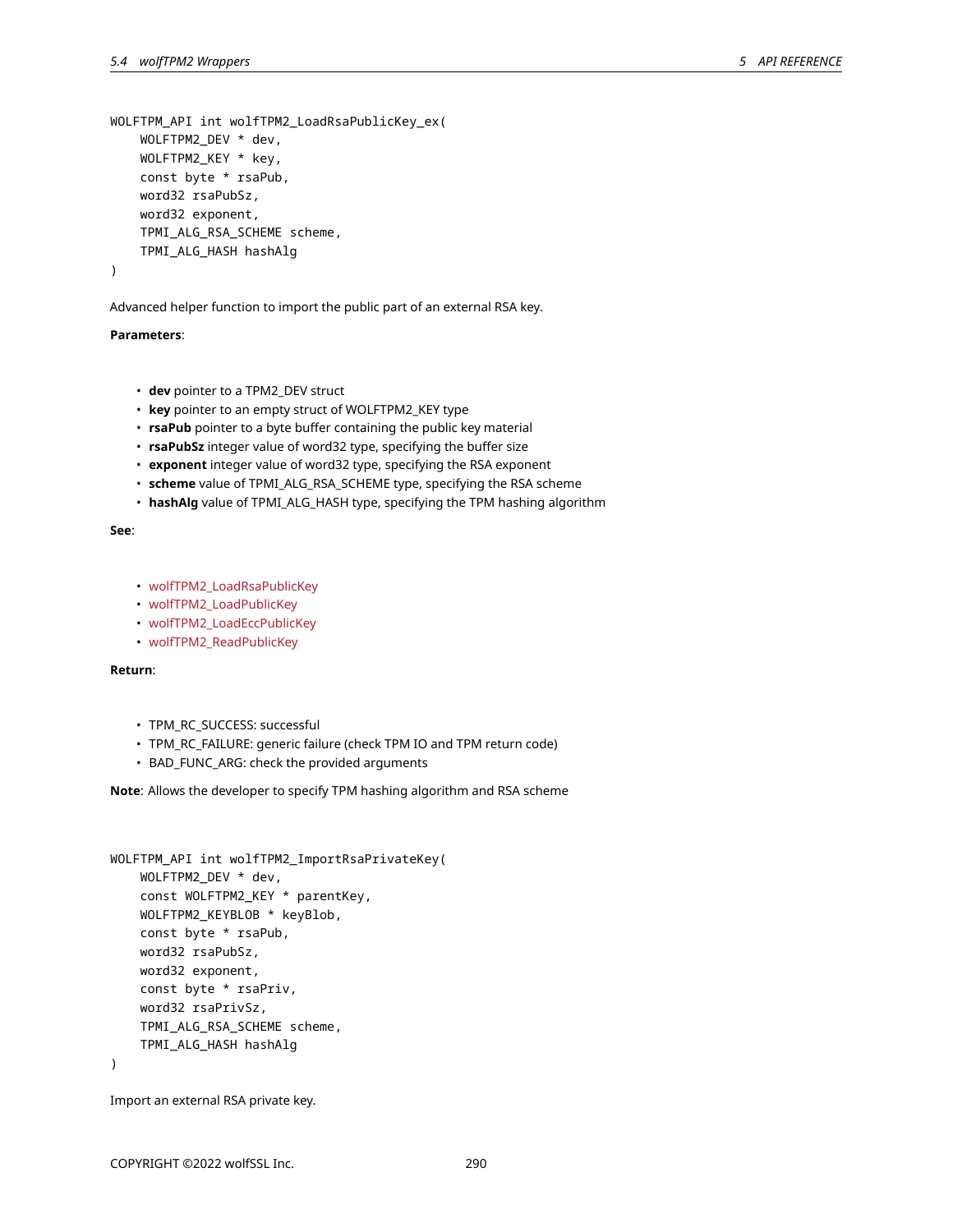```
WOLFTPM_API int wolfTPM2_LoadRsaPublicKey_ex(
    WOLFTPM2_DEV * dev,
    WOLFTPM2_KEY * key,
    const byte * rsaPub,
    word32 rsaPubSz,
    word32 exponent,
    TPMI_ALG_RSA_SCHEME scheme,
    TPMI_ALG_HASH hashAlg
)
```

Advanced helper function to import the public part of an external RSA key.

**Parameters**:

- **dev** pointer to a TPM2_DEV struct
- **key** pointer to an empty struct of WOLFTPM2_KEY type
- **rsaPub** pointer to a byte buffer containing the public key material
- **rsaPubSz** integer value of word32 type, specifying the buffer size
- **exponent** integer value of word32 type, specifying the RSA exponent
- **scheme** value of TPMI_ALG_RSA_SCHEME type, specifying the RSA scheme
- **hashAlg** value of TPMI_ALG_HASH type, specifying the TPM hashing algorithm

**See**:

- wolfTPM2_LoadRsaPublicKey
- wolfTPM2_LoadPublicKey
- wolfTPM2_LoadEccPublicKey
- wolfTPM2_ReadPublicKey

**Return**:

- TPM_RC_SUCCESS: successful
- TPM_RC_FAILURE: generic failure (check TPM IO and TPM return code)
- BAD_FUNC_ARG: check the provided arguments

**Note**: Allows the developer to specify TPM hashing algorithm and RSA scheme

```
WOLFTPM_API int wolfTPM2_ImportRsaPrivateKey(
    WOLFTPM2_DEV * dev,
    const WOLFTPM2_KEY * parentKey,
    WOLFTPM2_KEYBLOB * keyBlob,
    const byte * rsaPub,
    word32 rsaPubSz,
    word32 exponent,
    const byte * rsaPriv,
    word32 rsaPrivSz,
    TPMI_ALG_RSA_SCHEME scheme,
    TPMI_ALG_HASH hashAlg
)
```

Import an external RSA private key.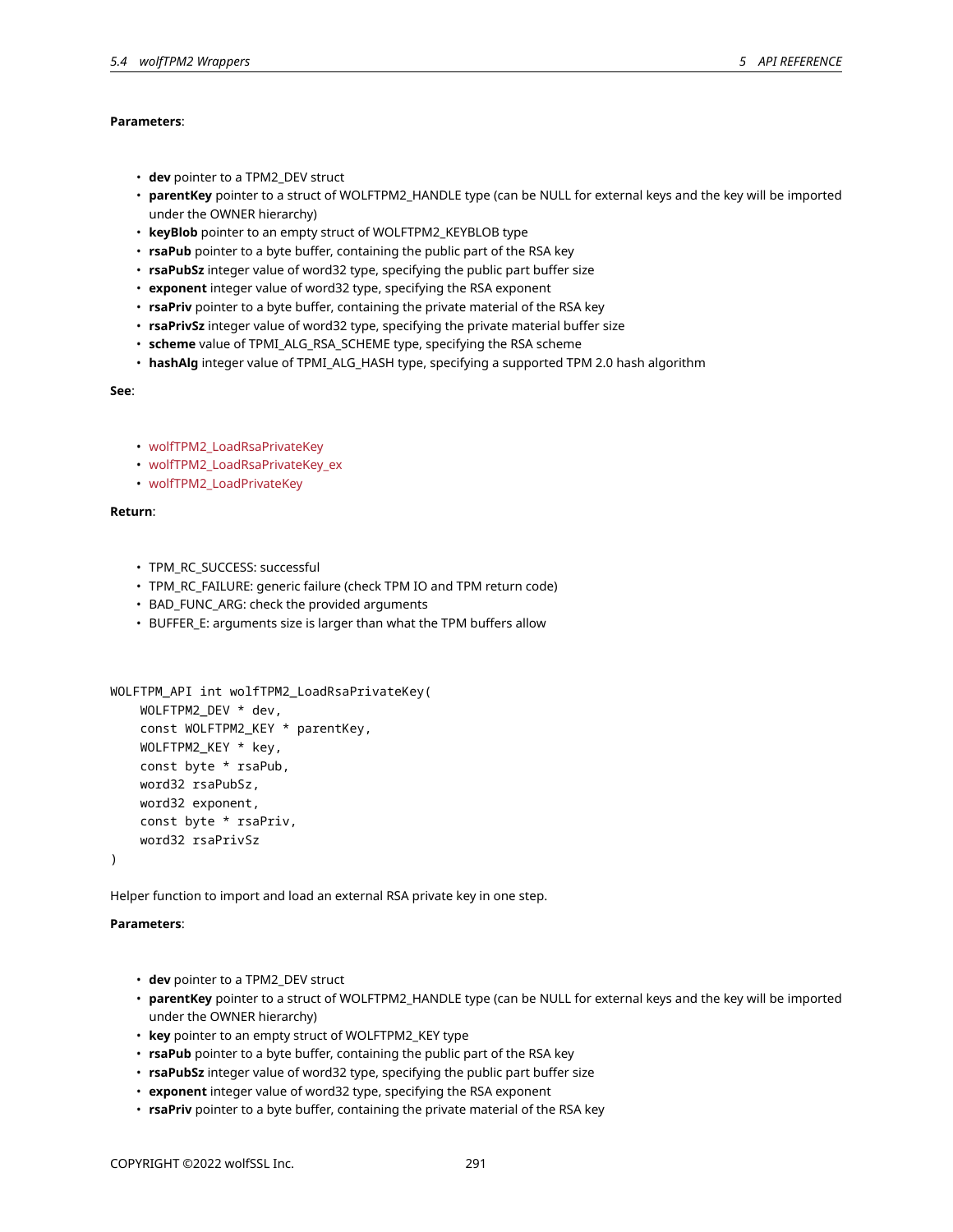**Parameters**:

- **dev** pointer to a TPM2_DEV struct
- **parentKey** pointer to a struct of WOLFTPM2_HANDLE type (can be NULL for external keys and the key will be imported under the OWNER hierarchy)
- **keyBlob** pointer to an empty struct of WOLFTPM2_KEYBLOB type
- **rsaPub** pointer to a byte buffer, containing the public part of the RSA key
- **rsaPubSz** integer value of word32 type, specifying the public part buffer size
- **exponent** integer value of word32 type, specifying the RSA exponent
- **rsaPriv** pointer to a byte buffer, containing the private material of the RSA key
- **rsaPrivSz** integer value of word32 type, specifying the private material buffer size
- **scheme** value of TPMI_ALG_RSA_SCHEME type, specifying the RSA scheme
- **hashAlg** integer value of TPMI_ALG_HASH type, specifying a supported TPM 2.0 hash algorithm

**See**:

- wolfTPM2_LoadRsaPrivateKey
- wolfTPM2_LoadRsaPrivateKey_ex
- wolfTPM2_LoadPrivateKey

**Return**:

- TPM_RC_SUCCESS: successful
- TPM_RC_FAILURE: generic failure (check TPM IO and TPM return code)
- BAD_FUNC_ARG: check the provided arguments
- BUFFER_E: arguments size is larger than what the TPM buffers allow

```
WOLFTPM_API int wolfTPM2_LoadRsaPrivateKey(
    WOLFTPM2_DEV * dev,
    const WOLFTPM2_KEY * parentKey,
    WOLFTPM2_KEY * key,
    const byte * rsaPub,
    word32 rsaPubSz,
    word32 exponent,
    const byte * rsaPriv,
    word32 rsaPrivSz
)
```

Helper function to import and load an external RSA private key in one step.

**Parameters**:

- **dev** pointer to a TPM2_DEV struct
- **parentKey** pointer to a struct of WOLFTPM2_HANDLE type (can be NULL for external keys and the key will be imported under the OWNER hierarchy)
- **key** pointer to an empty struct of WOLFTPM2_KEY type
- **rsaPub** pointer to a byte buffer, containing the public part of the RSA key
- **rsaPubSz** integer value of word32 type, specifying the public part buffer size
- **exponent** integer value of word32 type, specifying the RSA exponent
- **rsaPriv** pointer to a byte buffer, containing the private material of the RSA key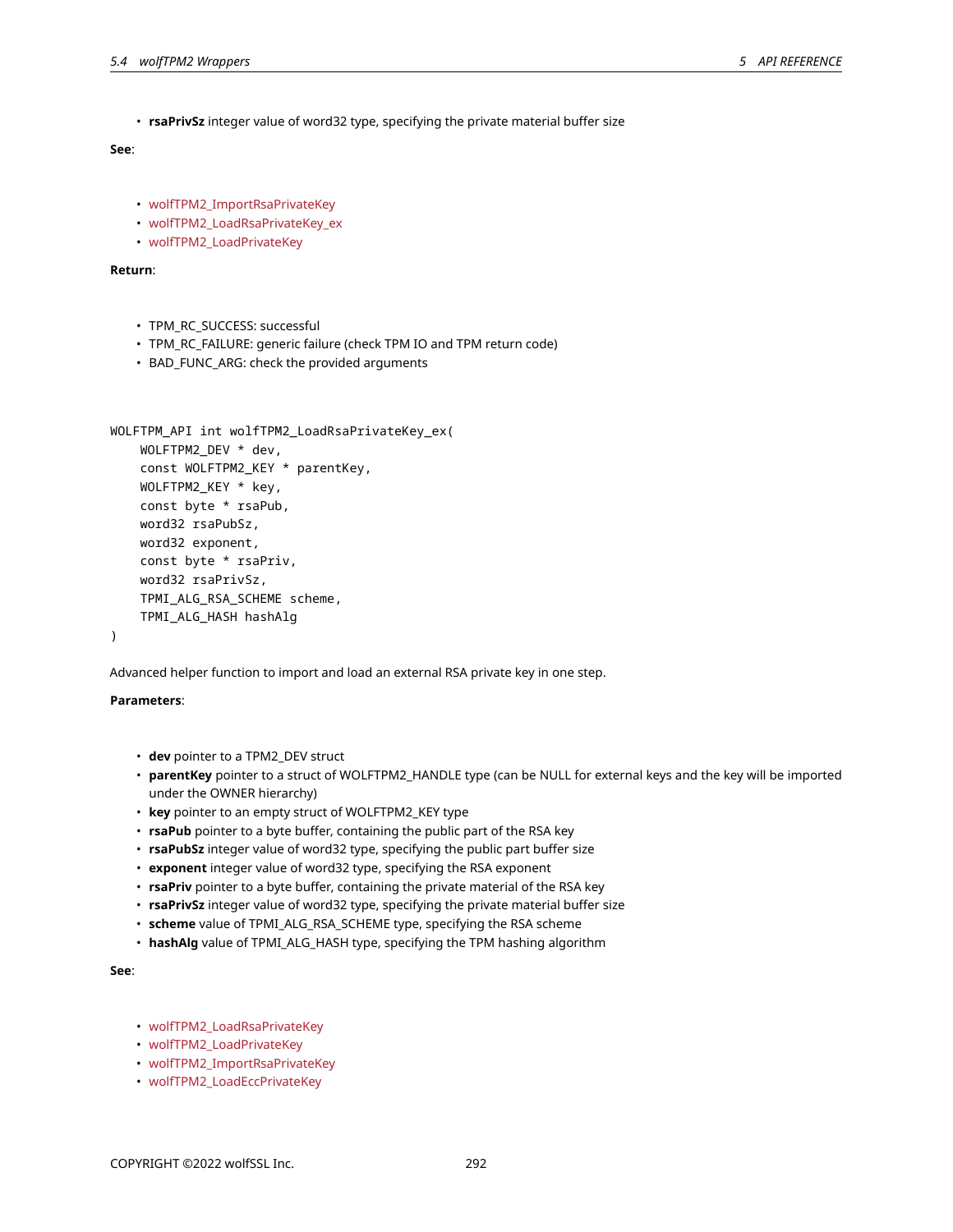- **rsaPrivSz** integer value of word32 type, specifying the private material buffer size

**See**:

- wolfTPM2_ImportRsaPrivateKey
- wolfTPM2_LoadRsaPrivateKey_ex
- wolfTPM2_LoadPrivateKey

**Return**:

- TPM_RC_SUCCESS: successful
- TPM_RC_FAILURE: generic failure (check TPM IO and TPM return code)
- BAD_FUNC_ARG: check the provided arguments

```
WOLFTPM_API int wolfTPM2_LoadRsaPrivateKey_ex(
    WOLFTPM2_DEV * dev,
    const WOLFTPM2_KEY * parentKey,
    WOLFTPM2_KEY * key,
    const byte * rsaPub,
    word32 rsaPubSz,
    word32 exponent,
    const byte * rsaPriv,
    word32 rsaPrivSz,
    TPMI_ALG_RSA_SCHEME scheme,
    TPMI_ALG_HASH hashAlg
)
```

Advanced helper function to import and load an external RSA private key in one step.

**Parameters**:

- **dev** pointer to a TPM2_DEV struct
- **parentKey** pointer to a struct of WOLFTPM2_HANDLE type (can be NULL for external keys and the key will be imported under the OWNER hierarchy)
- **key** pointer to an empty struct of WOLFTPM2_KEY type
- **rsaPub** pointer to a byte buffer, containing the public part of the RSA key
- **rsaPubSz** integer value of word32 type, specifying the public part buffer size
- **exponent** integer value of word32 type, specifying the RSA exponent
- **rsaPriv** pointer to a byte buffer, containing the private material of the RSA key
- **rsaPrivSz** integer value of word32 type, specifying the private material buffer size
- **scheme** value of TPMI_ALG_RSA_SCHEME type, specifying the RSA scheme
- **hashAlg** value of TPMI_ALG_HASH type, specifying the TPM hashing algorithm

**See**:

- wolfTPM2_LoadRsaPrivateKey
- wolfTPM2_LoadPrivateKey
- wolfTPM2_ImportRsaPrivateKey
- wolfTPM2_LoadEccPrivateKey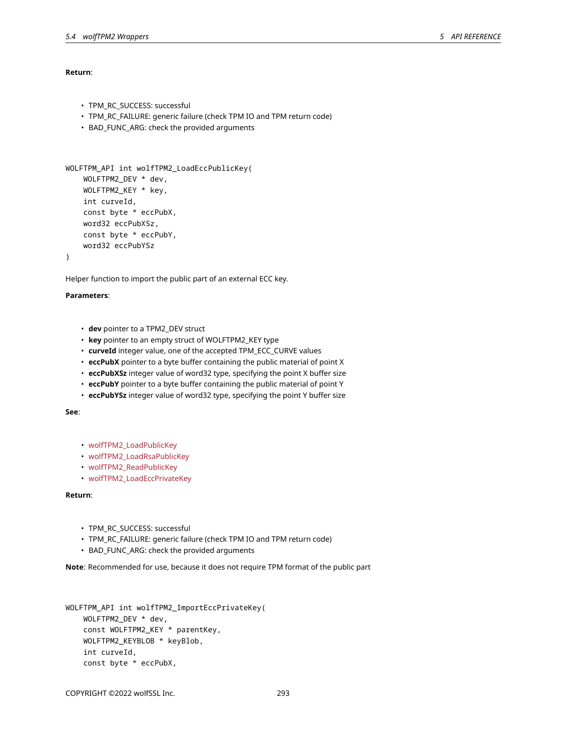**Return**:

- TPM_RC_SUCCESS: successful
- TPM_RC_FAILURE: generic failure (check TPM IO and TPM return code)
- BAD_FUNC_ARG: check the provided arguments

```
WOLFTPM_API int wolfTPM2_LoadEccPublicKey(
    WOLFTPM2_DEV * dev,
    WOLFTPM2_KEY * key,
    int curveId,
    const byte * eccPubX,
    word32 eccPubXSz,
    const byte * eccPubY,
    word32 eccPubYSz
)
```

Helper function to import the public part of an external ECC key.

**Parameters**:

- **dev** pointer to a TPM2_DEV struct
- **key** pointer to an empty struct of WOLFTPM2_KEY type
- **curveId** integer value, one of the accepted TPM_ECC_CURVE values
- **eccPubX** pointer to a byte buffer containing the public material of point X
- **eccPubXSz** integer value of word32 type, specifying the point X buffer size
- **eccPubY** pointer to a byte buffer containing the public material of point Y
- **eccPubYSz** integer value of word32 type, specifying the point Y buffer size

**See**:

- wolfTPM2_LoadPublicKey
- wolfTPM2_LoadRsaPublicKey
- wolfTPM2_ReadPublicKey
- wolfTPM2_LoadEccPrivateKey

**Return**:

- TPM_RC_SUCCESS: successful
- TPM_RC_FAILURE: generic failure (check TPM IO and TPM return code)
- BAD_FUNC_ARG: check the provided arguments

**Note**: Recommended for use, because it does not require TPM format of the public part

```
WOLFTPM_API int wolfTPM2_ImportEccPrivateKey(
    WOLFTPM2_DEV * dev,
    const WOLFTPM2_KEY * parentKey,
    WOLFTPM2_KEYBLOB * keyBlob,
    int curveId,
    const byte * eccPubX,
```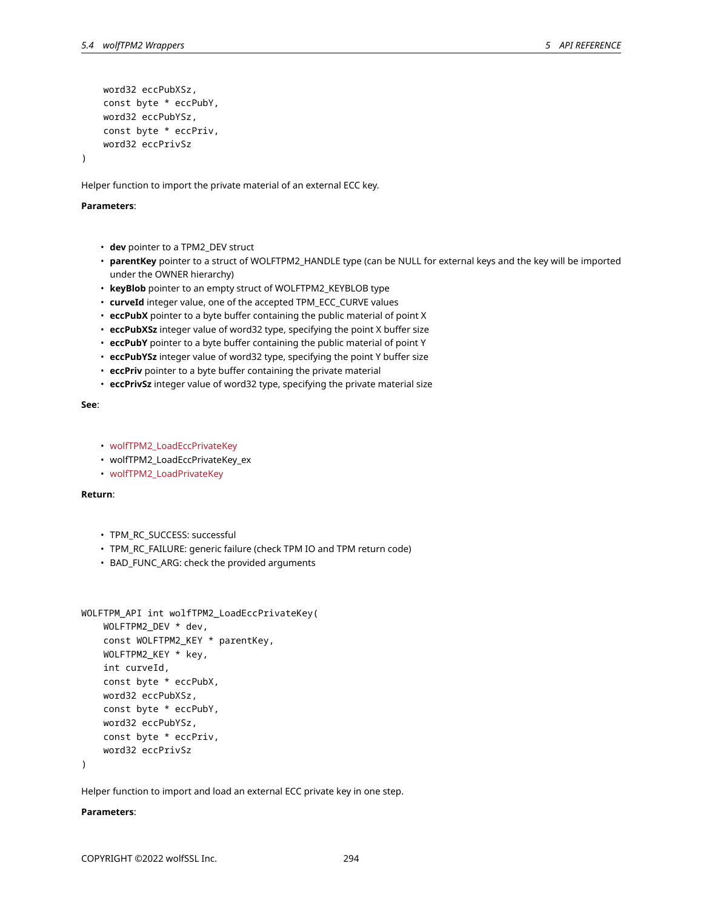```
    word32 eccPubXSz,
    const byte * eccPubY,
    word32 eccPubYSz,
    const byte * eccPriv,
    word32 eccPrivSz
)
```

Helper function to import the private material of an external ECC key.

**Parameters**:

- **dev** pointer to a TPM2_DEV struct
- **parentKey** pointer to a struct of WOLFTPM2_HANDLE type (can be NULL for external keys and the key will be imported under the OWNER hierarchy)
- **keyBlob** pointer to an empty struct of WOLFTPM2_KEYBLOB type
- **curveId** integer value, one of the accepted TPM_ECC_CURVE values
- **eccPubX** pointer to a byte buffer containing the public material of point X
- **eccPubXSz** integer value of word32 type, specifying the point X buffer size
- **eccPubY** pointer to a byte buffer containing the public material of point Y
- **eccPubYSz** integer value of word32 type, specifying the point Y buffer size
- **eccPriv** pointer to a byte buffer containing the private material
- **eccPrivSz** integer value of word32 type, specifying the private material size

**See**:

- wolfTPM2_LoadEccPrivateKey
- wolfTPM2_LoadEccPrivateKey_ex
- wolfTPM2_LoadPrivateKey

**Return**:

- TPM_RC_SUCCESS: successful
- TPM_RC_FAILURE: generic failure (check TPM IO and TPM return code)
- BAD_FUNC_ARG: check the provided arguments

```
WOLFTPM_API int wolfTPM2_LoadEccPrivateKey(
    WOLFTPM2_DEV * dev,
    const WOLFTPM2_KEY * parentKey,
    WOLFTPM2_KEY * key,
    int curveId,
    const byte * eccPubX,
    word32 eccPubXSz,
    const byte * eccPubY,
    word32 eccPubYSz,
    const byte * eccPriv,
    word32 eccPrivSz
)
```

Helper function to import and load an external ECC private key in one step.

**Parameters**: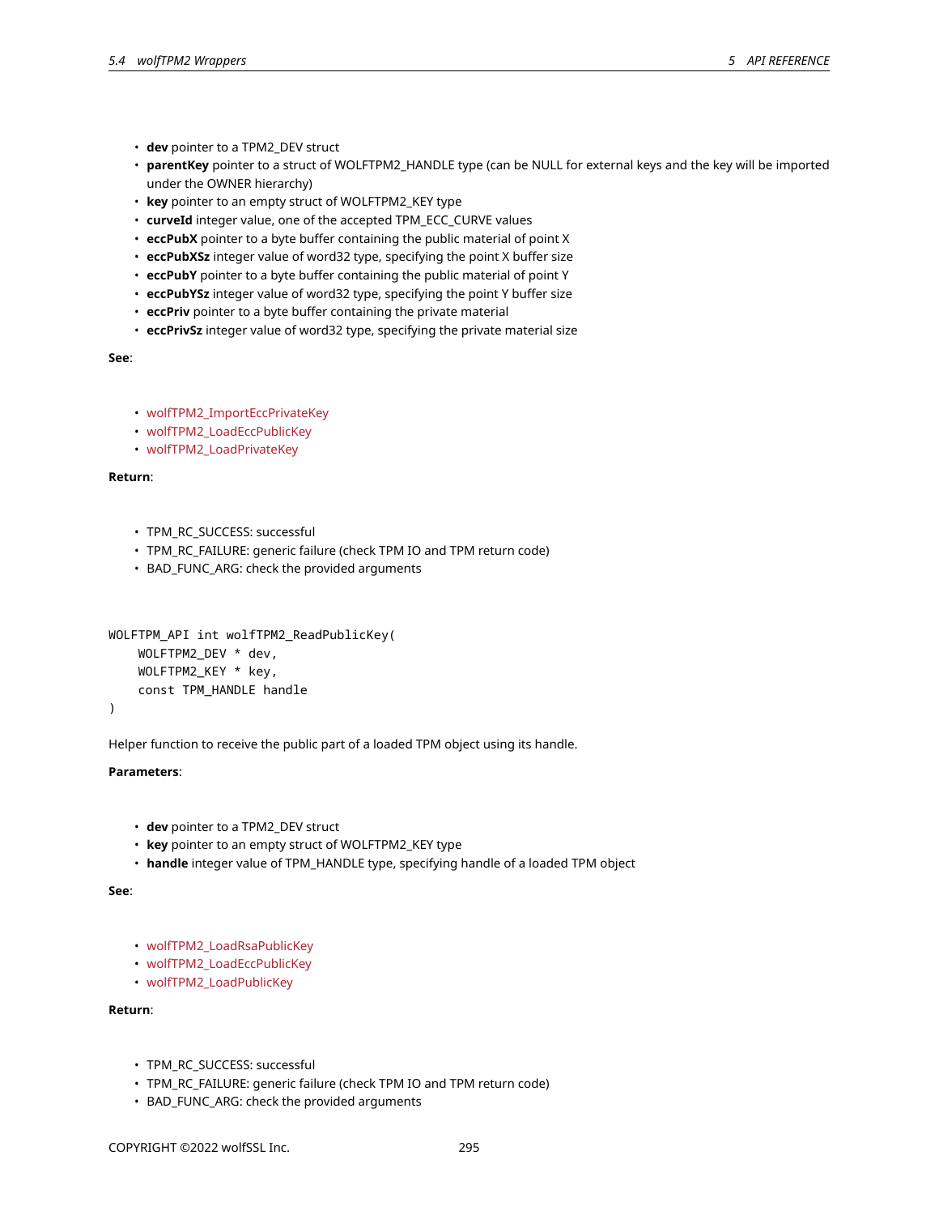- **dev** pointer to a TPM2_DEV struct
- **parentKey** pointer to a struct of WOLFTPM2_HANDLE type (can be NULL for external keys and the key will be imported under the OWNER hierarchy)
- **key** pointer to an empty struct of WOLFTPM2_KEY type
- **curveId** integer value, one of the accepted TPM_ECC_CURVE values
- **eccPubX** pointer to a byte buffer containing the public material of point X
- **eccPubXSz** integer value of word32 type, specifying the point X buffer size
- **eccPubY** pointer to a byte buffer containing the public material of point Y
- **eccPubYSz** integer value of word32 type, specifying the point Y buffer size
- **eccPriv** pointer to a byte buffer containing the private material
- **eccPrivSz** integer value of word32 type, specifying the private material size

**See**:

- wolfTPM2_ImportEccPrivateKey
- wolfTPM2_LoadEccPublicKey
- wolfTPM2_LoadPrivateKey

**Return**:

- TPM_RC_SUCCESS: successful
- TPM_RC_FAILURE: generic failure (check TPM IO and TPM return code)
- BAD_FUNC_ARG: check the provided arguments

```
WOLFTPM_API int wolfTPM2_ReadPublicKey(
    WOLFTPM2_DEV * dev,
    WOLFTPM2_KEY * key,
    const TPM_HANDLE handle
)
```

Helper function to receive the public part of a loaded TPM object using its handle.

**Parameters**:

- **dev** pointer to a TPM2_DEV struct
- **key** pointer to an empty struct of WOLFTPM2_KEY type
- **handle** integer value of TPM_HANDLE type, specifying handle of a loaded TPM object

**See**:

- wolfTPM2_LoadRsaPublicKey
- wolfTPM2_LoadEccPublicKey
- wolfTPM2_LoadPublicKey

**Return**:

- TPM_RC_SUCCESS: successful
- TPM_RC_FAILURE: generic failure (check TPM IO and TPM return code)
- BAD_FUNC_ARG: check the provided arguments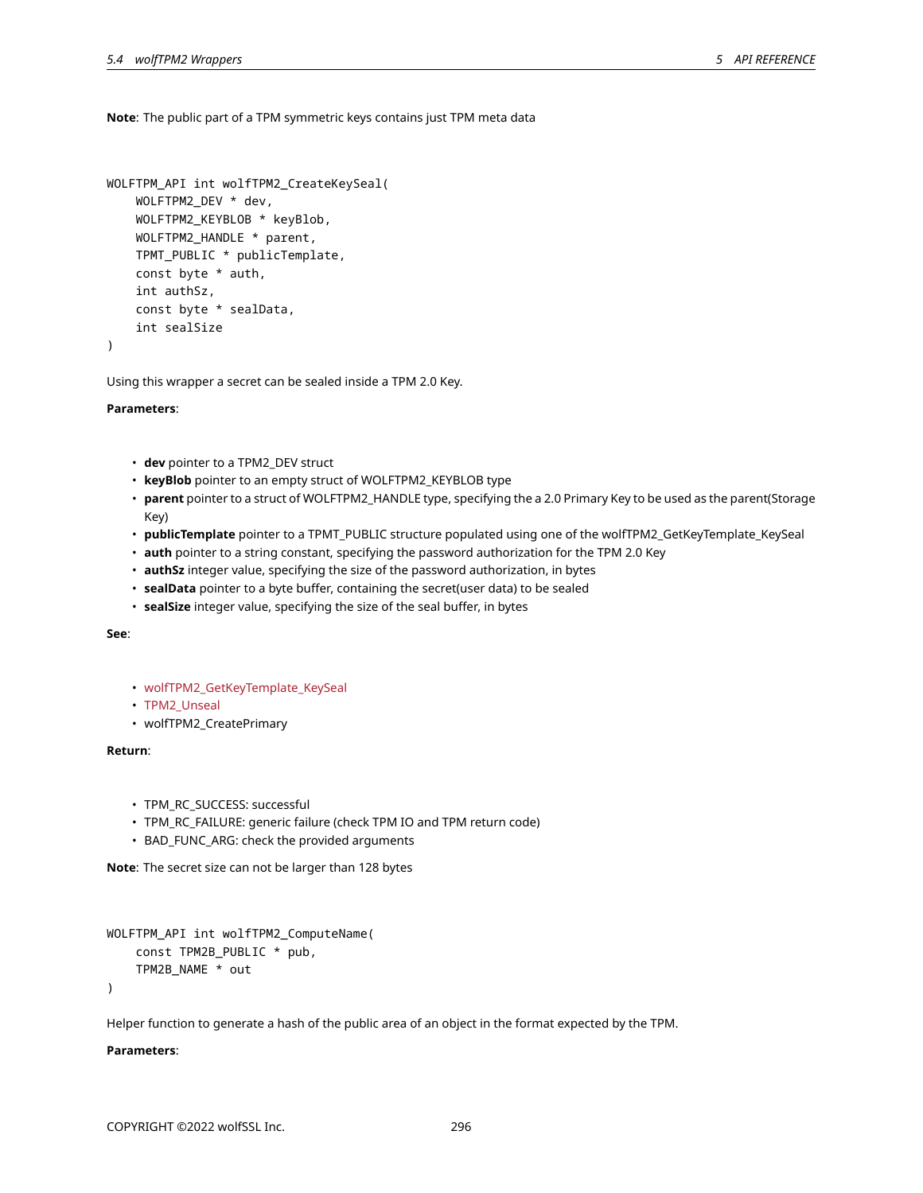**Note**: The public part of a TPM symmetric keys contains just TPM meta data

```
WOLFTPM_API int wolfTPM2_CreateKeySeal(
    WOLFTPM2_DEV * dev,
    WOLFTPM2_KEYBLOB * keyBlob,
    WOLFTPM2_HANDLE * parent,
    TPMT_PUBLIC * publicTemplate,
    const byte * auth,
    int authSz,
    const byte * sealData,
    int sealSize
)
```

Using this wrapper a secret can be sealed inside a TPM 2.0 Key.

**Parameters**:

- **dev** pointer to a TPM2_DEV struct
- **keyBlob** pointer to an empty struct of WOLFTPM2_KEYBLOB type
- **parent** pointer to a struct of WOLFTPM2_HANDLE type, specifying the a 2.0 Primary Key to be used as the parent(Storage Key)
- **publicTemplate** pointer to a TPMT_PUBLIC structure populated using one of the wolfTPM2_GetKeyTemplate_KeySeal
- **auth** pointer to a string constant, specifying the password authorization for the TPM 2.0 Key
- **authSz** integer value, specifying the size of the password authorization, in bytes
- **sealData** pointer to a byte buffer, containing the secret(user data) to be sealed
- **sealSize** integer value, specifying the size of the seal buffer, in bytes

**See**:

- wolfTPM2_GetKeyTemplate_KeySeal
- TPM2_Unseal
- wolfTPM2_CreatePrimary

**Return**:

- TPM_RC_SUCCESS: successful
- TPM_RC_FAILURE: generic failure (check TPM IO and TPM return code)
- BAD_FUNC_ARG: check the provided arguments

**Note**: The secret size can not be larger than 128 bytes

```
WOLFTPM_API int wolfTPM2_ComputeName(
    const TPM2B_PUBLIC * pub,
    TPM2B_NAME * out
)
```

Helper function to generate a hash of the public area of an object in the format expected by the TPM.

**Parameters**: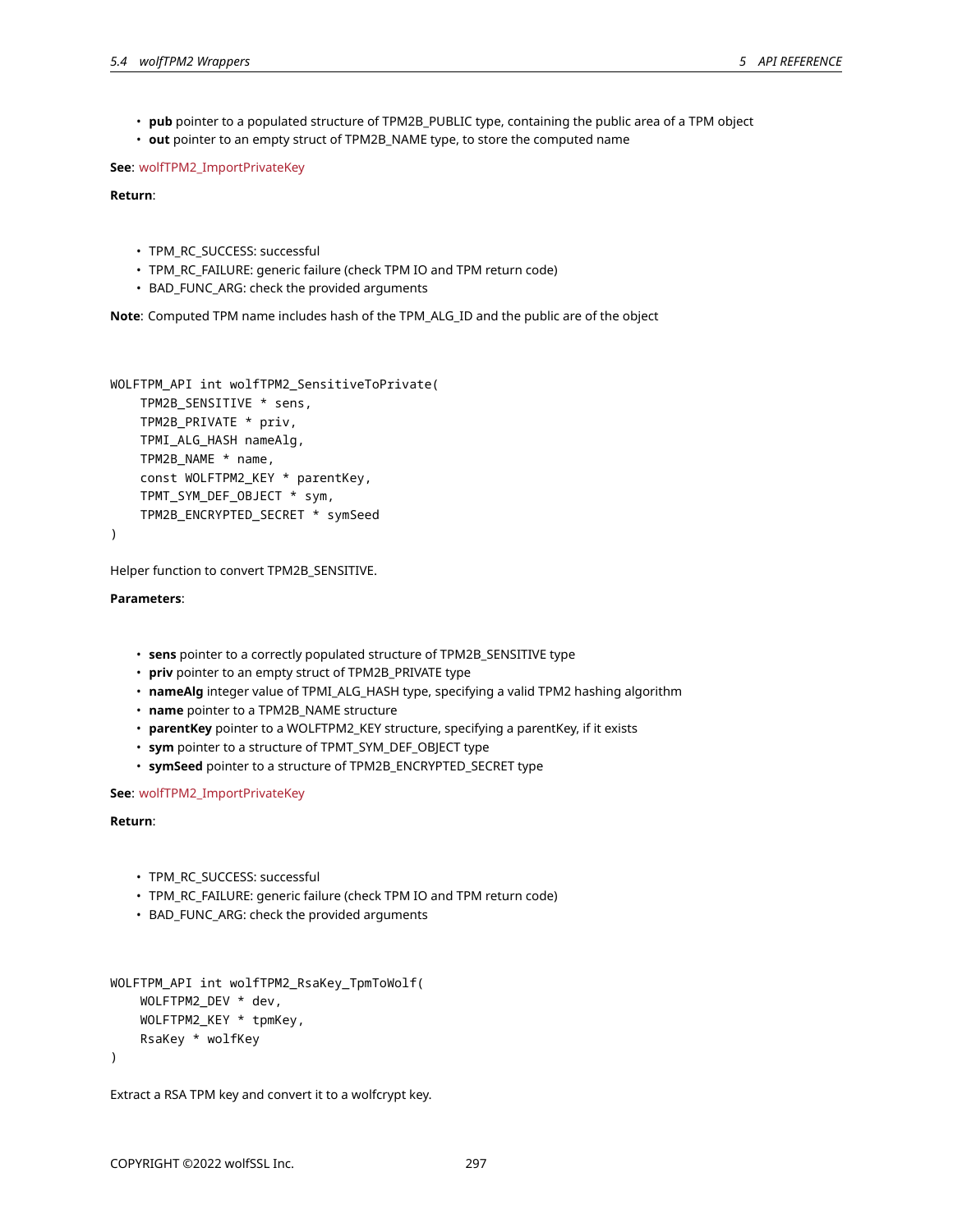- **pub** pointer to a populated structure of TPM2B_PUBLIC type, containing the public area of a TPM object
- **out** pointer to an empty struct of TPM2B_NAME type, to store the computed name

**See**: wolfTPM2_ImportPrivateKey

**Return**:

- TPM_RC_SUCCESS: successful
- TPM_RC_FAILURE: generic failure (check TPM IO and TPM return code)
- BAD_FUNC_ARG: check the provided arguments

**Note**: Computed TPM name includes hash of the TPM_ALG_ID and the public are of the object

```
WOLFTPM_API int wolfTPM2_SensitiveToPrivate(
    TPM2B_SENSITIVE * sens,
    TPM2B_PRIVATE * priv,
    TPMI_ALG_HASH nameAlg,
    TPM2B_NAME * name,
    const WOLFTPM2_KEY * parentKey,
    TPMT_SYM_DEF_OBJECT * sym,
    TPM2B_ENCRYPTED_SECRET * symSeed
)
```

Helper function to convert TPM2B_SENSITIVE.

**Parameters**:

- **sens** pointer to a correctly populated structure of TPM2B_SENSITIVE type
- **priv** pointer to an empty struct of TPM2B_PRIVATE type
- **nameAlg** integer value of TPMI_ALG_HASH type, specifying a valid TPM2 hashing algorithm
- **name** pointer to a TPM2B_NAME structure
- **parentKey** pointer to a WOLFTPM2_KEY structure, specifying a parentKey, if it exists
- **sym** pointer to a structure of TPMT_SYM_DEF_OBJECT type
- **symSeed** pointer to a structure of TPM2B_ENCRYPTED_SECRET type

**See**: wolfTPM2_ImportPrivateKey

**Return**:

- TPM_RC_SUCCESS: successful
- TPM_RC_FAILURE: generic failure (check TPM IO and TPM return code)
- BAD_FUNC_ARG: check the provided arguments

```
WOLFTPM_API int wolfTPM2_RsaKey_TpmToWolf(
    WOLFTPM2_DEV * dev,
    WOLFTPM2_KEY * tpmKey,
    RsaKey * wolfKey
)
```

Extract a RSA TPM key and convert it to a wolfcrypt key.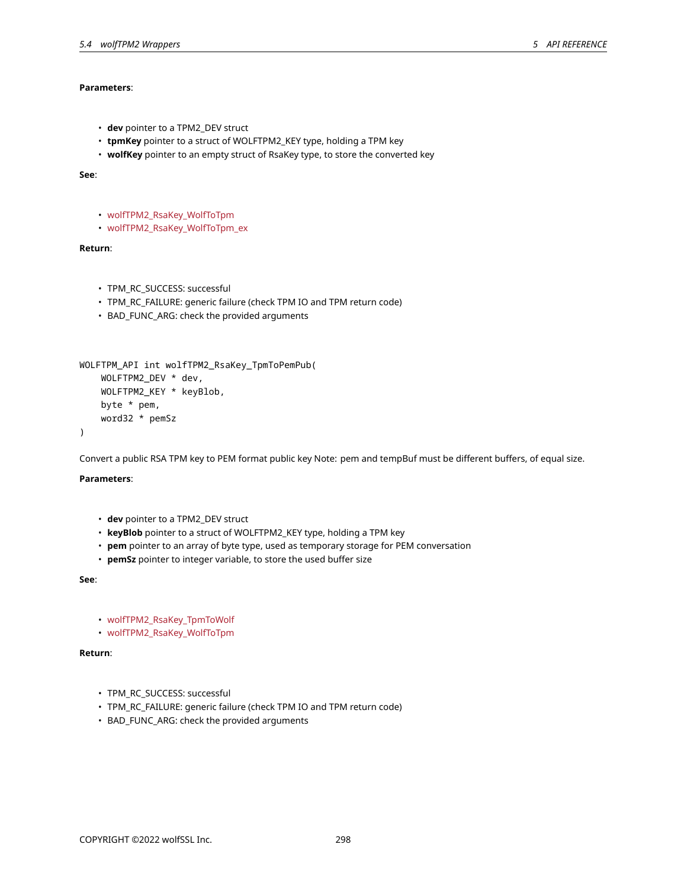**Parameters**:

- **dev** pointer to a TPM2_DEV struct
- **tpmKey** pointer to a struct of WOLFTPM2_KEY type, holding a TPM key
- **wolfKey** pointer to an empty struct of RsaKey type, to store the converted key

**See**:

- wolfTPM2_RsaKey_WolfToTpm
- wolfTPM2_RsaKey_WolfToTpm_ex

**Return**:

- TPM_RC_SUCCESS: successful
- TPM_RC_FAILURE: generic failure (check TPM IO and TPM return code)
- BAD_FUNC_ARG: check the provided arguments

```
WOLFTPM_API int wolfTPM2_RsaKey_TpmToPemPub(
    WOLFTPM2_DEV * dev,
    WOLFTPM2_KEY * keyBlob,
    byte * pem,
    word32 * pemSz
)
```

Convert a public RSA TPM key to PEM format public key Note: pem and tempBuf must be different buffers, of equal size.

**Parameters**:

- **dev** pointer to a TPM2_DEV struct
- **keyBlob** pointer to a struct of WOLFTPM2_KEY type, holding a TPM key
- **pem** pointer to an array of byte type, used as temporary storage for PEM conversation
- **pemSz** pointer to integer variable, to store the used buffer size

**See**:

- wolfTPM2_RsaKey_TpmToWolf
- wolfTPM2_RsaKey_WolfToTpm

**Return**:

- TPM_RC_SUCCESS: successful
- TPM_RC_FAILURE: generic failure (check TPM IO and TPM return code)
- BAD_FUNC_ARG: check the provided arguments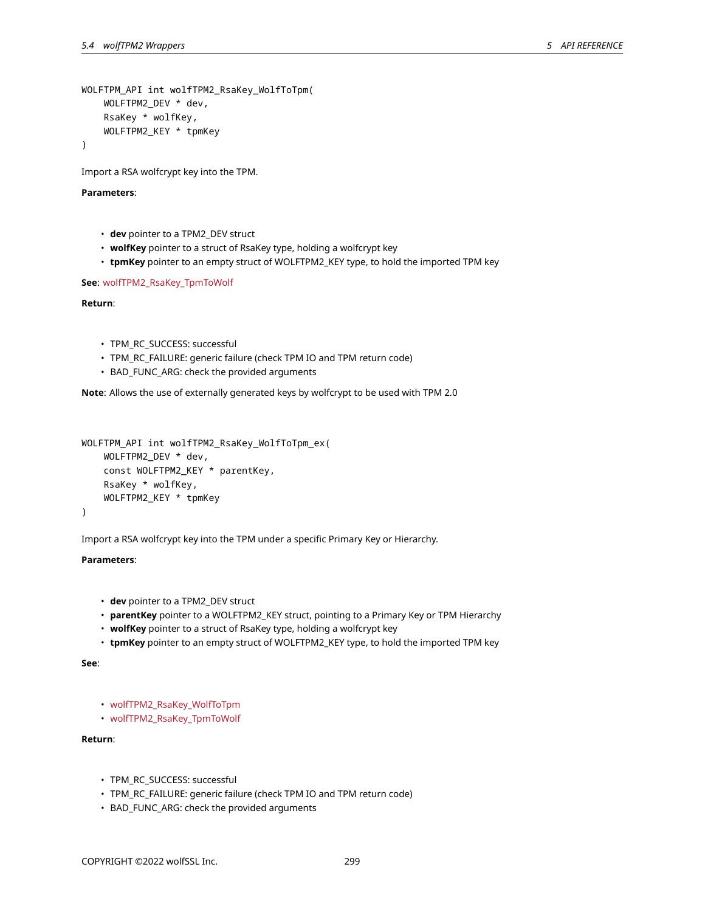```
WOLFTPM_API int wolfTPM2_RsaKey_WolfToTpm(
    WOLFTPM2_DEV * dev,
    RsaKey * wolfKey,
    WOLFTPM2_KEY * tpmKey
)
```

Import a RSA wolfcrypt key into the TPM.

**Parameters**:

- **dev** pointer to a TPM2_DEV struct
- **wolfKey** pointer to a struct of RsaKey type, holding a wolfcrypt key
- **tpmKey** pointer to an empty struct of WOLFTPM2_KEY type, to hold the imported TPM key

**See**: wolfTPM2_RsaKey_TpmToWolf

**Return**:

- TPM_RC_SUCCESS: successful
- TPM_RC_FAILURE: generic failure (check TPM IO and TPM return code)
- BAD_FUNC_ARG: check the provided arguments

**Note**: Allows the use of externally generated keys by wolfcrypt to be used with TPM 2.0

```
WOLFTPM_API int wolfTPM2_RsaKey_WolfToTpm_ex(
    WOLFTPM2_DEV * dev,
    const WOLFTPM2_KEY * parentKey,
    RsaKey * wolfKey,
    WOLFTPM2_KEY * tpmKey
)
```

Import a RSA wolfcrypt key into the TPM under a specific Primary Key or Hierarchy.

**Parameters**:

- **dev** pointer to a TPM2_DEV struct
- **parentKey** pointer to a WOLFTPM2_KEY struct, pointing to a Primary Key or TPM Hierarchy
- **wolfKey** pointer to a struct of RsaKey type, holding a wolfcrypt key
- **tpmKey** pointer to an empty struct of WOLFTPM2_KEY type, to hold the imported TPM key

**See**:

- wolfTPM2_RsaKey_WolfToTpm
- wolfTPM2_RsaKey_TpmToWolf

**Return**:

- TPM_RC_SUCCESS: successful
- TPM_RC_FAILURE: generic failure (check TPM IO and TPM return code)
- BAD_FUNC_ARG: check the provided arguments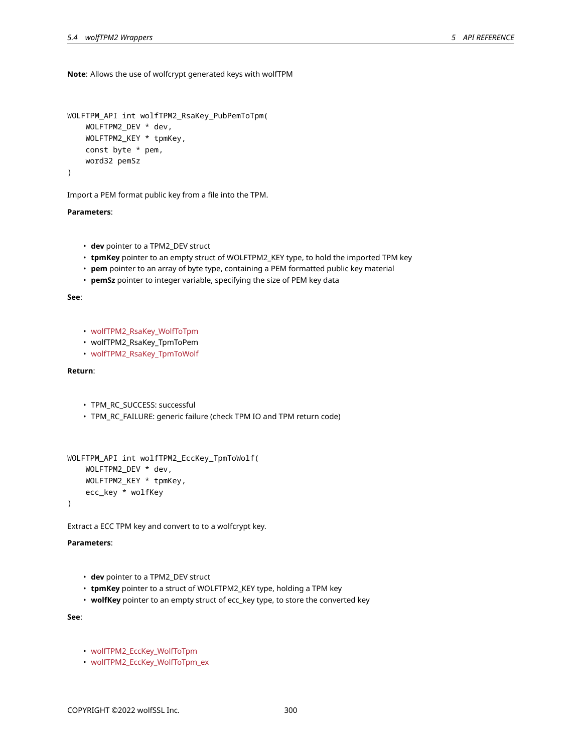**Note**: Allows the use of wolfcrypt generated keys with wolfTPM

```
WOLFTPM_API int wolfTPM2_RsaKey_PubPemToTpm(
    WOLFTPM2_DEV * dev,
    WOLFTPM2_KEY * tpmKey,
    const byte * pem,
    word32 pemSz
)
```

Import a PEM format public key from a file into the TPM.

**Parameters**:

- **dev** pointer to a TPM2_DEV struct
- **tpmKey** pointer to an empty struct of WOLFTPM2_KEY type, to hold the imported TPM key
- **pem** pointer to an array of byte type, containing a PEM formatted public key material
- **pemSz** pointer to integer variable, specifying the size of PEM key data

**See**:

- wolfTPM2_RsaKey_WolfToTpm
- wolfTPM2_RsaKey_TpmToPem
- wolfTPM2_RsaKey_TpmToWolf

**Return**:

- TPM_RC_SUCCESS: successful
- TPM_RC_FAILURE: generic failure (check TPM IO and TPM return code)

```
WOLFTPM_API int wolfTPM2_EccKey_TpmToWolf(
    WOLFTPM2_DEV * dev,
    WOLFTPM2_KEY * tpmKey,
    ecc_key * wolfKey
)
```

Extract a ECC TPM key and convert to to a wolfcrypt key.

**Parameters**:

- **dev** pointer to a TPM2_DEV struct
- **tpmKey** pointer to a struct of WOLFTPM2_KEY type, holding a TPM key
- **wolfKey** pointer to an empty struct of ecc_key type, to store the converted key

**See**:

- wolfTPM2_EccKey_WolfToTpm
- wolfTPM2_EccKey_WolfToTpm_ex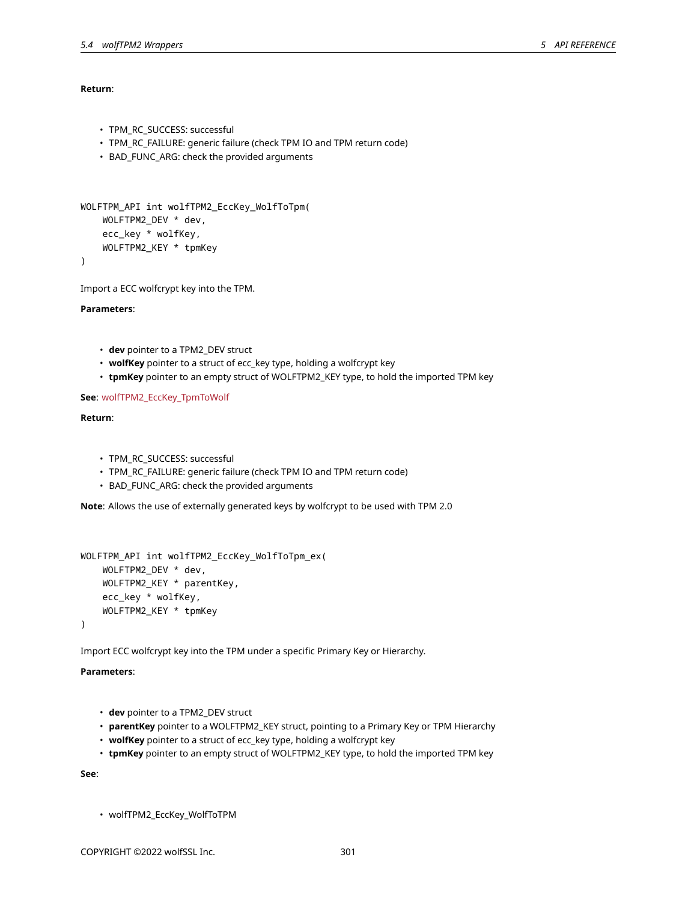**Return**:

- TPM_RC_SUCCESS: successful
- TPM_RC_FAILURE: generic failure (check TPM IO and TPM return code)
- BAD_FUNC_ARG: check the provided arguments

```
WOLFTPM_API int wolfTPM2_EccKey_WolfToTpm(
    WOLFTPM2_DEV * dev,
    ecc_key * wolfKey,
    WOLFTPM2_KEY * tpmKey
)
```

Import a ECC wolfcrypt key into the TPM.

**Parameters**:

- **dev** pointer to a TPM2_DEV struct
- **wolfKey** pointer to a struct of ecc_key type, holding a wolfcrypt key
- **tpmKey** pointer to an empty struct of WOLFTPM2_KEY type, to hold the imported TPM key

**See**: wolfTPM2_EccKey_TpmToWolf

**Return**:

- TPM_RC_SUCCESS: successful
- TPM_RC_FAILURE: generic failure (check TPM IO and TPM return code)
- BAD_FUNC_ARG: check the provided arguments

**Note**: Allows the use of externally generated keys by wolfcrypt to be used with TPM 2.0

```
WOLFTPM_API int wolfTPM2_EccKey_WolfToTpm_ex(
    WOLFTPM2_DEV * dev,
    WOLFTPM2_KEY * parentKey,
    ecc_key * wolfKey,
    WOLFTPM2_KEY * tpmKey
)
```

Import ECC wolfcrypt key into the TPM under a specific Primary Key or Hierarchy.

**Parameters**:

- **dev** pointer to a TPM2_DEV struct
- **parentKey** pointer to a WOLFTPM2_KEY struct, pointing to a Primary Key or TPM Hierarchy
- **wolfKey** pointer to a struct of ecc_key type, holding a wolfcrypt key
- **tpmKey** pointer to an empty struct of WOLFTPM2_KEY type, to hold the imported TPM key

**See**:

- wolfTPM2_EccKey_WolfToTPM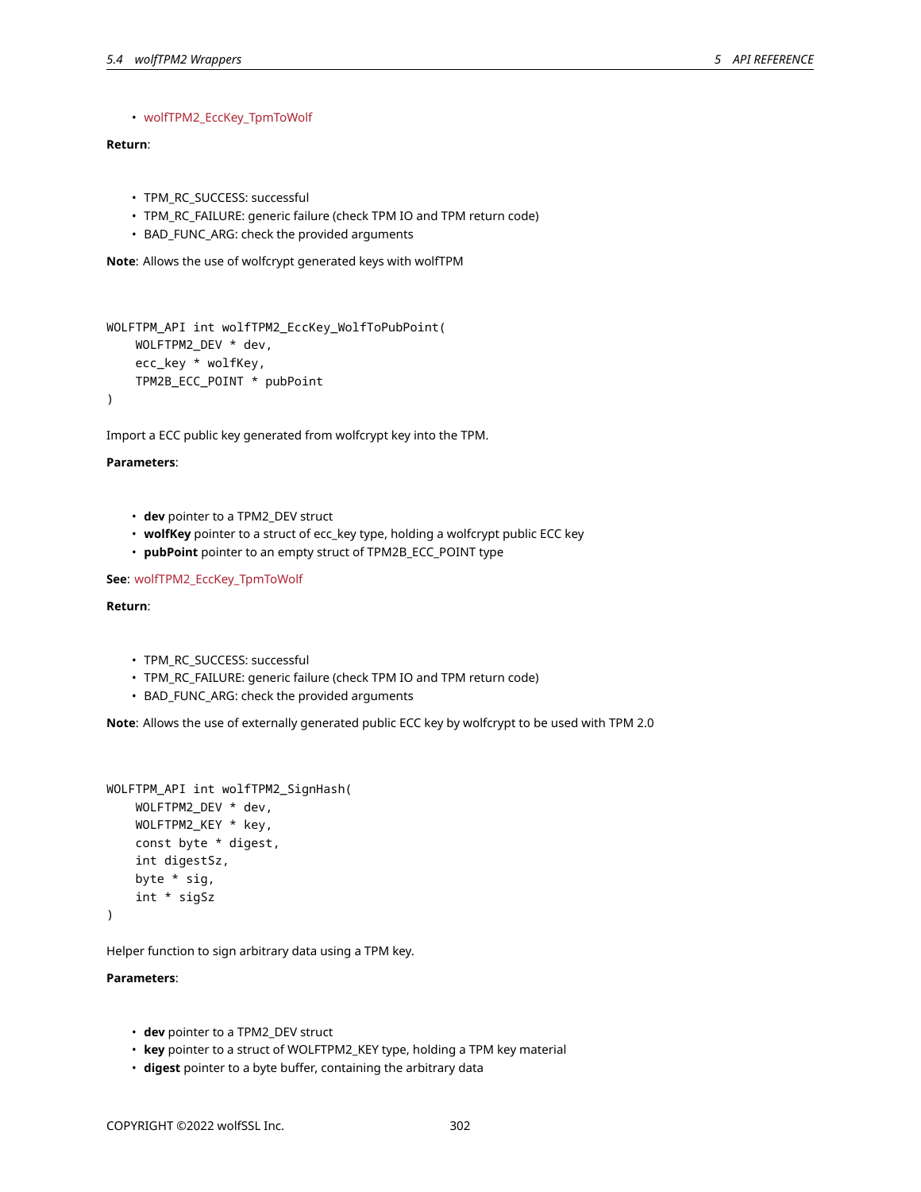- wolfTPM2_EccKey_TpmToWolf

**Return**:

- TPM_RC_SUCCESS: successful
- TPM_RC_FAILURE: generic failure (check TPM IO and TPM return code)
- BAD_FUNC_ARG: check the provided arguments

**Note**: Allows the use of wolfcrypt generated keys with wolfTPM

```
WOLFTPM_API int wolfTPM2_EccKey_WolfToPubPoint(
    WOLFTPM2_DEV * dev,
    ecc_key * wolfKey,
    TPM2B_ECC_POINT * pubPoint
)
```

Import a ECC public key generated from wolfcrypt key into the TPM.

**Parameters**:

- **dev** pointer to a TPM2_DEV struct
- **wolfKey** pointer to a struct of ecc_key type, holding a wolfcrypt public ECC key
- **pubPoint** pointer to an empty struct of TPM2B_ECC_POINT type

**See**: wolfTPM2_EccKey_TpmToWolf

**Return**:

- TPM_RC_SUCCESS: successful
- TPM_RC_FAILURE: generic failure (check TPM IO and TPM return code)
- BAD_FUNC_ARG: check the provided arguments

**Note**: Allows the use of externally generated public ECC key by wolfcrypt to be used with TPM 2.0

```
WOLFTPM_API int wolfTPM2_SignHash(
    WOLFTPM2_DEV * dev,
    WOLFTPM2_KEY * key,
    const byte * digest,
    int digestSz,
    byte * sig,
    int * sigSz
)
```

Helper function to sign arbitrary data using a TPM key.

**Parameters**:

- **dev** pointer to a TPM2_DEV struct
- **key** pointer to a struct of WOLFTPM2_KEY type, holding a TPM key material
- **digest** pointer to a byte buffer, containing the arbitrary data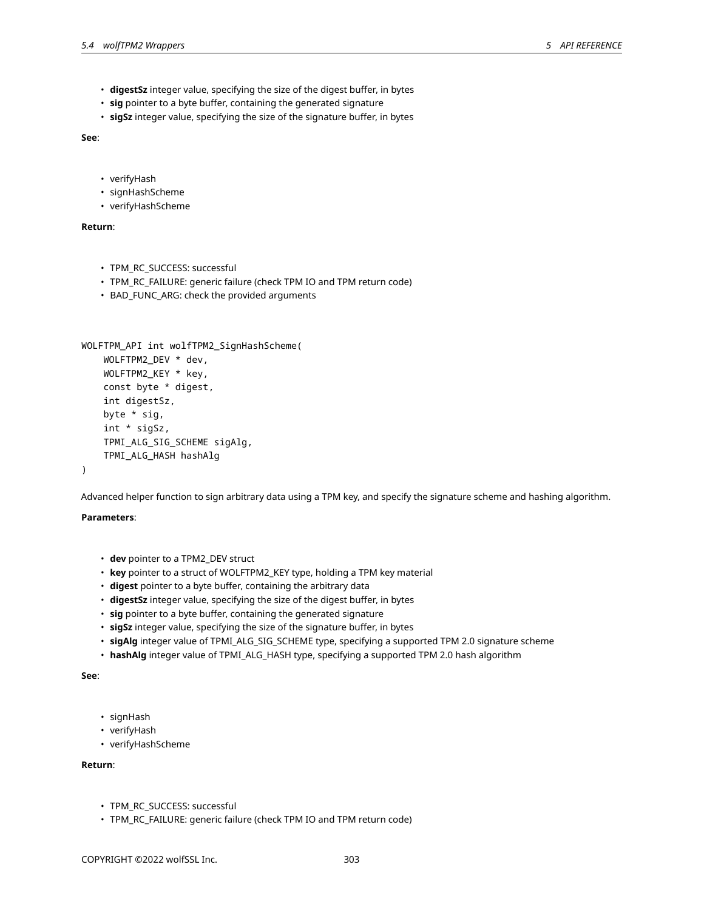- **digestSz** integer value, specifying the size of the digest buffer, in bytes
- **sig** pointer to a byte buffer, containing the generated signature
- **sigSz** integer value, specifying the size of the signature buffer, in bytes

**See**:

- verifyHash
- signHashScheme
- verifyHashScheme

**Return**:

- TPM_RC_SUCCESS: successful
- TPM_RC_FAILURE: generic failure (check TPM IO and TPM return code)
- BAD_FUNC_ARG: check the provided arguments

```
WOLFTPM_API int wolfTPM2_SignHashScheme(
    WOLFTPM2_DEV * dev,
    WOLFTPM2_KEY * key,
    const byte * digest,
    int digestSz,
    byte * sig,
    int * sigSz,
    TPMI_ALG_SIG_SCHEME sigAlg,
    TPMI_ALG_HASH hashAlg
)
```

Advanced helper function to sign arbitrary data using a TPM key, and specify the signature scheme and hashing algorithm.

**Parameters**:

- **dev** pointer to a TPM2_DEV struct
- **key** pointer to a struct of WOLFTPM2_KEY type, holding a TPM key material
- **digest** pointer to a byte buffer, containing the arbitrary data
- **digestSz** integer value, specifying the size of the digest buffer, in bytes
- **sig** pointer to a byte buffer, containing the generated signature
- **sigSz** integer value, specifying the size of the signature buffer, in bytes
- **sigAlg** integer value of TPMI_ALG_SIG_SCHEME type, specifying a supported TPM 2.0 signature scheme
- **hashAlg** integer value of TPMI_ALG_HASH type, specifying a supported TPM 2.0 hash algorithm

**See**:

- signHash
- verifyHash
- verifyHashScheme

**Return**:

- TPM_RC_SUCCESS: successful
- TPM_RC_FAILURE: generic failure (check TPM IO and TPM return code)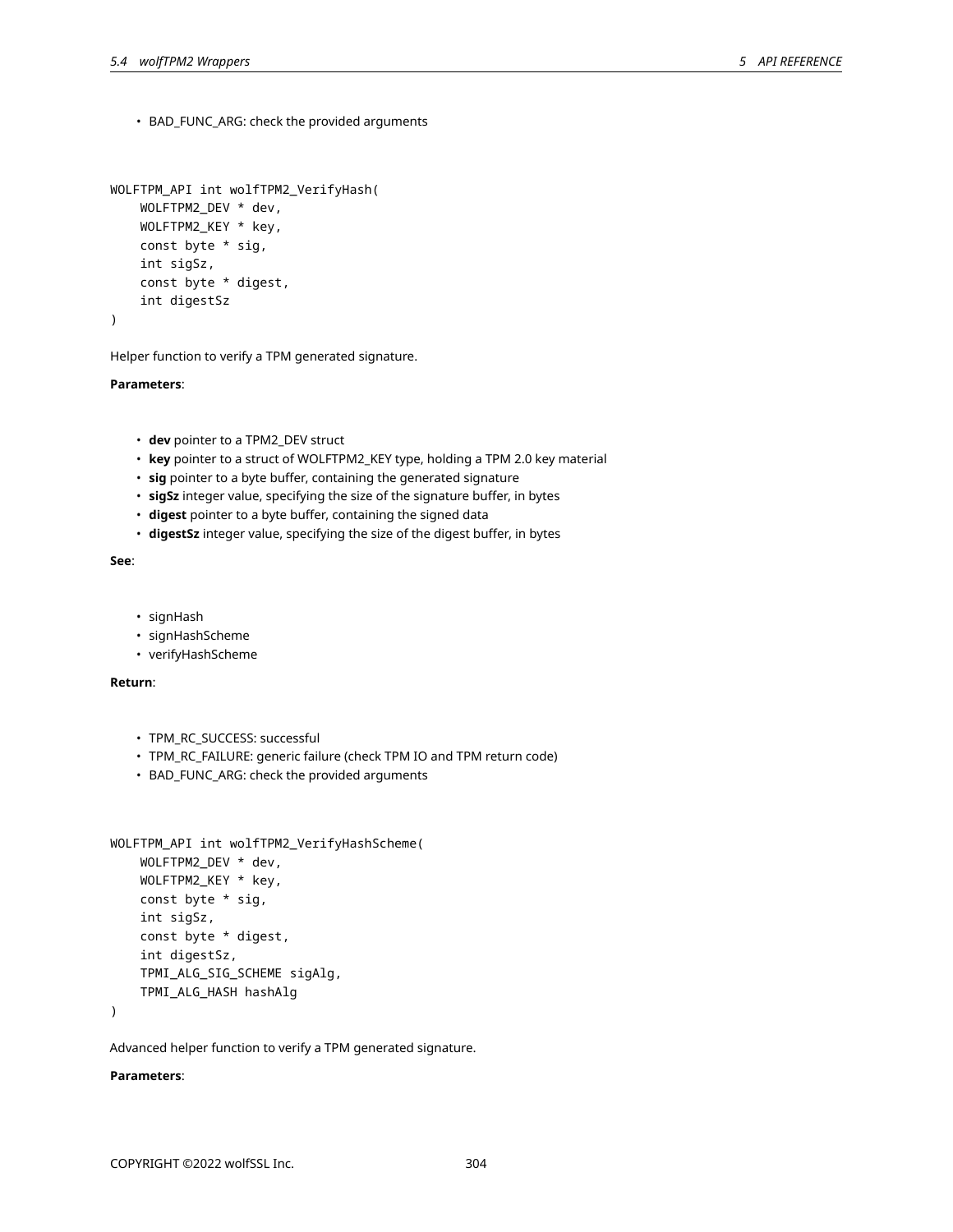- BAD_FUNC_ARG: check the provided arguments

```
WOLFTPM_API int wolfTPM2_VerifyHash(
    WOLFTPM2_DEV * dev,
    WOLFTPM2_KEY * key,
    const byte * sig,
    int sigSz,
    const byte * digest,
    int digestSz
)
```

Helper function to verify a TPM generated signature.

**Parameters**:

- **dev** pointer to a TPM2_DEV struct
- **key** pointer to a struct of WOLFTPM2_KEY type, holding a TPM 2.0 key material
- **sig** pointer to a byte buffer, containing the generated signature
- **sigSz** integer value, specifying the size of the signature buffer, in bytes
- **digest** pointer to a byte buffer, containing the signed data
- **digestSz** integer value, specifying the size of the digest buffer, in bytes

**See**:

- signHash
- signHashScheme
- verifyHashScheme

**Return**:

- TPM_RC_SUCCESS: successful
- TPM_RC_FAILURE: generic failure (check TPM IO and TPM return code)
- BAD_FUNC_ARG: check the provided arguments

```
WOLFTPM_API int wolfTPM2_VerifyHashScheme(
    WOLFTPM2_DEV * dev,
    WOLFTPM2_KEY * key,
    const byte * sig,
    int sigSz,
    const byte * digest,
    int digestSz,
    TPMI_ALG_SIG_SCHEME sigAlg,
    TPMI_ALG_HASH hashAlg
)
```

Advanced helper function to verify a TPM generated signature.

**Parameters**: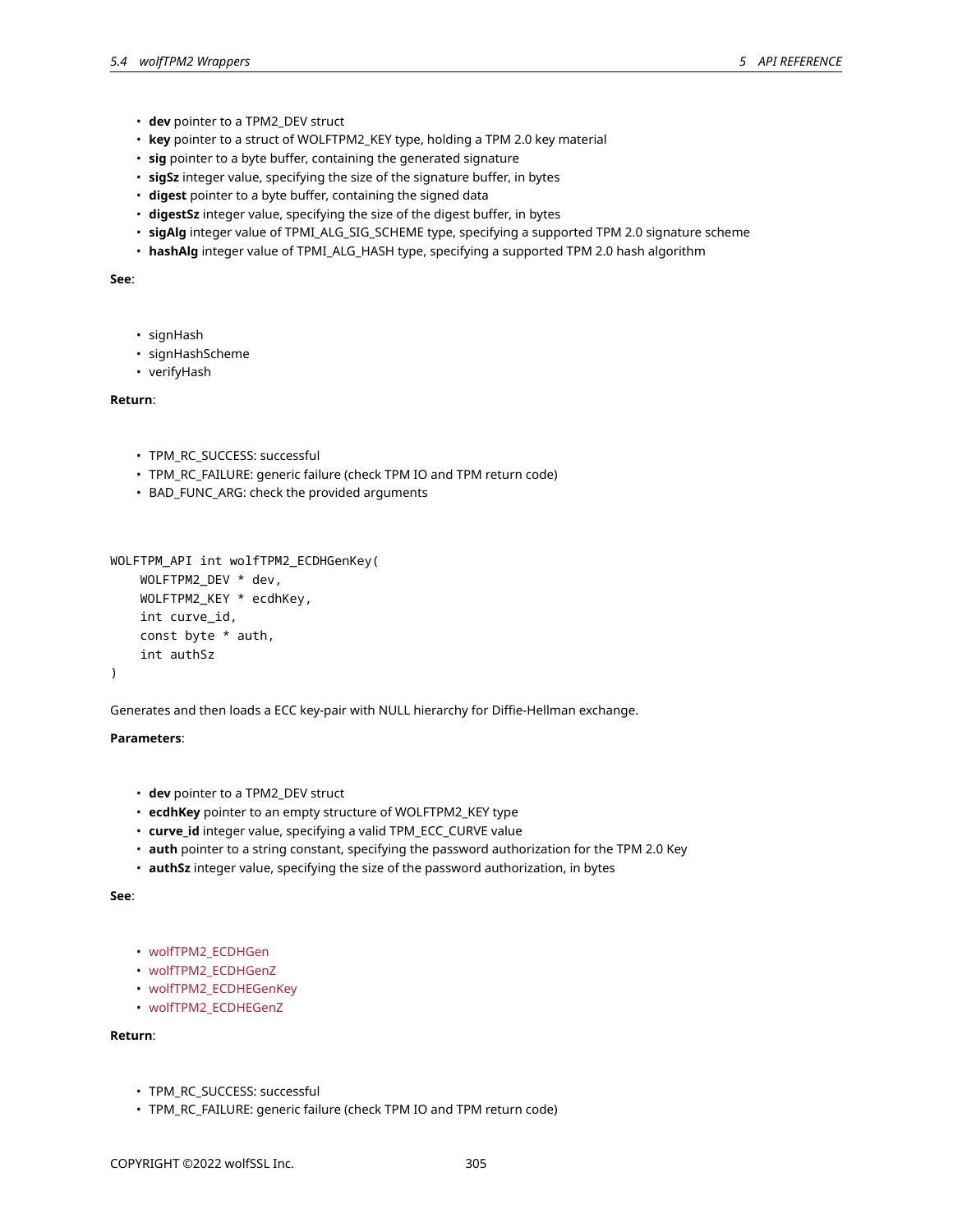- **dev** pointer to a TPM2_DEV struct
- **key** pointer to a struct of WOLFTPM2_KEY type, holding a TPM 2.0 key material
- **sig** pointer to a byte buffer, containing the generated signature
- **sigSz** integer value, specifying the size of the signature buffer, in bytes
- **digest** pointer to a byte buffer, containing the signed data
- **digestSz** integer value, specifying the size of the digest buffer, in bytes
- **sigAlg** integer value of TPMI_ALG_SIG_SCHEME type, specifying a supported TPM 2.0 signature scheme
- **hashAlg** integer value of TPMI_ALG_HASH type, specifying a supported TPM 2.0 hash algorithm

**See**:

- signHash
- signHashScheme
- verifyHash

**Return**:

- TPM_RC_SUCCESS: successful
- TPM_RC_FAILURE: generic failure (check TPM IO and TPM return code)
- BAD_FUNC_ARG: check the provided arguments

```
WOLFTPM_API int wolfTPM2_ECDHGenKey(
    WOLFTPM2_DEV * dev,
    WOLFTPM2_KEY * ecdhKey,
    int curve_id,
    const byte * auth,
    int authSz
)
```

Generates and then loads a ECC key-pair with NULL hierarchy for Diffie-Hellman exchange.

**Parameters**:

- **dev** pointer to a TPM2_DEV struct
- **ecdhKey** pointer to an empty structure of WOLFTPM2_KEY type
- **curve_id** integer value, specifying a valid TPM_ECC_CURVE value
- **auth** pointer to a string constant, specifying the password authorization for the TPM 2.0 Key
- **authSz** integer value, specifying the size of the password authorization, in bytes

**See**:

- wolfTPM2_ECDHGen
- wolfTPM2_ECDHGenZ
- wolfTPM2_ECDHEGenKey
- wolfTPM2_ECDHEGenZ

**Return**:

- TPM_RC_SUCCESS: successful
- TPM_RC_FAILURE: generic failure (check TPM IO and TPM return code)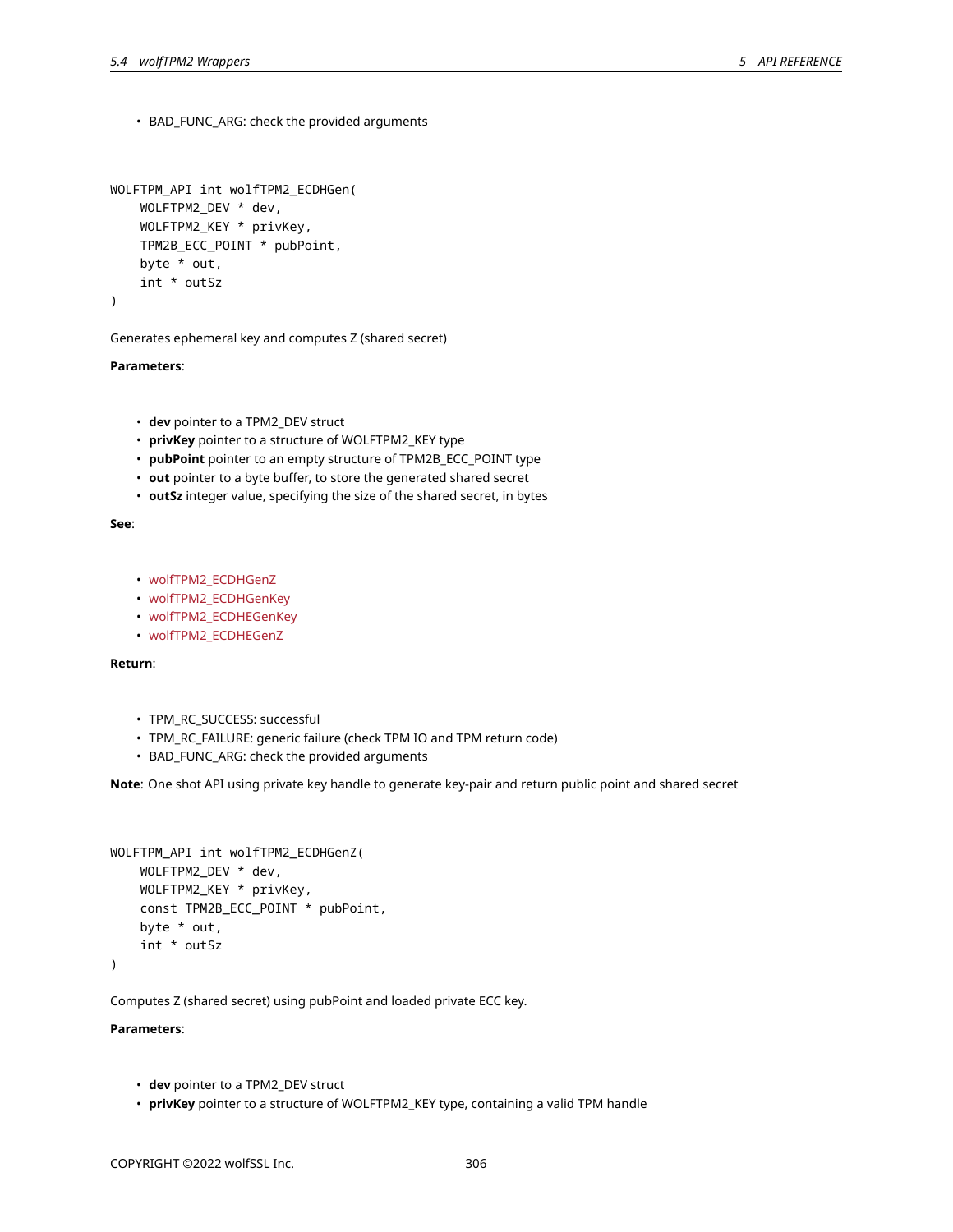- BAD_FUNC_ARG: check the provided arguments

```
WOLFTPM_API int wolfTPM2_ECDHGen(
    WOLFTPM2_DEV * dev,
    WOLFTPM2_KEY * privKey,
    TPM2B_ECC_POINT * pubPoint,
    byte * out,
    int * outSz
)
```

Generates ephemeral key and computes Z (shared secret)

**Parameters**:

- **dev** pointer to a TPM2_DEV struct
- **privKey** pointer to a structure of WOLFTPM2_KEY type
- **pubPoint** pointer to an empty structure of TPM2B_ECC_POINT type
- **out** pointer to a byte buffer, to store the generated shared secret
- **outSz** integer value, specifying the size of the shared secret, in bytes

**See**:

- wolfTPM2_ECDHGenZ
- wolfTPM2_ECDHGenKey
- wolfTPM2_ECDHEGenKey
- wolfTPM2_ECDHEGenZ

**Return**:

- TPM_RC_SUCCESS: successful
- TPM_RC_FAILURE: generic failure (check TPM IO and TPM return code)
- BAD_FUNC_ARG: check the provided arguments

**Note**: One shot API using private key handle to generate key-pair and return public point and shared secret

```
WOLFTPM_API int wolfTPM2_ECDHGenZ(
    WOLFTPM2_DEV * dev,
    WOLFTPM2_KEY * privKey,
    const TPM2B_ECC_POINT * pubPoint,
    byte * out,
    int * outSz
)
```

Computes Z (shared secret) using pubPoint and loaded private ECC key.

**Parameters**:

- **dev** pointer to a TPM2_DEV struct
- **privKey** pointer to a structure of WOLFTPM2_KEY type, containing a valid TPM handle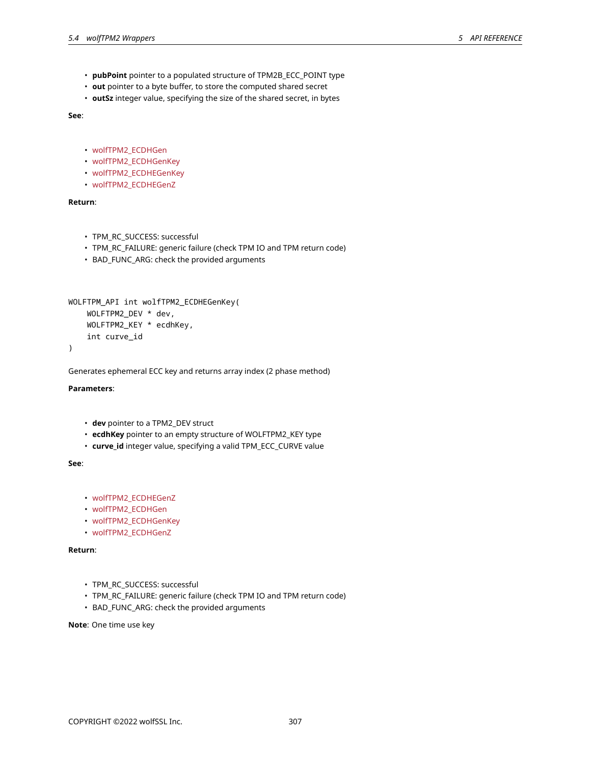- **pubPoint** pointer to a populated structure of TPM2B_ECC_POINT type
- **out** pointer to a byte buffer, to store the computed shared secret
- **outSz** integer value, specifying the size of the shared secret, in bytes

**See**:

- wolfTPM2_ECDHGen
- wolfTPM2_ECDHGenKey
- wolfTPM2_ECDHEGenKey
- wolfTPM2_ECDHEGenZ

**Return**:

- TPM_RC_SUCCESS: successful
- TPM_RC_FAILURE: generic failure (check TPM IO and TPM return code)
- BAD_FUNC_ARG: check the provided arguments

```
WOLFTPM_API int wolfTPM2_ECDHEGenKey(
    WOLFTPM2_DEV * dev,
    WOLFTPM2_KEY * ecdhKey,
    int curve_id
)
```

Generates ephemeral ECC key and returns array index (2 phase method)

**Parameters**:

- **dev** pointer to a TPM2_DEV struct
- **ecdhKey** pointer to an empty structure of WOLFTPM2_KEY type
- **curve_id** integer value, specifying a valid TPM_ECC_CURVE value

**See**:

- wolfTPM2_ECDHEGenZ
- wolfTPM2_ECDHGen
- wolfTPM2_ECDHGenKey
- wolfTPM2_ECDHGenZ

**Return**:

- TPM_RC_SUCCESS: successful
- TPM_RC_FAILURE: generic failure (check TPM IO and TPM return code)
- BAD_FUNC_ARG: check the provided arguments

**Note**: One time use key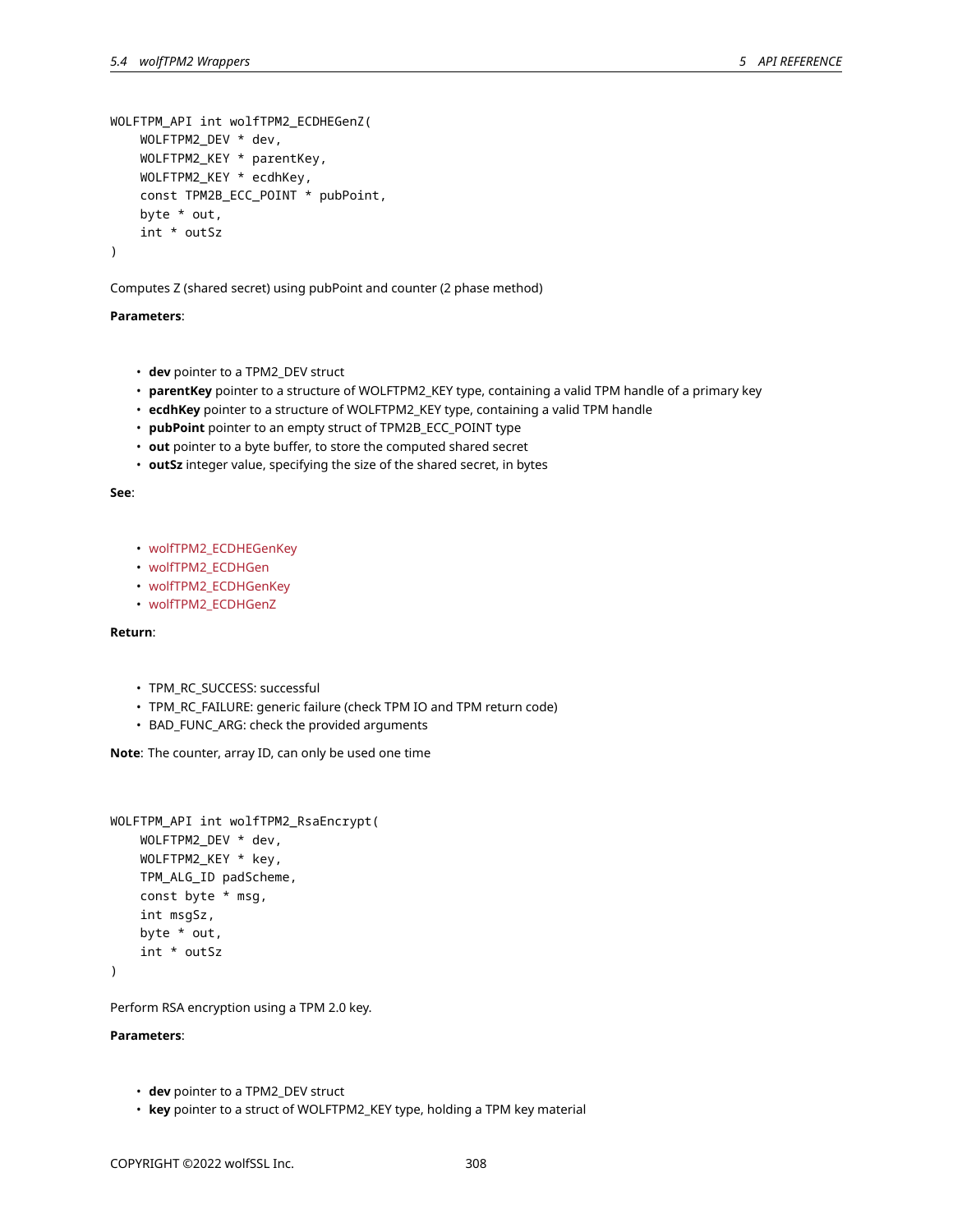```
WOLFTPM_API int wolfTPM2_ECDHEGenZ(
    WOLFTPM2_DEV * dev,
    WOLFTPM2_KEY * parentKey,
    WOLFTPM2_KEY * ecdhKey,
    const TPM2B_ECC_POINT * pubPoint,
    byte * out,
    int * outSz
)
```

Computes Z (shared secret) using pubPoint and counter (2 phase method)

**Parameters**:

- **dev** pointer to a TPM2_DEV struct
- **parentKey** pointer to a structure of WOLFTPM2_KEY type, containing a valid TPM handle of a primary key
- **ecdhKey** pointer to a structure of WOLFTPM2_KEY type, containing a valid TPM handle
- **pubPoint** pointer to an empty struct of TPM2B_ECC_POINT type
- **out** pointer to a byte buffer, to store the computed shared secret
- **outSz** integer value, specifying the size of the shared secret, in bytes

**See**:

- wolfTPM2_ECDHEGenKey
- wolfTPM2_ECDHGen
- wolfTPM2_ECDHGenKey
- wolfTPM2_ECDHGenZ

**Return**:

- TPM_RC_SUCCESS: successful
- TPM_RC_FAILURE: generic failure (check TPM IO and TPM return code)
- BAD_FUNC_ARG: check the provided arguments

**Note**: The counter, array ID, can only be used one time

```
WOLFTPM_API int wolfTPM2_RsaEncrypt(
    WOLFTPM2_DEV * dev,
    WOLFTPM2_KEY * key,
    TPM_ALG_ID padScheme,
    const byte * msg,
    int msgSz,
    byte * out,
    int * outSz
)
```

Perform RSA encryption using a TPM 2.0 key.

**Parameters**:

- **dev** pointer to a TPM2_DEV struct
- **key** pointer to a struct of WOLFTPM2_KEY type, holding a TPM key material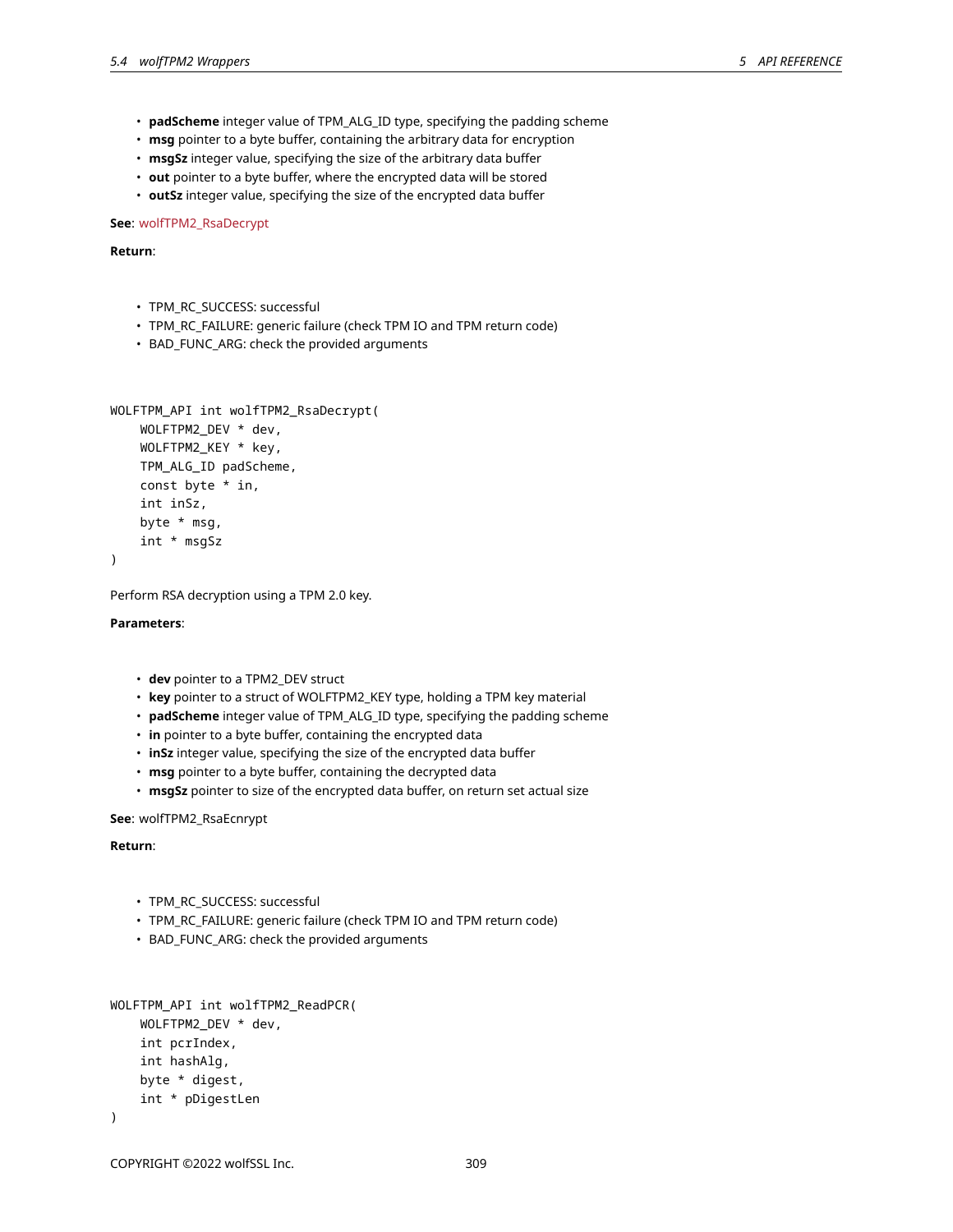- **padScheme** integer value of TPM_ALG_ID type, specifying the padding scheme
- **msg** pointer to a byte buffer, containing the arbitrary data for encryption
- **msgSz** integer value, specifying the size of the arbitrary data buffer
- **out** pointer to a byte buffer, where the encrypted data will be stored
- **outSz** integer value, specifying the size of the encrypted data buffer

**See**: wolfTPM2_RsaDecrypt

**Return**:

- TPM_RC_SUCCESS: successful
- TPM_RC_FAILURE: generic failure (check TPM IO and TPM return code)
- BAD_FUNC_ARG: check the provided arguments

```
WOLFTPM_API int wolfTPM2_RsaDecrypt(
    WOLFTPM2_DEV * dev,
    WOLFTPM2_KEY * key,
    TPM_ALG_ID padScheme,
    const byte * in,
    int inSz,
    byte * msg,
    int * msgSz
)
```

Perform RSA decryption using a TPM 2.0 key.

**Parameters**:

- **dev** pointer to a TPM2_DEV struct
- **key** pointer to a struct of WOLFTPM2_KEY type, holding a TPM key material
- **padScheme** integer value of TPM_ALG_ID type, specifying the padding scheme
- **in** pointer to a byte buffer, containing the encrypted data
- **inSz** integer value, specifying the size of the encrypted data buffer
- **msg** pointer to a byte buffer, containing the decrypted data
- **msgSz** pointer to size of the encrypted data buffer, on return set actual size

**See**: wolfTPM2_RsaEcnrypt

**Return**:

- TPM_RC_SUCCESS: successful
- TPM_RC_FAILURE: generic failure (check TPM IO and TPM return code)
- BAD_FUNC_ARG: check the provided arguments

```
WOLFTPM_API int wolfTPM2_ReadPCR(
    WOLFTPM2_DEV * dev,
    int pcrIndex,
    int hashAlg,
    byte * digest,
    int * pDigestLen
)
```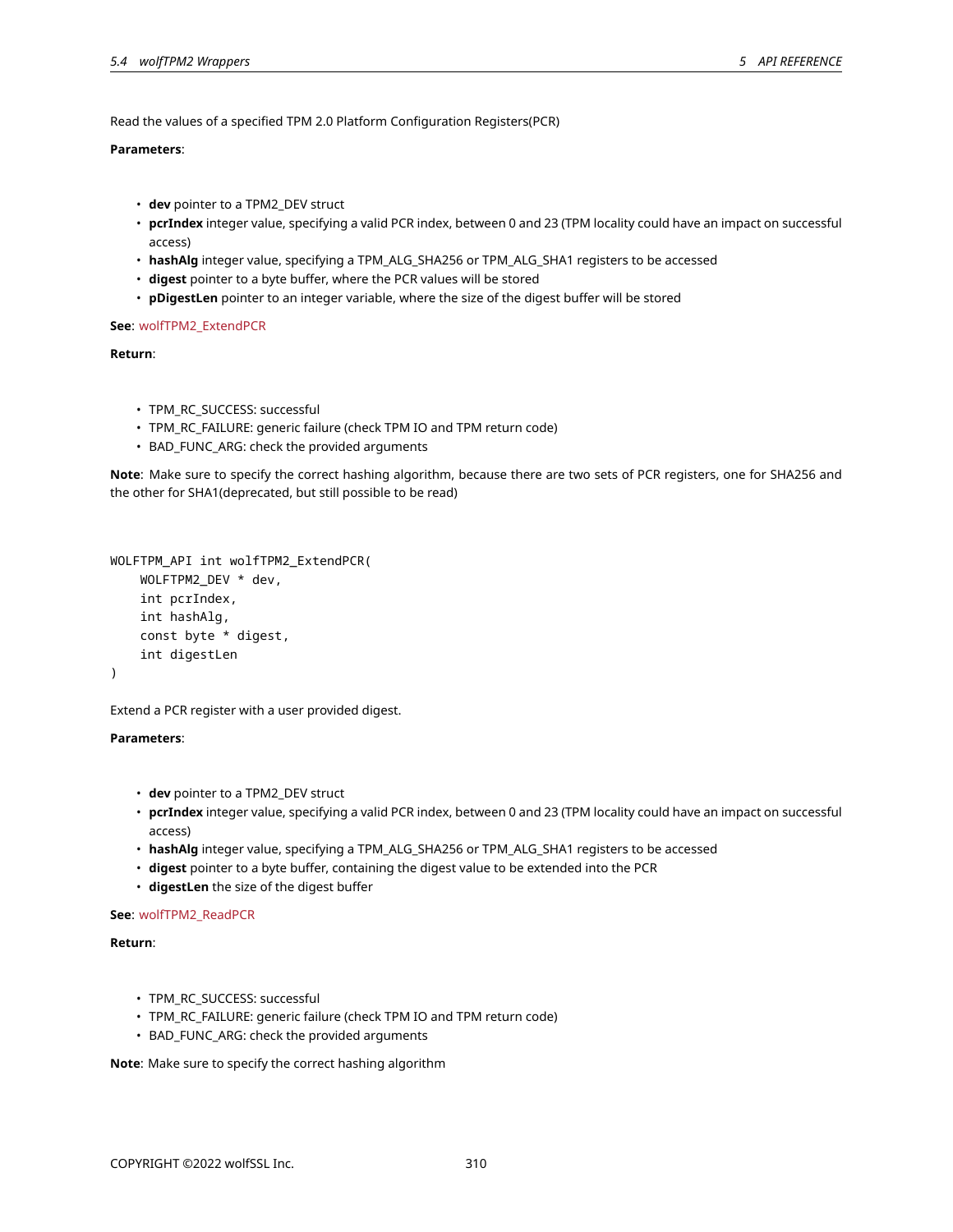Read the values of a specified TPM 2.0 Platform Configuration Registers(PCR)

**Parameters**:

- **dev** pointer to a TPM2_DEV struct
- **pcrIndex** integer value, specifying a valid PCR index, between 0 and 23 (TPM locality could have an impact on successful access)
- **hashAlg** integer value, specifying a TPM_ALG_SHA256 or TPM_ALG_SHA1 registers to be accessed
- **digest** pointer to a byte buffer, where the PCR values will be stored
- **pDigestLen** pointer to an integer variable, where the size of the digest buffer will be stored

**See**: wolfTPM2_ExtendPCR

**Return**:

- TPM_RC_SUCCESS: successful
- TPM_RC_FAILURE: generic failure (check TPM IO and TPM return code)
- BAD_FUNC_ARG: check the provided arguments

**Note**: Make sure to specify the correct hashing algorithm, because there are two sets of PCR registers, one for SHA256 and the other for SHA1(deprecated, but still possible to be read)

```
WOLFTPM_API int wolfTPM2_ExtendPCR(
    WOLFTPM2_DEV * dev,
    int pcrIndex,
    int hashAlg,
    const byte * digest,
    int digestLen
)
```

Extend a PCR register with a user provided digest.

**Parameters**:

- **dev** pointer to a TPM2_DEV struct
- **pcrIndex** integer value, specifying a valid PCR index, between 0 and 23 (TPM locality could have an impact on successful access)
- **hashAlg** integer value, specifying a TPM_ALG_SHA256 or TPM_ALG_SHA1 registers to be accessed
- **digest** pointer to a byte buffer, containing the digest value to be extended into the PCR
- **digestLen** the size of the digest buffer

**See**: wolfTPM2_ReadPCR

**Return**:

- TPM_RC_SUCCESS: successful
- TPM_RC_FAILURE: generic failure (check TPM IO and TPM return code)
- BAD_FUNC_ARG: check the provided arguments

**Note**: Make sure to specify the correct hashing algorithm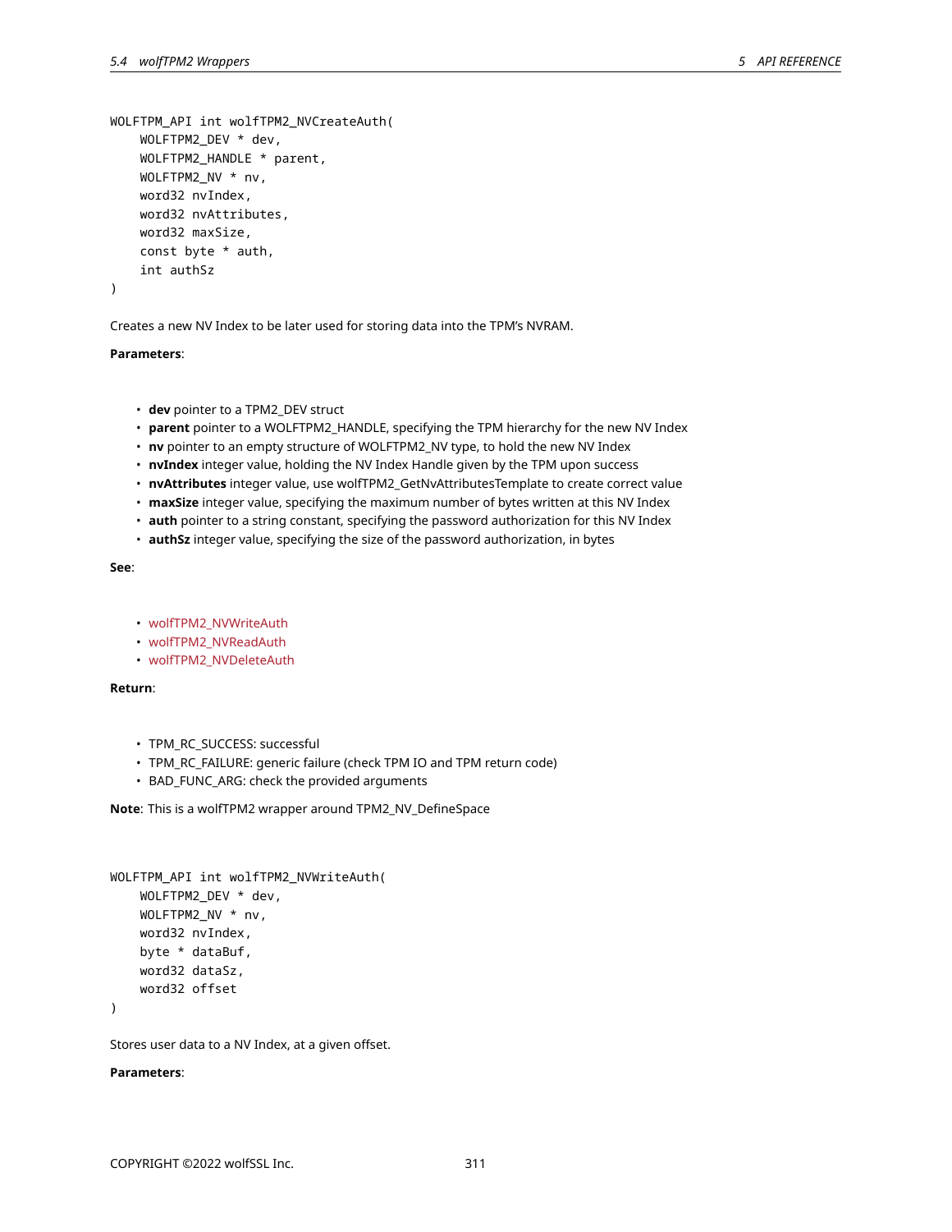```
WOLFTPM_API int wolfTPM2_NVCreateAuth(
    WOLFTPM2_DEV * dev,
    WOLFTPM2_HANDLE * parent,
    WOLFTPM2_NV * nv,
    word32 nvIndex,
    word32 nvAttributes,
    word32 maxSize,
    const byte * auth,
    int authSz
)
```

Creates a new NV Index to be later used for storing data into the TPM's NVRAM.

**Parameters**:

- **dev** pointer to a TPM2_DEV struct
- **parent** pointer to a WOLFTPM2_HANDLE, specifying the TPM hierarchy for the new NV Index
- **nv** pointer to an empty structure of WOLFTPM2_NV type, to hold the new NV Index
- **nvIndex** integer value, holding the NV Index Handle given by the TPM upon success
- **nvAttributes** integer value, use wolfTPM2_GetNvAttributesTemplate to create correct value
- **maxSize** integer value, specifying the maximum number of bytes written at this NV Index
- **auth** pointer to a string constant, specifying the password authorization for this NV Index
- **authSz** integer value, specifying the size of the password authorization, in bytes

**See**:

- wolfTPM2_NVWriteAuth
- wolfTPM2_NVReadAuth
- wolfTPM2_NVDeleteAuth

**Return**:

- TPM_RC_SUCCESS: successful
- TPM_RC_FAILURE: generic failure (check TPM IO and TPM return code)
- BAD_FUNC_ARG: check the provided arguments

**Note**: This is a wolfTPM2 wrapper around TPM2_NV_DefineSpace

```
WOLFTPM_API int wolfTPM2_NVWriteAuth(
    WOLFTPM2_DEV * dev,
    WOLFTPM2_NV * nv,
    word32 nvIndex,
    byte * dataBuf,
    word32 dataSz,
    word32 offset
)
```

Stores user data to a NV Index, at a given offset.

**Parameters**: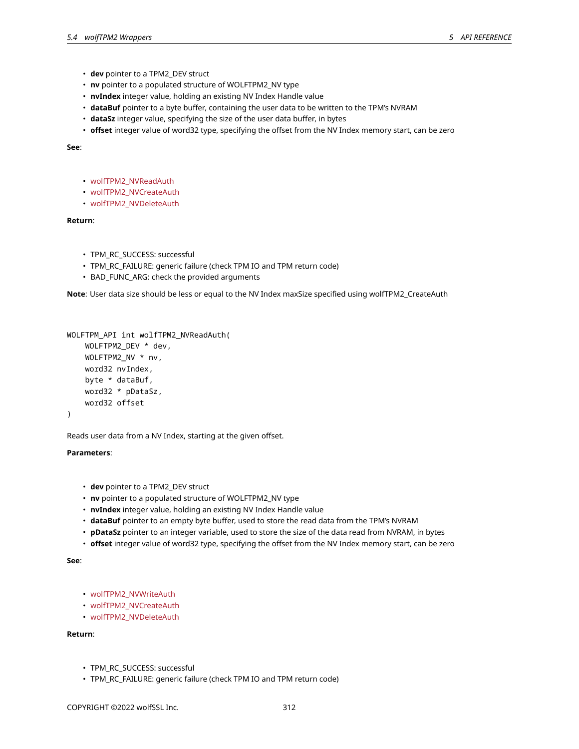- **dev** pointer to a TPM2_DEV struct
- **nv** pointer to a populated structure of WOLFTPM2_NV type
- **nvIndex** integer value, holding an existing NV Index Handle value
- **dataBuf** pointer to a byte buffer, containing the user data to be written to the TPM's NVRAM
- **dataSz** integer value, specifying the size of the user data buffer, in bytes
- **offset** integer value of word32 type, specifying the offset from the NV Index memory start, can be zero

**See**:

- wolfTPM2_NVReadAuth
- wolfTPM2_NVCreateAuth
- wolfTPM2_NVDeleteAuth

**Return**:

- TPM_RC_SUCCESS: successful
- TPM_RC_FAILURE: generic failure (check TPM IO and TPM return code)
- BAD_FUNC_ARG: check the provided arguments

**Note**: User data size should be less or equal to the NV Index maxSize specified using wolfTPM2_CreateAuth

```
WOLFTPM_API int wolfTPM2_NVReadAuth(
    WOLFTPM2_DEV * dev,
    WOLFTPM2_NV * nv,
    word32 nvIndex,
    byte * dataBuf,
    word32 * pDataSz,
    word32 offset
)
```

Reads user data from a NV Index, starting at the given offset.

**Parameters**:

- **dev** pointer to a TPM2_DEV struct
- **nv** pointer to a populated structure of WOLFTPM2_NV type
- **nvIndex** integer value, holding an existing NV Index Handle value
- **dataBuf** pointer to an empty byte buffer, used to store the read data from the TPM's NVRAM
- **pDataSz** pointer to an integer variable, used to store the size of the data read from NVRAM, in bytes
- **offset** integer value of word32 type, specifying the offset from the NV Index memory start, can be zero

**See**:

- wolfTPM2_NVWriteAuth
- wolfTPM2_NVCreateAuth
- wolfTPM2_NVDeleteAuth

**Return**:

- TPM_RC_SUCCESS: successful
- TPM_RC_FAILURE: generic failure (check TPM IO and TPM return code)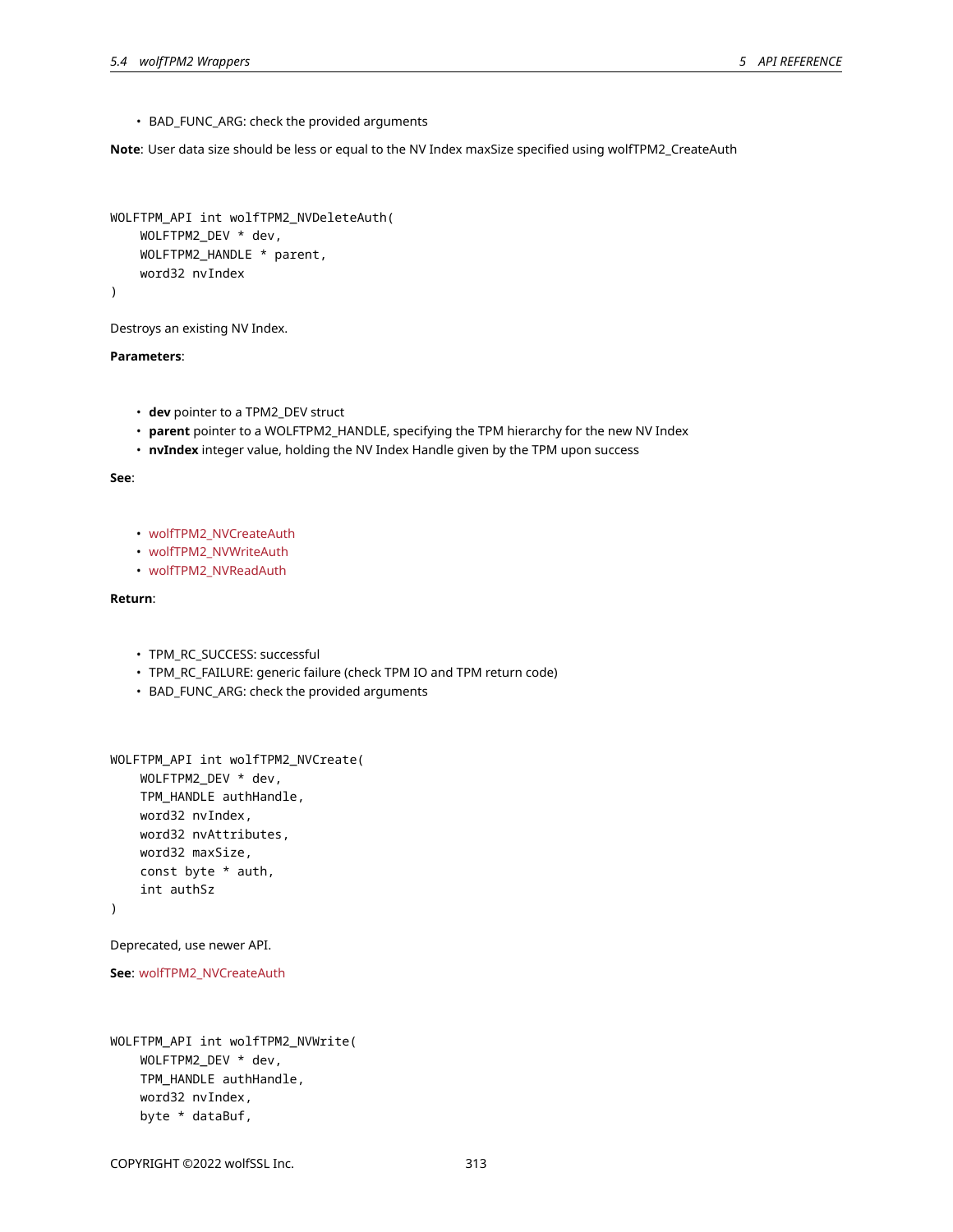- BAD_FUNC_ARG: check the provided arguments

**Note**: User data size should be less or equal to the NV Index maxSize specified using wolfTPM2_CreateAuth

```
WOLFTPM_API int wolfTPM2_NVDeleteAuth(
    WOLFTPM2_DEV * dev,
    WOLFTPM2_HANDLE * parent,
    word32 nvIndex
)
```

Destroys an existing NV Index.

**Parameters**:

- **dev** pointer to a TPM2_DEV struct
- **parent** pointer to a WOLFTPM2_HANDLE, specifying the TPM hierarchy for the new NV Index
- **nvIndex** integer value, holding the NV Index Handle given by the TPM upon success

**See**:

- wolfTPM2_NVCreateAuth
- wolfTPM2_NVWriteAuth
- wolfTPM2_NVReadAuth

**Return**:

- TPM_RC_SUCCESS: successful
- TPM_RC_FAILURE: generic failure (check TPM IO and TPM return code)
- BAD_FUNC_ARG: check the provided arguments

```
WOLFTPM_API int wolfTPM2_NVCreate(
    WOLFTPM2_DEV * dev,
    TPM_HANDLE authHandle,
    word32 nvIndex,
    word32 nvAttributes,
    word32 maxSize,
    const byte * auth,
    int authSz
)
```

Deprecated, use newer API.

**See**: wolfTPM2_NVCreateAuth

```
WOLFTPM_API int wolfTPM2_NVWrite(
    WOLFTPM2_DEV * dev,
    TPM_HANDLE authHandle,
    word32 nvIndex,
    byte * dataBuf,
```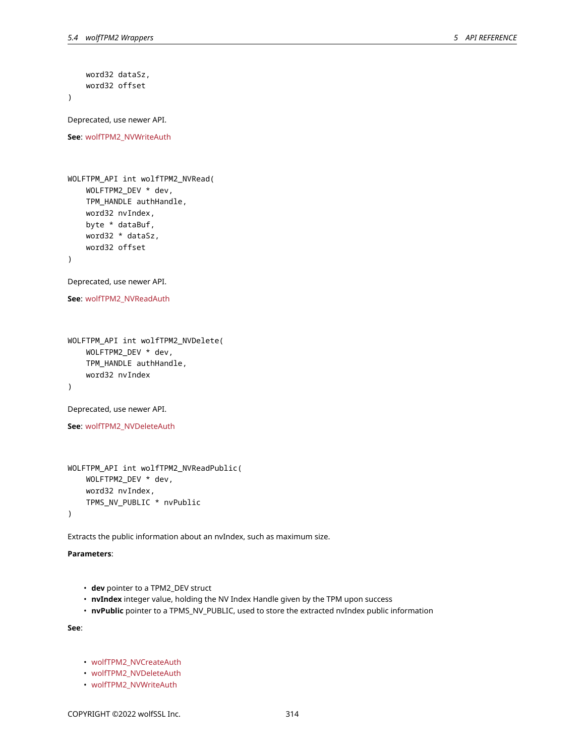```
    word32 dataSz,
    word32 offset
)
```

Deprecated, use newer API.

**See**: wolfTPM2_NVWriteAuth

```
WOLFTPM_API int wolfTPM2_NVRead(
    WOLFTPM2_DEV * dev,
    TPM_HANDLE authHandle,
    word32 nvIndex,
    byte * dataBuf,
    word32 * dataSz,
    word32 offset
)
```

Deprecated, use newer API.

**See**: wolfTPM2_NVReadAuth

```
WOLFTPM_API int wolfTPM2_NVDelete(
    WOLFTPM2_DEV * dev,
    TPM_HANDLE authHandle,
    word32 nvIndex
)
```

Deprecated, use newer API.

**See**: wolfTPM2_NVDeleteAuth

```
WOLFTPM_API int wolfTPM2_NVReadPublic(
    WOLFTPM2_DEV * dev,
    word32 nvIndex,
    TPMS_NV_PUBLIC * nvPublic
)
```

Extracts the public information about an nvIndex, such as maximum size.

**Parameters**:

- **dev** pointer to a TPM2_DEV struct
- **nvIndex** integer value, holding the NV Index Handle given by the TPM upon success
- **nvPublic** pointer to a TPMS_NV_PUBLIC, used to store the extracted nvIndex public information

**See**:

- wolfTPM2_NVCreateAuth
- wolfTPM2_NVDeleteAuth
- wolfTPM2_NVWriteAuth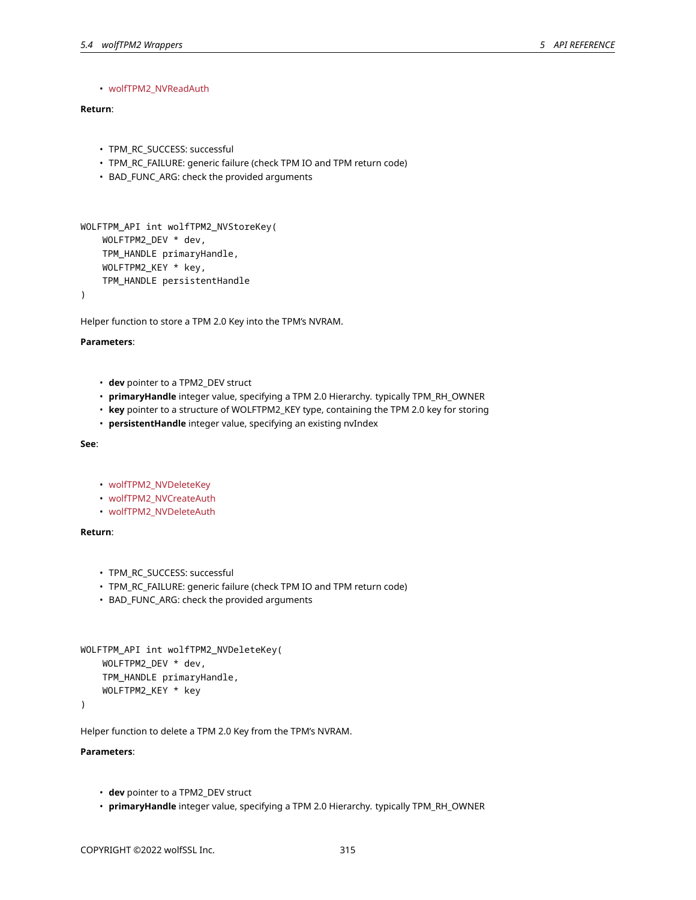- wolfTPM2_NVReadAuth

**Return**:

- TPM_RC_SUCCESS: successful
- TPM_RC_FAILURE: generic failure (check TPM IO and TPM return code)
- BAD_FUNC_ARG: check the provided arguments

```
WOLFTPM_API int wolfTPM2_NVStoreKey(
    WOLFTPM2_DEV * dev,
    TPM_HANDLE primaryHandle,
    WOLFTPM2_KEY * key,
    TPM_HANDLE persistentHandle
)
```

Helper function to store a TPM 2.0 Key into the TPM's NVRAM.

**Parameters**:

- **dev** pointer to a TPM2_DEV struct
- **primaryHandle** integer value, specifying a TPM 2.0 Hierarchy. typically TPM_RH_OWNER
- **key** pointer to a structure of WOLFTPM2_KEY type, containing the TPM 2.0 key for storing
- **persistentHandle** integer value, specifying an existing nvIndex

**See**:

- wolfTPM2_NVDeleteKey
- wolfTPM2_NVCreateAuth
- wolfTPM2_NVDeleteAuth

**Return**:

- TPM_RC_SUCCESS: successful
- TPM_RC_FAILURE: generic failure (check TPM IO and TPM return code)
- BAD_FUNC_ARG: check the provided arguments

```
WOLFTPM_API int wolfTPM2_NVDeleteKey(
    WOLFTPM2_DEV * dev,
    TPM_HANDLE primaryHandle,
    WOLFTPM2_KEY * key
)
```

Helper function to delete a TPM 2.0 Key from the TPM's NVRAM.

**Parameters**:

- **dev** pointer to a TPM2_DEV struct
- **primaryHandle** integer value, specifying a TPM 2.0 Hierarchy. typically TPM_RH_OWNER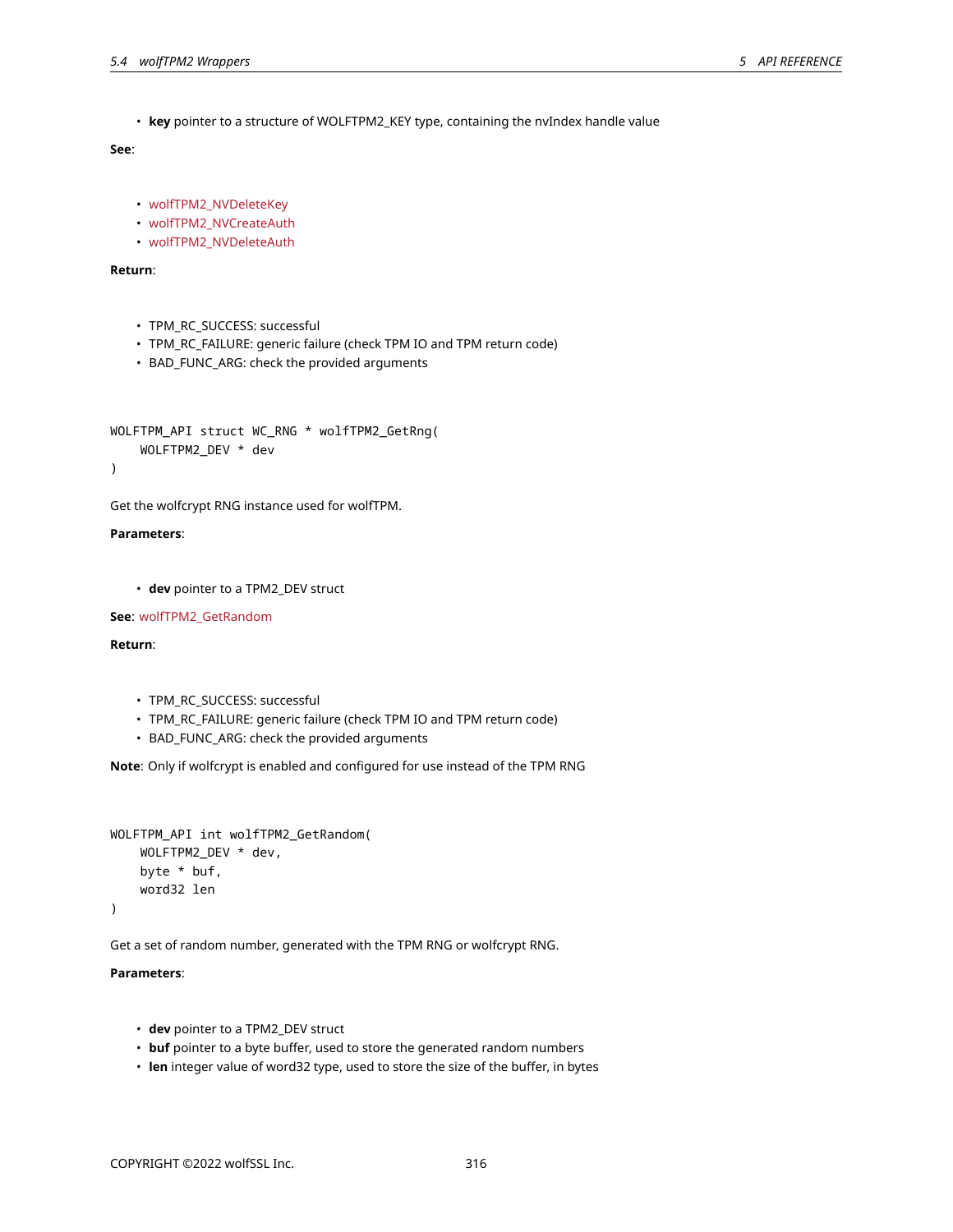- **key** pointer to a structure of WOLFTPM2_KEY type, containing the nvIndex handle value

**See**:

- wolfTPM2_NVDeleteKey
- wolfTPM2_NVCreateAuth
- wolfTPM2_NVDeleteAuth

**Return**:

- TPM_RC_SUCCESS: successful
- TPM_RC_FAILURE: generic failure (check TPM IO and TPM return code)
- BAD_FUNC_ARG: check the provided arguments

```
WOLFTPM_API struct WC_RNG * wolfTPM2_GetRng(
    WOLFTPM2_DEV * dev
)
```

Get the wolfcrypt RNG instance used for wolfTPM.

**Parameters**:

- **dev** pointer to a TPM2_DEV struct

**See**: wolfTPM2_GetRandom

**Return**:

- TPM_RC_SUCCESS: successful
- TPM_RC_FAILURE: generic failure (check TPM IO and TPM return code)
- BAD_FUNC_ARG: check the provided arguments

**Note**: Only if wolfcrypt is enabled and configured for use instead of the TPM RNG

```
WOLFTPM_API int wolfTPM2_GetRandom(
    WOLFTPM2_DEV * dev,
    byte * buf,
    word32 len
)
```

Get a set of random number, generated with the TPM RNG or wolfcrypt RNG.

**Parameters**:

- **dev** pointer to a TPM2_DEV struct
- **buf** pointer to a byte buffer, used to store the generated random numbers
- **len** integer value of word32 type, used to store the size of the buffer, in bytes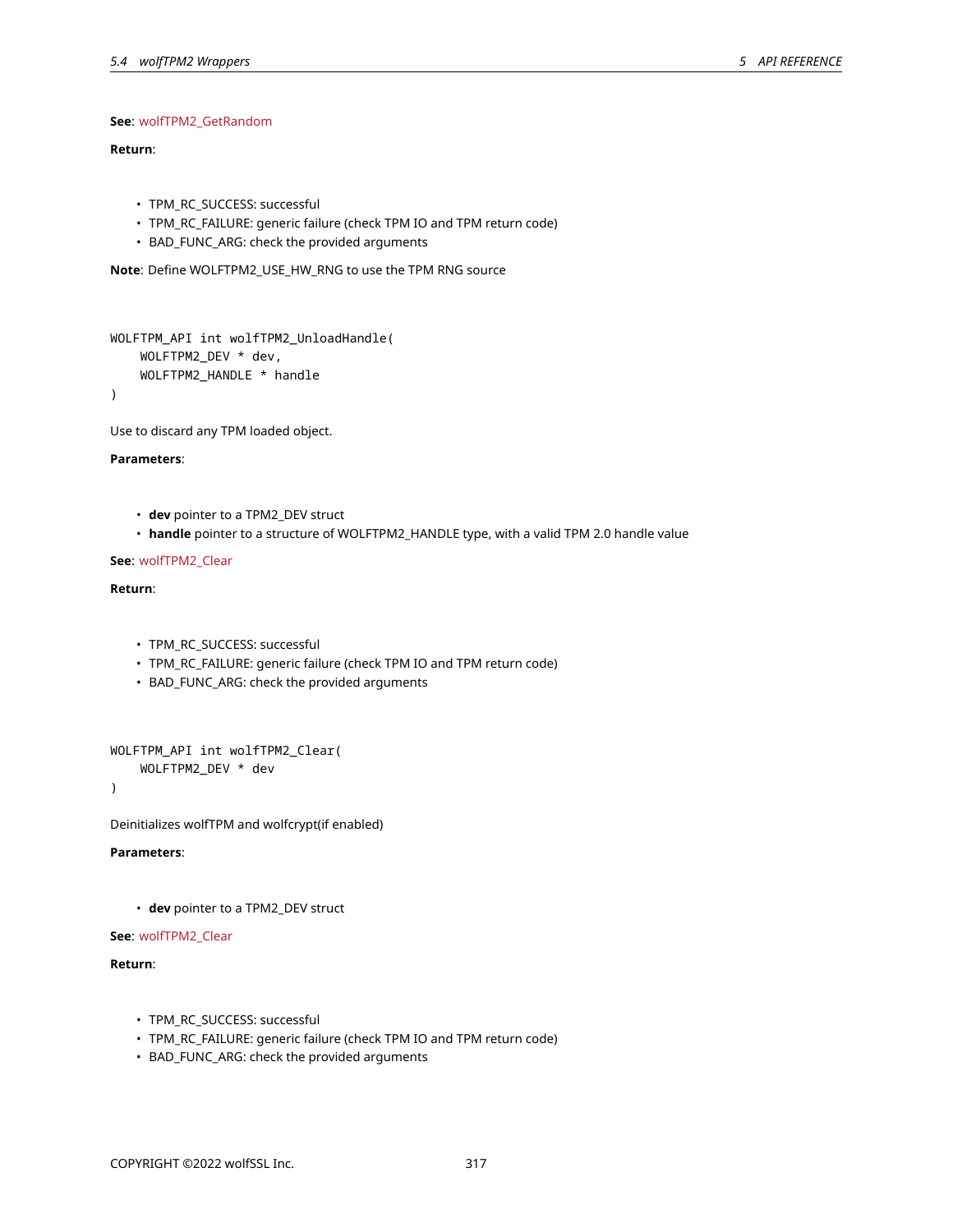**See**: wolfTPM2_GetRandom

**Return**:

- TPM_RC_SUCCESS: successful
- TPM_RC_FAILURE: generic failure (check TPM IO and TPM return code)
- BAD_FUNC_ARG: check the provided arguments

**Note**: Define WOLFTPM2_USE_HW_RNG to use the TPM RNG source

```
WOLFTPM_API int wolfTPM2_UnloadHandle(
    WOLFTPM2_DEV * dev,
    WOLFTPM2_HANDLE * handle
)
```

Use to discard any TPM loaded object.

**Parameters**:

- **dev** pointer to a TPM2_DEV struct
- **handle** pointer to a structure of WOLFTPM2_HANDLE type, with a valid TPM 2.0 handle value

**See**: wolfTPM2_Clear

**Return**:

- TPM_RC_SUCCESS: successful
- TPM_RC_FAILURE: generic failure (check TPM IO and TPM return code)
- BAD_FUNC_ARG: check the provided arguments

```
WOLFTPM_API int wolfTPM2_Clear(
    WOLFTPM2_DEV * dev
)
```

Deinitializes wolfTPM and wolfcrypt(if enabled)

**Parameters**:

- **dev** pointer to a TPM2_DEV struct

**See**: wolfTPM2_Clear

**Return**:

- TPM_RC_SUCCESS: successful
- TPM_RC_FAILURE: generic failure (check TPM IO and TPM return code)
- BAD_FUNC_ARG: check the provided arguments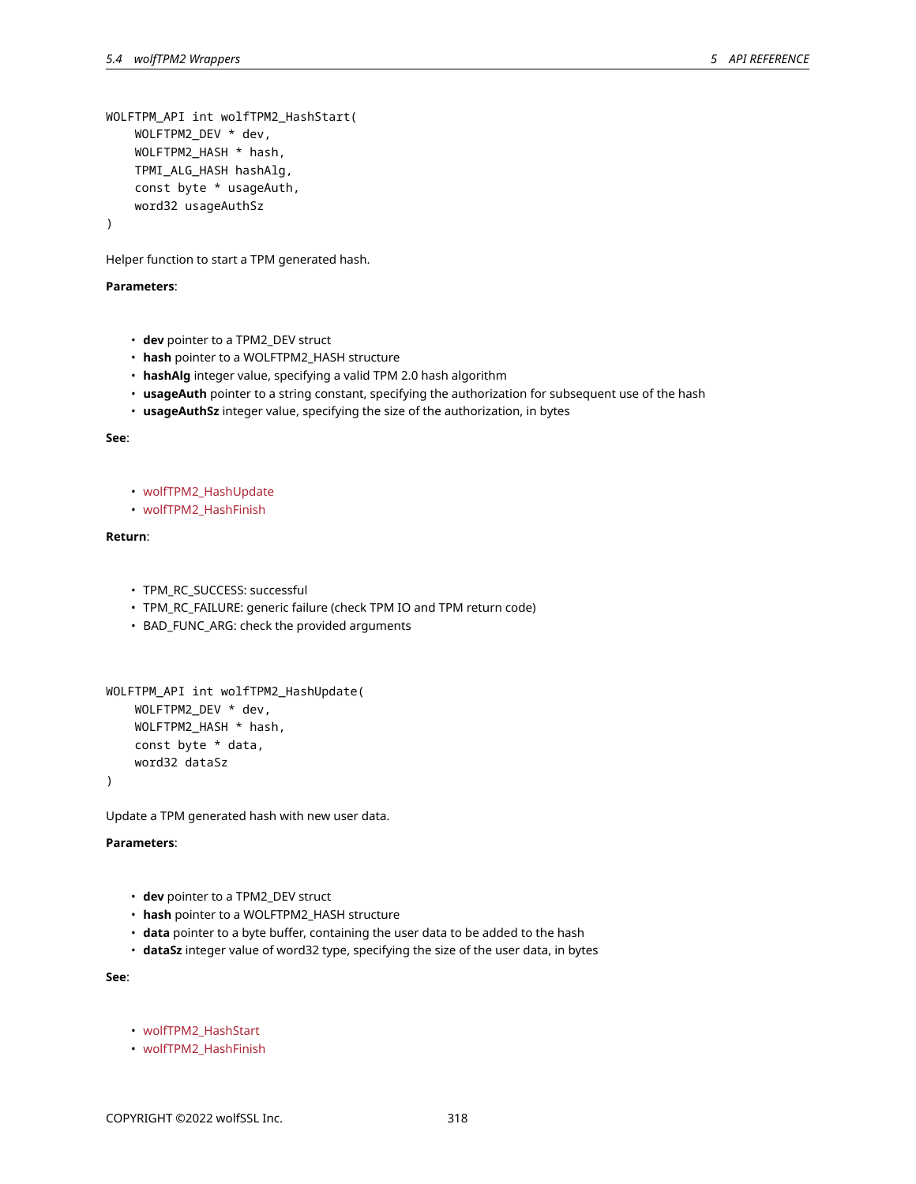```
WOLFTPM_API int wolfTPM2_HashStart(
    WOLFTPM2_DEV * dev,
    WOLFTPM2_HASH * hash,
    TPMI_ALG_HASH hashAlg,
    const byte * usageAuth,
    word32 usageAuthSz
)
```

Helper function to start a TPM generated hash.

**Parameters**:

- **dev** pointer to a TPM2_DEV struct
- **hash** pointer to a WOLFTPM2_HASH structure
- **hashAlg** integer value, specifying a valid TPM 2.0 hash algorithm
- **usageAuth** pointer to a string constant, specifying the authorization for subsequent use of the hash
- **usageAuthSz** integer value, specifying the size of the authorization, in bytes

**See**:

- wolfTPM2_HashUpdate
- wolfTPM2_HashFinish

**Return**:

- TPM_RC_SUCCESS: successful
- TPM_RC_FAILURE: generic failure (check TPM IO and TPM return code)
- BAD_FUNC_ARG: check the provided arguments

```
WOLFTPM_API int wolfTPM2_HashUpdate(
    WOLFTPM2_DEV * dev,
    WOLFTPM2_HASH * hash,
    const byte * data,
    word32 dataSz
)
```

Update a TPM generated hash with new user data.

**Parameters**:

- **dev** pointer to a TPM2_DEV struct
- **hash** pointer to a WOLFTPM2_HASH structure
- **data** pointer to a byte buffer, containing the user data to be added to the hash
- **dataSz** integer value of word32 type, specifying the size of the user data, in bytes

**See**:

- wolfTPM2_HashStart
- wolfTPM2_HashFinish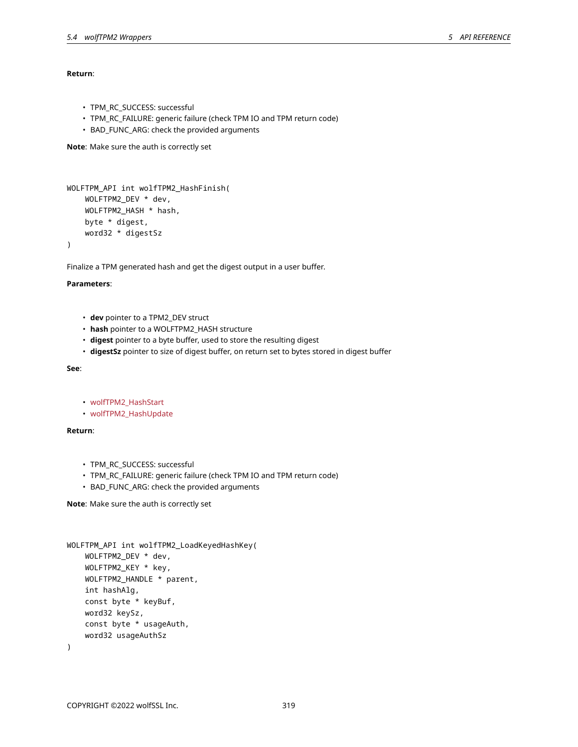**Return**:

- TPM_RC_SUCCESS: successful
- TPM_RC_FAILURE: generic failure (check TPM IO and TPM return code)
- BAD_FUNC_ARG: check the provided arguments

**Note**: Make sure the auth is correctly set

```
WOLFTPM_API int wolfTPM2_HashFinish(
    WOLFTPM2_DEV * dev,
    WOLFTPM2_HASH * hash,
    byte * digest,
    word32 * digestSz
)
```

Finalize a TPM generated hash and get the digest output in a user buffer.

**Parameters**:

- **dev** pointer to a TPM2_DEV struct
- **hash** pointer to a WOLFTPM2_HASH structure
- **digest** pointer to a byte buffer, used to store the resulting digest
- **digestSz** pointer to size of digest buffer, on return set to bytes stored in digest buffer

**See**:

- wolfTPM2_HashStart
- wolfTPM2_HashUpdate

**Return**:

- TPM_RC_SUCCESS: successful
- TPM_RC_FAILURE: generic failure (check TPM IO and TPM return code)
- BAD_FUNC_ARG: check the provided arguments

**Note**: Make sure the auth is correctly set

```
WOLFTPM_API int wolfTPM2_LoadKeyedHashKey(
    WOLFTPM2_DEV * dev,
    WOLFTPM2_KEY * key,
    WOLFTPM2_HANDLE * parent,
    int hashAlg,
    const byte * keyBuf,
    word32 keySz,
    const byte * usageAuth,
    word32 usageAuthSz
)
```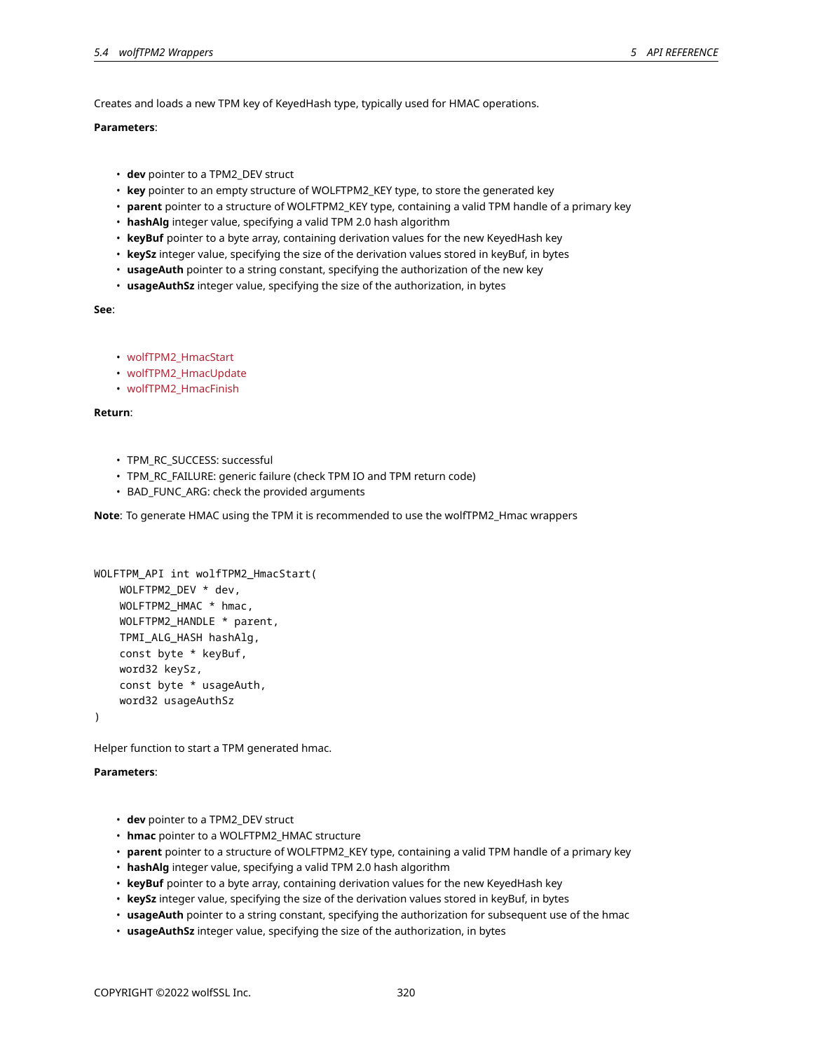Creates and loads a new TPM key of KeyedHash type, typically used for HMAC operations.

**Parameters**:

- **dev** pointer to a TPM2_DEV struct
- **key** pointer to an empty structure of WOLFTPM2_KEY type, to store the generated key
- **parent** pointer to a structure of WOLFTPM2_KEY type, containing a valid TPM handle of a primary key
- **hashAlg** integer value, specifying a valid TPM 2.0 hash algorithm
- **keyBuf** pointer to a byte array, containing derivation values for the new KeyedHash key
- **keySz** integer value, specifying the size of the derivation values stored in keyBuf, in bytes
- **usageAuth** pointer to a string constant, specifying the authorization of the new key
- **usageAuthSz** integer value, specifying the size of the authorization, in bytes

**See**:

- wolfTPM2_HmacStart
- wolfTPM2_HmacUpdate
- wolfTPM2_HmacFinish

**Return**:

- TPM_RC_SUCCESS: successful
- TPM_RC_FAILURE: generic failure (check TPM IO and TPM return code)
- BAD_FUNC_ARG: check the provided arguments

**Note**: To generate HMAC using the TPM it is recommended to use the wolfTPM2_Hmac wrappers

```
WOLFTPM_API int wolfTPM2_HmacStart(
    WOLFTPM2_DEV * dev,
    WOLFTPM2_HMAC * hmac,
    WOLFTPM2_HANDLE * parent,
    TPMI_ALG_HASH hashAlg,
    const byte * keyBuf,
    word32 keySz,
    const byte * usageAuth,
    word32 usageAuthSz
)
```

Helper function to start a TPM generated hmac.

**Parameters**:

- **dev** pointer to a TPM2_DEV struct
- **hmac** pointer to a WOLFTPM2_HMAC structure
- **parent** pointer to a structure of WOLFTPM2_KEY type, containing a valid TPM handle of a primary key
- **hashAlg** integer value, specifying a valid TPM 2.0 hash algorithm
- **keyBuf** pointer to a byte array, containing derivation values for the new KeyedHash key
- **keySz** integer value, specifying the size of the derivation values stored in keyBuf, in bytes
- **usageAuth** pointer to a string constant, specifying the authorization for subsequent use of the hmac
- **usageAuthSz** integer value, specifying the size of the authorization, in bytes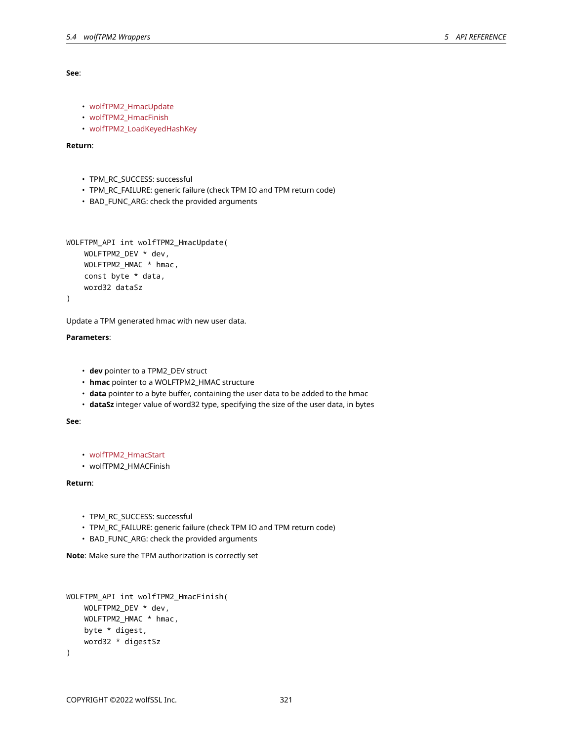**See**:

- wolfTPM2_HmacUpdate
- wolfTPM2_HmacFinish
- wolfTPM2_LoadKeyedHashKey

**Return**:

- TPM_RC_SUCCESS: successful
- TPM_RC_FAILURE: generic failure (check TPM IO and TPM return code)
- BAD_FUNC_ARG: check the provided arguments

```
WOLFTPM_API int wolfTPM2_HmacUpdate(
    WOLFTPM2_DEV * dev,
    WOLFTPM2_HMAC * hmac,
    const byte * data,
    word32 dataSz
)
```

Update a TPM generated hmac with new user data.

**Parameters**:

- **dev** pointer to a TPM2_DEV struct
- **hmac** pointer to a WOLFTPM2_HMAC structure
- **data** pointer to a byte buffer, containing the user data to be added to the hmac
- **dataSz** integer value of word32 type, specifying the size of the user data, in bytes

**See**:

- wolfTPM2_HmacStart
- wolfTPM2_HMACFinish

**Return**:

- TPM_RC_SUCCESS: successful
- TPM_RC_FAILURE: generic failure (check TPM IO and TPM return code)
- BAD_FUNC_ARG: check the provided arguments

**Note**: Make sure the TPM authorization is correctly set

```
WOLFTPM_API int wolfTPM2_HmacFinish(
    WOLFTPM2_DEV * dev,
    WOLFTPM2_HMAC * hmac,
    byte * digest,
    word32 * digestSz
)
```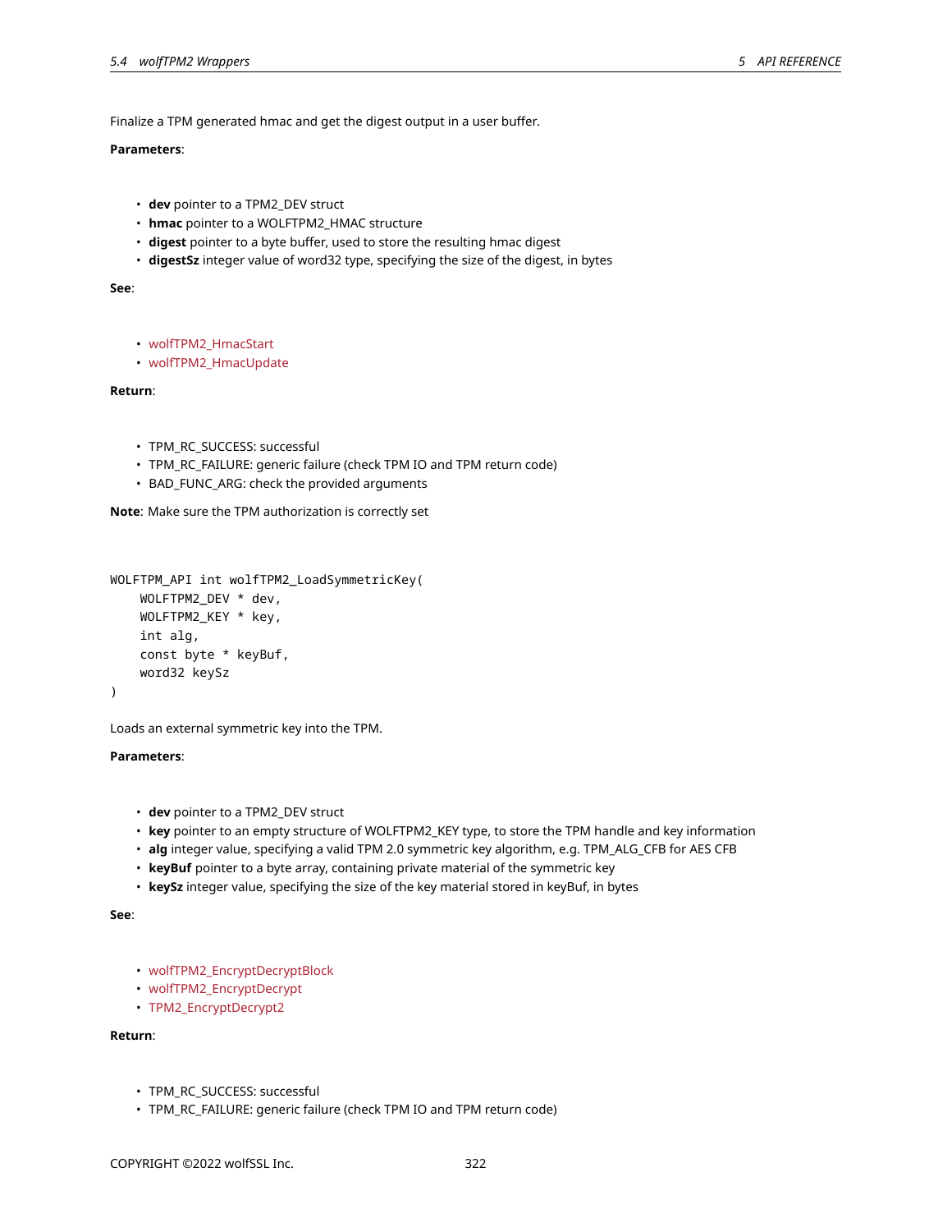Finalize a TPM generated hmac and get the digest output in a user buffer.

**Parameters**:

- **dev** pointer to a TPM2_DEV struct
- **hmac** pointer to a WOLFTPM2_HMAC structure
- **digest** pointer to a byte buffer, used to store the resulting hmac digest
- **digestSz** integer value of word32 type, specifying the size of the digest, in bytes

**See**:

- wolfTPM2_HmacStart
- wolfTPM2_HmacUpdate

**Return**:

- TPM_RC_SUCCESS: successful
- TPM_RC_FAILURE: generic failure (check TPM IO and TPM return code)
- BAD_FUNC_ARG: check the provided arguments

**Note**: Make sure the TPM authorization is correctly set

```
WOLFTPM_API int wolfTPM2_LoadSymmetricKey(
    WOLFTPM2_DEV * dev,
    WOLFTPM2_KEY * key,
    int alg,
    const byte * keyBuf,
    word32 keySz
)
```

Loads an external symmetric key into the TPM.

**Parameters**:

- **dev** pointer to a TPM2_DEV struct
- **key** pointer to an empty structure of WOLFTPM2_KEY type, to store the TPM handle and key information
- **alg** integer value, specifying a valid TPM 2.0 symmetric key algorithm, e.g. TPM_ALG_CFB for AES CFB
- **keyBuf** pointer to a byte array, containing private material of the symmetric key
- **keySz** integer value, specifying the size of the key material stored in keyBuf, in bytes

**See**:

- wolfTPM2_EncryptDecryptBlock
- wolfTPM2_EncryptDecrypt
- TPM2_EncryptDecrypt2

**Return**:

- TPM_RC_SUCCESS: successful
- TPM_RC_FAILURE: generic failure (check TPM IO and TPM return code)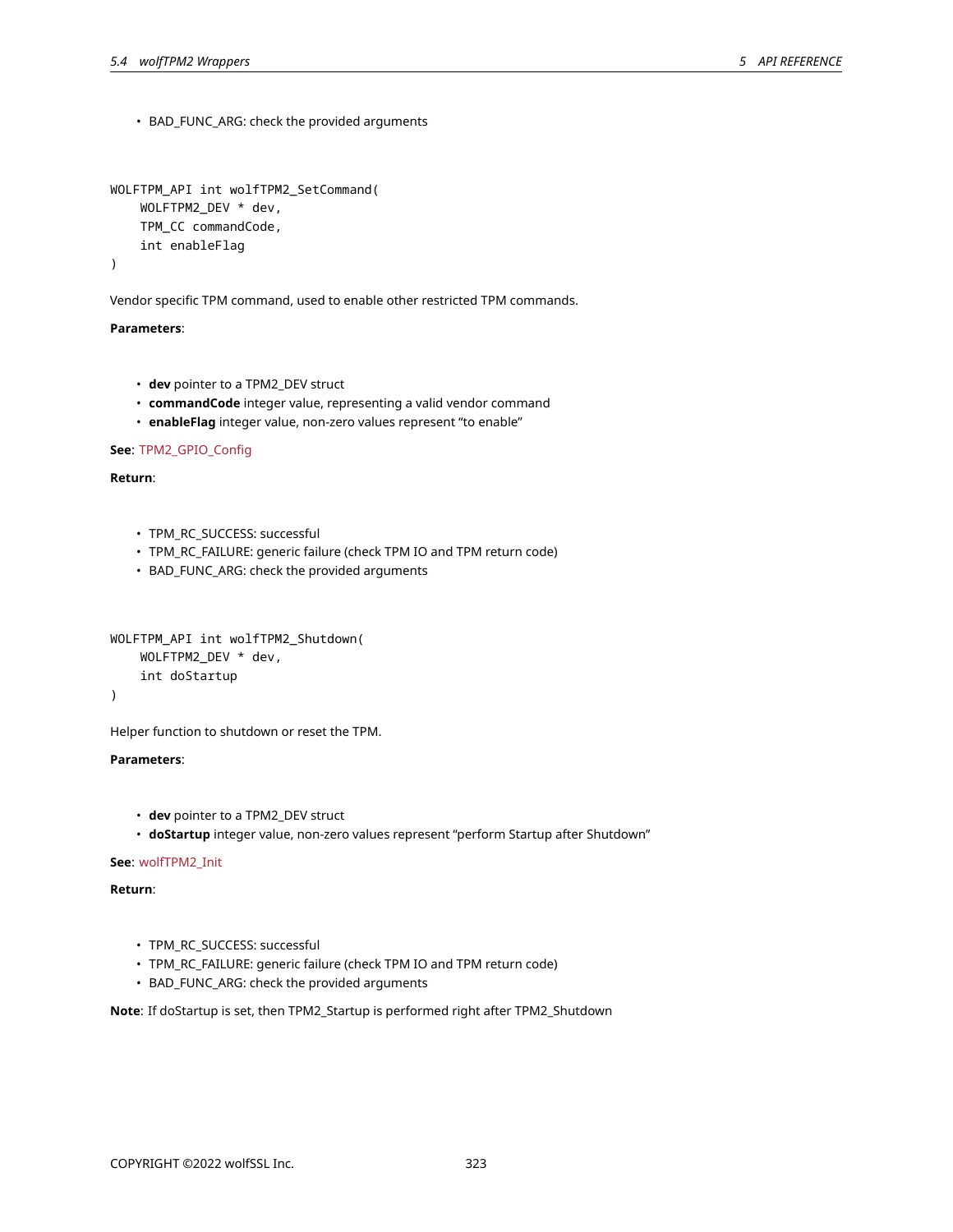- BAD_FUNC_ARG: check the provided arguments

```
WOLFTPM_API int wolfTPM2_SetCommand(
    WOLFTPM2_DEV * dev,
    TPM_CC commandCode,
    int enableFlag
)
```

Vendor specific TPM command, used to enable other restricted TPM commands.

**Parameters**:

- **dev** pointer to a TPM2_DEV struct
- **commandCode** integer value, representing a valid vendor command
- **enableFlag** integer value, non-zero values represent "to enable"

**See**: TPM2_GPIO_Config

**Return**:

- TPM_RC_SUCCESS: successful
- TPM_RC_FAILURE: generic failure (check TPM IO and TPM return code)
- BAD_FUNC_ARG: check the provided arguments

```
WOLFTPM_API int wolfTPM2_Shutdown(
    WOLFTPM2_DEV * dev,
    int doStartup
)
```

Helper function to shutdown or reset the TPM.

**Parameters**:

- **dev** pointer to a TPM2_DEV struct
- **doStartup** integer value, non-zero values represent "perform Startup after Shutdown"

**See**: wolfTPM2_Init

**Return**:

- TPM_RC_SUCCESS: successful
- TPM_RC_FAILURE: generic failure (check TPM IO and TPM return code)
- BAD_FUNC_ARG: check the provided arguments

**Note**: If doStartup is set, then TPM2_Startup is performed right after TPM2_Shutdown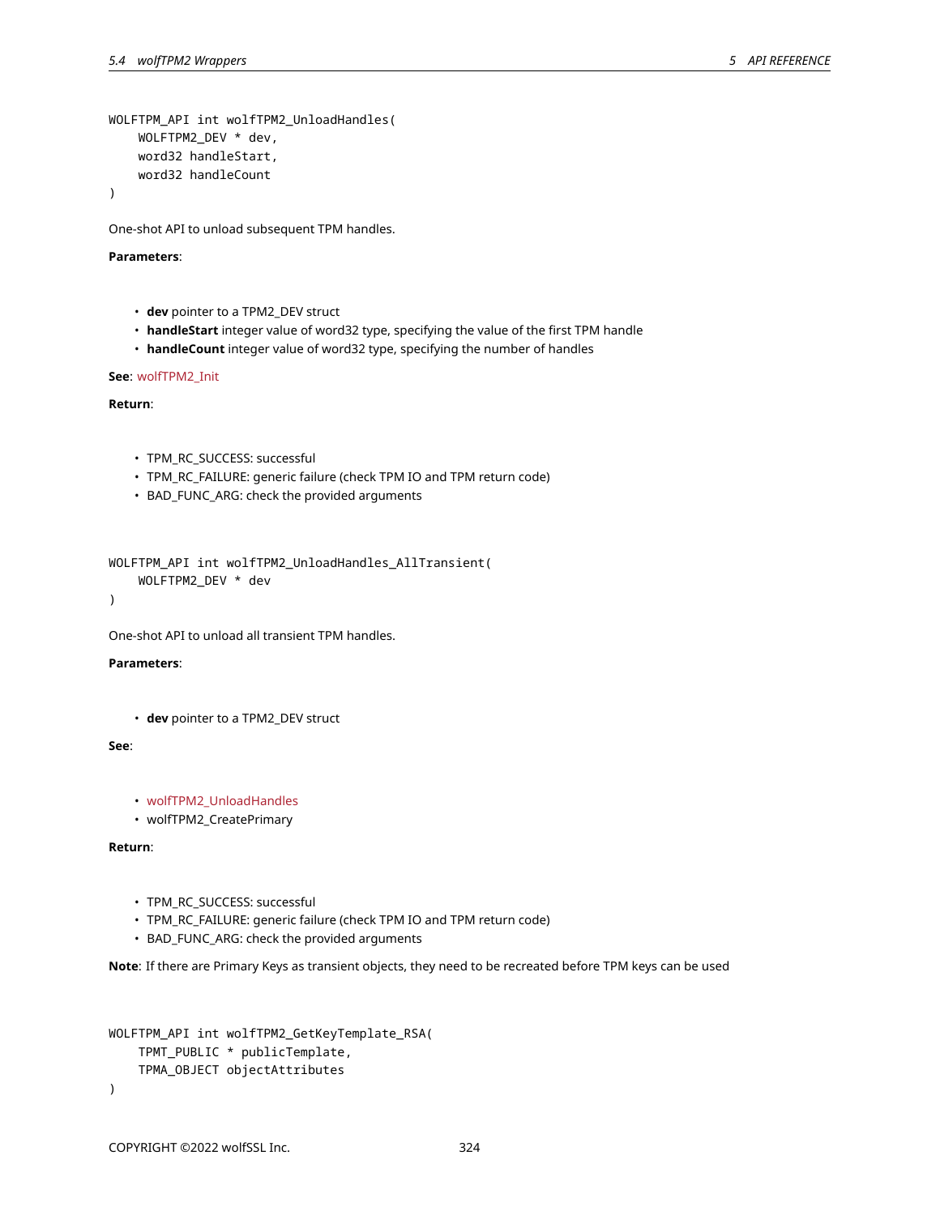```
WOLFTPM_API int wolfTPM2_UnloadHandles(
    WOLFTPM2_DEV * dev,
    word32 handleStart,
    word32 handleCount
)
```

One-shot API to unload subsequent TPM handles.

**Parameters**:

- **dev** pointer to a TPM2_DEV struct
- **handleStart** integer value of word32 type, specifying the value of the first TPM handle
- **handleCount** integer value of word32 type, specifying the number of handles

**See**: wolfTPM2_Init

**Return**:

- TPM_RC_SUCCESS: successful
- TPM_RC_FAILURE: generic failure (check TPM IO and TPM return code)
- BAD_FUNC_ARG: check the provided arguments

```
WOLFTPM_API int wolfTPM2_UnloadHandles_AllTransient(
    WOLFTPM2_DEV * dev
)
```

One-shot API to unload all transient TPM handles.

**Parameters**:

- **dev** pointer to a TPM2_DEV struct

**See**:

- wolfTPM2_UnloadHandles
- wolfTPM2_CreatePrimary

**Return**:

- TPM_RC_SUCCESS: successful
- TPM_RC_FAILURE: generic failure (check TPM IO and TPM return code)
- BAD_FUNC_ARG: check the provided arguments

**Note**: If there are Primary Keys as transient objects, they need to be recreated before TPM keys can be used

```
WOLFTPM_API int wolfTPM2_GetKeyTemplate_RSA(
    TPMT_PUBLIC * publicTemplate,
    TPMA_OBJECT objectAttributes
)
```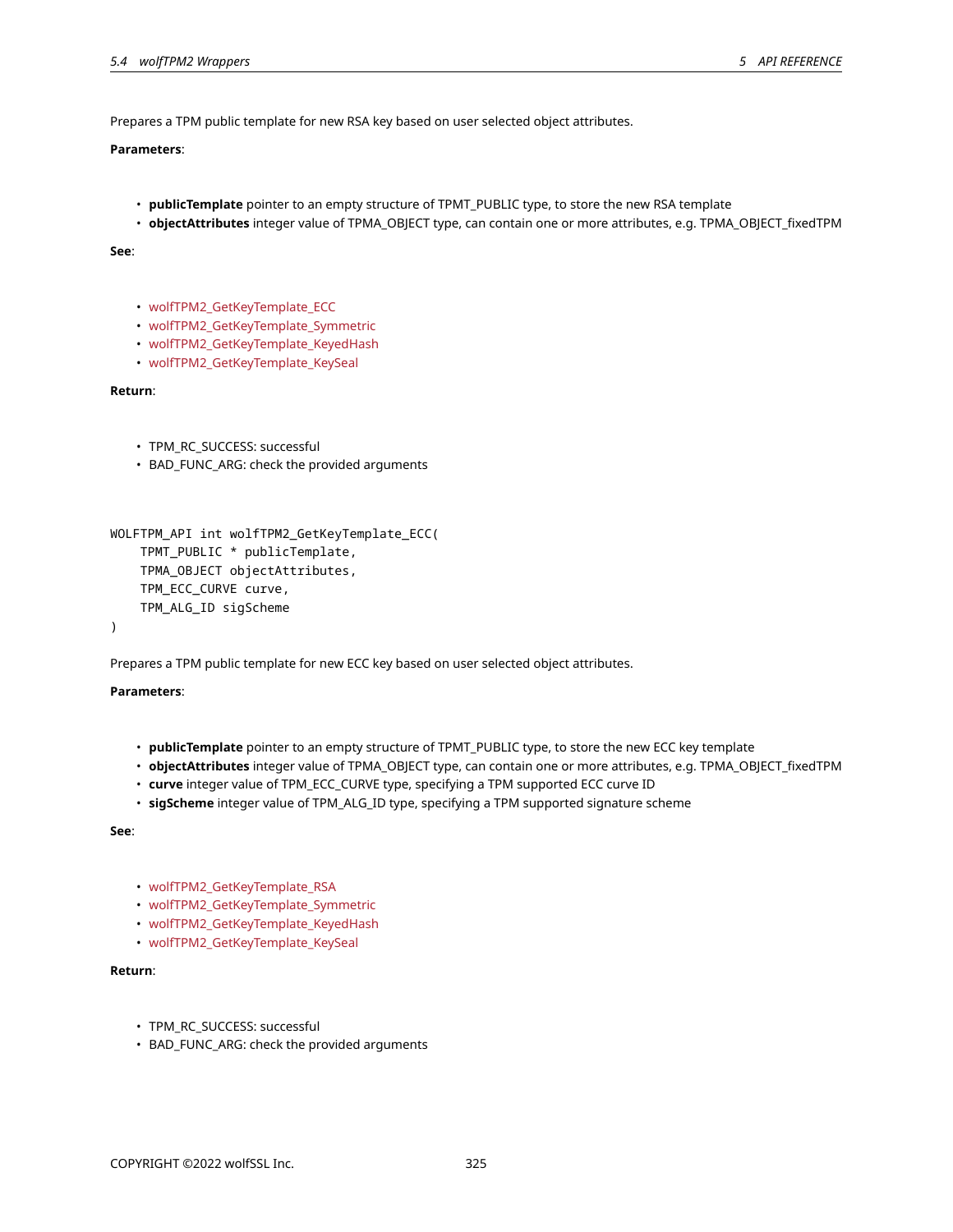Prepares a TPM public template for new RSA key based on user selected object attributes.

**Parameters**:

- **publicTemplate** pointer to an empty structure of TPMT_PUBLIC type, to store the new RSA template
- **objectAttributes** integer value of TPMA_OBJECT type, can contain one or more attributes, e.g. TPMA_OBJECT_fixedTPM

**See**:

- wolfTPM2_GetKeyTemplate_ECC
- wolfTPM2_GetKeyTemplate_Symmetric
- wolfTPM2_GetKeyTemplate_KeyedHash
- wolfTPM2_GetKeyTemplate_KeySeal

**Return**:

- TPM_RC_SUCCESS: successful
- BAD_FUNC_ARG: check the provided arguments

```
WOLFTPM_API int wolfTPM2_GetKeyTemplate_ECC(
    TPMT_PUBLIC * publicTemplate,
    TPMA_OBJECT objectAttributes,
    TPM_ECC_CURVE curve,
    TPM_ALG_ID sigScheme
)
```

Prepares a TPM public template for new ECC key based on user selected object attributes.

**Parameters**:

- **publicTemplate** pointer to an empty structure of TPMT_PUBLIC type, to store the new ECC key template
- **objectAttributes** integer value of TPMA_OBJECT type, can contain one or more attributes, e.g. TPMA_OBJECT_fixedTPM
- **curve** integer value of TPM_ECC_CURVE type, specifying a TPM supported ECC curve ID
- **sigScheme** integer value of TPM_ALG_ID type, specifying a TPM supported signature scheme

**See**:

- wolfTPM2_GetKeyTemplate_RSA
- wolfTPM2_GetKeyTemplate_Symmetric
- wolfTPM2_GetKeyTemplate_KeyedHash
- wolfTPM2_GetKeyTemplate_KeySeal

**Return**:

- TPM_RC_SUCCESS: successful
- BAD_FUNC_ARG: check the provided arguments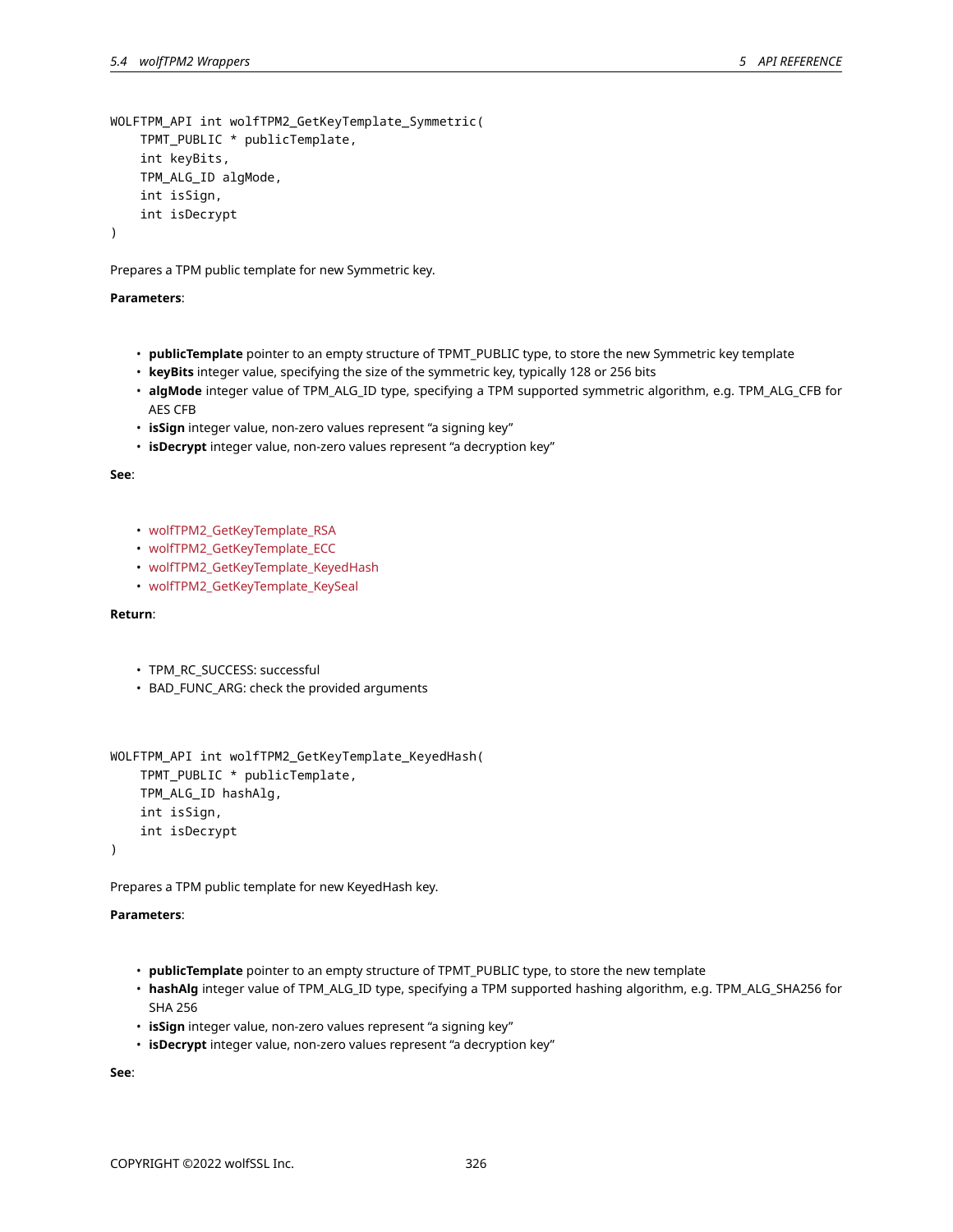```
WOLFTPM_API int wolfTPM2_GetKeyTemplate_Symmetric(
    TPMT_PUBLIC * publicTemplate,
    int keyBits,
    TPM_ALG_ID algMode,
    int isSign,
    int isDecrypt
)
```

Prepares a TPM public template for new Symmetric key.

**Parameters**:

- **publicTemplate** pointer to an empty structure of TPMT_PUBLIC type, to store the new Symmetric key template
- **keyBits** integer value, specifying the size of the symmetric key, typically 128 or 256 bits
- **algMode** integer value of TPM_ALG_ID type, specifying a TPM supported symmetric algorithm, e.g. TPM_ALG_CFB for AES CFB
- **isSign** integer value, non-zero values represent "a signing key"
- **isDecrypt** integer value, non-zero values represent "a decryption key"

**See**:

- wolfTPM2_GetKeyTemplate_RSA
- wolfTPM2_GetKeyTemplate_ECC
- wolfTPM2_GetKeyTemplate_KeyedHash
- wolfTPM2_GetKeyTemplate_KeySeal

**Return**:

- TPM_RC_SUCCESS: successful
- BAD_FUNC_ARG: check the provided arguments

```
WOLFTPM_API int wolfTPM2_GetKeyTemplate_KeyedHash(
    TPMT_PUBLIC * publicTemplate,
    TPM_ALG_ID hashAlg,
    int isSign,
    int isDecrypt
)
```

Prepares a TPM public template for new KeyedHash key.

**Parameters**:

- **publicTemplate** pointer to an empty structure of TPMT_PUBLIC type, to store the new template
- **hashAlg** integer value of TPM_ALG_ID type, specifying a TPM supported hashing algorithm, e.g. TPM_ALG_SHA256 for SHA 256
- **isSign** integer value, non-zero values represent "a signing key"
- **isDecrypt** integer value, non-zero values represent "a decryption key"

**See**: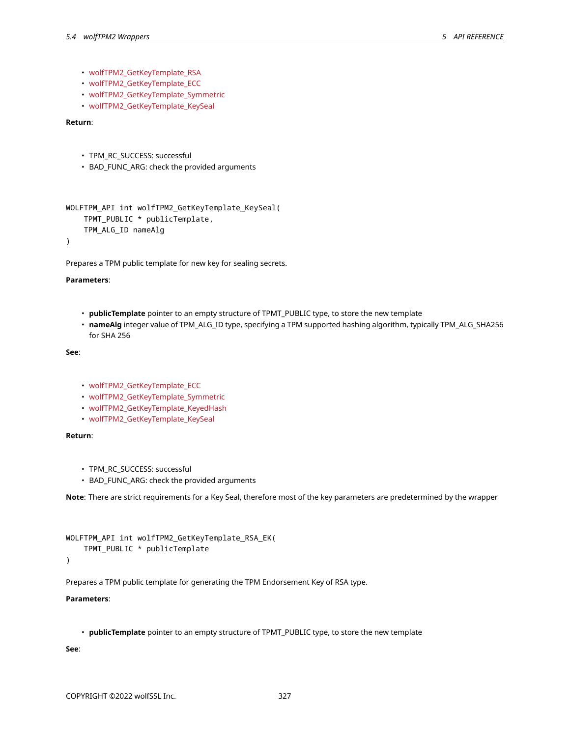- wolfTPM2_GetKeyTemplate_RSA
- wolfTPM2_GetKeyTemplate_ECC
- wolfTPM2_GetKeyTemplate_Symmetric
- wolfTPM2_GetKeyTemplate_KeySeal

**Return**:

- TPM_RC_SUCCESS: successful
- BAD_FUNC_ARG: check the provided arguments

```
WOLFTPM_API int wolfTPM2_GetKeyTemplate_KeySeal(
    TPMT_PUBLIC * publicTemplate,
    TPM_ALG_ID nameAlg
)
```

Prepares a TPM public template for new key for sealing secrets.

**Parameters**:

- **publicTemplate** pointer to an empty structure of TPMT_PUBLIC type, to store the new template
- **nameAlg** integer value of TPM_ALG_ID type, specifying a TPM supported hashing algorithm, typically TPM_ALG_SHA256 for SHA 256

**See**:

- wolfTPM2_GetKeyTemplate_ECC
- wolfTPM2_GetKeyTemplate_Symmetric
- wolfTPM2_GetKeyTemplate_KeyedHash
- wolfTPM2_GetKeyTemplate_KeySeal

**Return**:

- TPM_RC_SUCCESS: successful
- BAD_FUNC_ARG: check the provided arguments

**Note**: There are strict requirements for a Key Seal, therefore most of the key parameters are predetermined by the wrapper

```
WOLFTPM_API int wolfTPM2_GetKeyTemplate_RSA_EK(
    TPMT_PUBLIC * publicTemplate
)
```

Prepares a TPM public template for generating the TPM Endorsement Key of RSA type.

**Parameters**:

- **publicTemplate** pointer to an empty structure of TPMT_PUBLIC type, to store the new template

**See**: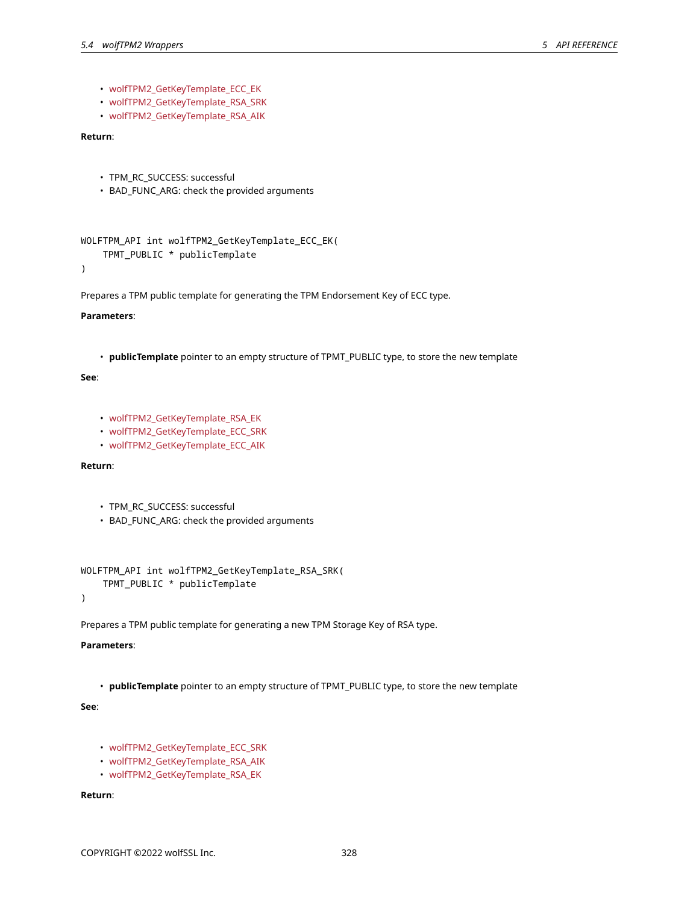- wolfTPM2_GetKeyTemplate_ECC_EK
- wolfTPM2_GetKeyTemplate_RSA_SRK
- wolfTPM2_GetKeyTemplate_RSA_AIK

**Return**:

- TPM_RC_SUCCESS: successful
- BAD_FUNC_ARG: check the provided arguments

```
WOLFTPM_API int wolfTPM2_GetKeyTemplate_ECC_EK(
    TPMT_PUBLIC * publicTemplate
)
```

Prepares a TPM public template for generating the TPM Endorsement Key of ECC type.

**Parameters**:

- **publicTemplate** pointer to an empty structure of TPMT_PUBLIC type, to store the new template

**See**:

- wolfTPM2_GetKeyTemplate_RSA_EK
- wolfTPM2_GetKeyTemplate_ECC_SRK
- wolfTPM2_GetKeyTemplate_ECC_AIK

**Return**:

- TPM_RC_SUCCESS: successful
- BAD_FUNC_ARG: check the provided arguments

```
WOLFTPM_API int wolfTPM2_GetKeyTemplate_RSA_SRK(
    TPMT_PUBLIC * publicTemplate
)
```

Prepares a TPM public template for generating a new TPM Storage Key of RSA type.

**Parameters**:

- **publicTemplate** pointer to an empty structure of TPMT_PUBLIC type, to store the new template

**See**:

- wolfTPM2_GetKeyTemplate_ECC_SRK
- wolfTPM2_GetKeyTemplate_RSA_AIK
- wolfTPM2_GetKeyTemplate_RSA_EK

**Return**: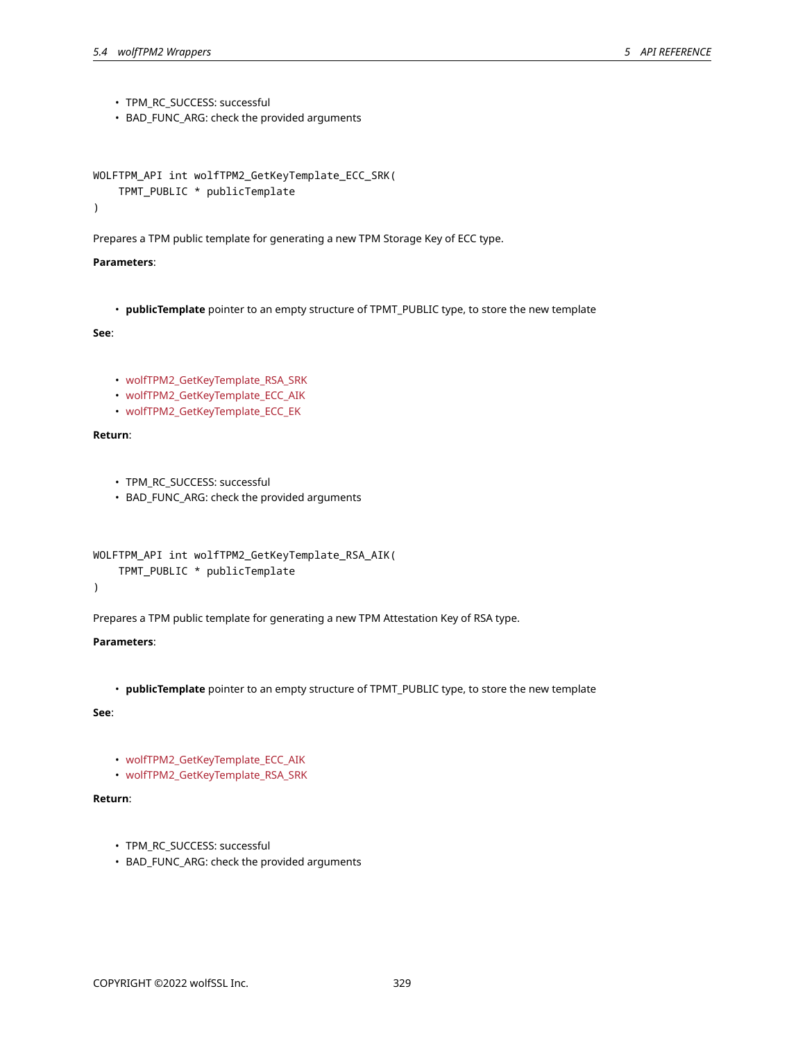- TPM_RC_SUCCESS: successful
- BAD_FUNC_ARG: check the provided arguments

```
WOLFTPM_API int wolfTPM2_GetKeyTemplate_ECC_SRK(
    TPMT_PUBLIC * publicTemplate
)
```

Prepares a TPM public template for generating a new TPM Storage Key of ECC type.

**Parameters**:

- **publicTemplate** pointer to an empty structure of TPMT_PUBLIC type, to store the new template

**See**:

- wolfTPM2_GetKeyTemplate_RSA_SRK
- wolfTPM2_GetKeyTemplate_ECC_AIK
- wolfTPM2_GetKeyTemplate_ECC_EK

**Return**:

- TPM_RC_SUCCESS: successful
- BAD_FUNC_ARG: check the provided arguments

```
WOLFTPM_API int wolfTPM2_GetKeyTemplate_RSA_AIK(
    TPMT_PUBLIC * publicTemplate
)
```

Prepares a TPM public template for generating a new TPM Attestation Key of RSA type.

**Parameters**:

- **publicTemplate** pointer to an empty structure of TPMT_PUBLIC type, to store the new template

**See**:

- wolfTPM2_GetKeyTemplate_ECC_AIK
- wolfTPM2_GetKeyTemplate_RSA_SRK

**Return**:

- TPM_RC_SUCCESS: successful
- BAD_FUNC_ARG: check the provided arguments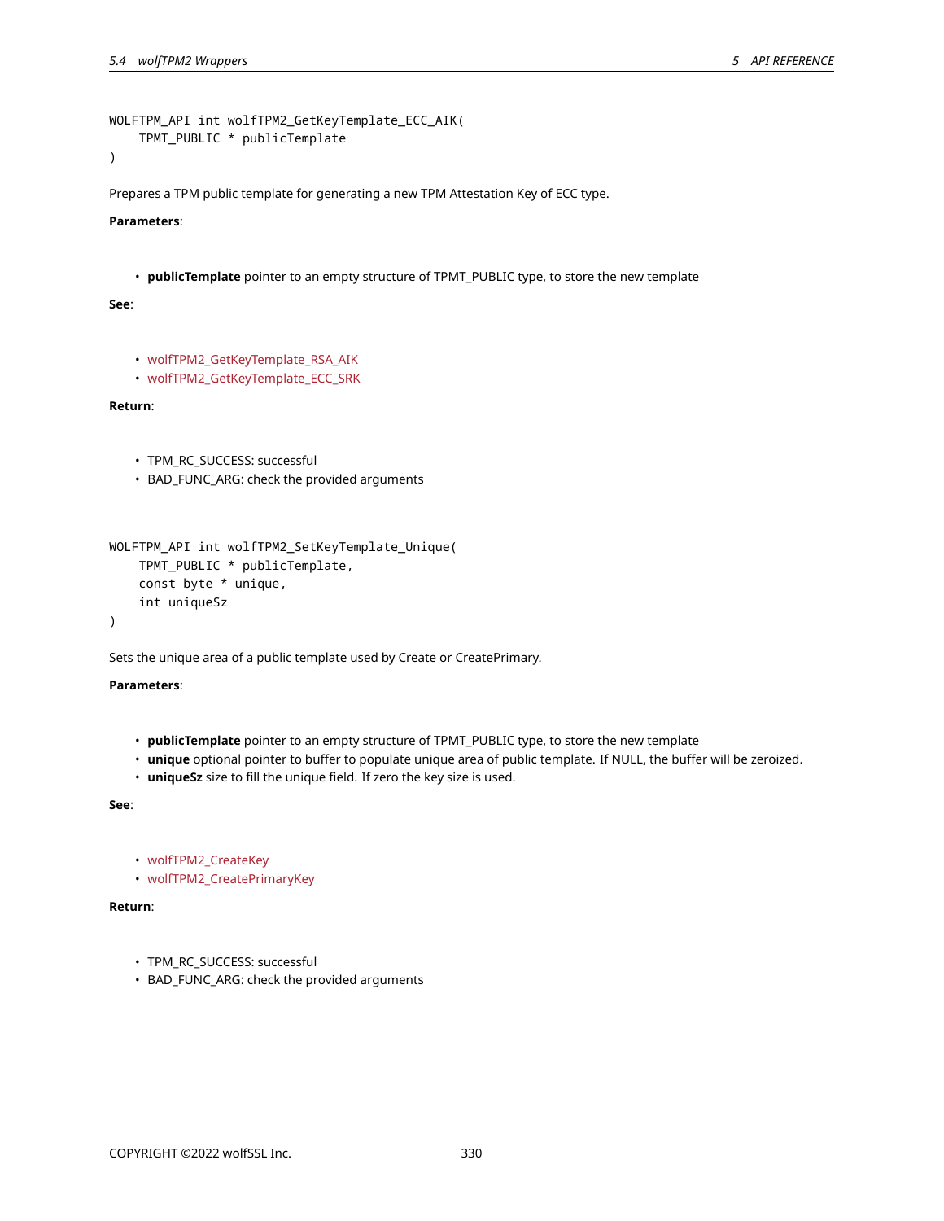```
WOLFTPM_API int wolfTPM2_GetKeyTemplate_ECC_AIK(
    TPMT_PUBLIC * publicTemplate
)
```

Prepares a TPM public template for generating a new TPM Attestation Key of ECC type.

**Parameters**:

- **publicTemplate** pointer to an empty structure of TPMT_PUBLIC type, to store the new template

**See**:

- wolfTPM2_GetKeyTemplate_RSA_AIK
- wolfTPM2_GetKeyTemplate_ECC_SRK

**Return**:

- TPM_RC_SUCCESS: successful
- BAD_FUNC_ARG: check the provided arguments

```
WOLFTPM_API int wolfTPM2_SetKeyTemplate_Unique(
    TPMT_PUBLIC * publicTemplate,
    const byte * unique,
    int uniqueSz
)
```

Sets the unique area of a public template used by Create or CreatePrimary.

**Parameters**:

- **publicTemplate** pointer to an empty structure of TPMT_PUBLIC type, to store the new template
- **unique** optional pointer to buffer to populate unique area of public template. If NULL, the buffer will be zeroized.
- **uniqueSz** size to fill the unique field. If zero the key size is used.

**See**:

- wolfTPM2_CreateKey
- wolfTPM2_CreatePrimaryKey

**Return**:

- TPM_RC_SUCCESS: successful
- BAD_FUNC_ARG: check the provided arguments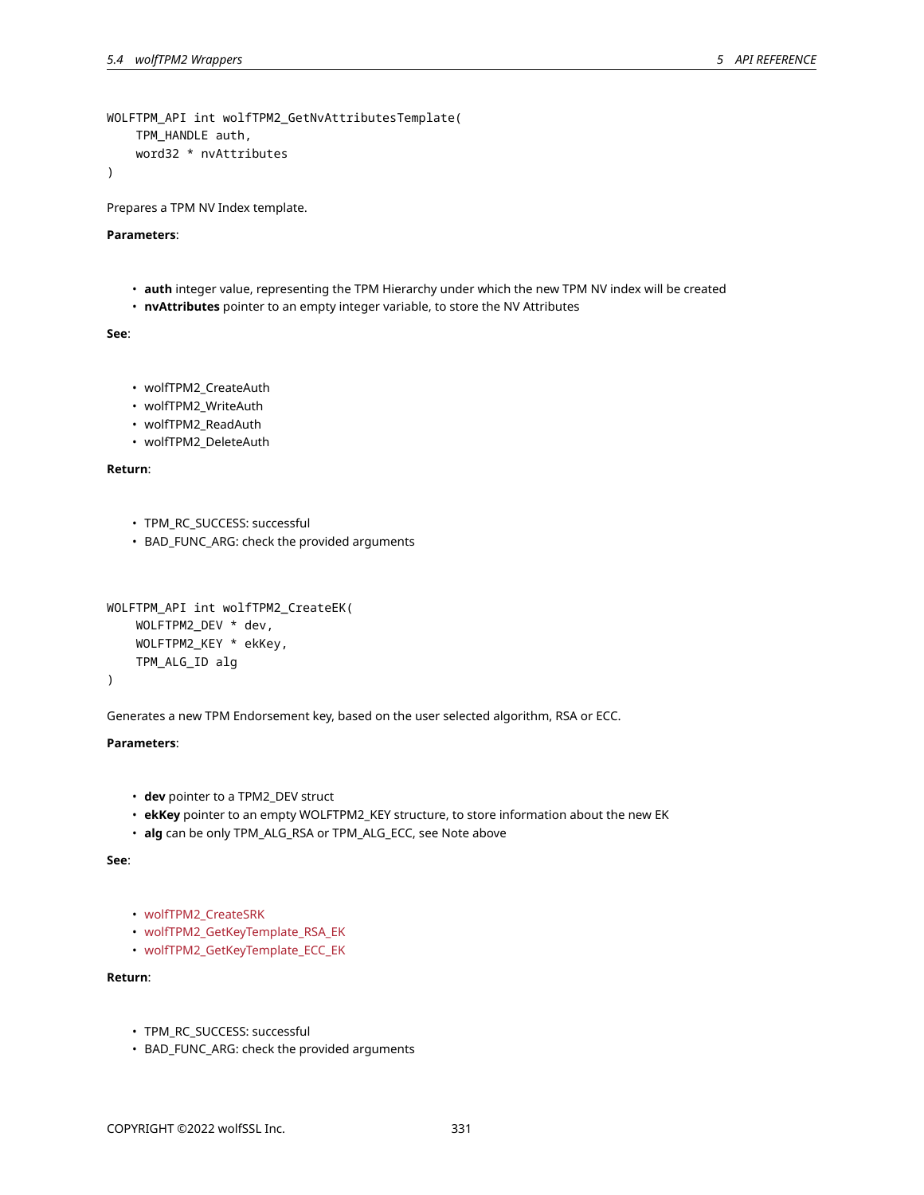```
WOLFTPM_API int wolfTPM2_GetNvAttributesTemplate(
    TPM_HANDLE auth,
    word32 * nvAttributes
)
```

Prepares a TPM NV Index template.

**Parameters**:

- **auth** integer value, representing the TPM Hierarchy under which the new TPM NV index will be created
- **nvAttributes** pointer to an empty integer variable, to store the NV Attributes

**See**:

- wolfTPM2_CreateAuth
- wolfTPM2_WriteAuth
- wolfTPM2_ReadAuth
- wolfTPM2_DeleteAuth

**Return**:

- TPM_RC_SUCCESS: successful
- BAD_FUNC_ARG: check the provided arguments

```
WOLFTPM_API int wolfTPM2_CreateEK(
    WOLFTPM2_DEV * dev,
    WOLFTPM2_KEY * ekKey,
    TPM_ALG_ID alg
)
```

Generates a new TPM Endorsement key, based on the user selected algorithm, RSA or ECC.

**Parameters**:

- **dev** pointer to a TPM2_DEV struct
- **ekKey** pointer to an empty WOLFTPM2_KEY structure, to store information about the new EK
- **alg** can be only TPM_ALG_RSA or TPM_ALG_ECC, see Note above

**See**:

- wolfTPM2_CreateSRK
- wolfTPM2_GetKeyTemplate_RSA_EK
- wolfTPM2_GetKeyTemplate_ECC_EK

**Return**:

- TPM_RC_SUCCESS: successful
- BAD_FUNC_ARG: check the provided arguments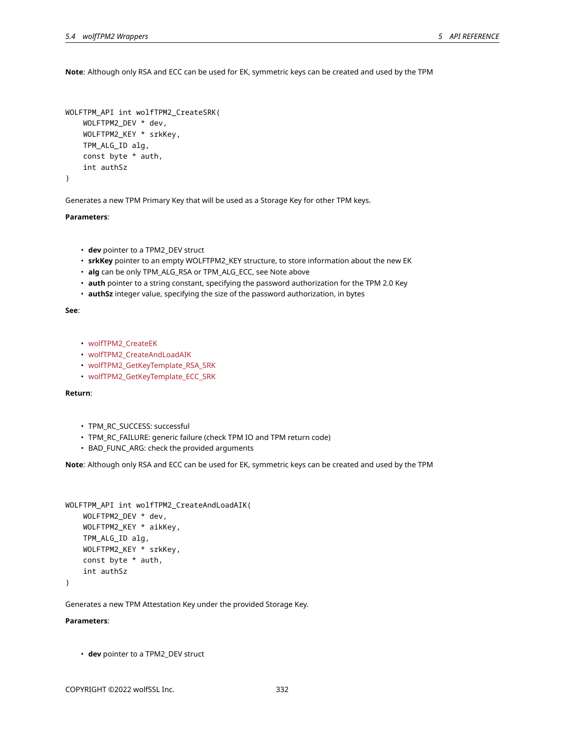**Note**: Although only RSA and ECC can be used for EK, symmetric keys can be created and used by the TPM

```
WOLFTPM_API int wolfTPM2_CreateSRK(
    WOLFTPM2_DEV * dev,
    WOLFTPM2_KEY * srkKey,
    TPM_ALG_ID alg,
    const byte * auth,
    int authSz
)
```

Generates a new TPM Primary Key that will be used as a Storage Key for other TPM keys.

**Parameters**:

- **dev** pointer to a TPM2_DEV struct
- **srkKey** pointer to an empty WOLFTPM2_KEY structure, to store information about the new EK
- **alg** can be only TPM_ALG_RSA or TPM_ALG_ECC, see Note above
- **auth** pointer to a string constant, specifying the password authorization for the TPM 2.0 Key
- **authSz** integer value, specifying the size of the password authorization, in bytes

**See**:

- wolfTPM2_CreateEK
- wolfTPM2_CreateAndLoadAIK
- wolfTPM2_GetKeyTemplate_RSA_SRK
- wolfTPM2_GetKeyTemplate_ECC_SRK

**Return**:

- TPM_RC_SUCCESS: successful
- TPM_RC_FAILURE: generic failure (check TPM IO and TPM return code)
- BAD_FUNC_ARG: check the provided arguments

**Note**: Although only RSA and ECC can be used for EK, symmetric keys can be created and used by the TPM

```
WOLFTPM_API int wolfTPM2_CreateAndLoadAIK(
    WOLFTPM2_DEV * dev,
    WOLFTPM2_KEY * aikKey,
    TPM_ALG_ID alg,
    WOLFTPM2_KEY * srkKey,
    const byte * auth,
    int authSz
)
```

Generates a new TPM Attestation Key under the provided Storage Key.

**Parameters**:

- **dev** pointer to a TPM2_DEV struct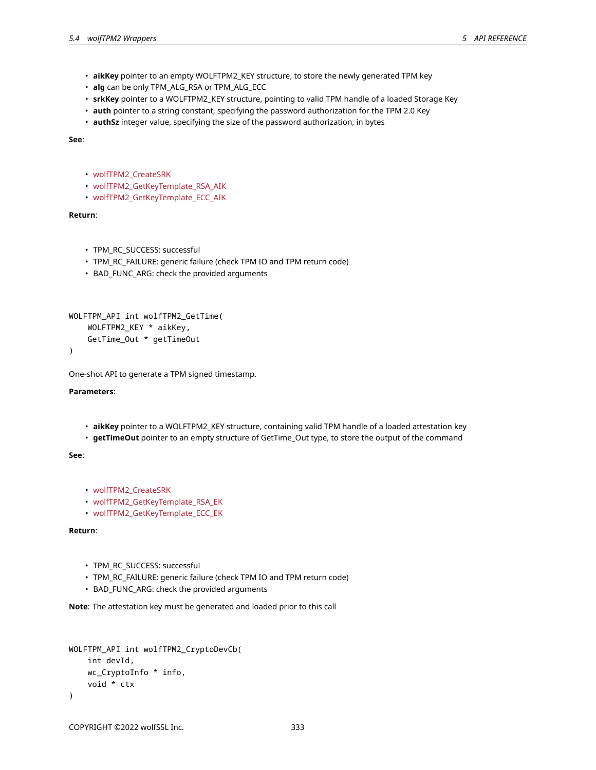- **aikKey** pointer to an empty WOLFTPM2_KEY structure, to store the newly generated TPM key
- **alg** can be only TPM_ALG_RSA or TPM_ALG_ECC
- **srkKey** pointer to a WOLFTPM2_KEY structure, pointing to valid TPM handle of a loaded Storage Key
- **auth** pointer to a string constant, specifying the password authorization for the TPM 2.0 Key
- **authSz** integer value, specifying the size of the password authorization, in bytes

**See**:

- wolfTPM2_CreateSRK
- wolfTPM2_GetKeyTemplate_RSA_AIK
- wolfTPM2_GetKeyTemplate_ECC_AIK

**Return**:

- TPM_RC_SUCCESS: successful
- TPM_RC_FAILURE: generic failure (check TPM IO and TPM return code)
- BAD_FUNC_ARG: check the provided arguments

```
WOLFTPM_API int wolfTPM2_GetTime(
    WOLFTPM2_KEY * aikKey,
    GetTime_Out * getTimeOut
)
```

One-shot API to generate a TPM signed timestamp.

**Parameters**:

- **aikKey** pointer to a WOLFTPM2_KEY structure, containing valid TPM handle of a loaded attestation key
- **getTimeOut** pointer to an empty structure of GetTime_Out type, to store the output of the command

**See**:

- wolfTPM2_CreateSRK
- wolfTPM2_GetKeyTemplate_RSA_EK
- wolfTPM2_GetKeyTemplate_ECC_EK

**Return**:

- TPM_RC_SUCCESS: successful
- TPM_RC_FAILURE: generic failure (check TPM IO and TPM return code)
- BAD_FUNC_ARG: check the provided arguments

**Note**: The attestation key must be generated and loaded prior to this call

```
WOLFTPM_API int wolfTPM2_CryptoDevCb(
    int devId,
    wc_CryptoInfo * info,
    void * ctx
)
```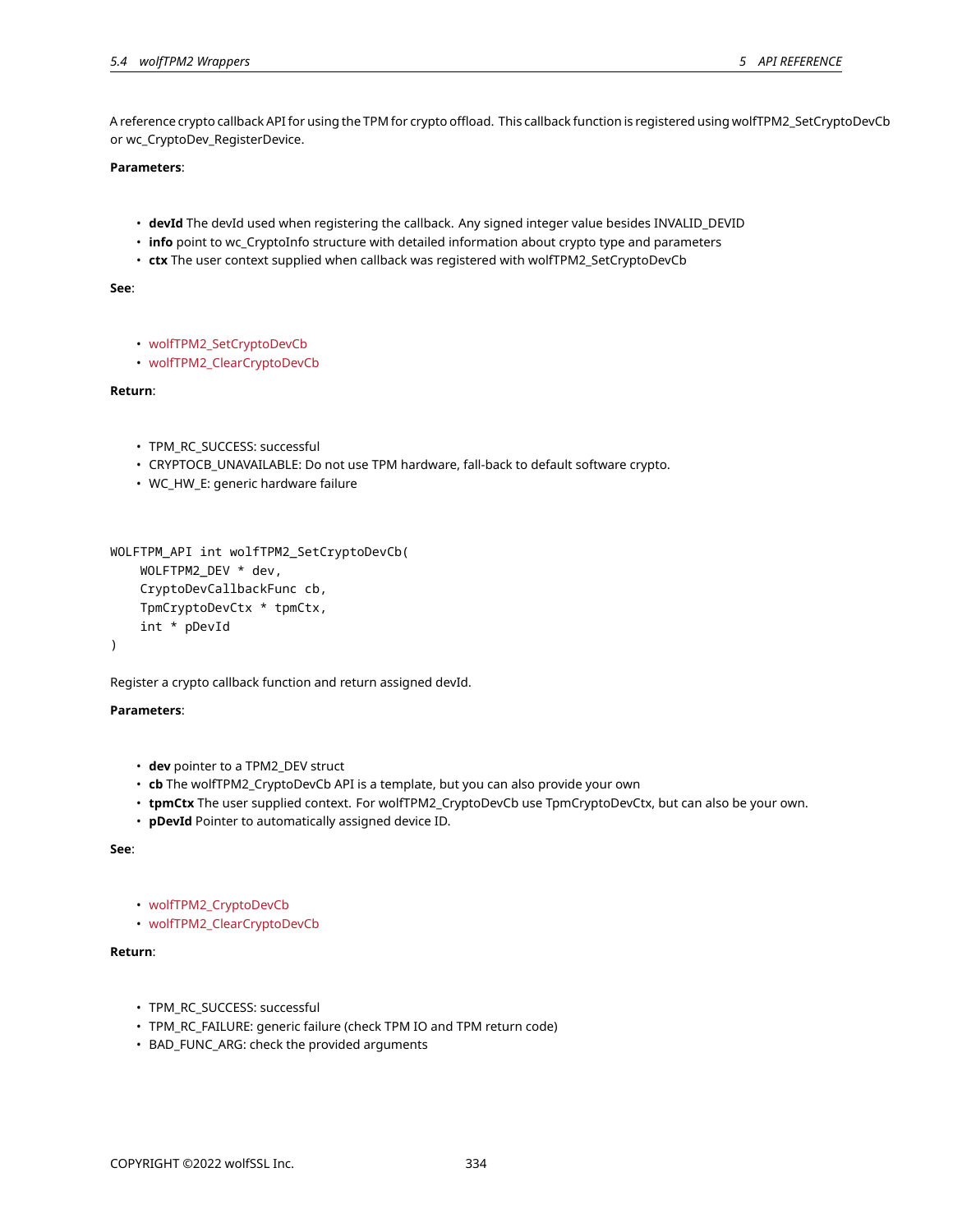A reference crypto callback API for using the TPM for crypto offload. This callback function is registered using wolfTPM2_SetCryptoDevCb or wc_CryptoDev_RegisterDevice.

**Parameters**:

- **devId** The devId used when registering the callback. Any signed integer value besides INVALID_DEVID
- **info** point to wc_CryptoInfo structure with detailed information about crypto type and parameters
- **ctx** The user context supplied when callback was registered with wolfTPM2_SetCryptoDevCb

**See**:

- wolfTPM2_SetCryptoDevCb
- wolfTPM2_ClearCryptoDevCb

**Return**:

- TPM_RC_SUCCESS: successful
- CRYPTOCB_UNAVAILABLE: Do not use TPM hardware, fall-back to default software crypto.
- WC_HW_E: generic hardware failure

```
WOLFTPM_API int wolfTPM2_SetCryptoDevCb(
    WOLFTPM2_DEV * dev,
    CryptoDevCallbackFunc cb,
    TpmCryptoDevCtx * tpmCtx,
    int * pDevId
)
```

Register a crypto callback function and return assigned devId.

**Parameters**:

- **dev** pointer to a TPM2_DEV struct
- **cb** The wolfTPM2_CryptoDevCb API is a template, but you can also provide your own
- **tpmCtx** The user supplied context. For wolfTPM2_CryptoDevCb use TpmCryptoDevCtx, but can also be your own.
- **pDevId** Pointer to automatically assigned device ID.

**See**:

- wolfTPM2_CryptoDevCb
- wolfTPM2_ClearCryptoDevCb

**Return**:

- TPM_RC_SUCCESS: successful
- TPM_RC_FAILURE: generic failure (check TPM IO and TPM return code)
- BAD_FUNC_ARG: check the provided arguments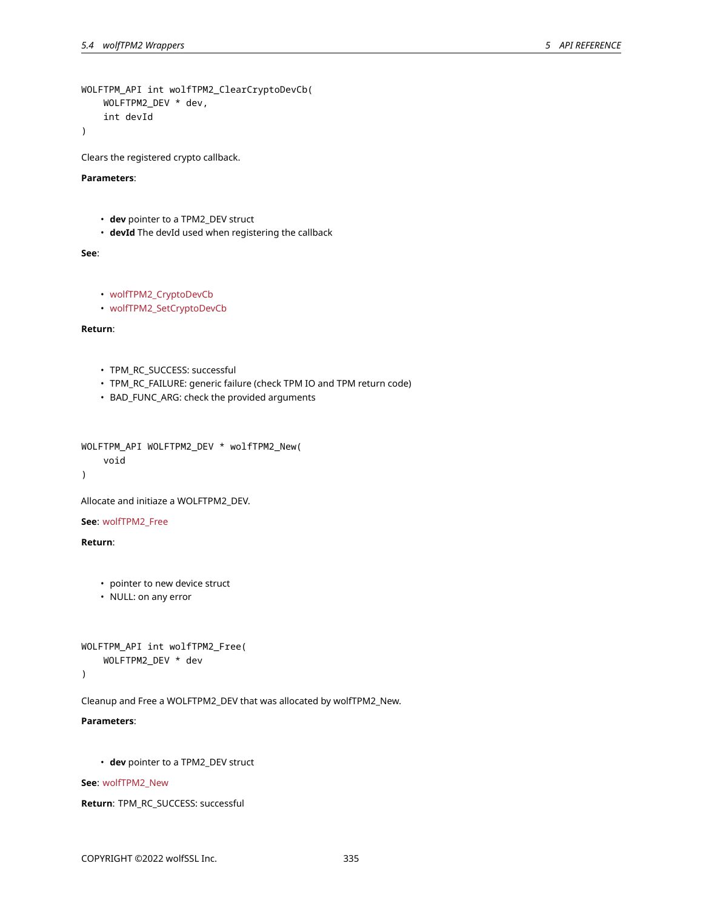```
WOLFTPM_API int wolfTPM2_ClearCryptoDevCb(
    WOLFTPM2_DEV * dev,
    int devId
)
```

Clears the registered crypto callback.

**Parameters**:

- **dev** pointer to a TPM2_DEV struct
- **devId** The devId used when registering the callback

**See**:

- wolfTPM2_CryptoDevCb
- wolfTPM2_SetCryptoDevCb

**Return**:

- TPM_RC_SUCCESS: successful
- TPM_RC_FAILURE: generic failure (check TPM IO and TPM return code)
- BAD_FUNC_ARG: check the provided arguments

```
WOLFTPM_API WOLFTPM2_DEV * wolfTPM2_New(
    void
)
```

Allocate and initiaze a WOLFTPM2_DEV.

**See**: wolfTPM2_Free

**Return**:

- pointer to new device struct
- NULL: on any error

```
WOLFTPM_API int wolfTPM2_Free(
    WOLFTPM2_DEV * dev
)
```

Cleanup and Free a WOLFTPM2_DEV that was allocated by wolfTPM2_New.

**Parameters**:

- **dev** pointer to a TPM2_DEV struct

**See**: wolfTPM2_New

**Return**: TPM_RC_SUCCESS: successful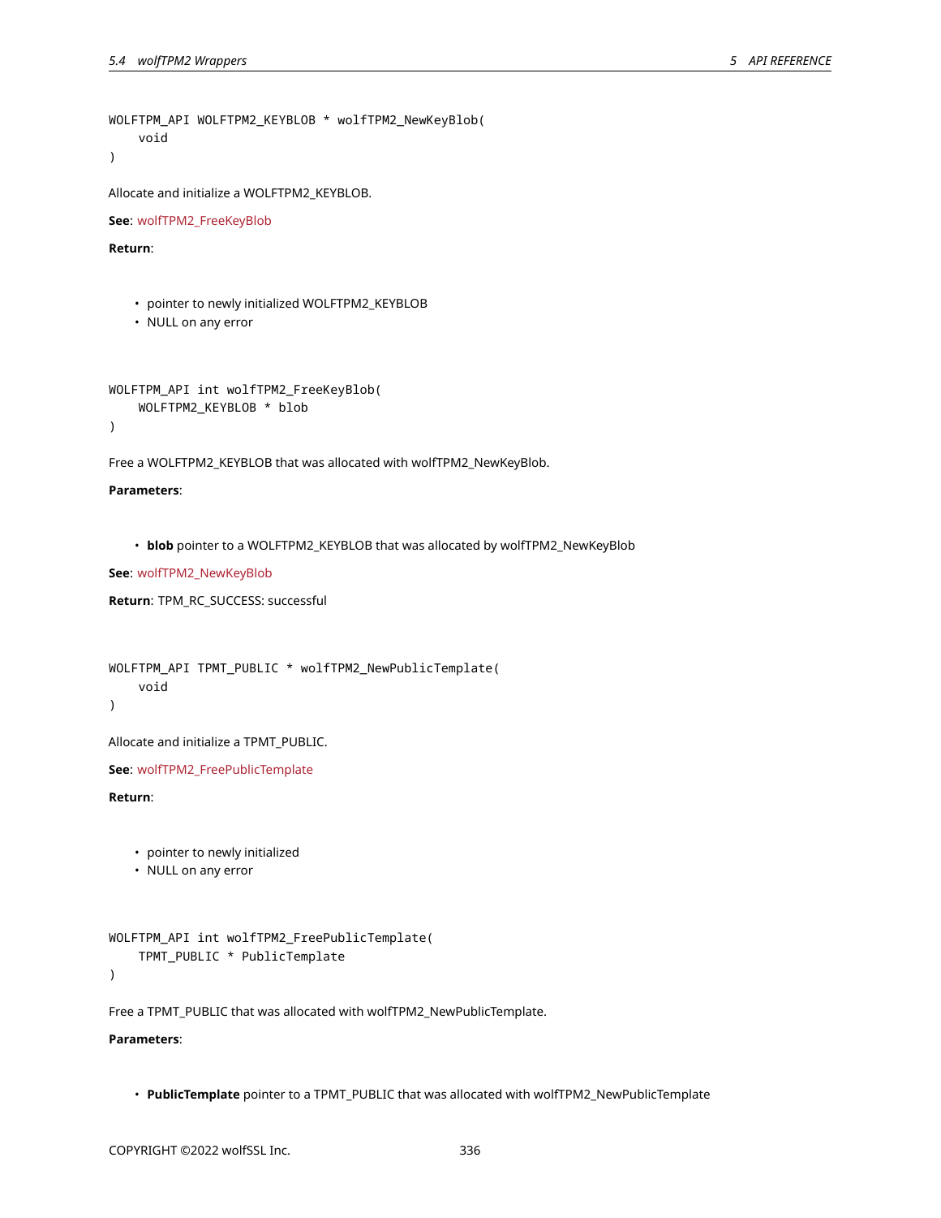```
WOLFTPM_API WOLFTPM2_KEYBLOB * wolfTPM2_NewKeyBlob(
    void
)
```

Allocate and initialize a WOLFTPM2_KEYBLOB.

**See**: wolfTPM2_FreeKeyBlob

**Return**:

- pointer to newly initialized WOLFTPM2_KEYBLOB
- NULL on any error

```
WOLFTPM_API int wolfTPM2_FreeKeyBlob(
    WOLFTPM2_KEYBLOB * blob
)
```

Free a WOLFTPM2_KEYBLOB that was allocated with wolfTPM2_NewKeyBlob.

**Parameters**:

- **blob** pointer to a WOLFTPM2_KEYBLOB that was allocated by wolfTPM2_NewKeyBlob

**See**: wolfTPM2_NewKeyBlob

**Return**: TPM_RC_SUCCESS: successful

```
WOLFTPM_API TPMT_PUBLIC * wolfTPM2_NewPublicTemplate(
    void
)
```

Allocate and initialize a TPMT_PUBLIC.

**See**: wolfTPM2_FreePublicTemplate

**Return**:

- pointer to newly initialized
- NULL on any error

```
WOLFTPM_API int wolfTPM2_FreePublicTemplate(
    TPMT_PUBLIC * PublicTemplate
)
```

Free a TPMT_PUBLIC that was allocated with wolfTPM2_NewPublicTemplate.

**Parameters**:

- **PublicTemplate** pointer to a TPMT_PUBLIC that was allocated with wolfTPM2_NewPublicTemplate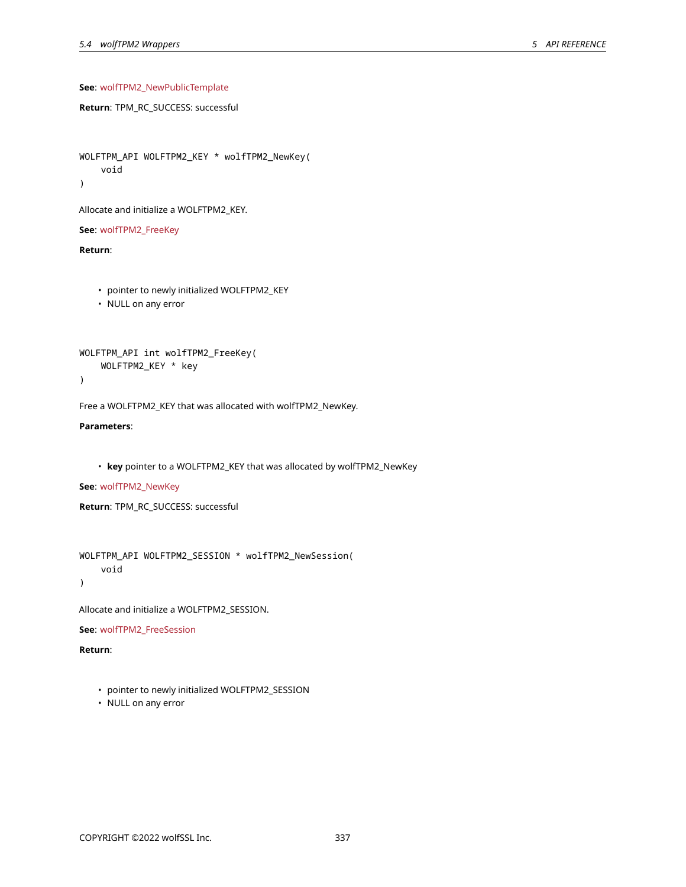**See**: wolfTPM2_NewPublicTemplate

**Return**: TPM_RC_SUCCESS: successful

```
WOLFTPM_API WOLFTPM2_KEY * wolfTPM2_NewKey(
    void
)
```

Allocate and initialize a WOLFTPM2_KEY.

**See**: wolfTPM2_FreeKey

**Return**:

- pointer to newly initialized WOLFTPM2_KEY
- NULL on any error

```
WOLFTPM_API int wolfTPM2_FreeKey(
    WOLFTPM2_KEY * key
)
```

Free a WOLFTPM2_KEY that was allocated with wolfTPM2_NewKey.

**Parameters**:

- **key** pointer to a WOLFTPM2_KEY that was allocated by wolfTPM2_NewKey

**See**: wolfTPM2_NewKey

**Return**: TPM_RC_SUCCESS: successful

```
WOLFTPM_API WOLFTPM2_SESSION * wolfTPM2_NewSession(
    void
)
```

Allocate and initialize a WOLFTPM2_SESSION.

**See**: wolfTPM2_FreeSession

**Return**:

- pointer to newly initialized WOLFTPM2_SESSION
- NULL on any error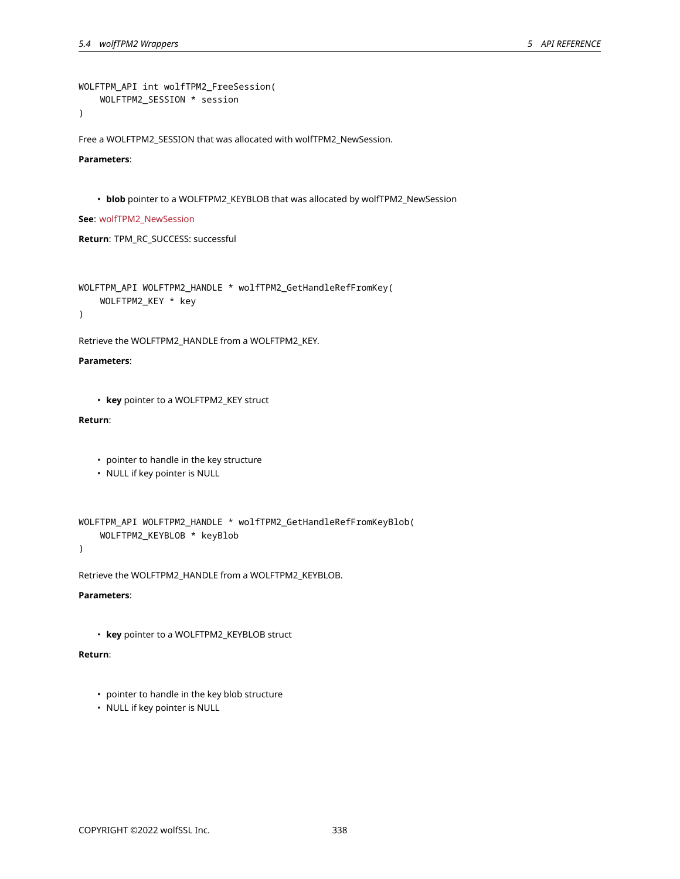```
WOLFTPM_API int wolfTPM2_FreeSession(
    WOLFTPM2_SESSION * session
)
```

Free a WOLFTPM2_SESSION that was allocated with wolfTPM2_NewSession.

**Parameters**:

- **blob** pointer to a WOLFTPM2_KEYBLOB that was allocated by wolfTPM2_NewSession

**See**: wolfTPM2_NewSession

**Return**: TPM_RC_SUCCESS: successful

```
WOLFTPM_API WOLFTPM2_HANDLE * wolfTPM2_GetHandleRefFromKey(
    WOLFTPM2_KEY * key
)
```

Retrieve the WOLFTPM2_HANDLE from a WOLFTPM2_KEY.

**Parameters**:

- **key** pointer to a WOLFTPM2_KEY struct

**Return**:

- pointer to handle in the key structure
- NULL if key pointer is NULL

```
WOLFTPM_API WOLFTPM2_HANDLE * wolfTPM2_GetHandleRefFromKeyBlob(
    WOLFTPM2_KEYBLOB * keyBlob
)
```

Retrieve the WOLFTPM2_HANDLE from a WOLFTPM2_KEYBLOB.

**Parameters**:

- **key** pointer to a WOLFTPM2_KEYBLOB struct

**Return**:

- pointer to handle in the key blob structure
- NULL if key pointer is NULL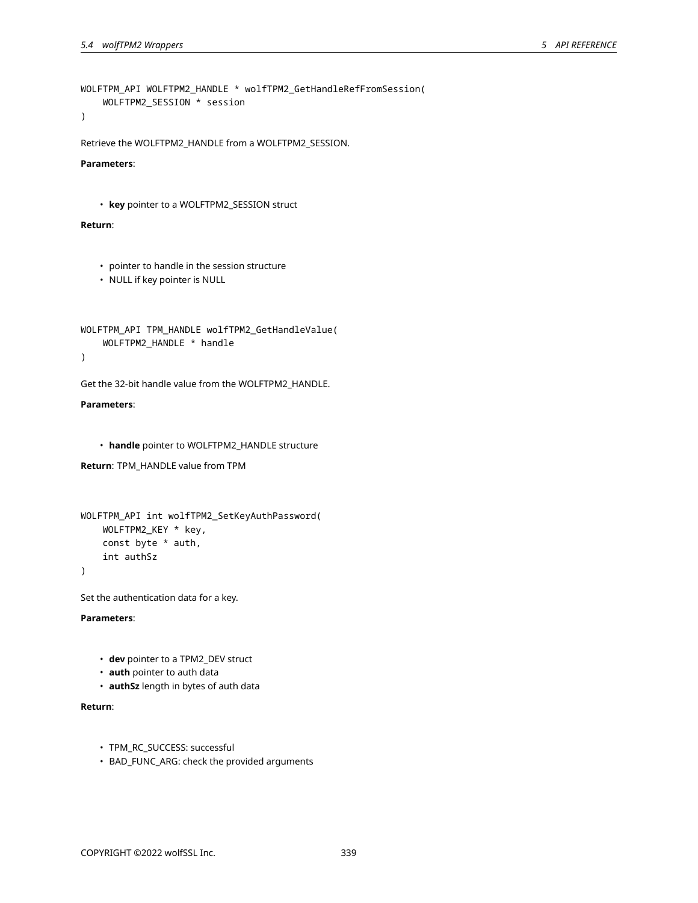```
WOLFTPM_API WOLFTPM2_HANDLE * wolfTPM2_GetHandleRefFromSession(
    WOLFTPM2_SESSION * session
)
```

Retrieve the WOLFTPM2_HANDLE from a WOLFTPM2_SESSION.

**Parameters**:

- **key** pointer to a WOLFTPM2_SESSION struct

**Return**:

- pointer to handle in the session structure
- NULL if key pointer is NULL

```
WOLFTPM_API TPM_HANDLE wolfTPM2_GetHandleValue(
    WOLFTPM2_HANDLE * handle
)
```

Get the 32-bit handle value from the WOLFTPM2_HANDLE.

**Parameters**:

- **handle** pointer to WOLFTPM2_HANDLE structure

**Return**: TPM_HANDLE value from TPM

```
WOLFTPM_API int wolfTPM2_SetKeyAuthPassword(
    WOLFTPM2_KEY * key,
    const byte * auth,
    int authSz
)
```

Set the authentication data for a key.

**Parameters**:

- **dev** pointer to a TPM2_DEV struct
- **auth** pointer to auth data
- **authSz** length in bytes of auth data

**Return**:

- TPM_RC_SUCCESS: successful
- BAD_FUNC_ARG: check the provided arguments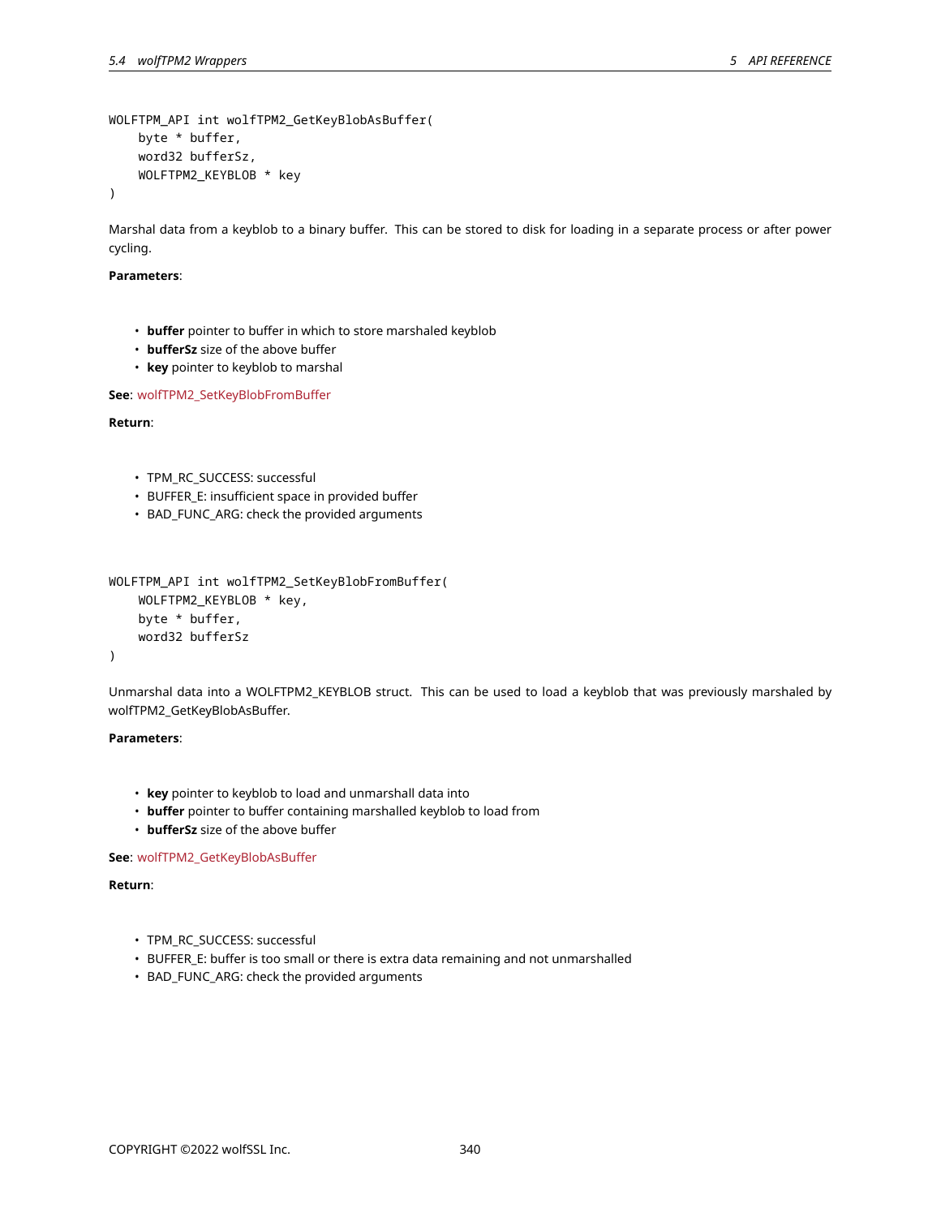```
WOLFTPM_API int wolfTPM2_GetKeyBlobAsBuffer(
    byte * buffer,
    word32 bufferSz,
    WOLFTPM2_KEYBLOB * key
)
```

Marshal data from a keyblob to a binary buffer. This can be stored to disk for loading in a separate process or after power cycling.

**Parameters**:

- **buffer** pointer to buffer in which to store marshaled keyblob
- **bufferSz** size of the above buffer
- **key** pointer to keyblob to marshal

**See**: wolfTPM2_SetKeyBlobFromBuffer

**Return**:

- TPM_RC_SUCCESS: successful
- BUFFER_E: insufficient space in provided buffer
- BAD_FUNC_ARG: check the provided arguments

```
WOLFTPM_API int wolfTPM2_SetKeyBlobFromBuffer(
    WOLFTPM2_KEYBLOB * key,
    byte * buffer,
    word32 bufferSz
)
```

Unmarshal data into a WOLFTPM2_KEYBLOB struct. This can be used to load a keyblob that was previously marshaled by wolfTPM2_GetKeyBlobAsBuffer.

**Parameters**:

- **key** pointer to keyblob to load and unmarshall data into
- **buffer** pointer to buffer containing marshalled keyblob to load from
- **bufferSz** size of the above buffer

**See**: wolfTPM2_GetKeyBlobAsBuffer

**Return**:

- TPM_RC_SUCCESS: successful
- BUFFER_E: buffer is too small or there is extra data remaining and not unmarshalled
- BAD_FUNC_ARG: check the provided arguments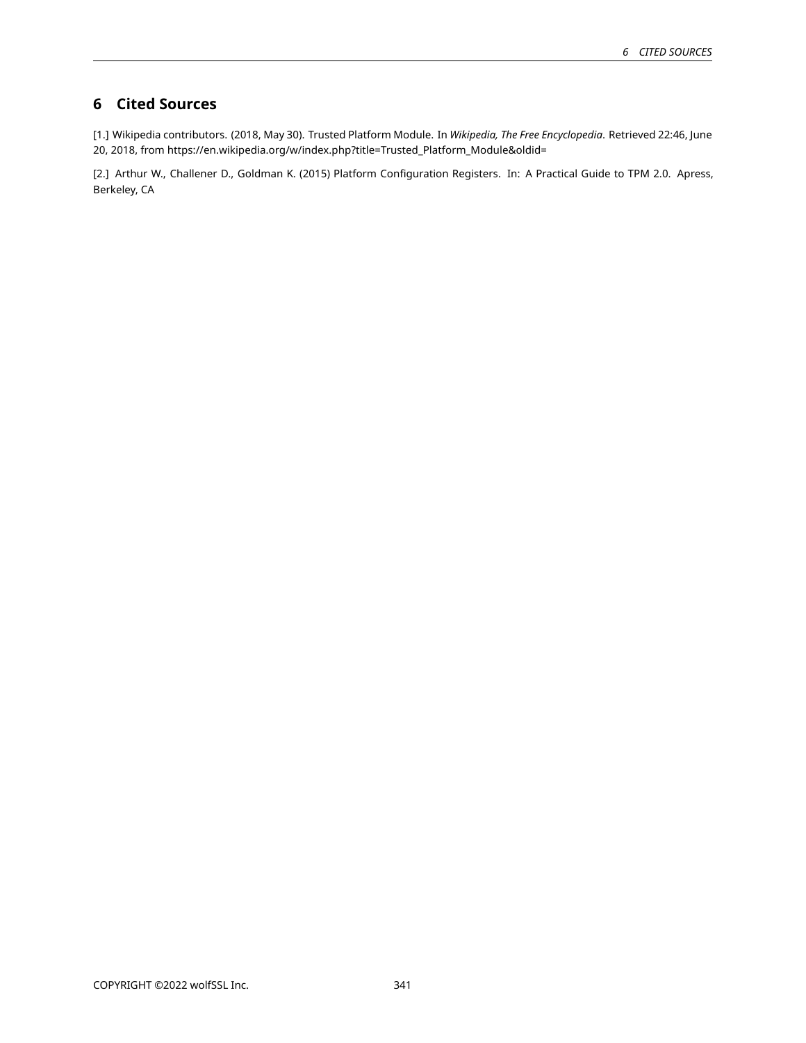# 6 Cited Sources

[1.] Wikipedia contributors. (2018, May 30). Trusted Platform Module. In *Wikipedia, The Free Encyclopedia*. Retrieved 22:46, June 20, 2018, from https://en.wikipedia.org/w/index.php?title=Trusted_Platform_Module&oldid=

[2.] Arthur W., Challener D., Goldman K. (2015) Platform Configuration Registers. In: A Practical Guide to TPM 2.0. Apress, Berkeley, CA